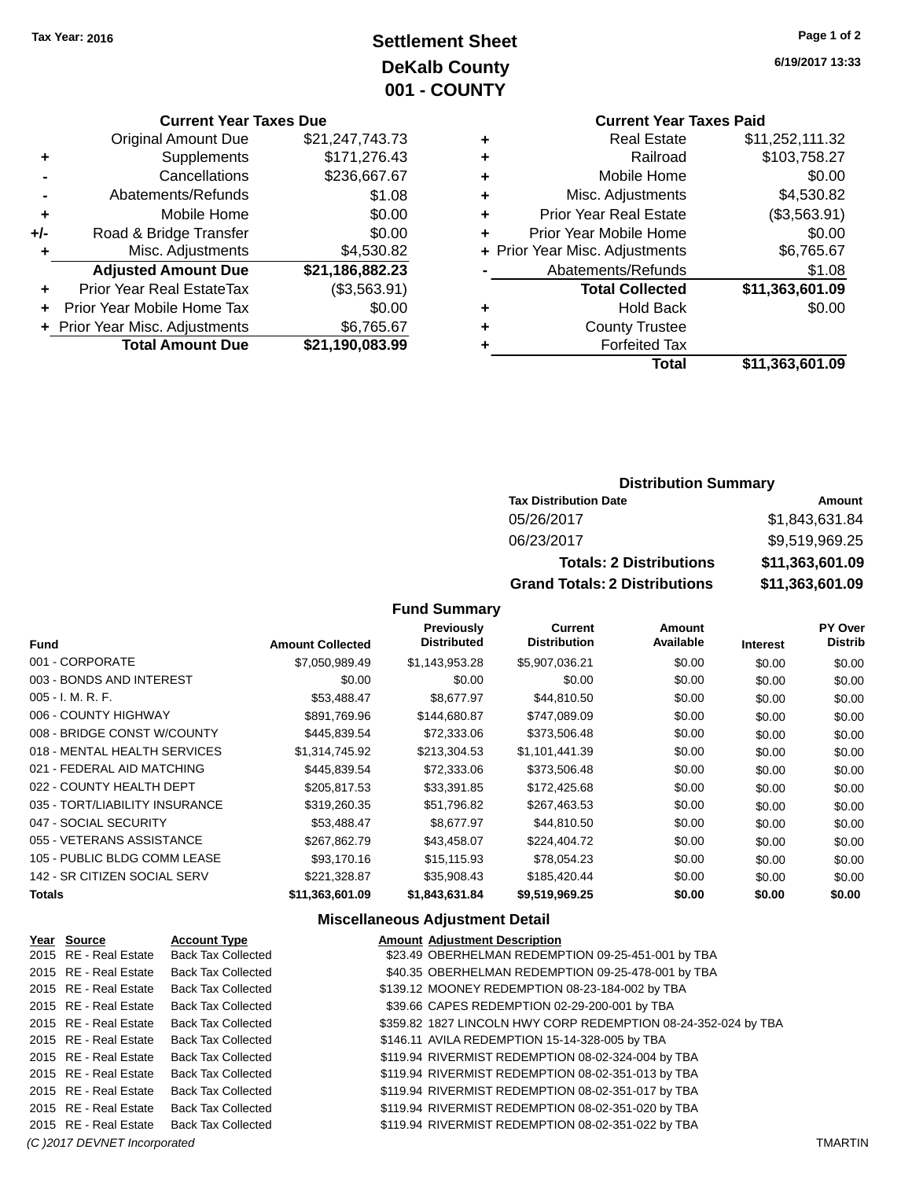**Tax Year: 2016**

# Settlement Sheet
## DeKalb County
## 001 - COUNTY

6/19/2017 13:33

### Current Year Taxes Due

| | | |
|---|---|---|
| | Original Amount Due | $21,247,743.73 |
| + | Supplements | $171,276.43 |
| - | Cancellations | $236,667.67 |
| - | Abatements/Refunds | $1.08 |
| + | Mobile Home | $0.00 |
| +/- | Road & Bridge Transfer | $0.00 |
| + | Misc. Adjustments | $4,530.82 |
| | **Adjusted Amount Due** | **$21,186,882.23** |
| + | Prior Year Real EstateTax | ($3,563.91) |
| + | Prior Year Mobile Home Tax | $0.00 |
| + | Prior Year Misc. Adjustments | $6,765.67 |
| | **Total Amount Due** | **$21,190,083.99** |

### Current Year Taxes Paid

| | | |
|---|---|---|
| + | Real Estate | $11,252,111.32 |
| + | Railroad | $103,758.27 |
| + | Mobile Home | $0.00 |
| + | Misc. Adjustments | $4,530.82 |
| + | Prior Year Real Estate | ($3,563.91) |
| + | Prior Year Mobile Home | $0.00 |
| + | Prior Year Misc. Adjustments | $6,765.67 |
| - | Abatements/Refunds | $1.08 |
| | **Total Collected** | **$11,363,601.09** |
| + | Hold Back | $0.00 |
| + | County Trustee | |
| + | Forfeited Tax | |
| | **Total** | **$11,363,601.09** |

### Distribution Summary

| Tax Distribution Date | Amount |
|---|---|
| 05/26/2017 | $1,843,631.84 |
| 06/23/2017 | $9,519,969.25 |
| **Totals: 2 Distributions** | **$11,363,601.09** |
| **Grand Totals: 2 Distributions** | **$11,363,601.09** |

### Fund Summary

| Fund | Amount Collected | Previously Distributed | Current Distribution | Amount Available | Interest | PY Over Distrib |
|---|---|---|---|---|---|---|
| 001 - CORPORATE | $7,050,989.49 | $1,143,953.28 | $5,907,036.21 | $0.00 | $0.00 | $0.00 |
| 003 - BONDS AND INTEREST | $0.00 | $0.00 | $0.00 | $0.00 | $0.00 | $0.00 |
| 005 - I. M. R. F. | $53,488.47 | $8,677.97 | $44,810.50 | $0.00 | $0.00 | $0.00 |
| 006 - COUNTY HIGHWAY | $891,769.96 | $144,680.87 | $747,089.09 | $0.00 | $0.00 | $0.00 |
| 008 - BRIDGE CONST W/COUNTY | $445,839.54 | $72,333.06 | $373,506.48 | $0.00 | $0.00 | $0.00 |
| 018 - MENTAL HEALTH SERVICES | $1,314,745.92 | $213,304.53 | $1,101,441.39 | $0.00 | $0.00 | $0.00 |
| 021 - FEDERAL AID MATCHING | $445,839.54 | $72,333.06 | $373,506.48 | $0.00 | $0.00 | $0.00 |
| 022 - COUNTY HEALTH DEPT | $205,817.53 | $33,391.85 | $172,425.68 | $0.00 | $0.00 | $0.00 |
| 035 - TORT/LIABILITY INSURANCE | $319,260.35 | $51,796.82 | $267,463.53 | $0.00 | $0.00 | $0.00 |
| 047 - SOCIAL SECURITY | $53,488.47 | $8,677.97 | $44,810.50 | $0.00 | $0.00 | $0.00 |
| 055 - VETERANS ASSISTANCE | $267,862.79 | $43,458.07 | $224,404.72 | $0.00 | $0.00 | $0.00 |
| 105 - PUBLIC BLDG COMM LEASE | $93,170.16 | $15,115.93 | $78,054.23 | $0.00 | $0.00 | $0.00 |
| 142 - SR CITIZEN SOCIAL SERV | $221,328.87 | $35,908.43 | $185,420.44 | $0.00 | $0.00 | $0.00 |
| **Totals** | **$11,363,601.09** | **$1,843,631.84** | **$9,519,969.25** | **$0.00** | **$0.00** | **$0.00** |

### Miscellaneous Adjustment Detail

| Year | Source | Account Type | Amount | Adjustment Description |
|---|---|---|---|---|
| 2015 | RE - Real Estate | Back Tax Collected | $23.49 | OBERHELMAN REDEMPTION 09-25-451-001 by TBA |
| 2015 | RE - Real Estate | Back Tax Collected | $40.35 | OBERHELMAN REDEMPTION 09-25-478-001 by TBA |
| 2015 | RE - Real Estate | Back Tax Collected | $139.12 | MOONEY REDEMPTION 08-23-184-002 by TBA |
| 2015 | RE - Real Estate | Back Tax Collected | $39.66 | CAPES REDEMPTION 02-29-200-001 by TBA |
| 2015 | RE - Real Estate | Back Tax Collected | $359.82 | 1827 LINCOLN HWY CORP REDEMPTION 08-24-352-024 by TBA |
| 2015 | RE - Real Estate | Back Tax Collected | $146.11 | AVILA REDEMPTION 15-14-328-005 by TBA |
| 2015 | RE - Real Estate | Back Tax Collected | $119.94 | RIVERMIST REDEMPTION 08-02-324-004 by TBA |
| 2015 | RE - Real Estate | Back Tax Collected | $119.94 | RIVERMIST REDEMPTION 08-02-351-013 by TBA |
| 2015 | RE - Real Estate | Back Tax Collected | $119.94 | RIVERMIST REDEMPTION 08-02-351-017 by TBA |
| 2015 | RE - Real Estate | Back Tax Collected | $119.94 | RIVERMIST REDEMPTION 08-02-351-020 by TBA |
| 2015 | RE - Real Estate | Back Tax Collected | $119.94 | RIVERMIST REDEMPTION 08-02-351-022 by TBA |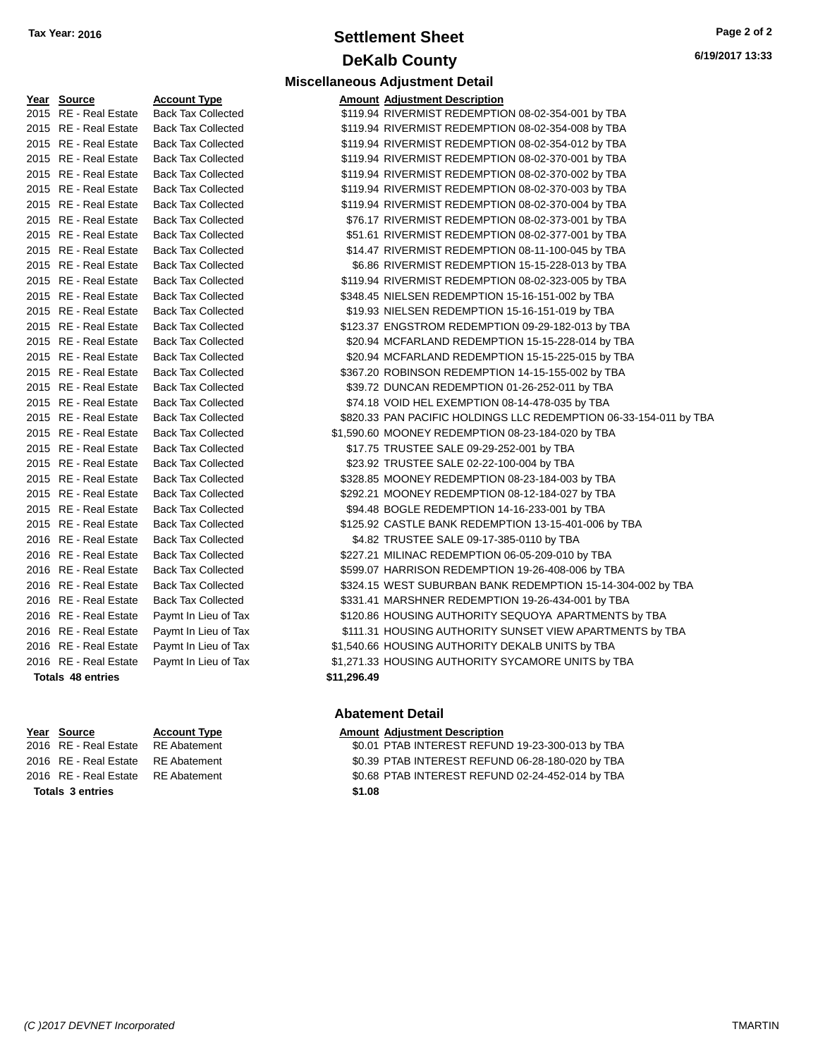Tax Year: 2016

# Settlement Sheet

## DeKalb County

6/19/2017 13:33

### Miscellaneous Adjustment Detail

| Year | Source | Account Type | Amount | Adjustment Description |
|---|---|---|---|---|
| 2015 | RE - Real Estate | Back Tax Collected | $119.94 | RIVERMIST REDEMPTION 08-02-354-001 by TBA |
| 2015 | RE - Real Estate | Back Tax Collected | $119.94 | RIVERMIST REDEMPTION 08-02-354-008 by TBA |
| 2015 | RE - Real Estate | Back Tax Collected | $119.94 | RIVERMIST REDEMPTION 08-02-354-012 by TBA |
| 2015 | RE - Real Estate | Back Tax Collected | $119.94 | RIVERMIST REDEMPTION 08-02-370-001 by TBA |
| 2015 | RE - Real Estate | Back Tax Collected | $119.94 | RIVERMIST REDEMPTION 08-02-370-002 by TBA |
| 2015 | RE - Real Estate | Back Tax Collected | $119.94 | RIVERMIST REDEMPTION 08-02-370-003 by TBA |
| 2015 | RE - Real Estate | Back Tax Collected | $119.94 | RIVERMIST REDEMPTION 08-02-370-004 by TBA |
| 2015 | RE - Real Estate | Back Tax Collected | $76.17 | RIVERMIST REDEMPTION 08-02-373-001 by TBA |
| 2015 | RE - Real Estate | Back Tax Collected | $51.61 | RIVERMIST REDEMPTION 08-02-377-001 by TBA |
| 2015 | RE - Real Estate | Back Tax Collected | $14.47 | RIVERMIST REDEMPTION 08-11-100-045 by TBA |
| 2015 | RE - Real Estate | Back Tax Collected | $6.86 | RIVERMIST REDEMPTION 15-15-228-013 by TBA |
| 2015 | RE - Real Estate | Back Tax Collected | $119.94 | RIVERMIST REDEMPTION 08-02-323-005 by TBA |
| 2015 | RE - Real Estate | Back Tax Collected | $348.45 | NIELSEN REDEMPTION 15-16-151-002 by TBA |
| 2015 | RE - Real Estate | Back Tax Collected | $19.93 | NIELSEN REDEMPTION 15-16-151-019 by TBA |
| 2015 | RE - Real Estate | Back Tax Collected | $123.37 | ENGSTROM REDEMPTION 09-29-182-013 by TBA |
| 2015 | RE - Real Estate | Back Tax Collected | $20.94 | MCFARLAND REDEMPTION 15-15-228-014 by TBA |
| 2015 | RE - Real Estate | Back Tax Collected | $20.94 | MCFARLAND REDEMPTION 15-15-225-015 by TBA |
| 2015 | RE - Real Estate | Back Tax Collected | $367.20 | ROBINSON REDEMPTION 14-15-155-002 by TBA |
| 2015 | RE - Real Estate | Back Tax Collected | $39.72 | DUNCAN REDEMPTION 01-26-252-011 by TBA |
| 2015 | RE - Real Estate | Back Tax Collected | $74.18 | VOID HEL EXEMPTION 08-14-478-035 by TBA |
| 2015 | RE - Real Estate | Back Tax Collected | $820.33 | PAN PACIFIC HOLDINGS LLC REDEMPTION 06-33-154-011 by TBA |
| 2015 | RE - Real Estate | Back Tax Collected | $1,590.60 | MOONEY REDEMPTION 08-23-184-020 by TBA |
| 2015 | RE - Real Estate | Back Tax Collected | $17.75 | TRUSTEE SALE 09-29-252-001 by TBA |
| 2015 | RE - Real Estate | Back Tax Collected | $23.92 | TRUSTEE SALE 02-22-100-004 by TBA |
| 2015 | RE - Real Estate | Back Tax Collected | $328.85 | MOONEY REDEMPTION 08-23-184-003 by TBA |
| 2015 | RE - Real Estate | Back Tax Collected | $292.21 | MOONEY REDEMPTION 08-12-184-027 by TBA |
| 2015 | RE - Real Estate | Back Tax Collected | $94.48 | BOGLE REDEMPTION 14-16-233-001 by TBA |
| 2015 | RE - Real Estate | Back Tax Collected | $125.92 | CASTLE BANK REDEMPTION 13-15-401-006 by TBA |
| 2016 | RE - Real Estate | Back Tax Collected | $4.82 | TRUSTEE SALE 09-17-385-0110 by TBA |
| 2016 | RE - Real Estate | Back Tax Collected | $227.21 | MILINAC REDEMPTION 06-05-209-010 by TBA |
| 2016 | RE - Real Estate | Back Tax Collected | $599.07 | HARRISON REDEMPTION 19-26-408-006 by TBA |
| 2016 | RE - Real Estate | Back Tax Collected | $324.15 | WEST SUBURBAN BANK REDEMPTION 15-14-304-002 by TBA |
| 2016 | RE - Real Estate | Back Tax Collected | $331.41 | MARSHNER REDEMPTION 19-26-434-001 by TBA |
| 2016 | RE - Real Estate | Paymt In Lieu of Tax | $120.86 | HOUSING AUTHORITY SEQUOYA APARTMENTS by TBA |
| 2016 | RE - Real Estate | Paymt In Lieu of Tax | $111.31 | HOUSING AUTHORITY SUNSET VIEW APARTMENTS by TBA |
| 2016 | RE - Real Estate | Paymt In Lieu of Tax | $1,540.66 | HOUSING AUTHORITY DEKALB UNITS by TBA |
| 2016 | RE - Real Estate | Paymt In Lieu of Tax | $1,271.33 | HOUSING AUTHORITY SYCAMORE UNITS by TBA |
| **Totals 48 entries** | | | **$11,296.49** | |

### Abatement Detail

| Year | Source | Account Type | Amount | Adjustment Description |
|---|---|---|---|---|
| 2016 | RE - Real Estate | RE Abatement | $0.01 | PTAB INTEREST REFUND 19-23-300-013 by TBA |
| 2016 | RE - Real Estate | RE Abatement | $0.39 | PTAB INTEREST REFUND 06-28-180-020 by TBA |
| 2016 | RE - Real Estate | RE Abatement | $0.68 | PTAB INTEREST REFUND 02-24-452-014 by TBA |
| **Totals 3 entries** | | | **$1.08** | |

(C )2017 DEVNET Incorporated TMARTIN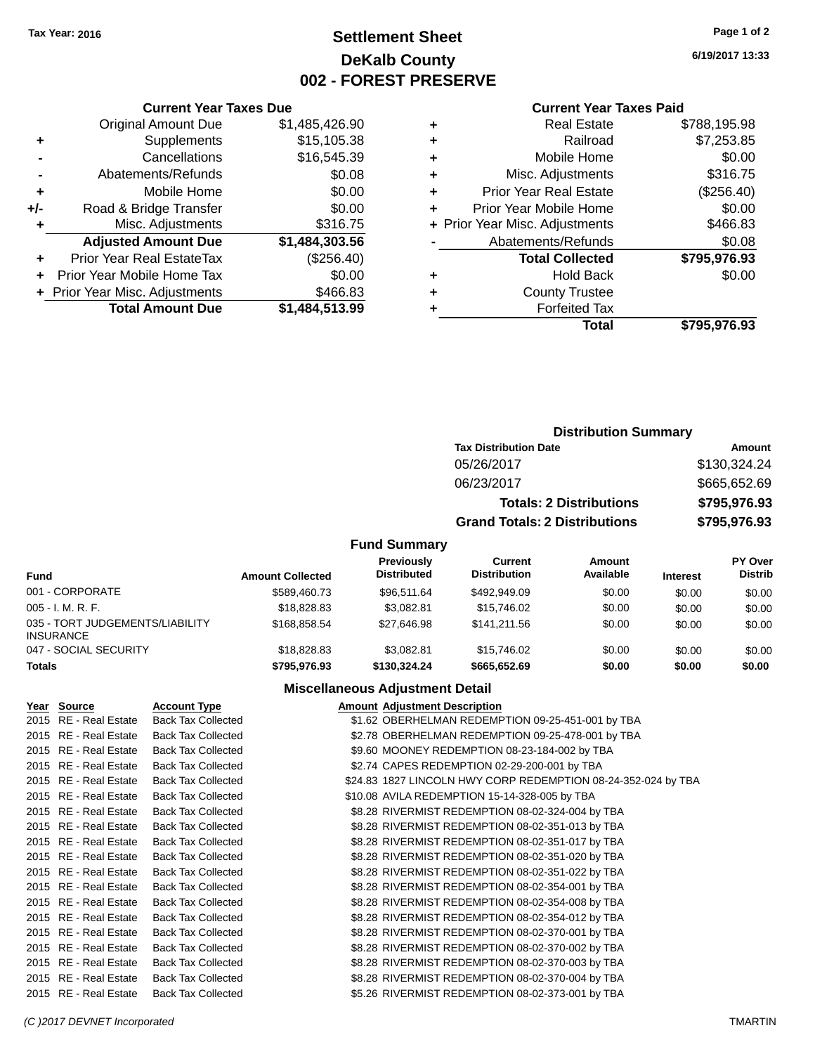Tax Year: 2016

# Settlement Sheet
## DeKalb County
## 002 - FOREST PRESERVE

6/19/2017 13:33

### Current Year Taxes Due

| | | |
|---|---|---|
| | Original Amount Due | $1,485,426.90 |
| + | Supplements | $15,105.38 |
| - | Cancellations | $16,545.39 |
| - | Abatements/Refunds | $0.08 |
| + | Mobile Home | $0.00 |
| +/- | Road & Bridge Transfer | $0.00 |
| + | Misc. Adjustments | $316.75 |
| | **Adjusted Amount Due** | **$1,484,303.56** |
| + | Prior Year Real EstateTax | ($256.40) |
| + | Prior Year Mobile Home Tax | $0.00 |
| + | Prior Year Misc. Adjustments | $466.83 |
| | **Total Amount Due** | **$1,484,513.99** |

### Current Year Taxes Paid

| | | |
|---|---|---|
| + | Real Estate | $788,195.98 |
| + | Railroad | $7,253.85 |
| + | Mobile Home | $0.00 |
| + | Misc. Adjustments | $316.75 |
| + | Prior Year Real Estate | ($256.40) |
| + | Prior Year Mobile Home | $0.00 |
| + | Prior Year Misc. Adjustments | $466.83 |
| - | Abatements/Refunds | $0.08 |
| | **Total Collected** | **$795,976.93** |
| + | Hold Back | $0.00 |
| + | County Trustee | |
| + | Forfeited Tax | |
| | **Total** | **$795,976.93** |

### Distribution Summary

| Tax Distribution Date | Amount |
|---|---|
| 05/26/2017 | $130,324.24 |
| 06/23/2017 | $665,652.69 |
| **Totals: 2 Distributions** | **$795,976.93** |
| **Grand Totals: 2 Distributions** | **$795,976.93** |

### Fund Summary

| Fund | Amount Collected | Previously Distributed | Current Distribution | Amount Available | Interest | PY Over Distrib |
|---|---|---|---|---|---|---|
| 001 - CORPORATE | $589,460.73 | $96,511.64 | $492,949.09 | $0.00 | $0.00 | $0.00 |
| 005 - I. M. R. F. | $18,828.83 | $3,082.81 | $15,746.02 | $0.00 | $0.00 | $0.00 |
| 035 - TORT JUDGEMENTS/LIABILITY INSURANCE | $168,858.54 | $27,646.98 | $141,211.56 | $0.00 | $0.00 | $0.00 |
| 047 - SOCIAL SECURITY | $18,828.83 | $3,082.81 | $15,746.02 | $0.00 | $0.00 | $0.00 |
| **Totals** | **$795,976.93** | **$130,324.24** | **$665,652.69** | **$0.00** | **$0.00** | **$0.00** |

### Miscellaneous Adjustment Detail

| Year | Source | Account Type | Amount | Adjustment Description |
|---|---|---|---|---|
| 2015 | RE - Real Estate | Back Tax Collected | $1.62 | OBERHELMAN REDEMPTION 09-25-451-001 by TBA |
| 2015 | RE - Real Estate | Back Tax Collected | $2.78 | OBERHELMAN REDEMPTION 09-25-478-001 by TBA |
| 2015 | RE - Real Estate | Back Tax Collected | $9.60 | MOONEY REDEMPTION 08-23-184-002 by TBA |
| 2015 | RE - Real Estate | Back Tax Collected | $2.74 | CAPES REDEMPTION 02-29-200-001 by TBA |
| 2015 | RE - Real Estate | Back Tax Collected | $24.83 | 1827 LINCOLN HWY CORP REDEMPTION 08-24-352-024 by TBA |
| 2015 | RE - Real Estate | Back Tax Collected | $10.08 | AVILA REDEMPTION 15-14-328-005 by TBA |
| 2015 | RE - Real Estate | Back Tax Collected | $8.28 | RIVERMIST REDEMPTION 08-02-324-004 by TBA |
| 2015 | RE - Real Estate | Back Tax Collected | $8.28 | RIVERMIST REDEMPTION 08-02-351-013 by TBA |
| 2015 | RE - Real Estate | Back Tax Collected | $8.28 | RIVERMIST REDEMPTION 08-02-351-017 by TBA |
| 2015 | RE - Real Estate | Back Tax Collected | $8.28 | RIVERMIST REDEMPTION 08-02-351-020 by TBA |
| 2015 | RE - Real Estate | Back Tax Collected | $8.28 | RIVERMIST REDEMPTION 08-02-351-022 by TBA |
| 2015 | RE - Real Estate | Back Tax Collected | $8.28 | RIVERMIST REDEMPTION 08-02-354-001 by TBA |
| 2015 | RE - Real Estate | Back Tax Collected | $8.28 | RIVERMIST REDEMPTION 08-02-354-008 by TBA |
| 2015 | RE - Real Estate | Back Tax Collected | $8.28 | RIVERMIST REDEMPTION 08-02-354-012 by TBA |
| 2015 | RE - Real Estate | Back Tax Collected | $8.28 | RIVERMIST REDEMPTION 08-02-370-001 by TBA |
| 2015 | RE - Real Estate | Back Tax Collected | $8.28 | RIVERMIST REDEMPTION 08-02-370-002 by TBA |
| 2015 | RE - Real Estate | Back Tax Collected | $8.28 | RIVERMIST REDEMPTION 08-02-370-003 by TBA |
| 2015 | RE - Real Estate | Back Tax Collected | $8.28 | RIVERMIST REDEMPTION 08-02-370-004 by TBA |
| 2015 | RE - Real Estate | Back Tax Collected | $5.26 | RIVERMIST REDEMPTION 08-02-373-001 by TBA |

(C )2017 DEVNET Incorporated — TMARTIN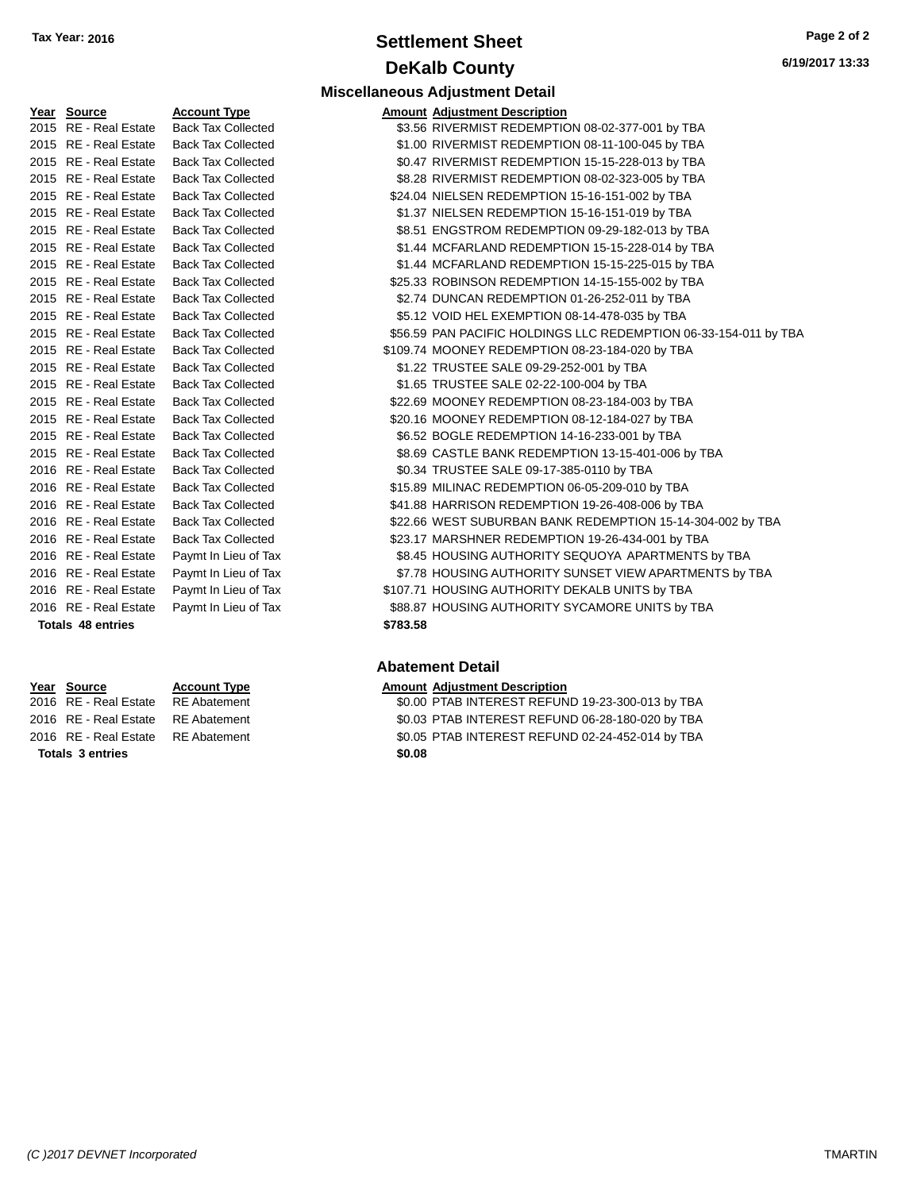**Tax Year: 2016**

# Settlement Sheet

## DeKalb County

6/19/2017 13:33

### Miscellaneous Adjustment Detail

| Year | Source | Account Type | Amount | Adjustment Description |
|---|---|---|---|---|
| 2015 | RE - Real Estate | Back Tax Collected | $3.56 | RIVERMIST REDEMPTION 08-02-377-001 by TBA |
| 2015 | RE - Real Estate | Back Tax Collected | $1.00 | RIVERMIST REDEMPTION 08-11-100-045 by TBA |
| 2015 | RE - Real Estate | Back Tax Collected | $0.47 | RIVERMIST REDEMPTION 15-15-228-013 by TBA |
| 2015 | RE - Real Estate | Back Tax Collected | $8.28 | RIVERMIST REDEMPTION 08-02-323-005 by TBA |
| 2015 | RE - Real Estate | Back Tax Collected | $24.04 | NIELSEN REDEMPTION 15-16-151-002 by TBA |
| 2015 | RE - Real Estate | Back Tax Collected | $1.37 | NIELSEN REDEMPTION 15-16-151-019 by TBA |
| 2015 | RE - Real Estate | Back Tax Collected | $8.51 | ENGSTROM REDEMPTION 09-29-182-013 by TBA |
| 2015 | RE - Real Estate | Back Tax Collected | $1.44 | MCFARLAND REDEMPTION 15-15-228-014 by TBA |
| 2015 | RE - Real Estate | Back Tax Collected | $1.44 | MCFARLAND REDEMPTION 15-15-225-015 by TBA |
| 2015 | RE - Real Estate | Back Tax Collected | $25.33 | ROBINSON REDEMPTION 14-15-155-002 by TBA |
| 2015 | RE - Real Estate | Back Tax Collected | $2.74 | DUNCAN REDEMPTION 01-26-252-011 by TBA |
| 2015 | RE - Real Estate | Back Tax Collected | $5.12 | VOID HEL EXEMPTION 08-14-478-035 by TBA |
| 2015 | RE - Real Estate | Back Tax Collected | $56.59 | PAN PACIFIC HOLDINGS LLC REDEMPTION 06-33-154-011 by TBA |
| 2015 | RE - Real Estate | Back Tax Collected | $109.74 | MOONEY REDEMPTION 08-23-184-020 by TBA |
| 2015 | RE - Real Estate | Back Tax Collected | $1.22 | TRUSTEE SALE 09-29-252-001 by TBA |
| 2015 | RE - Real Estate | Back Tax Collected | $1.65 | TRUSTEE SALE 02-22-100-004 by TBA |
| 2015 | RE - Real Estate | Back Tax Collected | $22.69 | MOONEY REDEMPTION 08-23-184-003 by TBA |
| 2015 | RE - Real Estate | Back Tax Collected | $20.16 | MOONEY REDEMPTION 08-12-184-027 by TBA |
| 2015 | RE - Real Estate | Back Tax Collected | $6.52 | BOGLE REDEMPTION 14-16-233-001 by TBA |
| 2015 | RE - Real Estate | Back Tax Collected | $8.69 | CASTLE BANK REDEMPTION 13-15-401-006 by TBA |
| 2016 | RE - Real Estate | Back Tax Collected | $0.34 | TRUSTEE SALE 09-17-385-0110 by TBA |
| 2016 | RE - Real Estate | Back Tax Collected | $15.89 | MILINAC REDEMPTION 06-05-209-010 by TBA |
| 2016 | RE - Real Estate | Back Tax Collected | $41.88 | HARRISON REDEMPTION 19-26-408-006 by TBA |
| 2016 | RE - Real Estate | Back Tax Collected | $22.66 | WEST SUBURBAN BANK REDEMPTION 15-14-304-002 by TBA |
| 2016 | RE - Real Estate | Back Tax Collected | $23.17 | MARSHNER REDEMPTION 19-26-434-001 by TBA |
| 2016 | RE - Real Estate | Paymt In Lieu of Tax | $8.45 | HOUSING AUTHORITY SEQUOYA APARTMENTS by TBA |
| 2016 | RE - Real Estate | Paymt In Lieu of Tax | $7.78 | HOUSING AUTHORITY SUNSET VIEW APARTMENTS by TBA |
| 2016 | RE - Real Estate | Paymt In Lieu of Tax | $107.71 | HOUSING AUTHORITY DEKALB UNITS by TBA |
| 2016 | RE - Real Estate | Paymt In Lieu of Tax | $88.87 | HOUSING AUTHORITY SYCAMORE UNITS by TBA |
| **Totals 48 entries** | | | **$783.58** | |

### Abatement Detail

| Year | Source | Account Type | Amount | Adjustment Description |
|---|---|---|---|---|
| 2016 | RE - Real Estate | RE Abatement | $0.00 | PTAB INTEREST REFUND 19-23-300-013 by TBA |
| 2016 | RE - Real Estate | RE Abatement | $0.03 | PTAB INTEREST REFUND 06-28-180-020 by TBA |
| 2016 | RE - Real Estate | RE Abatement | $0.05 | PTAB INTEREST REFUND 02-24-452-014 by TBA |
| **Totals 3 entries** | | | **$0.08** | |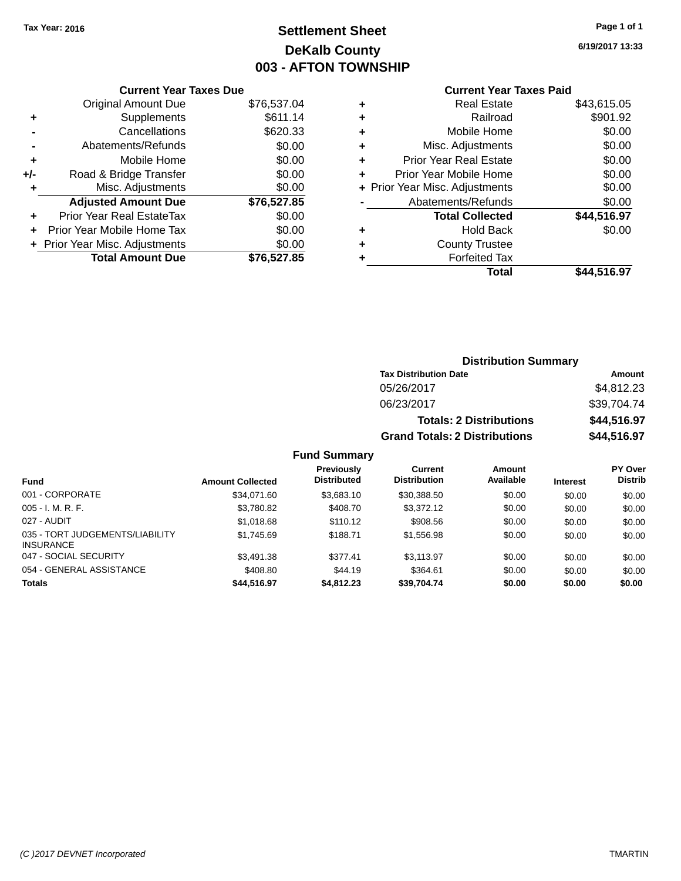Tax Year: 2016

# Settlement Sheet
## DeKalb County
## 003 - AFTON TOWNSHIP

6/19/2017 13:33

### Current Year Taxes Due

| | | |
|---|---|---|
| | Original Amount Due | $76,537.04 |
| + | Supplements | $611.14 |
| - | Cancellations | $620.33 |
| - | Abatements/Refunds | $0.00 |
| + | Mobile Home | $0.00 |
| +/- | Road & Bridge Transfer | $0.00 |
| + | Misc. Adjustments | $0.00 |
| | **Adjusted Amount Due** | **$76,527.85** |
| + | Prior Year Real EstateTax | $0.00 |
| + | Prior Year Mobile Home Tax | $0.00 |
| + | Prior Year Misc. Adjustments | $0.00 |
| | **Total Amount Due** | **$76,527.85** |

### Current Year Taxes Paid

| | | |
|---|---|---|
| + | Real Estate | $43,615.05 |
| + | Railroad | $901.92 |
| + | Mobile Home | $0.00 |
| + | Misc. Adjustments | $0.00 |
| + | Prior Year Real Estate | $0.00 |
| + | Prior Year Mobile Home | $0.00 |
| + | Prior Year Misc. Adjustments | $0.00 |
| - | Abatements/Refunds | $0.00 |
| | **Total Collected** | **$44,516.97** |
| + | Hold Back | $0.00 |
| + | County Trustee | |
| + | Forfeited Tax | |
| | **Total** | **$44,516.97** |

### Distribution Summary

| Tax Distribution Date | Amount |
|---|---|
| 05/26/2017 | $4,812.23 |
| 06/23/2017 | $39,704.74 |
| **Totals: 2 Distributions** | **$44,516.97** |
| **Grand Totals: 2 Distributions** | **$44,516.97** |

### Fund Summary

| Fund | Amount Collected | Previously Distributed | Current Distribution | Amount Available | Interest | PY Over Distrib |
|---|---|---|---|---|---|---|
| 001 - CORPORATE | $34,071.60 | $3,683.10 | $30,388.50 | $0.00 | $0.00 | $0.00 |
| 005 - I. M. R. F. | $3,780.82 | $408.70 | $3,372.12 | $0.00 | $0.00 | $0.00 |
| 027 - AUDIT | $1,018.68 | $110.12 | $908.56 | $0.00 | $0.00 | $0.00 |
| 035 - TORT JUDGEMENTS/LIABILITY INSURANCE | $1,745.69 | $188.71 | $1,556.98 | $0.00 | $0.00 | $0.00 |
| 047 - SOCIAL SECURITY | $3,491.38 | $377.41 | $3,113.97 | $0.00 | $0.00 | $0.00 |
| 054 - GENERAL ASSISTANCE | $408.80 | $44.19 | $364.61 | $0.00 | $0.00 | $0.00 |
| **Totals** | **$44,516.97** | **$4,812.23** | **$39,704.74** | **$0.00** | **$0.00** | **$0.00** |

(C )2017 DEVNET Incorporated — TMARTIN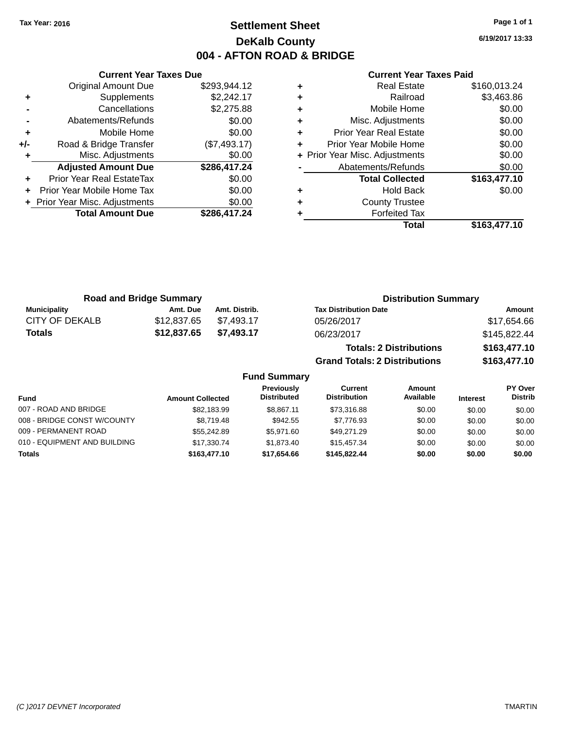Tax Year: 2016

# Settlement Sheet

## DeKalb County

## 004 - AFTON ROAD & BRIDGE

6/19/2017 13:33

### Current Year Taxes Due

| | | |
|---|---|---|
| | Original Amount Due | $293,944.12 |
| + | Supplements | $2,242.17 |
| - | Cancellations | $2,275.88 |
| - | Abatements/Refunds | $0.00 |
| + | Mobile Home | $0.00 |
| +/- | Road & Bridge Transfer | ($7,493.17) |
| + | Misc. Adjustments | $0.00 |
| | **Adjusted Amount Due** | **$286,417.24** |
| + | Prior Year Real EstateTax | $0.00 |
| + | Prior Year Mobile Home Tax | $0.00 |
| + | Prior Year Misc. Adjustments | $0.00 |
| | **Total Amount Due** | **$286,417.24** |

### Current Year Taxes Paid

| | | |
|---|---|---|
| + | Real Estate | $160,013.24 |
| + | Railroad | $3,463.86 |
| + | Mobile Home | $0.00 |
| + | Misc. Adjustments | $0.00 |
| + | Prior Year Real Estate | $0.00 |
| + | Prior Year Mobile Home | $0.00 |
| + | Prior Year Misc. Adjustments | $0.00 |
| - | Abatements/Refunds | $0.00 |
| | **Total Collected** | **$163,477.10** |
| + | Hold Back | $0.00 |
| + | County Trustee | |
| + | Forfeited Tax | |
| | **Total** | **$163,477.10** |

### Road and Bridge Summary

| Municipality | Amt. Due | Amt. Distrib. |
|---|---|---|
| CITY OF DEKALB | $12,837.65 | $7,493.17 |
| **Totals** | **$12,837.65** | **$7,493.17** |

### Distribution Summary

| Tax Distribution Date | Amount |
|---|---|
| 05/26/2017 | $17,654.66 |
| 06/23/2017 | $145,822.44 |
| **Totals: 2 Distributions** | **$163,477.10** |
| **Grand Totals: 2 Distributions** | **$163,477.10** |

### Fund Summary

| Fund | Amount Collected | Previously Distributed | Current Distribution | Amount Available | Interest | PY Over Distrib |
|---|---|---|---|---|---|---|
| 007 - ROAD AND BRIDGE | $82,183.99 | $8,867.11 | $73,316.88 | $0.00 | $0.00 | $0.00 |
| 008 - BRIDGE CONST W/COUNTY | $8,719.48 | $942.55 | $7,776.93 | $0.00 | $0.00 | $0.00 |
| 009 - PERMANENT ROAD | $55,242.89 | $5,971.60 | $49,271.29 | $0.00 | $0.00 | $0.00 |
| 010 - EQUIPMENT AND BUILDING | $17,330.74 | $1,873.40 | $15,457.34 | $0.00 | $0.00 | $0.00 |
| **Totals** | **$163,477.10** | **$17,654.66** | **$145,822.44** | **$0.00** | **$0.00** | **$0.00** |

(C )2017 DEVNET Incorporated TMARTIN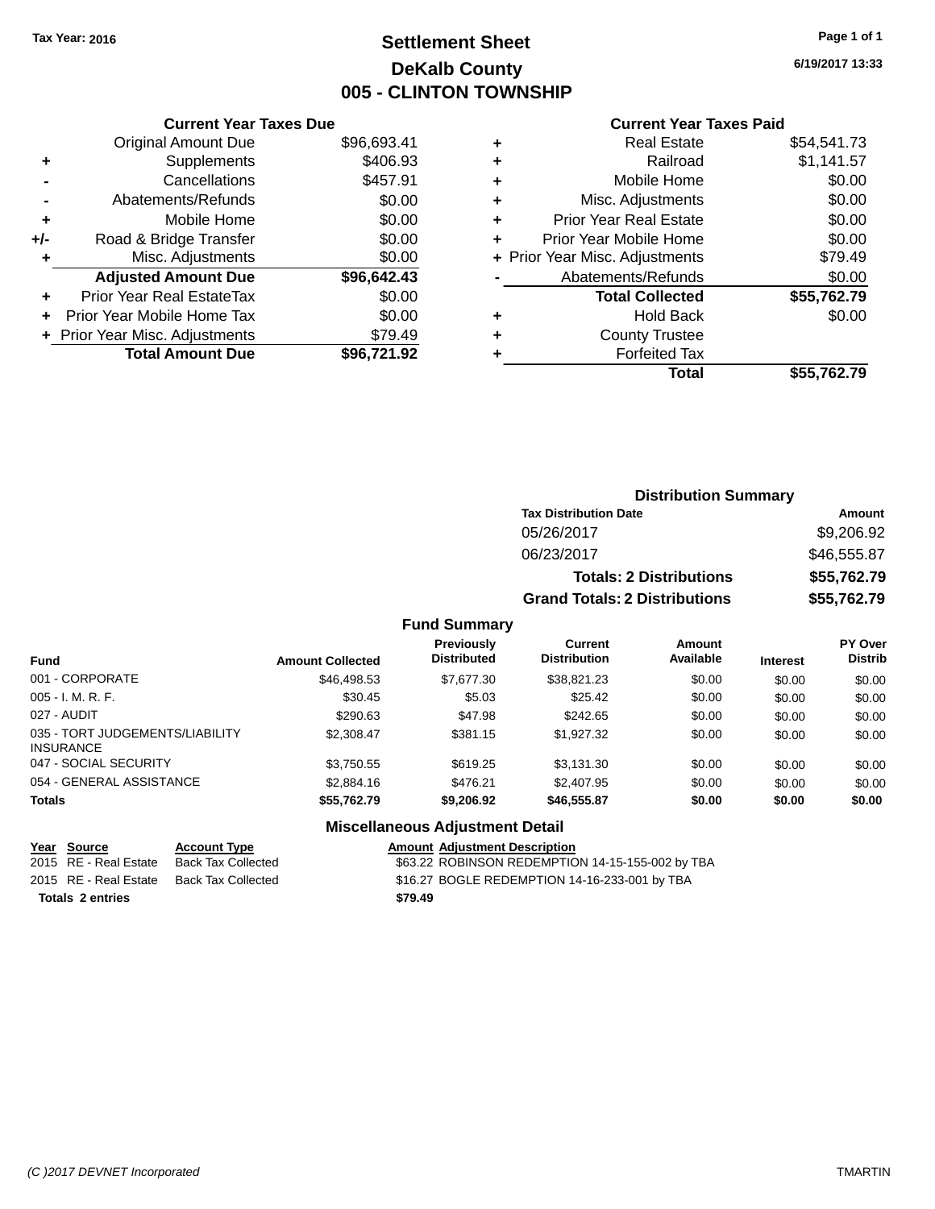Tax Year: 2016

# Settlement Sheet
## DeKalb County
## 005 - CLINTON TOWNSHIP

6/19/2017 13:33

### Current Year Taxes Due

| | | |
|---|---|---|
| | Original Amount Due | $96,693.41 |
| + | Supplements | $406.93 |
| - | Cancellations | $457.91 |
| - | Abatements/Refunds | $0.00 |
| + | Mobile Home | $0.00 |
| +/- | Road & Bridge Transfer | $0.00 |
| + | Misc. Adjustments | $0.00 |
| | **Adjusted Amount Due** | **$96,642.43** |
| + | Prior Year Real EstateTax | $0.00 |
| + | Prior Year Mobile Home Tax | $0.00 |
| + | Prior Year Misc. Adjustments | $79.49 |
| | **Total Amount Due** | **$96,721.92** |

### Current Year Taxes Paid

| | | |
|---|---|---|
| + | Real Estate | $54,541.73 |
| + | Railroad | $1,141.57 |
| + | Mobile Home | $0.00 |
| + | Misc. Adjustments | $0.00 |
| + | Prior Year Real Estate | $0.00 |
| + | Prior Year Mobile Home | $0.00 |
| + | Prior Year Misc. Adjustments | $79.49 |
| - | Abatements/Refunds | $0.00 |
| | **Total Collected** | **$55,762.79** |
| + | Hold Back | $0.00 |
| + | County Trustee | |
| + | Forfeited Tax | |
| | **Total** | **$55,762.79** |

### Distribution Summary

| Tax Distribution Date | Amount |
|---|---|
| 05/26/2017 | $9,206.92 |
| 06/23/2017 | $46,555.87 |
| **Totals: 2 Distributions** | **$55,762.79** |
| **Grand Totals: 2 Distributions** | **$55,762.79** |

### Fund Summary

| Fund | Amount Collected | Previously Distributed | Current Distribution | Amount Available | Interest | PY Over Distrib |
|---|---|---|---|---|---|---|
| 001 - CORPORATE | $46,498.53 | $7,677.30 | $38,821.23 | $0.00 | $0.00 | $0.00 |
| 005 - I. M. R. F. | $30.45 | $5.03 | $25.42 | $0.00 | $0.00 | $0.00 |
| 027 - AUDIT | $290.63 | $47.98 | $242.65 | $0.00 | $0.00 | $0.00 |
| 035 - TORT JUDGEMENTS/LIABILITY INSURANCE | $2,308.47 | $381.15 | $1,927.32 | $0.00 | $0.00 | $0.00 |
| 047 - SOCIAL SECURITY | $3,750.55 | $619.25 | $3,131.30 | $0.00 | $0.00 | $0.00 |
| 054 - GENERAL ASSISTANCE | $2,884.16 | $476.21 | $2,407.95 | $0.00 | $0.00 | $0.00 |
| **Totals** | **$55,762.79** | **$9,206.92** | **$46,555.87** | **$0.00** | **$0.00** | **$0.00** |

### Miscellaneous Adjustment Detail

| Year | Source | Account Type | Amount | Adjustment Description |
|---|---|---|---|---|
| 2015 | RE - Real Estate | Back Tax Collected | $63.22 | ROBINSON REDEMPTION 14-15-155-002 by TBA |
| 2015 | RE - Real Estate | Back Tax Collected | $16.27 | BOGLE REDEMPTION 14-16-233-001 by TBA |
| **Totals** | **2 entries** | | **$79.49** | |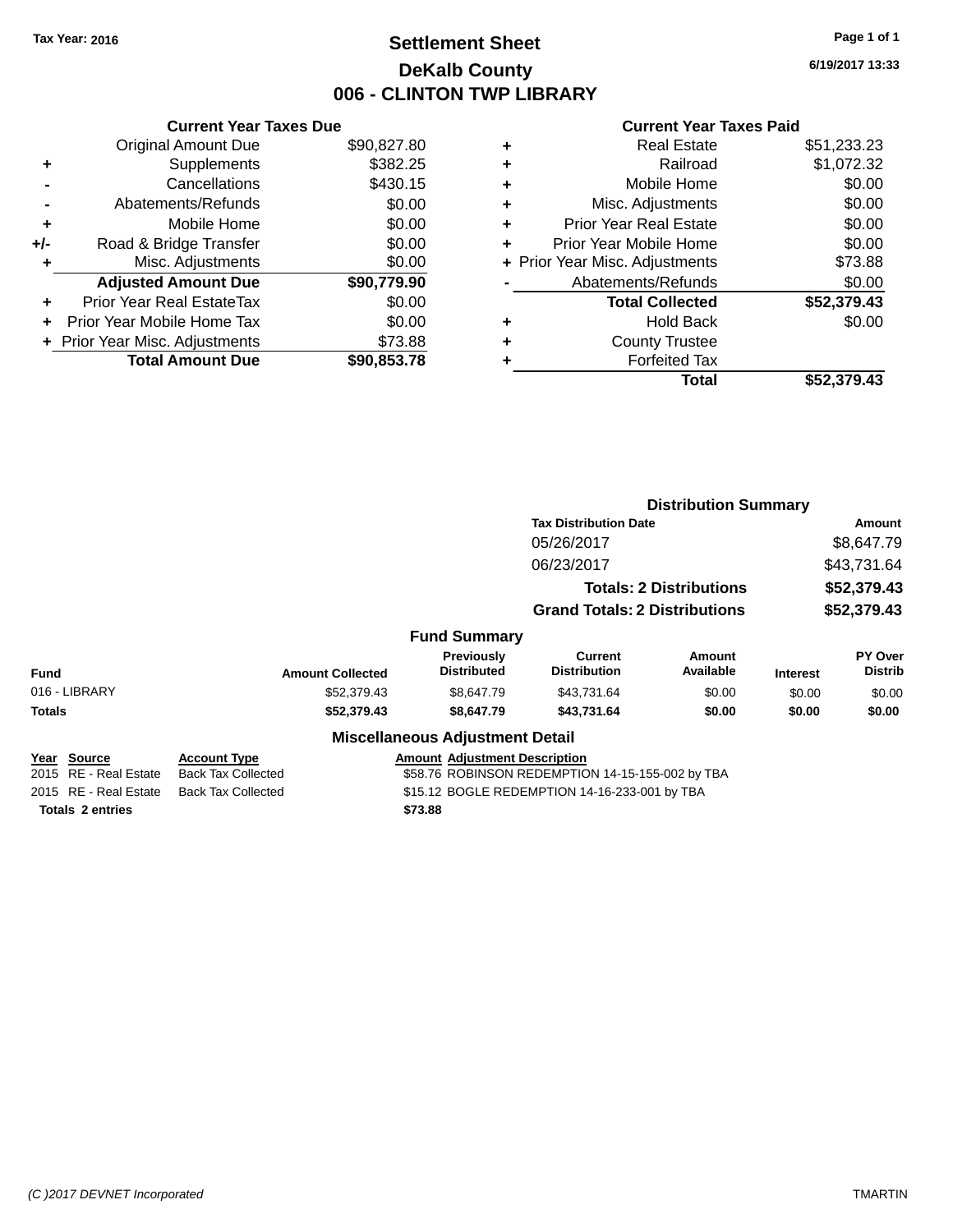Tax Year: 2016

# Settlement Sheet

## DeKalb County

## 006 - CLINTON TWP LIBRARY

6/19/2017 13:33

### Current Year Taxes Due

| | | |
|---|---|---|
| | Original Amount Due | $90,827.80 |
| + | Supplements | $382.25 |
| - | Cancellations | $430.15 |
| - | Abatements/Refunds | $0.00 |
| + | Mobile Home | $0.00 |
| +/- | Road & Bridge Transfer | $0.00 |
| + | Misc. Adjustments | $0.00 |
| | **Adjusted Amount Due** | **$90,779.90** |
| + | Prior Year Real EstateTax | $0.00 |
| + | Prior Year Mobile Home Tax | $0.00 |
| + | Prior Year Misc. Adjustments | $73.88 |
| | **Total Amount Due** | **$90,853.78** |

### Current Year Taxes Paid

| | | |
|---|---|---|
| + | Real Estate | $51,233.23 |
| + | Railroad | $1,072.32 |
| + | Mobile Home | $0.00 |
| + | Misc. Adjustments | $0.00 |
| + | Prior Year Real Estate | $0.00 |
| + | Prior Year Mobile Home | $0.00 |
| + | Prior Year Misc. Adjustments | $73.88 |
| - | Abatements/Refunds | $0.00 |
| | **Total Collected** | **$52,379.43** |
| + | Hold Back | $0.00 |
| + | County Trustee | |
| + | Forfeited Tax | |
| | **Total** | **$52,379.43** |

### Distribution Summary

| Tax Distribution Date | Amount |
|---|---|
| 05/26/2017 | $8,647.79 |
| 06/23/2017 | $43,731.64 |
| **Totals: 2 Distributions** | **$52,379.43** |
| **Grand Totals: 2 Distributions** | **$52,379.43** |

### Fund Summary

| Fund | Amount Collected | Previously Distributed | Current Distribution | Amount Available | Interest | PY Over Distrib |
|---|---|---|---|---|---|---|
| 016 - LIBRARY | $52,379.43 | $8,647.79 | $43,731.64 | $0.00 | $0.00 | $0.00 |
| **Totals** | **$52,379.43** | **$8,647.79** | **$43,731.64** | **$0.00** | **$0.00** | **$0.00** |

### Miscellaneous Adjustment Detail

| Year | Source | Account Type | Amount | Adjustment Description |
|---|---|---|---|---|
| 2015 | RE - Real Estate | Back Tax Collected | $58.76 | ROBINSON REDEMPTION 14-15-155-002 by TBA |
| 2015 | RE - Real Estate | Back Tax Collected | $15.12 | BOGLE REDEMPTION 14-16-233-001 by TBA |
| **Totals** | **2 entries** | | **$73.88** | |

(C )2017 DEVNET Incorporated TMARTIN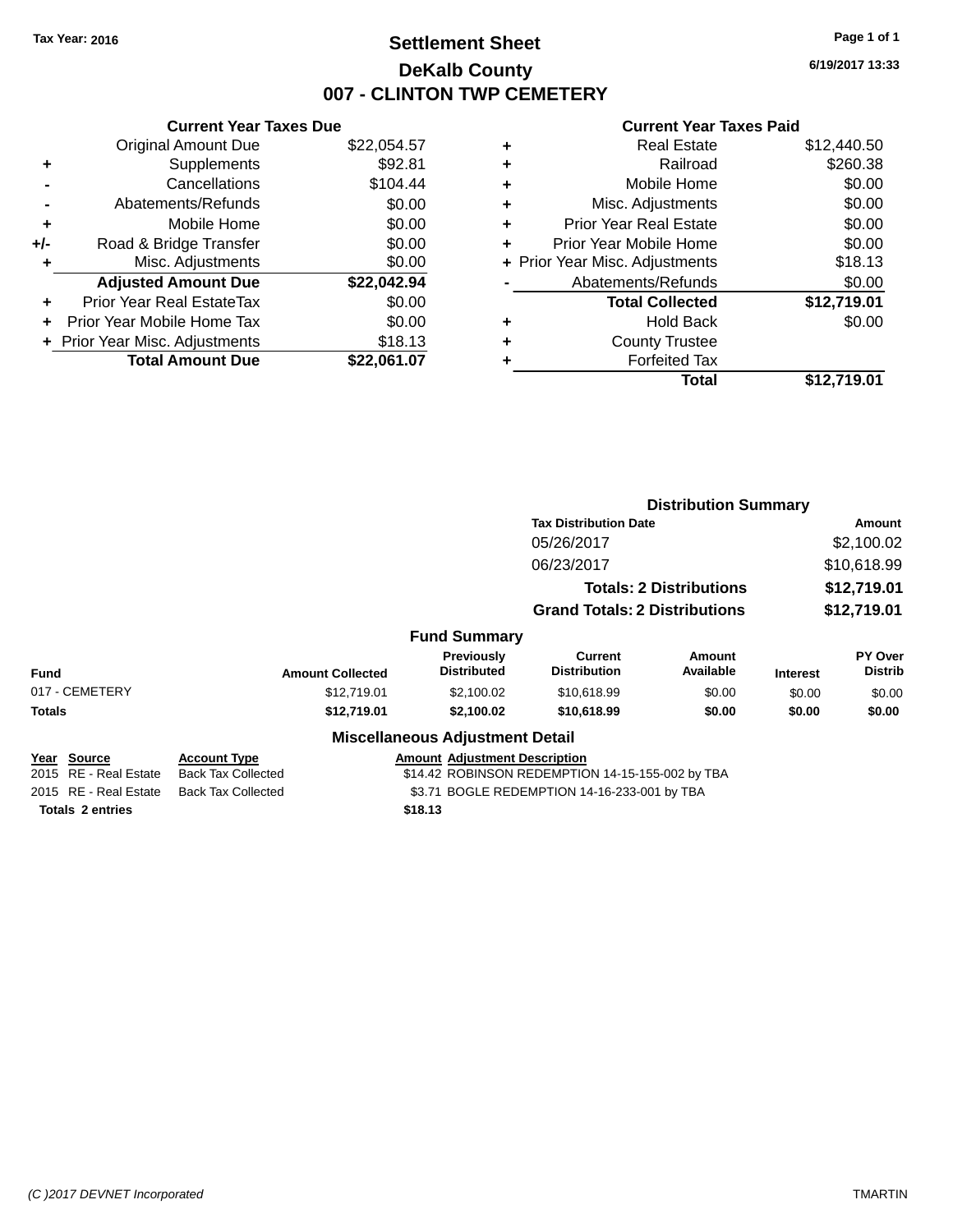Tax Year: 2016

# Settlement Sheet

## DeKalb County

## 007 - CLINTON TWP CEMETERY

6/19/2017 13:33

### Current Year Taxes Due

| | | |
|---|---|---|
| | Original Amount Due | $22,054.57 |
| + | Supplements | $92.81 |
| - | Cancellations | $104.44 |
| - | Abatements/Refunds | $0.00 |
| + | Mobile Home | $0.00 |
| +/- | Road & Bridge Transfer | $0.00 |
| + | Misc. Adjustments | $0.00 |
| | **Adjusted Amount Due** | **$22,042.94** |
| + | Prior Year Real EstateTax | $0.00 |
| + | Prior Year Mobile Home Tax | $0.00 |
| + | Prior Year Misc. Adjustments | $18.13 |
| | **Total Amount Due** | **$22,061.07** |

### Current Year Taxes Paid

| | | |
|---|---|---|
| + | Real Estate | $12,440.50 |
| + | Railroad | $260.38 |
| + | Mobile Home | $0.00 |
| + | Misc. Adjustments | $0.00 |
| + | Prior Year Real Estate | $0.00 |
| + | Prior Year Mobile Home | $0.00 |
| + | Prior Year Misc. Adjustments | $18.13 |
| - | Abatements/Refunds | $0.00 |
| | **Total Collected** | **$12,719.01** |
| + | Hold Back | $0.00 |
| + | County Trustee | |
| + | Forfeited Tax | |
| | **Total** | **$12,719.01** |

### Distribution Summary

| Tax Distribution Date | Amount |
|---|---|
| 05/26/2017 | $2,100.02 |
| 06/23/2017 | $10,618.99 |
| **Totals: 2 Distributions** | **$12,719.01** |
| **Grand Totals: 2 Distributions** | **$12,719.01** |

### Fund Summary

| Fund | Amount Collected | Previously Distributed | Current Distribution | Amount Available | Interest | PY Over Distrib |
|---|---|---|---|---|---|---|
| 017 - CEMETERY | $12,719.01 | $2,100.02 | $10,618.99 | $0.00 | $0.00 | $0.00 |
| **Totals** | **$12,719.01** | **$2,100.02** | **$10,618.99** | **$0.00** | **$0.00** | **$0.00** |

### Miscellaneous Adjustment Detail

| Year | Source | Account Type | Amount | Adjustment Description |
|---|---|---|---|---|
| 2015 | RE - Real Estate | Back Tax Collected | $14.42 | ROBINSON REDEMPTION 14-15-155-002 by TBA |
| 2015 | RE - Real Estate | Back Tax Collected | $3.71 | BOGLE REDEMPTION 14-16-233-001 by TBA |
| **Totals 2 entries** | | | **$18.13** | |

(C )2017 DEVNET Incorporated TMARTIN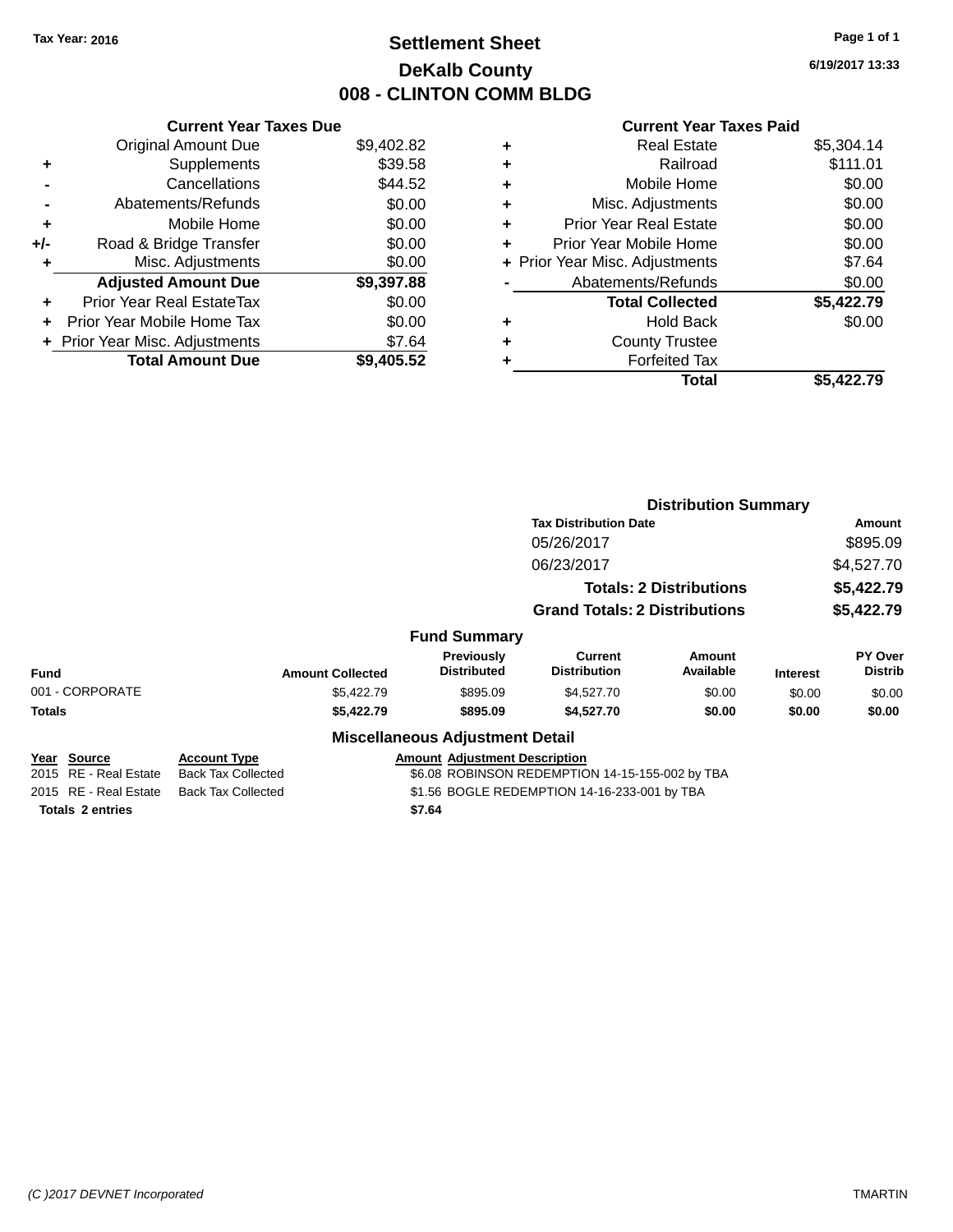Tax Year: 2016

# Settlement Sheet
## DeKalb County
## 008 - CLINTON COMM BLDG

6/19/2017 13:33

### Current Year Taxes Due

| | | |
|---|---|---|
| | Original Amount Due | $9,402.82 |
| + | Supplements | $39.58 |
| - | Cancellations | $44.52 |
| - | Abatements/Refunds | $0.00 |
| + | Mobile Home | $0.00 |
| +/- | Road & Bridge Transfer | $0.00 |
| + | Misc. Adjustments | $0.00 |
| | **Adjusted Amount Due** | **$9,397.88** |
| + | Prior Year Real EstateTax | $0.00 |
| + | Prior Year Mobile Home Tax | $0.00 |
| + | Prior Year Misc. Adjustments | $7.64 |
| | **Total Amount Due** | **$9,405.52** |

### Current Year Taxes Paid

| | | |
|---|---|---|
| + | Real Estate | $5,304.14 |
| + | Railroad | $111.01 |
| + | Mobile Home | $0.00 |
| + | Misc. Adjustments | $0.00 |
| + | Prior Year Real Estate | $0.00 |
| + | Prior Year Mobile Home | $0.00 |
| + | Prior Year Misc. Adjustments | $7.64 |
| - | Abatements/Refunds | $0.00 |
| | **Total Collected** | **$5,422.79** |
| + | Hold Back | $0.00 |
| + | County Trustee | |
| + | Forfeited Tax | |
| | **Total** | **$5,422.79** |

### Distribution Summary

| Tax Distribution Date | Amount |
|---|---|
| 05/26/2017 | $895.09 |
| 06/23/2017 | $4,527.70 |
| **Totals: 2 Distributions** | **$5,422.79** |
| **Grand Totals: 2 Distributions** | **$5,422.79** |

### Fund Summary

| Fund | Amount Collected | Previously Distributed | Current Distribution | Amount Available | Interest | PY Over Distrib |
|---|---|---|---|---|---|---|
| 001 - CORPORATE | $5,422.79 | $895.09 | $4,527.70 | $0.00 | $0.00 | $0.00 |
| **Totals** | **$5,422.79** | **$895.09** | **$4,527.70** | **$0.00** | **$0.00** | **$0.00** |

### Miscellaneous Adjustment Detail

| Year | Source | Account Type | Amount | Adjustment Description |
|---|---|---|---|---|
| 2015 | RE - Real Estate | Back Tax Collected | $6.08 | ROBINSON REDEMPTION 14-15-155-002 by TBA |
| 2015 | RE - Real Estate | Back Tax Collected | $1.56 | BOGLE REDEMPTION 14-16-233-001 by TBA |
| **Totals** | **2 entries** | | **$7.64** | |

(C )2017 DEVNET Incorporated TMARTIN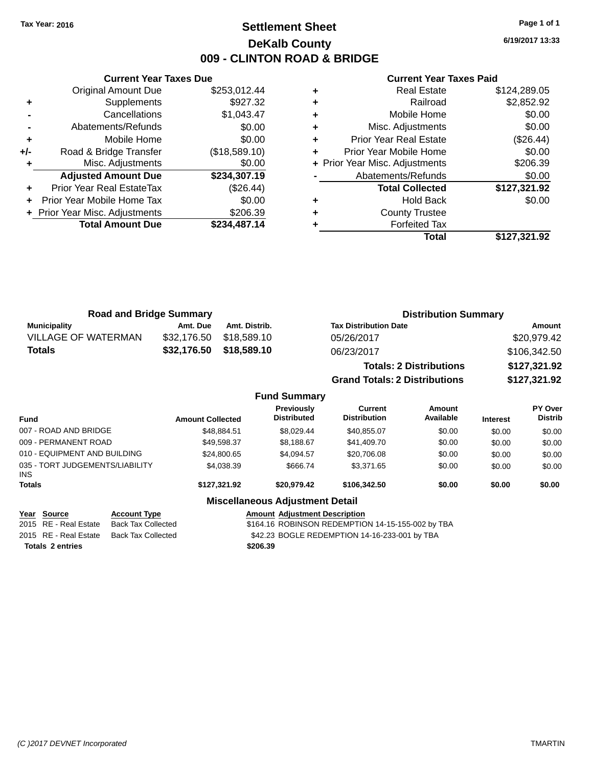**Tax Year: 2016**

# Settlement Sheet

## DeKalb County

## 009 - CLINTON ROAD & BRIDGE

**Page 1 of 1**

**6/19/2017 13:33**

### Current Year Taxes Due

| | | |
|---|---|---|
| | Original Amount Due | $253,012.44 |
| + | Supplements | $927.32 |
| - | Cancellations | $1,043.47 |
| - | Abatements/Refunds | $0.00 |
| + | Mobile Home | $0.00 |
| +/- | Road & Bridge Transfer | ($18,589.10) |
| + | Misc. Adjustments | $0.00 |
| | **Adjusted Amount Due** | **$234,307.19** |
| + | Prior Year Real EstateTax | ($26.44) |
| + | Prior Year Mobile Home Tax | $0.00 |
| + | Prior Year Misc. Adjustments | $206.39 |
| | **Total Amount Due** | **$234,487.14** |

### Current Year Taxes Paid

| | | |
|---|---|---|
| + | Real Estate | $124,289.05 |
| + | Railroad | $2,852.92 |
| + | Mobile Home | $0.00 |
| + | Misc. Adjustments | $0.00 |
| + | Prior Year Real Estate | ($26.44) |
| + | Prior Year Mobile Home | $0.00 |
| + | Prior Year Misc. Adjustments | $206.39 |
| - | Abatements/Refunds | $0.00 |
| | **Total Collected** | **$127,321.92** |
| + | Hold Back | $0.00 |
| + | County Trustee | |
| + | Forfeited Tax | |
| | **Total** | **$127,321.92** |

### Road and Bridge Summary

| Municipality | Amt. Due | Amt. Distrib. |
|---|---|---|
| VILLAGE OF WATERMAN | $32,176.50 | $18,589.10 |
| **Totals** | **$32,176.50** | **$18,589.10** |

### Distribution Summary

| Tax Distribution Date | Amount |
|---|---|
| 05/26/2017 | $20,979.42 |
| 06/23/2017 | $106,342.50 |
| **Totals: 2 Distributions** | **$127,321.92** |
| **Grand Totals: 2 Distributions** | **$127,321.92** |

### Fund Summary

| Fund | Amount Collected | Previously Distributed | Current Distribution | Amount Available | Interest | PY Over Distrib |
|---|---|---|---|---|---|---|
| 007 - ROAD AND BRIDGE | $48,884.51 | $8,029.44 | $40,855.07 | $0.00 | $0.00 | $0.00 |
| 009 - PERMANENT ROAD | $49,598.37 | $8,188.67 | $41,409.70 | $0.00 | $0.00 | $0.00 |
| 010 - EQUIPMENT AND BUILDING | $24,800.65 | $4,094.57 | $20,706.08 | $0.00 | $0.00 | $0.00 |
| 035 - TORT JUDGEMENTS/LIABILITY INS | $4,038.39 | $666.74 | $3,371.65 | $0.00 | $0.00 | $0.00 |
| **Totals** | **$127,321.92** | **$20,979.42** | **$106,342.50** | **$0.00** | **$0.00** | **$0.00** |

### Miscellaneous Adjustment Detail

| Year | Source | Account Type | Amount | Adjustment Description |
|---|---|---|---|---|
| 2015 | RE - Real Estate | Back Tax Collected | $164.16 | ROBINSON REDEMPTION 14-15-155-002 by TBA |
| 2015 | RE - Real Estate | Back Tax Collected | $42.23 | BOGLE REDEMPTION 14-16-233-001 by TBA |
| **Totals 2 entries** | | | **$206.39** | |

(C )2017 DEVNET Incorporated TMARTIN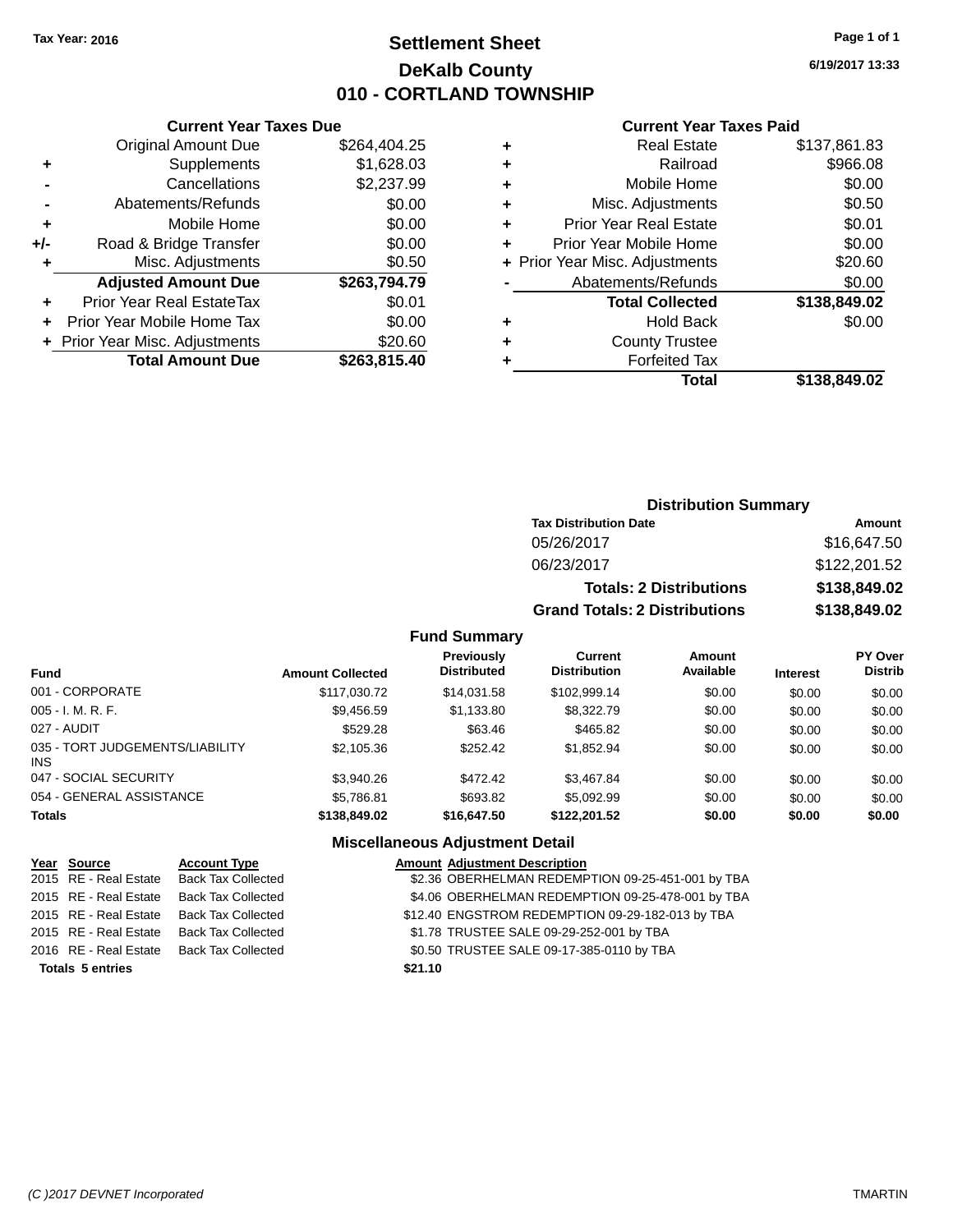Tax Year: 2016

# Settlement Sheet
## DeKalb County
## 010 - CORTLAND TOWNSHIP

6/19/2017 13:33

### Current Year Taxes Due

| | | |
|---|---|---|
| | Original Amount Due | $264,404.25 |
| + | Supplements | $1,628.03 |
| - | Cancellations | $2,237.99 |
| - | Abatements/Refunds | $0.00 |
| + | Mobile Home | $0.00 |
| +/- | Road & Bridge Transfer | $0.00 |
| + | Misc. Adjustments | $0.50 |
| | **Adjusted Amount Due** | **$263,794.79** |
| + | Prior Year Real EstateTax | $0.01 |
| + | Prior Year Mobile Home Tax | $0.00 |
| + | Prior Year Misc. Adjustments | $20.60 |
| | **Total Amount Due** | **$263,815.40** |

### Current Year Taxes Paid

| | | |
|---|---|---|
| + | Real Estate | $137,861.83 |
| + | Railroad | $966.08 |
| + | Mobile Home | $0.00 |
| + | Misc. Adjustments | $0.50 |
| + | Prior Year Real Estate | $0.01 |
| + | Prior Year Mobile Home | $0.00 |
| + | Prior Year Misc. Adjustments | $20.60 |
| - | Abatements/Refunds | $0.00 |
| | **Total Collected** | **$138,849.02** |
| + | Hold Back | $0.00 |
| + | County Trustee | |
| + | Forfeited Tax | |
| | **Total** | **$138,849.02** |

### Distribution Summary

| Tax Distribution Date | Amount |
|---|---|
| 05/26/2017 | $16,647.50 |
| 06/23/2017 | $122,201.52 |
| **Totals: 2 Distributions** | **$138,849.02** |
| **Grand Totals: 2 Distributions** | **$138,849.02** |

### Fund Summary

| Fund | Amount Collected | Previously Distributed | Current Distribution | Amount Available | Interest | PY Over Distrib |
|---|---|---|---|---|---|---|
| 001 - CORPORATE | $117,030.72 | $14,031.58 | $102,999.14 | $0.00 | $0.00 | $0.00 |
| 005 - I. M. R. F. | $9,456.59 | $1,133.80 | $8,322.79 | $0.00 | $0.00 | $0.00 |
| 027 - AUDIT | $529.28 | $63.46 | $465.82 | $0.00 | $0.00 | $0.00 |
| 035 - TORT JUDGEMENTS/LIABILITY INS | $2,105.36 | $252.42 | $1,852.94 | $0.00 | $0.00 | $0.00 |
| 047 - SOCIAL SECURITY | $3,940.26 | $472.42 | $3,467.84 | $0.00 | $0.00 | $0.00 |
| 054 - GENERAL ASSISTANCE | $5,786.81 | $693.82 | $5,092.99 | $0.00 | $0.00 | $0.00 |
| **Totals** | **$138,849.02** | **$16,647.50** | **$122,201.52** | **$0.00** | **$0.00** | **$0.00** |

### Miscellaneous Adjustment Detail

| Year | Source | Account Type | Amount | Adjustment Description |
|---|---|---|---|---|
| 2015 | RE - Real Estate | Back Tax Collected | $2.36 | OBERHELMAN REDEMPTION 09-25-451-001 by TBA |
| 2015 | RE - Real Estate | Back Tax Collected | $4.06 | OBERHELMAN REDEMPTION 09-25-478-001 by TBA |
| 2015 | RE - Real Estate | Back Tax Collected | $12.40 | ENGSTROM REDEMPTION 09-29-182-013 by TBA |
| 2015 | RE - Real Estate | Back Tax Collected | $1.78 | TRUSTEE SALE 09-29-252-001 by TBA |
| 2016 | RE - Real Estate | Back Tax Collected | $0.50 | TRUSTEE SALE 09-17-385-0110 by TBA |
| **Totals 5 entries** | | | **$21.10** | |

(C )2017 DEVNET Incorporated TMARTIN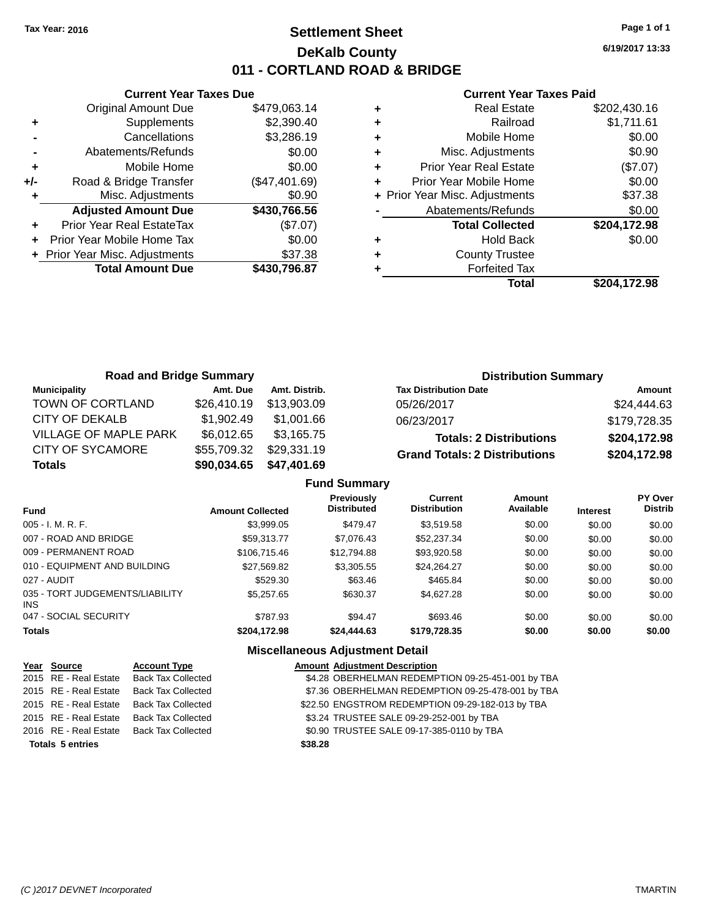Tax Year: 2016

# Settlement Sheet

## DeKalb County

## 011 - CORTLAND ROAD & BRIDGE

### Current Year Taxes Due

| | | |
|---|---|---|
| | Original Amount Due | $479,063.14 |
| + | Supplements | $2,390.40 |
| - | Cancellations | $3,286.19 |
| - | Abatements/Refunds | $0.00 |
| + | Mobile Home | $0.00 |
| +/- | Road & Bridge Transfer | ($47,401.69) |
| + | Misc. Adjustments | $0.90 |
| | **Adjusted Amount Due** | **$430,766.56** |
| + | Prior Year Real EstateTax | ($7.07) |
| + | Prior Year Mobile Home Tax | $0.00 |
| + | Prior Year Misc. Adjustments | $37.38 |
| | **Total Amount Due** | **$430,796.87** |

### Current Year Taxes Paid

| | | |
|---|---|---|
| + | Real Estate | $202,430.16 |
| + | Railroad | $1,711.61 |
| + | Mobile Home | $0.00 |
| + | Misc. Adjustments | $0.90 |
| + | Prior Year Real Estate | ($7.07) |
| + | Prior Year Mobile Home | $0.00 |
| + | Prior Year Misc. Adjustments | $37.38 |
| - | Abatements/Refunds | $0.00 |
| | **Total Collected** | **$204,172.98** |
| + | Hold Back | $0.00 |
| + | County Trustee | |
| + | Forfeited Tax | |
| | **Total** | **$204,172.98** |

### Road and Bridge Summary

| Municipality | Amt. Due | Amt. Distrib. |
|---|---|---|
| TOWN OF CORTLAND | $26,410.19 | $13,903.09 |
| CITY OF DEKALB | $1,902.49 | $1,001.66 |
| VILLAGE OF MAPLE PARK | $6,012.65 | $3,165.75 |
| CITY OF SYCAMORE | $55,709.32 | $29,331.19 |
| **Totals** | **$90,034.65** | **$47,401.69** |

### Distribution Summary

| Tax Distribution Date | Amount |
|---|---|
| 05/26/2017 | $24,444.63 |
| 06/23/2017 | $179,728.35 |
| **Totals: 2 Distributions** | **$204,172.98** |
| **Grand Totals: 2 Distributions** | **$204,172.98** |

### Fund Summary

| Fund | Amount Collected | Previously Distributed | Current Distribution | Amount Available | Interest | PY Over Distrib |
|---|---|---|---|---|---|---|
| 005 - I. M. R. F. | $3,999.05 | $479.47 | $3,519.58 | $0.00 | $0.00 | $0.00 |
| 007 - ROAD AND BRIDGE | $59,313.77 | $7,076.43 | $52,237.34 | $0.00 | $0.00 | $0.00 |
| 009 - PERMANENT ROAD | $106,715.46 | $12,794.88 | $93,920.58 | $0.00 | $0.00 | $0.00 |
| 010 - EQUIPMENT AND BUILDING | $27,569.82 | $3,305.55 | $24,264.27 | $0.00 | $0.00 | $0.00 |
| 027 - AUDIT | $529.30 | $63.46 | $465.84 | $0.00 | $0.00 | $0.00 |
| 035 - TORT JUDGEMENTS/LIABILITY INS | $5,257.65 | $630.37 | $4,627.28 | $0.00 | $0.00 | $0.00 |
| 047 - SOCIAL SECURITY | $787.93 | $94.47 | $693.46 | $0.00 | $0.00 | $0.00 |
| **Totals** | **$204,172.98** | **$24,444.63** | **$179,728.35** | **$0.00** | **$0.00** | **$0.00** |

### Miscellaneous Adjustment Detail

| Year | Source | Account Type | Amount | Adjustment Description |
|---|---|---|---|---|
| 2015 | RE - Real Estate | Back Tax Collected | $4.28 | OBERHELMAN REDEMPTION 09-25-451-001 by TBA |
| 2015 | RE - Real Estate | Back Tax Collected | $7.36 | OBERHELMAN REDEMPTION 09-25-478-001 by TBA |
| 2015 | RE - Real Estate | Back Tax Collected | $22.50 | ENGSTROM REDEMPTION 09-29-182-013 by TBA |
| 2015 | RE - Real Estate | Back Tax Collected | $3.24 | TRUSTEE SALE 09-29-252-001 by TBA |
| 2016 | RE - Real Estate | Back Tax Collected | $0.90 | TRUSTEE SALE 09-17-385-0110 by TBA |
| **Totals 5 entries** | | | **$38.28** | |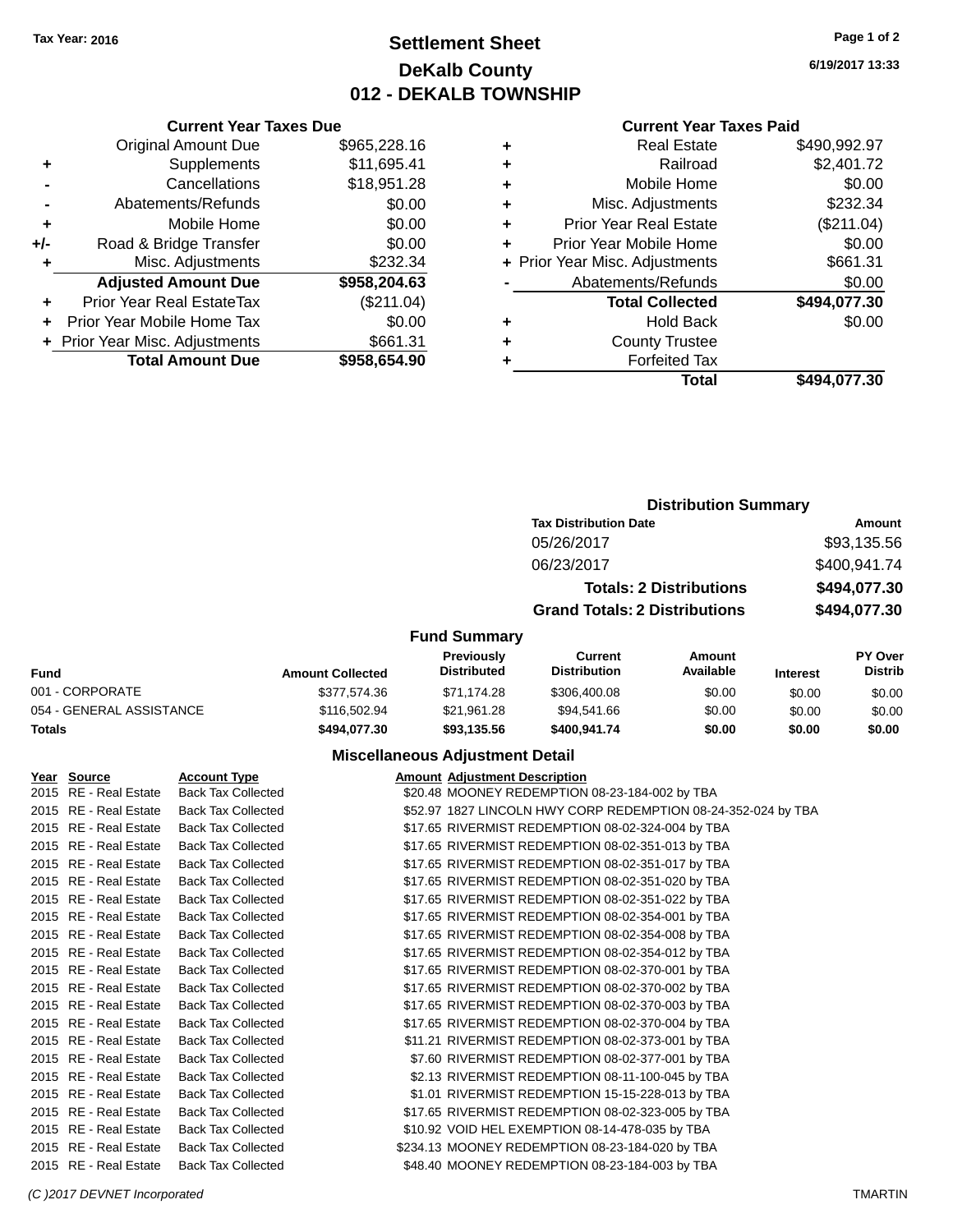Tax Year: 2016

# Settlement Sheet

## DeKalb County

## 012 - DEKALB TOWNSHIP

6/19/2017 13:33

### Current Year Taxes Due

| | | |
|---|---|---|
| | Original Amount Due | $965,228.16 |
| + | Supplements | $11,695.41 |
| - | Cancellations | $18,951.28 |
| - | Abatements/Refunds | $0.00 |
| + | Mobile Home | $0.00 |
| +/- | Road & Bridge Transfer | $0.00 |
| + | Misc. Adjustments | $232.34 |
| | **Adjusted Amount Due** | **$958,204.63** |
| + | Prior Year Real EstateTax | ($211.04) |
| + | Prior Year Mobile Home Tax | $0.00 |
| + | Prior Year Misc. Adjustments | $661.31 |
| | **Total Amount Due** | **$958,654.90** |

### Current Year Taxes Paid

| | | |
|---|---|---|
| + | Real Estate | $490,992.97 |
| + | Railroad | $2,401.72 |
| + | Mobile Home | $0.00 |
| + | Misc. Adjustments | $232.34 |
| + | Prior Year Real Estate | ($211.04) |
| + | Prior Year Mobile Home | $0.00 |
| + | Prior Year Misc. Adjustments | $661.31 |
| - | Abatements/Refunds | $0.00 |
| | **Total Collected** | **$494,077.30** |
| + | Hold Back | $0.00 |
| + | County Trustee | |
| + | Forfeited Tax | |
| | **Total** | **$494,077.30** |

### Distribution Summary

| Tax Distribution Date | Amount |
|---|---|
| 05/26/2017 | $93,135.56 |
| 06/23/2017 | $400,941.74 |
| **Totals: 2 Distributions** | **$494,077.30** |
| **Grand Totals: 2 Distributions** | **$494,077.30** |

### Fund Summary

| Fund | Amount Collected | Previously Distributed | Current Distribution | Amount Available | Interest | PY Over Distrib |
|---|---|---|---|---|---|---|
| 001 - CORPORATE | $377,574.36 | $71,174.28 | $306,400.08 | $0.00 | $0.00 | $0.00 |
| 054 - GENERAL ASSISTANCE | $116,502.94 | $21,961.28 | $94,541.66 | $0.00 | $0.00 | $0.00 |
| **Totals** | **$494,077.30** | **$93,135.56** | **$400,941.74** | **$0.00** | **$0.00** | **$0.00** |

### Miscellaneous Adjustment Detail

| Year | Source | Account Type | Amount | Adjustment Description |
|---|---|---|---|---|
| 2015 | RE - Real Estate | Back Tax Collected | $20.48 | MOONEY REDEMPTION 08-23-184-002 by TBA |
| 2015 | RE - Real Estate | Back Tax Collected | $52.97 | 1827 LINCOLN HWY CORP REDEMPTION 08-24-352-024 by TBA |
| 2015 | RE - Real Estate | Back Tax Collected | $17.65 | RIVERMIST REDEMPTION 08-02-324-004 by TBA |
| 2015 | RE - Real Estate | Back Tax Collected | $17.65 | RIVERMIST REDEMPTION 08-02-351-013 by TBA |
| 2015 | RE - Real Estate | Back Tax Collected | $17.65 | RIVERMIST REDEMPTION 08-02-351-017 by TBA |
| 2015 | RE - Real Estate | Back Tax Collected | $17.65 | RIVERMIST REDEMPTION 08-02-351-020 by TBA |
| 2015 | RE - Real Estate | Back Tax Collected | $17.65 | RIVERMIST REDEMPTION 08-02-351-022 by TBA |
| 2015 | RE - Real Estate | Back Tax Collected | $17.65 | RIVERMIST REDEMPTION 08-02-354-001 by TBA |
| 2015 | RE - Real Estate | Back Tax Collected | $17.65 | RIVERMIST REDEMPTION 08-02-354-008 by TBA |
| 2015 | RE - Real Estate | Back Tax Collected | $17.65 | RIVERMIST REDEMPTION 08-02-354-012 by TBA |
| 2015 | RE - Real Estate | Back Tax Collected | $17.65 | RIVERMIST REDEMPTION 08-02-370-001 by TBA |
| 2015 | RE - Real Estate | Back Tax Collected | $17.65 | RIVERMIST REDEMPTION 08-02-370-002 by TBA |
| 2015 | RE - Real Estate | Back Tax Collected | $17.65 | RIVERMIST REDEMPTION 08-02-370-003 by TBA |
| 2015 | RE - Real Estate | Back Tax Collected | $17.65 | RIVERMIST REDEMPTION 08-02-370-004 by TBA |
| 2015 | RE - Real Estate | Back Tax Collected | $11.21 | RIVERMIST REDEMPTION 08-02-373-001 by TBA |
| 2015 | RE - Real Estate | Back Tax Collected | $7.60 | RIVERMIST REDEMPTION 08-02-377-001 by TBA |
| 2015 | RE - Real Estate | Back Tax Collected | $2.13 | RIVERMIST REDEMPTION 08-11-100-045 by TBA |
| 2015 | RE - Real Estate | Back Tax Collected | $1.01 | RIVERMIST REDEMPTION 15-15-228-013 by TBA |
| 2015 | RE - Real Estate | Back Tax Collected | $17.65 | RIVERMIST REDEMPTION 08-02-323-005 by TBA |
| 2015 | RE - Real Estate | Back Tax Collected | $10.92 | VOID HEL EXEMPTION 08-14-478-035 by TBA |
| 2015 | RE - Real Estate | Back Tax Collected | $234.13 | MOONEY REDEMPTION 08-23-184-020 by TBA |
| 2015 | RE - Real Estate | Back Tax Collected | $48.40 | MOONEY REDEMPTION 08-23-184-003 by TBA |

(C )2017 DEVNET Incorporated TMARTIN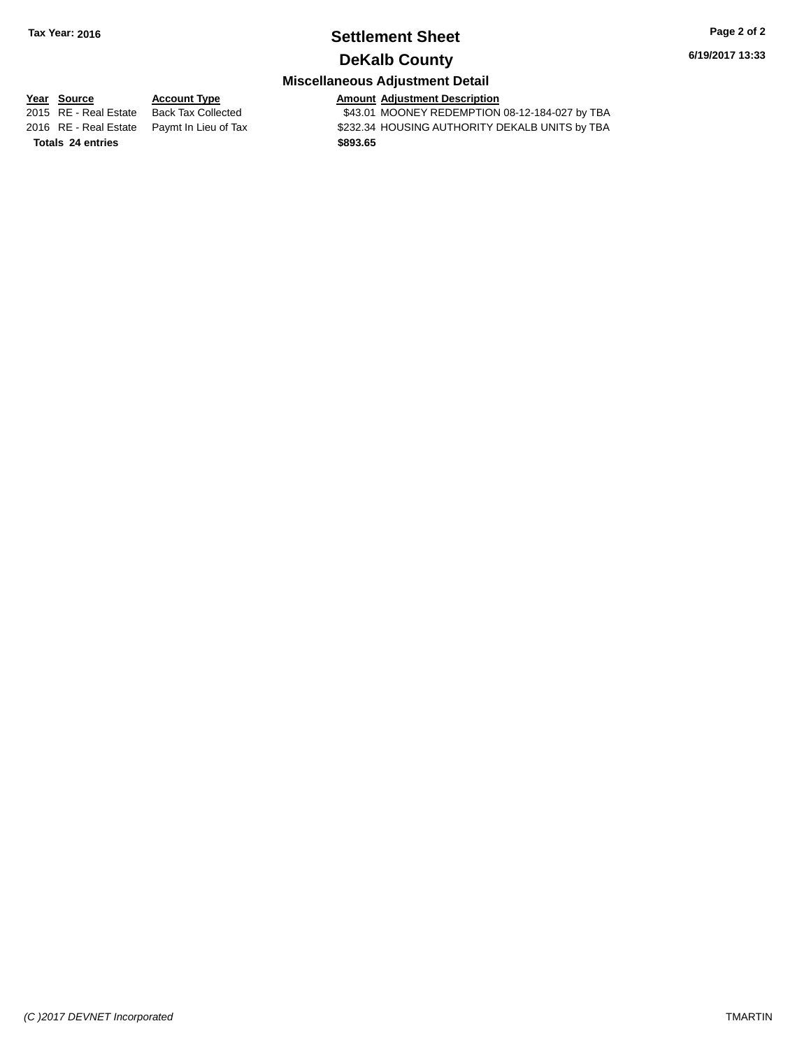**Tax Year: 2016**

# Settlement Sheet

## DeKalb County

### Miscellaneous Adjustment Detail

6/19/2017 13:33

| Year | Source | Account Type | Amount | Adjustment Description |
|---|---|---|---|---|
| 2015 | RE - Real Estate | Back Tax Collected | $43.01 | MOONEY REDEMPTION 08-12-184-027 by TBA |
| 2016 | RE - Real Estate | Paymt In Lieu of Tax | $232.34 | HOUSING AUTHORITY DEKALB UNITS by TBA |
| **Totals** | **24 entries** | | **$893.65** | |

*(C )2017 DEVNET Incorporated*

TMARTIN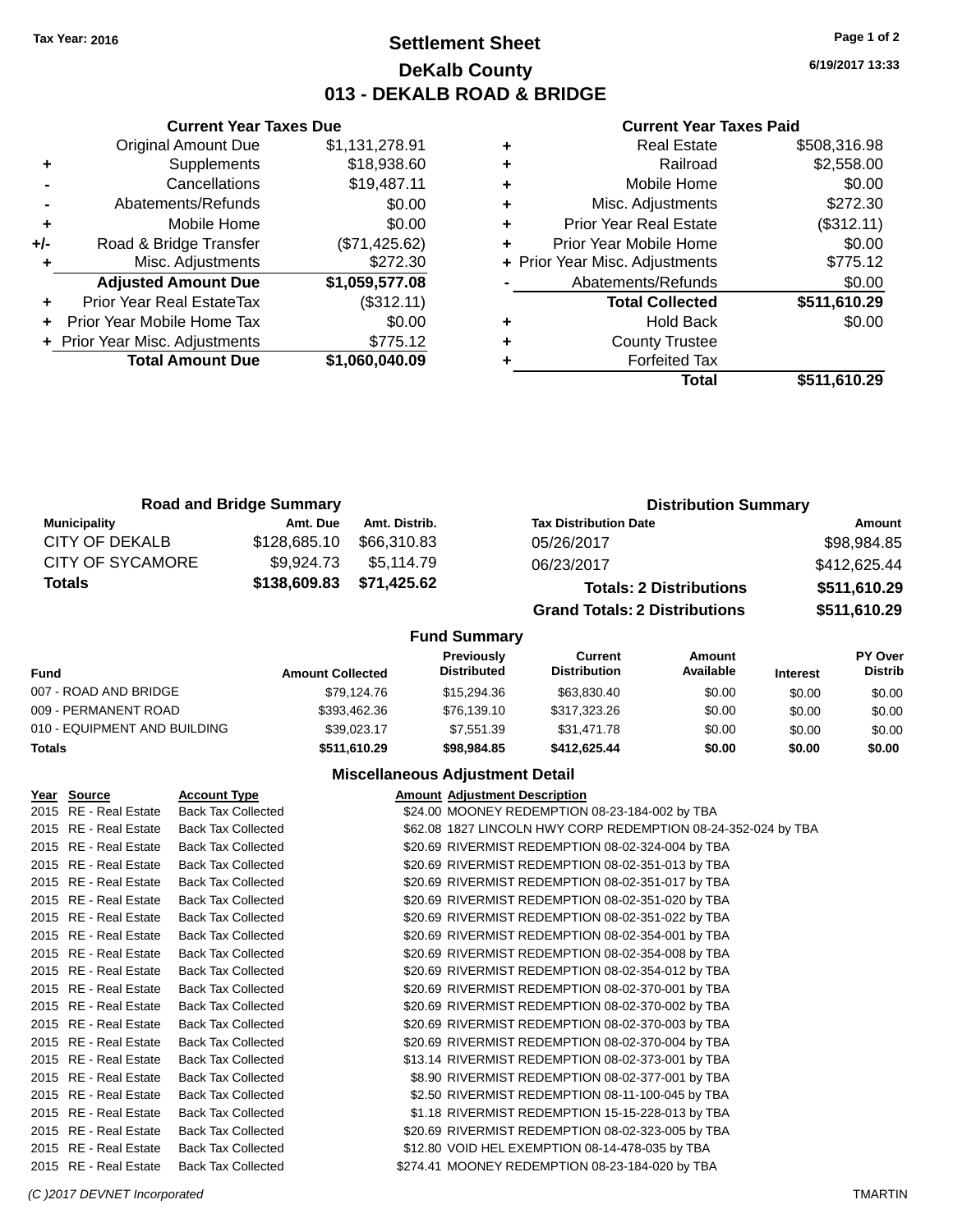Tax Year: 2016

# Settlement Sheet

## DeKalb County

## 013 - DEKALB ROAD & BRIDGE

6/19/2017 13:33

### Current Year Taxes Due

| | | |
|---|---|---|
| | Original Amount Due | $1,131,278.91 |
| + | Supplements | $18,938.60 |
| - | Cancellations | $19,487.11 |
| - | Abatements/Refunds | $0.00 |
| + | Mobile Home | $0.00 |
| +/- | Road & Bridge Transfer | ($71,425.62) |
| + | Misc. Adjustments | $272.30 |
| | **Adjusted Amount Due** | **$1,059,577.08** |
| + | Prior Year Real EstateTax | ($312.11) |
| + | Prior Year Mobile Home Tax | $0.00 |
| + | Prior Year Misc. Adjustments | $775.12 |
| | **Total Amount Due** | **$1,060,040.09** |

### Current Year Taxes Paid

| | | |
|---|---|---|
| + | Real Estate | $508,316.98 |
| + | Railroad | $2,558.00 |
| + | Mobile Home | $0.00 |
| + | Misc. Adjustments | $272.30 |
| + | Prior Year Real Estate | ($312.11) |
| + | Prior Year Mobile Home | $0.00 |
| + | Prior Year Misc. Adjustments | $775.12 |
| - | Abatements/Refunds | $0.00 |
| | **Total Collected** | **$511,610.29** |
| + | Hold Back | $0.00 |
| + | County Trustee | |
| + | Forfeited Tax | |
| | **Total** | **$511,610.29** |

### Road and Bridge Summary

| Municipality | Amt. Due | Amt. Distrib. |
|---|---|---|
| CITY OF DEKALB | $128,685.10 | $66,310.83 |
| CITY OF SYCAMORE | $9,924.73 | $5,114.79 |
| **Totals** | **$138,609.83** | **$71,425.62** |

### Distribution Summary

| Tax Distribution Date | Amount |
|---|---|
| 05/26/2017 | $98,984.85 |
| 06/23/2017 | $412,625.44 |
| **Totals: 2 Distributions** | **$511,610.29** |
| **Grand Totals: 2 Distributions** | **$511,610.29** |

### Fund Summary

| Fund | Amount Collected | Previously Distributed | Current Distribution | Amount Available | Interest | PY Over Distrib |
|---|---|---|---|---|---|---|
| 007 - ROAD AND BRIDGE | $79,124.76 | $15,294.36 | $63,830.40 | $0.00 | $0.00 | $0.00 |
| 009 - PERMANENT ROAD | $393,462.36 | $76,139.10 | $317,323.26 | $0.00 | $0.00 | $0.00 |
| 010 - EQUIPMENT AND BUILDING | $39,023.17 | $7,551.39 | $31,471.78 | $0.00 | $0.00 | $0.00 |
| **Totals** | **$511,610.29** | **$98,984.85** | **$412,625.44** | **$0.00** | **$0.00** | **$0.00** |

### Miscellaneous Adjustment Detail

| Year | Source | Account Type | Amount | Adjustment Description |
|---|---|---|---|---|
| 2015 | RE - Real Estate | Back Tax Collected | $24.00 | MOONEY REDEMPTION 08-23-184-002 by TBA |
| 2015 | RE - Real Estate | Back Tax Collected | $62.08 | 1827 LINCOLN HWY CORP REDEMPTION 08-24-352-024 by TBA |
| 2015 | RE - Real Estate | Back Tax Collected | $20.69 | RIVERMIST REDEMPTION 08-02-324-004 by TBA |
| 2015 | RE - Real Estate | Back Tax Collected | $20.69 | RIVERMIST REDEMPTION 08-02-351-013 by TBA |
| 2015 | RE - Real Estate | Back Tax Collected | $20.69 | RIVERMIST REDEMPTION 08-02-351-017 by TBA |
| 2015 | RE - Real Estate | Back Tax Collected | $20.69 | RIVERMIST REDEMPTION 08-02-351-020 by TBA |
| 2015 | RE - Real Estate | Back Tax Collected | $20.69 | RIVERMIST REDEMPTION 08-02-351-022 by TBA |
| 2015 | RE - Real Estate | Back Tax Collected | $20.69 | RIVERMIST REDEMPTION 08-02-354-001 by TBA |
| 2015 | RE - Real Estate | Back Tax Collected | $20.69 | RIVERMIST REDEMPTION 08-02-354-008 by TBA |
| 2015 | RE - Real Estate | Back Tax Collected | $20.69 | RIVERMIST REDEMPTION 08-02-354-012 by TBA |
| 2015 | RE - Real Estate | Back Tax Collected | $20.69 | RIVERMIST REDEMPTION 08-02-370-001 by TBA |
| 2015 | RE - Real Estate | Back Tax Collected | $20.69 | RIVERMIST REDEMPTION 08-02-370-002 by TBA |
| 2015 | RE - Real Estate | Back Tax Collected | $20.69 | RIVERMIST REDEMPTION 08-02-370-003 by TBA |
| 2015 | RE - Real Estate | Back Tax Collected | $20.69 | RIVERMIST REDEMPTION 08-02-370-004 by TBA |
| 2015 | RE - Real Estate | Back Tax Collected | $13.14 | RIVERMIST REDEMPTION 08-02-373-001 by TBA |
| 2015 | RE - Real Estate | Back Tax Collected | $8.90 | RIVERMIST REDEMPTION 08-02-377-001 by TBA |
| 2015 | RE - Real Estate | Back Tax Collected | $2.50 | RIVERMIST REDEMPTION 08-11-100-045 by TBA |
| 2015 | RE - Real Estate | Back Tax Collected | $1.18 | RIVERMIST REDEMPTION 15-15-228-013 by TBA |
| 2015 | RE - Real Estate | Back Tax Collected | $20.69 | RIVERMIST REDEMPTION 08-02-323-005 by TBA |
| 2015 | RE - Real Estate | Back Tax Collected | $12.80 | VOID HEL EXEMPTION 08-14-478-035 by TBA |
| 2015 | RE - Real Estate | Back Tax Collected | $274.41 | MOONEY REDEMPTION 08-23-184-020 by TBA |

(C )2017 DEVNET Incorporated TMARTIN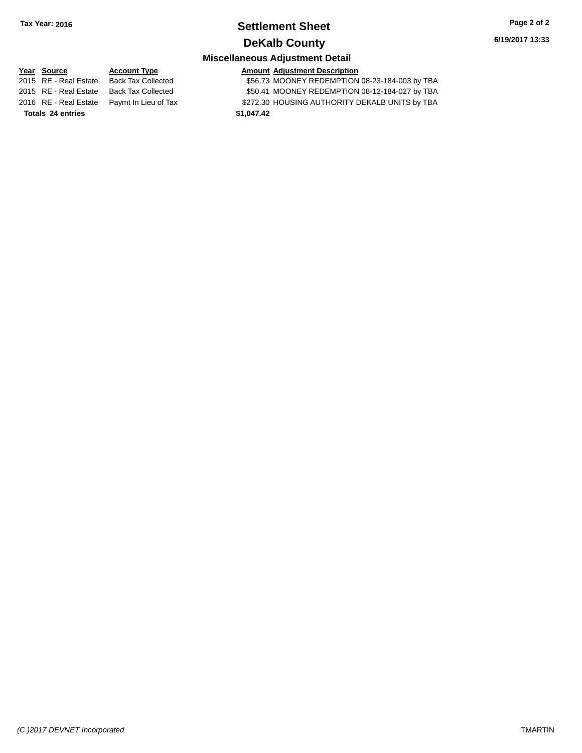Tax Year: 2016

# Settlement Sheet

## DeKalb County

6/19/2017 13:33

### Miscellaneous Adjustment Detail

| Year | Source | Account Type | Amount | Adjustment Description |
| --- | --- | --- | --- | --- |
| 2015 | RE - Real Estate | Back Tax Collected | $56.73 | MOONEY REDEMPTION 08-23-184-003 by TBA |
| 2015 | RE - Real Estate | Back Tax Collected | $50.41 | MOONEY REDEMPTION 08-12-184-027 by TBA |
| 2016 | RE - Real Estate | Paymt In Lieu of Tax | $272.30 | HOUSING AUTHORITY DEKALB UNITS by TBA |
| **Totals** | **24 entries** | | **$1,047.42** | |

*(C )2017 DEVNET Incorporated* TMARTIN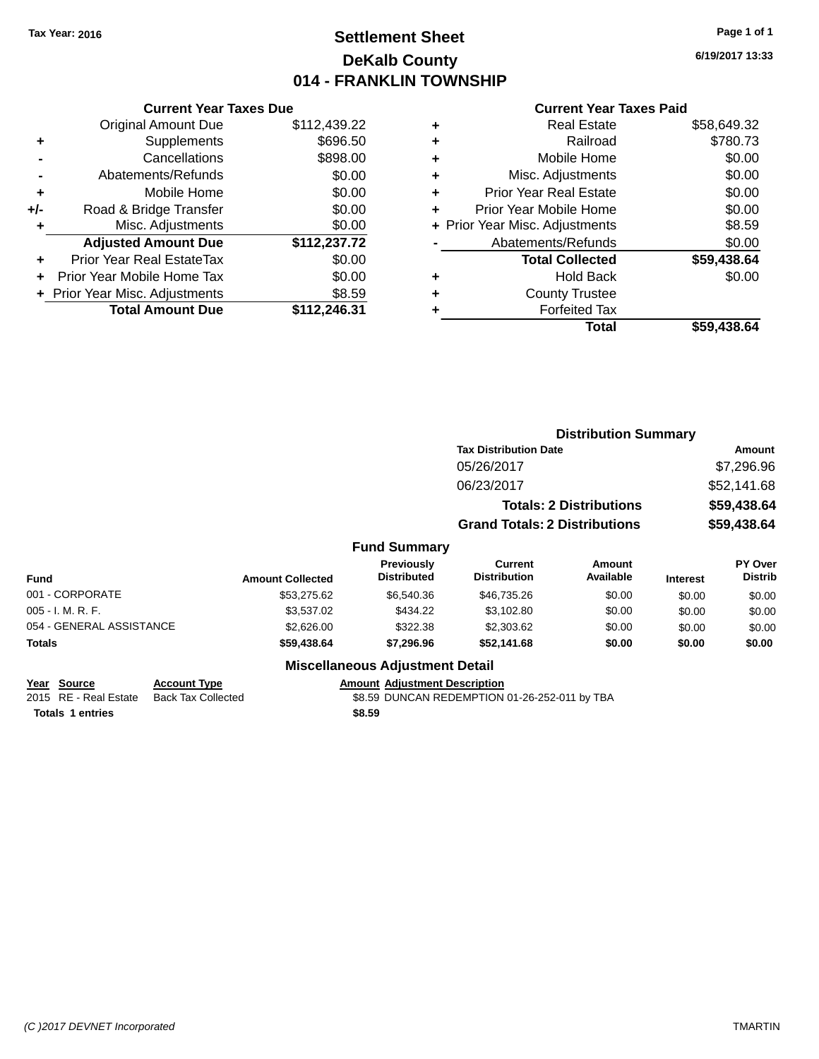Tax Year: 2016

# Settlement Sheet
## DeKalb County
## 014 - FRANKLIN TOWNSHIP

6/19/2017 13:33

### Current Year Taxes Due

| | | |
|---|---|---|
| | Original Amount Due | $112,439.22 |
| + | Supplements | $696.50 |
| - | Cancellations | $898.00 |
| - | Abatements/Refunds | $0.00 |
| + | Mobile Home | $0.00 |
| +/- | Road & Bridge Transfer | $0.00 |
| + | Misc. Adjustments | $0.00 |
| | **Adjusted Amount Due** | **$112,237.72** |
| + | Prior Year Real EstateTax | $0.00 |
| + | Prior Year Mobile Home Tax | $0.00 |
| + | Prior Year Misc. Adjustments | $8.59 |
| | **Total Amount Due** | **$112,246.31** |

### Current Year Taxes Paid

| | | |
|---|---|---|
| + | Real Estate | $58,649.32 |
| + | Railroad | $780.73 |
| + | Mobile Home | $0.00 |
| + | Misc. Adjustments | $0.00 |
| + | Prior Year Real Estate | $0.00 |
| + | Prior Year Mobile Home | $0.00 |
| + | Prior Year Misc. Adjustments | $8.59 |
| - | Abatements/Refunds | $0.00 |
| | **Total Collected** | **$59,438.64** |
| + | Hold Back | $0.00 |
| + | County Trustee | |
| + | Forfeited Tax | |
| | **Total** | **$59,438.64** |

### Distribution Summary

| Tax Distribution Date | Amount |
|---|---|
| 05/26/2017 | $7,296.96 |
| 06/23/2017 | $52,141.68 |
| **Totals: 2 Distributions** | **$59,438.64** |
| **Grand Totals: 2 Distributions** | **$59,438.64** |

### Fund Summary

| Fund | Amount Collected | Previously Distributed | Current Distribution | Amount Available | Interest | PY Over Distrib |
|---|---|---|---|---|---|---|
| 001 - CORPORATE | $53,275.62 | $6,540.36 | $46,735.26 | $0.00 | $0.00 | $0.00 |
| 005 - I. M. R. F. | $3,537.02 | $434.22 | $3,102.80 | $0.00 | $0.00 | $0.00 |
| 054 - GENERAL ASSISTANCE | $2,626.00 | $322.38 | $2,303.62 | $0.00 | $0.00 | $0.00 |
| **Totals** | **$59,438.64** | **$7,296.96** | **$52,141.68** | **$0.00** | **$0.00** | **$0.00** |

### Miscellaneous Adjustment Detail

| Year | Source | Account Type | Amount | Adjustment Description |
|---|---|---|---|---|
| 2015 | RE - Real Estate | Back Tax Collected | $8.59 | DUNCAN REDEMPTION 01-26-252-011 by TBA |
| **Totals** | **1 entries** | | **$8.59** | |

(C )2017 DEVNET Incorporated TMARTIN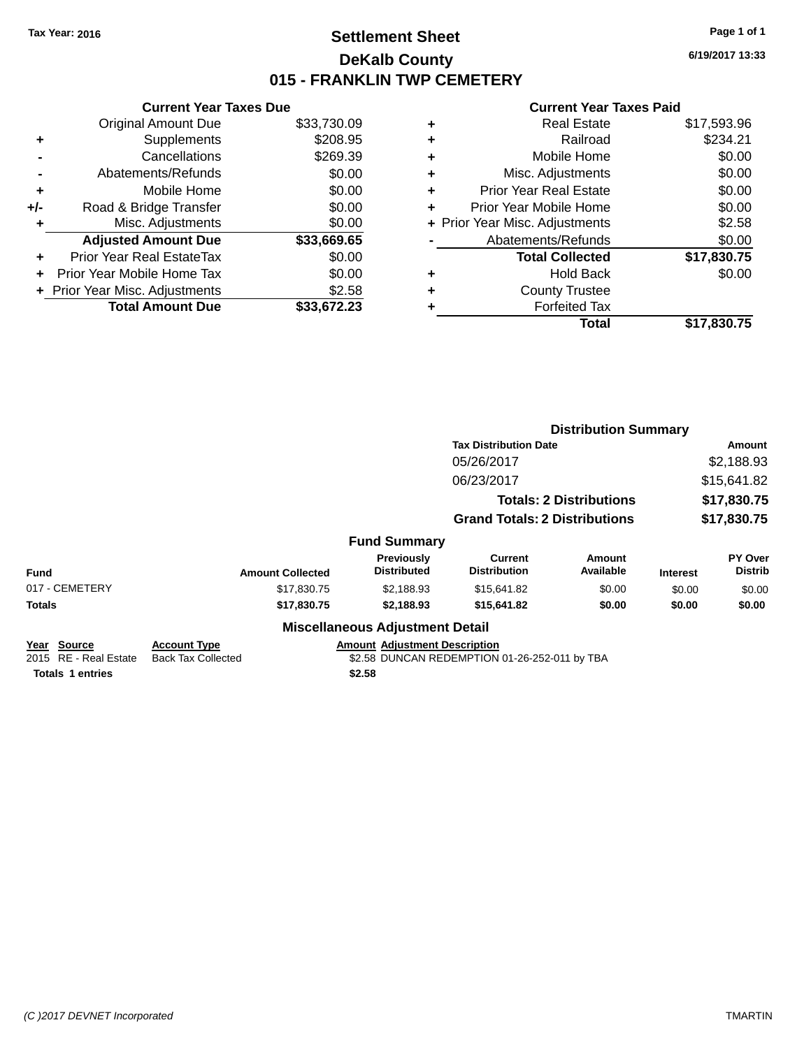Tax Year: 2016

# Settlement Sheet

## DeKalb County

## 015 - FRANKLIN TWP CEMETERY

6/19/2017 13:33

### Current Year Taxes Due

| | | |
|---|---|---|
| | Original Amount Due | $33,730.09 |
| + | Supplements | $208.95 |
| - | Cancellations | $269.39 |
| - | Abatements/Refunds | $0.00 |
| + | Mobile Home | $0.00 |
| +/- | Road & Bridge Transfer | $0.00 |
| + | Misc. Adjustments | $0.00 |
| | **Adjusted Amount Due** | **$33,669.65** |
| + | Prior Year Real EstateTax | $0.00 |
| + | Prior Year Mobile Home Tax | $0.00 |
| + | Prior Year Misc. Adjustments | $2.58 |
| | **Total Amount Due** | **$33,672.23** |

### Current Year Taxes Paid

| | | |
|---|---|---|
| + | Real Estate | $17,593.96 |
| + | Railroad | $234.21 |
| + | Mobile Home | $0.00 |
| + | Misc. Adjustments | $0.00 |
| + | Prior Year Real Estate | $0.00 |
| + | Prior Year Mobile Home | $0.00 |
| + | Prior Year Misc. Adjustments | $2.58 |
| - | Abatements/Refunds | $0.00 |
| | **Total Collected** | **$17,830.75** |
| + | Hold Back | $0.00 |
| + | County Trustee | |
| + | Forfeited Tax | |
| | **Total** | **$17,830.75** |

### Distribution Summary

| Tax Distribution Date | Amount |
|---|---|
| 05/26/2017 | $2,188.93 |
| 06/23/2017 | $15,641.82 |
| **Totals: 2 Distributions** | **$17,830.75** |
| **Grand Totals: 2 Distributions** | **$17,830.75** |

### Fund Summary

| Fund | Amount Collected | Previously Distributed | Current Distribution | Amount Available | Interest | PY Over Distrib |
|---|---|---|---|---|---|---|
| 017 - CEMETERY | $17,830.75 | $2,188.93 | $15,641.82 | $0.00 | $0.00 | $0.00 |
| **Totals** | **$17,830.75** | **$2,188.93** | **$15,641.82** | **$0.00** | **$0.00** | **$0.00** |

### Miscellaneous Adjustment Detail

| Year | Source | Account Type | Amount | Adjustment Description |
|---|---|---|---|---|
| 2015 | RE - Real Estate | Back Tax Collected | $2.58 | DUNCAN REDEMPTION 01-26-252-011 by TBA |
| **Totals** | **1 entries** | | **$2.58** | |

(C )2017 DEVNET Incorporated TMARTIN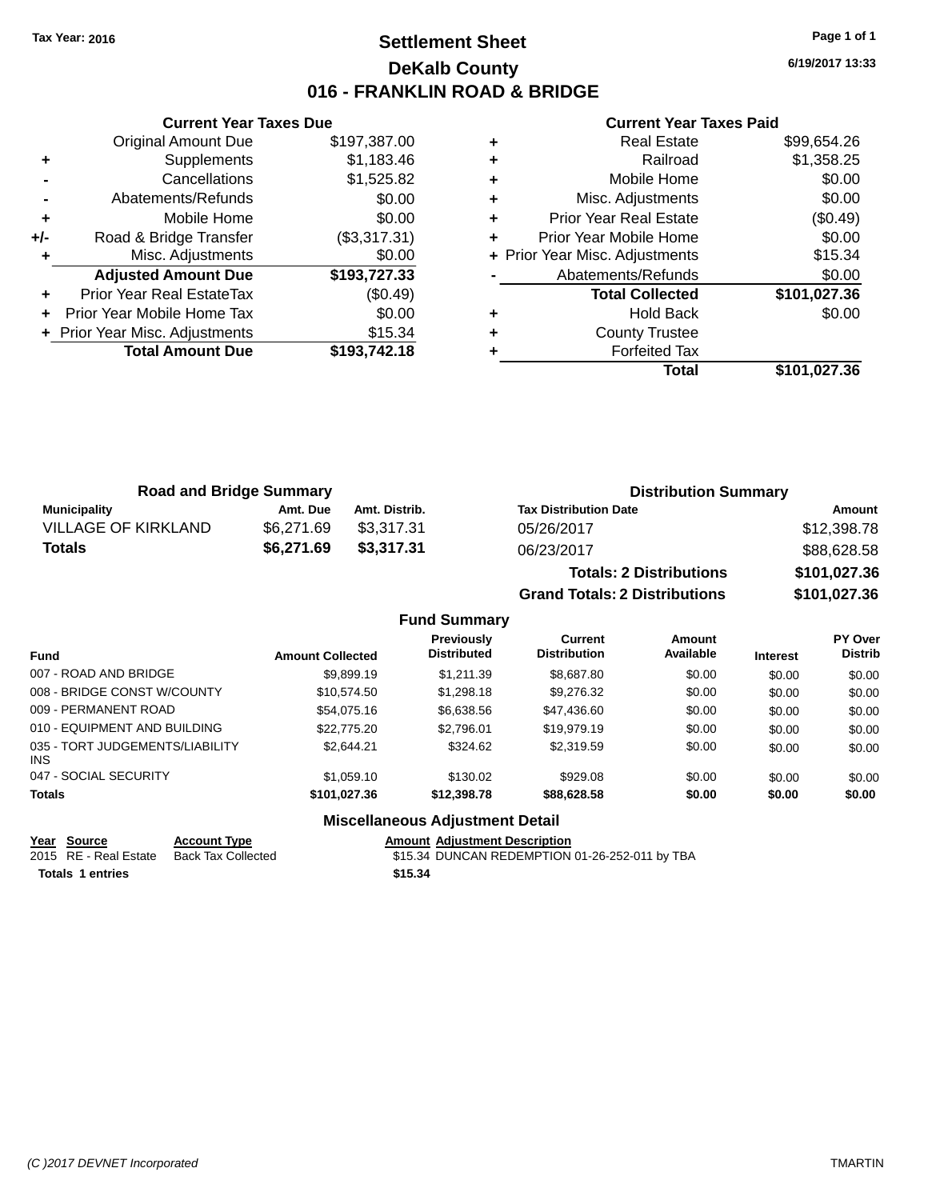Tax Year: 2016

# Settlement Sheet
## DeKalb County
## 016 - FRANKLIN ROAD & BRIDGE

6/19/2017 13:33

### Current Year Taxes Due

| | | |
|---|---|---|
| | Original Amount Due | $197,387.00 |
| + | Supplements | $1,183.46 |
| - | Cancellations | $1,525.82 |
| - | Abatements/Refunds | $0.00 |
| + | Mobile Home | $0.00 |
| +/- | Road & Bridge Transfer | ($3,317.31) |
| + | Misc. Adjustments | $0.00 |
| | **Adjusted Amount Due** | **$193,727.33** |
| + | Prior Year Real EstateTax | ($0.49) |
| + | Prior Year Mobile Home Tax | $0.00 |
| + | Prior Year Misc. Adjustments | $15.34 |
| | **Total Amount Due** | **$193,742.18** |

### Current Year Taxes Paid

| | | |
|---|---|---|
| + | Real Estate | $99,654.26 |
| + | Railroad | $1,358.25 |
| + | Mobile Home | $0.00 |
| + | Misc. Adjustments | $0.00 |
| + | Prior Year Real Estate | ($0.49) |
| + | Prior Year Mobile Home | $0.00 |
| + | Prior Year Misc. Adjustments | $15.34 |
| - | Abatements/Refunds | $0.00 |
| | **Total Collected** | **$101,027.36** |
| + | Hold Back | $0.00 |
| + | County Trustee | |
| + | Forfeited Tax | |
| | **Total** | **$101,027.36** |

### Road and Bridge Summary

| Municipality | Amt. Due | Amt. Distrib. |
|---|---|---|
| VILLAGE OF KIRKLAND | $6,271.69 | $3,317.31 |
| **Totals** | **$6,271.69** | **$3,317.31** |

### Distribution Summary

| Tax Distribution Date | Amount |
|---|---|
| 05/26/2017 | $12,398.78 |
| 06/23/2017 | $88,628.58 |
| **Totals: 2 Distributions** | **$101,027.36** |
| **Grand Totals: 2 Distributions** | **$101,027.36** |

### Fund Summary

| Fund | Amount Collected | Previously Distributed | Current Distribution | Amount Available | Interest | PY Over Distrib |
|---|---|---|---|---|---|---|
| 007 - ROAD AND BRIDGE | $9,899.19 | $1,211.39 | $8,687.80 | $0.00 | $0.00 | $0.00 |
| 008 - BRIDGE CONST W/COUNTY | $10,574.50 | $1,298.18 | $9,276.32 | $0.00 | $0.00 | $0.00 |
| 009 - PERMANENT ROAD | $54,075.16 | $6,638.56 | $47,436.60 | $0.00 | $0.00 | $0.00 |
| 010 - EQUIPMENT AND BUILDING | $22,775.20 | $2,796.01 | $19,979.19 | $0.00 | $0.00 | $0.00 |
| 035 - TORT JUDGEMENTS/LIABILITY INS | $2,644.21 | $324.62 | $2,319.59 | $0.00 | $0.00 | $0.00 |
| 047 - SOCIAL SECURITY | $1,059.10 | $130.02 | $929.08 | $0.00 | $0.00 | $0.00 |
| **Totals** | **$101,027.36** | **$12,398.78** | **$88,628.58** | **$0.00** | **$0.00** | **$0.00** |

### Miscellaneous Adjustment Detail

| Year | Source | Account Type | Amount | Adjustment Description |
|---|---|---|---|---|
| 2015 | RE - Real Estate | Back Tax Collected | $15.34 | DUNCAN REDEMPTION 01-26-252-011 by TBA |
| **Totals 1 entries** | | | **$15.34** | |

(C )2017 DEVNET Incorporated TMARTIN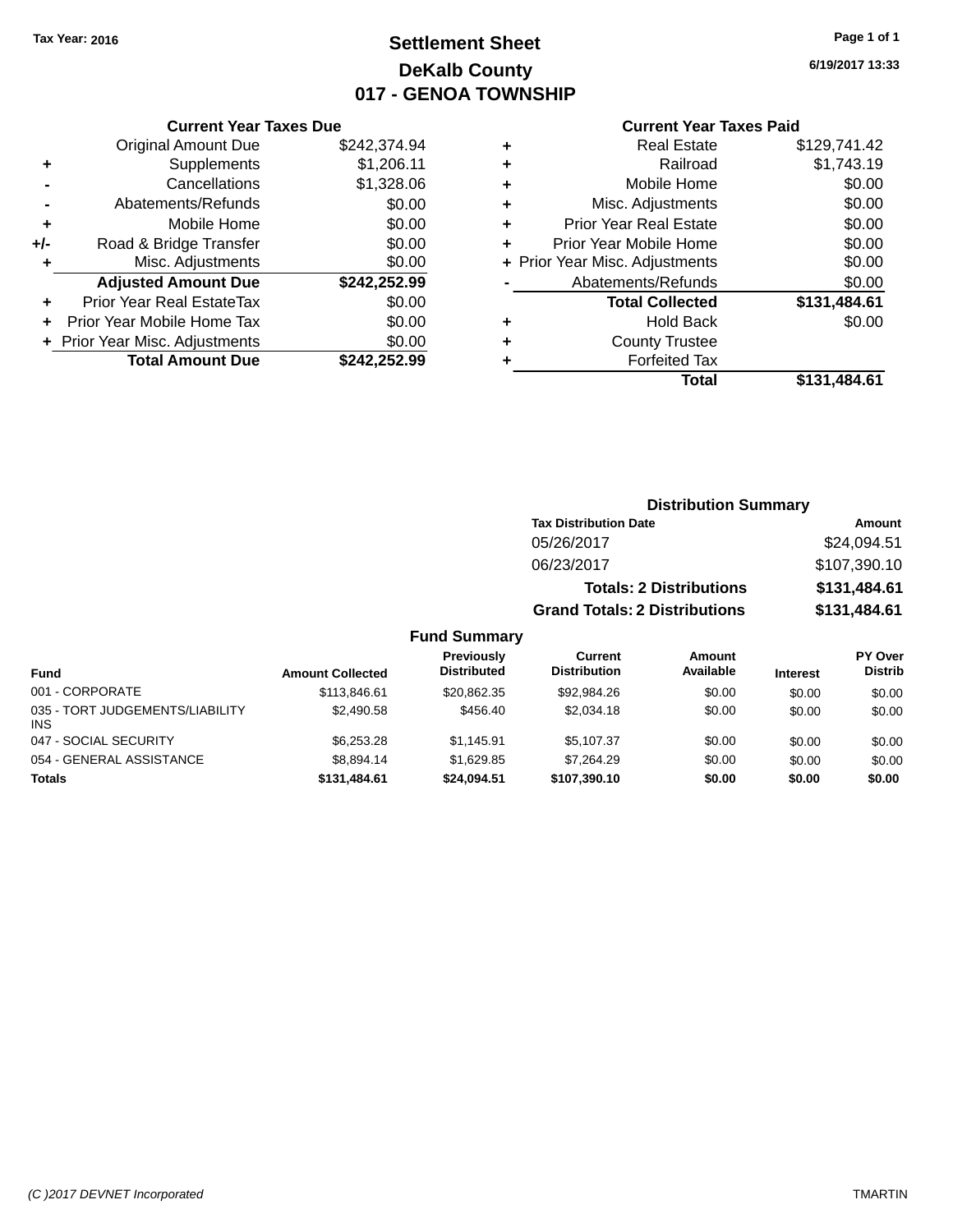Tax Year: 2016

# Settlement Sheet
## DeKalb County
## 017 - GENOA TOWNSHIP

6/19/2017 13:33

### Current Year Taxes Due

| | | |
|---|---|---|
| | Original Amount Due | $242,374.94 |
| + | Supplements | $1,206.11 |
| - | Cancellations | $1,328.06 |
| - | Abatements/Refunds | $0.00 |
| + | Mobile Home | $0.00 |
| +/- | Road & Bridge Transfer | $0.00 |
| + | Misc. Adjustments | $0.00 |
| | **Adjusted Amount Due** | **$242,252.99** |
| + | Prior Year Real EstateTax | $0.00 |
| + | Prior Year Mobile Home Tax | $0.00 |
| + | Prior Year Misc. Adjustments | $0.00 |
| | **Total Amount Due** | **$242,252.99** |

### Current Year Taxes Paid

| | | |
|---|---|---|
| + | Real Estate | $129,741.42 |
| + | Railroad | $1,743.19 |
| + | Mobile Home | $0.00 |
| + | Misc. Adjustments | $0.00 |
| + | Prior Year Real Estate | $0.00 |
| + | Prior Year Mobile Home | $0.00 |
| + | Prior Year Misc. Adjustments | $0.00 |
| - | Abatements/Refunds | $0.00 |
| | **Total Collected** | **$131,484.61** |
| + | Hold Back | $0.00 |
| + | County Trustee | |
| + | Forfeited Tax | |
| | **Total** | **$131,484.61** |

### Distribution Summary

| Tax Distribution Date | Amount |
|---|---|
| 05/26/2017 | $24,094.51 |
| 06/23/2017 | $107,390.10 |
| **Totals: 2 Distributions** | **$131,484.61** |
| **Grand Totals: 2 Distributions** | **$131,484.61** |

### Fund Summary

| Fund | Amount Collected | Previously Distributed | Current Distribution | Amount Available | Interest | PY Over Distrib |
|---|---|---|---|---|---|---|
| 001 - CORPORATE | $113,846.61 | $20,862.35 | $92,984.26 | $0.00 | $0.00 | $0.00 |
| 035 - TORT JUDGEMENTS/LIABILITY INS | $2,490.58 | $456.40 | $2,034.18 | $0.00 | $0.00 | $0.00 |
| 047 - SOCIAL SECURITY | $6,253.28 | $1,145.91 | $5,107.37 | $0.00 | $0.00 | $0.00 |
| 054 - GENERAL ASSISTANCE | $8,894.14 | $1,629.85 | $7,264.29 | $0.00 | $0.00 | $0.00 |
| **Totals** | **$131,484.61** | **$24,094.51** | **$107,390.10** | **$0.00** | **$0.00** | **$0.00** |

(C )2017 DEVNET Incorporated — TMARTIN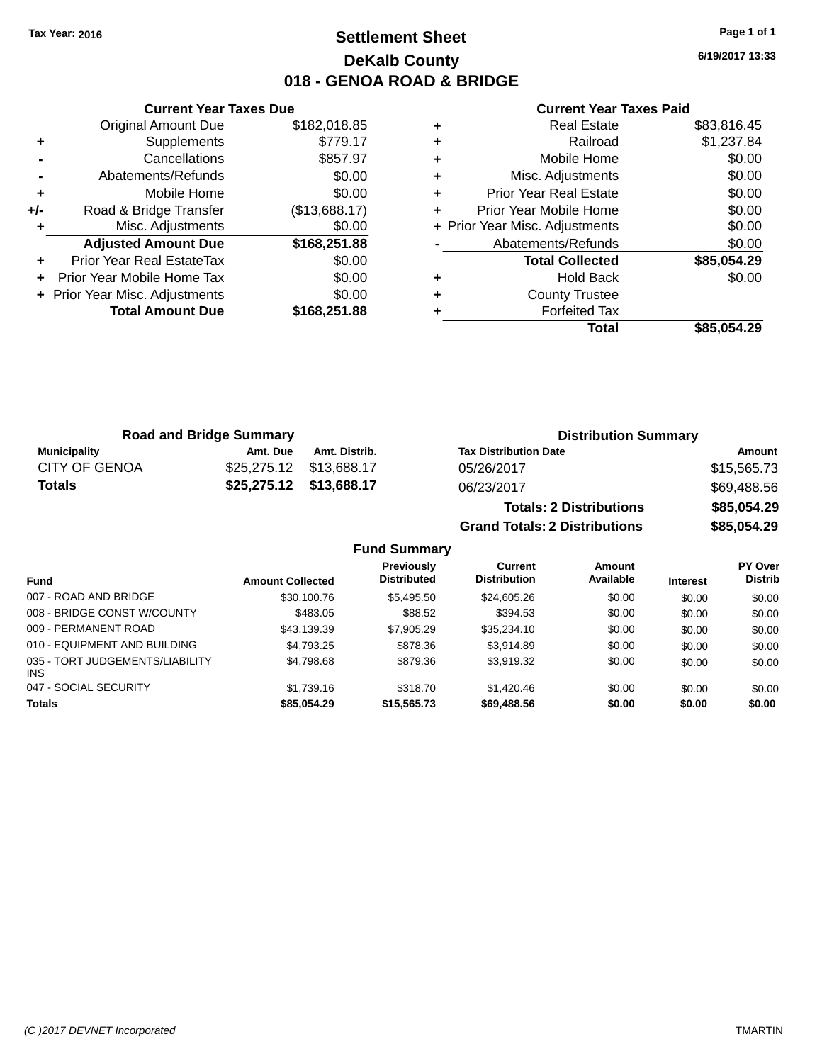Tax Year: 2016

# Settlement Sheet
## DeKalb County
## 018 - GENOA ROAD & BRIDGE

6/19/2017 13:33

### Current Year Taxes Due

| | | |
|---|---|---|
| | Original Amount Due | $182,018.85 |
| + | Supplements | $779.17 |
| - | Cancellations | $857.97 |
| - | Abatements/Refunds | $0.00 |
| + | Mobile Home | $0.00 |
| +/- | Road & Bridge Transfer | ($13,688.17) |
| + | Misc. Adjustments | $0.00 |
| | **Adjusted Amount Due** | **$168,251.88** |
| + | Prior Year Real EstateTax | $0.00 |
| + | Prior Year Mobile Home Tax | $0.00 |
| + | Prior Year Misc. Adjustments | $0.00 |
| | **Total Amount Due** | **$168,251.88** |

### Current Year Taxes Paid

| | | |
|---|---|---|
| + | Real Estate | $83,816.45 |
| + | Railroad | $1,237.84 |
| + | Mobile Home | $0.00 |
| + | Misc. Adjustments | $0.00 |
| + | Prior Year Real Estate | $0.00 |
| + | Prior Year Mobile Home | $0.00 |
| + | Prior Year Misc. Adjustments | $0.00 |
| - | Abatements/Refunds | $0.00 |
| | **Total Collected** | **$85,054.29** |
| + | Hold Back | $0.00 |
| + | County Trustee | |
| + | Forfeited Tax | |
| | **Total** | **$85,054.29** |

### Road and Bridge Summary

| Municipality | Amt. Due | Amt. Distrib. |
|---|---|---|
| CITY OF GENOA | $25,275.12 | $13,688.17 |
| **Totals** | **$25,275.12** | **$13,688.17** |

### Distribution Summary

| Tax Distribution Date | Amount |
|---|---|
| 05/26/2017 | $15,565.73 |
| 06/23/2017 | $69,488.56 |
| **Totals: 2 Distributions** | **$85,054.29** |
| **Grand Totals: 2 Distributions** | **$85,054.29** |

### Fund Summary

| Fund | Amount Collected | Previously Distributed | Current Distribution | Amount Available | Interest | PY Over Distrib |
|---|---|---|---|---|---|---|
| 007 - ROAD AND BRIDGE | $30,100.76 | $5,495.50 | $24,605.26 | $0.00 | $0.00 | $0.00 |
| 008 - BRIDGE CONST W/COUNTY | $483.05 | $88.52 | $394.53 | $0.00 | $0.00 | $0.00 |
| 009 - PERMANENT ROAD | $43,139.39 | $7,905.29 | $35,234.10 | $0.00 | $0.00 | $0.00 |
| 010 - EQUIPMENT AND BUILDING | $4,793.25 | $878.36 | $3,914.89 | $0.00 | $0.00 | $0.00 |
| 035 - TORT JUDGEMENTS/LIABILITY INS | $4,798.68 | $879.36 | $3,919.32 | $0.00 | $0.00 | $0.00 |
| 047 - SOCIAL SECURITY | $1,739.16 | $318.70 | $1,420.46 | $0.00 | $0.00 | $0.00 |
| **Totals** | **$85,054.29** | **$15,565.73** | **$69,488.56** | **$0.00** | **$0.00** | **$0.00** |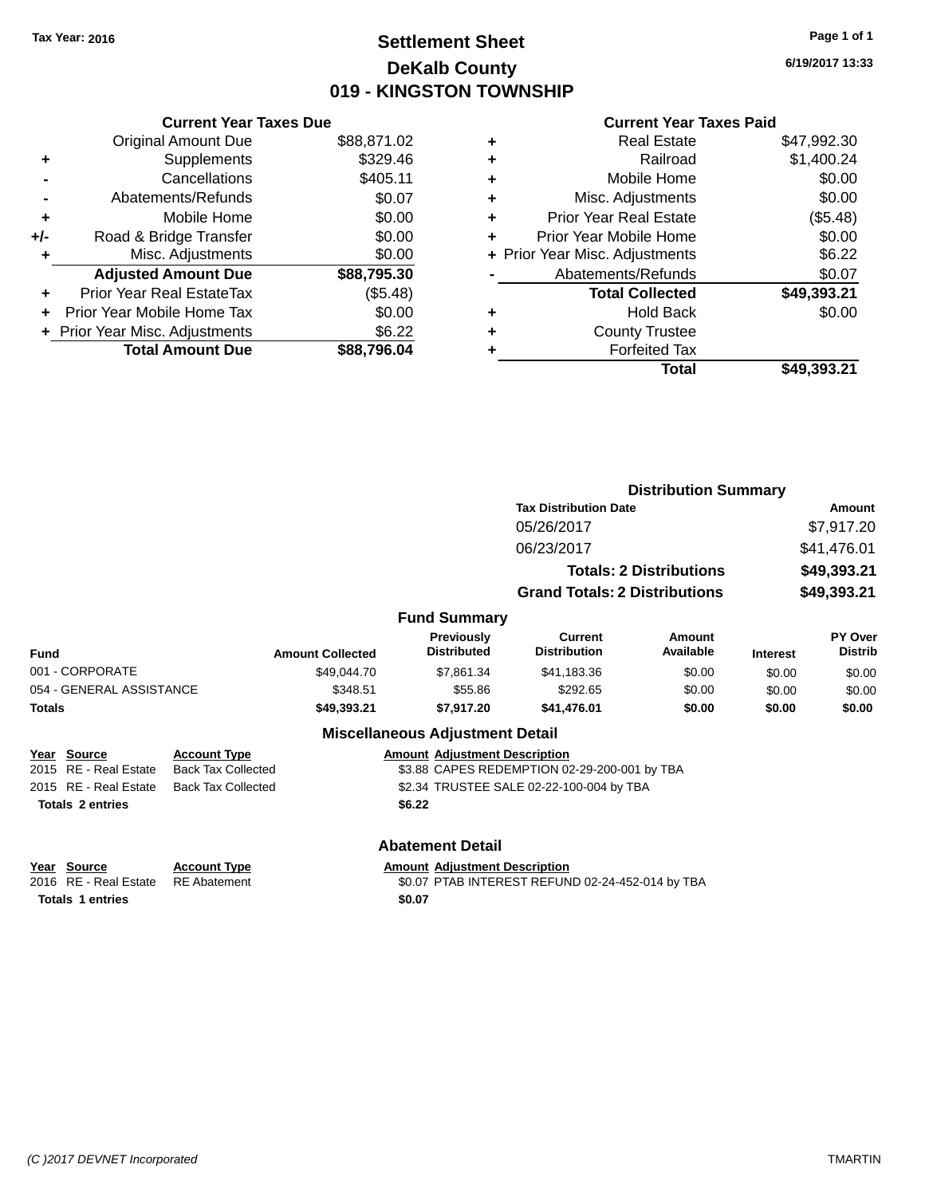Tax Year: 2016

# Settlement Sheet
## DeKalb County
## 019 - KINGSTON TOWNSHIP

6/19/2017 13:33

### Current Year Taxes Due

| | | |
|---|---|---|
| | Original Amount Due | $88,871.02 |
| + | Supplements | $329.46 |
| - | Cancellations | $405.11 |
| - | Abatements/Refunds | $0.07 |
| + | Mobile Home | $0.00 |
| +/- | Road & Bridge Transfer | $0.00 |
| + | Misc. Adjustments | $0.00 |
| | **Adjusted Amount Due** | **$88,795.30** |
| + | Prior Year Real EstateTax | ($5.48) |
| + | Prior Year Mobile Home Tax | $0.00 |
| + | Prior Year Misc. Adjustments | $6.22 |
| | **Total Amount Due** | **$88,796.04** |

### Current Year Taxes Paid

| | | |
|---|---|---|
| + | Real Estate | $47,992.30 |
| + | Railroad | $1,400.24 |
| + | Mobile Home | $0.00 |
| + | Misc. Adjustments | $0.00 |
| + | Prior Year Real Estate | ($5.48) |
| + | Prior Year Mobile Home | $0.00 |
| + | Prior Year Misc. Adjustments | $6.22 |
| - | Abatements/Refunds | $0.07 |
| | **Total Collected** | **$49,393.21** |
| + | Hold Back | $0.00 |
| + | County Trustee | |
| + | Forfeited Tax | |
| | **Total** | **$49,393.21** |

### Distribution Summary

| Tax Distribution Date | Amount |
|---|---|
| 05/26/2017 | $7,917.20 |
| 06/23/2017 | $41,476.01 |
| **Totals: 2 Distributions** | **$49,393.21** |
| **Grand Totals: 2 Distributions** | **$49,393.21** |

### Fund Summary

| Fund | Amount Collected | Previously Distributed | Current Distribution | Amount Available | Interest | PY Over Distrib |
|---|---|---|---|---|---|---|
| 001 - CORPORATE | $49,044.70 | $7,861.34 | $41,183.36 | $0.00 | $0.00 | $0.00 |
| 054 - GENERAL ASSISTANCE | $348.51 | $55.86 | $292.65 | $0.00 | $0.00 | $0.00 |
| **Totals** | **$49,393.21** | **$7,917.20** | **$41,476.01** | **$0.00** | **$0.00** | **$0.00** |

### Miscellaneous Adjustment Detail

| Year | Source | Account Type | Amount | Adjustment Description |
|---|---|---|---|---|
| 2015 | RE - Real Estate | Back Tax Collected | $3.88 | CAPES REDEMPTION 02-29-200-001 by TBA |
| 2015 | RE - Real Estate | Back Tax Collected | $2.34 | TRUSTEE SALE 02-22-100-004 by TBA |
| **Totals 2 entries** | | | **$6.22** | |

### Abatement Detail

| Year | Source | Account Type | Amount | Adjustment Description |
|---|---|---|---|---|
| 2016 | RE - Real Estate | RE Abatement | $0.07 | PTAB INTEREST REFUND 02-24-452-014 by TBA |
| **Totals 1 entries** | | | **$0.07** | |

(C )2017 DEVNET Incorporated TMARTIN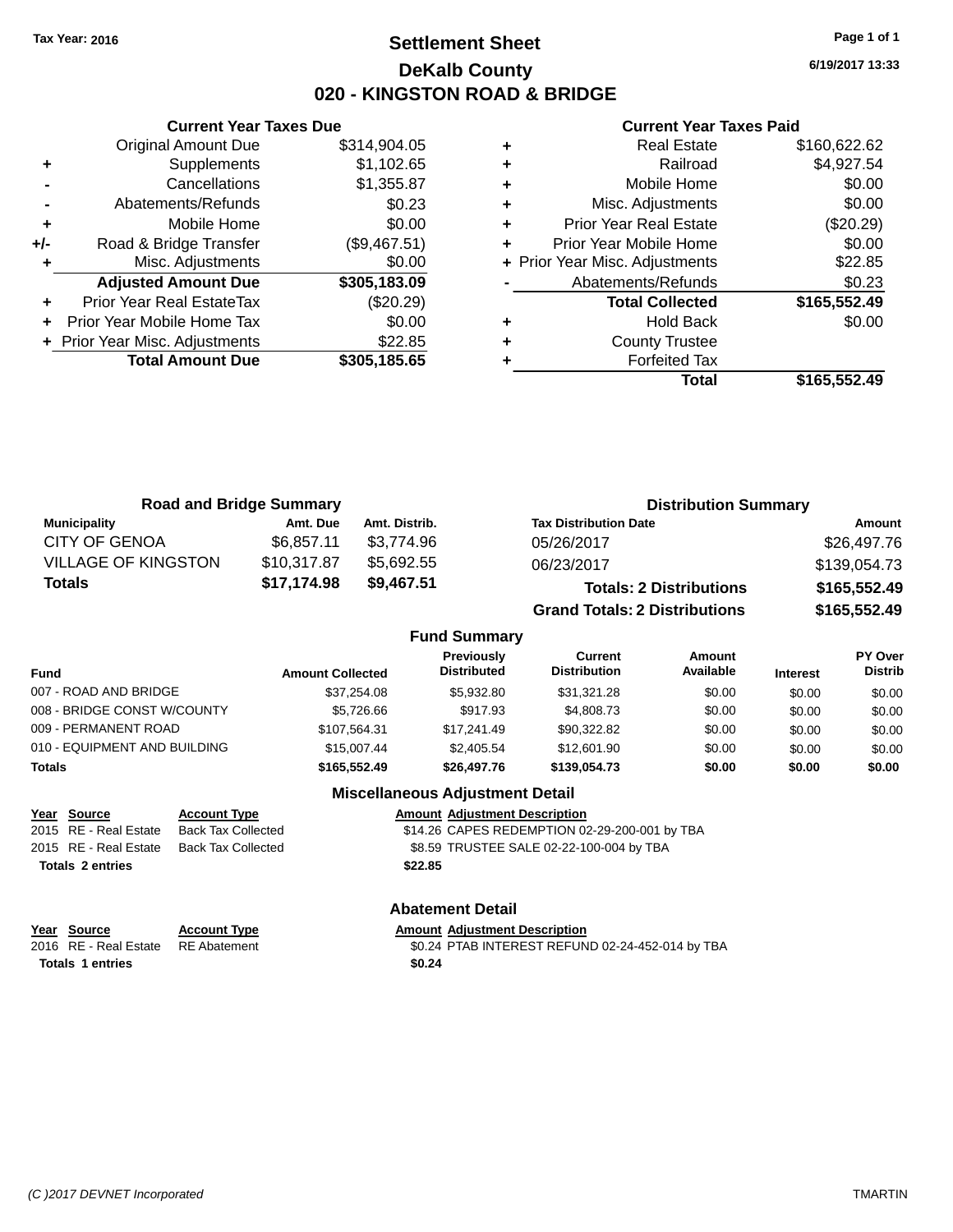Tax Year: 2016

# Settlement Sheet
## DeKalb County
## 020 - KINGSTON ROAD & BRIDGE

6/19/2017 13:33

### Current Year Taxes Due

| | | |
|---|---|---|
| | Original Amount Due | $314,904.05 |
| + | Supplements | $1,102.65 |
| - | Cancellations | $1,355.87 |
| - | Abatements/Refunds | $0.23 |
| + | Mobile Home | $0.00 |
| +/- | Road & Bridge Transfer | ($9,467.51) |
| + | Misc. Adjustments | $0.00 |
| | **Adjusted Amount Due** | **$305,183.09** |
| + | Prior Year Real EstateTax | ($20.29) |
| + | Prior Year Mobile Home Tax | $0.00 |
| + | Prior Year Misc. Adjustments | $22.85 |
| | **Total Amount Due** | **$305,185.65** |

### Current Year Taxes Paid

| | | |
|---|---|---|
| + | Real Estate | $160,622.62 |
| + | Railroad | $4,927.54 |
| + | Mobile Home | $0.00 |
| + | Misc. Adjustments | $0.00 |
| + | Prior Year Real Estate | ($20.29) |
| + | Prior Year Mobile Home | $0.00 |
| + | Prior Year Misc. Adjustments | $22.85 |
| - | Abatements/Refunds | $0.23 |
| | **Total Collected** | **$165,552.49** |
| + | Hold Back | $0.00 |
| + | County Trustee | |
| + | Forfeited Tax | |
| | **Total** | **$165,552.49** |

### Road and Bridge Summary

| Municipality | Amt. Due | Amt. Distrib. |
|---|---|---|
| CITY OF GENOA | $6,857.11 | $3,774.96 |
| VILLAGE OF KINGSTON | $10,317.87 | $5,692.55 |
| **Totals** | **$17,174.98** | **$9,467.51** |

### Distribution Summary

| Tax Distribution Date | Amount |
|---|---|
| 05/26/2017 | $26,497.76 |
| 06/23/2017 | $139,054.73 |
| **Totals: 2 Distributions** | **$165,552.49** |
| **Grand Totals: 2 Distributions** | **$165,552.49** |

### Fund Summary

| Fund | Amount Collected | Previously Distributed | Current Distribution | Amount Available | Interest | PY Over Distrib |
|---|---|---|---|---|---|---|
| 007 - ROAD AND BRIDGE | $37,254.08 | $5,932.80 | $31,321.28 | $0.00 | $0.00 | $0.00 |
| 008 - BRIDGE CONST W/COUNTY | $5,726.66 | $917.93 | $4,808.73 | $0.00 | $0.00 | $0.00 |
| 009 - PERMANENT ROAD | $107,564.31 | $17,241.49 | $90,322.82 | $0.00 | $0.00 | $0.00 |
| 010 - EQUIPMENT AND BUILDING | $15,007.44 | $2,405.54 | $12,601.90 | $0.00 | $0.00 | $0.00 |
| **Totals** | **$165,552.49** | **$26,497.76** | **$139,054.73** | **$0.00** | **$0.00** | **$0.00** |

### Miscellaneous Adjustment Detail

| Year | Source | Account Type | Amount | Adjustment Description |
|---|---|---|---|---|
| 2015 | RE - Real Estate | Back Tax Collected | $14.26 | CAPES REDEMPTION 02-29-200-001 by TBA |
| 2015 | RE - Real Estate | Back Tax Collected | $8.59 | TRUSTEE SALE 02-22-100-004 by TBA |
| **Totals 2 entries** | | | **$22.85** | |

### Abatement Detail

| Year | Source | Account Type | Amount | Adjustment Description |
|---|---|---|---|---|
| 2016 | RE - Real Estate | RE Abatement | $0.24 | PTAB INTEREST REFUND 02-24-452-014 by TBA |
| **Totals 1 entries** | | | **$0.24** | |

(C )2017 DEVNET Incorporated TMARTIN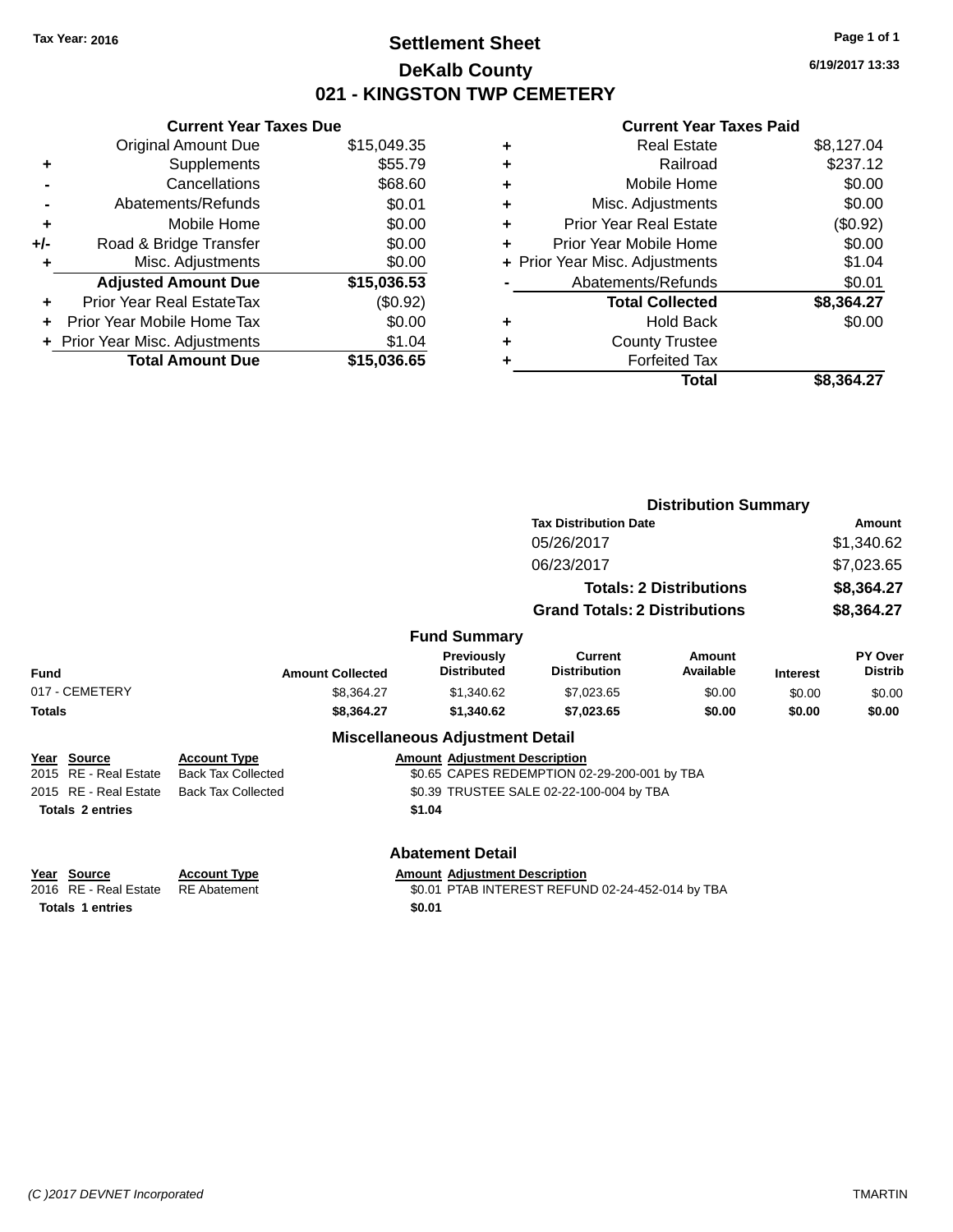Tax Year: 2016

# Settlement Sheet

## DeKalb County

## 021 - KINGSTON TWP CEMETERY

6/19/2017 13:33

### Current Year Taxes Due

| | | |
|---|---|---|
| | Original Amount Due | $15,049.35 |
| + | Supplements | $55.79 |
| - | Cancellations | $68.60 |
| - | Abatements/Refunds | $0.01 |
| + | Mobile Home | $0.00 |
| +/- | Road & Bridge Transfer | $0.00 |
| + | Misc. Adjustments | $0.00 |
| | **Adjusted Amount Due** | **$15,036.53** |
| + | Prior Year Real EstateTax | ($0.92) |
| + | Prior Year Mobile Home Tax | $0.00 |
| + | Prior Year Misc. Adjustments | $1.04 |
| | **Total Amount Due** | **$15,036.65** |

### Current Year Taxes Paid

| | | |
|---|---|---|
| + | Real Estate | $8,127.04 |
| + | Railroad | $237.12 |
| + | Mobile Home | $0.00 |
| + | Misc. Adjustments | $0.00 |
| + | Prior Year Real Estate | ($0.92) |
| + | Prior Year Mobile Home | $0.00 |
| + | Prior Year Misc. Adjustments | $1.04 |
| - | Abatements/Refunds | $0.01 |
| | **Total Collected** | **$8,364.27** |
| + | Hold Back | $0.00 |
| + | County Trustee | |
| + | Forfeited Tax | |
| | **Total** | **$8,364.27** |

### Distribution Summary

| Tax Distribution Date | Amount |
|---|---|
| 05/26/2017 | $1,340.62 |
| 06/23/2017 | $7,023.65 |
| **Totals: 2 Distributions** | **$8,364.27** |
| **Grand Totals: 2 Distributions** | **$8,364.27** |

### Fund Summary

| Fund | Amount Collected | Previously Distributed | Current Distribution | Amount Available | Interest | PY Over Distrib |
|---|---|---|---|---|---|---|
| 017 - CEMETERY | $8,364.27 | $1,340.62 | $7,023.65 | $0.00 | $0.00 | $0.00 |
| **Totals** | **$8,364.27** | **$1,340.62** | **$7,023.65** | **$0.00** | **$0.00** | **$0.00** |

### Miscellaneous Adjustment Detail

| Year | Source | Account Type | Amount | Adjustment Description |
|---|---|---|---|---|
| 2015 | RE - Real Estate | Back Tax Collected | $0.65 | CAPES REDEMPTION 02-29-200-001 by TBA |
| 2015 | RE - Real Estate | Back Tax Collected | $0.39 | TRUSTEE SALE 02-22-100-004 by TBA |
| **Totals 2 entries** | | | **$1.04** | |

### Abatement Detail

| Year | Source | Account Type | Amount | Adjustment Description |
|---|---|---|---|---|
| 2016 | RE - Real Estate | RE Abatement | $0.01 | PTAB INTEREST REFUND 02-24-452-014 by TBA |
| **Totals 1 entries** | | | **$0.01** | |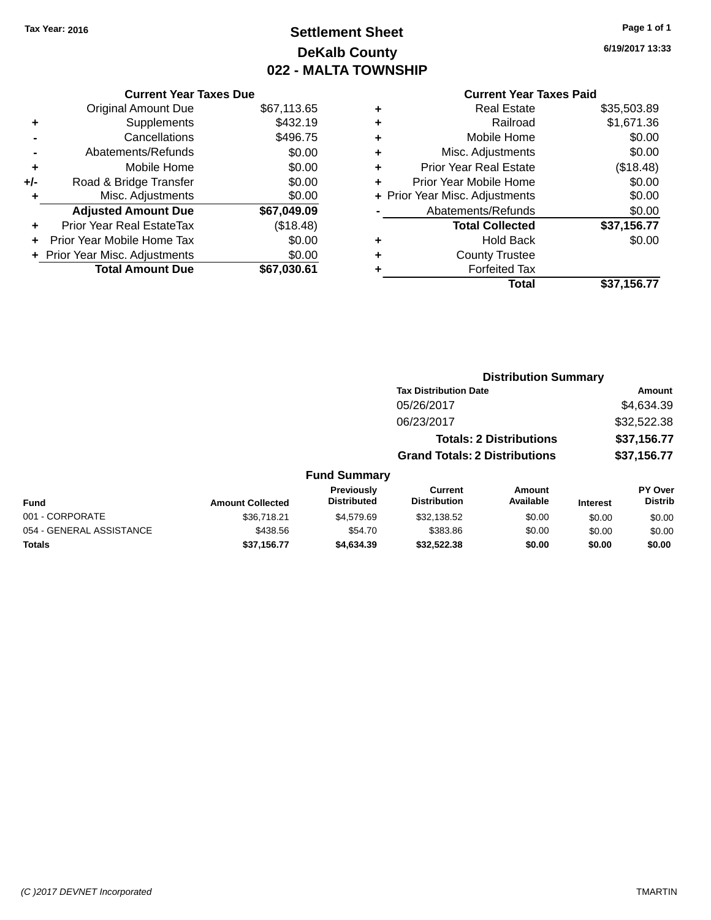Tax Year: 2016

# Settlement Sheet
## DeKalb County
## 022 - MALTA TOWNSHIP

6/19/2017 13:33

### Current Year Taxes Due

| | | |
|---|---|---|
| | Original Amount Due | $67,113.65 |
| + | Supplements | $432.19 |
| - | Cancellations | $496.75 |
| - | Abatements/Refunds | $0.00 |
| + | Mobile Home | $0.00 |
| +/- | Road & Bridge Transfer | $0.00 |
| + | Misc. Adjustments | $0.00 |
| | **Adjusted Amount Due** | **$67,049.09** |
| + | Prior Year Real EstateTax | ($18.48) |
| + | Prior Year Mobile Home Tax | $0.00 |
| + | Prior Year Misc. Adjustments | $0.00 |
| | **Total Amount Due** | **$67,030.61** |

### Current Year Taxes Paid

| | | |
|---|---|---|
| + | Real Estate | $35,503.89 |
| + | Railroad | $1,671.36 |
| + | Mobile Home | $0.00 |
| + | Misc. Adjustments | $0.00 |
| + | Prior Year Real Estate | ($18.48) |
| + | Prior Year Mobile Home | $0.00 |
| + | Prior Year Misc. Adjustments | $0.00 |
| - | Abatements/Refunds | $0.00 |
| | **Total Collected** | **$37,156.77** |
| + | Hold Back | $0.00 |
| + | County Trustee | |
| + | Forfeited Tax | |
| | **Total** | **$37,156.77** |

### Distribution Summary

| Tax Distribution Date | Amount |
|---|---|
| 05/26/2017 | $4,634.39 |
| 06/23/2017 | $32,522.38 |
| **Totals: 2 Distributions** | **$37,156.77** |
| **Grand Totals: 2 Distributions** | **$37,156.77** |

### Fund Summary

| Fund | Amount Collected | Previously Distributed | Current Distribution | Amount Available | Interest | PY Over Distrib |
|---|---|---|---|---|---|---|
| 001 - CORPORATE | $36,718.21 | $4,579.69 | $32,138.52 | $0.00 | $0.00 | $0.00 |
| 054 - GENERAL ASSISTANCE | $438.56 | $54.70 | $383.86 | $0.00 | $0.00 | $0.00 |
| **Totals** | **$37,156.77** | **$4,634.39** | **$32,522.38** | **$0.00** | **$0.00** | **$0.00** |

(C )2017 DEVNET Incorporated TMARTIN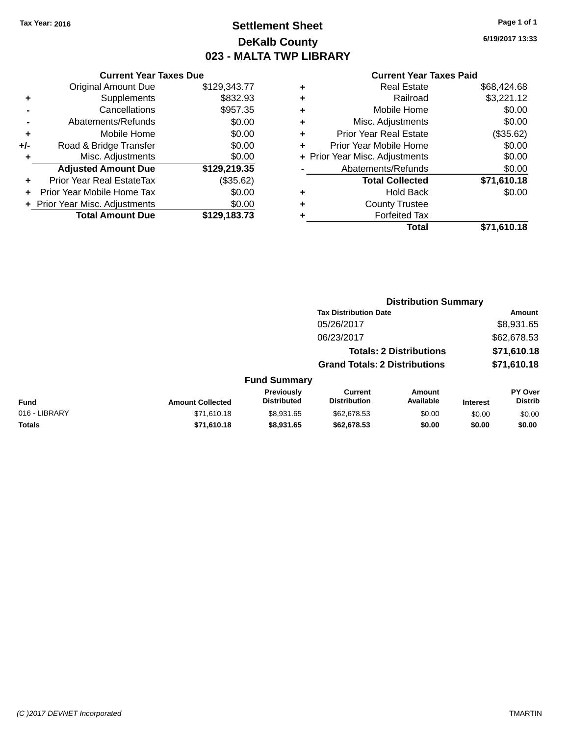Tax Year: 2016

# Settlement Sheet
## DeKalb County
## 023 - MALTA TWP LIBRARY

6/19/2017 13:33

### Current Year Taxes Due

| | | |
|---|---|---|
| | Original Amount Due | $129,343.77 |
| + | Supplements | $832.93 |
| - | Cancellations | $957.35 |
| - | Abatements/Refunds | $0.00 |
| + | Mobile Home | $0.00 |
| +/- | Road & Bridge Transfer | $0.00 |
| + | Misc. Adjustments | $0.00 |
| | **Adjusted Amount Due** | **$129,219.35** |
| + | Prior Year Real EstateTax | ($35.62) |
| + | Prior Year Mobile Home Tax | $0.00 |
| + | Prior Year Misc. Adjustments | $0.00 |
| | **Total Amount Due** | **$129,183.73** |

### Current Year Taxes Paid

| | | |
|---|---|---|
| + | Real Estate | $68,424.68 |
| + | Railroad | $3,221.12 |
| + | Mobile Home | $0.00 |
| + | Misc. Adjustments | $0.00 |
| + | Prior Year Real Estate | ($35.62) |
| + | Prior Year Mobile Home | $0.00 |
| + | Prior Year Misc. Adjustments | $0.00 |
| - | Abatements/Refunds | $0.00 |
| | **Total Collected** | **$71,610.18** |
| + | Hold Back | $0.00 |
| + | County Trustee | |
| + | Forfeited Tax | |
| | **Total** | **$71,610.18** |

### Distribution Summary

| Tax Distribution Date | Amount |
|---|---|
| 05/26/2017 | $8,931.65 |
| 06/23/2017 | $62,678.53 |
| **Totals: 2 Distributions** | **$71,610.18** |
| **Grand Totals: 2 Distributions** | **$71,610.18** |

### Fund Summary

| Fund | Amount Collected | Previously Distributed | Current Distribution | Amount Available | Interest | PY Over Distrib |
|---|---|---|---|---|---|---|
| 016 - LIBRARY | $71,610.18 | $8,931.65 | $62,678.53 | $0.00 | $0.00 | $0.00 |
| **Totals** | **$71,610.18** | **$8,931.65** | **$62,678.53** | **$0.00** | **$0.00** | **$0.00** |

(C )2017 DEVNET Incorporated TMARTIN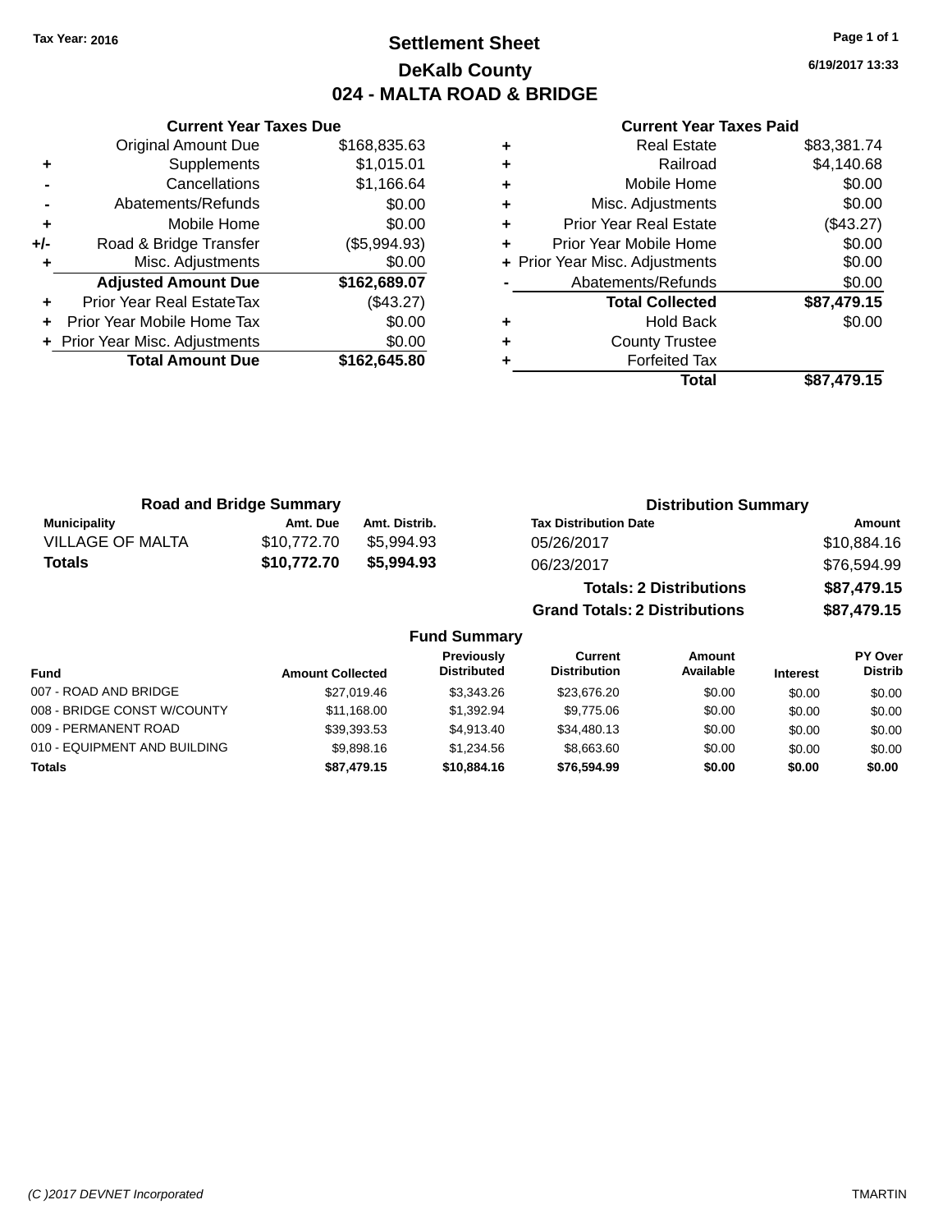Tax Year: 2016

# Settlement Sheet

## DeKalb County

## 024 - MALTA ROAD & BRIDGE

6/19/2017 13:33

### Current Year Taxes Due

| | | |
|---|---|---|
| | Original Amount Due | $168,835.63 |
| + | Supplements | $1,015.01 |
| - | Cancellations | $1,166.64 |
| - | Abatements/Refunds | $0.00 |
| + | Mobile Home | $0.00 |
| +/- | Road & Bridge Transfer | ($5,994.93) |
| + | Misc. Adjustments | $0.00 |
| | **Adjusted Amount Due** | **$162,689.07** |
| + | Prior Year Real EstateTax | ($43.27) |
| + | Prior Year Mobile Home Tax | $0.00 |
| + | Prior Year Misc. Adjustments | $0.00 |
| | **Total Amount Due** | **$162,645.80** |

### Current Year Taxes Paid

| | | |
|---|---|---|
| + | Real Estate | $83,381.74 |
| + | Railroad | $4,140.68 |
| + | Mobile Home | $0.00 |
| + | Misc. Adjustments | $0.00 |
| + | Prior Year Real Estate | ($43.27) |
| + | Prior Year Mobile Home | $0.00 |
| + | Prior Year Misc. Adjustments | $0.00 |
| - | Abatements/Refunds | $0.00 |
| | **Total Collected** | **$87,479.15** |
| + | Hold Back | $0.00 |
| + | County Trustee | |
| + | Forfeited Tax | |
| | **Total** | **$87,479.15** |

### Road and Bridge Summary

| Municipality | Amt. Due | Amt. Distrib. |
|---|---|---|
| VILLAGE OF MALTA | $10,772.70 | $5,994.93 |
| **Totals** | **$10,772.70** | **$5,994.93** |

### Distribution Summary

| Tax Distribution Date | Amount |
|---|---|
| 05/26/2017 | $10,884.16 |
| 06/23/2017 | $76,594.99 |
| **Totals: 2 Distributions** | **$87,479.15** |
| **Grand Totals: 2 Distributions** | **$87,479.15** |

### Fund Summary

| Fund | Amount Collected | Previously Distributed | Current Distribution | Amount Available | Interest | PY Over Distrib |
|---|---|---|---|---|---|---|
| 007 - ROAD AND BRIDGE | $27,019.46 | $3,343.26 | $23,676.20 | $0.00 | $0.00 | $0.00 |
| 008 - BRIDGE CONST W/COUNTY | $11,168.00 | $1,392.94 | $9,775.06 | $0.00 | $0.00 | $0.00 |
| 009 - PERMANENT ROAD | $39,393.53 | $4,913.40 | $34,480.13 | $0.00 | $0.00 | $0.00 |
| 010 - EQUIPMENT AND BUILDING | $9,898.16 | $1,234.56 | $8,663.60 | $0.00 | $0.00 | $0.00 |
| **Totals** | **$87,479.15** | **$10,884.16** | **$76,594.99** | **$0.00** | **$0.00** | **$0.00** |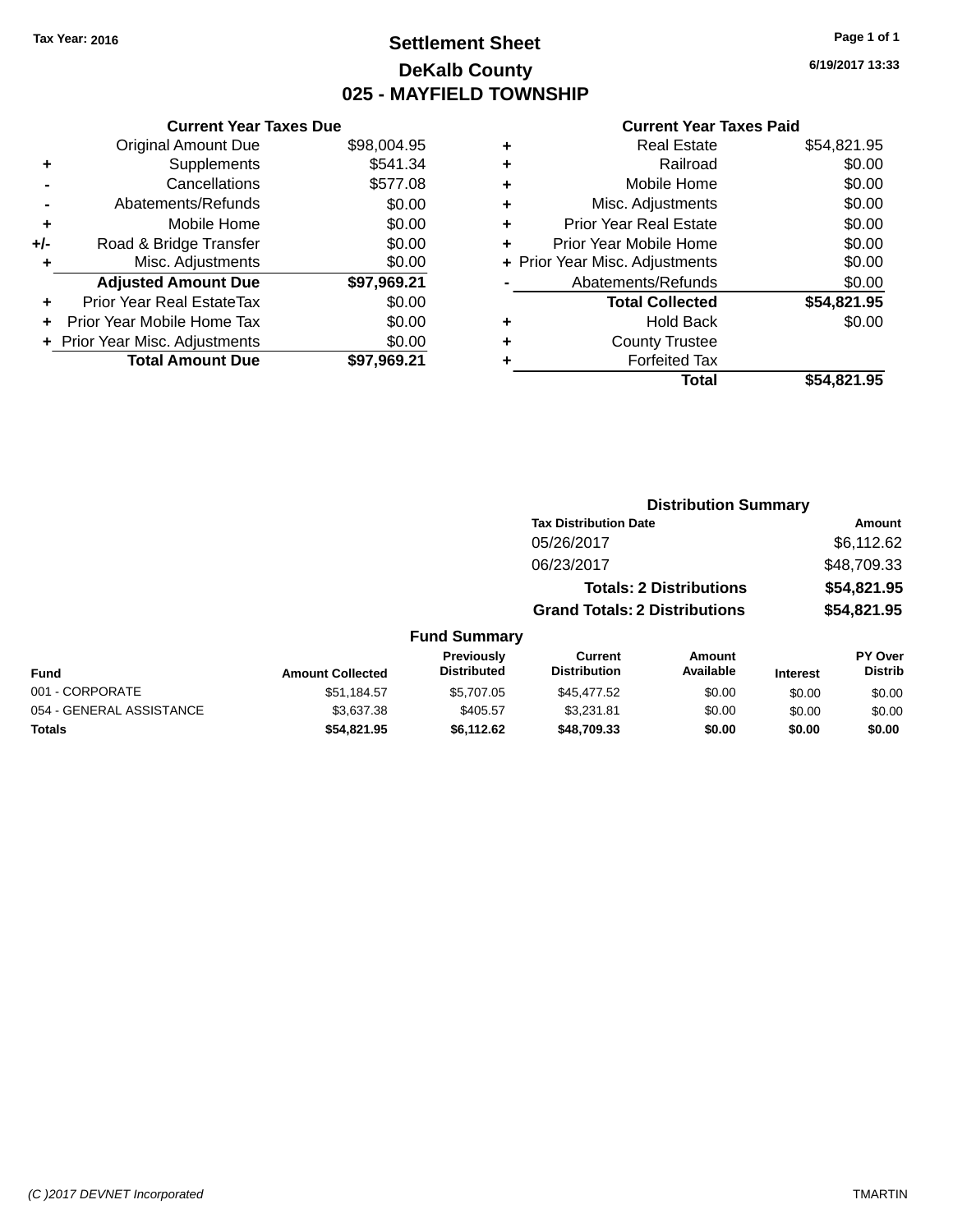**Tax Year: 2016**

# Settlement Sheet
## DeKalb County
## 025 - MAYFIELD TOWNSHIP

**6/19/2017 13:33**

### Current Year Taxes Due

| | | |
|---|---|---|
| | Original Amount Due | $98,004.95 |
| + | Supplements | $541.34 |
| - | Cancellations | $577.08 |
| - | Abatements/Refunds | $0.00 |
| + | Mobile Home | $0.00 |
| +/- | Road & Bridge Transfer | $0.00 |
| + | Misc. Adjustments | $0.00 |
| | **Adjusted Amount Due** | **$97,969.21** |
| + | Prior Year Real EstateTax | $0.00 |
| + | Prior Year Mobile Home Tax | $0.00 |
| + | Prior Year Misc. Adjustments | $0.00 |
| | **Total Amount Due** | **$97,969.21** |

### Current Year Taxes Paid

| | | |
|---|---|---|
| + | Real Estate | $54,821.95 |
| + | Railroad | $0.00 |
| + | Mobile Home | $0.00 |
| + | Misc. Adjustments | $0.00 |
| + | Prior Year Real Estate | $0.00 |
| + | Prior Year Mobile Home | $0.00 |
| + | Prior Year Misc. Adjustments | $0.00 |
| - | Abatements/Refunds | $0.00 |
| | **Total Collected** | **$54,821.95** |
| + | Hold Back | $0.00 |
| + | County Trustee | |
| + | Forfeited Tax | |
| | **Total** | **$54,821.95** |

### Distribution Summary

| Tax Distribution Date | Amount |
|---|---|
| 05/26/2017 | $6,112.62 |
| 06/23/2017 | $48,709.33 |
| **Totals: 2 Distributions** | **$54,821.95** |
| **Grand Totals: 2 Distributions** | **$54,821.95** |

### Fund Summary

| Fund | Amount Collected | Previously Distributed | Current Distribution | Amount Available | Interest | PY Over Distrib |
|---|---|---|---|---|---|---|
| 001 - CORPORATE | $51,184.57 | $5,707.05 | $45,477.52 | $0.00 | $0.00 | $0.00 |
| 054 - GENERAL ASSISTANCE | $3,637.38 | $405.57 | $3,231.81 | $0.00 | $0.00 | $0.00 |
| **Totals** | **$54,821.95** | **$6,112.62** | **$48,709.33** | **$0.00** | **$0.00** | **$0.00** |

*(C )2017 DEVNET Incorporated* TMARTIN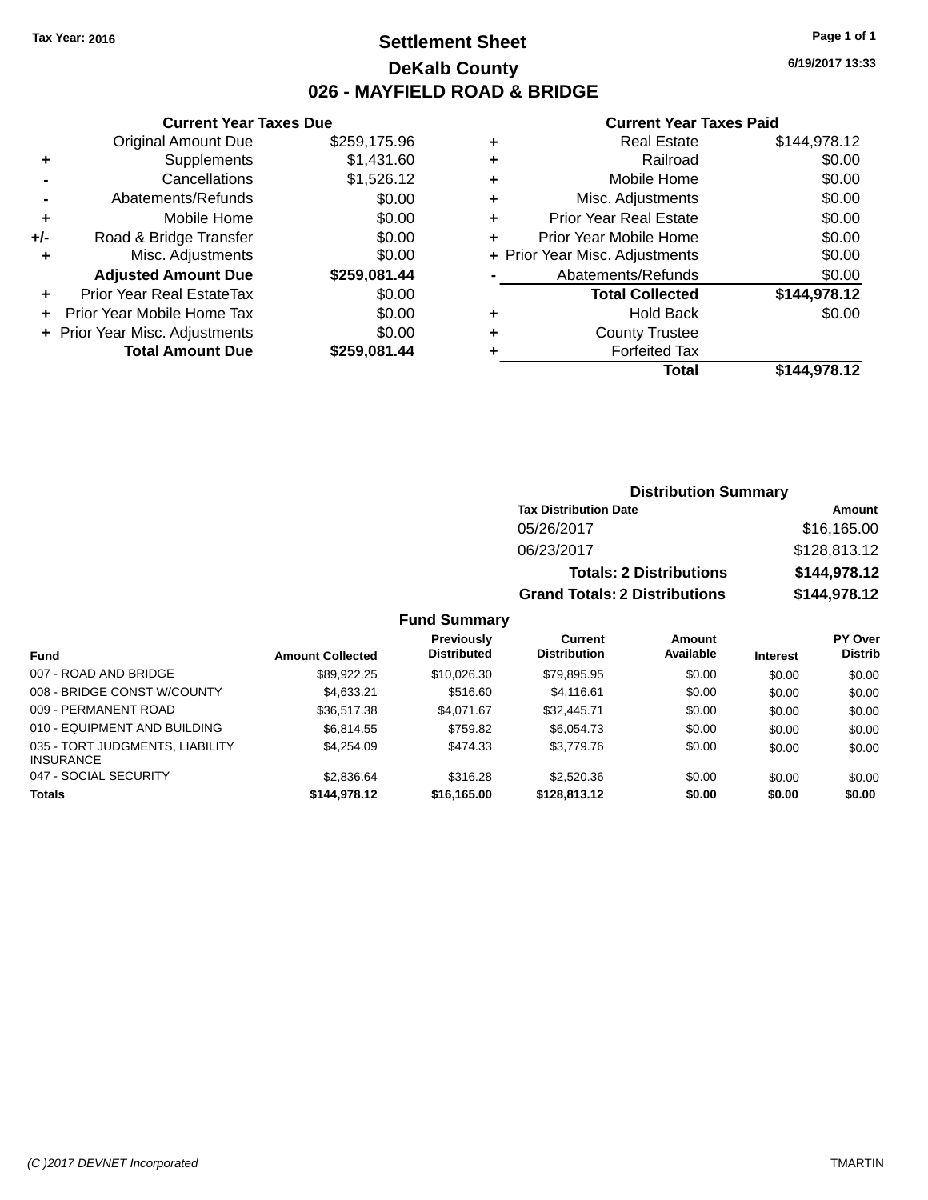Tax Year: 2016

# Settlement Sheet
## DeKalb County
## 026 - MAYFIELD ROAD & BRIDGE

6/19/2017 13:33

### Current Year Taxes Due

| | | |
|---|---|---|
| | Original Amount Due | $259,175.96 |
| + | Supplements | $1,431.60 |
| - | Cancellations | $1,526.12 |
| - | Abatements/Refunds | $0.00 |
| + | Mobile Home | $0.00 |
| +/- | Road & Bridge Transfer | $0.00 |
| + | Misc. Adjustments | $0.00 |
| | **Adjusted Amount Due** | **$259,081.44** |
| + | Prior Year Real EstateTax | $0.00 |
| + | Prior Year Mobile Home Tax | $0.00 |
| + | Prior Year Misc. Adjustments | $0.00 |
| | **Total Amount Due** | **$259,081.44** |

### Current Year Taxes Paid

| | | |
|---|---|---|
| + | Real Estate | $144,978.12 |
| + | Railroad | $0.00 |
| + | Mobile Home | $0.00 |
| + | Misc. Adjustments | $0.00 |
| + | Prior Year Real Estate | $0.00 |
| + | Prior Year Mobile Home | $0.00 |
| + | Prior Year Misc. Adjustments | $0.00 |
| - | Abatements/Refunds | $0.00 |
| | **Total Collected** | **$144,978.12** |
| + | Hold Back | $0.00 |
| + | County Trustee | |
| + | Forfeited Tax | |
| | **Total** | **$144,978.12** |

### Distribution Summary

| Tax Distribution Date | Amount |
|---|---|
| 05/26/2017 | $16,165.00 |
| 06/23/2017 | $128,813.12 |
| **Totals: 2 Distributions** | **$144,978.12** |
| **Grand Totals: 2 Distributions** | **$144,978.12** |

### Fund Summary

| Fund | Amount Collected | Previously Distributed | Current Distribution | Amount Available | Interest | PY Over Distrib |
|---|---|---|---|---|---|---|
| 007 - ROAD AND BRIDGE | $89,922.25 | $10,026.30 | $79,895.95 | $0.00 | $0.00 | $0.00 |
| 008 - BRIDGE CONST W/COUNTY | $4,633.21 | $516.60 | $4,116.61 | $0.00 | $0.00 | $0.00 |
| 009 - PERMANENT ROAD | $36,517.38 | $4,071.67 | $32,445.71 | $0.00 | $0.00 | $0.00 |
| 010 - EQUIPMENT AND BUILDING | $6,814.55 | $759.82 | $6,054.73 | $0.00 | $0.00 | $0.00 |
| 035 - TORT JUDGMENTS, LIABILITY INSURANCE | $4,254.09 | $474.33 | $3,779.76 | $0.00 | $0.00 | $0.00 |
| 047 - SOCIAL SECURITY | $2,836.64 | $316.28 | $2,520.36 | $0.00 | $0.00 | $0.00 |
| **Totals** | **$144,978.12** | **$16,165.00** | **$128,813.12** | **$0.00** | **$0.00** | **$0.00** |

(C )2017 DEVNET Incorporated TMARTIN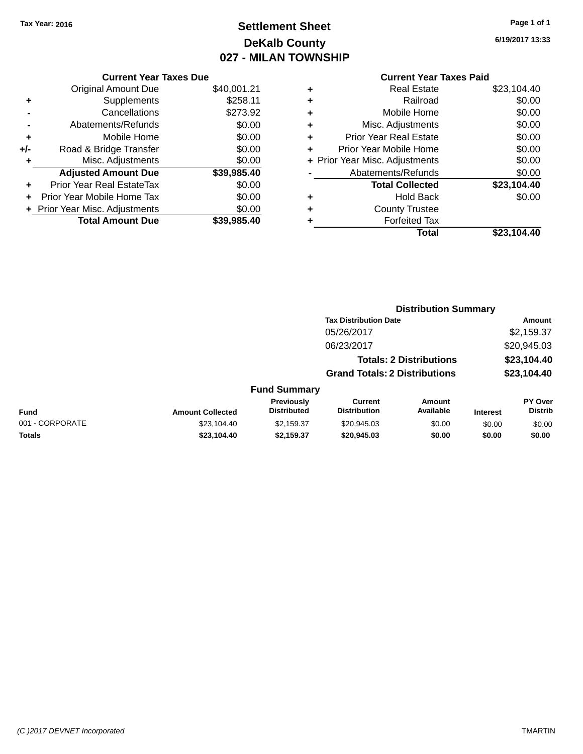Tax Year: 2016

# Settlement Sheet
## DeKalb County
## 027 - MILAN TOWNSHIP

6/19/2017 13:33

### Current Year Taxes Due

| | | |
|---|---|---|
| | Original Amount Due | $40,001.21 |
| + | Supplements | $258.11 |
| - | Cancellations | $273.92 |
| - | Abatements/Refunds | $0.00 |
| + | Mobile Home | $0.00 |
| +/- | Road & Bridge Transfer | $0.00 |
| + | Misc. Adjustments | $0.00 |
| | **Adjusted Amount Due** | **$39,985.40** |
| + | Prior Year Real EstateTax | $0.00 |
| + | Prior Year Mobile Home Tax | $0.00 |
| + | Prior Year Misc. Adjustments | $0.00 |
| | **Total Amount Due** | **$39,985.40** |

### Current Year Taxes Paid

| | | |
|---|---|---|
| + | Real Estate | $23,104.40 |
| + | Railroad | $0.00 |
| + | Mobile Home | $0.00 |
| + | Misc. Adjustments | $0.00 |
| + | Prior Year Real Estate | $0.00 |
| + | Prior Year Mobile Home | $0.00 |
| + | Prior Year Misc. Adjustments | $0.00 |
| - | Abatements/Refunds | $0.00 |
| | **Total Collected** | **$23,104.40** |
| + | Hold Back | $0.00 |
| + | County Trustee | |
| + | Forfeited Tax | |
| | **Total** | **$23,104.40** |

### Distribution Summary

| Tax Distribution Date | Amount |
|---|---|
| 05/26/2017 | $2,159.37 |
| 06/23/2017 | $20,945.03 |
| **Totals: 2 Distributions** | **$23,104.40** |
| **Grand Totals: 2 Distributions** | **$23,104.40** |

### Fund Summary

| Fund | Amount Collected | Previously Distributed | Current Distribution | Amount Available | Interest | PY Over Distrib |
|---|---|---|---|---|---|---|
| 001 - CORPORATE | $23,104.40 | $2,159.37 | $20,945.03 | $0.00 | $0.00 | $0.00 |
| **Totals** | **$23,104.40** | **$2,159.37** | **$20,945.03** | **$0.00** | **$0.00** | **$0.00** |

(C )2017 DEVNET Incorporated TMARTIN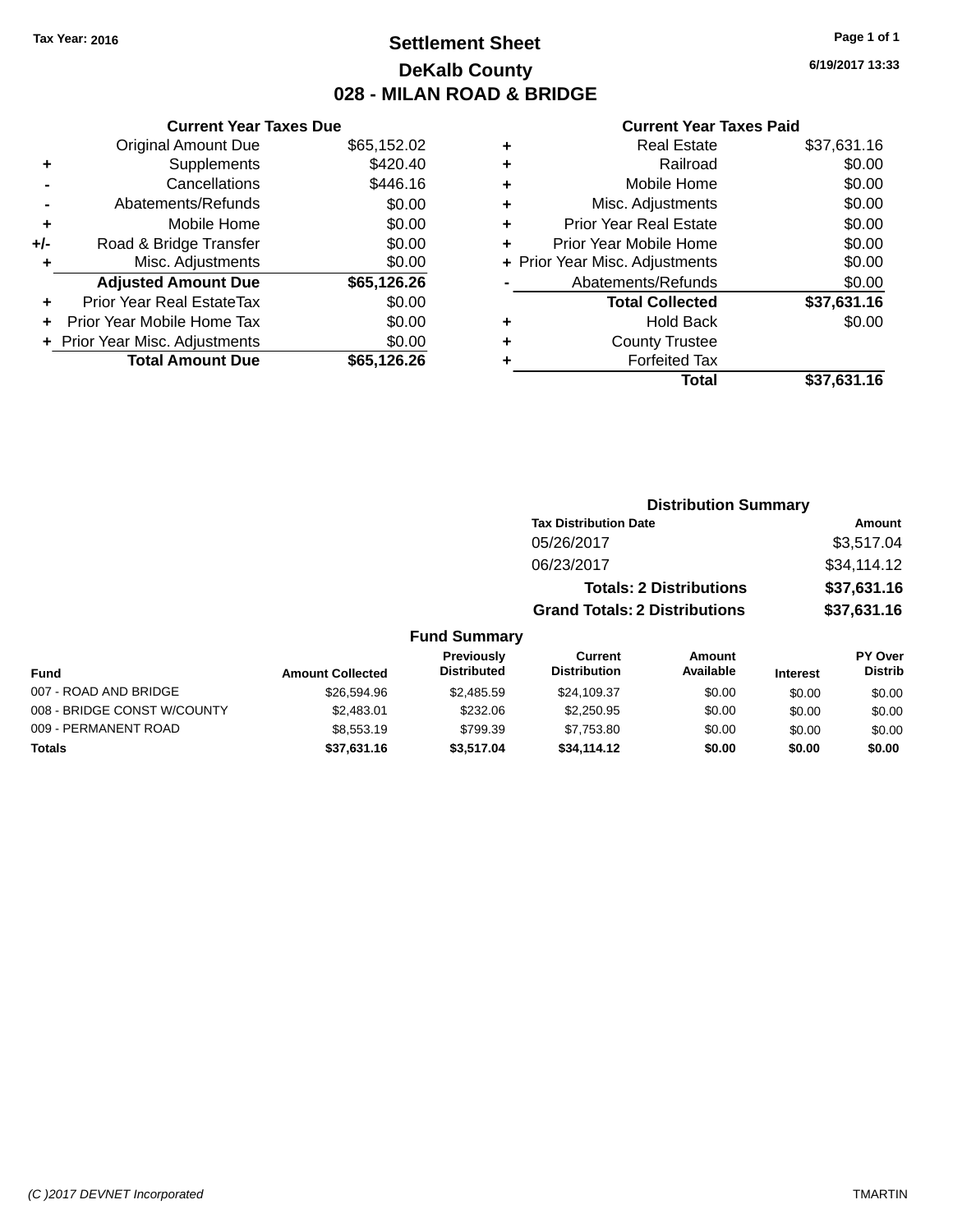Tax Year: 2016

# Settlement Sheet

## DeKalb County

## 028 - MILAN ROAD & BRIDGE

6/19/2017 13:33

### Current Year Taxes Due

| | | |
|---|---|---|
| | Original Amount Due | $65,152.02 |
| + | Supplements | $420.40 |
| - | Cancellations | $446.16 |
| - | Abatements/Refunds | $0.00 |
| + | Mobile Home | $0.00 |
| +/- | Road & Bridge Transfer | $0.00 |
| + | Misc. Adjustments | $0.00 |
| | **Adjusted Amount Due** | **$65,126.26** |
| + | Prior Year Real EstateTax | $0.00 |
| + | Prior Year Mobile Home Tax | $0.00 |
| + | Prior Year Misc. Adjustments | $0.00 |
| | **Total Amount Due** | **$65,126.26** |

### Current Year Taxes Paid

| | | |
|---|---|---|
| + | Real Estate | $37,631.16 |
| + | Railroad | $0.00 |
| + | Mobile Home | $0.00 |
| + | Misc. Adjustments | $0.00 |
| + | Prior Year Real Estate | $0.00 |
| + | Prior Year Mobile Home | $0.00 |
| + | Prior Year Misc. Adjustments | $0.00 |
| - | Abatements/Refunds | $0.00 |
| | **Total Collected** | **$37,631.16** |
| + | Hold Back | $0.00 |
| + | County Trustee | |
| + | Forfeited Tax | |
| | **Total** | **$37,631.16** |

### Distribution Summary

| Tax Distribution Date | Amount |
|---|---|
| 05/26/2017 | $3,517.04 |
| 06/23/2017 | $34,114.12 |
| **Totals: 2 Distributions** | **$37,631.16** |
| **Grand Totals: 2 Distributions** | **$37,631.16** |

### Fund Summary

| Fund | Amount Collected | Previously Distributed | Current Distribution | Amount Available | Interest | PY Over Distrib |
|---|---|---|---|---|---|---|
| 007 - ROAD AND BRIDGE | $26,594.96 | $2,485.59 | $24,109.37 | $0.00 | $0.00 | $0.00 |
| 008 - BRIDGE CONST W/COUNTY | $2,483.01 | $232.06 | $2,250.95 | $0.00 | $0.00 | $0.00 |
| 009 - PERMANENT ROAD | $8,553.19 | $799.39 | $7,753.80 | $0.00 | $0.00 | $0.00 |
| **Totals** | **$37,631.16** | **$3,517.04** | **$34,114.12** | **$0.00** | **$0.00** | **$0.00** |

(C )2017 DEVNET Incorporated TMARTIN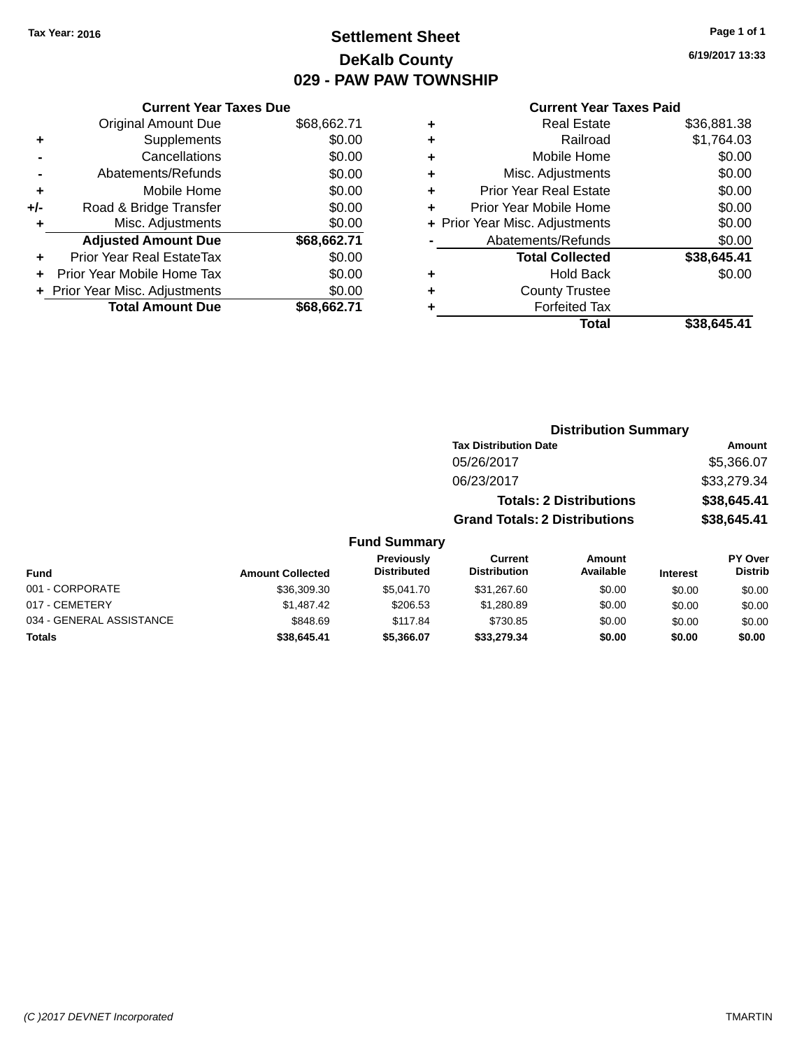Tax Year: 2016

# Settlement Sheet
## DeKalb County
## 029 - PAW PAW TOWNSHIP

6/19/2017 13:33

### Current Year Taxes Due

| | | |
|---|---|---|
| | Original Amount Due | $68,662.71 |
| + | Supplements | $0.00 |
| - | Cancellations | $0.00 |
| - | Abatements/Refunds | $0.00 |
| + | Mobile Home | $0.00 |
| +/- | Road & Bridge Transfer | $0.00 |
| + | Misc. Adjustments | $0.00 |
| | **Adjusted Amount Due** | **$68,662.71** |
| + | Prior Year Real EstateTax | $0.00 |
| + | Prior Year Mobile Home Tax | $0.00 |
| + | Prior Year Misc. Adjustments | $0.00 |
| | **Total Amount Due** | **$68,662.71** |

### Current Year Taxes Paid

| | | |
|---|---|---|
| + | Real Estate | $36,881.38 |
| + | Railroad | $1,764.03 |
| + | Mobile Home | $0.00 |
| + | Misc. Adjustments | $0.00 |
| + | Prior Year Real Estate | $0.00 |
| + | Prior Year Mobile Home | $0.00 |
| + | Prior Year Misc. Adjustments | $0.00 |
| - | Abatements/Refunds | $0.00 |
| | **Total Collected** | **$38,645.41** |
| + | Hold Back | $0.00 |
| + | County Trustee | |
| + | Forfeited Tax | |
| | **Total** | **$38,645.41** |

### Distribution Summary

| Tax Distribution Date | Amount |
|---|---|
| 05/26/2017 | $5,366.07 |
| 06/23/2017 | $33,279.34 |
| **Totals: 2 Distributions** | **$38,645.41** |
| **Grand Totals: 2 Distributions** | **$38,645.41** |

### Fund Summary

| Fund | Amount Collected | Previously Distributed | Current Distribution | Amount Available | Interest | PY Over Distrib |
|---|---|---|---|---|---|---|
| 001 - CORPORATE | $36,309.30 | $5,041.70 | $31,267.60 | $0.00 | $0.00 | $0.00 |
| 017 - CEMETERY | $1,487.42 | $206.53 | $1,280.89 | $0.00 | $0.00 | $0.00 |
| 034 - GENERAL ASSISTANCE | $848.69 | $117.84 | $730.85 | $0.00 | $0.00 | $0.00 |
| **Totals** | **$38,645.41** | **$5,366.07** | **$33,279.34** | **$0.00** | **$0.00** | **$0.00** |

(C )2017 DEVNET Incorporated TMARTIN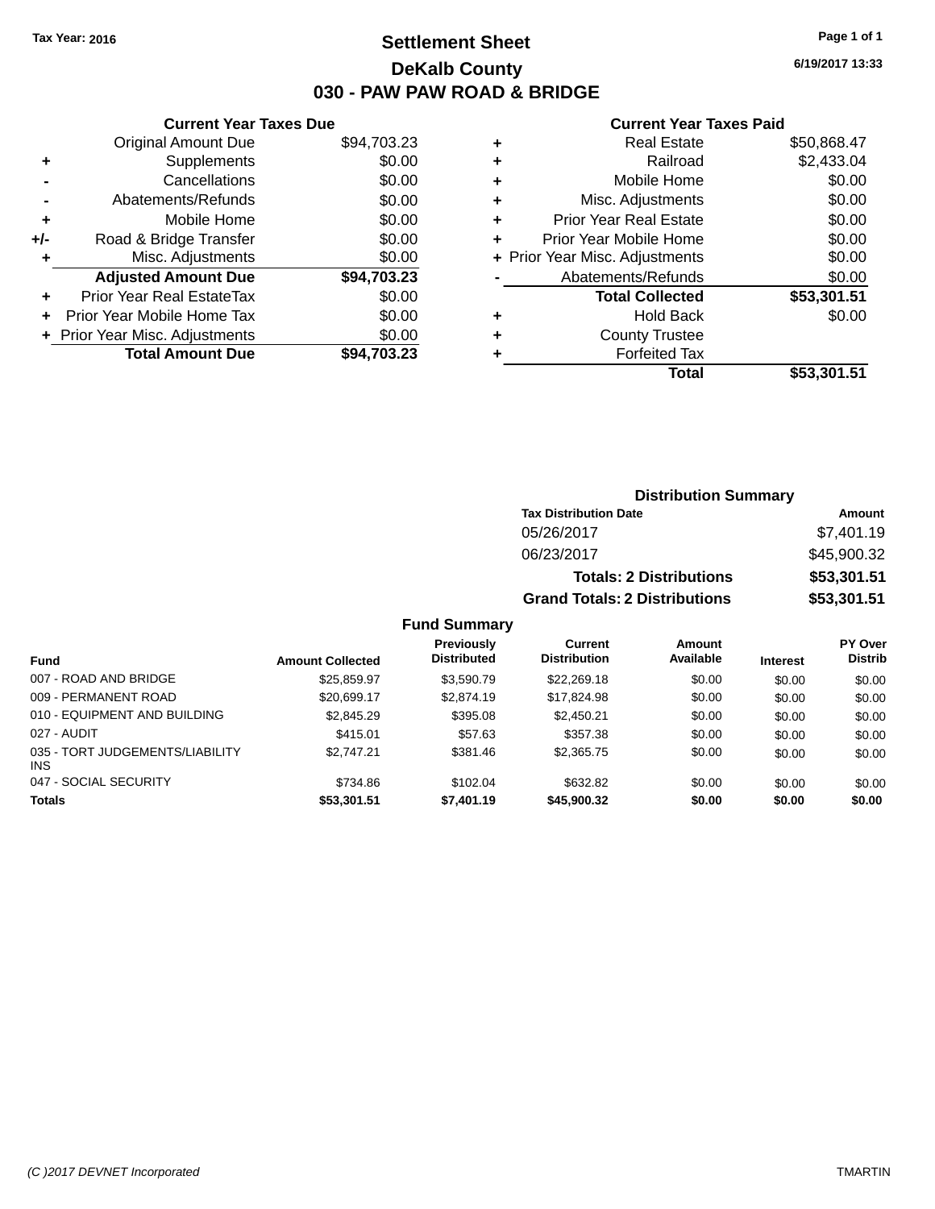Tax Year: 2016

# Settlement Sheet
## DeKalb County
## 030 - PAW PAW ROAD & BRIDGE

6/19/2017 13:33

### Current Year Taxes Due

| | | |
|---|---|---|
| | Original Amount Due | $94,703.23 |
| + | Supplements | $0.00 |
| - | Cancellations | $0.00 |
| - | Abatements/Refunds | $0.00 |
| + | Mobile Home | $0.00 |
| +/- | Road & Bridge Transfer | $0.00 |
| + | Misc. Adjustments | $0.00 |
| | **Adjusted Amount Due** | **$94,703.23** |
| + | Prior Year Real EstateTax | $0.00 |
| + | Prior Year Mobile Home Tax | $0.00 |
| + | Prior Year Misc. Adjustments | $0.00 |
| | **Total Amount Due** | **$94,703.23** |

### Current Year Taxes Paid

| | | |
|---|---|---|
| + | Real Estate | $50,868.47 |
| + | Railroad | $2,433.04 |
| + | Mobile Home | $0.00 |
| + | Misc. Adjustments | $0.00 |
| + | Prior Year Real Estate | $0.00 |
| + | Prior Year Mobile Home | $0.00 |
| + | Prior Year Misc. Adjustments | $0.00 |
| - | Abatements/Refunds | $0.00 |
| | **Total Collected** | **$53,301.51** |
| + | Hold Back | $0.00 |
| + | County Trustee | |
| + | Forfeited Tax | |
| | **Total** | **$53,301.51** |

### Distribution Summary

| Tax Distribution Date | Amount |
|---|---|
| 05/26/2017 | $7,401.19 |
| 06/23/2017 | $45,900.32 |
| **Totals: 2 Distributions** | **$53,301.51** |
| **Grand Totals: 2 Distributions** | **$53,301.51** |

### Fund Summary

| Fund | Amount Collected | Previously Distributed | Current Distribution | Amount Available | Interest | PY Over Distrib |
|---|---|---|---|---|---|---|
| 007 - ROAD AND BRIDGE | $25,859.97 | $3,590.79 | $22,269.18 | $0.00 | $0.00 | $0.00 |
| 009 - PERMANENT ROAD | $20,699.17 | $2,874.19 | $17,824.98 | $0.00 | $0.00 | $0.00 |
| 010 - EQUIPMENT AND BUILDING | $2,845.29 | $395.08 | $2,450.21 | $0.00 | $0.00 | $0.00 |
| 027 - AUDIT | $415.01 | $57.63 | $357.38 | $0.00 | $0.00 | $0.00 |
| 035 - TORT JUDGEMENTS/LIABILITY INS | $2,747.21 | $381.46 | $2,365.75 | $0.00 | $0.00 | $0.00 |
| 047 - SOCIAL SECURITY | $734.86 | $102.04 | $632.82 | $0.00 | $0.00 | $0.00 |
| **Totals** | **$53,301.51** | **$7,401.19** | **$45,900.32** | **$0.00** | **$0.00** | **$0.00** |

(C )2017 DEVNET Incorporated — TMARTIN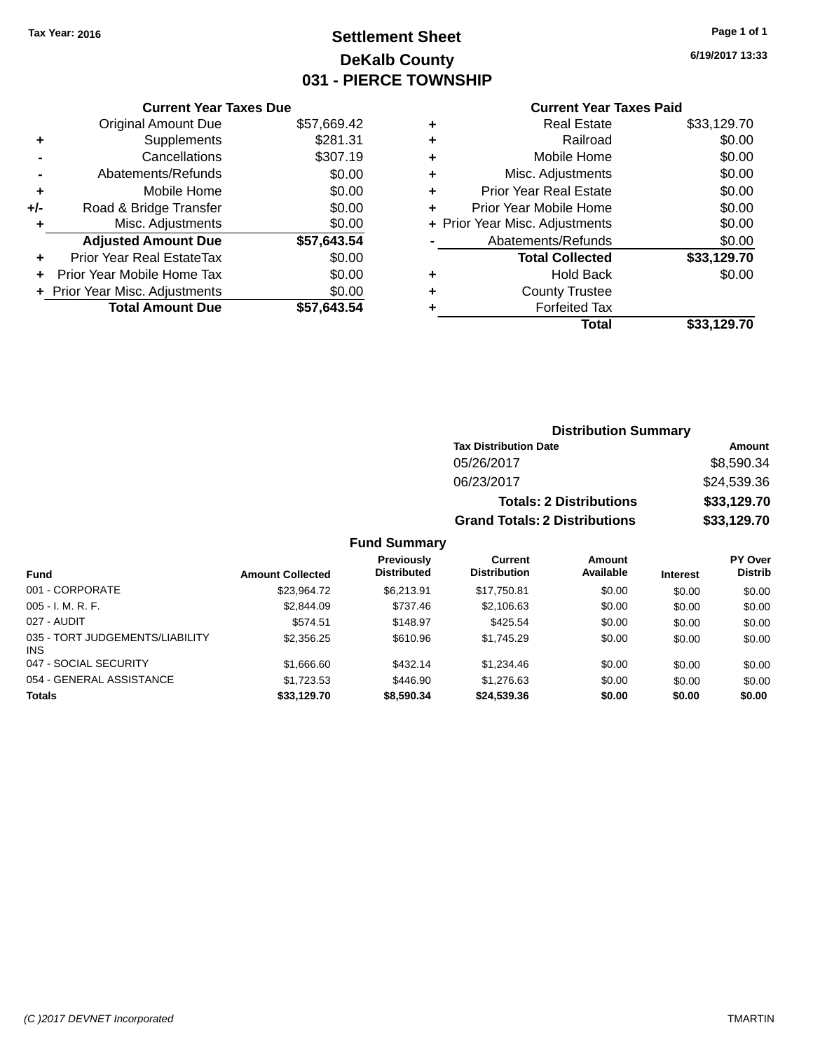Tax Year: 2016

# Settlement Sheet
## DeKalb County
## 031 - PIERCE TOWNSHIP

6/19/2017 13:33

### Current Year Taxes Due

| | | |
|---|---|---|
| | Original Amount Due | $57,669.42 |
| + | Supplements | $281.31 |
| - | Cancellations | $307.19 |
| - | Abatements/Refunds | $0.00 |
| + | Mobile Home | $0.00 |
| +/- | Road & Bridge Transfer | $0.00 |
| + | Misc. Adjustments | $0.00 |
| | **Adjusted Amount Due** | **$57,643.54** |
| + | Prior Year Real EstateTax | $0.00 |
| + | Prior Year Mobile Home Tax | $0.00 |
| + | Prior Year Misc. Adjustments | $0.00 |
| | **Total Amount Due** | **$57,643.54** |

### Current Year Taxes Paid

| | | |
|---|---|---|
| + | Real Estate | $33,129.70 |
| + | Railroad | $0.00 |
| + | Mobile Home | $0.00 |
| + | Misc. Adjustments | $0.00 |
| + | Prior Year Real Estate | $0.00 |
| + | Prior Year Mobile Home | $0.00 |
| + | Prior Year Misc. Adjustments | $0.00 |
| - | Abatements/Refunds | $0.00 |
| | **Total Collected** | **$33,129.70** |
| + | Hold Back | $0.00 |
| + | County Trustee | |
| + | Forfeited Tax | |
| | **Total** | **$33,129.70** |

### Distribution Summary

| Tax Distribution Date | Amount |
|---|---|
| 05/26/2017 | $8,590.34 |
| 06/23/2017 | $24,539.36 |
| **Totals: 2 Distributions** | **$33,129.70** |
| **Grand Totals: 2 Distributions** | **$33,129.70** |

### Fund Summary

| Fund | Amount Collected | Previously Distributed | Current Distribution | Amount Available | Interest | PY Over Distrib |
|---|---|---|---|---|---|---|
| 001 - CORPORATE | $23,964.72 | $6,213.91 | $17,750.81 | $0.00 | $0.00 | $0.00 |
| 005 - I. M. R. F. | $2,844.09 | $737.46 | $2,106.63 | $0.00 | $0.00 | $0.00 |
| 027 - AUDIT | $574.51 | $148.97 | $425.54 | $0.00 | $0.00 | $0.00 |
| 035 - TORT JUDGEMENTS/LIABILITY INS | $2,356.25 | $610.96 | $1,745.29 | $0.00 | $0.00 | $0.00 |
| 047 - SOCIAL SECURITY | $1,666.60 | $432.14 | $1,234.46 | $0.00 | $0.00 | $0.00 |
| 054 - GENERAL ASSISTANCE | $1,723.53 | $446.90 | $1,276.63 | $0.00 | $0.00 | $0.00 |
| **Totals** | **$33,129.70** | **$8,590.34** | **$24,539.36** | **$0.00** | **$0.00** | **$0.00** |

(C )2017 DEVNET Incorporated TMARTIN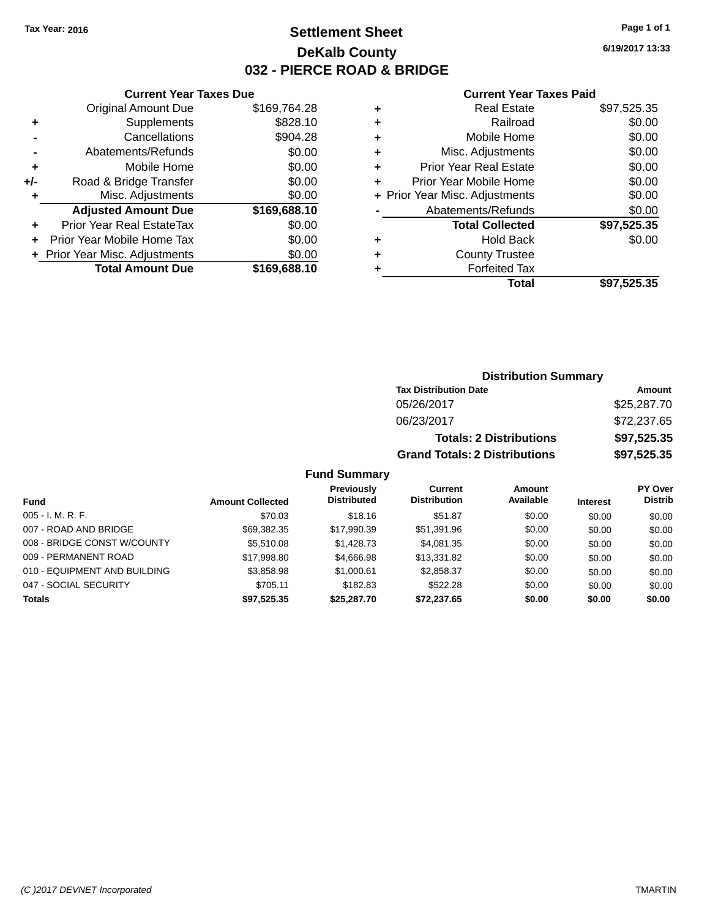Tax Year: 2016

# Settlement Sheet

## DeKalb County

## 032 - PIERCE ROAD & BRIDGE

6/19/2017 13:33

### Current Year Taxes Due

| | | |
|---|---|---|
| | Original Amount Due | $169,764.28 |
| + | Supplements | $828.10 |
| - | Cancellations | $904.28 |
| - | Abatements/Refunds | $0.00 |
| + | Mobile Home | $0.00 |
| +/- | Road & Bridge Transfer | $0.00 |
| + | Misc. Adjustments | $0.00 |
| | **Adjusted Amount Due** | **$169,688.10** |
| + | Prior Year Real EstateTax | $0.00 |
| + | Prior Year Mobile Home Tax | $0.00 |
| + | Prior Year Misc. Adjustments | $0.00 |
| | **Total Amount Due** | **$169,688.10** |

### Current Year Taxes Paid

| | | |
|---|---|---|
| + | Real Estate | $97,525.35 |
| + | Railroad | $0.00 |
| + | Mobile Home | $0.00 |
| + | Misc. Adjustments | $0.00 |
| + | Prior Year Real Estate | $0.00 |
| + | Prior Year Mobile Home | $0.00 |
| + | Prior Year Misc. Adjustments | $0.00 |
| - | Abatements/Refunds | $0.00 |
| | **Total Collected** | **$97,525.35** |
| + | Hold Back | $0.00 |
| + | County Trustee | |
| + | Forfeited Tax | |
| | **Total** | **$97,525.35** |

### Distribution Summary

| Tax Distribution Date | Amount |
|---|---|
| 05/26/2017 | $25,287.70 |
| 06/23/2017 | $72,237.65 |
| **Totals: 2 Distributions** | **$97,525.35** |
| **Grand Totals: 2 Distributions** | **$97,525.35** |

### Fund Summary

| Fund | Amount Collected | Previously Distributed | Current Distribution | Amount Available | Interest | PY Over Distrib |
|---|---|---|---|---|---|---|
| 005 - I. M. R. F. | $70.03 | $18.16 | $51.87 | $0.00 | $0.00 | $0.00 |
| 007 - ROAD AND BRIDGE | $69,382.35 | $17,990.39 | $51,391.96 | $0.00 | $0.00 | $0.00 |
| 008 - BRIDGE CONST W/COUNTY | $5,510.08 | $1,428.73 | $4,081.35 | $0.00 | $0.00 | $0.00 |
| 009 - PERMANENT ROAD | $17,998.80 | $4,666.98 | $13,331.82 | $0.00 | $0.00 | $0.00 |
| 010 - EQUIPMENT AND BUILDING | $3,858.98 | $1,000.61 | $2,858.37 | $0.00 | $0.00 | $0.00 |
| 047 - SOCIAL SECURITY | $705.11 | $182.83 | $522.28 | $0.00 | $0.00 | $0.00 |
| **Totals** | **$97,525.35** | **$25,287.70** | **$72,237.65** | **$0.00** | **$0.00** | **$0.00** |

(C )2017 DEVNET Incorporated — TMARTIN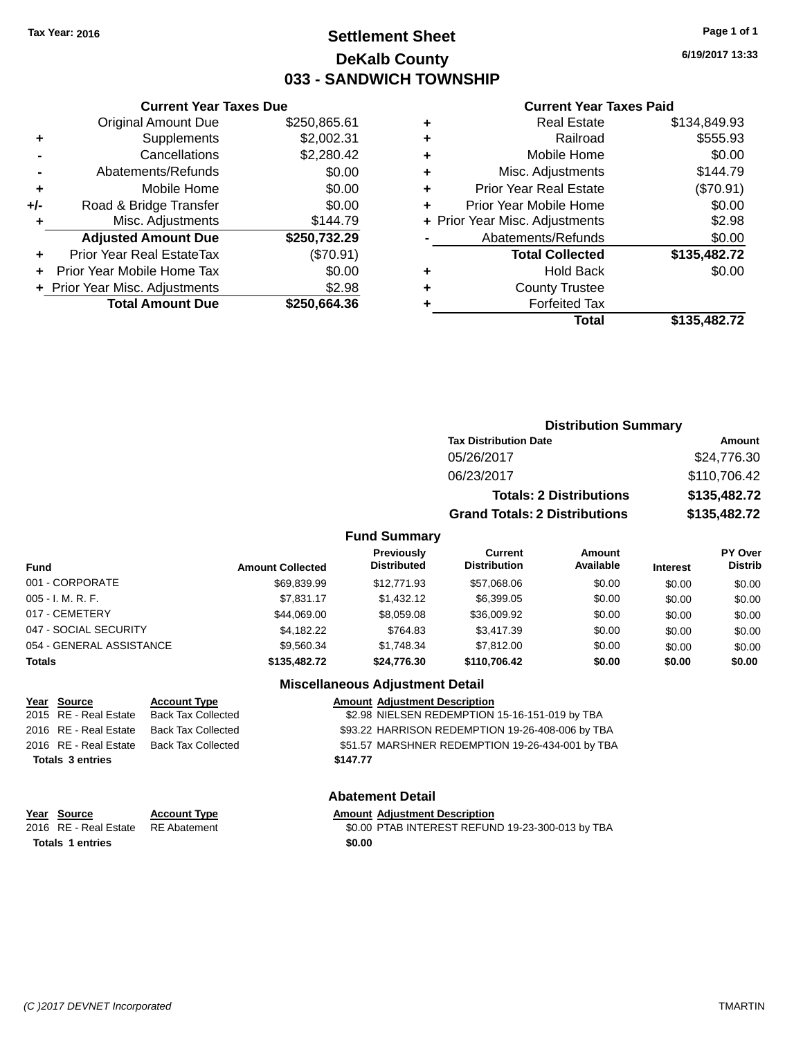Tax Year: 2016

# Settlement Sheet
## DeKalb County
## 033 - SANDWICH TOWNSHIP

6/19/2017 13:33

### Current Year Taxes Due

| | | |
|---|---|---|
| | Original Amount Due | $250,865.61 |
| + | Supplements | $2,002.31 |
| - | Cancellations | $2,280.42 |
| - | Abatements/Refunds | $0.00 |
| + | Mobile Home | $0.00 |
| +/- | Road & Bridge Transfer | $0.00 |
| + | Misc. Adjustments | $144.79 |
| | **Adjusted Amount Due** | **$250,732.29** |
| + | Prior Year Real EstateTax | ($70.91) |
| + | Prior Year Mobile Home Tax | $0.00 |
| + | Prior Year Misc. Adjustments | $2.98 |
| | **Total Amount Due** | **$250,664.36** |

### Current Year Taxes Paid

| | | |
|---|---|---|
| + | Real Estate | $134,849.93 |
| + | Railroad | $555.93 |
| + | Mobile Home | $0.00 |
| + | Misc. Adjustments | $144.79 |
| + | Prior Year Real Estate | ($70.91) |
| + | Prior Year Mobile Home | $0.00 |
| + | Prior Year Misc. Adjustments | $2.98 |
| - | Abatements/Refunds | $0.00 |
| | **Total Collected** | **$135,482.72** |
| + | Hold Back | $0.00 |
| + | County Trustee | |
| + | Forfeited Tax | |
| | **Total** | **$135,482.72** |

### Distribution Summary

| Tax Distribution Date | Amount |
|---|---|
| 05/26/2017 | $24,776.30 |
| 06/23/2017 | $110,706.42 |
| **Totals: 2 Distributions** | **$135,482.72** |
| **Grand Totals: 2 Distributions** | **$135,482.72** |

### Fund Summary

| Fund | Amount Collected | Previously Distributed | Current Distribution | Amount Available | Interest | PY Over Distrib |
|---|---|---|---|---|---|---|
| 001 - CORPORATE | $69,839.99 | $12,771.93 | $57,068.06 | $0.00 | $0.00 | $0.00 |
| 005 - I. M. R. F. | $7,831.17 | $1,432.12 | $6,399.05 | $0.00 | $0.00 | $0.00 |
| 017 - CEMETERY | $44,069.00 | $8,059.08 | $36,009.92 | $0.00 | $0.00 | $0.00 |
| 047 - SOCIAL SECURITY | $4,182.22 | $764.83 | $3,417.39 | $0.00 | $0.00 | $0.00 |
| 054 - GENERAL ASSISTANCE | $9,560.34 | $1,748.34 | $7,812.00 | $0.00 | $0.00 | $0.00 |
| **Totals** | **$135,482.72** | **$24,776.30** | **$110,706.42** | **$0.00** | **$0.00** | **$0.00** |

### Miscellaneous Adjustment Detail

| Year | Source | Account Type | Amount | Adjustment Description |
|---|---|---|---|---|
| 2015 | RE - Real Estate | Back Tax Collected | $2.98 | NIELSEN REDEMPTION 15-16-151-019 by TBA |
| 2016 | RE - Real Estate | Back Tax Collected | $93.22 | HARRISON REDEMPTION 19-26-408-006 by TBA |
| 2016 | RE - Real Estate | Back Tax Collected | $51.57 | MARSHNER REDEMPTION 19-26-434-001 by TBA |
| **Totals 3 entries** | | | **$147.77** | |

### Abatement Detail

| Year | Source | Account Type | Amount | Adjustment Description |
|---|---|---|---|---|
| 2016 | RE - Real Estate | RE Abatement | $0.00 | PTAB INTEREST REFUND 19-23-300-013 by TBA |
| **Totals 1 entries** | | | **$0.00** | |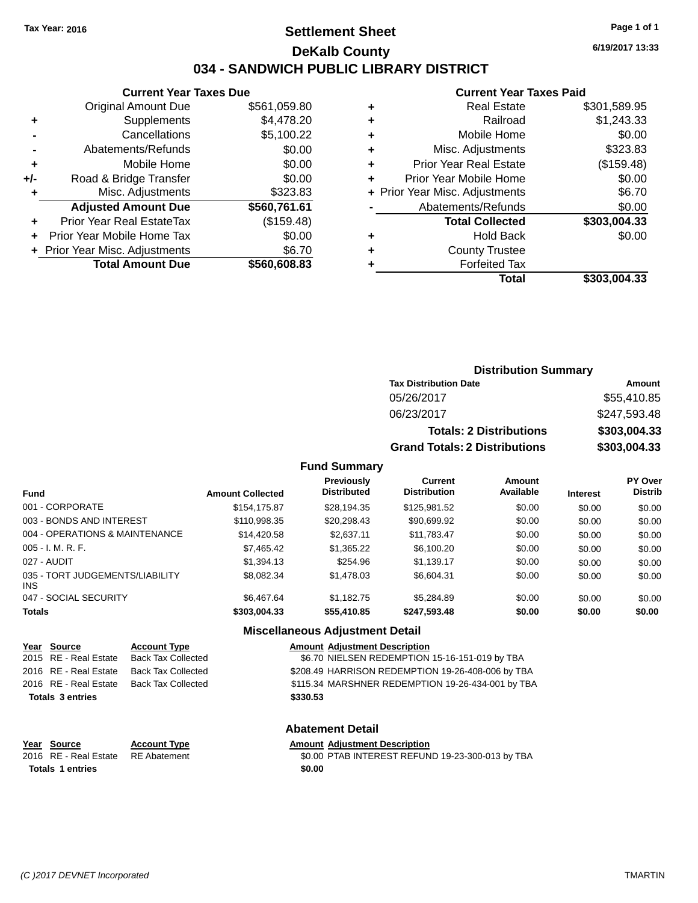Tax Year: 2016

# Settlement Sheet

## DeKalb County

## 034 - SANDWICH PUBLIC LIBRARY DISTRICT

6/19/2017 13:33

### Current Year Taxes Due

| | | |
|---|---|---|
| | Original Amount Due | $561,059.80 |
| + | Supplements | $4,478.20 |
| - | Cancellations | $5,100.22 |
| - | Abatements/Refunds | $0.00 |
| + | Mobile Home | $0.00 |
| +/- | Road & Bridge Transfer | $0.00 |
| + | Misc. Adjustments | $323.83 |
| | **Adjusted Amount Due** | **$560,761.61** |
| + | Prior Year Real EstateTax | ($159.48) |
| + | Prior Year Mobile Home Tax | $0.00 |
| + | Prior Year Misc. Adjustments | $6.70 |
| | **Total Amount Due** | **$560,608.83** |

### Current Year Taxes Paid

| | | |
|---|---|---|
| + | Real Estate | $301,589.95 |
| + | Railroad | $1,243.33 |
| + | Mobile Home | $0.00 |
| + | Misc. Adjustments | $323.83 |
| + | Prior Year Real Estate | ($159.48) |
| + | Prior Year Mobile Home | $0.00 |
| + | Prior Year Misc. Adjustments | $6.70 |
| - | Abatements/Refunds | $0.00 |
| | **Total Collected** | **$303,004.33** |
| + | Hold Back | $0.00 |
| + | County Trustee | |
| + | Forfeited Tax | |
| | **Total** | **$303,004.33** |

### Distribution Summary

| Tax Distribution Date | Amount |
|---|---|
| 05/26/2017 | $55,410.85 |
| 06/23/2017 | $247,593.48 |
| **Totals: 2 Distributions** | **$303,004.33** |
| **Grand Totals: 2 Distributions** | **$303,004.33** |

### Fund Summary

| Fund | Amount Collected | Previously Distributed | Current Distribution | Amount Available | Interest | PY Over Distrib |
|---|---|---|---|---|---|---|
| 001 - CORPORATE | $154,175.87 | $28,194.35 | $125,981.52 | $0.00 | $0.00 | $0.00 |
| 003 - BONDS AND INTEREST | $110,998.35 | $20,298.43 | $90,699.92 | $0.00 | $0.00 | $0.00 |
| 004 - OPERATIONS & MAINTENANCE | $14,420.58 | $2,637.11 | $11,783.47 | $0.00 | $0.00 | $0.00 |
| 005 - I. M. R. F. | $7,465.42 | $1,365.22 | $6,100.20 | $0.00 | $0.00 | $0.00 |
| 027 - AUDIT | $1,394.13 | $254.96 | $1,139.17 | $0.00 | $0.00 | $0.00 |
| 035 - TORT JUDGEMENTS/LIABILITY INS | $8,082.34 | $1,478.03 | $6,604.31 | $0.00 | $0.00 | $0.00 |
| 047 - SOCIAL SECURITY | $6,467.64 | $1,182.75 | $5,284.89 | $0.00 | $0.00 | $0.00 |
| **Totals** | **$303,004.33** | **$55,410.85** | **$247,593.48** | **$0.00** | **$0.00** | **$0.00** |

### Miscellaneous Adjustment Detail

| Year | Source | Account Type | Amount | Adjustment Description |
|---|---|---|---|---|
| 2015 | RE - Real Estate | Back Tax Collected | $6.70 | NIELSEN REDEMPTION 15-16-151-019 by TBA |
| 2016 | RE - Real Estate | Back Tax Collected | $208.49 | HARRISON REDEMPTION 19-26-408-006 by TBA |
| 2016 | RE - Real Estate | Back Tax Collected | $115.34 | MARSHNER REDEMPTION 19-26-434-001 by TBA |
| **Totals 3 entries** | | | **$330.53** | |

### Abatement Detail

| Year | Source | Account Type | Amount | Adjustment Description |
|---|---|---|---|---|
| 2016 | RE - Real Estate | RE Abatement | $0.00 | PTAB INTEREST REFUND 19-23-300-013 by TBA |
| **Totals 1 entries** | | | **$0.00** | |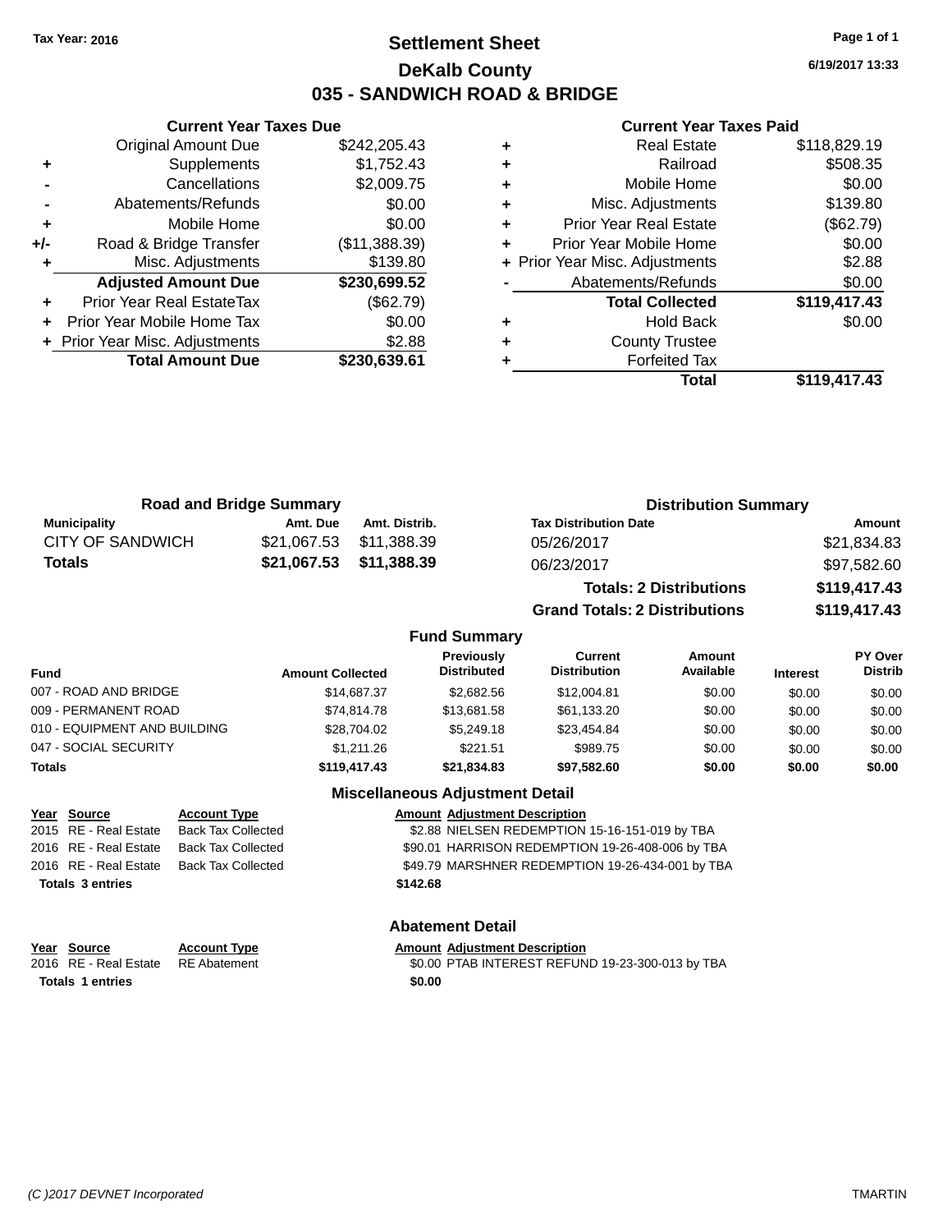Tax Year: 2016

# Settlement Sheet
## DeKalb County
## 035 - SANDWICH ROAD & BRIDGE

6/19/2017 13:33

### Current Year Taxes Due

| | | |
|---|---|---|
| | Original Amount Due | $242,205.43 |
| + | Supplements | $1,752.43 |
| - | Cancellations | $2,009.75 |
| - | Abatements/Refunds | $0.00 |
| + | Mobile Home | $0.00 |
| +/- | Road & Bridge Transfer | ($11,388.39) |
| + | Misc. Adjustments | $139.80 |
| | **Adjusted Amount Due** | **$230,699.52** |
| + | Prior Year Real EstateTax | ($62.79) |
| + | Prior Year Mobile Home Tax | $0.00 |
| + | Prior Year Misc. Adjustments | $2.88 |
| | **Total Amount Due** | **$230,639.61** |

### Current Year Taxes Paid

| | | |
|---|---|---|
| + | Real Estate | $118,829.19 |
| + | Railroad | $508.35 |
| + | Mobile Home | $0.00 |
| + | Misc. Adjustments | $139.80 |
| + | Prior Year Real Estate | ($62.79) |
| + | Prior Year Mobile Home | $0.00 |
| + | Prior Year Misc. Adjustments | $2.88 |
| - | Abatements/Refunds | $0.00 |
| | **Total Collected** | **$119,417.43** |
| + | Hold Back | $0.00 |
| + | County Trustee | |
| + | Forfeited Tax | |
| | **Total** | **$119,417.43** |

### Road and Bridge Summary

| Municipality | Amt. Due | Amt. Distrib. |
|---|---|---|
| CITY OF SANDWICH | $21,067.53 | $11,388.39 |
| **Totals** | **$21,067.53** | **$11,388.39** |

### Distribution Summary

| Tax Distribution Date | Amount |
|---|---|
| 05/26/2017 | $21,834.83 |
| 06/23/2017 | $97,582.60 |
| **Totals: 2 Distributions** | **$119,417.43** |
| **Grand Totals: 2 Distributions** | **$119,417.43** |

### Fund Summary

| Fund | Amount Collected | Previously Distributed | Current Distribution | Amount Available | Interest | PY Over Distrib |
|---|---|---|---|---|---|---|
| 007 - ROAD AND BRIDGE | $14,687.37 | $2,682.56 | $12,004.81 | $0.00 | $0.00 | $0.00 |
| 009 - PERMANENT ROAD | $74,814.78 | $13,681.58 | $61,133.20 | $0.00 | $0.00 | $0.00 |
| 010 - EQUIPMENT AND BUILDING | $28,704.02 | $5,249.18 | $23,454.84 | $0.00 | $0.00 | $0.00 |
| 047 - SOCIAL SECURITY | $1,211.26 | $221.51 | $989.75 | $0.00 | $0.00 | $0.00 |
| **Totals** | **$119,417.43** | **$21,834.83** | **$97,582.60** | **$0.00** | **$0.00** | **$0.00** |

### Miscellaneous Adjustment Detail

| Year | Source | Account Type | Amount | Adjustment Description |
|---|---|---|---|---|
| 2015 | RE - Real Estate | Back Tax Collected | $2.88 | NIELSEN REDEMPTION 15-16-151-019 by TBA |
| 2016 | RE - Real Estate | Back Tax Collected | $90.01 | HARRISON REDEMPTION 19-26-408-006 by TBA |
| 2016 | RE - Real Estate | Back Tax Collected | $49.79 | MARSHNER REDEMPTION 19-26-434-001 by TBA |
| **Totals 3 entries** | | | **$142.68** | |

### Abatement Detail

| Year | Source | Account Type | Amount | Adjustment Description |
|---|---|---|---|---|
| 2016 | RE - Real Estate | RE Abatement | $0.00 | PTAB INTEREST REFUND 19-23-300-013 by TBA |
| **Totals 1 entries** | | | **$0.00** | |

(C )2017 DEVNET Incorporated TMARTIN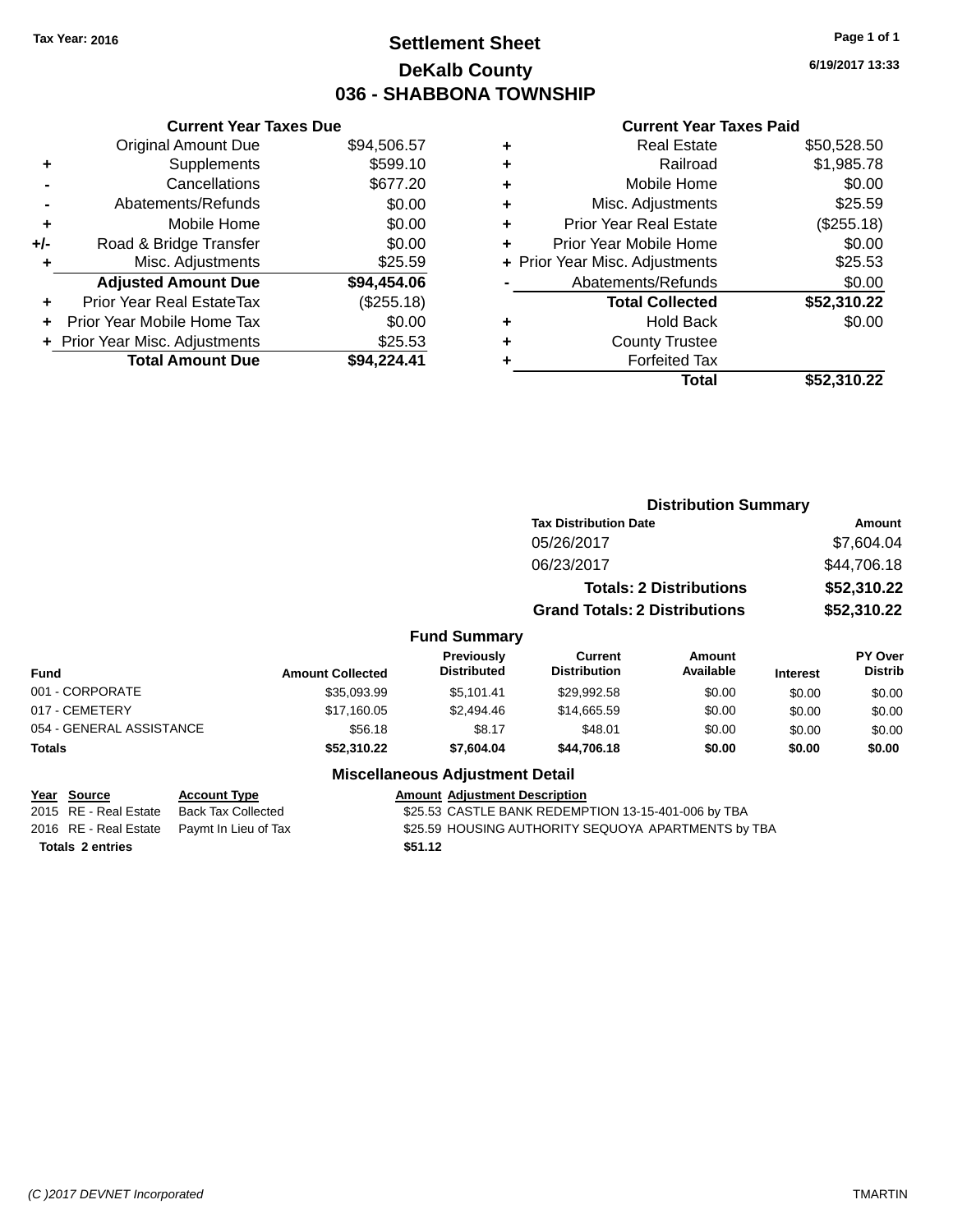Tax Year: 2016

# Settlement Sheet
## DeKalb County
## 036 - SHABBONA TOWNSHIP

6/19/2017 13:33

### Current Year Taxes Due

| | | |
|---|---|---|
| | Original Amount Due | $94,506.57 |
| + | Supplements | $599.10 |
| - | Cancellations | $677.20 |
| - | Abatements/Refunds | $0.00 |
| + | Mobile Home | $0.00 |
| +/- | Road & Bridge Transfer | $0.00 |
| + | Misc. Adjustments | $25.59 |
| | **Adjusted Amount Due** | **$94,454.06** |
| + | Prior Year Real EstateTax | ($255.18) |
| + | Prior Year Mobile Home Tax | $0.00 |
| + | Prior Year Misc. Adjustments | $25.53 |
| | **Total Amount Due** | **$94,224.41** |

### Current Year Taxes Paid

| | | |
|---|---|---|
| + | Real Estate | $50,528.50 |
| + | Railroad | $1,985.78 |
| + | Mobile Home | $0.00 |
| + | Misc. Adjustments | $25.59 |
| + | Prior Year Real Estate | ($255.18) |
| + | Prior Year Mobile Home | $0.00 |
| + | Prior Year Misc. Adjustments | $25.53 |
| - | Abatements/Refunds | $0.00 |
| | **Total Collected** | **$52,310.22** |
| + | Hold Back | $0.00 |
| + | County Trustee | |
| + | Forfeited Tax | |
| | **Total** | **$52,310.22** |

### Distribution Summary

| Tax Distribution Date | Amount |
|---|---|
| 05/26/2017 | $7,604.04 |
| 06/23/2017 | $44,706.18 |
| **Totals: 2 Distributions** | **$52,310.22** |
| **Grand Totals: 2 Distributions** | **$52,310.22** |

### Fund Summary

| Fund | Amount Collected | Previously Distributed | Current Distribution | Amount Available | Interest | PY Over Distrib |
|---|---|---|---|---|---|---|
| 001 - CORPORATE | $35,093.99 | $5,101.41 | $29,992.58 | $0.00 | $0.00 | $0.00 |
| 017 - CEMETERY | $17,160.05 | $2,494.46 | $14,665.59 | $0.00 | $0.00 | $0.00 |
| 054 - GENERAL ASSISTANCE | $56.18 | $8.17 | $48.01 | $0.00 | $0.00 | $0.00 |
| **Totals** | **$52,310.22** | **$7,604.04** | **$44,706.18** | **$0.00** | **$0.00** | **$0.00** |

### Miscellaneous Adjustment Detail

| Year | Source | Account Type | Amount | Adjustment Description |
|---|---|---|---|---|
| 2015 | RE - Real Estate | Back Tax Collected | $25.53 | CASTLE BANK REDEMPTION 13-15-401-006 by TBA |
| 2016 | RE - Real Estate | Paymt In Lieu of Tax | $25.59 | HOUSING AUTHORITY SEQUOYA APARTMENTS by TBA |
| **Totals 2 entries** | | | **$51.12** | |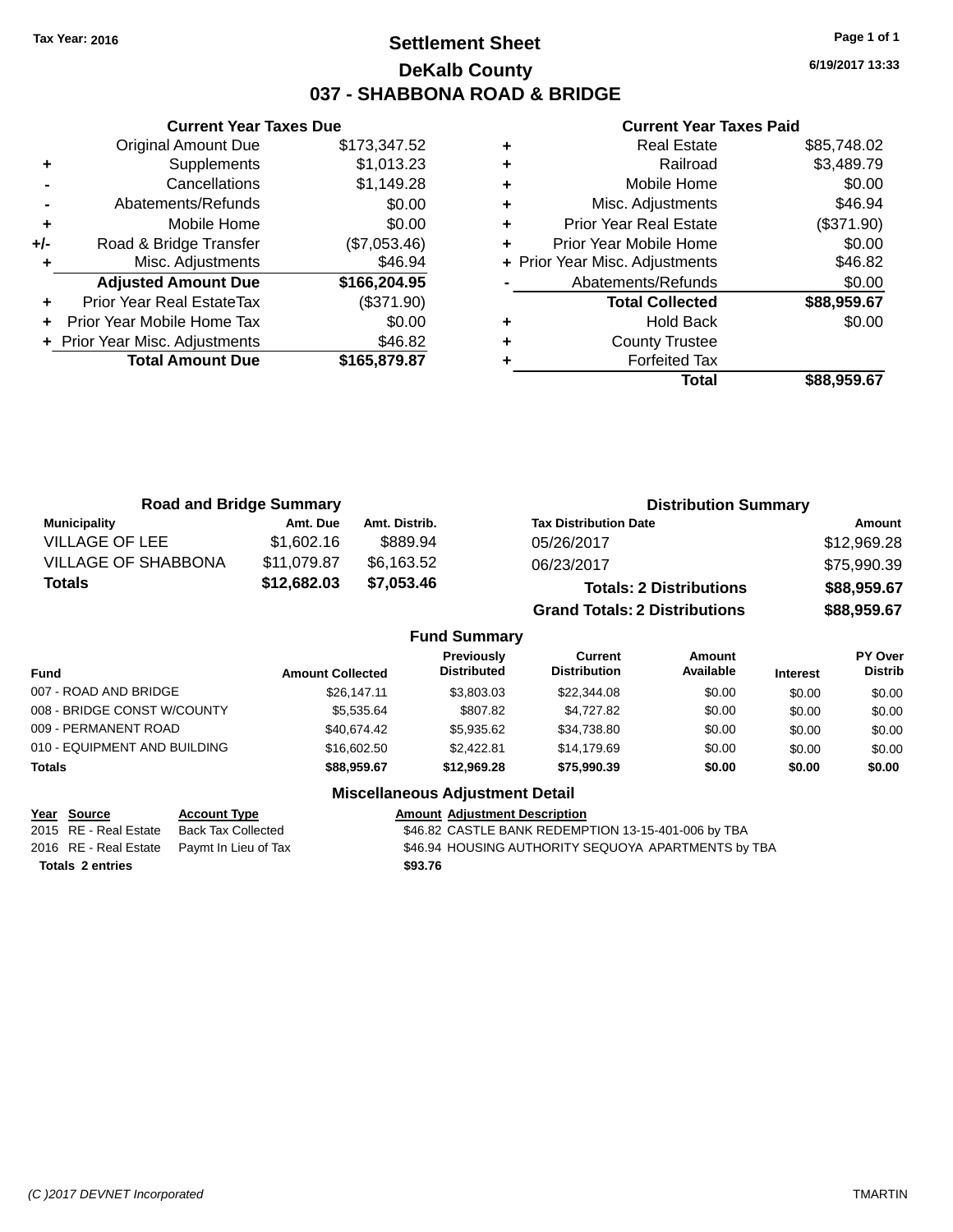Tax Year: 2016

# Settlement Sheet

## DeKalb County

## 037 - SHABBONA ROAD & BRIDGE

6/19/2017 13:33

### Current Year Taxes Due

| | | |
|---|---|---|
| | Original Amount Due | $173,347.52 |
| + | Supplements | $1,013.23 |
| - | Cancellations | $1,149.28 |
| - | Abatements/Refunds | $0.00 |
| + | Mobile Home | $0.00 |
| +/- | Road & Bridge Transfer | ($7,053.46) |
| + | Misc. Adjustments | $46.94 |
| | **Adjusted Amount Due** | **$166,204.95** |
| + | Prior Year Real EstateTax | ($371.90) |
| + | Prior Year Mobile Home Tax | $0.00 |
| + | Prior Year Misc. Adjustments | $46.82 |
| | **Total Amount Due** | **$165,879.87** |

### Current Year Taxes Paid

| | | |
|---|---|---|
| + | Real Estate | $85,748.02 |
| + | Railroad | $3,489.79 |
| + | Mobile Home | $0.00 |
| + | Misc. Adjustments | $46.94 |
| + | Prior Year Real Estate | ($371.90) |
| + | Prior Year Mobile Home | $0.00 |
| + | Prior Year Misc. Adjustments | $46.82 |
| - | Abatements/Refunds | $0.00 |
| | **Total Collected** | **$88,959.67** |
| + | Hold Back | $0.00 |
| + | County Trustee | |
| + | Forfeited Tax | |
| | **Total** | **$88,959.67** |

### Road and Bridge Summary

| Municipality | Amt. Due | Amt. Distrib. |
|---|---|---|
| VILLAGE OF LEE | $1,602.16 | $889.94 |
| VILLAGE OF SHABBONA | $11,079.87 | $6,163.52 |
| **Totals** | **$12,682.03** | **$7,053.46** |

### Distribution Summary

| Tax Distribution Date | Amount |
|---|---|
| 05/26/2017 | $12,969.28 |
| 06/23/2017 | $75,990.39 |
| **Totals: 2 Distributions** | **$88,959.67** |
| **Grand Totals: 2 Distributions** | **$88,959.67** |

### Fund Summary

| Fund | Amount Collected | Previously Distributed | Current Distribution | Amount Available | Interest | PY Over Distrib |
|---|---|---|---|---|---|---|
| 007 - ROAD AND BRIDGE | $26,147.11 | $3,803.03 | $22,344.08 | $0.00 | $0.00 | $0.00 |
| 008 - BRIDGE CONST W/COUNTY | $5,535.64 | $807.82 | $4,727.82 | $0.00 | $0.00 | $0.00 |
| 009 - PERMANENT ROAD | $40,674.42 | $5,935.62 | $34,738.80 | $0.00 | $0.00 | $0.00 |
| 010 - EQUIPMENT AND BUILDING | $16,602.50 | $2,422.81 | $14,179.69 | $0.00 | $0.00 | $0.00 |
| **Totals** | **$88,959.67** | **$12,969.28** | **$75,990.39** | **$0.00** | **$0.00** | **$0.00** |

### Miscellaneous Adjustment Detail

| Year | Source | Account Type | Amount | Adjustment Description |
|---|---|---|---|---|
| 2015 | RE - Real Estate | Back Tax Collected | $46.82 | CASTLE BANK REDEMPTION 13-15-401-006 by TBA |
| 2016 | RE - Real Estate | Paymt In Lieu of Tax | $46.94 | HOUSING AUTHORITY SEQUOYA APARTMENTS by TBA |
| **Totals** | **2 entries** | | **$93.76** | |

(C )2017 DEVNET Incorporated TMARTIN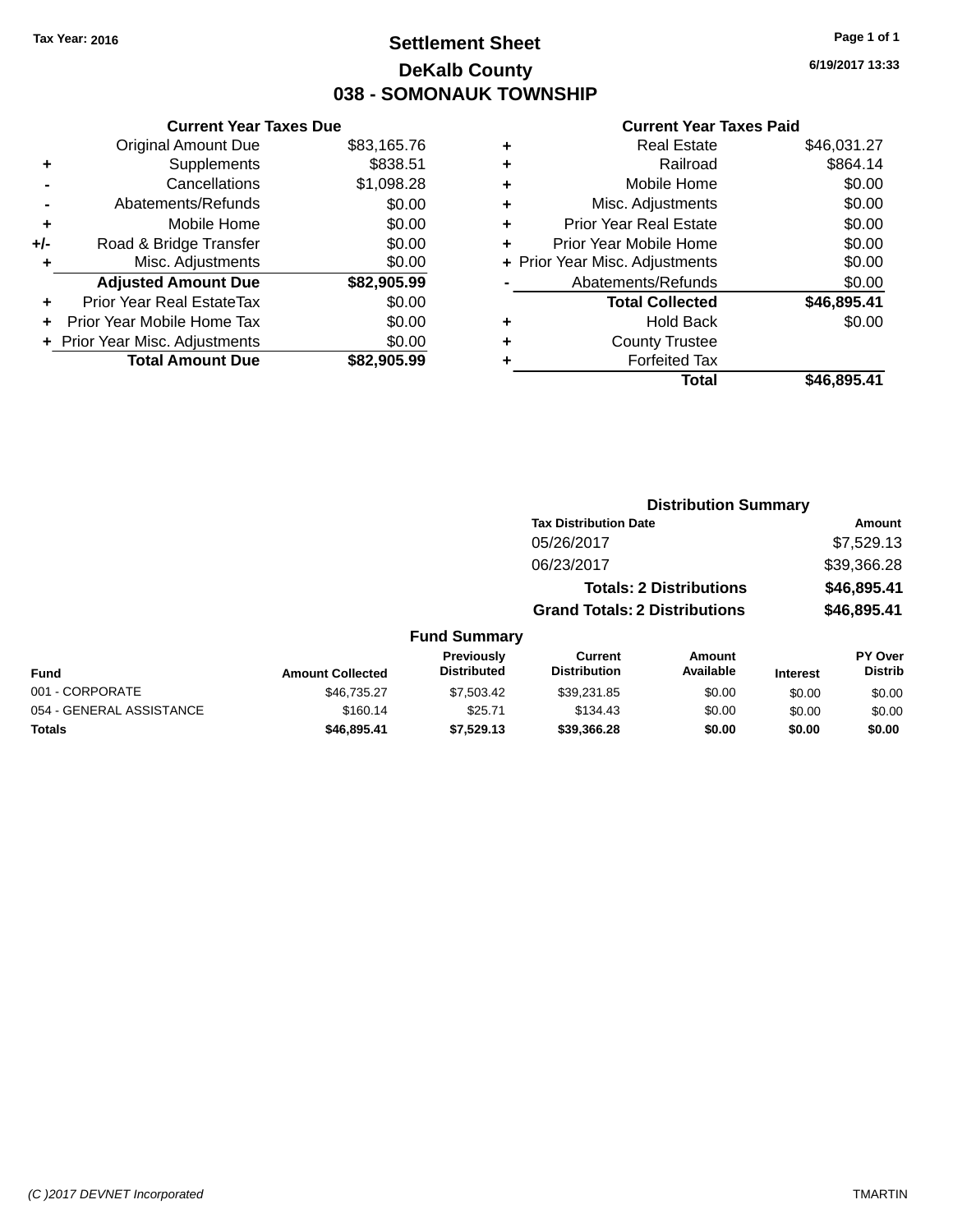Tax Year: 2016

# Settlement Sheet

## DeKalb County

## 038 - SOMONAUK TOWNSHIP

6/19/2017 13:33

### Current Year Taxes Due

| | | |
|---|---|---|
| | Original Amount Due | $83,165.76 |
| + | Supplements | $838.51 |
| - | Cancellations | $1,098.28 |
| - | Abatements/Refunds | $0.00 |
| + | Mobile Home | $0.00 |
| +/- | Road & Bridge Transfer | $0.00 |
| + | Misc. Adjustments | $0.00 |
| | **Adjusted Amount Due** | **$82,905.99** |
| + | Prior Year Real EstateTax | $0.00 |
| + | Prior Year Mobile Home Tax | $0.00 |
| + | Prior Year Misc. Adjustments | $0.00 |
| | **Total Amount Due** | **$82,905.99** |

### Current Year Taxes Paid

| | | |
|---|---|---|
| + | Real Estate | $46,031.27 |
| + | Railroad | $864.14 |
| + | Mobile Home | $0.00 |
| + | Misc. Adjustments | $0.00 |
| + | Prior Year Real Estate | $0.00 |
| + | Prior Year Mobile Home | $0.00 |
| + | Prior Year Misc. Adjustments | $0.00 |
| - | Abatements/Refunds | $0.00 |
| | **Total Collected** | **$46,895.41** |
| + | Hold Back | $0.00 |
| + | County Trustee | |
| + | Forfeited Tax | |
| | **Total** | **$46,895.41** |

### Distribution Summary

| Tax Distribution Date | Amount |
|---|---|
| 05/26/2017 | $7,529.13 |
| 06/23/2017 | $39,366.28 |
| **Totals: 2 Distributions** | **$46,895.41** |
| **Grand Totals: 2 Distributions** | **$46,895.41** |

### Fund Summary

| Fund | Amount Collected | Previously Distributed | Current Distribution | Amount Available | Interest | PY Over Distrib |
|---|---|---|---|---|---|---|
| 001 - CORPORATE | $46,735.27 | $7,503.42 | $39,231.85 | $0.00 | $0.00 | $0.00 |
| 054 - GENERAL ASSISTANCE | $160.14 | $25.71 | $134.43 | $0.00 | $0.00 | $0.00 |
| **Totals** | **$46,895.41** | **$7,529.13** | **$39,366.28** | **$0.00** | **$0.00** | **$0.00** |

(C )2017 DEVNET Incorporated TMARTIN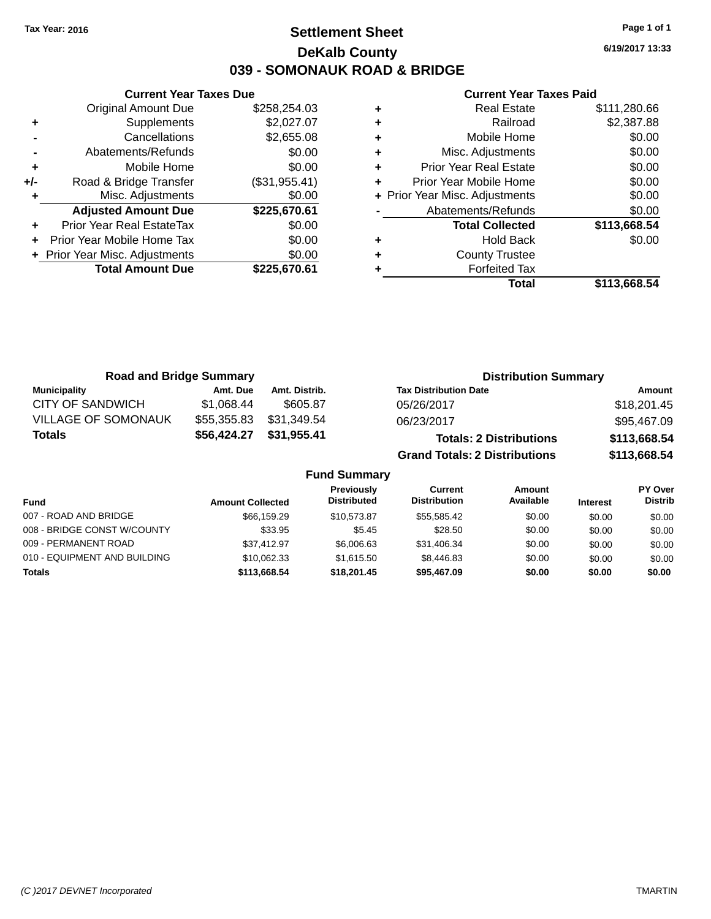Tax Year: 2016

# Settlement Sheet

## DeKalb County

## 039 - SOMONAUK ROAD & BRIDGE

6/19/2017 13:33

### Current Year Taxes Due

| | | |
|---|---|---|
| | Original Amount Due | $258,254.03 |
| + | Supplements | $2,027.07 |
| - | Cancellations | $2,655.08 |
| - | Abatements/Refunds | $0.00 |
| + | Mobile Home | $0.00 |
| +/- | Road & Bridge Transfer | ($31,955.41) |
| + | Misc. Adjustments | $0.00 |
| | **Adjusted Amount Due** | **$225,670.61** |
| + | Prior Year Real EstateTax | $0.00 |
| + | Prior Year Mobile Home Tax | $0.00 |
| + | Prior Year Misc. Adjustments | $0.00 |
| | **Total Amount Due** | **$225,670.61** |

### Current Year Taxes Paid

| | | |
|---|---|---|
| + | Real Estate | $111,280.66 |
| + | Railroad | $2,387.88 |
| + | Mobile Home | $0.00 |
| + | Misc. Adjustments | $0.00 |
| + | Prior Year Real Estate | $0.00 |
| + | Prior Year Mobile Home | $0.00 |
| + | Prior Year Misc. Adjustments | $0.00 |
| - | Abatements/Refunds | $0.00 |
| | **Total Collected** | **$113,668.54** |
| + | Hold Back | $0.00 |
| + | County Trustee | |
| + | Forfeited Tax | |
| | **Total** | **$113,668.54** |

### Road and Bridge Summary

| Municipality | Amt. Due | Amt. Distrib. |
|---|---|---|
| CITY OF SANDWICH | $1,068.44 | $605.87 |
| VILLAGE OF SOMONAUK | $55,355.83 | $31,349.54 |
| **Totals** | **$56,424.27** | **$31,955.41** |

### Distribution Summary

| Tax Distribution Date | Amount |
|---|---|
| 05/26/2017 | $18,201.45 |
| 06/23/2017 | $95,467.09 |
| **Totals: 2 Distributions** | **$113,668.54** |
| **Grand Totals: 2 Distributions** | **$113,668.54** |

### Fund Summary

| Fund | Amount Collected | Previously Distributed | Current Distribution | Amount Available | Interest | PY Over Distrib |
|---|---|---|---|---|---|---|
| 007 - ROAD AND BRIDGE | $66,159.29 | $10,573.87 | $55,585.42 | $0.00 | $0.00 | $0.00 |
| 008 - BRIDGE CONST W/COUNTY | $33.95 | $5.45 | $28.50 | $0.00 | $0.00 | $0.00 |
| 009 - PERMANENT ROAD | $37,412.97 | $6,006.63 | $31,406.34 | $0.00 | $0.00 | $0.00 |
| 010 - EQUIPMENT AND BUILDING | $10,062.33 | $1,615.50 | $8,446.83 | $0.00 | $0.00 | $0.00 |
| **Totals** | **$113,668.54** | **$18,201.45** | **$95,467.09** | **$0.00** | **$0.00** | **$0.00** |

(C )2017 DEVNET Incorporated TMARTIN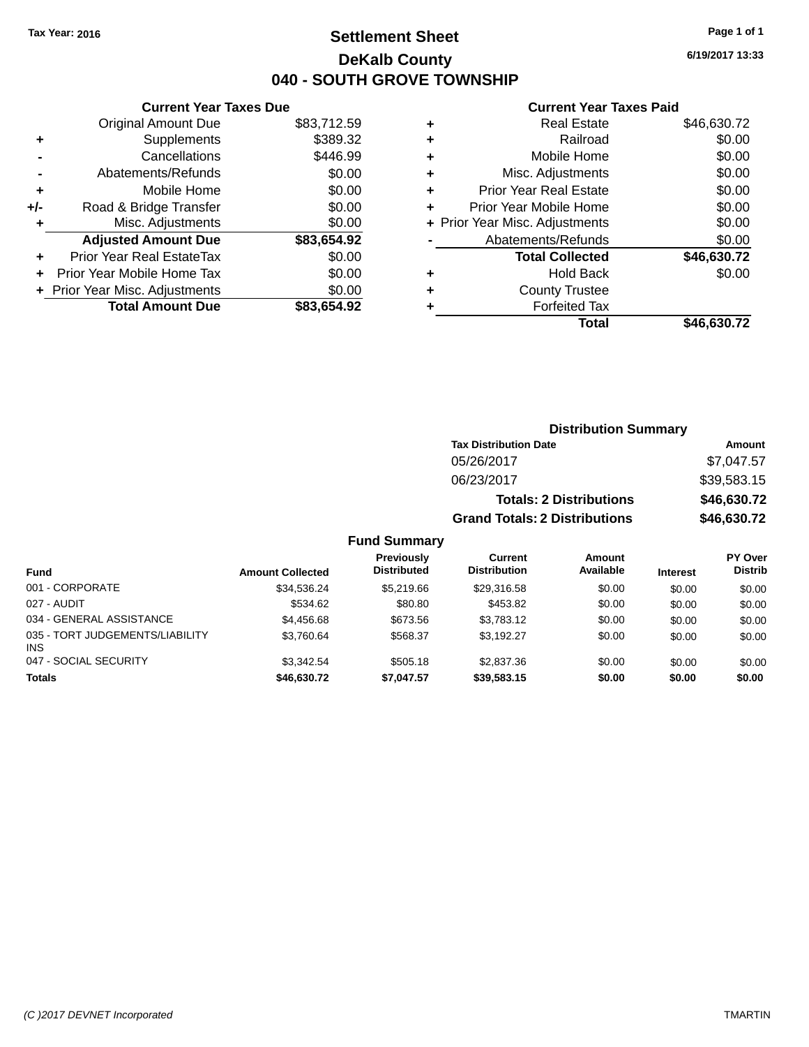Tax Year: 2016

# Settlement Sheet

## DeKalb County

## 040 - SOUTH GROVE TOWNSHIP

6/19/2017 13:33

### Current Year Taxes Due

| | | |
|---|---|---|
| | Original Amount Due | $83,712.59 |
| + | Supplements | $389.32 |
| - | Cancellations | $446.99 |
| - | Abatements/Refunds | $0.00 |
| + | Mobile Home | $0.00 |
| +/- | Road & Bridge Transfer | $0.00 |
| + | Misc. Adjustments | $0.00 |
| | **Adjusted Amount Due** | **$83,654.92** |
| + | Prior Year Real EstateTax | $0.00 |
| + | Prior Year Mobile Home Tax | $0.00 |
| + | Prior Year Misc. Adjustments | $0.00 |
| | **Total Amount Due** | **$83,654.92** |

### Current Year Taxes Paid

| | | |
|---|---|---|
| + | Real Estate | $46,630.72 |
| + | Railroad | $0.00 |
| + | Mobile Home | $0.00 |
| + | Misc. Adjustments | $0.00 |
| + | Prior Year Real Estate | $0.00 |
| + | Prior Year Mobile Home | $0.00 |
| + | Prior Year Misc. Adjustments | $0.00 |
| - | Abatements/Refunds | $0.00 |
| | **Total Collected** | **$46,630.72** |
| + | Hold Back | $0.00 |
| + | County Trustee | |
| + | Forfeited Tax | |
| | **Total** | **$46,630.72** |

### Distribution Summary

| Tax Distribution Date | Amount |
|---|---|
| 05/26/2017 | $7,047.57 |
| 06/23/2017 | $39,583.15 |
| **Totals: 2 Distributions** | **$46,630.72** |
| **Grand Totals: 2 Distributions** | **$46,630.72** |

### Fund Summary

| Fund | Amount Collected | Previously Distributed | Current Distribution | Amount Available | Interest | PY Over Distrib |
|---|---|---|---|---|---|---|
| 001 - CORPORATE | $34,536.24 | $5,219.66 | $29,316.58 | $0.00 | $0.00 | $0.00 |
| 027 - AUDIT | $534.62 | $80.80 | $453.82 | $0.00 | $0.00 | $0.00 |
| 034 - GENERAL ASSISTANCE | $4,456.68 | $673.56 | $3,783.12 | $0.00 | $0.00 | $0.00 |
| 035 - TORT JUDGEMENTS/LIABILITY INS | $3,760.64 | $568.37 | $3,192.27 | $0.00 | $0.00 | $0.00 |
| 047 - SOCIAL SECURITY | $3,342.54 | $505.18 | $2,837.36 | $0.00 | $0.00 | $0.00 |
| **Totals** | **$46,630.72** | **$7,047.57** | **$39,583.15** | **$0.00** | **$0.00** | **$0.00** |

(C )2017 DEVNET Incorporated TMARTIN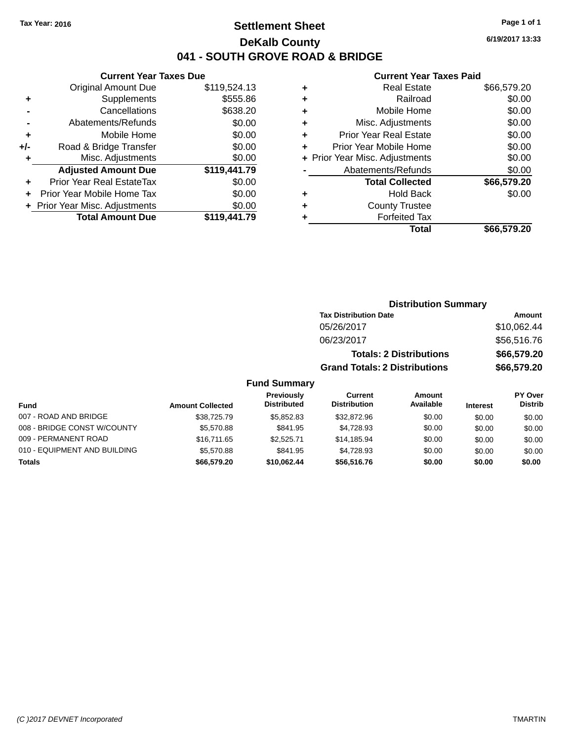Tax Year: 2016

# Settlement Sheet

## DeKalb County

## 041 - SOUTH GROVE ROAD & BRIDGE

6/19/2017 13:33

### Current Year Taxes Due

| | | |
|---|---|---|
| | Original Amount Due | $119,524.13 |
| + | Supplements | $555.86 |
| - | Cancellations | $638.20 |
| - | Abatements/Refunds | $0.00 |
| + | Mobile Home | $0.00 |
| +/- | Road & Bridge Transfer | $0.00 |
| + | Misc. Adjustments | $0.00 |
| | **Adjusted Amount Due** | **$119,441.79** |
| + | Prior Year Real EstateTax | $0.00 |
| + | Prior Year Mobile Home Tax | $0.00 |
| + | Prior Year Misc. Adjustments | $0.00 |
| | **Total Amount Due** | **$119,441.79** |

### Current Year Taxes Paid

| | | |
|---|---|---|
| + | Real Estate | $66,579.20 |
| + | Railroad | $0.00 |
| + | Mobile Home | $0.00 |
| + | Misc. Adjustments | $0.00 |
| + | Prior Year Real Estate | $0.00 |
| + | Prior Year Mobile Home | $0.00 |
| + | Prior Year Misc. Adjustments | $0.00 |
| - | Abatements/Refunds | $0.00 |
| | **Total Collected** | **$66,579.20** |
| + | Hold Back | $0.00 |
| + | County Trustee | |
| + | Forfeited Tax | |
| | **Total** | **$66,579.20** |

### Distribution Summary

| Tax Distribution Date | Amount |
|---|---|
| 05/26/2017 | $10,062.44 |
| 06/23/2017 | $56,516.76 |
| **Totals: 2 Distributions** | **$66,579.20** |
| **Grand Totals: 2 Distributions** | **$66,579.20** |

### Fund Summary

| Fund | Amount Collected | Previously Distributed | Current Distribution | Amount Available | Interest | PY Over Distrib |
|---|---|---|---|---|---|---|
| 007 - ROAD AND BRIDGE | $38,725.79 | $5,852.83 | $32,872.96 | $0.00 | $0.00 | $0.00 |
| 008 - BRIDGE CONST W/COUNTY | $5,570.88 | $841.95 | $4,728.93 | $0.00 | $0.00 | $0.00 |
| 009 - PERMANENT ROAD | $16,711.65 | $2,525.71 | $14,185.94 | $0.00 | $0.00 | $0.00 |
| 010 - EQUIPMENT AND BUILDING | $5,570.88 | $841.95 | $4,728.93 | $0.00 | $0.00 | $0.00 |
| **Totals** | **$66,579.20** | **$10,062.44** | **$56,516.76** | **$0.00** | **$0.00** | **$0.00** |

(C )2017 DEVNET Incorporated TMARTIN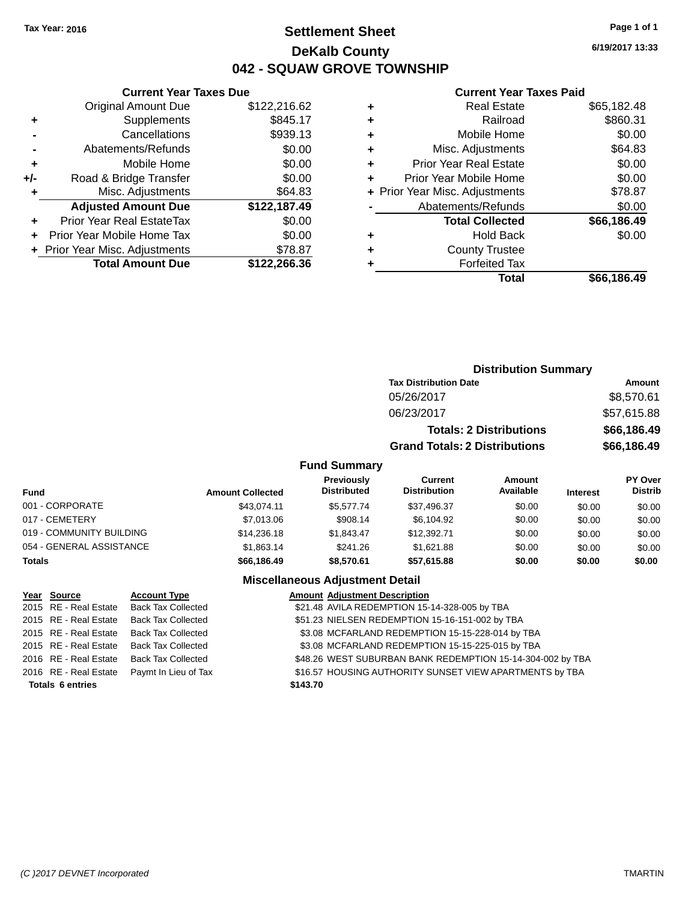Tax Year: 2016

# Settlement Sheet

## DeKalb County

## 042 - SQUAW GROVE TOWNSHIP

6/19/2017 13:33

### Current Year Taxes Due

| | | |
|---|---|---|
| | Original Amount Due | $122,216.62 |
| + | Supplements | $845.17 |
| - | Cancellations | $939.13 |
| - | Abatements/Refunds | $0.00 |
| + | Mobile Home | $0.00 |
| +/- | Road & Bridge Transfer | $0.00 |
| + | Misc. Adjustments | $64.83 |
| | **Adjusted Amount Due** | **$122,187.49** |
| + | Prior Year Real EstateTax | $0.00 |
| + | Prior Year Mobile Home Tax | $0.00 |
| + | Prior Year Misc. Adjustments | $78.87 |
| | **Total Amount Due** | **$122,266.36** |

### Current Year Taxes Paid

| | | |
|---|---|---|
| + | Real Estate | $65,182.48 |
| + | Railroad | $860.31 |
| + | Mobile Home | $0.00 |
| + | Misc. Adjustments | $64.83 |
| + | Prior Year Real Estate | $0.00 |
| + | Prior Year Mobile Home | $0.00 |
| + | Prior Year Misc. Adjustments | $78.87 |
| - | Abatements/Refunds | $0.00 |
| | **Total Collected** | **$66,186.49** |
| + | Hold Back | $0.00 |
| + | County Trustee | |
| + | Forfeited Tax | |
| | **Total** | **$66,186.49** |

### Distribution Summary

| Tax Distribution Date | Amount |
|---|---|
| 05/26/2017 | $8,570.61 |
| 06/23/2017 | $57,615.88 |
| **Totals: 2 Distributions** | **$66,186.49** |
| **Grand Totals: 2 Distributions** | **$66,186.49** |

### Fund Summary

| Fund | Amount Collected | Previously Distributed | Current Distribution | Amount Available | Interest | PY Over Distrib |
|---|---|---|---|---|---|---|
| 001 - CORPORATE | $43,074.11 | $5,577.74 | $37,496.37 | $0.00 | $0.00 | $0.00 |
| 017 - CEMETERY | $7,013.06 | $908.14 | $6,104.92 | $0.00 | $0.00 | $0.00 |
| 019 - COMMUNITY BUILDING | $14,236.18 | $1,843.47 | $12,392.71 | $0.00 | $0.00 | $0.00 |
| 054 - GENERAL ASSISTANCE | $1,863.14 | $241.26 | $1,621.88 | $0.00 | $0.00 | $0.00 |
| **Totals** | **$66,186.49** | **$8,570.61** | **$57,615.88** | **$0.00** | **$0.00** | **$0.00** |

### Miscellaneous Adjustment Detail

| Year | Source | Account Type | Amount | Adjustment Description |
|---|---|---|---|---|
| 2015 | RE - Real Estate | Back Tax Collected | $21.48 | AVILA REDEMPTION 15-14-328-005 by TBA |
| 2015 | RE - Real Estate | Back Tax Collected | $51.23 | NIELSEN REDEMPTION 15-16-151-002 by TBA |
| 2015 | RE - Real Estate | Back Tax Collected | $3.08 | MCFARLAND REDEMPTION 15-15-228-014 by TBA |
| 2015 | RE - Real Estate | Back Tax Collected | $3.08 | MCFARLAND REDEMPTION 15-15-225-015 by TBA |
| 2016 | RE - Real Estate | Back Tax Collected | $48.26 | WEST SUBURBAN BANK REDEMPTION 15-14-304-002 by TBA |
| 2016 | RE - Real Estate | Paymt In Lieu of Tax | $16.57 | HOUSING AUTHORITY SUNSET VIEW APARTMENTS by TBA |
| **Totals 6 entries** | | | **$143.70** | |

(C )2017 DEVNET Incorporated TMARTIN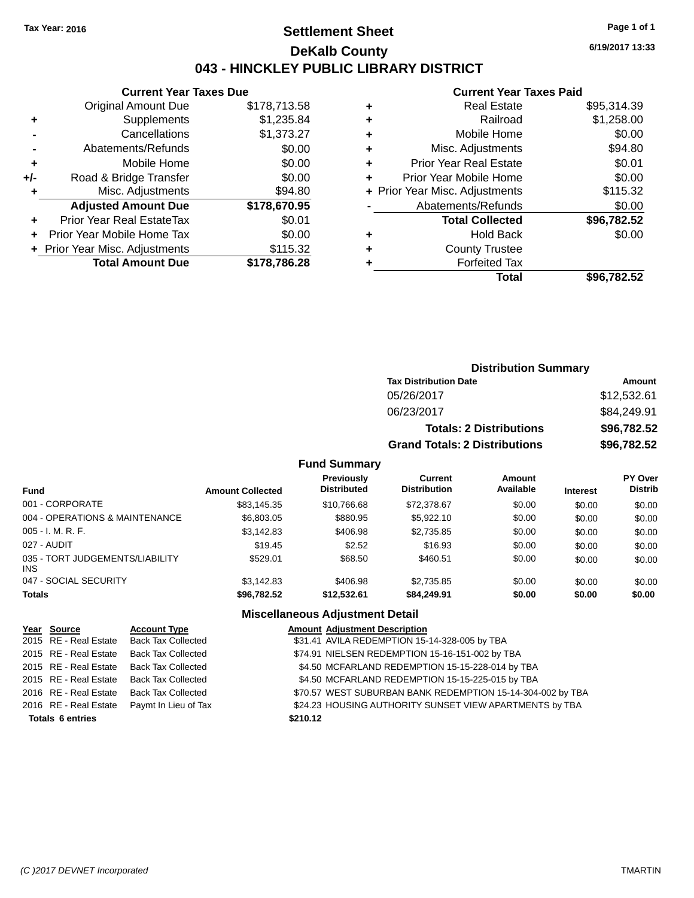Tax Year: 2016

# Settlement Sheet

## DeKalb County

## 043 - HINCKLEY PUBLIC LIBRARY DISTRICT

6/19/2017 13:33

### Current Year Taxes Due

| | | |
|---|---|---|
| | Original Amount Due | $178,713.58 |
| + | Supplements | $1,235.84 |
| - | Cancellations | $1,373.27 |
| - | Abatements/Refunds | $0.00 |
| + | Mobile Home | $0.00 |
| +/- | Road & Bridge Transfer | $0.00 |
| + | Misc. Adjustments | $94.80 |
| | **Adjusted Amount Due** | **$178,670.95** |
| + | Prior Year Real EstateTax | $0.01 |
| + | Prior Year Mobile Home Tax | $0.00 |
| + | Prior Year Misc. Adjustments | $115.32 |
| | **Total Amount Due** | **$178,786.28** |

### Current Year Taxes Paid

| | | |
|---|---|---|
| + | Real Estate | $95,314.39 |
| + | Railroad | $1,258.00 |
| + | Mobile Home | $0.00 |
| + | Misc. Adjustments | $94.80 |
| + | Prior Year Real Estate | $0.01 |
| + | Prior Year Mobile Home | $0.00 |
| + | Prior Year Misc. Adjustments | $115.32 |
| - | Abatements/Refunds | $0.00 |
| | **Total Collected** | **$96,782.52** |
| + | Hold Back | $0.00 |
| + | County Trustee | |
| + | Forfeited Tax | |
| | **Total** | **$96,782.52** |

### Distribution Summary

| Tax Distribution Date | Amount |
|---|---|
| 05/26/2017 | $12,532.61 |
| 06/23/2017 | $84,249.91 |
| **Totals: 2 Distributions** | **$96,782.52** |
| **Grand Totals: 2 Distributions** | **$96,782.52** |

### Fund Summary

| Fund | Amount Collected | Previously Distributed | Current Distribution | Amount Available | Interest | PY Over Distrib |
|---|---|---|---|---|---|---|
| 001 - CORPORATE | $83,145.35 | $10,766.68 | $72,378.67 | $0.00 | $0.00 | $0.00 |
| 004 - OPERATIONS & MAINTENANCE | $6,803.05 | $880.95 | $5,922.10 | $0.00 | $0.00 | $0.00 |
| 005 - I. M. R. F. | $3,142.83 | $406.98 | $2,735.85 | $0.00 | $0.00 | $0.00 |
| 027 - AUDIT | $19.45 | $2.52 | $16.93 | $0.00 | $0.00 | $0.00 |
| 035 - TORT JUDGEMENTS/LIABILITY INS | $529.01 | $68.50 | $460.51 | $0.00 | $0.00 | $0.00 |
| 047 - SOCIAL SECURITY | $3,142.83 | $406.98 | $2,735.85 | $0.00 | $0.00 | $0.00 |
| **Totals** | **$96,782.52** | **$12,532.61** | **$84,249.91** | **$0.00** | **$0.00** | **$0.00** |

### Miscellaneous Adjustment Detail

| Year | Source | Account Type | Amount | Adjustment Description |
|---|---|---|---|---|
| 2015 | RE - Real Estate | Back Tax Collected | $31.41 | AVILA REDEMPTION 15-14-328-005 by TBA |
| 2015 | RE - Real Estate | Back Tax Collected | $74.91 | NIELSEN REDEMPTION 15-16-151-002 by TBA |
| 2015 | RE - Real Estate | Back Tax Collected | $4.50 | MCFARLAND REDEMPTION 15-15-228-014 by TBA |
| 2015 | RE - Real Estate | Back Tax Collected | $4.50 | MCFARLAND REDEMPTION 15-15-225-015 by TBA |
| 2016 | RE - Real Estate | Back Tax Collected | $70.57 | WEST SUBURBAN BANK REDEMPTION 15-14-304-002 by TBA |
| 2016 | RE - Real Estate | Paymt In Lieu of Tax | $24.23 | HOUSING AUTHORITY SUNSET VIEW APARTMENTS by TBA |
| **Totals 6 entries** | | | **$210.12** | |

(C )2017 DEVNET Incorporated TMARTIN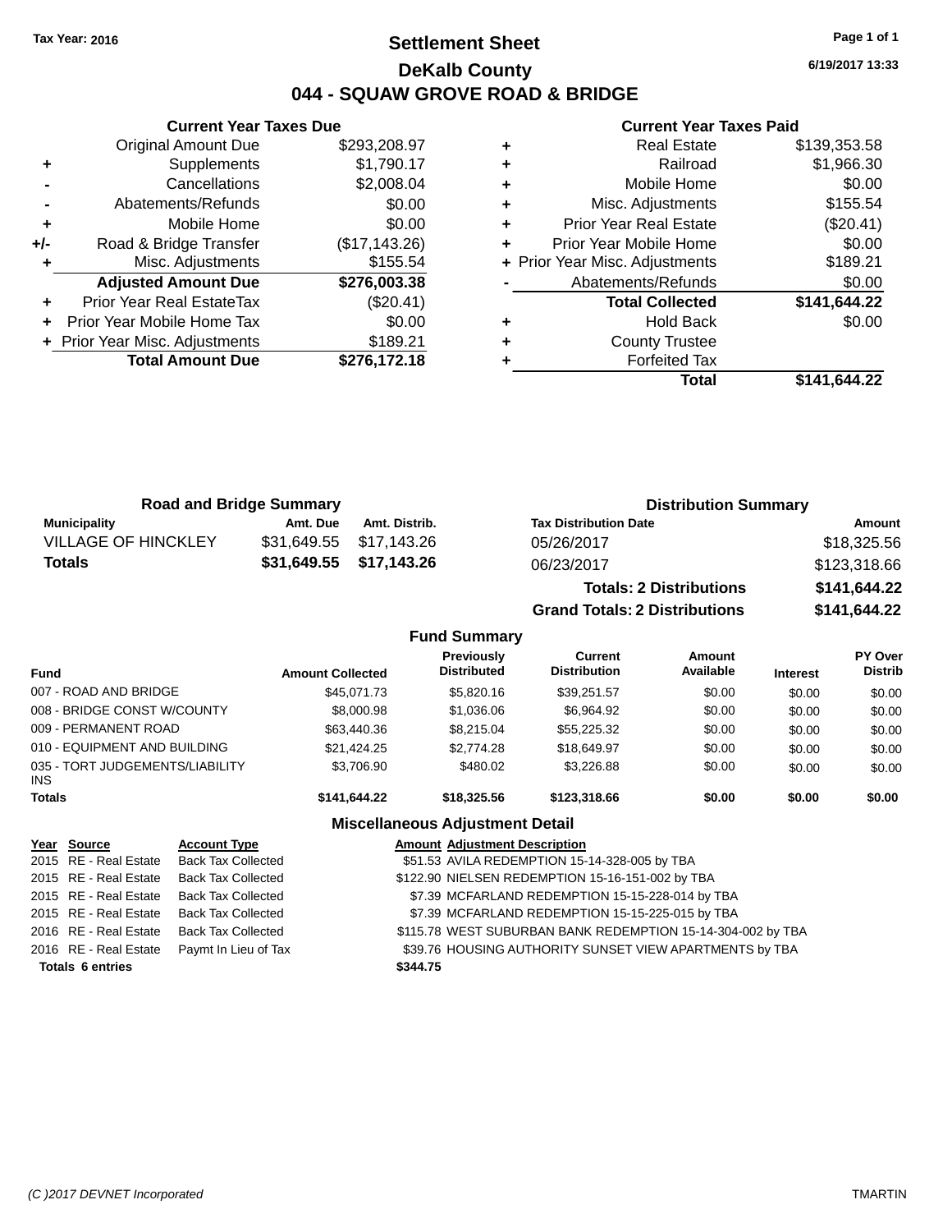Tax Year: 2016

# Settlement Sheet

## DeKalb County

## 044 - SQUAW GROVE ROAD & BRIDGE

6/19/2017 13:33

### Current Year Taxes Due

| | | |
|---|---|---|
| | Original Amount Due | $293,208.97 |
| + | Supplements | $1,790.17 |
| - | Cancellations | $2,008.04 |
| - | Abatements/Refunds | $0.00 |
| + | Mobile Home | $0.00 |
| +/- | Road & Bridge Transfer | ($17,143.26) |
| + | Misc. Adjustments | $155.54 |
| | **Adjusted Amount Due** | **$276,003.38** |
| + | Prior Year Real EstateTax | ($20.41) |
| + | Prior Year Mobile Home Tax | $0.00 |
| + | Prior Year Misc. Adjustments | $189.21 |
| | **Total Amount Due** | **$276,172.18** |

### Current Year Taxes Paid

| | | |
|---|---|---|
| + | Real Estate | $139,353.58 |
| + | Railroad | $1,966.30 |
| + | Mobile Home | $0.00 |
| + | Misc. Adjustments | $155.54 |
| + | Prior Year Real Estate | ($20.41) |
| + | Prior Year Mobile Home | $0.00 |
| + | Prior Year Misc. Adjustments | $189.21 |
| - | Abatements/Refunds | $0.00 |
| | **Total Collected** | **$141,644.22** |
| + | Hold Back | $0.00 |
| + | County Trustee | |
| + | Forfeited Tax | |
| | **Total** | **$141,644.22** |

### Road and Bridge Summary

| Municipality | Amt. Due | Amt. Distrib. |
|---|---|---|
| VILLAGE OF HINCKLEY | $31,649.55 | $17,143.26 |
| **Totals** | **$31,649.55** | **$17,143.26** |

### Distribution Summary

| Tax Distribution Date | Amount |
|---|---|
| 05/26/2017 | $18,325.56 |
| 06/23/2017 | $123,318.66 |
| **Totals: 2 Distributions** | **$141,644.22** |
| **Grand Totals: 2 Distributions** | **$141,644.22** |

### Fund Summary

| Fund | Amount Collected | Previously Distributed | Current Distribution | Amount Available | Interest | PY Over Distrib |
|---|---|---|---|---|---|---|
| 007 - ROAD AND BRIDGE | $45,071.73 | $5,820.16 | $39,251.57 | $0.00 | $0.00 | $0.00 |
| 008 - BRIDGE CONST W/COUNTY | $8,000.98 | $1,036.06 | $6,964.92 | $0.00 | $0.00 | $0.00 |
| 009 - PERMANENT ROAD | $63,440.36 | $8,215.04 | $55,225.32 | $0.00 | $0.00 | $0.00 |
| 010 - EQUIPMENT AND BUILDING | $21,424.25 | $2,774.28 | $18,649.97 | $0.00 | $0.00 | $0.00 |
| 035 - TORT JUDGEMENTS/LIABILITY INS | $3,706.90 | $480.02 | $3,226.88 | $0.00 | $0.00 | $0.00 |
| **Totals** | **$141,644.22** | **$18,325.56** | **$123,318.66** | **$0.00** | **$0.00** | **$0.00** |

### Miscellaneous Adjustment Detail

| Year | Source | Account Type | Amount | Adjustment Description |
|---|---|---|---|---|
| 2015 | RE - Real Estate | Back Tax Collected | $51.53 | AVILA REDEMPTION 15-14-328-005 by TBA |
| 2015 | RE - Real Estate | Back Tax Collected | $122.90 | NIELSEN REDEMPTION 15-16-151-002 by TBA |
| 2015 | RE - Real Estate | Back Tax Collected | $7.39 | MCFARLAND REDEMPTION 15-15-228-014 by TBA |
| 2015 | RE - Real Estate | Back Tax Collected | $7.39 | MCFARLAND REDEMPTION 15-15-225-015 by TBA |
| 2016 | RE - Real Estate | Back Tax Collected | $115.78 | WEST SUBURBAN BANK REDEMPTION 15-14-304-002 by TBA |
| 2016 | RE - Real Estate | Paymt In Lieu of Tax | $39.76 | HOUSING AUTHORITY SUNSET VIEW APARTMENTS by TBA |
| **Totals** | **6 entries** | | **$344.75** | |

(C )2017 DEVNET Incorporated TMARTIN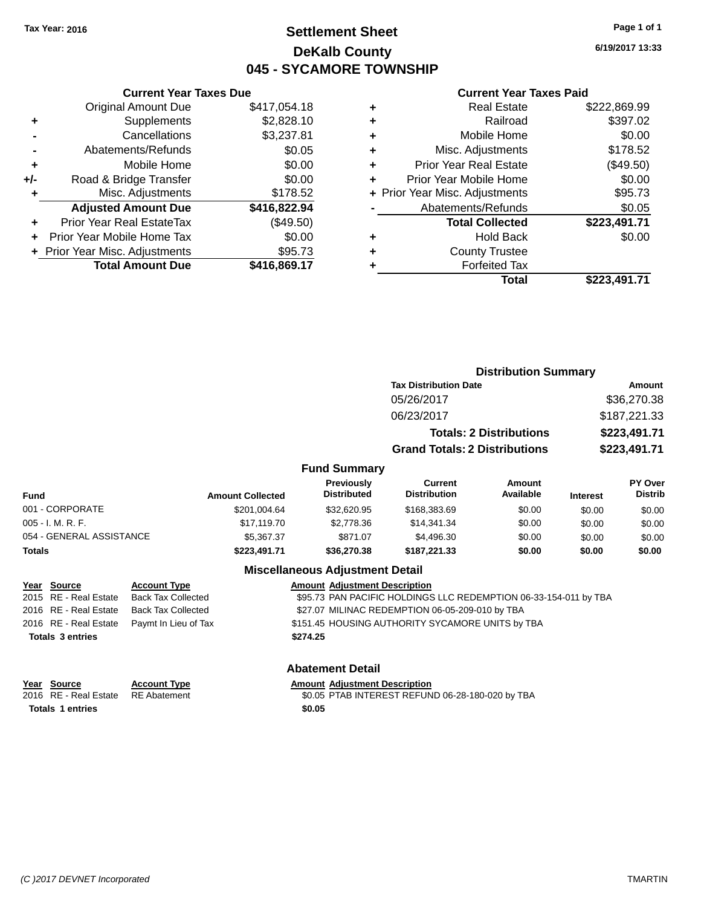Tax Year: 2016

# Settlement Sheet
## DeKalb County
## 045 - SYCAMORE TOWNSHIP

6/19/2017 13:33

### Current Year Taxes Due

| | | |
|---|---|---|
| | Original Amount Due | $417,054.18 |
| + | Supplements | $2,828.10 |
| - | Cancellations | $3,237.81 |
| - | Abatements/Refunds | $0.05 |
| + | Mobile Home | $0.00 |
| +/- | Road & Bridge Transfer | $0.00 |
| + | Misc. Adjustments | $178.52 |
| | **Adjusted Amount Due** | **$416,822.94** |
| + | Prior Year Real EstateTax | ($49.50) |
| + | Prior Year Mobile Home Tax | $0.00 |
| + | Prior Year Misc. Adjustments | $95.73 |
| | **Total Amount Due** | **$416,869.17** |

### Current Year Taxes Paid

| | | |
|---|---|---|
| + | Real Estate | $222,869.99 |
| + | Railroad | $397.02 |
| + | Mobile Home | $0.00 |
| + | Misc. Adjustments | $178.52 |
| + | Prior Year Real Estate | ($49.50) |
| + | Prior Year Mobile Home | $0.00 |
| + | Prior Year Misc. Adjustments | $95.73 |
| - | Abatements/Refunds | $0.05 |
| | **Total Collected** | **$223,491.71** |
| + | Hold Back | $0.00 |
| + | County Trustee | |
| + | Forfeited Tax | |
| | **Total** | **$223,491.71** |

### Distribution Summary

| Tax Distribution Date | Amount |
|---|---|
| 05/26/2017 | $36,270.38 |
| 06/23/2017 | $187,221.33 |
| **Totals: 2 Distributions** | **$223,491.71** |
| **Grand Totals: 2 Distributions** | **$223,491.71** |

### Fund Summary

| Fund | Amount Collected | Previously Distributed | Current Distribution | Amount Available | Interest | PY Over Distrib |
|---|---|---|---|---|---|---|
| 001 - CORPORATE | $201,004.64 | $32,620.95 | $168,383.69 | $0.00 | $0.00 | $0.00 |
| 005 - I. M. R. F. | $17,119.70 | $2,778.36 | $14,341.34 | $0.00 | $0.00 | $0.00 |
| 054 - GENERAL ASSISTANCE | $5,367.37 | $871.07 | $4,496.30 | $0.00 | $0.00 | $0.00 |
| **Totals** | **$223,491.71** | **$36,270.38** | **$187,221.33** | **$0.00** | **$0.00** | **$0.00** |

### Miscellaneous Adjustment Detail

| Year | Source | Account Type | Amount | Adjustment Description |
|---|---|---|---|---|
| 2015 | RE - Real Estate | Back Tax Collected | $95.73 | PAN PACIFIC HOLDINGS LLC REDEMPTION 06-33-154-011 by TBA |
| 2016 | RE - Real Estate | Back Tax Collected | $27.07 | MILINAC REDEMPTION 06-05-209-010 by TBA |
| 2016 | RE - Real Estate | Paymt In Lieu of Tax | $151.45 | HOUSING AUTHORITY SYCAMORE UNITS by TBA |
| **Totals 3 entries** | | | **$274.25** | |

### Abatement Detail

| Year | Source | Account Type | Amount | Adjustment Description |
|---|---|---|---|---|
| 2016 | RE - Real Estate | RE Abatement | $0.05 | PTAB INTEREST REFUND 06-28-180-020 by TBA |
| **Totals 1 entries** | | | **$0.05** | |

(C )2017 DEVNET Incorporated TMARTIN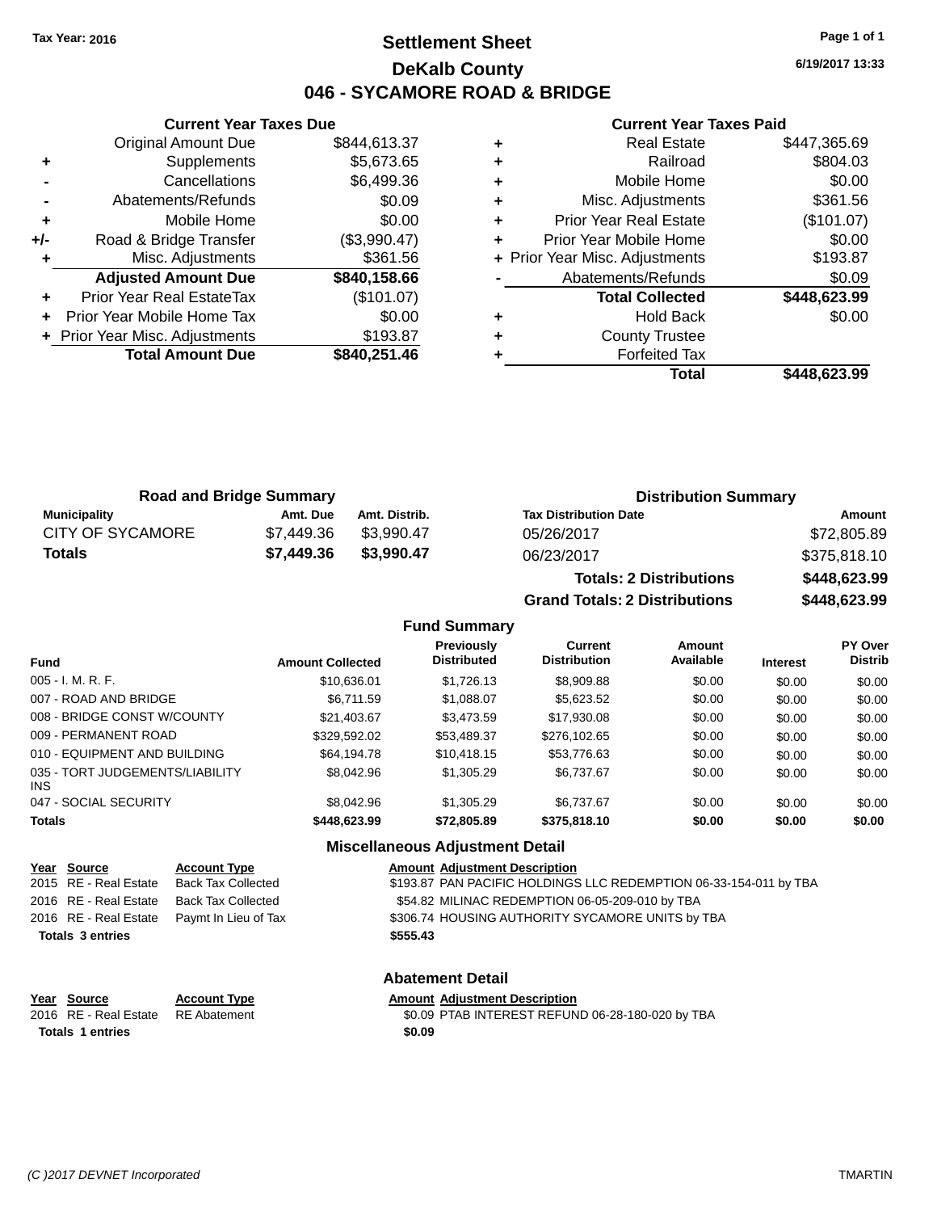Tax Year: 2016

# Settlement Sheet
## DeKalb County
## 046 - SYCAMORE ROAD & BRIDGE

6/19/2017 13:33

### Current Year Taxes Due

| | | |
|---|---|---|
| | Original Amount Due | $844,613.37 |
| + | Supplements | $5,673.65 |
| - | Cancellations | $6,499.36 |
| - | Abatements/Refunds | $0.09 |
| + | Mobile Home | $0.00 |
| +/- | Road & Bridge Transfer | ($3,990.47) |
| + | Misc. Adjustments | $361.56 |
| | **Adjusted Amount Due** | **$840,158.66** |
| + | Prior Year Real EstateTax | ($101.07) |
| + | Prior Year Mobile Home Tax | $0.00 |
| + | Prior Year Misc. Adjustments | $193.87 |
| | **Total Amount Due** | **$840,251.46** |

### Current Year Taxes Paid

| | | |
|---|---|---|
| + | Real Estate | $447,365.69 |
| + | Railroad | $804.03 |
| + | Mobile Home | $0.00 |
| + | Misc. Adjustments | $361.56 |
| + | Prior Year Real Estate | ($101.07) |
| + | Prior Year Mobile Home | $0.00 |
| + | Prior Year Misc. Adjustments | $193.87 |
| - | Abatements/Refunds | $0.09 |
| | **Total Collected** | **$448,623.99** |
| + | Hold Back | $0.00 |
| + | County Trustee | |
| + | Forfeited Tax | |
| | **Total** | **$448,623.99** |

### Road and Bridge Summary

| Municipality | Amt. Due | Amt. Distrib. |
|---|---|---|
| CITY OF SYCAMORE | $7,449.36 | $3,990.47 |
| **Totals** | **$7,449.36** | **$3,990.47** |

### Distribution Summary

| Tax Distribution Date | Amount |
|---|---|
| 05/26/2017 | $72,805.89 |
| 06/23/2017 | $375,818.10 |
| **Totals: 2 Distributions** | **$448,623.99** |
| **Grand Totals: 2 Distributions** | **$448,623.99** |

### Fund Summary

| Fund | Amount Collected | Previously Distributed | Current Distribution | Amount Available | Interest | PY Over Distrib |
|---|---|---|---|---|---|---|
| 005 - I. M. R. F. | $10,636.01 | $1,726.13 | $8,909.88 | $0.00 | $0.00 | $0.00 |
| 007 - ROAD AND BRIDGE | $6,711.59 | $1,088.07 | $5,623.52 | $0.00 | $0.00 | $0.00 |
| 008 - BRIDGE CONST W/COUNTY | $21,403.67 | $3,473.59 | $17,930.08 | $0.00 | $0.00 | $0.00 |
| 009 - PERMANENT ROAD | $329,592.02 | $53,489.37 | $276,102.65 | $0.00 | $0.00 | $0.00 |
| 010 - EQUIPMENT AND BUILDING | $64,194.78 | $10,418.15 | $53,776.63 | $0.00 | $0.00 | $0.00 |
| 035 - TORT JUDGEMENTS/LIABILITY INS | $8,042.96 | $1,305.29 | $6,737.67 | $0.00 | $0.00 | $0.00 |
| 047 - SOCIAL SECURITY | $8,042.96 | $1,305.29 | $6,737.67 | $0.00 | $0.00 | $0.00 |
| **Totals** | **$448,623.99** | **$72,805.89** | **$375,818.10** | **$0.00** | **$0.00** | **$0.00** |

### Miscellaneous Adjustment Detail

| Year | Source | Account Type | Amount | Adjustment Description |
|---|---|---|---|---|
| 2015 | RE - Real Estate | Back Tax Collected | $193.87 | PAN PACIFIC HOLDINGS LLC REDEMPTION 06-33-154-011 by TBA |
| 2016 | RE - Real Estate | Back Tax Collected | $54.82 | MILINAC REDEMPTION 06-05-209-010 by TBA |
| 2016 | RE - Real Estate | Paymt In Lieu of Tax | $306.74 | HOUSING AUTHORITY SYCAMORE UNITS by TBA |
| **Totals 3 entries** | | | **$555.43** | |

### Abatement Detail

| Year | Source | Account Type | Amount | Adjustment Description |
|---|---|---|---|---|
| 2016 | RE - Real Estate | RE Abatement | $0.09 | PTAB INTEREST REFUND 06-28-180-020 by TBA |
| **Totals 1 entries** | | | **$0.09** | |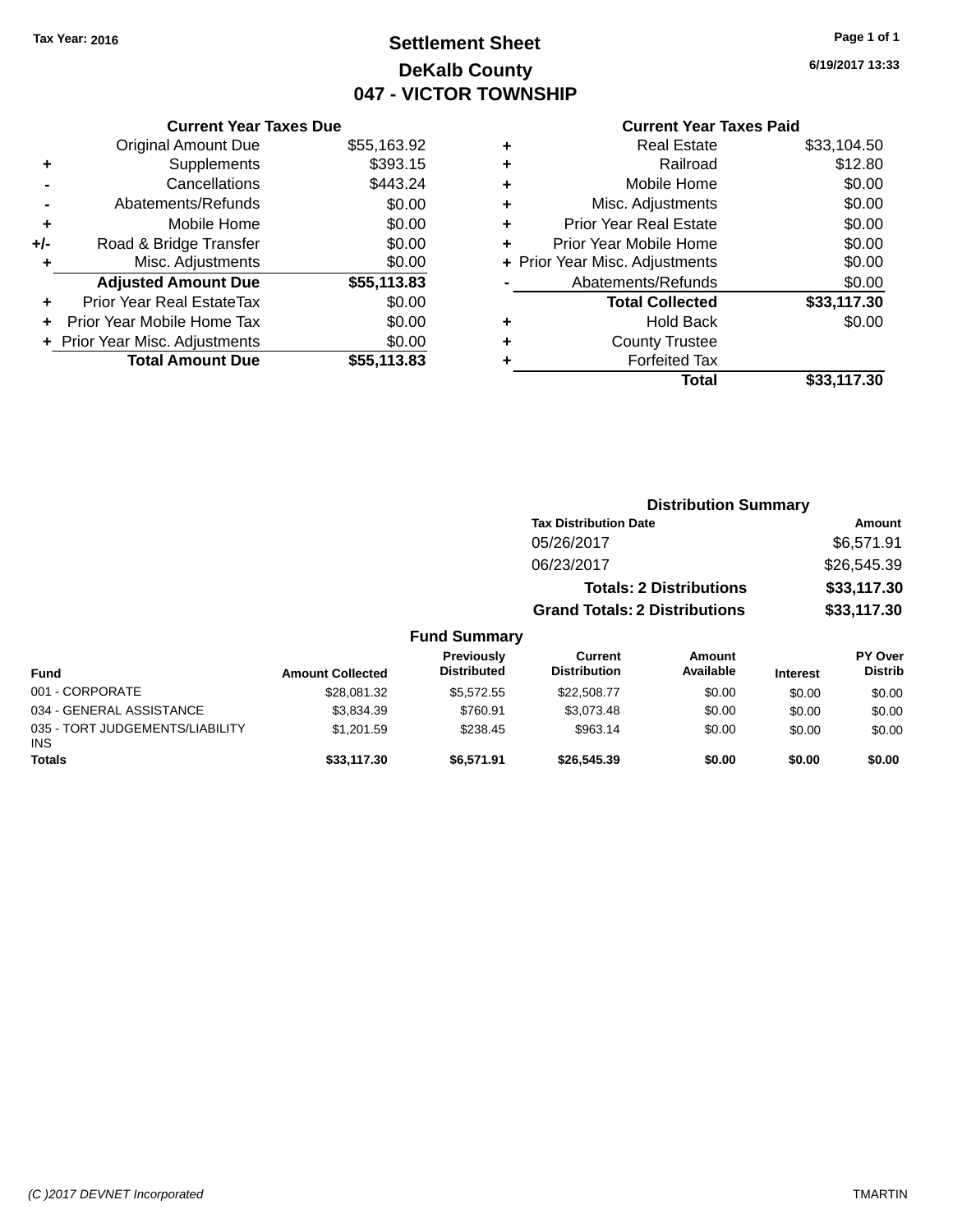Tax Year: 2016

# Settlement Sheet

## DeKalb County

## 047 - VICTOR TOWNSHIP

6/19/2017 13:33

### Current Year Taxes Due

| | | |
|---|---|---|
| | Original Amount Due | $55,163.92 |
| + | Supplements | $393.15 |
| - | Cancellations | $443.24 |
| - | Abatements/Refunds | $0.00 |
| + | Mobile Home | $0.00 |
| +/- | Road & Bridge Transfer | $0.00 |
| + | Misc. Adjustments | $0.00 |
| | **Adjusted Amount Due** | **$55,113.83** |
| + | Prior Year Real EstateTax | $0.00 |
| + | Prior Year Mobile Home Tax | $0.00 |
| + | Prior Year Misc. Adjustments | $0.00 |
| | **Total Amount Due** | **$55,113.83** |

### Current Year Taxes Paid

| | | |
|---|---|---|
| + | Real Estate | $33,104.50 |
| + | Railroad | $12.80 |
| + | Mobile Home | $0.00 |
| + | Misc. Adjustments | $0.00 |
| + | Prior Year Real Estate | $0.00 |
| + | Prior Year Mobile Home | $0.00 |
| + | Prior Year Misc. Adjustments | $0.00 |
| - | Abatements/Refunds | $0.00 |
| | **Total Collected** | **$33,117.30** |
| + | Hold Back | $0.00 |
| + | County Trustee | |
| + | Forfeited Tax | |
| | **Total** | **$33,117.30** |

### Distribution Summary

| Tax Distribution Date | Amount |
|---|---|
| 05/26/2017 | $6,571.91 |
| 06/23/2017 | $26,545.39 |
| **Totals: 2 Distributions** | **$33,117.30** |
| **Grand Totals: 2 Distributions** | **$33,117.30** |

### Fund Summary

| Fund | Amount Collected | Previously Distributed | Current Distribution | Amount Available | Interest | PY Over Distrib |
|---|---|---|---|---|---|---|
| 001 - CORPORATE | $28,081.32 | $5,572.55 | $22,508.77 | $0.00 | $0.00 | $0.00 |
| 034 - GENERAL ASSISTANCE | $3,834.39 | $760.91 | $3,073.48 | $0.00 | $0.00 | $0.00 |
| 035 - TORT JUDGEMENTS/LIABILITY INS | $1,201.59 | $238.45 | $963.14 | $0.00 | $0.00 | $0.00 |
| **Totals** | **$33,117.30** | **$6,571.91** | **$26,545.39** | **$0.00** | **$0.00** | **$0.00** |

(C )2017 DEVNET Incorporated TMARTIN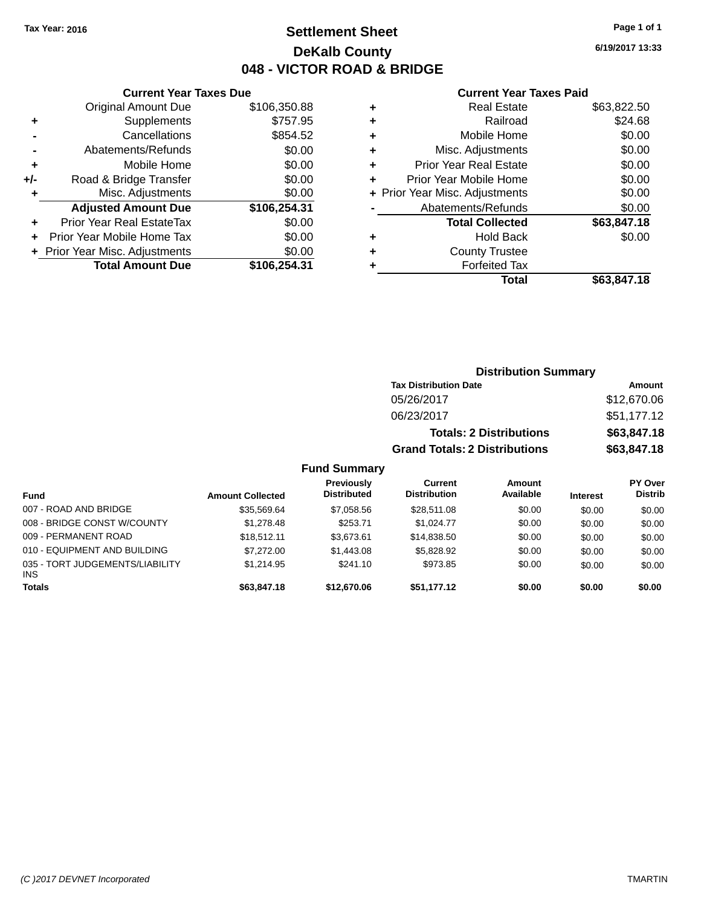Tax Year: 2016

# Settlement Sheet

## DeKalb County

## 048 - VICTOR ROAD & BRIDGE

6/19/2017 13:33

### Current Year Taxes Due

| | | |
|---|---|---|
| | Original Amount Due | $106,350.88 |
| + | Supplements | $757.95 |
| - | Cancellations | $854.52 |
| - | Abatements/Refunds | $0.00 |
| + | Mobile Home | $0.00 |
| +/- | Road & Bridge Transfer | $0.00 |
| + | Misc. Adjustments | $0.00 |
| | **Adjusted Amount Due** | **$106,254.31** |
| + | Prior Year Real EstateTax | $0.00 |
| + | Prior Year Mobile Home Tax | $0.00 |
| + | Prior Year Misc. Adjustments | $0.00 |
| | **Total Amount Due** | **$106,254.31** |

### Current Year Taxes Paid

| | | |
|---|---|---|
| + | Real Estate | $63,822.50 |
| + | Railroad | $24.68 |
| + | Mobile Home | $0.00 |
| + | Misc. Adjustments | $0.00 |
| + | Prior Year Real Estate | $0.00 |
| + | Prior Year Mobile Home | $0.00 |
| + | Prior Year Misc. Adjustments | $0.00 |
| - | Abatements/Refunds | $0.00 |
| | **Total Collected** | **$63,847.18** |
| + | Hold Back | $0.00 |
| + | County Trustee | |
| + | Forfeited Tax | |
| | **Total** | **$63,847.18** |

### Distribution Summary

| Tax Distribution Date | Amount |
|---|---|
| 05/26/2017 | $12,670.06 |
| 06/23/2017 | $51,177.12 |
| **Totals: 2 Distributions** | **$63,847.18** |
| **Grand Totals: 2 Distributions** | **$63,847.18** |

### Fund Summary

| Fund | Amount Collected | Previously Distributed | Current Distribution | Amount Available | Interest | PY Over Distrib |
|---|---|---|---|---|---|---|
| 007 - ROAD AND BRIDGE | $35,569.64 | $7,058.56 | $28,511.08 | $0.00 | $0.00 | $0.00 |
| 008 - BRIDGE CONST W/COUNTY | $1,278.48 | $253.71 | $1,024.77 | $0.00 | $0.00 | $0.00 |
| 009 - PERMANENT ROAD | $18,512.11 | $3,673.61 | $14,838.50 | $0.00 | $0.00 | $0.00 |
| 010 - EQUIPMENT AND BUILDING | $7,272.00 | $1,443.08 | $5,828.92 | $0.00 | $0.00 | $0.00 |
| 035 - TORT JUDGEMENTS/LIABILITY INS | $1,214.95 | $241.10 | $973.85 | $0.00 | $0.00 | $0.00 |
| **Totals** | **$63,847.18** | **$12,670.06** | **$51,177.12** | **$0.00** | **$0.00** | **$0.00** |

(C )2017 DEVNET Incorporated TMARTIN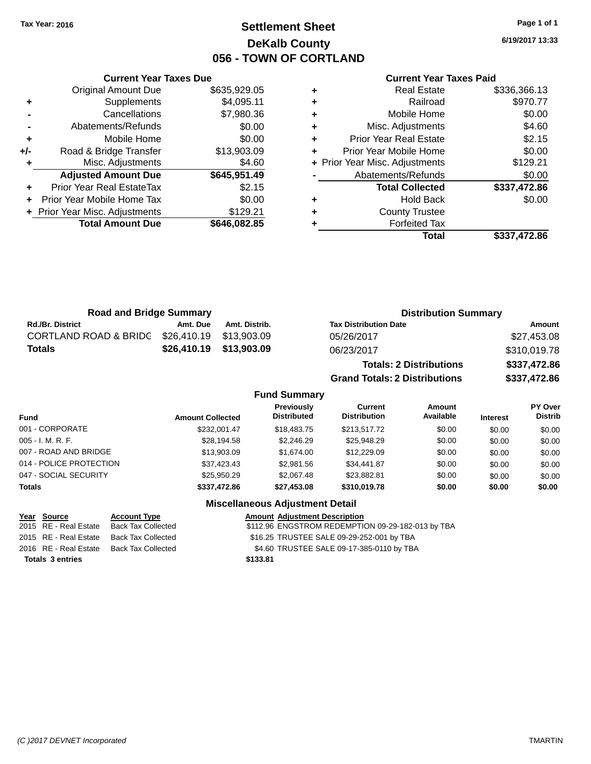Tax Year: 2016

# Settlement Sheet

## DeKalb County

## 056 - TOWN OF CORTLAND

6/19/2017 13:33

### Current Year Taxes Due

| | | |
|---|---|---|
| | Original Amount Due | $635,929.05 |
| + | Supplements | $4,095.11 |
| - | Cancellations | $7,980.36 |
| - | Abatements/Refunds | $0.00 |
| + | Mobile Home | $0.00 |
| +/- | Road & Bridge Transfer | $13,903.09 |
| + | Misc. Adjustments | $4.60 |
| | **Adjusted Amount Due** | **$645,951.49** |
| + | Prior Year Real EstateTax | $2.15 |
| + | Prior Year Mobile Home Tax | $0.00 |
| + | Prior Year Misc. Adjustments | $129.21 |
| | **Total Amount Due** | **$646,082.85** |

### Current Year Taxes Paid

| | | |
|---|---|---|
| + | Real Estate | $336,366.13 |
| + | Railroad | $970.77 |
| + | Mobile Home | $0.00 |
| + | Misc. Adjustments | $4.60 |
| + | Prior Year Real Estate | $2.15 |
| + | Prior Year Mobile Home | $0.00 |
| + | Prior Year Misc. Adjustments | $129.21 |
| - | Abatements/Refunds | $0.00 |
| | **Total Collected** | **$337,472.86** |
| + | Hold Back | $0.00 |
| + | County Trustee | |
| + | Forfeited Tax | |
| | **Total** | **$337,472.86** |

### Road and Bridge Summary

| Rd./Br. District | Amt. Due | Amt. Distrib. |
|---|---|---|
| CORTLAND ROAD & BRIDG | $26,410.19 | $13,903.09 |
| **Totals** | **$26,410.19** | **$13,903.09** |

### Distribution Summary

| Tax Distribution Date | Amount |
|---|---|
| 05/26/2017 | $27,453.08 |
| 06/23/2017 | $310,019.78 |
| **Totals: 2 Distributions** | **$337,472.86** |
| **Grand Totals: 2 Distributions** | **$337,472.86** |

### Fund Summary

| Fund | Amount Collected | Previously Distributed | Current Distribution | Amount Available | Interest | PY Over Distrib |
|---|---|---|---|---|---|---|
| 001 - CORPORATE | $232,001.47 | $18,483.75 | $213,517.72 | $0.00 | $0.00 | $0.00 |
| 005 - I. M. R. F. | $28,194.58 | $2,246.29 | $25,948.29 | $0.00 | $0.00 | $0.00 |
| 007 - ROAD AND BRIDGE | $13,903.09 | $1,674.00 | $12,229.09 | $0.00 | $0.00 | $0.00 |
| 014 - POLICE PROTECTION | $37,423.43 | $2,981.56 | $34,441.87 | $0.00 | $0.00 | $0.00 |
| 047 - SOCIAL SECURITY | $25,950.29 | $2,067.48 | $23,882.81 | $0.00 | $0.00 | $0.00 |
| **Totals** | **$337,472.86** | **$27,453.08** | **$310,019.78** | **$0.00** | **$0.00** | **$0.00** |

### Miscellaneous Adjustment Detail

| Year | Source | Account Type | Amount | Adjustment Description |
|---|---|---|---|---|
| 2015 | RE - Real Estate | Back Tax Collected | $112.96 | ENGSTROM REDEMPTION 09-29-182-013 by TBA |
| 2015 | RE - Real Estate | Back Tax Collected | $16.25 | TRUSTEE SALE 09-29-252-001 by TBA |
| 2016 | RE - Real Estate | Back Tax Collected | $4.60 | TRUSTEE SALE 09-17-385-0110 by TBA |
| **Totals 3 entries** | | | **$133.81** | |

(C )2017 DEVNET Incorporated TMARTIN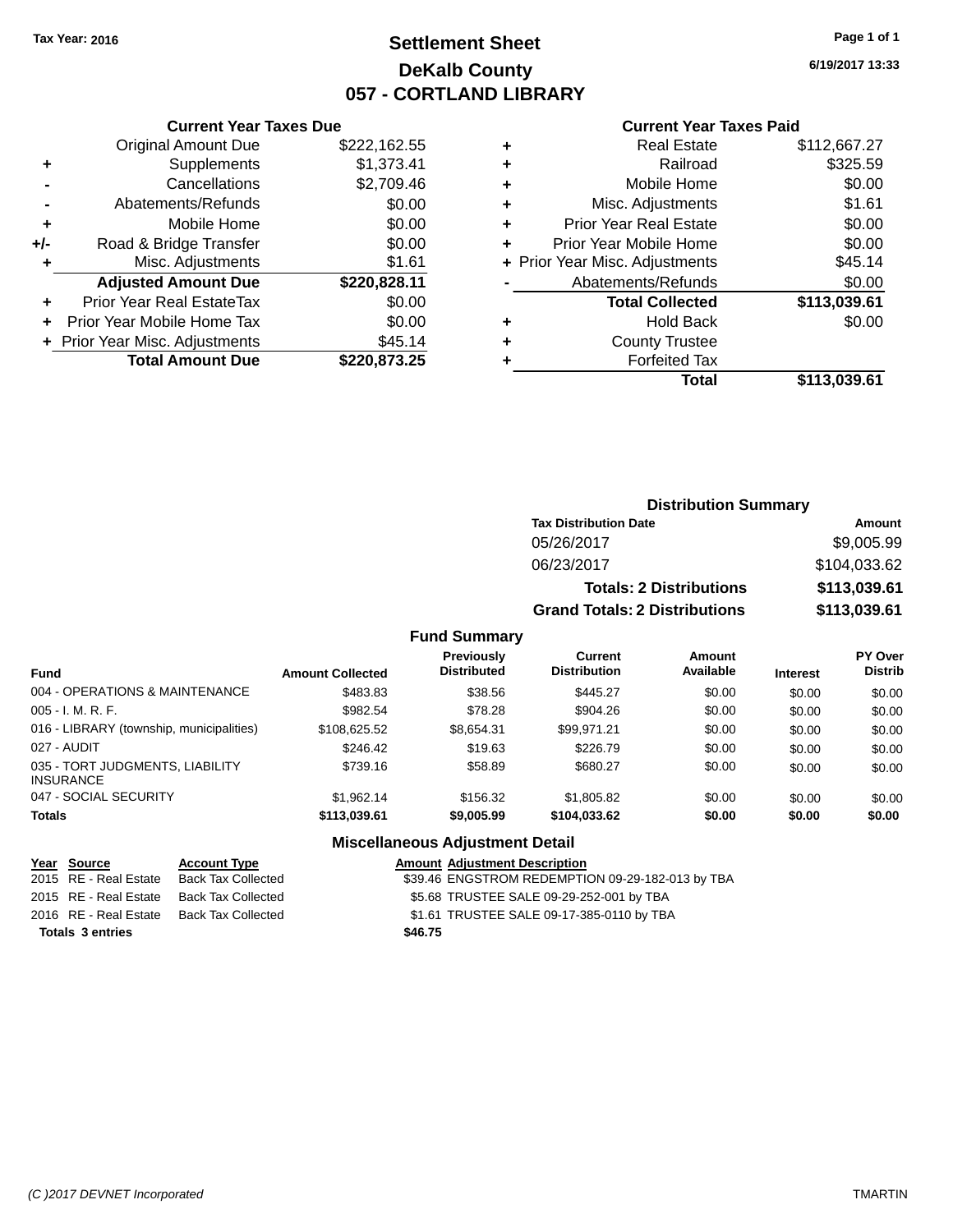Tax Year: 2016

# Settlement Sheet
## DeKalb County
## 057 - CORTLAND LIBRARY

6/19/2017 13:33

### Current Year Taxes Due

| | | |
|---|---|---|
| | Original Amount Due | $222,162.55 |
| + | Supplements | $1,373.41 |
| - | Cancellations | $2,709.46 |
| - | Abatements/Refunds | $0.00 |
| + | Mobile Home | $0.00 |
| +/- | Road & Bridge Transfer | $0.00 |
| + | Misc. Adjustments | $1.61 |
| | **Adjusted Amount Due** | **$220,828.11** |
| + | Prior Year Real EstateTax | $0.00 |
| + | Prior Year Mobile Home Tax | $0.00 |
| + | Prior Year Misc. Adjustments | $45.14 |
| | **Total Amount Due** | **$220,873.25** |

### Current Year Taxes Paid

| | | |
|---|---|---|
| + | Real Estate | $112,667.27 |
| + | Railroad | $325.59 |
| + | Mobile Home | $0.00 |
| + | Misc. Adjustments | $1.61 |
| + | Prior Year Real Estate | $0.00 |
| + | Prior Year Mobile Home | $0.00 |
| + | Prior Year Misc. Adjustments | $45.14 |
| - | Abatements/Refunds | $0.00 |
| | **Total Collected** | **$113,039.61** |
| + | Hold Back | $0.00 |
| + | County Trustee | |
| + | Forfeited Tax | |
| | **Total** | **$113,039.61** |

### Distribution Summary

| Tax Distribution Date | Amount |
|---|---|
| 05/26/2017 | $9,005.99 |
| 06/23/2017 | $104,033.62 |
| **Totals: 2 Distributions** | **$113,039.61** |
| **Grand Totals: 2 Distributions** | **$113,039.61** |

### Fund Summary

| Fund | Amount Collected | Previously Distributed | Current Distribution | Amount Available | Interest | PY Over Distrib |
|---|---|---|---|---|---|---|
| 004 - OPERATIONS & MAINTENANCE | $483.83 | $38.56 | $445.27 | $0.00 | $0.00 | $0.00 |
| 005 - I. M. R. F. | $982.54 | $78.28 | $904.26 | $0.00 | $0.00 | $0.00 |
| 016 - LIBRARY (township, municipalities) | $108,625.52 | $8,654.31 | $99,971.21 | $0.00 | $0.00 | $0.00 |
| 027 - AUDIT | $246.42 | $19.63 | $226.79 | $0.00 | $0.00 | $0.00 |
| 035 - TORT JUDGMENTS, LIABILITY INSURANCE | $739.16 | $58.89 | $680.27 | $0.00 | $0.00 | $0.00 |
| 047 - SOCIAL SECURITY | $1,962.14 | $156.32 | $1,805.82 | $0.00 | $0.00 | $0.00 |
| **Totals** | **$113,039.61** | **$9,005.99** | **$104,033.62** | **$0.00** | **$0.00** | **$0.00** |

### Miscellaneous Adjustment Detail

| Year | Source | Account Type | Amount | Adjustment Description |
|---|---|---|---|---|
| 2015 | RE - Real Estate | Back Tax Collected | $39.46 | ENGSTROM REDEMPTION 09-29-182-013 by TBA |
| 2015 | RE - Real Estate | Back Tax Collected | $5.68 | TRUSTEE SALE 09-29-252-001 by TBA |
| 2016 | RE - Real Estate | Back Tax Collected | $1.61 | TRUSTEE SALE 09-17-385-0110 by TBA |
| **Totals** | **3 entries** | | **$46.75** | |

(C )2017 DEVNET Incorporated TMARTIN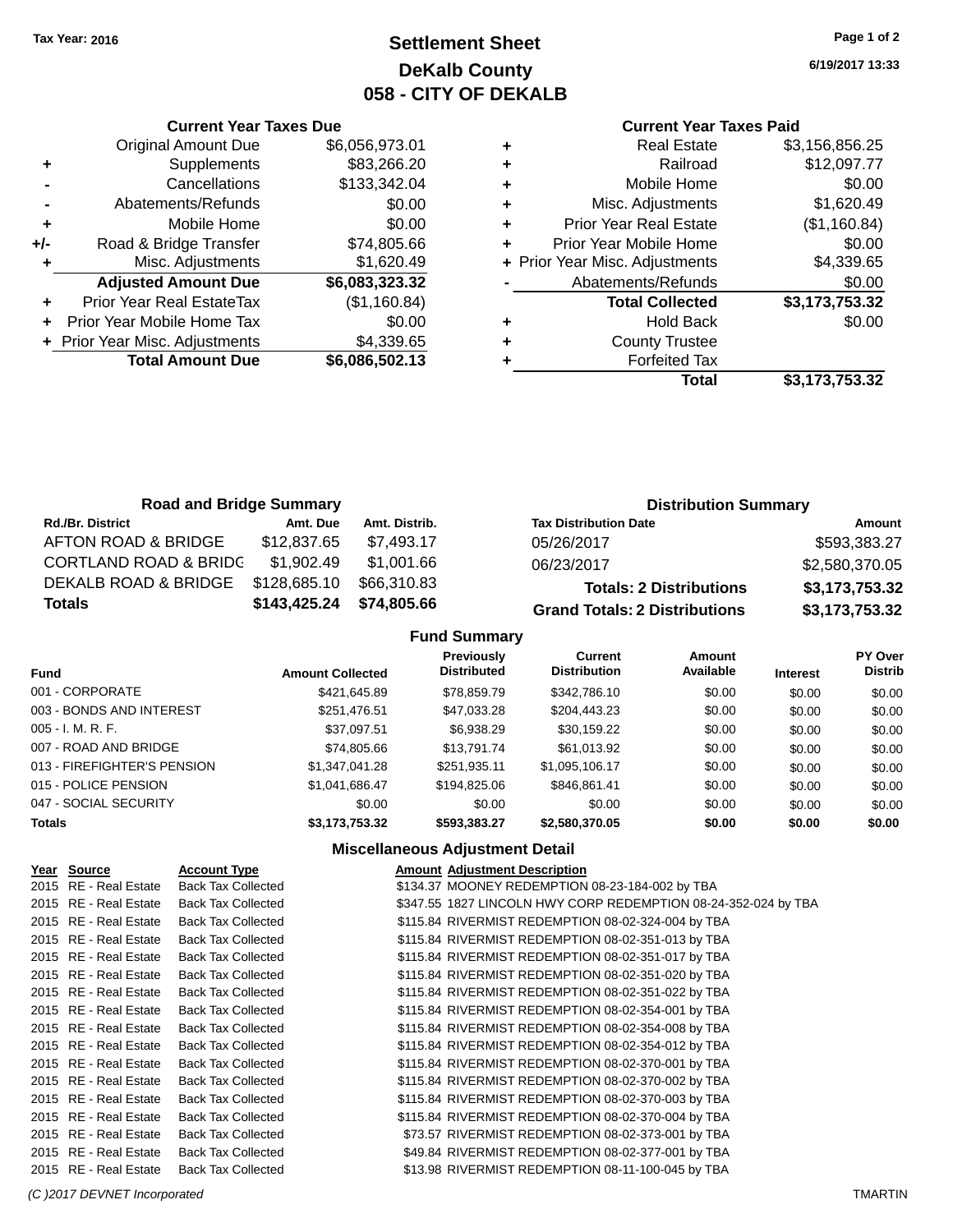Tax Year: 2016

# Settlement Sheet
## DeKalb County
## 058 - CITY OF DEKALB

6/19/2017 13:33

### Current Year Taxes Due

| | | |
|---|---|---|
| | Original Amount Due | $6,056,973.01 |
| + | Supplements | $83,266.20 |
| - | Cancellations | $133,342.04 |
| - | Abatements/Refunds | $0.00 |
| + | Mobile Home | $0.00 |
| +/- | Road & Bridge Transfer | $74,805.66 |
| + | Misc. Adjustments | $1,620.49 |
| | **Adjusted Amount Due** | **$6,083,323.32** |
| + | Prior Year Real EstateTax | ($1,160.84) |
| + | Prior Year Mobile Home Tax | $0.00 |
| + | Prior Year Misc. Adjustments | $4,339.65 |
| | **Total Amount Due** | **$6,086,502.13** |

### Current Year Taxes Paid

| | | |
|---|---|---|
| + | Real Estate | $3,156,856.25 |
| + | Railroad | $12,097.77 |
| + | Mobile Home | $0.00 |
| + | Misc. Adjustments | $1,620.49 |
| + | Prior Year Real Estate | ($1,160.84) |
| + | Prior Year Mobile Home | $0.00 |
| + | Prior Year Misc. Adjustments | $4,339.65 |
| - | Abatements/Refunds | $0.00 |
| | **Total Collected** | **$3,173,753.32** |
| + | Hold Back | $0.00 |
| + | County Trustee | |
| + | Forfeited Tax | |
| | **Total** | **$3,173,753.32** |

### Road and Bridge Summary

| Rd./Br. District | Amt. Due | Amt. Distrib. |
|---|---|---|
| AFTON ROAD & BRIDGE | $12,837.65 | $7,493.17 |
| CORTLAND ROAD & BRIDG | $1,902.49 | $1,001.66 |
| DEKALB ROAD & BRIDGE | $128,685.10 | $66,310.83 |
| **Totals** | **$143,425.24** | **$74,805.66** |

### Distribution Summary

| Tax Distribution Date | Amount |
|---|---|
| 05/26/2017 | $593,383.27 |
| 06/23/2017 | $2,580,370.05 |
| **Totals: 2 Distributions** | **$3,173,753.32** |
| **Grand Totals: 2 Distributions** | **$3,173,753.32** |

### Fund Summary

| Fund | Amount Collected | Previously Distributed | Current Distribution | Amount Available | Interest | PY Over Distrib |
|---|---|---|---|---|---|---|
| 001 - CORPORATE | $421,645.89 | $78,859.79 | $342,786.10 | $0.00 | $0.00 | $0.00 |
| 003 - BONDS AND INTEREST | $251,476.51 | $47,033.28 | $204,443.23 | $0.00 | $0.00 | $0.00 |
| 005 - I. M. R. F. | $37,097.51 | $6,938.29 | $30,159.22 | $0.00 | $0.00 | $0.00 |
| 007 - ROAD AND BRIDGE | $74,805.66 | $13,791.74 | $61,013.92 | $0.00 | $0.00 | $0.00 |
| 013 - FIREFIGHTER'S PENSION | $1,347,041.28 | $251,935.11 | $1,095,106.17 | $0.00 | $0.00 | $0.00 |
| 015 - POLICE PENSION | $1,041,686.47 | $194,825.06 | $846,861.41 | $0.00 | $0.00 | $0.00 |
| 047 - SOCIAL SECURITY | $0.00 | $0.00 | $0.00 | $0.00 | $0.00 | $0.00 |
| **Totals** | **$3,173,753.32** | **$593,383.27** | **$2,580,370.05** | **$0.00** | **$0.00** | **$0.00** |

### Miscellaneous Adjustment Detail

| Year | Source | Account Type | Amount | Adjustment Description |
|---|---|---|---|---|
| 2015 | RE - Real Estate | Back Tax Collected | $134.37 | MOONEY REDEMPTION 08-23-184-002 by TBA |
| 2015 | RE - Real Estate | Back Tax Collected | $347.55 | 1827 LINCOLN HWY CORP REDEMPTION 08-24-352-024 by TBA |
| 2015 | RE - Real Estate | Back Tax Collected | $115.84 | RIVERMIST REDEMPTION 08-02-324-004 by TBA |
| 2015 | RE - Real Estate | Back Tax Collected | $115.84 | RIVERMIST REDEMPTION 08-02-351-013 by TBA |
| 2015 | RE - Real Estate | Back Tax Collected | $115.84 | RIVERMIST REDEMPTION 08-02-351-017 by TBA |
| 2015 | RE - Real Estate | Back Tax Collected | $115.84 | RIVERMIST REDEMPTION 08-02-351-020 by TBA |
| 2015 | RE - Real Estate | Back Tax Collected | $115.84 | RIVERMIST REDEMPTION 08-02-351-022 by TBA |
| 2015 | RE - Real Estate | Back Tax Collected | $115.84 | RIVERMIST REDEMPTION 08-02-354-001 by TBA |
| 2015 | RE - Real Estate | Back Tax Collected | $115.84 | RIVERMIST REDEMPTION 08-02-354-008 by TBA |
| 2015 | RE - Real Estate | Back Tax Collected | $115.84 | RIVERMIST REDEMPTION 08-02-354-012 by TBA |
| 2015 | RE - Real Estate | Back Tax Collected | $115.84 | RIVERMIST REDEMPTION 08-02-370-001 by TBA |
| 2015 | RE - Real Estate | Back Tax Collected | $115.84 | RIVERMIST REDEMPTION 08-02-370-002 by TBA |
| 2015 | RE - Real Estate | Back Tax Collected | $115.84 | RIVERMIST REDEMPTION 08-02-370-003 by TBA |
| 2015 | RE - Real Estate | Back Tax Collected | $115.84 | RIVERMIST REDEMPTION 08-02-370-004 by TBA |
| 2015 | RE - Real Estate | Back Tax Collected | $73.57 | RIVERMIST REDEMPTION 08-02-373-001 by TBA |
| 2015 | RE - Real Estate | Back Tax Collected | $49.84 | RIVERMIST REDEMPTION 08-02-377-001 by TBA |
| 2015 | RE - Real Estate | Back Tax Collected | $13.98 | RIVERMIST REDEMPTION 08-11-100-045 by TBA |

(C )2017 DEVNET Incorporated — TMARTIN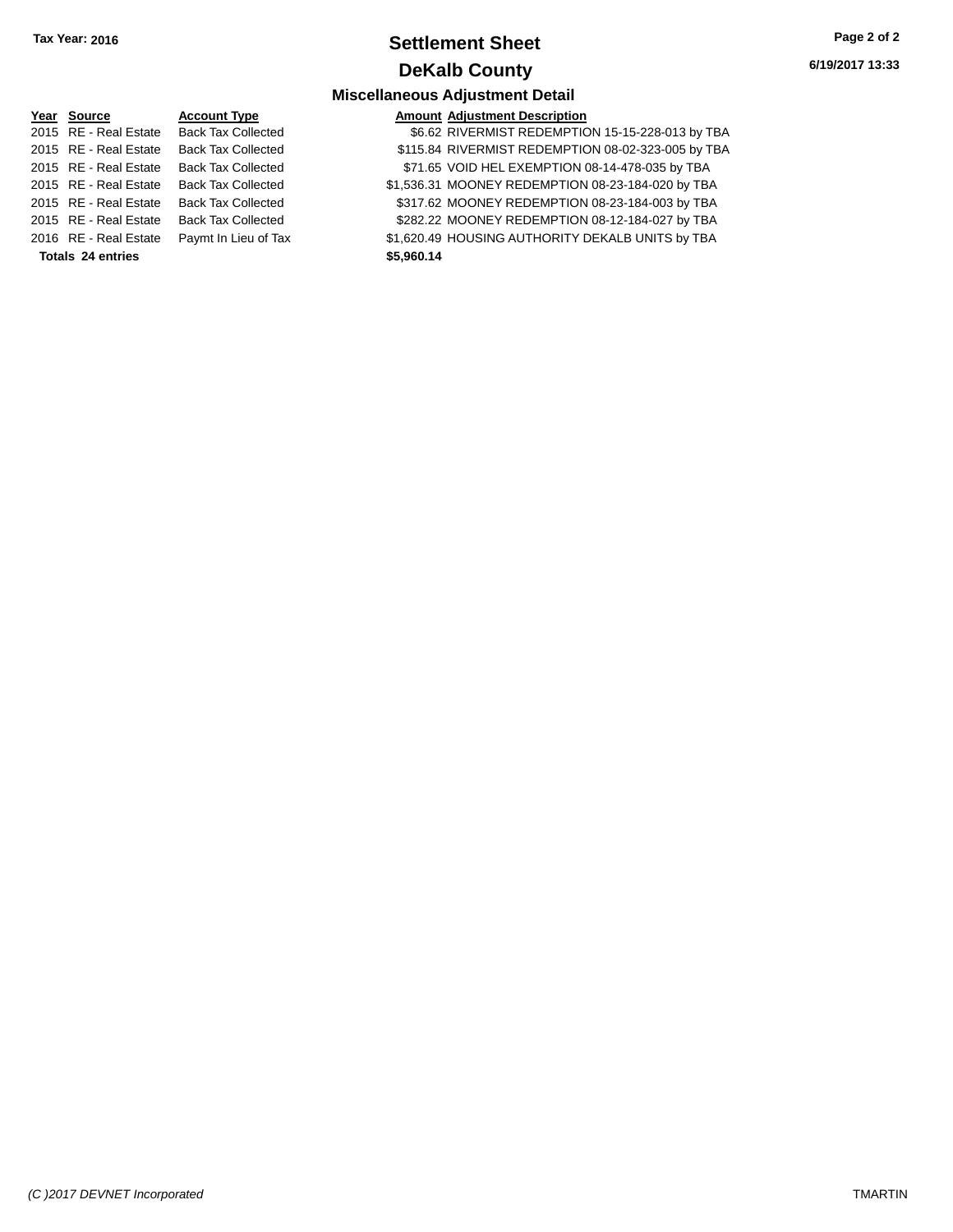**Tax Year: 2016**

# Settlement Sheet

## DeKalb County

### Miscellaneous Adjustment Detail

| Year | Source | Account Type | Amount | Adjustment Description |
|---|---|---|---|---|
| 2015 | RE - Real Estate | Back Tax Collected | $6.62 | RIVERMIST REDEMPTION 15-15-228-013 by TBA |
| 2015 | RE - Real Estate | Back Tax Collected | $115.84 | RIVERMIST REDEMPTION 08-02-323-005 by TBA |
| 2015 | RE - Real Estate | Back Tax Collected | $71.65 | VOID HEL EXEMPTION 08-14-478-035 by TBA |
| 2015 | RE - Real Estate | Back Tax Collected | $1,536.31 | MOONEY REDEMPTION 08-23-184-020 by TBA |
| 2015 | RE - Real Estate | Back Tax Collected | $317.62 | MOONEY REDEMPTION 08-23-184-003 by TBA |
| 2015 | RE - Real Estate | Back Tax Collected | $282.22 | MOONEY REDEMPTION 08-12-184-027 by TBA |
| 2016 | RE - Real Estate | Paymt In Lieu of Tax | $1,620.49 | HOUSING AUTHORITY DEKALB UNITS by TBA |
| **Totals 24 entries** | | | **$5,960.14** | |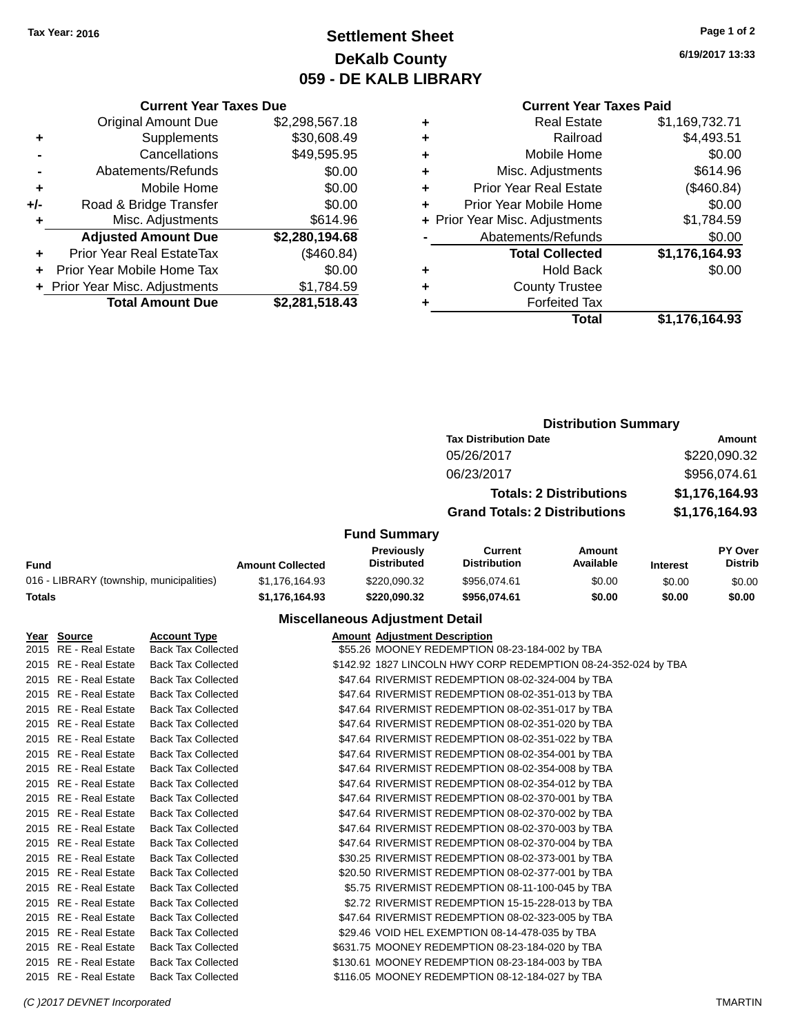Tax Year: 2016

# Settlement Sheet
## DeKalb County
## 059 - DE KALB LIBRARY

6/19/2017 13:33

### Current Year Taxes Due

| | | |
|---|---|---|
| | Original Amount Due | $2,298,567.18 |
| + | Supplements | $30,608.49 |
| - | Cancellations | $49,595.95 |
| - | Abatements/Refunds | $0.00 |
| + | Mobile Home | $0.00 |
| +/- | Road & Bridge Transfer | $0.00 |
| + | Misc. Adjustments | $614.96 |
| | **Adjusted Amount Due** | **$2,280,194.68** |
| + | Prior Year Real EstateTax | ($460.84) |
| + | Prior Year Mobile Home Tax | $0.00 |
| + | Prior Year Misc. Adjustments | $1,784.59 |
| | **Total Amount Due** | **$2,281,518.43** |

### Current Year Taxes Paid

| | | |
|---|---|---|
| + | Real Estate | $1,169,732.71 |
| + | Railroad | $4,493.51 |
| + | Mobile Home | $0.00 |
| + | Misc. Adjustments | $614.96 |
| + | Prior Year Real Estate | ($460.84) |
| + | Prior Year Mobile Home | $0.00 |
| + | Prior Year Misc. Adjustments | $1,784.59 |
| - | Abatements/Refunds | $0.00 |
| | **Total Collected** | **$1,176,164.93** |
| + | Hold Back | $0.00 |
| + | County Trustee | |
| + | Forfeited Tax | |
| | **Total** | **$1,176,164.93** |

### Distribution Summary

| Tax Distribution Date | Amount |
|---|---|
| 05/26/2017 | $220,090.32 |
| 06/23/2017 | $956,074.61 |
| **Totals: 2 Distributions** | **$1,176,164.93** |
| **Grand Totals: 2 Distributions** | **$1,176,164.93** |

### Fund Summary

| Fund | Amount Collected | Previously Distributed | Current Distribution | Amount Available | Interest | PY Over Distrib |
|---|---|---|---|---|---|---|
| 016 - LIBRARY (township, municipalities) | $1,176,164.93 | $220,090.32 | $956,074.61 | $0.00 | $0.00 | $0.00 |
| **Totals** | **$1,176,164.93** | **$220,090.32** | **$956,074.61** | **$0.00** | **$0.00** | **$0.00** |

### Miscellaneous Adjustment Detail

| Year | Source | Account Type | Amount | Adjustment Description |
|---|---|---|---|---|
| 2015 | RE - Real Estate | Back Tax Collected | $55.26 | MOONEY REDEMPTION 08-23-184-002 by TBA |
| 2015 | RE - Real Estate | Back Tax Collected | $142.92 | 1827 LINCOLN HWY CORP REDEMPTION 08-24-352-024 by TBA |
| 2015 | RE - Real Estate | Back Tax Collected | $47.64 | RIVERMIST REDEMPTION 08-02-324-004 by TBA |
| 2015 | RE - Real Estate | Back Tax Collected | $47.64 | RIVERMIST REDEMPTION 08-02-351-013 by TBA |
| 2015 | RE - Real Estate | Back Tax Collected | $47.64 | RIVERMIST REDEMPTION 08-02-351-017 by TBA |
| 2015 | RE - Real Estate | Back Tax Collected | $47.64 | RIVERMIST REDEMPTION 08-02-351-020 by TBA |
| 2015 | RE - Real Estate | Back Tax Collected | $47.64 | RIVERMIST REDEMPTION 08-02-351-022 by TBA |
| 2015 | RE - Real Estate | Back Tax Collected | $47.64 | RIVERMIST REDEMPTION 08-02-354-001 by TBA |
| 2015 | RE - Real Estate | Back Tax Collected | $47.64 | RIVERMIST REDEMPTION 08-02-354-008 by TBA |
| 2015 | RE - Real Estate | Back Tax Collected | $47.64 | RIVERMIST REDEMPTION 08-02-354-012 by TBA |
| 2015 | RE - Real Estate | Back Tax Collected | $47.64 | RIVERMIST REDEMPTION 08-02-370-001 by TBA |
| 2015 | RE - Real Estate | Back Tax Collected | $47.64 | RIVERMIST REDEMPTION 08-02-370-002 by TBA |
| 2015 | RE - Real Estate | Back Tax Collected | $47.64 | RIVERMIST REDEMPTION 08-02-370-003 by TBA |
| 2015 | RE - Real Estate | Back Tax Collected | $47.64 | RIVERMIST REDEMPTION 08-02-370-004 by TBA |
| 2015 | RE - Real Estate | Back Tax Collected | $30.25 | RIVERMIST REDEMPTION 08-02-373-001 by TBA |
| 2015 | RE - Real Estate | Back Tax Collected | $20.50 | RIVERMIST REDEMPTION 08-02-377-001 by TBA |
| 2015 | RE - Real Estate | Back Tax Collected | $5.75 | RIVERMIST REDEMPTION 08-11-100-045 by TBA |
| 2015 | RE - Real Estate | Back Tax Collected | $2.72 | RIVERMIST REDEMPTION 15-15-228-013 by TBA |
| 2015 | RE - Real Estate | Back Tax Collected | $47.64 | RIVERMIST REDEMPTION 08-02-323-005 by TBA |
| 2015 | RE - Real Estate | Back Tax Collected | $29.46 | VOID HEL EXEMPTION 08-14-478-035 by TBA |
| 2015 | RE - Real Estate | Back Tax Collected | $631.75 | MOONEY REDEMPTION 08-23-184-020 by TBA |
| 2015 | RE - Real Estate | Back Tax Collected | $130.61 | MOONEY REDEMPTION 08-23-184-003 by TBA |
| 2015 | RE - Real Estate | Back Tax Collected | $116.05 | MOONEY REDEMPTION 08-12-184-027 by TBA |

(C )2017 DEVNET Incorporated — TMARTIN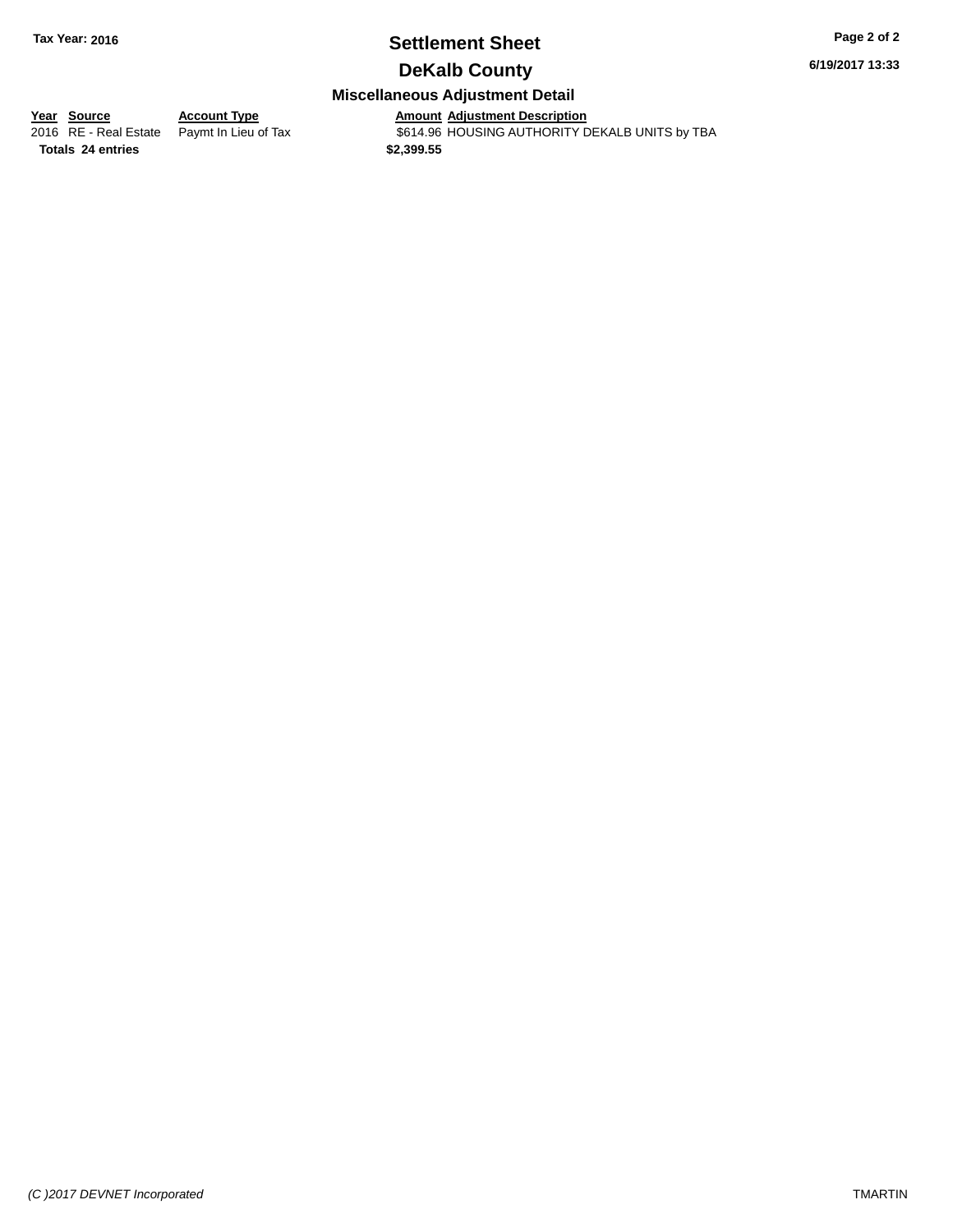# Settlement Sheet

## DeKalb County

Tax Year: 2016

6/19/2017 13:33

### Miscellaneous Adjustment Detail

| Year | Source | Account Type | Amount | Adjustment Description |
|---|---|---|---|---|
| 2016 | RE - Real Estate | Paymt In Lieu of Tax | $614.96 | HOUSING AUTHORITY DEKALB UNITS by TBA |
| **Totals** | **24 entries** | | **$2,399.55** | |

*(C )2017 DEVNET Incorporated*

TMARTIN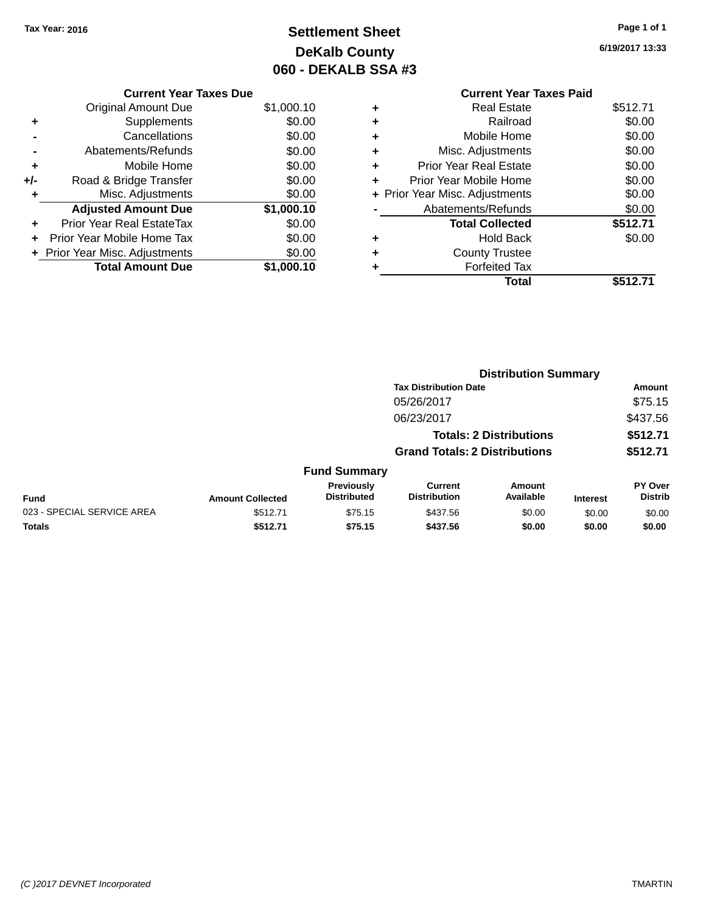Tax Year: 2016

# Settlement Sheet
## DeKalb County
## 060 - DEKALB SSA #3

6/19/2017 13:33

### Current Year Taxes Due

| | | |
|---|---|---|
| | Original Amount Due | $1,000.10 |
| + | Supplements | $0.00 |
| - | Cancellations | $0.00 |
| - | Abatements/Refunds | $0.00 |
| + | Mobile Home | $0.00 |
| +/- | Road & Bridge Transfer | $0.00 |
| + | Misc. Adjustments | $0.00 |
| | **Adjusted Amount Due** | **$1,000.10** |
| + | Prior Year Real EstateTax | $0.00 |
| + | Prior Year Mobile Home Tax | $0.00 |
| + | Prior Year Misc. Adjustments | $0.00 |
| | **Total Amount Due** | **$1,000.10** |

### Current Year Taxes Paid

| | | |
|---|---|---|
| + | Real Estate | $512.71 |
| + | Railroad | $0.00 |
| + | Mobile Home | $0.00 |
| + | Misc. Adjustments | $0.00 |
| + | Prior Year Real Estate | $0.00 |
| + | Prior Year Mobile Home | $0.00 |
| + | Prior Year Misc. Adjustments | $0.00 |
| - | Abatements/Refunds | $0.00 |
| | **Total Collected** | **$512.71** |
| + | Hold Back | $0.00 |
| + | County Trustee | |
| + | Forfeited Tax | |
| | **Total** | **$512.71** |

### Distribution Summary

| Tax Distribution Date | Amount |
|---|---|
| 05/26/2017 | $75.15 |
| 06/23/2017 | $437.56 |
| **Totals: 2 Distributions** | **$512.71** |
| **Grand Totals: 2 Distributions** | **$512.71** |

### Fund Summary

| Fund | Amount Collected | Previously Distributed | Current Distribution | Amount Available | Interest | PY Over Distrib |
|---|---|---|---|---|---|---|
| 023 - SPECIAL SERVICE AREA | $512.71 | $75.15 | $437.56 | $0.00 | $0.00 | $0.00 |
| **Totals** | **$512.71** | **$75.15** | **$437.56** | **$0.00** | **$0.00** | **$0.00** |

(C )2017 DEVNET Incorporated TMARTIN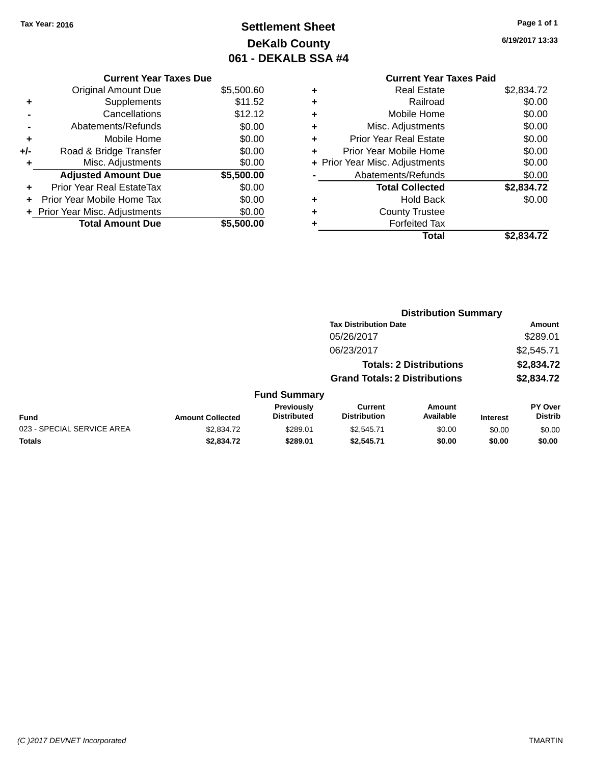Tax Year: 2016

# Settlement Sheet
## DeKalb County
## 061 - DEKALB SSA #4

6/19/2017 13:33

| | Current Year Taxes Due | |
|---|---|---|
| | Original Amount Due | $5,500.60 |
| + | Supplements | $11.52 |
| - | Cancellations | $12.12 |
| - | Abatements/Refunds | $0.00 |
| + | Mobile Home | $0.00 |
| +/- | Road & Bridge Transfer | $0.00 |
| + | Misc. Adjustments | $0.00 |
| | **Adjusted Amount Due** | **$5,500.00** |
| + | Prior Year Real EstateTax | $0.00 |
| + | Prior Year Mobile Home Tax | $0.00 |
| + | Prior Year Misc. Adjustments | $0.00 |
| | **Total Amount Due** | **$5,500.00** |

| | Current Year Taxes Paid | |
|---|---|---|
| + | Real Estate | $2,834.72 |
| + | Railroad | $0.00 |
| + | Mobile Home | $0.00 |
| + | Misc. Adjustments | $0.00 |
| + | Prior Year Real Estate | $0.00 |
| + | Prior Year Mobile Home | $0.00 |
| + | Prior Year Misc. Adjustments | $0.00 |
| - | Abatements/Refunds | $0.00 |
| | **Total Collected** | **$2,834.72** |
| + | Hold Back | $0.00 |
| + | County Trustee | |
| + | Forfeited Tax | |
| | **Total** | **$2,834.72** |

### Distribution Summary

| Tax Distribution Date | Amount |
|---|---|
| 05/26/2017 | $289.01 |
| 06/23/2017 | $2,545.71 |
| **Totals: 2 Distributions** | **$2,834.72** |
| **Grand Totals: 2 Distributions** | **$2,834.72** |

### Fund Summary

| Fund | Amount Collected | Previously Distributed | Current Distribution | Amount Available | Interest | PY Over Distrib |
|---|---|---|---|---|---|---|
| 023 - SPECIAL SERVICE AREA | $2,834.72 | $289.01 | $2,545.71 | $0.00 | $0.00 | $0.00 |
| **Totals** | **$2,834.72** | **$289.01** | **$2,545.71** | **$0.00** | **$0.00** | **$0.00** |

(C )2017 DEVNET Incorporated TMARTIN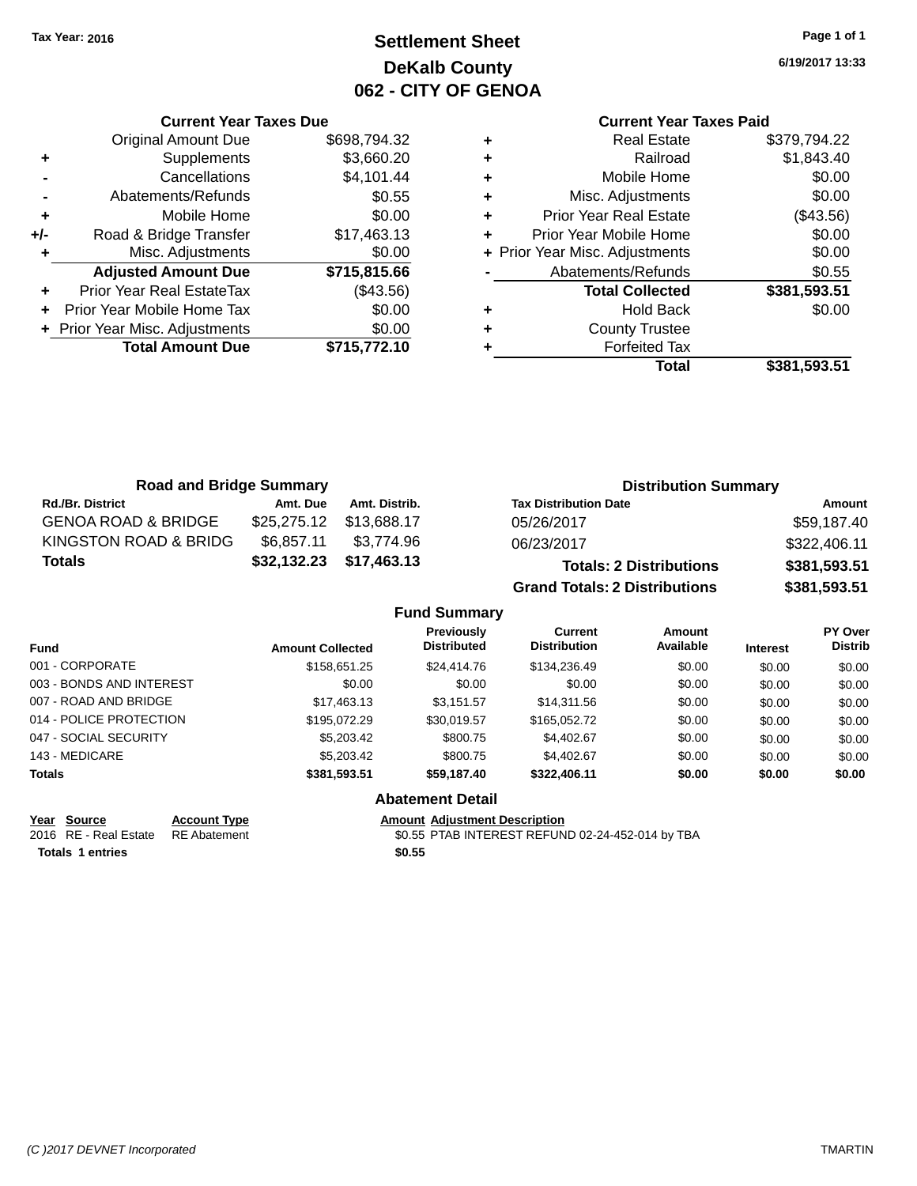Tax Year: 2016

# Settlement Sheet
## DeKalb County
## 062 - CITY OF GENOA

6/19/2017 13:33

| | Current Year Taxes Due | |
|---|---|---|
| | Original Amount Due | $698,794.32 |
| + | Supplements | $3,660.20 |
| - | Cancellations | $4,101.44 |
| - | Abatements/Refunds | $0.55 |
| + | Mobile Home | $0.00 |
| +/- | Road & Bridge Transfer | $17,463.13 |
| + | Misc. Adjustments | $0.00 |
| | **Adjusted Amount Due** | **$715,815.66** |
| + | Prior Year Real EstateTax | ($43.56) |
| + | Prior Year Mobile Home Tax | $0.00 |
| + | Prior Year Misc. Adjustments | $0.00 |
| | **Total Amount Due** | **$715,772.10** |

| | Current Year Taxes Paid | |
|---|---|---|
| + | Real Estate | $379,794.22 |
| + | Railroad | $1,843.40 |
| + | Mobile Home | $0.00 |
| + | Misc. Adjustments | $0.00 |
| + | Prior Year Real Estate | ($43.56) |
| + | Prior Year Mobile Home | $0.00 |
| + | Prior Year Misc. Adjustments | $0.00 |
| - | Abatements/Refunds | $0.55 |
| | **Total Collected** | **$381,593.51** |
| + | Hold Back | $0.00 |
| + | County Trustee | |
| + | Forfeited Tax | |
| | **Total** | **$381,593.51** |

### Road and Bridge Summary

| Rd./Br. District | Amt. Due | Amt. Distrib. |
|---|---|---|
| GENOA ROAD & BRIDGE | $25,275.12 | $13,688.17 |
| KINGSTON ROAD & BRIDG | $6,857.11 | $3,774.96 |
| **Totals** | **$32,132.23** | **$17,463.13** |

### Distribution Summary

| Tax Distribution Date | Amount |
|---|---|
| 05/26/2017 | $59,187.40 |
| 06/23/2017 | $322,406.11 |
| **Totals: 2 Distributions** | **$381,593.51** |
| **Grand Totals: 2 Distributions** | **$381,593.51** |

### Fund Summary

| Fund | Amount Collected | Previously Distributed | Current Distribution | Amount Available | Interest | PY Over Distrib |
|---|---|---|---|---|---|---|
| 001 - CORPORATE | $158,651.25 | $24,414.76 | $134,236.49 | $0.00 | $0.00 | $0.00 |
| 003 - BONDS AND INTEREST | $0.00 | $0.00 | $0.00 | $0.00 | $0.00 | $0.00 |
| 007 - ROAD AND BRIDGE | $17,463.13 | $3,151.57 | $14,311.56 | $0.00 | $0.00 | $0.00 |
| 014 - POLICE PROTECTION | $195,072.29 | $30,019.57 | $165,052.72 | $0.00 | $0.00 | $0.00 |
| 047 - SOCIAL SECURITY | $5,203.42 | $800.75 | $4,402.67 | $0.00 | $0.00 | $0.00 |
| 143 - MEDICARE | $5,203.42 | $800.75 | $4,402.67 | $0.00 | $0.00 | $0.00 |
| **Totals** | **$381,593.51** | **$59,187.40** | **$322,406.11** | **$0.00** | **$0.00** | **$0.00** |

### Abatement Detail

| Year | Source | Account Type | Amount | Adjustment Description |
|---|---|---|---|---|
| 2016 | RE - Real Estate | RE Abatement | $0.55 | PTAB INTEREST REFUND 02-24-452-014 by TBA |
| **Totals 1 entries** | | | **$0.55** | |

(C )2017 DEVNET Incorporated TMARTIN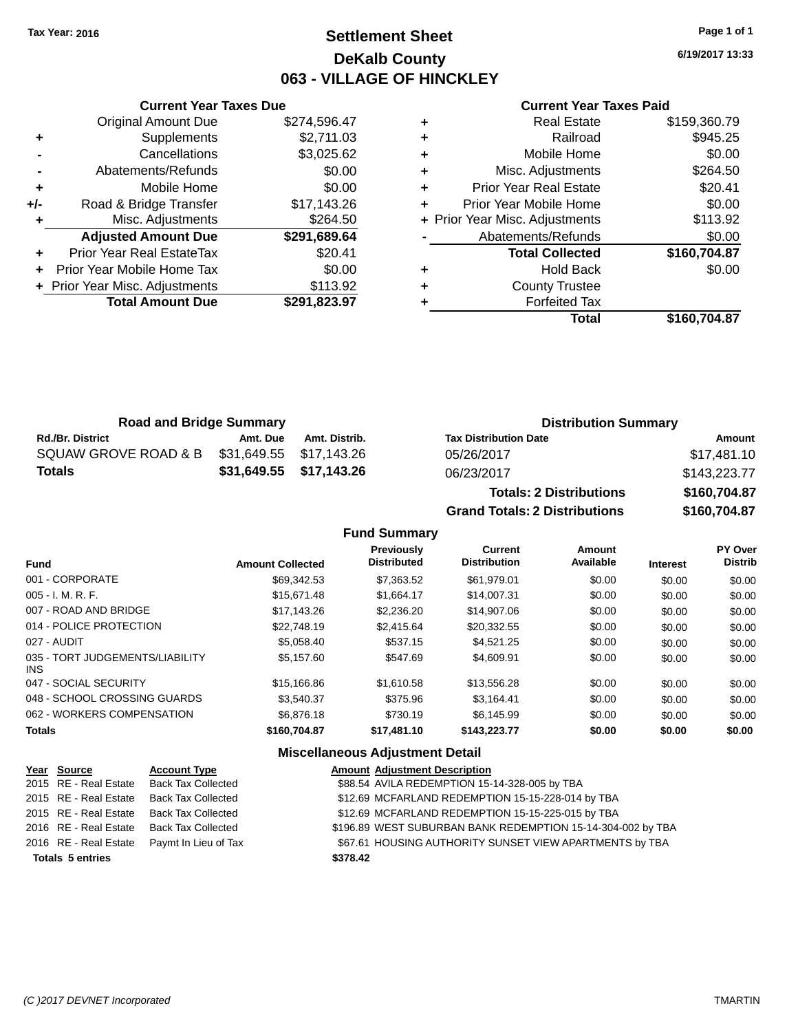Tax Year: 2016

# Settlement Sheet
## DeKalb County
## 063 - VILLAGE OF HINCKLEY

6/19/2017 13:33

### Current Year Taxes Due

| | | |
|---|---|---|
| | Original Amount Due | $274,596.47 |
| + | Supplements | $2,711.03 |
| - | Cancellations | $3,025.62 |
| - | Abatements/Refunds | $0.00 |
| + | Mobile Home | $0.00 |
| +/- | Road & Bridge Transfer | $17,143.26 |
| + | Misc. Adjustments | $264.50 |
| | **Adjusted Amount Due** | **$291,689.64** |
| + | Prior Year Real EstateTax | $20.41 |
| + | Prior Year Mobile Home Tax | $0.00 |
| + | Prior Year Misc. Adjustments | $113.92 |
| | **Total Amount Due** | **$291,823.97** |

### Current Year Taxes Paid

| | | |
|---|---|---|
| + | Real Estate | $159,360.79 |
| + | Railroad | $945.25 |
| + | Mobile Home | $0.00 |
| + | Misc. Adjustments | $264.50 |
| + | Prior Year Real Estate | $20.41 |
| + | Prior Year Mobile Home | $0.00 |
| + | Prior Year Misc. Adjustments | $113.92 |
| - | Abatements/Refunds | $0.00 |
| | **Total Collected** | **$160,704.87** |
| + | Hold Back | $0.00 |
| + | County Trustee | |
| + | Forfeited Tax | |
| | **Total** | **$160,704.87** |

### Road and Bridge Summary

| Rd./Br. District | Amt. Due | Amt. Distrib. |
|---|---|---|
| SQUAW GROVE ROAD & B | $31,649.55 | $17,143.26 |
| **Totals** | **$31,649.55** | **$17,143.26** |

### Distribution Summary

| Tax Distribution Date | Amount |
|---|---|
| 05/26/2017 | $17,481.10 |
| 06/23/2017 | $143,223.77 |
| **Totals: 2 Distributions** | **$160,704.87** |
| **Grand Totals: 2 Distributions** | **$160,704.87** |

### Fund Summary

| Fund | Amount Collected | Previously Distributed | Current Distribution | Amount Available | Interest | PY Over Distrib |
|---|---|---|---|---|---|---|
| 001 - CORPORATE | $69,342.53 | $7,363.52 | $61,979.01 | $0.00 | $0.00 | $0.00 |
| 005 - I. M. R. F. | $15,671.48 | $1,664.17 | $14,007.31 | $0.00 | $0.00 | $0.00 |
| 007 - ROAD AND BRIDGE | $17,143.26 | $2,236.20 | $14,907.06 | $0.00 | $0.00 | $0.00 |
| 014 - POLICE PROTECTION | $22,748.19 | $2,415.64 | $20,332.55 | $0.00 | $0.00 | $0.00 |
| 027 - AUDIT | $5,058.40 | $537.15 | $4,521.25 | $0.00 | $0.00 | $0.00 |
| 035 - TORT JUDGEMENTS/LIABILITY INS | $5,157.60 | $547.69 | $4,609.91 | $0.00 | $0.00 | $0.00 |
| 047 - SOCIAL SECURITY | $15,166.86 | $1,610.58 | $13,556.28 | $0.00 | $0.00 | $0.00 |
| 048 - SCHOOL CROSSING GUARDS | $3,540.37 | $375.96 | $3,164.41 | $0.00 | $0.00 | $0.00 |
| 062 - WORKERS COMPENSATION | $6,876.18 | $730.19 | $6,145.99 | $0.00 | $0.00 | $0.00 |
| **Totals** | **$160,704.87** | **$17,481.10** | **$143,223.77** | **$0.00** | **$0.00** | **$0.00** |

### Miscellaneous Adjustment Detail

| Year | Source | Account Type | Amount | Adjustment Description |
|---|---|---|---|---|
| 2015 | RE - Real Estate | Back Tax Collected | $88.54 | AVILA REDEMPTION 15-14-328-005 by TBA |
| 2015 | RE - Real Estate | Back Tax Collected | $12.69 | MCFARLAND REDEMPTION 15-15-228-014 by TBA |
| 2015 | RE - Real Estate | Back Tax Collected | $12.69 | MCFARLAND REDEMPTION 15-15-225-015 by TBA |
| 2016 | RE - Real Estate | Back Tax Collected | $196.89 | WEST SUBURBAN BANK REDEMPTION 15-14-304-002 by TBA |
| 2016 | RE - Real Estate | Paymt In Lieu of Tax | $67.61 | HOUSING AUTHORITY SUNSET VIEW APARTMENTS by TBA |
| **Totals 5 entries** | | | **$378.42** | |

(C )2017 DEVNET Incorporated TMARTIN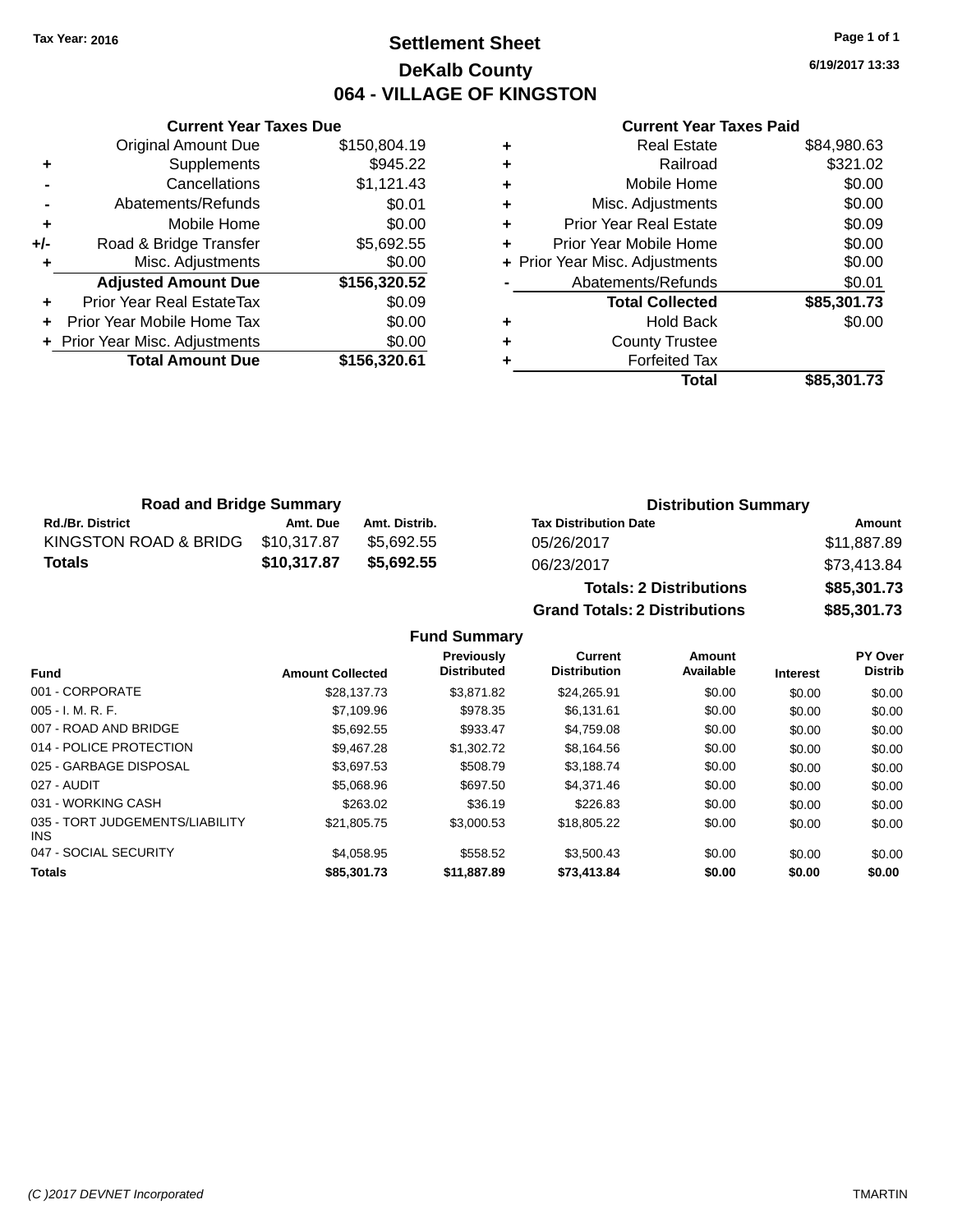Tax Year: 2016

# Settlement Sheet
## DeKalb County
## 064 - VILLAGE OF KINGSTON

6/19/2017 13:33

### Current Year Taxes Due

| | | |
|---|---|---|
| | Original Amount Due | $150,804.19 |
| + | Supplements | $945.22 |
| - | Cancellations | $1,121.43 |
| - | Abatements/Refunds | $0.01 |
| + | Mobile Home | $0.00 |
| +/- | Road & Bridge Transfer | $5,692.55 |
| + | Misc. Adjustments | $0.00 |
| | **Adjusted Amount Due** | **$156,320.52** |
| + | Prior Year Real EstateTax | $0.09 |
| + | Prior Year Mobile Home Tax | $0.00 |
| + | Prior Year Misc. Adjustments | $0.00 |
| | **Total Amount Due** | **$156,320.61** |

### Current Year Taxes Paid

| | | |
|---|---|---|
| + | Real Estate | $84,980.63 |
| + | Railroad | $321.02 |
| + | Mobile Home | $0.00 |
| + | Misc. Adjustments | $0.00 |
| + | Prior Year Real Estate | $0.09 |
| + | Prior Year Mobile Home | $0.00 |
| + | Prior Year Misc. Adjustments | $0.00 |
| - | Abatements/Refunds | $0.01 |
| | **Total Collected** | **$85,301.73** |
| + | Hold Back | $0.00 |
| + | County Trustee | |
| + | Forfeited Tax | |
| | **Total** | **$85,301.73** |

### Road and Bridge Summary

| Rd./Br. District | Amt. Due | Amt. Distrib. |
|---|---|---|
| KINGSTON ROAD & BRIDG | $10,317.87 | $5,692.55 |
| **Totals** | **$10,317.87** | **$5,692.55** |

### Distribution Summary

| Tax Distribution Date | Amount |
|---|---|
| 05/26/2017 | $11,887.89 |
| 06/23/2017 | $73,413.84 |
| **Totals: 2 Distributions** | **$85,301.73** |
| **Grand Totals: 2 Distributions** | **$85,301.73** |

### Fund Summary

| Fund | Amount Collected | Previously Distributed | Current Distribution | Amount Available | Interest | PY Over Distrib |
|---|---|---|---|---|---|---|
| 001 - CORPORATE | $28,137.73 | $3,871.82 | $24,265.91 | $0.00 | $0.00 | $0.00 |
| 005 - I. M. R. F. | $7,109.96 | $978.35 | $6,131.61 | $0.00 | $0.00 | $0.00 |
| 007 - ROAD AND BRIDGE | $5,692.55 | $933.47 | $4,759.08 | $0.00 | $0.00 | $0.00 |
| 014 - POLICE PROTECTION | $9,467.28 | $1,302.72 | $8,164.56 | $0.00 | $0.00 | $0.00 |
| 025 - GARBAGE DISPOSAL | $3,697.53 | $508.79 | $3,188.74 | $0.00 | $0.00 | $0.00 |
| 027 - AUDIT | $5,068.96 | $697.50 | $4,371.46 | $0.00 | $0.00 | $0.00 |
| 031 - WORKING CASH | $263.02 | $36.19 | $226.83 | $0.00 | $0.00 | $0.00 |
| 035 - TORT JUDGEMENTS/LIABILITY INS | $21,805.75 | $3,000.53 | $18,805.22 | $0.00 | $0.00 | $0.00 |
| 047 - SOCIAL SECURITY | $4,058.95 | $558.52 | $3,500.43 | $0.00 | $0.00 | $0.00 |
| **Totals** | **$85,301.73** | **$11,887.89** | **$73,413.84** | **$0.00** | **$0.00** | **$0.00** |

(C )2017 DEVNET Incorporated — TMARTIN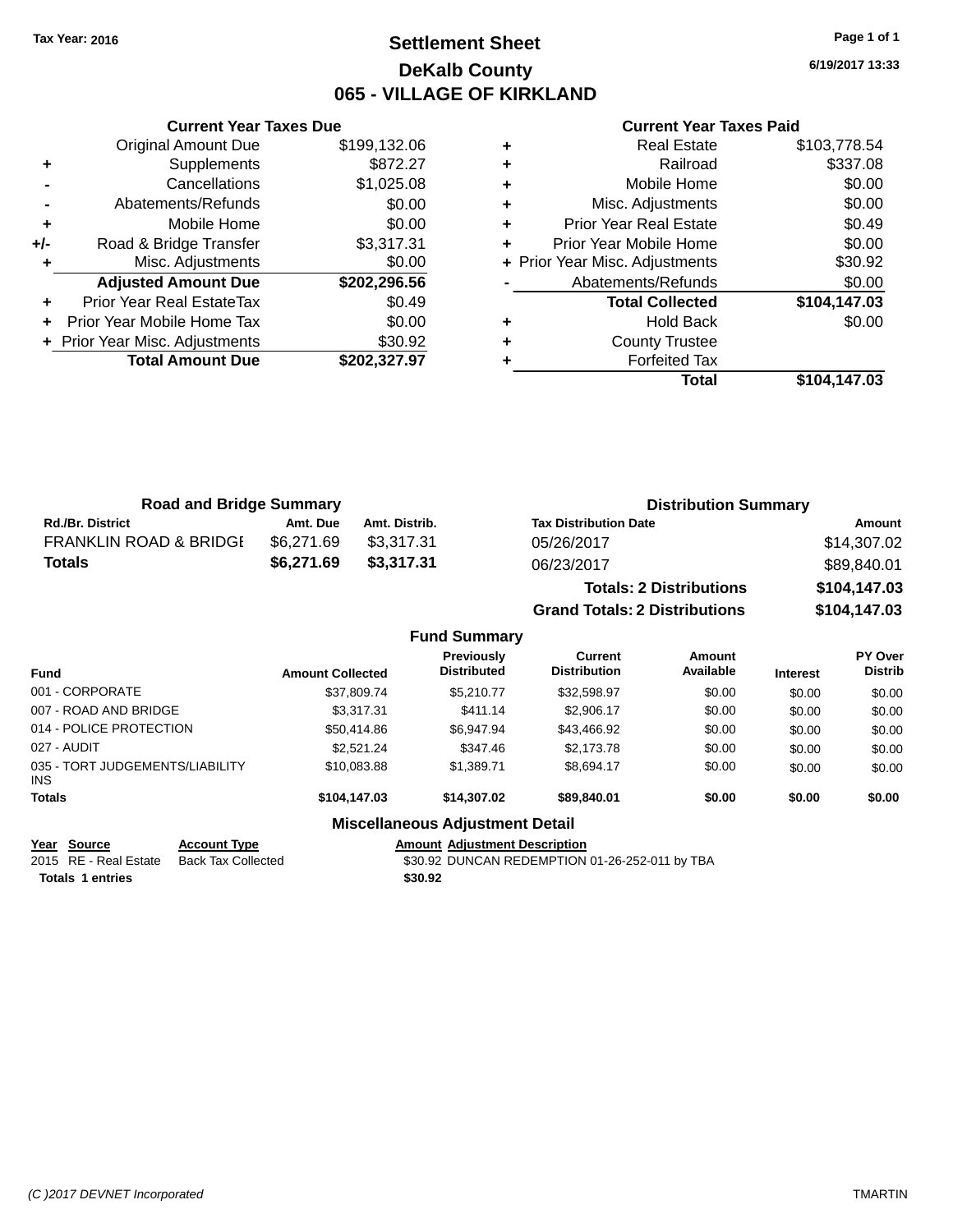Tax Year: 2016

# Settlement Sheet
## DeKalb County
## 065 - VILLAGE OF KIRKLAND

6/19/2017 13:33

### Current Year Taxes Due

| | | |
|---|---|---|
| | Original Amount Due | $199,132.06 |
| + | Supplements | $872.27 |
| - | Cancellations | $1,025.08 |
| - | Abatements/Refunds | $0.00 |
| + | Mobile Home | $0.00 |
| +/- | Road & Bridge Transfer | $3,317.31 |
| + | Misc. Adjustments | $0.00 |
| | **Adjusted Amount Due** | **$202,296.56** |
| + | Prior Year Real EstateTax | $0.49 |
| + | Prior Year Mobile Home Tax | $0.00 |
| + | Prior Year Misc. Adjustments | $30.92 |
| | **Total Amount Due** | **$202,327.97** |

### Current Year Taxes Paid

| | | |
|---|---|---|
| + | Real Estate | $103,778.54 |
| + | Railroad | $337.08 |
| + | Mobile Home | $0.00 |
| + | Misc. Adjustments | $0.00 |
| + | Prior Year Real Estate | $0.49 |
| + | Prior Year Mobile Home | $0.00 |
| + | Prior Year Misc. Adjustments | $30.92 |
| - | Abatements/Refunds | $0.00 |
| | **Total Collected** | **$104,147.03** |
| + | Hold Back | $0.00 |
| + | County Trustee | |
| + | Forfeited Tax | |
| | **Total** | **$104,147.03** |

### Road and Bridge Summary

| Rd./Br. District | Amt. Due | Amt. Distrib. |
|---|---|---|
| FRANKLIN ROAD & BRIDGE | $6,271.69 | $3,317.31 |
| **Totals** | **$6,271.69** | **$3,317.31** |

### Distribution Summary

| Tax Distribution Date | Amount |
|---|---|
| 05/26/2017 | $14,307.02 |
| 06/23/2017 | $89,840.01 |
| **Totals: 2 Distributions** | **$104,147.03** |
| **Grand Totals: 2 Distributions** | **$104,147.03** |

### Fund Summary

| Fund | Amount Collected | Previously Distributed | Current Distribution | Amount Available | Interest | PY Over Distrib |
|---|---|---|---|---|---|---|
| 001 - CORPORATE | $37,809.74 | $5,210.77 | $32,598.97 | $0.00 | $0.00 | $0.00 |
| 007 - ROAD AND BRIDGE | $3,317.31 | $411.14 | $2,906.17 | $0.00 | $0.00 | $0.00 |
| 014 - POLICE PROTECTION | $50,414.86 | $6,947.94 | $43,466.92 | $0.00 | $0.00 | $0.00 |
| 027 - AUDIT | $2,521.24 | $347.46 | $2,173.78 | $0.00 | $0.00 | $0.00 |
| 035 - TORT JUDGEMENTS/LIABILITY INS | $10,083.88 | $1,389.71 | $8,694.17 | $0.00 | $0.00 | $0.00 |
| **Totals** | **$104,147.03** | **$14,307.02** | **$89,840.01** | **$0.00** | **$0.00** | **$0.00** |

### Miscellaneous Adjustment Detail

| Year | Source | Account Type | Amount | Adjustment Description |
|---|---|---|---|---|
| 2015 | RE - Real Estate | Back Tax Collected | $30.92 | DUNCAN REDEMPTION 01-26-252-011 by TBA |
| **Totals** | **1 entries** | | **$30.92** | |

(C )2017 DEVNET Incorporated TMARTIN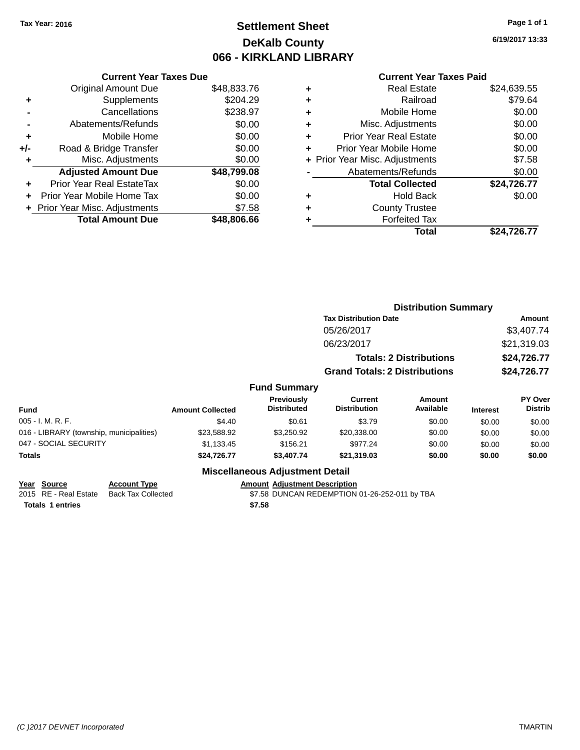Tax Year: 2016

# Settlement Sheet
## DeKalb County
## 066 - KIRKLAND LIBRARY

6/19/2017 13:33

### Current Year Taxes Due

| | | |
|---|---|---|
| | Original Amount Due | $48,833.76 |
| + | Supplements | $204.29 |
| - | Cancellations | $238.97 |
| - | Abatements/Refunds | $0.00 |
| + | Mobile Home | $0.00 |
| +/- | Road & Bridge Transfer | $0.00 |
| + | Misc. Adjustments | $0.00 |
| | **Adjusted Amount Due** | **$48,799.08** |
| + | Prior Year Real EstateTax | $0.00 |
| + | Prior Year Mobile Home Tax | $0.00 |
| + | Prior Year Misc. Adjustments | $7.58 |
| | **Total Amount Due** | **$48,806.66** |

### Current Year Taxes Paid

| | | |
|---|---|---|
| + | Real Estate | $24,639.55 |
| + | Railroad | $79.64 |
| + | Mobile Home | $0.00 |
| + | Misc. Adjustments | $0.00 |
| + | Prior Year Real Estate | $0.00 |
| + | Prior Year Mobile Home | $0.00 |
| + | Prior Year Misc. Adjustments | $7.58 |
| - | Abatements/Refunds | $0.00 |
| | **Total Collected** | **$24,726.77** |
| + | Hold Back | $0.00 |
| + | County Trustee | |
| + | Forfeited Tax | |
| | **Total** | **$24,726.77** |

### Distribution Summary

| Tax Distribution Date | Amount |
|---|---|
| 05/26/2017 | $3,407.74 |
| 06/23/2017 | $21,319.03 |
| **Totals: 2 Distributions** | **$24,726.77** |
| **Grand Totals: 2 Distributions** | **$24,726.77** |

### Fund Summary

| Fund | Amount Collected | Previously Distributed | Current Distribution | Amount Available | Interest | PY Over Distrib |
|---|---|---|---|---|---|---|
| 005 - I. M. R. F. | $4.40 | $0.61 | $3.79 | $0.00 | $0.00 | $0.00 |
| 016 - LIBRARY (township, municipalities) | $23,588.92 | $3,250.92 | $20,338.00 | $0.00 | $0.00 | $0.00 |
| 047 - SOCIAL SECURITY | $1,133.45 | $156.21 | $977.24 | $0.00 | $0.00 | $0.00 |
| **Totals** | **$24,726.77** | **$3,407.74** | **$21,319.03** | **$0.00** | **$0.00** | **$0.00** |

### Miscellaneous Adjustment Detail

| Year | Source | Account Type | Amount | Adjustment Description |
|---|---|---|---|---|
| 2015 | RE - Real Estate | Back Tax Collected | $7.58 | DUNCAN REDEMPTION 01-26-252-011 by TBA |
| **Totals 1 entries** | | | **$7.58** | |

(C )2017 DEVNET Incorporated    TMARTIN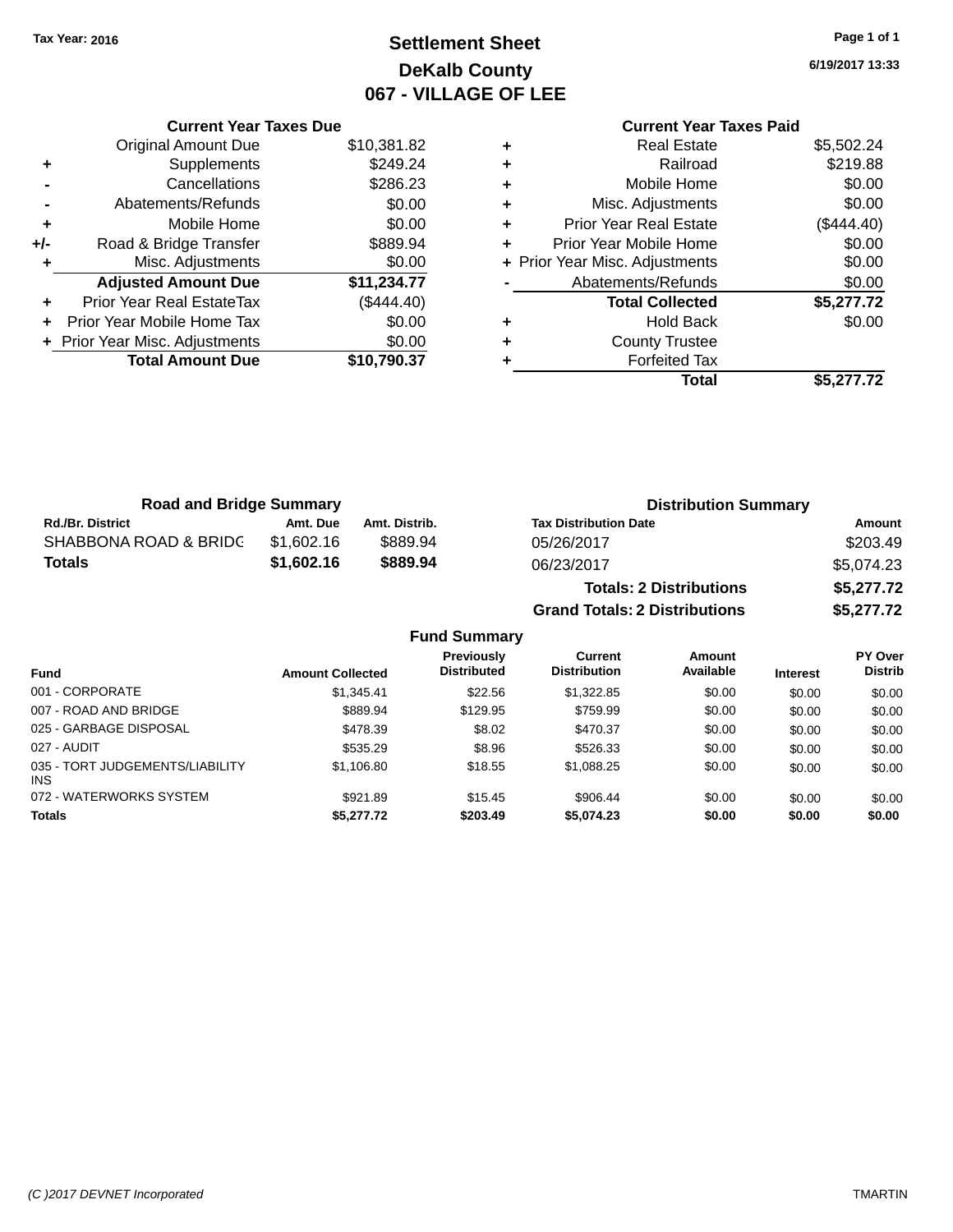Tax Year: 2016

# Settlement Sheet
## DeKalb County
## 067 - VILLAGE OF LEE

6/19/2017 13:33

### Current Year Taxes Due

| | | |
|---|---|---|
| | Original Amount Due | $10,381.82 |
| + | Supplements | $249.24 |
| - | Cancellations | $286.23 |
| - | Abatements/Refunds | $0.00 |
| + | Mobile Home | $0.00 |
| +/- | Road & Bridge Transfer | $889.94 |
| + | Misc. Adjustments | $0.00 |
| | **Adjusted Amount Due** | **$11,234.77** |
| + | Prior Year Real EstateTax | ($444.40) |
| + | Prior Year Mobile Home Tax | $0.00 |
| + | Prior Year Misc. Adjustments | $0.00 |
| | **Total Amount Due** | **$10,790.37** |

### Current Year Taxes Paid

| | | |
|---|---|---|
| + | Real Estate | $5,502.24 |
| + | Railroad | $219.88 |
| + | Mobile Home | $0.00 |
| + | Misc. Adjustments | $0.00 |
| + | Prior Year Real Estate | ($444.40) |
| + | Prior Year Mobile Home | $0.00 |
| + | Prior Year Misc. Adjustments | $0.00 |
| - | Abatements/Refunds | $0.00 |
| | **Total Collected** | **$5,277.72** |
| + | Hold Back | $0.00 |
| + | County Trustee | |
| + | Forfeited Tax | |
| | **Total** | **$5,277.72** |

### Road and Bridge Summary

| Rd./Br. District | Amt. Due | Amt. Distrib. |
|---|---|---|
| SHABBONA ROAD & BRIDG | $1,602.16 | $889.94 |
| **Totals** | **$1,602.16** | **$889.94** |

### Distribution Summary

| Tax Distribution Date | Amount |
|---|---|
| 05/26/2017 | $203.49 |
| 06/23/2017 | $5,074.23 |
| **Totals: 2 Distributions** | **$5,277.72** |
| **Grand Totals: 2 Distributions** | **$5,277.72** |

### Fund Summary

| Fund | Amount Collected | Previously Distributed | Current Distribution | Amount Available | Interest | PY Over Distrib |
|---|---|---|---|---|---|---|
| 001 - CORPORATE | $1,345.41 | $22.56 | $1,322.85 | $0.00 | $0.00 | $0.00 |
| 007 - ROAD AND BRIDGE | $889.94 | $129.95 | $759.99 | $0.00 | $0.00 | $0.00 |
| 025 - GARBAGE DISPOSAL | $478.39 | $8.02 | $470.37 | $0.00 | $0.00 | $0.00 |
| 027 - AUDIT | $535.29 | $8.96 | $526.33 | $0.00 | $0.00 | $0.00 |
| 035 - TORT JUDGEMENTS/LIABILITY INS | $1,106.80 | $18.55 | $1,088.25 | $0.00 | $0.00 | $0.00 |
| 072 - WATERWORKS SYSTEM | $921.89 | $15.45 | $906.44 | $0.00 | $0.00 | $0.00 |
| **Totals** | **$5,277.72** | **$203.49** | **$5,074.23** | **$0.00** | **$0.00** | **$0.00** |

(C )2017 DEVNET Incorporated TMARTIN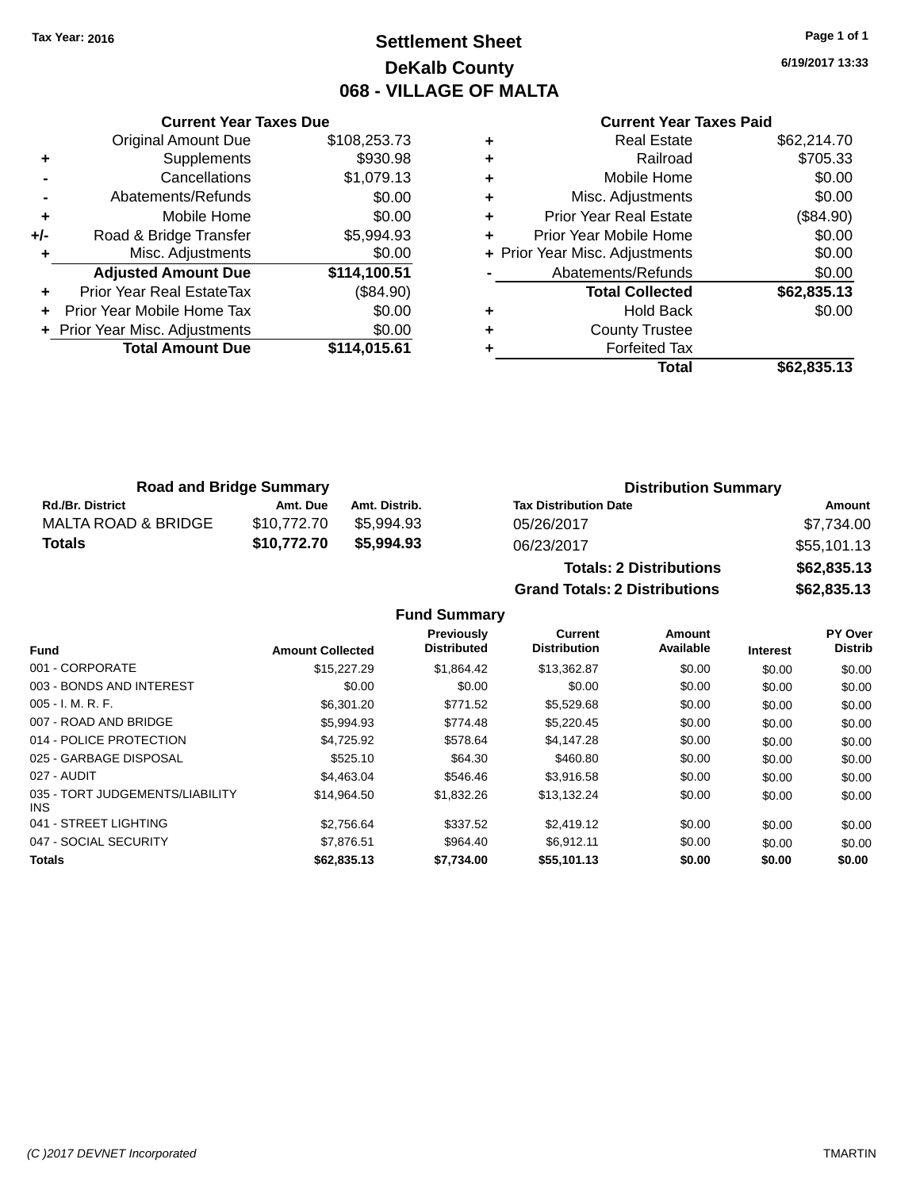Tax Year: 2016

# Settlement Sheet
## DeKalb County
## 068 - VILLAGE OF MALTA

6/19/2017 13:33

### Current Year Taxes Due

| | | |
|---|---|---|
| | Original Amount Due | $108,253.73 |
| + | Supplements | $930.98 |
| - | Cancellations | $1,079.13 |
| - | Abatements/Refunds | $0.00 |
| + | Mobile Home | $0.00 |
| +/- | Road & Bridge Transfer | $5,994.93 |
| + | Misc. Adjustments | $0.00 |
| | **Adjusted Amount Due** | **$114,100.51** |
| + | Prior Year Real EstateTax | ($84.90) |
| + | Prior Year Mobile Home Tax | $0.00 |
| + | Prior Year Misc. Adjustments | $0.00 |
| | **Total Amount Due** | **$114,015.61** |

### Current Year Taxes Paid

| | | |
|---|---|---|
| + | Real Estate | $62,214.70 |
| + | Railroad | $705.33 |
| + | Mobile Home | $0.00 |
| + | Misc. Adjustments | $0.00 |
| + | Prior Year Real Estate | ($84.90) |
| + | Prior Year Mobile Home | $0.00 |
| + | Prior Year Misc. Adjustments | $0.00 |
| - | Abatements/Refunds | $0.00 |
| | **Total Collected** | **$62,835.13** |
| + | Hold Back | $0.00 |
| + | County Trustee | |
| + | Forfeited Tax | |
| | **Total** | **$62,835.13** |

### Road and Bridge Summary

| Rd./Br. District | Amt. Due | Amt. Distrib. |
|---|---|---|
| MALTA ROAD & BRIDGE | $10,772.70 | $5,994.93 |
| **Totals** | **$10,772.70** | **$5,994.93** |

### Distribution Summary

| Tax Distribution Date | Amount |
|---|---|
| 05/26/2017 | $7,734.00 |
| 06/23/2017 | $55,101.13 |
| **Totals: 2 Distributions** | **$62,835.13** |
| **Grand Totals: 2 Distributions** | **$62,835.13** |

### Fund Summary

| Fund | Amount Collected | Previously Distributed | Current Distribution | Amount Available | Interest | PY Over Distrib |
|---|---|---|---|---|---|---|
| 001 - CORPORATE | $15,227.29 | $1,864.42 | $13,362.87 | $0.00 | $0.00 | $0.00 |
| 003 - BONDS AND INTEREST | $0.00 | $0.00 | $0.00 | $0.00 | $0.00 | $0.00 |
| 005 - I. M. R. F. | $6,301.20 | $771.52 | $5,529.68 | $0.00 | $0.00 | $0.00 |
| 007 - ROAD AND BRIDGE | $5,994.93 | $774.48 | $5,220.45 | $0.00 | $0.00 | $0.00 |
| 014 - POLICE PROTECTION | $4,725.92 | $578.64 | $4,147.28 | $0.00 | $0.00 | $0.00 |
| 025 - GARBAGE DISPOSAL | $525.10 | $64.30 | $460.80 | $0.00 | $0.00 | $0.00 |
| 027 - AUDIT | $4,463.04 | $546.46 | $3,916.58 | $0.00 | $0.00 | $0.00 |
| 035 - TORT JUDGEMENTS/LIABILITY INS | $14,964.50 | $1,832.26 | $13,132.24 | $0.00 | $0.00 | $0.00 |
| 041 - STREET LIGHTING | $2,756.64 | $337.52 | $2,419.12 | $0.00 | $0.00 | $0.00 |
| 047 - SOCIAL SECURITY | $7,876.51 | $964.40 | $6,912.11 | $0.00 | $0.00 | $0.00 |
| **Totals** | **$62,835.13** | **$7,734.00** | **$55,101.13** | **$0.00** | **$0.00** | **$0.00** |

(C )2017 DEVNET Incorporated TMARTIN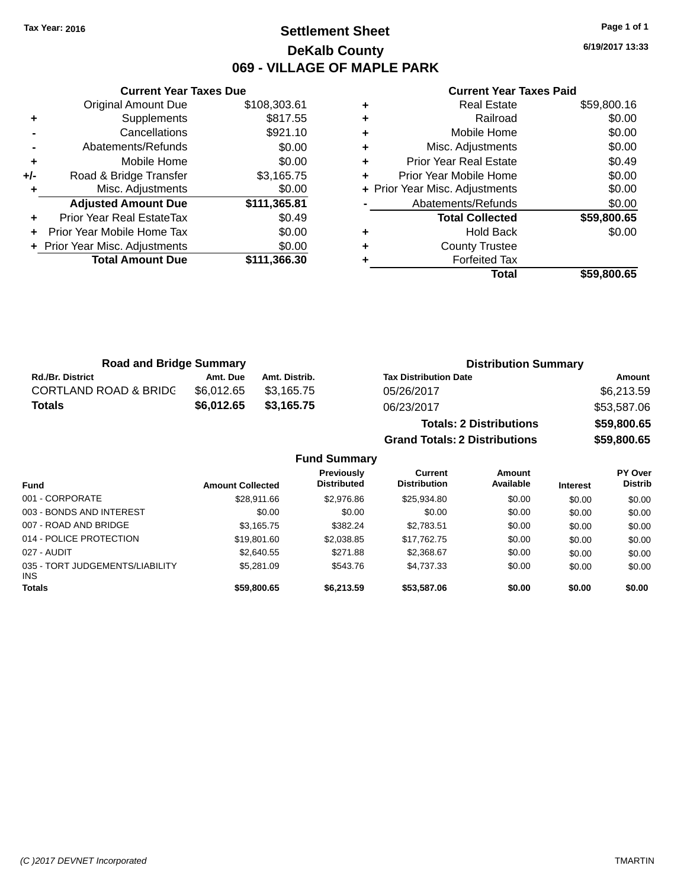Tax Year: 2016

# Settlement Sheet

## DeKalb County

## 069 - VILLAGE OF MAPLE PARK

6/19/2017 13:33

### Current Year Taxes Due

| | | |
|---|---|---|
| | Original Amount Due | $108,303.61 |
| + | Supplements | $817.55 |
| - | Cancellations | $921.10 |
| - | Abatements/Refunds | $0.00 |
| + | Mobile Home | $0.00 |
| +/- | Road & Bridge Transfer | $3,165.75 |
| + | Misc. Adjustments | $0.00 |
| | **Adjusted Amount Due** | **$111,365.81** |
| + | Prior Year Real EstateTax | $0.49 |
| + | Prior Year Mobile Home Tax | $0.00 |
| + | Prior Year Misc. Adjustments | $0.00 |
| | **Total Amount Due** | **$111,366.30** |

### Current Year Taxes Paid

| | | |
|---|---|---|
| + | Real Estate | $59,800.16 |
| + | Railroad | $0.00 |
| + | Mobile Home | $0.00 |
| + | Misc. Adjustments | $0.00 |
| + | Prior Year Real Estate | $0.49 |
| + | Prior Year Mobile Home | $0.00 |
| + | Prior Year Misc. Adjustments | $0.00 |
| - | Abatements/Refunds | $0.00 |
| | **Total Collected** | **$59,800.65** |
| + | Hold Back | $0.00 |
| + | County Trustee | |
| + | Forfeited Tax | |
| | **Total** | **$59,800.65** |

### Road and Bridge Summary

| Rd./Br. District | Amt. Due | Amt. Distrib. |
|---|---|---|
| CORTLAND ROAD & BRIDG | $6,012.65 | $3,165.75 |
| **Totals** | **$6,012.65** | **$3,165.75** |

### Distribution Summary

| Tax Distribution Date | Amount |
|---|---|
| 05/26/2017 | $6,213.59 |
| 06/23/2017 | $53,587.06 |
| **Totals: 2 Distributions** | **$59,800.65** |
| **Grand Totals: 2 Distributions** | **$59,800.65** |

### Fund Summary

| Fund | Amount Collected | Previously Distributed | Current Distribution | Amount Available | Interest | PY Over Distrib |
|---|---|---|---|---|---|---|
| 001 - CORPORATE | $28,911.66 | $2,976.86 | $25,934.80 | $0.00 | $0.00 | $0.00 |
| 003 - BONDS AND INTEREST | $0.00 | $0.00 | $0.00 | $0.00 | $0.00 | $0.00 |
| 007 - ROAD AND BRIDGE | $3,165.75 | $382.24 | $2,783.51 | $0.00 | $0.00 | $0.00 |
| 014 - POLICE PROTECTION | $19,801.60 | $2,038.85 | $17,762.75 | $0.00 | $0.00 | $0.00 |
| 027 - AUDIT | $2,640.55 | $271.88 | $2,368.67 | $0.00 | $0.00 | $0.00 |
| 035 - TORT JUDGEMENTS/LIABILITY INS | $5,281.09 | $543.76 | $4,737.33 | $0.00 | $0.00 | $0.00 |
| **Totals** | **$59,800.65** | **$6,213.59** | **$53,587.06** | **$0.00** | **$0.00** | **$0.00** |

(C )2017 DEVNET Incorporated — TMARTIN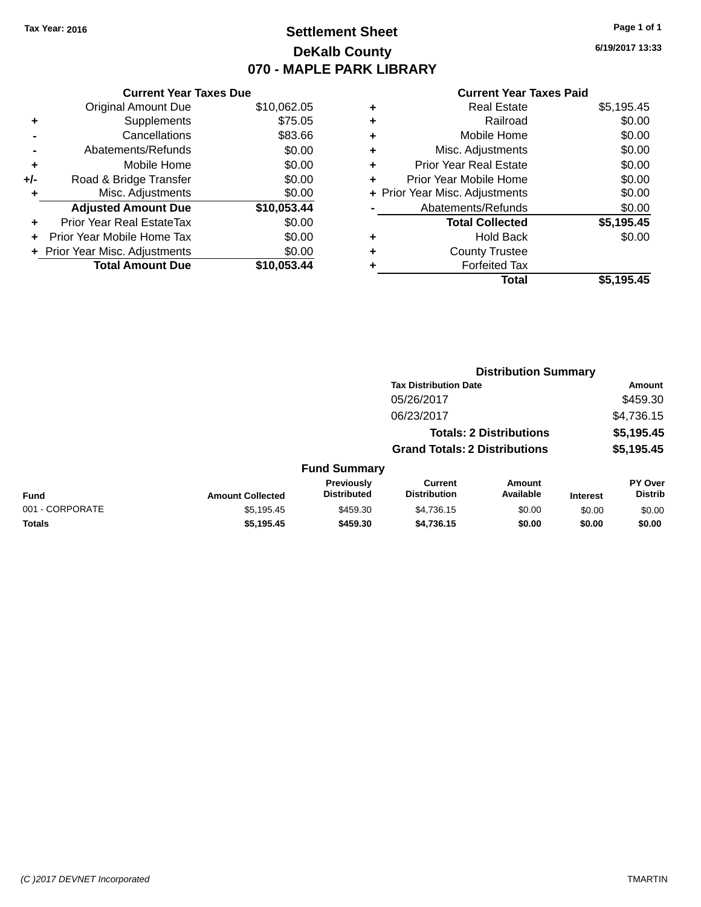Tax Year: 2016

# Settlement Sheet
## DeKalb County
## 070 - MAPLE PARK LIBRARY

6/19/2017 13:33

| | Current Year Taxes Due | |
|---|---|---|
| | Original Amount Due | $10,062.05 |
| + | Supplements | $75.05 |
| - | Cancellations | $83.66 |
| - | Abatements/Refunds | $0.00 |
| + | Mobile Home | $0.00 |
| +/- | Road & Bridge Transfer | $0.00 |
| + | Misc. Adjustments | $0.00 |
| | **Adjusted Amount Due** | **$10,053.44** |
| + | Prior Year Real EstateTax | $0.00 |
| + | Prior Year Mobile Home Tax | $0.00 |
| + | Prior Year Misc. Adjustments | $0.00 |
| | **Total Amount Due** | **$10,053.44** |

| | Current Year Taxes Paid | |
|---|---|---|
| + | Real Estate | $5,195.45 |
| + | Railroad | $0.00 |
| + | Mobile Home | $0.00 |
| + | Misc. Adjustments | $0.00 |
| + | Prior Year Real Estate | $0.00 |
| + | Prior Year Mobile Home | $0.00 |
| + | Prior Year Misc. Adjustments | $0.00 |
| - | Abatements/Refunds | $0.00 |
| | **Total Collected** | **$5,195.45** |
| + | Hold Back | $0.00 |
| + | County Trustee | |
| + | Forfeited Tax | |
| | **Total** | **$5,195.45** |

### Distribution Summary

| Tax Distribution Date | Amount |
|---|---|
| 05/26/2017 | $459.30 |
| 06/23/2017 | $4,736.15 |
| **Totals: 2 Distributions** | **$5,195.45** |
| **Grand Totals: 2 Distributions** | **$5,195.45** |

### Fund Summary

| Fund | Amount Collected | Previously Distributed | Current Distribution | Amount Available | Interest | PY Over Distrib |
|---|---|---|---|---|---|---|
| 001 - CORPORATE | $5,195.45 | $459.30 | $4,736.15 | $0.00 | $0.00 | $0.00 |
| **Totals** | **$5,195.45** | **$459.30** | **$4,736.15** | **$0.00** | **$0.00** | **$0.00** |

(C )2017 DEVNET Incorporated TMARTIN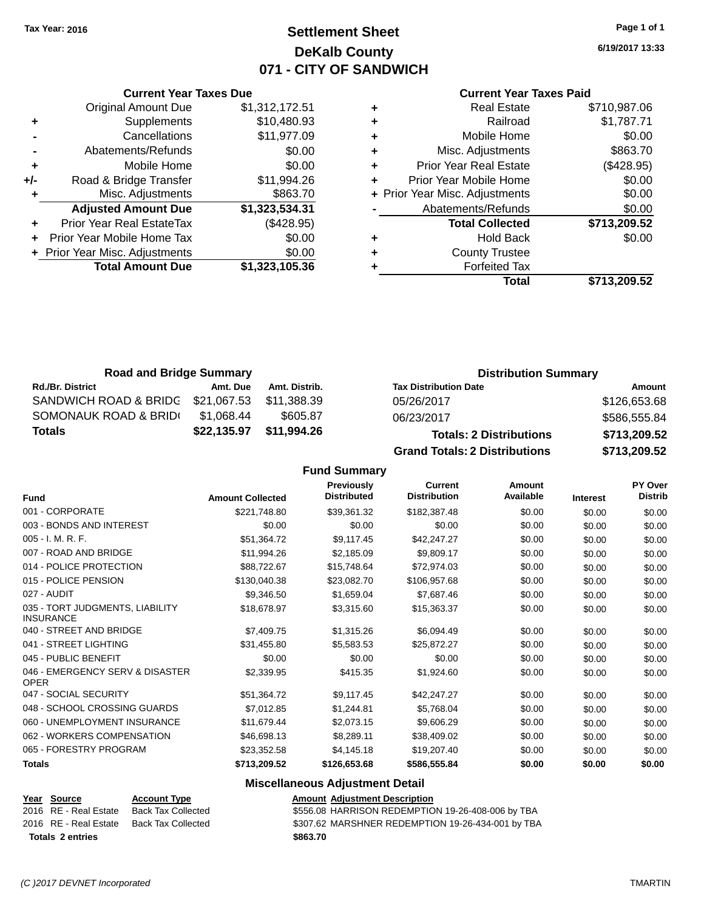Tax Year: 2016

# Settlement Sheet
## DeKalb County
## 071 - CITY OF SANDWICH

6/19/2017 13:33

### Current Year Taxes Due

| | | |
|---|---|---|
| | Original Amount Due | $1,312,172.51 |
| + | Supplements | $10,480.93 |
| - | Cancellations | $11,977.09 |
| - | Abatements/Refunds | $0.00 |
| + | Mobile Home | $0.00 |
| +/- | Road & Bridge Transfer | $11,994.26 |
| + | Misc. Adjustments | $863.70 |
| | **Adjusted Amount Due** | **$1,323,534.31** |
| + | Prior Year Real EstateTax | ($428.95) |
| + | Prior Year Mobile Home Tax | $0.00 |
| + | Prior Year Misc. Adjustments | $0.00 |
| | **Total Amount Due** | **$1,323,105.36** |

### Current Year Taxes Paid

| | | |
|---|---|---|
| + | Real Estate | $710,987.06 |
| + | Railroad | $1,787.71 |
| + | Mobile Home | $0.00 |
| + | Misc. Adjustments | $863.70 |
| + | Prior Year Real Estate | ($428.95) |
| + | Prior Year Mobile Home | $0.00 |
| + | Prior Year Misc. Adjustments | $0.00 |
| - | Abatements/Refunds | $0.00 |
| | **Total Collected** | **$713,209.52** |
| + | Hold Back | $0.00 |
| + | County Trustee | |
| + | Forfeited Tax | |
| | **Total** | **$713,209.52** |

### Road and Bridge Summary

| Rd./Br. District | Amt. Due | Amt. Distrib. |
|---|---|---|
| SANDWICH ROAD & BRIDG | $21,067.53 | $11,388.39 |
| SOMONAUK ROAD & BRID( | $1,068.44 | $605.87 |
| **Totals** | **$22,135.97** | **$11,994.26** |

### Distribution Summary

| Tax Distribution Date | Amount |
|---|---|
| 05/26/2017 | $126,653.68 |
| 06/23/2017 | $586,555.84 |
| **Totals: 2 Distributions** | **$713,209.52** |
| **Grand Totals: 2 Distributions** | **$713,209.52** |

### Fund Summary

| Fund | Amount Collected | Previously Distributed | Current Distribution | Amount Available | Interest | PY Over Distrib |
|---|---|---|---|---|---|---|
| 001 - CORPORATE | $221,748.80 | $39,361.32 | $182,387.48 | $0.00 | $0.00 | $0.00 |
| 003 - BONDS AND INTEREST | $0.00 | $0.00 | $0.00 | $0.00 | $0.00 | $0.00 |
| 005 - I. M. R. F. | $51,364.72 | $9,117.45 | $42,247.27 | $0.00 | $0.00 | $0.00 |
| 007 - ROAD AND BRIDGE | $11,994.26 | $2,185.09 | $9,809.17 | $0.00 | $0.00 | $0.00 |
| 014 - POLICE PROTECTION | $88,722.67 | $15,748.64 | $72,974.03 | $0.00 | $0.00 | $0.00 |
| 015 - POLICE PENSION | $130,040.38 | $23,082.70 | $106,957.68 | $0.00 | $0.00 | $0.00 |
| 027 - AUDIT | $9,346.50 | $1,659.04 | $7,687.46 | $0.00 | $0.00 | $0.00 |
| 035 - TORT JUDGMENTS, LIABILITY INSURANCE | $18,678.97 | $3,315.60 | $15,363.37 | $0.00 | $0.00 | $0.00 |
| 040 - STREET AND BRIDGE | $7,409.75 | $1,315.26 | $6,094.49 | $0.00 | $0.00 | $0.00 |
| 041 - STREET LIGHTING | $31,455.80 | $5,583.53 | $25,872.27 | $0.00 | $0.00 | $0.00 |
| 045 - PUBLIC BENEFIT | $0.00 | $0.00 | $0.00 | $0.00 | $0.00 | $0.00 |
| 046 - EMERGENCY SERV & DISASTER OPER | $2,339.95 | $415.35 | $1,924.60 | $0.00 | $0.00 | $0.00 |
| 047 - SOCIAL SECURITY | $51,364.72 | $9,117.45 | $42,247.27 | $0.00 | $0.00 | $0.00 |
| 048 - SCHOOL CROSSING GUARDS | $7,012.85 | $1,244.81 | $5,768.04 | $0.00 | $0.00 | $0.00 |
| 060 - UNEMPLOYMENT INSURANCE | $11,679.44 | $2,073.15 | $9,606.29 | $0.00 | $0.00 | $0.00 |
| 062 - WORKERS COMPENSATION | $46,698.13 | $8,289.11 | $38,409.02 | $0.00 | $0.00 | $0.00 |
| 065 - FORESTRY PROGRAM | $23,352.58 | $4,145.18 | $19,207.40 | $0.00 | $0.00 | $0.00 |
| **Totals** | **$713,209.52** | **$126,653.68** | **$586,555.84** | **$0.00** | **$0.00** | **$0.00** |

### Miscellaneous Adjustment Detail

| Year | Source | Account Type | Amount | Adjustment Description |
|---|---|---|---|---|
| 2016 | RE - Real Estate | Back Tax Collected | $556.08 | HARRISON REDEMPTION 19-26-408-006 by TBA |
| 2016 | RE - Real Estate | Back Tax Collected | $307.62 | MARSHNER REDEMPTION 19-26-434-001 by TBA |
| **Totals 2 entries** | | | **$863.70** | |

(C )2017 DEVNET Incorporated — TMARTIN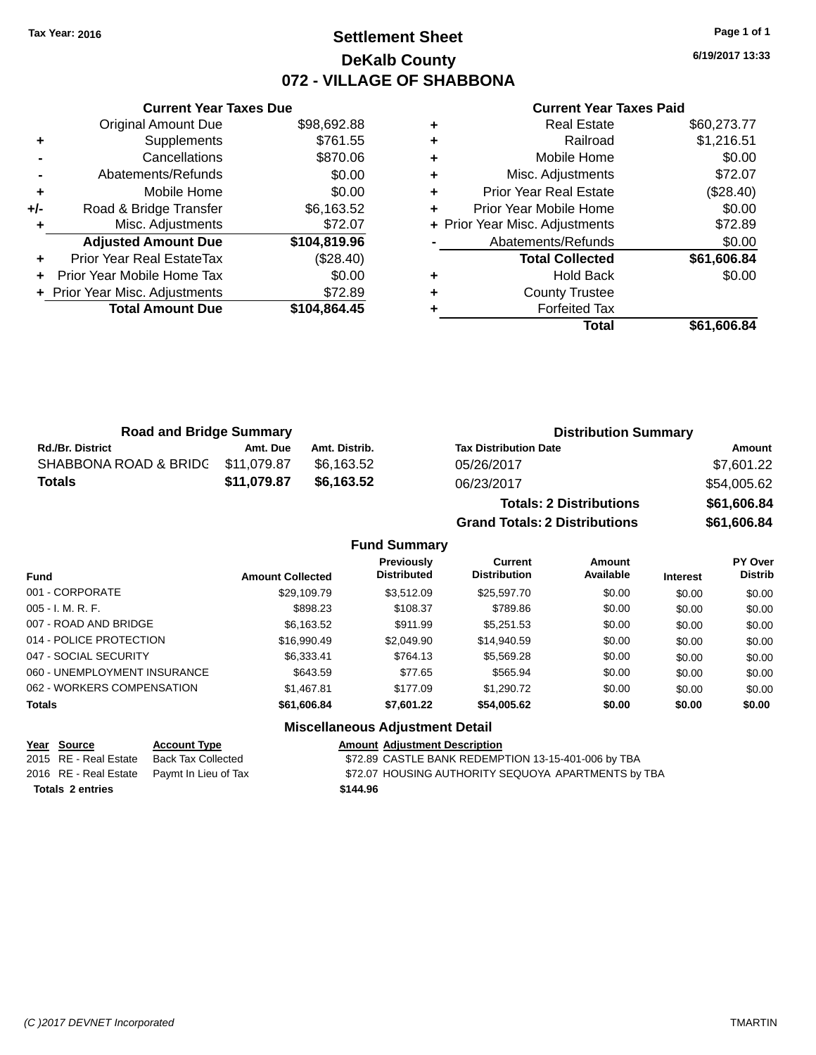**Tax Year: 2016**

# Settlement Sheet
## DeKalb County
## 072 - VILLAGE OF SHABBONA

6/19/2017 13:33

### Current Year Taxes Due

| | | |
|---|---|---|
| | Original Amount Due | $98,692.88 |
| + | Supplements | $761.55 |
| - | Cancellations | $870.06 |
| - | Abatements/Refunds | $0.00 |
| + | Mobile Home | $0.00 |
| +/- | Road & Bridge Transfer | $6,163.52 |
| + | Misc. Adjustments | $72.07 |
| | **Adjusted Amount Due** | **$104,819.96** |
| + | Prior Year Real EstateTax | ($28.40) |
| + | Prior Year Mobile Home Tax | $0.00 |
| + | Prior Year Misc. Adjustments | $72.89 |
| | **Total Amount Due** | **$104,864.45** |

### Current Year Taxes Paid

| | | |
|---|---|---|
| + | Real Estate | $60,273.77 |
| + | Railroad | $1,216.51 |
| + | Mobile Home | $0.00 |
| + | Misc. Adjustments | $72.07 |
| + | Prior Year Real Estate | ($28.40) |
| + | Prior Year Mobile Home | $0.00 |
| + | Prior Year Misc. Adjustments | $72.89 |
| - | Abatements/Refunds | $0.00 |
| | **Total Collected** | **$61,606.84** |
| + | Hold Back | $0.00 |
| + | County Trustee | |
| + | Forfeited Tax | |
| | **Total** | **$61,606.84** |

### Road and Bridge Summary

| Rd./Br. District | Amt. Due | Amt. Distrib. |
|---|---|---|
| SHABBONA ROAD & BRIDG | $11,079.87 | $6,163.52 |
| **Totals** | **$11,079.87** | **$6,163.52** |

### Distribution Summary

| Tax Distribution Date | Amount |
|---|---|
| 05/26/2017 | $7,601.22 |
| 06/23/2017 | $54,005.62 |
| **Totals: 2 Distributions** | **$61,606.84** |
| **Grand Totals: 2 Distributions** | **$61,606.84** |

### Fund Summary

| Fund | Amount Collected | Previously Distributed | Current Distribution | Amount Available | Interest | PY Over Distrib |
|---|---|---|---|---|---|---|
| 001 - CORPORATE | $29,109.79 | $3,512.09 | $25,597.70 | $0.00 | $0.00 | $0.00 |
| 005 - I. M. R. F. | $898.23 | $108.37 | $789.86 | $0.00 | $0.00 | $0.00 |
| 007 - ROAD AND BRIDGE | $6,163.52 | $911.99 | $5,251.53 | $0.00 | $0.00 | $0.00 |
| 014 - POLICE PROTECTION | $16,990.49 | $2,049.90 | $14,940.59 | $0.00 | $0.00 | $0.00 |
| 047 - SOCIAL SECURITY | $6,333.41 | $764.13 | $5,569.28 | $0.00 | $0.00 | $0.00 |
| 060 - UNEMPLOYMENT INSURANCE | $643.59 | $77.65 | $565.94 | $0.00 | $0.00 | $0.00 |
| 062 - WORKERS COMPENSATION | $1,467.81 | $177.09 | $1,290.72 | $0.00 | $0.00 | $0.00 |
| **Totals** | **$61,606.84** | **$7,601.22** | **$54,005.62** | **$0.00** | **$0.00** | **$0.00** |

### Miscellaneous Adjustment Detail

| Year | Source | Account Type | Amount | Adjustment Description |
|---|---|---|---|---|
| 2015 | RE - Real Estate | Back Tax Collected | $72.89 | CASTLE BANK REDEMPTION 13-15-401-006 by TBA |
| 2016 | RE - Real Estate | Paymt In Lieu of Tax | $72.07 | HOUSING AUTHORITY SEQUOYA APARTMENTS by TBA |
| **Totals** | **2 entries** | | **$144.96** | |

(C )2017 DEVNET Incorporated TMARTIN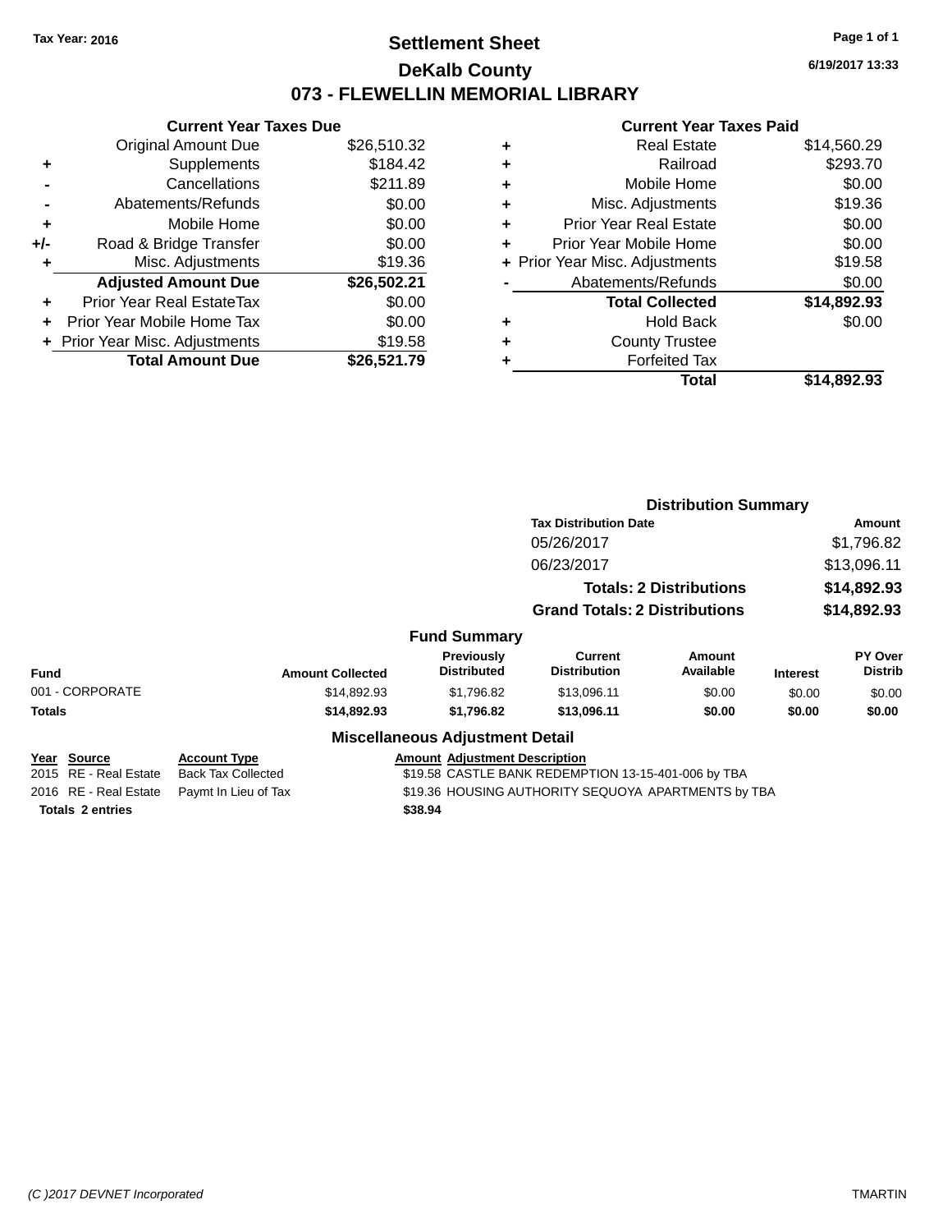Tax Year: 2016

# Settlement Sheet

## DeKalb County

## 073 - FLEWELLIN MEMORIAL LIBRARY

6/19/2017 13:33

### Current Year Taxes Due

| | | |
|---|---|---|
| | Original Amount Due | $26,510.32 |
| + | Supplements | $184.42 |
| - | Cancellations | $211.89 |
| - | Abatements/Refunds | $0.00 |
| + | Mobile Home | $0.00 |
| +/- | Road & Bridge Transfer | $0.00 |
| + | Misc. Adjustments | $19.36 |
| | **Adjusted Amount Due** | **$26,502.21** |
| + | Prior Year Real EstateTax | $0.00 |
| + | Prior Year Mobile Home Tax | $0.00 |
| + | Prior Year Misc. Adjustments | $19.58 |
| | **Total Amount Due** | **$26,521.79** |

### Current Year Taxes Paid

| | | |
|---|---|---|
| + | Real Estate | $14,560.29 |
| + | Railroad | $293.70 |
| + | Mobile Home | $0.00 |
| + | Misc. Adjustments | $19.36 |
| + | Prior Year Real Estate | $0.00 |
| + | Prior Year Mobile Home | $0.00 |
| + | Prior Year Misc. Adjustments | $19.58 |
| - | Abatements/Refunds | $0.00 |
| | **Total Collected** | **$14,892.93** |
| + | Hold Back | $0.00 |
| + | County Trustee | |
| + | Forfeited Tax | |
| | **Total** | **$14,892.93** |

### Distribution Summary

| Tax Distribution Date | Amount |
|---|---|
| 05/26/2017 | $1,796.82 |
| 06/23/2017 | $13,096.11 |
| **Totals: 2 Distributions** | **$14,892.93** |
| **Grand Totals: 2 Distributions** | **$14,892.93** |

### Fund Summary

| Fund | Amount Collected | Previously Distributed | Current Distribution | Amount Available | Interest | PY Over Distrib |
|---|---|---|---|---|---|---|
| 001 - CORPORATE | $14,892.93 | $1,796.82 | $13,096.11 | $0.00 | $0.00 | $0.00 |
| **Totals** | **$14,892.93** | **$1,796.82** | **$13,096.11** | **$0.00** | **$0.00** | **$0.00** |

### Miscellaneous Adjustment Detail

| Year | Source | Account Type | Amount | Adjustment Description |
|---|---|---|---|---|
| 2015 | RE - Real Estate | Back Tax Collected | $19.58 | CASTLE BANK REDEMPTION 13-15-401-006 by TBA |
| 2016 | RE - Real Estate | Paymt In Lieu of Tax | $19.36 | HOUSING AUTHORITY SEQUOYA APARTMENTS by TBA |
| **Totals** | **2 entries** | | **$38.94** | |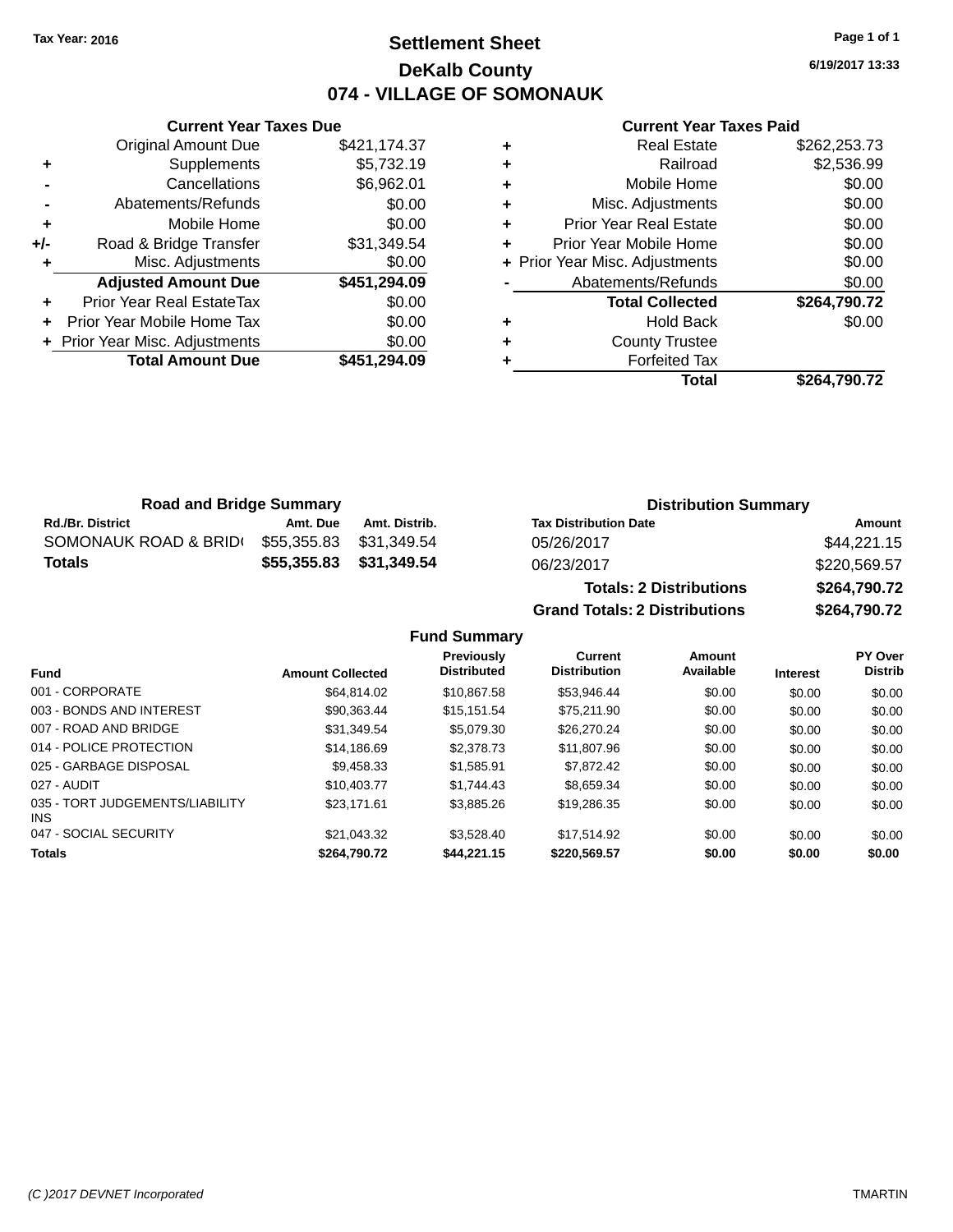Tax Year: 2016

# Settlement Sheet
## DeKalb County
## 074 - VILLAGE OF SOMONAUK

6/19/2017 13:33

### Current Year Taxes Due

| | | |
|---|---|---|
| | Original Amount Due | $421,174.37 |
| + | Supplements | $5,732.19 |
| - | Cancellations | $6,962.01 |
| - | Abatements/Refunds | $0.00 |
| + | Mobile Home | $0.00 |
| +/- | Road & Bridge Transfer | $31,349.54 |
| + | Misc. Adjustments | $0.00 |
| | **Adjusted Amount Due** | **$451,294.09** |
| + | Prior Year Real EstateTax | $0.00 |
| + | Prior Year Mobile Home Tax | $0.00 |
| + | Prior Year Misc. Adjustments | $0.00 |
| | **Total Amount Due** | **$451,294.09** |

### Current Year Taxes Paid

| | | |
|---|---|---|
| + | Real Estate | $262,253.73 |
| + | Railroad | $2,536.99 |
| + | Mobile Home | $0.00 |
| + | Misc. Adjustments | $0.00 |
| + | Prior Year Real Estate | $0.00 |
| + | Prior Year Mobile Home | $0.00 |
| + | Prior Year Misc. Adjustments | $0.00 |
| - | Abatements/Refunds | $0.00 |
| | **Total Collected** | **$264,790.72** |
| + | Hold Back | $0.00 |
| + | County Trustee | |
| + | Forfeited Tax | |
| | **Total** | **$264,790.72** |

### Road and Bridge Summary

| Rd./Br. District | Amt. Due | Amt. Distrib. |
|---|---|---|
| SOMONAUK ROAD & BRID( | $55,355.83 | $31,349.54 |
| **Totals** | **$55,355.83** | **$31,349.54** |

### Distribution Summary

| Tax Distribution Date | Amount |
|---|---|
| 05/26/2017 | $44,221.15 |
| 06/23/2017 | $220,569.57 |
| **Totals: 2 Distributions** | **$264,790.72** |
| **Grand Totals: 2 Distributions** | **$264,790.72** |

### Fund Summary

| Fund | Amount Collected | Previously Distributed | Current Distribution | Amount Available | Interest | PY Over Distrib |
|---|---|---|---|---|---|---|
| 001 - CORPORATE | $64,814.02 | $10,867.58 | $53,946.44 | $0.00 | $0.00 | $0.00 |
| 003 - BONDS AND INTEREST | $90,363.44 | $15,151.54 | $75,211.90 | $0.00 | $0.00 | $0.00 |
| 007 - ROAD AND BRIDGE | $31,349.54 | $5,079.30 | $26,270.24 | $0.00 | $0.00 | $0.00 |
| 014 - POLICE PROTECTION | $14,186.69 | $2,378.73 | $11,807.96 | $0.00 | $0.00 | $0.00 |
| 025 - GARBAGE DISPOSAL | $9,458.33 | $1,585.91 | $7,872.42 | $0.00 | $0.00 | $0.00 |
| 027 - AUDIT | $10,403.77 | $1,744.43 | $8,659.34 | $0.00 | $0.00 | $0.00 |
| 035 - TORT JUDGEMENTS/LIABILITY INS | $23,171.61 | $3,885.26 | $19,286.35 | $0.00 | $0.00 | $0.00 |
| 047 - SOCIAL SECURITY | $21,043.32 | $3,528.40 | $17,514.92 | $0.00 | $0.00 | $0.00 |
| **Totals** | **$264,790.72** | **$44,221.15** | **$220,569.57** | **$0.00** | **$0.00** | **$0.00** |

(C )2017 DEVNET Incorporated — TMARTIN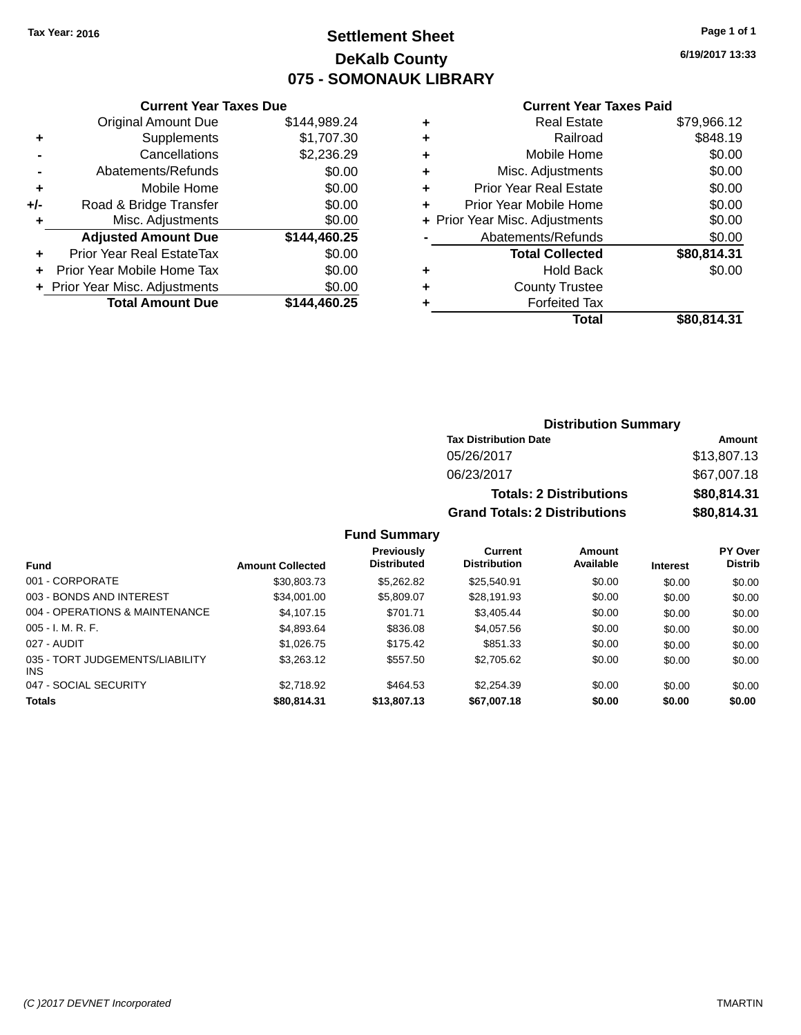Tax Year: 2016

# Settlement Sheet

## DeKalb County

## 075 - SOMONAUK LIBRARY

6/19/2017 13:33

### Current Year Taxes Due

| | | |
|---|---|---|
| | Original Amount Due | $144,989.24 |
| + | Supplements | $1,707.30 |
| - | Cancellations | $2,236.29 |
| - | Abatements/Refunds | $0.00 |
| + | Mobile Home | $0.00 |
| +/- | Road & Bridge Transfer | $0.00 |
| + | Misc. Adjustments | $0.00 |
| | **Adjusted Amount Due** | **$144,460.25** |
| + | Prior Year Real EstateTax | $0.00 |
| + | Prior Year Mobile Home Tax | $0.00 |
| + | Prior Year Misc. Adjustments | $0.00 |
| | **Total Amount Due** | **$144,460.25** |

### Current Year Taxes Paid

| | | |
|---|---|---|
| + | Real Estate | $79,966.12 |
| + | Railroad | $848.19 |
| + | Mobile Home | $0.00 |
| + | Misc. Adjustments | $0.00 |
| + | Prior Year Real Estate | $0.00 |
| + | Prior Year Mobile Home | $0.00 |
| + | Prior Year Misc. Adjustments | $0.00 |
| - | Abatements/Refunds | $0.00 |
| | **Total Collected** | **$80,814.31** |
| + | Hold Back | $0.00 |
| + | County Trustee | |
| + | Forfeited Tax | |
| | **Total** | **$80,814.31** |

### Distribution Summary

| Tax Distribution Date | Amount |
|---|---|
| 05/26/2017 | $13,807.13 |
| 06/23/2017 | $67,007.18 |
| **Totals: 2 Distributions** | **$80,814.31** |
| **Grand Totals: 2 Distributions** | **$80,814.31** |

### Fund Summary

| Fund | Amount Collected | Previously Distributed | Current Distribution | Amount Available | Interest | PY Over Distrib |
|---|---|---|---|---|---|---|
| 001 - CORPORATE | $30,803.73 | $5,262.82 | $25,540.91 | $0.00 | $0.00 | $0.00 |
| 003 - BONDS AND INTEREST | $34,001.00 | $5,809.07 | $28,191.93 | $0.00 | $0.00 | $0.00 |
| 004 - OPERATIONS & MAINTENANCE | $4,107.15 | $701.71 | $3,405.44 | $0.00 | $0.00 | $0.00 |
| 005 - I. M. R. F. | $4,893.64 | $836.08 | $4,057.56 | $0.00 | $0.00 | $0.00 |
| 027 - AUDIT | $1,026.75 | $175.42 | $851.33 | $0.00 | $0.00 | $0.00 |
| 035 - TORT JUDGEMENTS/LIABILITY INS | $3,263.12 | $557.50 | $2,705.62 | $0.00 | $0.00 | $0.00 |
| 047 - SOCIAL SECURITY | $2,718.92 | $464.53 | $2,254.39 | $0.00 | $0.00 | $0.00 |
| **Totals** | **$80,814.31** | **$13,807.13** | **$67,007.18** | **$0.00** | **$0.00** | **$0.00** |

(C )2017 DEVNET Incorporated TMARTIN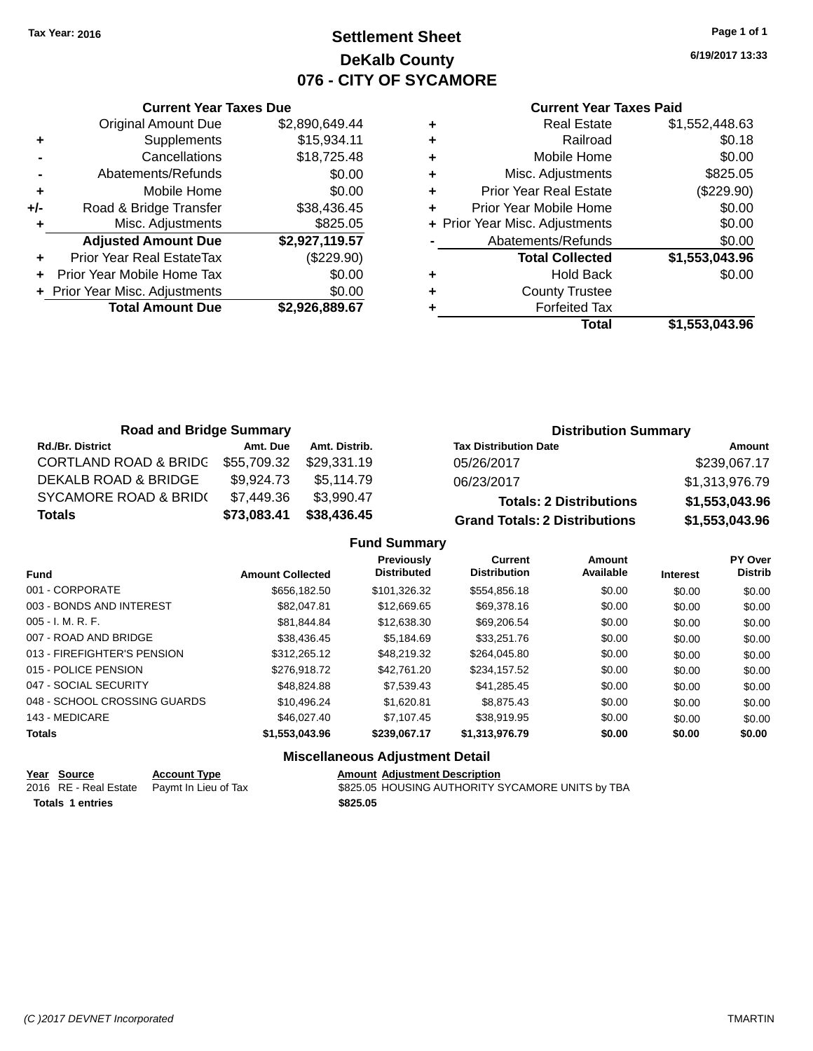Tax Year: 2016

# Settlement Sheet
## DeKalb County
## 076 - CITY OF SYCAMORE

6/19/2017 13:33

### Current Year Taxes Due

| | | |
|---|---|---|
| | Original Amount Due | $2,890,649.44 |
| + | Supplements | $15,934.11 |
| - | Cancellations | $18,725.48 |
| - | Abatements/Refunds | $0.00 |
| + | Mobile Home | $0.00 |
| +/- | Road & Bridge Transfer | $38,436.45 |
| + | Misc. Adjustments | $825.05 |
| | **Adjusted Amount Due** | **$2,927,119.57** |
| + | Prior Year Real EstateTax | ($229.90) |
| + | Prior Year Mobile Home Tax | $0.00 |
| + | Prior Year Misc. Adjustments | $0.00 |
| | **Total Amount Due** | **$2,926,889.67** |

### Current Year Taxes Paid

| | | |
|---|---|---|
| + | Real Estate | $1,552,448.63 |
| + | Railroad | $0.18 |
| + | Mobile Home | $0.00 |
| + | Misc. Adjustments | $825.05 |
| + | Prior Year Real Estate | ($229.90) |
| + | Prior Year Mobile Home | $0.00 |
| + | Prior Year Misc. Adjustments | $0.00 |
| - | Abatements/Refunds | $0.00 |
| | **Total Collected** | **$1,553,043.96** |
| + | Hold Back | $0.00 |
| + | County Trustee | |
| + | Forfeited Tax | |
| | **Total** | **$1,553,043.96** |

### Road and Bridge Summary

| Rd./Br. District | Amt. Due | Amt. Distrib. |
|---|---|---|
| CORTLAND ROAD & BRIDG | $55,709.32 | $29,331.19 |
| DEKALB ROAD & BRIDGE | $9,924.73 | $5,114.79 |
| SYCAMORE ROAD & BRID( | $7,449.36 | $3,990.47 |
| **Totals** | **$73,083.41** | **$38,436.45** |

### Distribution Summary

| Tax Distribution Date | Amount |
|---|---|
| 05/26/2017 | $239,067.17 |
| 06/23/2017 | $1,313,976.79 |
| **Totals: 2 Distributions** | **$1,553,043.96** |
| **Grand Totals: 2 Distributions** | **$1,553,043.96** |

### Fund Summary

| Fund | Amount Collected | Previously Distributed | Current Distribution | Amount Available | Interest | PY Over Distrib |
|---|---|---|---|---|---|---|
| 001 - CORPORATE | $656,182.50 | $101,326.32 | $554,856.18 | $0.00 | $0.00 | $0.00 |
| 003 - BONDS AND INTEREST | $82,047.81 | $12,669.65 | $69,378.16 | $0.00 | $0.00 | $0.00 |
| 005 - I. M. R. F. | $81,844.84 | $12,638.30 | $69,206.54 | $0.00 | $0.00 | $0.00 |
| 007 - ROAD AND BRIDGE | $38,436.45 | $5,184.69 | $33,251.76 | $0.00 | $0.00 | $0.00 |
| 013 - FIREFIGHTER'S PENSION | $312,265.12 | $48,219.32 | $264,045.80 | $0.00 | $0.00 | $0.00 |
| 015 - POLICE PENSION | $276,918.72 | $42,761.20 | $234,157.52 | $0.00 | $0.00 | $0.00 |
| 047 - SOCIAL SECURITY | $48,824.88 | $7,539.43 | $41,285.45 | $0.00 | $0.00 | $0.00 |
| 048 - SCHOOL CROSSING GUARDS | $10,496.24 | $1,620.81 | $8,875.43 | $0.00 | $0.00 | $0.00 |
| 143 - MEDICARE | $46,027.40 | $7,107.45 | $38,919.95 | $0.00 | $0.00 | $0.00 |
| **Totals** | **$1,553,043.96** | **$239,067.17** | **$1,313,976.79** | **$0.00** | **$0.00** | **$0.00** |

### Miscellaneous Adjustment Detail

| Year | Source | Account Type | Amount | Adjustment Description |
|---|---|---|---|---|
| 2016 | RE - Real Estate | Paymt In Lieu of Tax | $825.05 | HOUSING AUTHORITY SYCAMORE UNITS by TBA |
| **Totals** | **1 entries** | | **$825.05** | |

(C )2017 DEVNET Incorporated — TMARTIN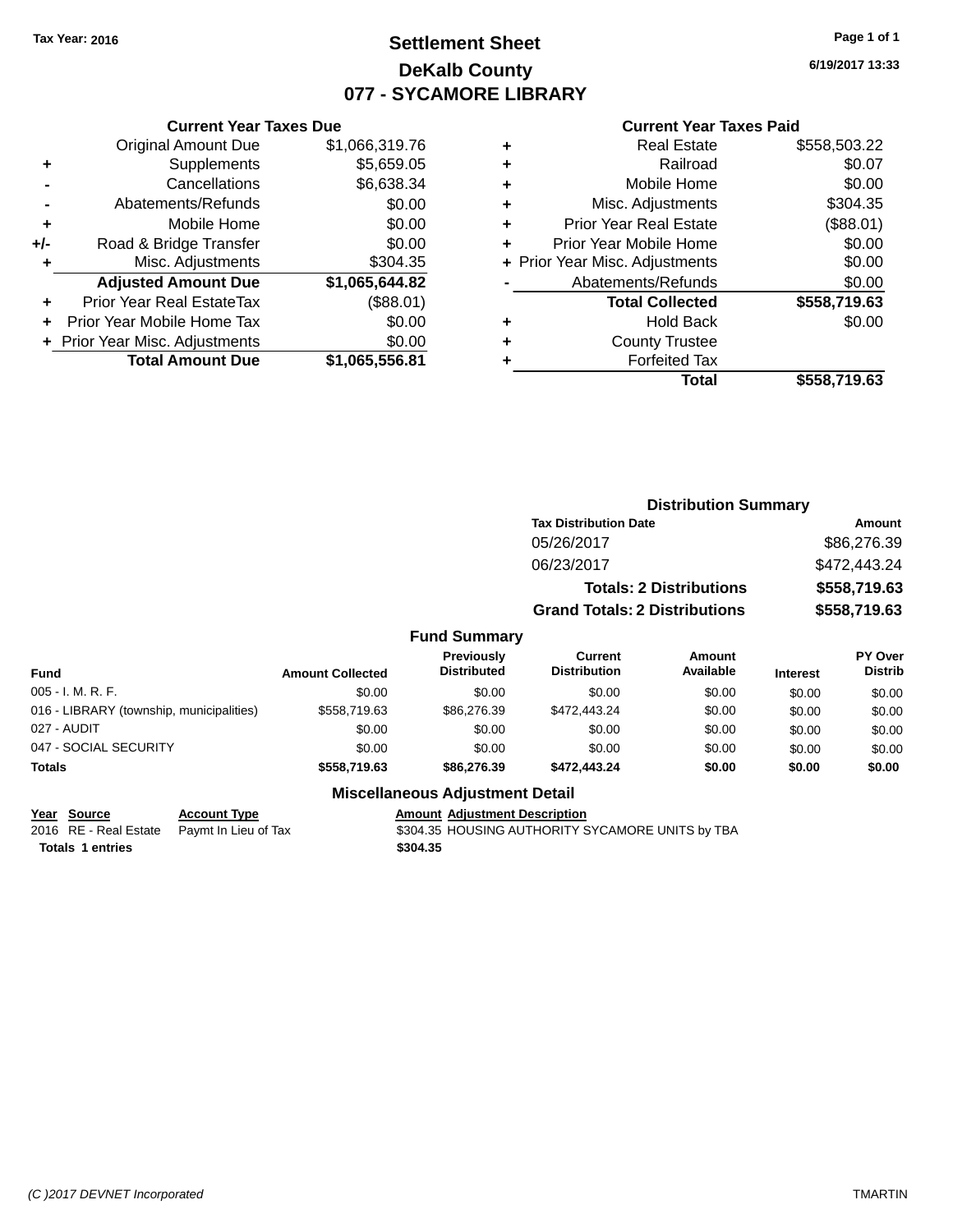Tax Year: 2016

# Settlement Sheet
## DeKalb County
## 077 - SYCAMORE LIBRARY

6/19/2017 13:33

### Current Year Taxes Due

| | | |
|---|---|---|
| | Original Amount Due | $1,066,319.76 |
| + | Supplements | $5,659.05 |
| - | Cancellations | $6,638.34 |
| - | Abatements/Refunds | $0.00 |
| + | Mobile Home | $0.00 |
| +/- | Road & Bridge Transfer | $0.00 |
| + | Misc. Adjustments | $304.35 |
| | **Adjusted Amount Due** | **$1,065,644.82** |
| + | Prior Year Real EstateTax | ($88.01) |
| + | Prior Year Mobile Home Tax | $0.00 |
| + | Prior Year Misc. Adjustments | $0.00 |
| | **Total Amount Due** | **$1,065,556.81** |

### Current Year Taxes Paid

| | | |
|---|---|---|
| + | Real Estate | $558,503.22 |
| + | Railroad | $0.07 |
| + | Mobile Home | $0.00 |
| + | Misc. Adjustments | $304.35 |
| + | Prior Year Real Estate | ($88.01) |
| + | Prior Year Mobile Home | $0.00 |
| + | Prior Year Misc. Adjustments | $0.00 |
| - | Abatements/Refunds | $0.00 |
| | **Total Collected** | **$558,719.63** |
| + | Hold Back | $0.00 |
| + | County Trustee | |
| + | Forfeited Tax | |
| | **Total** | **$558,719.63** |

### Distribution Summary

| Tax Distribution Date | Amount |
|---|---|
| 05/26/2017 | $86,276.39 |
| 06/23/2017 | $472,443.24 |
| **Totals: 2 Distributions** | **$558,719.63** |
| **Grand Totals: 2 Distributions** | **$558,719.63** |

### Fund Summary

| Fund | Amount Collected | Previously Distributed | Current Distribution | Amount Available | Interest | PY Over Distrib |
|---|---|---|---|---|---|---|
| 005 - I. M. R. F. | $0.00 | $0.00 | $0.00 | $0.00 | $0.00 | $0.00 |
| 016 - LIBRARY (township, municipalities) | $558,719.63 | $86,276.39 | $472,443.24 | $0.00 | $0.00 | $0.00 |
| 027 - AUDIT | $0.00 | $0.00 | $0.00 | $0.00 | $0.00 | $0.00 |
| 047 - SOCIAL SECURITY | $0.00 | $0.00 | $0.00 | $0.00 | $0.00 | $0.00 |
| **Totals** | **$558,719.63** | **$86,276.39** | **$472,443.24** | **$0.00** | **$0.00** | **$0.00** |

### Miscellaneous Adjustment Detail

| Year | Source | Account Type | Amount | Adjustment Description |
|---|---|---|---|---|
| 2016 | RE - Real Estate | Paymt In Lieu of Tax | $304.35 | HOUSING AUTHORITY SYCAMORE UNITS by TBA |
| **Totals** | **1 entries** | | **$304.35** | |

(C )2017 DEVNET Incorporated — TMARTIN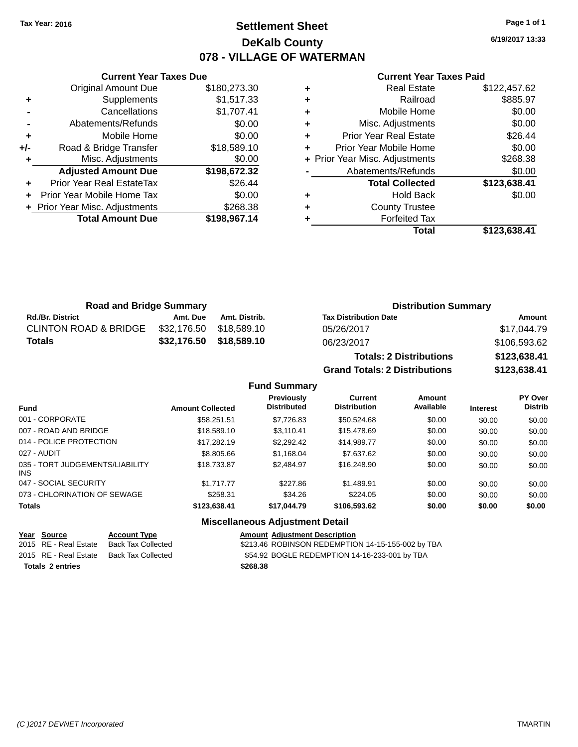Tax Year: 2016

# Settlement Sheet
## DeKalb County
## 078 - VILLAGE OF WATERMAN

6/19/2017 13:33

### Current Year Taxes Due

| | | |
|---|---|---|
| | Original Amount Due | $180,273.30 |
| + | Supplements | $1,517.33 |
| - | Cancellations | $1,707.41 |
| - | Abatements/Refunds | $0.00 |
| + | Mobile Home | $0.00 |
| +/- | Road & Bridge Transfer | $18,589.10 |
| + | Misc. Adjustments | $0.00 |
| | **Adjusted Amount Due** | **$198,672.32** |
| + | Prior Year Real EstateTax | $26.44 |
| + | Prior Year Mobile Home Tax | $0.00 |
| + | Prior Year Misc. Adjustments | $268.38 |
| | **Total Amount Due** | **$198,967.14** |

### Current Year Taxes Paid

| | | |
|---|---|---|
| + | Real Estate | $122,457.62 |
| + | Railroad | $885.97 |
| + | Mobile Home | $0.00 |
| + | Misc. Adjustments | $0.00 |
| + | Prior Year Real Estate | $26.44 |
| + | Prior Year Mobile Home | $0.00 |
| + | Prior Year Misc. Adjustments | $268.38 |
| - | Abatements/Refunds | $0.00 |
| | **Total Collected** | **$123,638.41** |
| + | Hold Back | $0.00 |
| + | County Trustee | |
| + | Forfeited Tax | |
| | **Total** | **$123,638.41** |

### Road and Bridge Summary

| Rd./Br. District | Amt. Due | Amt. Distrib. |
|---|---|---|
| CLINTON ROAD & BRIDGE | $32,176.50 | $18,589.10 |
| **Totals** | **$32,176.50** | **$18,589.10** |

### Distribution Summary

| Tax Distribution Date | Amount |
|---|---|
| 05/26/2017 | $17,044.79 |
| 06/23/2017 | $106,593.62 |
| **Totals: 2 Distributions** | **$123,638.41** |
| **Grand Totals: 2 Distributions** | **$123,638.41** |

### Fund Summary

| Fund | Amount Collected | Previously Distributed | Current Distribution | Amount Available | Interest | PY Over Distrib |
|---|---|---|---|---|---|---|
| 001 - CORPORATE | $58,251.51 | $7,726.83 | $50,524.68 | $0.00 | $0.00 | $0.00 |
| 007 - ROAD AND BRIDGE | $18,589.10 | $3,110.41 | $15,478.69 | $0.00 | $0.00 | $0.00 |
| 014 - POLICE PROTECTION | $17,282.19 | $2,292.42 | $14,989.77 | $0.00 | $0.00 | $0.00 |
| 027 - AUDIT | $8,805.66 | $1,168.04 | $7,637.62 | $0.00 | $0.00 | $0.00 |
| 035 - TORT JUDGEMENTS/LIABILITY INS | $18,733.87 | $2,484.97 | $16,248.90 | $0.00 | $0.00 | $0.00 |
| 047 - SOCIAL SECURITY | $1,717.77 | $227.86 | $1,489.91 | $0.00 | $0.00 | $0.00 |
| 073 - CHLORINATION OF SEWAGE | $258.31 | $34.26 | $224.05 | $0.00 | $0.00 | $0.00 |
| **Totals** | **$123,638.41** | **$17,044.79** | **$106,593.62** | **$0.00** | **$0.00** | **$0.00** |

### Miscellaneous Adjustment Detail

| Year | Source | Account Type | Amount | Adjustment Description |
|---|---|---|---|---|
| 2015 | RE - Real Estate | Back Tax Collected | $213.46 | ROBINSON REDEMPTION 14-15-155-002 by TBA |
| 2015 | RE - Real Estate | Back Tax Collected | $54.92 | BOGLE REDEMPTION 14-16-233-001 by TBA |
| **Totals 2 entries** | | | **$268.38** | |

(C )2017 DEVNET Incorporated TMARTIN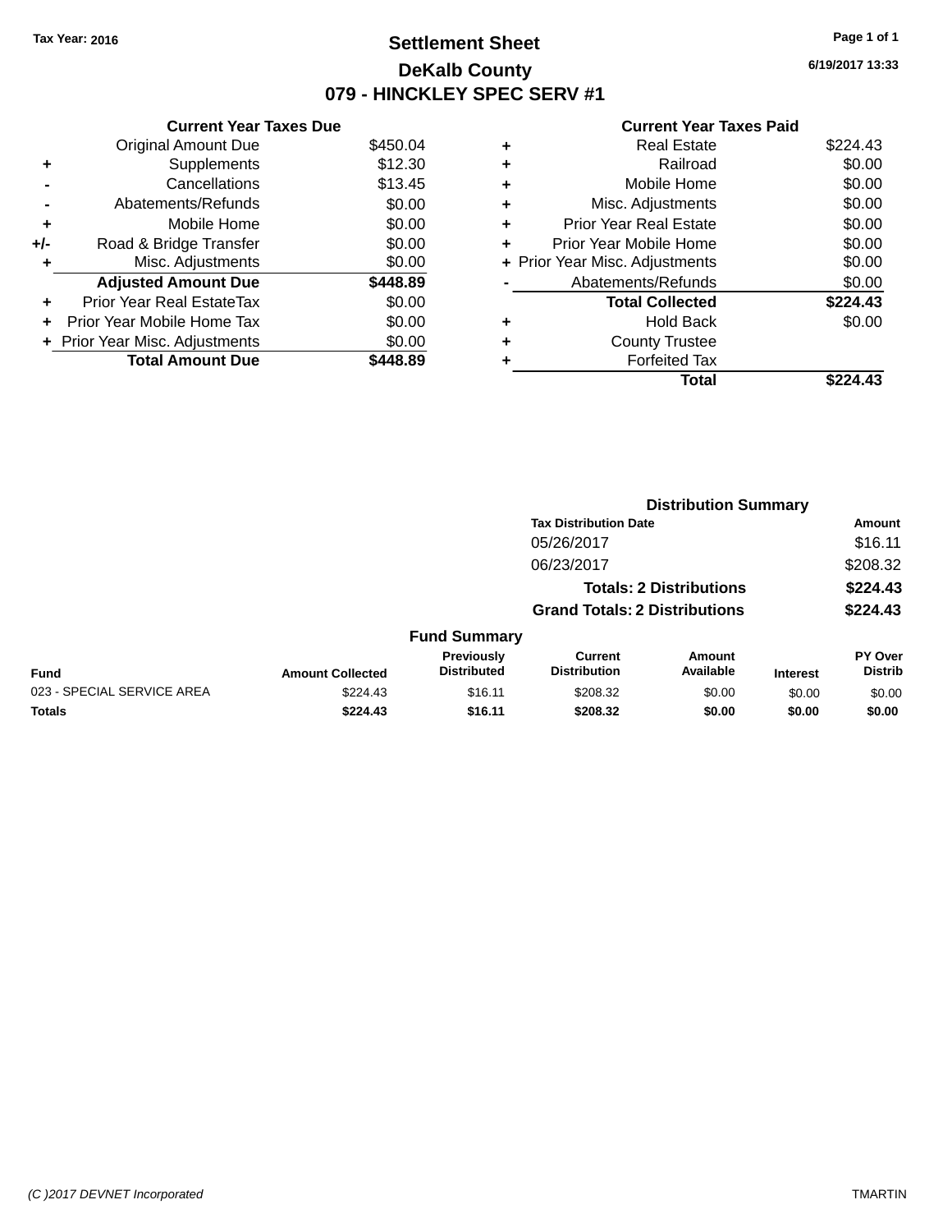Tax Year: 2016

# Settlement Sheet

## DeKalb County

## 079 - HINCKLEY SPEC SERV #1

6/19/2017 13:33

### Current Year Taxes Due

| | | |
|---|---|---|
| | Original Amount Due | $450.04 |
| + | Supplements | $12.30 |
| - | Cancellations | $13.45 |
| - | Abatements/Refunds | $0.00 |
| + | Mobile Home | $0.00 |
| +/- | Road & Bridge Transfer | $0.00 |
| + | Misc. Adjustments | $0.00 |
| | **Adjusted Amount Due** | **$448.89** |
| + | Prior Year Real EstateTax | $0.00 |
| + | Prior Year Mobile Home Tax | $0.00 |
| + | Prior Year Misc. Adjustments | $0.00 |
| | **Total Amount Due** | **$448.89** |

### Current Year Taxes Paid

| | | |
|---|---|---|
| + | Real Estate | $224.43 |
| + | Railroad | $0.00 |
| + | Mobile Home | $0.00 |
| + | Misc. Adjustments | $0.00 |
| + | Prior Year Real Estate | $0.00 |
| + | Prior Year Mobile Home | $0.00 |
| + | Prior Year Misc. Adjustments | $0.00 |
| - | Abatements/Refunds | $0.00 |
| | **Total Collected** | **$224.43** |
| + | Hold Back | $0.00 |
| + | County Trustee | |
| + | Forfeited Tax | |
| | **Total** | **$224.43** |

### Distribution Summary

| Tax Distribution Date | Amount |
|---|---|
| 05/26/2017 | $16.11 |
| 06/23/2017 | $208.32 |
| **Totals: 2 Distributions** | **$224.43** |
| **Grand Totals: 2 Distributions** | **$224.43** |

### Fund Summary

| Fund | Amount Collected | Previously Distributed | Current Distribution | Amount Available | Interest | PY Over Distrib |
|---|---|---|---|---|---|---|
| 023 - SPECIAL SERVICE AREA | $224.43 | $16.11 | $208.32 | $0.00 | $0.00 | $0.00 |
| **Totals** | **$224.43** | **$16.11** | **$208.32** | **$0.00** | **$0.00** | **$0.00** |

(C )2017 DEVNET Incorporated TMARTIN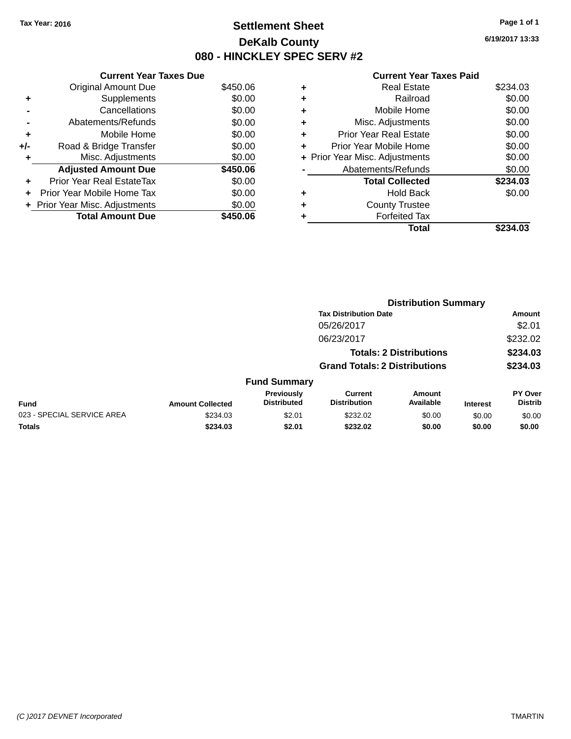Tax Year: 2016

# Settlement Sheet
## DeKalb County
## 080 - HINCKLEY SPEC SERV #2

6/19/2017 13:33

### Current Year Taxes Due

| | | Amount |
|---|---|---|
| | Original Amount Due | $450.06 |
| + | Supplements | $0.00 |
| - | Cancellations | $0.00 |
| - | Abatements/Refunds | $0.00 |
| + | Mobile Home | $0.00 |
| +/- | Road & Bridge Transfer | $0.00 |
| + | Misc. Adjustments | $0.00 |
| | **Adjusted Amount Due** | **$450.06** |
| + | Prior Year Real EstateTax | $0.00 |
| + | Prior Year Mobile Home Tax | $0.00 |
| + | Prior Year Misc. Adjustments | $0.00 |
| | **Total Amount Due** | **$450.06** |

### Current Year Taxes Paid

| | | Amount |
|---|---|---|
| + | Real Estate | $234.03 |
| + | Railroad | $0.00 |
| + | Mobile Home | $0.00 |
| + | Misc. Adjustments | $0.00 |
| + | Prior Year Real Estate | $0.00 |
| + | Prior Year Mobile Home | $0.00 |
| + | Prior Year Misc. Adjustments | $0.00 |
| - | Abatements/Refunds | $0.00 |
| | **Total Collected** | **$234.03** |
| + | Hold Back | $0.00 |
| + | County Trustee | |
| + | Forfeited Tax | |
| | **Total** | **$234.03** |

### Distribution Summary

| Tax Distribution Date | Amount |
|---|---|
| 05/26/2017 | $2.01 |
| 06/23/2017 | $232.02 |
| **Totals: 2 Distributions** | **$234.03** |
| **Grand Totals: 2 Distributions** | **$234.03** |

### Fund Summary

| Fund | Amount Collected | Previously Distributed | Current Distribution | Amount Available | Interest | PY Over Distrib |
|---|---|---|---|---|---|---|
| 023 - SPECIAL SERVICE AREA | $234.03 | $2.01 | $232.02 | $0.00 | $0.00 | $0.00 |
| **Totals** | **$234.03** | **$2.01** | **$232.02** | **$0.00** | **$0.00** | **$0.00** |

(C )2017 DEVNET Incorporated — TMARTIN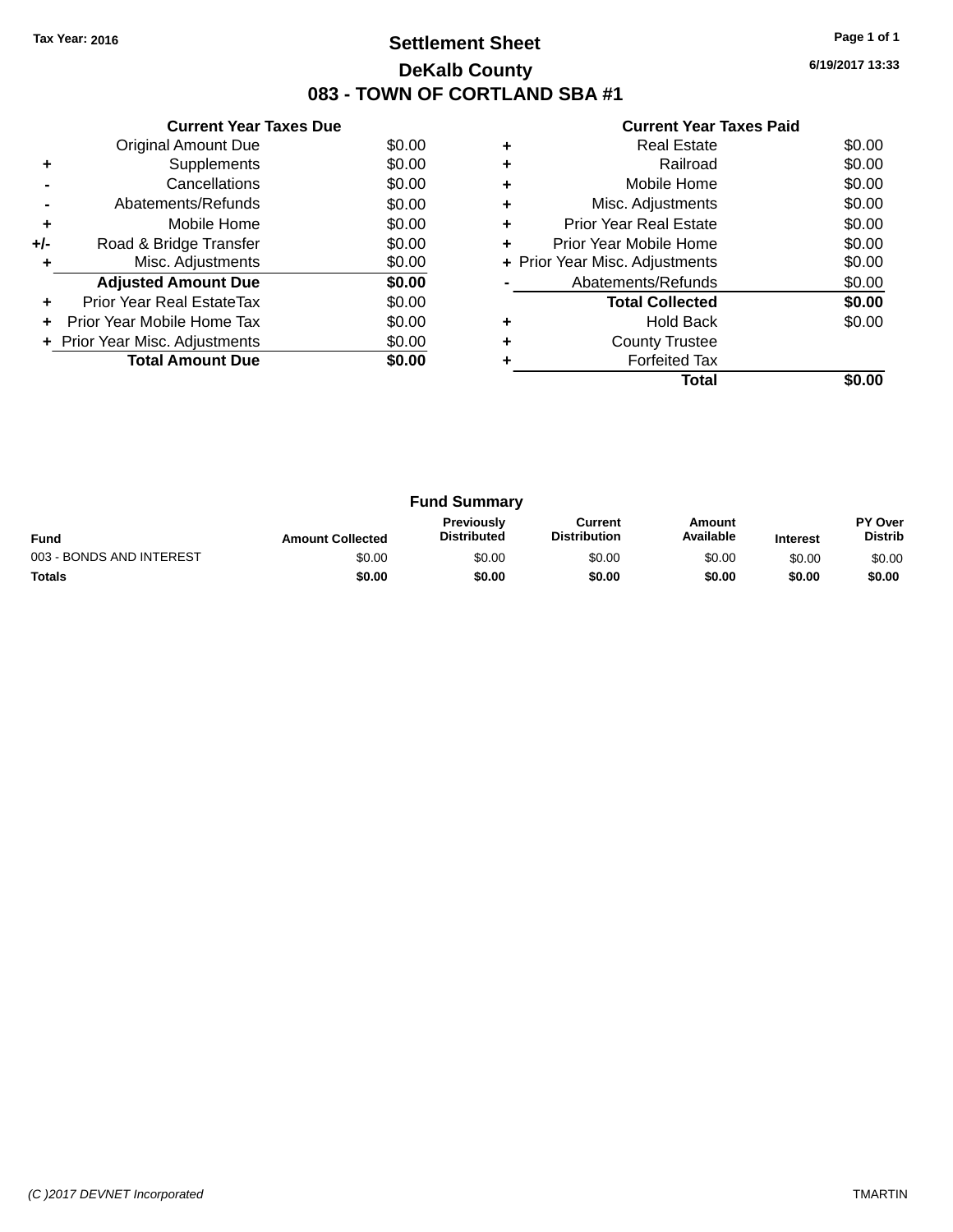Tax Year: 2016

# Settlement Sheet

## DeKalb County

## 083 - TOWN OF CORTLAND SBA #1

6/19/2017 13:33

**Current Year Taxes Due**

| | | |
|---|---|---|
| | Original Amount Due | $0.00 |
| + | Supplements | $0.00 |
| - | Cancellations | $0.00 |
| - | Abatements/Refunds | $0.00 |
| + | Mobile Home | $0.00 |
| +/- | Road & Bridge Transfer | $0.00 |
| + | Misc. Adjustments | $0.00 |
| | **Adjusted Amount Due** | **$0.00** |
| + | Prior Year Real EstateTax | $0.00 |
| + | Prior Year Mobile Home Tax | $0.00 |
| + | Prior Year Misc. Adjustments | $0.00 |
| | **Total Amount Due** | **$0.00** |

**Current Year Taxes Paid**

| | | |
|---|---|---|
| + | Real Estate | $0.00 |
| + | Railroad | $0.00 |
| + | Mobile Home | $0.00 |
| + | Misc. Adjustments | $0.00 |
| + | Prior Year Real Estate | $0.00 |
| + | Prior Year Mobile Home | $0.00 |
| + | Prior Year Misc. Adjustments | $0.00 |
| - | Abatements/Refunds | $0.00 |
| | **Total Collected** | **$0.00** |
| + | Hold Back | $0.00 |
| + | County Trustee | |
| + | Forfeited Tax | |
| | **Total** | **$0.00** |

**Fund Summary**

| Fund | Amount Collected | Previously Distributed | Current Distribution | Amount Available | Interest | PY Over Distrib |
|---|---|---|---|---|---|---|
| 003 - BONDS AND INTEREST | $0.00 | $0.00 | $0.00 | $0.00 | $0.00 | $0.00 |
| **Totals** | **$0.00** | **$0.00** | **$0.00** | **$0.00** | **$0.00** | **$0.00** |

(C )2017 DEVNET Incorporated TMARTIN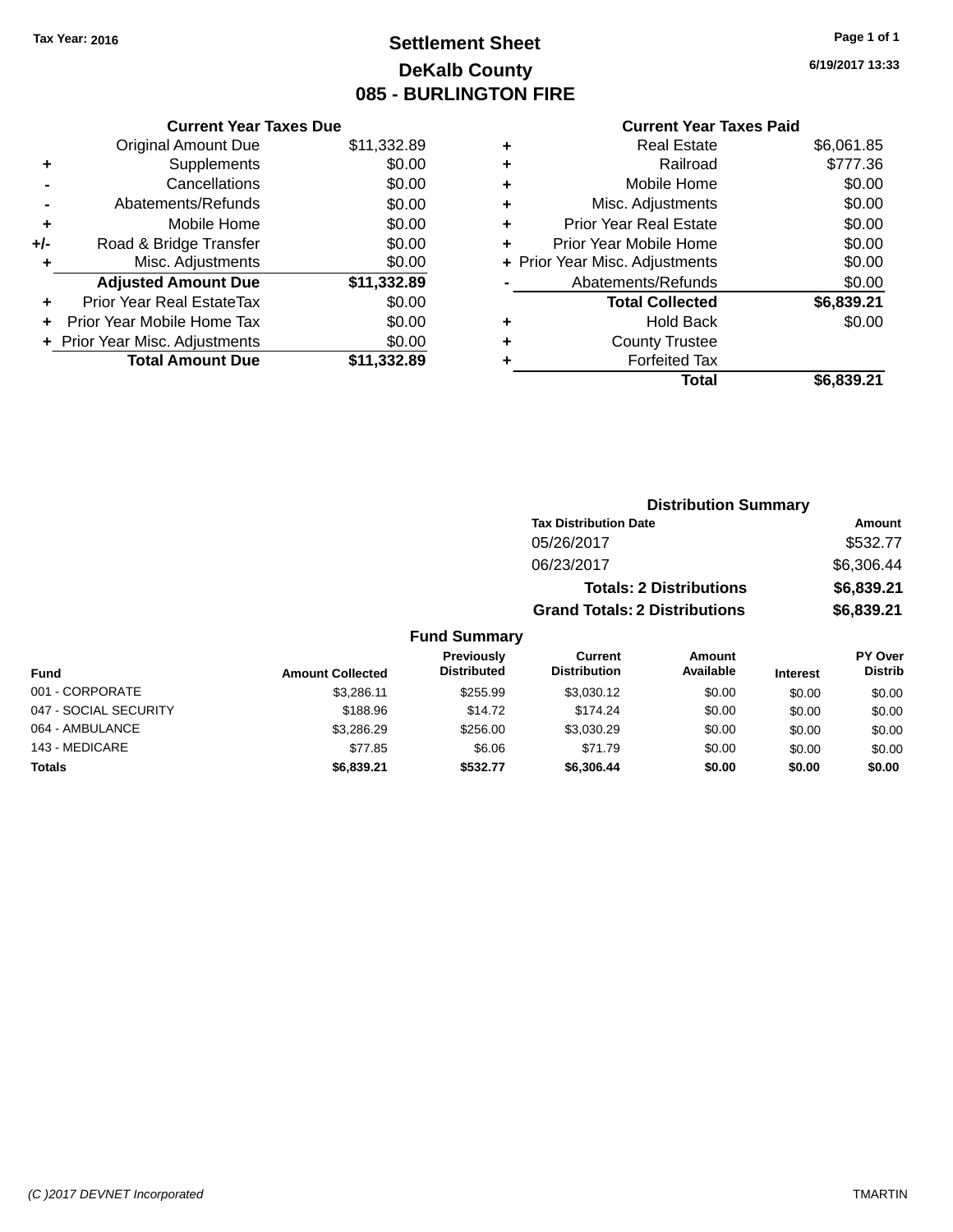Tax Year: 2016

# Settlement Sheet
## DeKalb County
## 085 - BURLINGTON FIRE

6/19/2017 13:33

### Current Year Taxes Due

| | | |
|---|---|---|
| | Original Amount Due | $11,332.89 |
| + | Supplements | $0.00 |
| - | Cancellations | $0.00 |
| - | Abatements/Refunds | $0.00 |
| + | Mobile Home | $0.00 |
| +/- | Road & Bridge Transfer | $0.00 |
| + | Misc. Adjustments | $0.00 |
| | **Adjusted Amount Due** | **$11,332.89** |
| + | Prior Year Real EstateTax | $0.00 |
| + | Prior Year Mobile Home Tax | $0.00 |
| + | Prior Year Misc. Adjustments | $0.00 |
| | **Total Amount Due** | **$11,332.89** |

### Current Year Taxes Paid

| | | |
|---|---|---|
| + | Real Estate | $6,061.85 |
| + | Railroad | $777.36 |
| + | Mobile Home | $0.00 |
| + | Misc. Adjustments | $0.00 |
| + | Prior Year Real Estate | $0.00 |
| + | Prior Year Mobile Home | $0.00 |
| + | Prior Year Misc. Adjustments | $0.00 |
| - | Abatements/Refunds | $0.00 |
| | **Total Collected** | **$6,839.21** |
| + | Hold Back | $0.00 |
| + | County Trustee | |
| + | Forfeited Tax | |
| | **Total** | **$6,839.21** |

### Distribution Summary

| Tax Distribution Date | Amount |
|---|---|
| 05/26/2017 | $532.77 |
| 06/23/2017 | $6,306.44 |
| **Totals: 2 Distributions** | **$6,839.21** |
| **Grand Totals: 2 Distributions** | **$6,839.21** |

### Fund Summary

| Fund | Amount Collected | Previously Distributed | Current Distribution | Amount Available | Interest | PY Over Distrib |
|---|---|---|---|---|---|---|
| 001 - CORPORATE | $3,286.11 | $255.99 | $3,030.12 | $0.00 | $0.00 | $0.00 |
| 047 - SOCIAL SECURITY | $188.96 | $14.72 | $174.24 | $0.00 | $0.00 | $0.00 |
| 064 - AMBULANCE | $3,286.29 | $256.00 | $3,030.29 | $0.00 | $0.00 | $0.00 |
| 143 - MEDICARE | $77.85 | $6.06 | $71.79 | $0.00 | $0.00 | $0.00 |
| **Totals** | **$6,839.21** | **$532.77** | **$6,306.44** | **$0.00** | **$0.00** | **$0.00** |

(C )2017 DEVNET Incorporated TMARTIN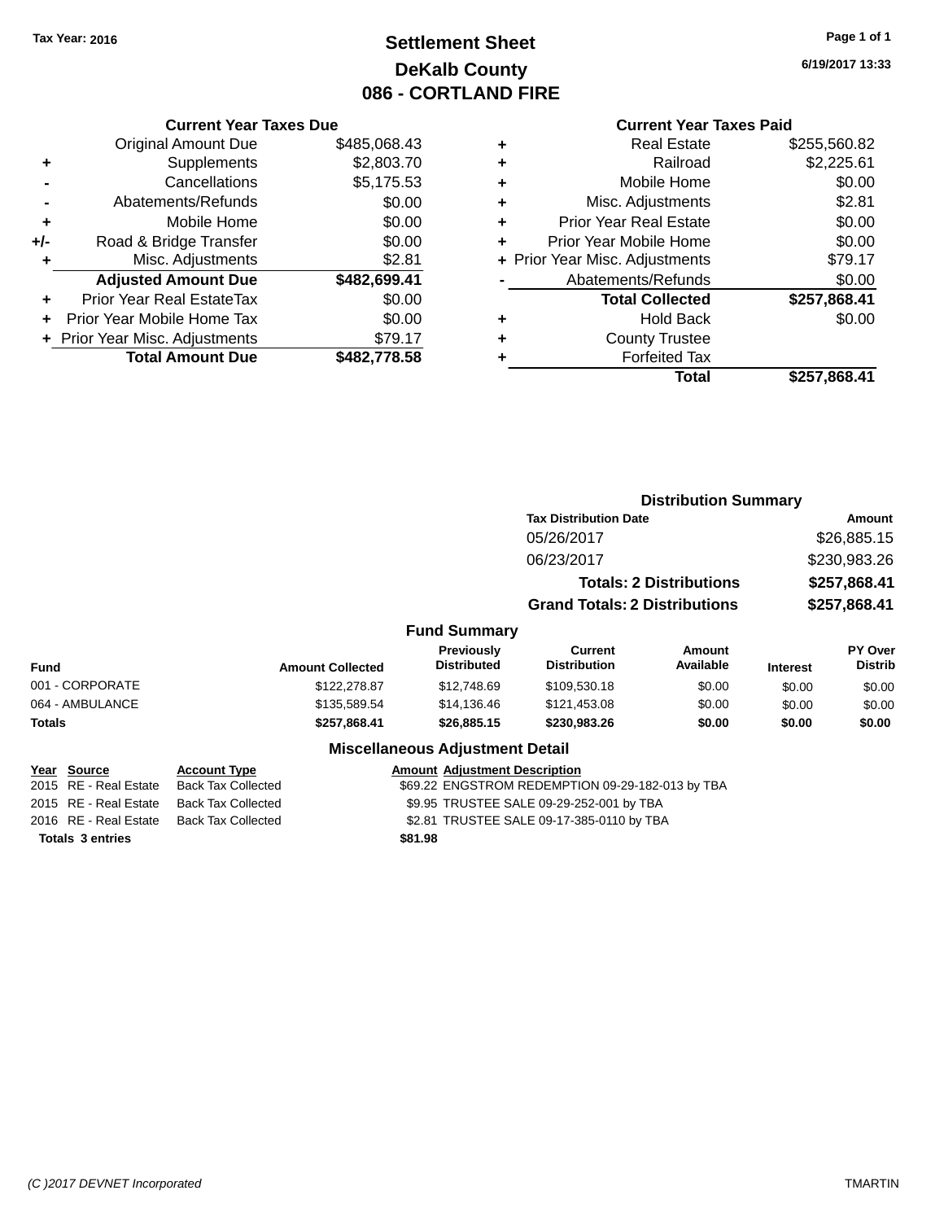Tax Year: 2016

# Settlement Sheet

## DeKalb County

## 086 - CORTLAND FIRE

6/19/2017 13:33

### Current Year Taxes Due

| | | |
|---|---|---|
| | Original Amount Due | $485,068.43 |
| + | Supplements | $2,803.70 |
| - | Cancellations | $5,175.53 |
| - | Abatements/Refunds | $0.00 |
| + | Mobile Home | $0.00 |
| +/- | Road & Bridge Transfer | $0.00 |
| + | Misc. Adjustments | $2.81 |
| | **Adjusted Amount Due** | **$482,699.41** |
| + | Prior Year Real EstateTax | $0.00 |
| + | Prior Year Mobile Home Tax | $0.00 |
| + | Prior Year Misc. Adjustments | $79.17 |
| | **Total Amount Due** | **$482,778.58** |

### Current Year Taxes Paid

| | | |
|---|---|---|
| + | Real Estate | $255,560.82 |
| + | Railroad | $2,225.61 |
| + | Mobile Home | $0.00 |
| + | Misc. Adjustments | $2.81 |
| + | Prior Year Real Estate | $0.00 |
| + | Prior Year Mobile Home | $0.00 |
| + | Prior Year Misc. Adjustments | $79.17 |
| - | Abatements/Refunds | $0.00 |
| | **Total Collected** | **$257,868.41** |
| + | Hold Back | $0.00 |
| + | County Trustee | |
| + | Forfeited Tax | |
| | **Total** | **$257,868.41** |

### Distribution Summary

| Tax Distribution Date | Amount |
|---|---|
| 05/26/2017 | $26,885.15 |
| 06/23/2017 | $230,983.26 |
| **Totals: 2 Distributions** | **$257,868.41** |
| **Grand Totals: 2 Distributions** | **$257,868.41** |

### Fund Summary

| Fund | Amount Collected | Previously Distributed | Current Distribution | Amount Available | Interest | PY Over Distrib |
|---|---|---|---|---|---|---|
| 001 - CORPORATE | $122,278.87 | $12,748.69 | $109,530.18 | $0.00 | $0.00 | $0.00 |
| 064 - AMBULANCE | $135,589.54 | $14,136.46 | $121,453.08 | $0.00 | $0.00 | $0.00 |
| **Totals** | **$257,868.41** | **$26,885.15** | **$230,983.26** | **$0.00** | **$0.00** | **$0.00** |

### Miscellaneous Adjustment Detail

| Year | Source | Account Type | Amount | Adjustment Description |
|---|---|---|---|---|
| 2015 | RE - Real Estate | Back Tax Collected | $69.22 | ENGSTROM REDEMPTION 09-29-182-013 by TBA |
| 2015 | RE - Real Estate | Back Tax Collected | $9.95 | TRUSTEE SALE 09-29-252-001 by TBA |
| 2016 | RE - Real Estate | Back Tax Collected | $2.81 | TRUSTEE SALE 09-17-385-0110 by TBA |
| **Totals 3 entries** | | | **$81.98** | |

(C )2017 DEVNET Incorporated TMARTIN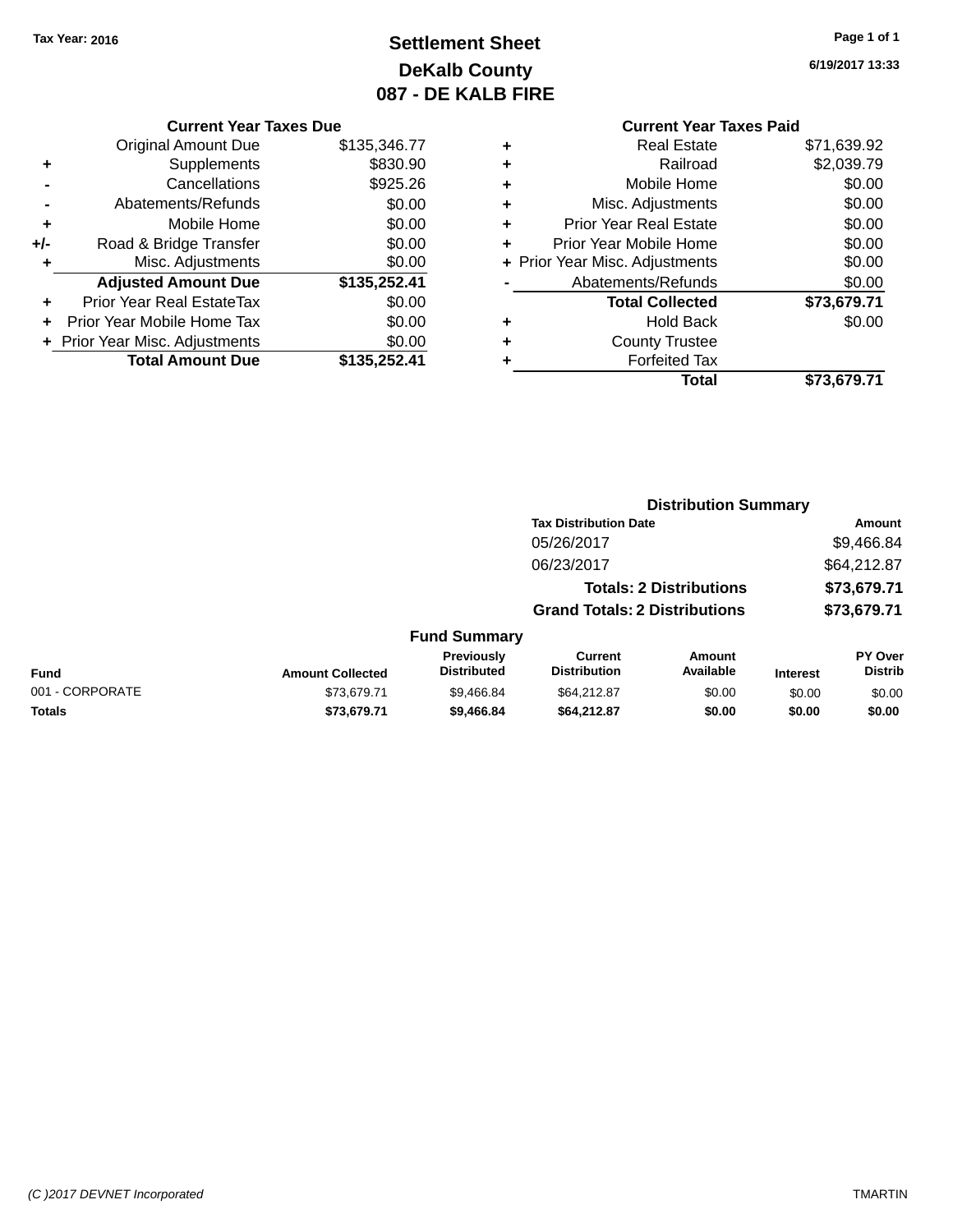Tax Year: 2016

# Settlement Sheet
## DeKalb County
## 087 - DE KALB FIRE

6/19/2017 13:33

### Current Year Taxes Due

| | | |
|---|---|---|
| | Original Amount Due | $135,346.77 |
| + | Supplements | $830.90 |
| - | Cancellations | $925.26 |
| - | Abatements/Refunds | $0.00 |
| + | Mobile Home | $0.00 |
| +/- | Road & Bridge Transfer | $0.00 |
| + | Misc. Adjustments | $0.00 |
| | **Adjusted Amount Due** | **$135,252.41** |
| + | Prior Year Real EstateTax | $0.00 |
| + | Prior Year Mobile Home Tax | $0.00 |
| + | Prior Year Misc. Adjustments | $0.00 |
| | **Total Amount Due** | **$135,252.41** |

### Current Year Taxes Paid

| | | |
|---|---|---|
| + | Real Estate | $71,639.92 |
| + | Railroad | $2,039.79 |
| + | Mobile Home | $0.00 |
| + | Misc. Adjustments | $0.00 |
| + | Prior Year Real Estate | $0.00 |
| + | Prior Year Mobile Home | $0.00 |
| + | Prior Year Misc. Adjustments | $0.00 |
| - | Abatements/Refunds | $0.00 |
| | **Total Collected** | **$73,679.71** |
| + | Hold Back | $0.00 |
| + | County Trustee | |
| + | Forfeited Tax | |
| | **Total** | **$73,679.71** |

### Distribution Summary

| Tax Distribution Date | Amount |
|---|---|
| 05/26/2017 | $9,466.84 |
| 06/23/2017 | $64,212.87 |
| **Totals: 2 Distributions** | **$73,679.71** |
| **Grand Totals: 2 Distributions** | **$73,679.71** |

### Fund Summary

| Fund | Amount Collected | Previously Distributed | Current Distribution | Amount Available | Interest | PY Over Distrib |
|---|---|---|---|---|---|---|
| 001 - CORPORATE | $73,679.71 | $9,466.84 | $64,212.87 | $0.00 | $0.00 | $0.00 |
| **Totals** | **$73,679.71** | **$9,466.84** | **$64,212.87** | **$0.00** | **$0.00** | **$0.00** |

(C )2017 DEVNET Incorporated TMARTIN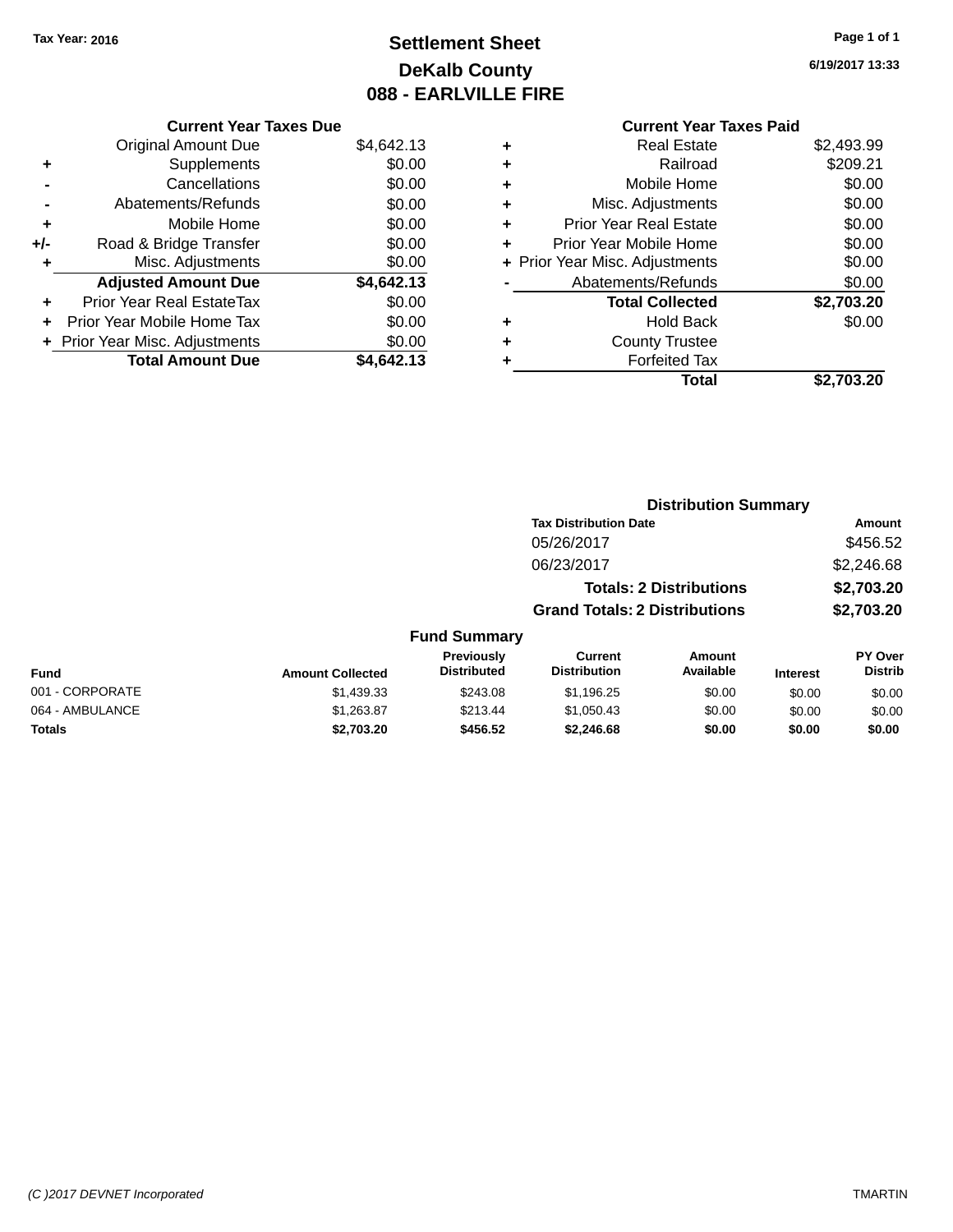Tax Year: 2016

# Settlement Sheet
## DeKalb County
## 088 - EARLVILLE FIRE

6/19/2017 13:33

### Current Year Taxes Due

| | | |
|---|---|---|
| | Original Amount Due | $4,642.13 |
| + | Supplements | $0.00 |
| - | Cancellations | $0.00 |
| - | Abatements/Refunds | $0.00 |
| + | Mobile Home | $0.00 |
| +/- | Road & Bridge Transfer | $0.00 |
| + | Misc. Adjustments | $0.00 |
| | **Adjusted Amount Due** | **$4,642.13** |
| + | Prior Year Real EstateTax | $0.00 |
| + | Prior Year Mobile Home Tax | $0.00 |
| + | Prior Year Misc. Adjustments | $0.00 |
| | **Total Amount Due** | **$4,642.13** |

### Current Year Taxes Paid

| | | |
|---|---|---|
| + | Real Estate | $2,493.99 |
| + | Railroad | $209.21 |
| + | Mobile Home | $0.00 |
| + | Misc. Adjustments | $0.00 |
| + | Prior Year Real Estate | $0.00 |
| + | Prior Year Mobile Home | $0.00 |
| + | Prior Year Misc. Adjustments | $0.00 |
| - | Abatements/Refunds | $0.00 |
| | **Total Collected** | **$2,703.20** |
| + | Hold Back | $0.00 |
| + | County Trustee | |
| + | Forfeited Tax | |
| | **Total** | **$2,703.20** |

### Distribution Summary

| Tax Distribution Date | Amount |
|---|---|
| 05/26/2017 | $456.52 |
| 06/23/2017 | $2,246.68 |
| **Totals: 2 Distributions** | **$2,703.20** |
| **Grand Totals: 2 Distributions** | **$2,703.20** |

### Fund Summary

| Fund | Amount Collected | Previously Distributed | Current Distribution | Amount Available | Interest | PY Over Distrib |
|---|---|---|---|---|---|---|
| 001 - CORPORATE | $1,439.33 | $243.08 | $1,196.25 | $0.00 | $0.00 | $0.00 |
| 064 - AMBULANCE | $1,263.87 | $213.44 | $1,050.43 | $0.00 | $0.00 | $0.00 |
| **Totals** | **$2,703.20** | **$456.52** | **$2,246.68** | **$0.00** | **$0.00** | **$0.00** |

(C )2017 DEVNET Incorporated TMARTIN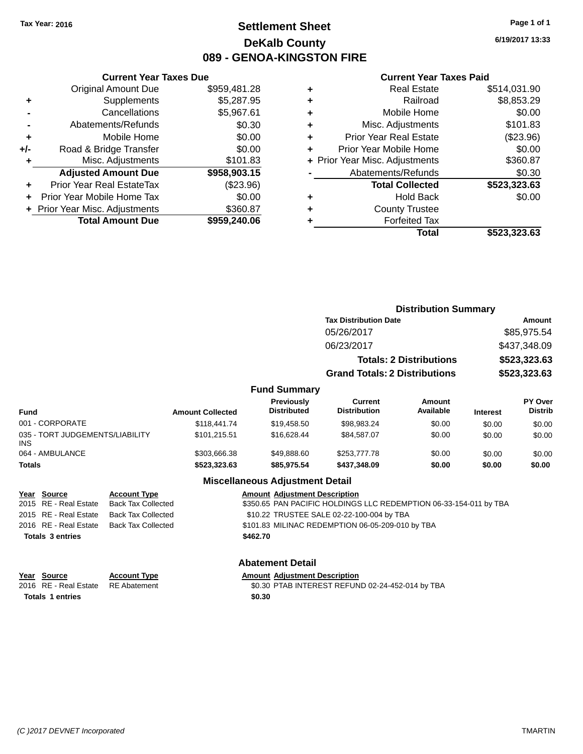Tax Year: 2016

# Settlement Sheet

## DeKalb County

## 089 - GENOA-KINGSTON FIRE

6/19/2017 13:33

### Current Year Taxes Due

| | | |
|---|---|---|
| | Original Amount Due | $959,481.28 |
| + | Supplements | $5,287.95 |
| - | Cancellations | $5,967.61 |
| - | Abatements/Refunds | $0.30 |
| + | Mobile Home | $0.00 |
| +/- | Road & Bridge Transfer | $0.00 |
| + | Misc. Adjustments | $101.83 |
| | **Adjusted Amount Due** | **$958,903.15** |
| + | Prior Year Real EstateTax | ($23.96) |
| + | Prior Year Mobile Home Tax | $0.00 |
| + | Prior Year Misc. Adjustments | $360.87 |
| | **Total Amount Due** | **$959,240.06** |

### Current Year Taxes Paid

| | | |
|---|---|---|
| + | Real Estate | $514,031.90 |
| + | Railroad | $8,853.29 |
| + | Mobile Home | $0.00 |
| + | Misc. Adjustments | $101.83 |
| + | Prior Year Real Estate | ($23.96) |
| + | Prior Year Mobile Home | $0.00 |
| + | Prior Year Misc. Adjustments | $360.87 |
| - | Abatements/Refunds | $0.30 |
| | **Total Collected** | **$523,323.63** |
| + | Hold Back | $0.00 |
| + | County Trustee | |
| + | Forfeited Tax | |
| | **Total** | **$523,323.63** |

### Distribution Summary

| Tax Distribution Date | Amount |
|---|---|
| 05/26/2017 | $85,975.54 |
| 06/23/2017 | $437,348.09 |
| **Totals: 2 Distributions** | **$523,323.63** |
| **Grand Totals: 2 Distributions** | **$523,323.63** |

### Fund Summary

| Fund | Amount Collected | Previously Distributed | Current Distribution | Amount Available | Interest | PY Over Distrib |
|---|---|---|---|---|---|---|
| 001 - CORPORATE | $118,441.74 | $19,458.50 | $98,983.24 | $0.00 | $0.00 | $0.00 |
| 035 - TORT JUDGEMENTS/LIABILITY INS | $101,215.51 | $16,628.44 | $84,587.07 | $0.00 | $0.00 | $0.00 |
| 064 - AMBULANCE | $303,666.38 | $49,888.60 | $253,777.78 | $0.00 | $0.00 | $0.00 |
| **Totals** | **$523,323.63** | **$85,975.54** | **$437,348.09** | **$0.00** | **$0.00** | **$0.00** |

### Miscellaneous Adjustment Detail

| Year | Source | Account Type | Amount | Adjustment Description |
|---|---|---|---|---|
| 2015 | RE - Real Estate | Back Tax Collected | $350.65 | PAN PACIFIC HOLDINGS LLC REDEMPTION 06-33-154-011 by TBA |
| 2015 | RE - Real Estate | Back Tax Collected | $10.22 | TRUSTEE SALE 02-22-100-004 by TBA |
| 2016 | RE - Real Estate | Back Tax Collected | $101.83 | MILINAC REDEMPTION 06-05-209-010 by TBA |
| **Totals 3 entries** | | | **$462.70** | |

### Abatement Detail

| Year | Source | Account Type | Amount | Adjustment Description |
|---|---|---|---|---|
| 2016 | RE - Real Estate | RE Abatement | $0.30 | PTAB INTEREST REFUND 02-24-452-014 by TBA |
| **Totals 1 entries** | | | **$0.30** | |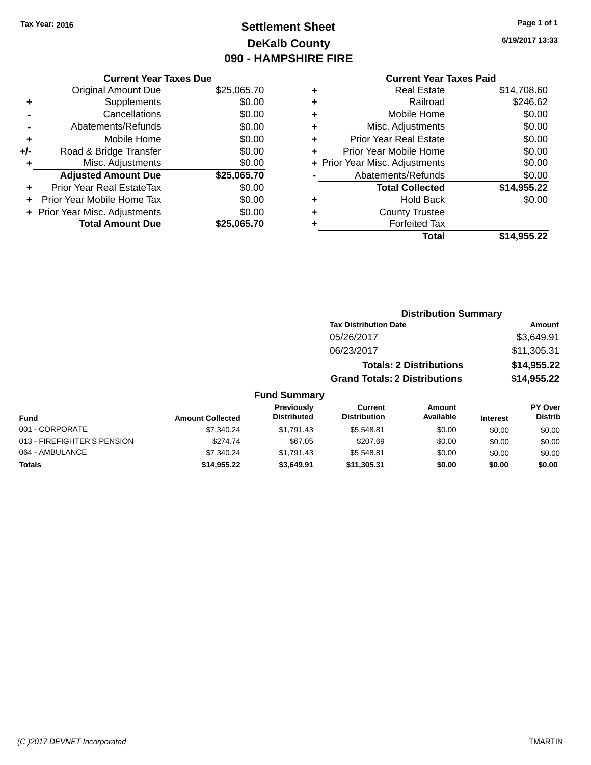Tax Year: 2016

# Settlement Sheet
## DeKalb County
## 090 - HAMPSHIRE FIRE

6/19/2017 13:33

### Current Year Taxes Due

| | | |
|---|---|---|
| | Original Amount Due | $25,065.70 |
| + | Supplements | $0.00 |
| - | Cancellations | $0.00 |
| - | Abatements/Refunds | $0.00 |
| + | Mobile Home | $0.00 |
| +/- | Road & Bridge Transfer | $0.00 |
| + | Misc. Adjustments | $0.00 |
| | **Adjusted Amount Due** | **$25,065.70** |
| + | Prior Year Real EstateTax | $0.00 |
| + | Prior Year Mobile Home Tax | $0.00 |
| + | Prior Year Misc. Adjustments | $0.00 |
| | **Total Amount Due** | **$25,065.70** |

### Current Year Taxes Paid

| | | |
|---|---|---|
| + | Real Estate | $14,708.60 |
| + | Railroad | $246.62 |
| + | Mobile Home | $0.00 |
| + | Misc. Adjustments | $0.00 |
| + | Prior Year Real Estate | $0.00 |
| + | Prior Year Mobile Home | $0.00 |
| + | Prior Year Misc. Adjustments | $0.00 |
| - | Abatements/Refunds | $0.00 |
| | **Total Collected** | **$14,955.22** |
| + | Hold Back | $0.00 |
| + | County Trustee | |
| + | Forfeited Tax | |
| | **Total** | **$14,955.22** |

### Distribution Summary

| Tax Distribution Date | Amount |
|---|---|
| 05/26/2017 | $3,649.91 |
| 06/23/2017 | $11,305.31 |
| **Totals: 2 Distributions** | **$14,955.22** |
| **Grand Totals: 2 Distributions** | **$14,955.22** |

### Fund Summary

| Fund | Amount Collected | Previously Distributed | Current Distribution | Amount Available | Interest | PY Over Distrib |
|---|---|---|---|---|---|---|
| 001 - CORPORATE | $7,340.24 | $1,791.43 | $5,548.81 | $0.00 | $0.00 | $0.00 |
| 013 - FIREFIGHTER'S PENSION | $274.74 | $67.05 | $207.69 | $0.00 | $0.00 | $0.00 |
| 064 - AMBULANCE | $7,340.24 | $1,791.43 | $5,548.81 | $0.00 | $0.00 | $0.00 |
| **Totals** | **$14,955.22** | **$3,649.91** | **$11,305.31** | **$0.00** | **$0.00** | **$0.00** |

(C )2017 DEVNET Incorporated TMARTIN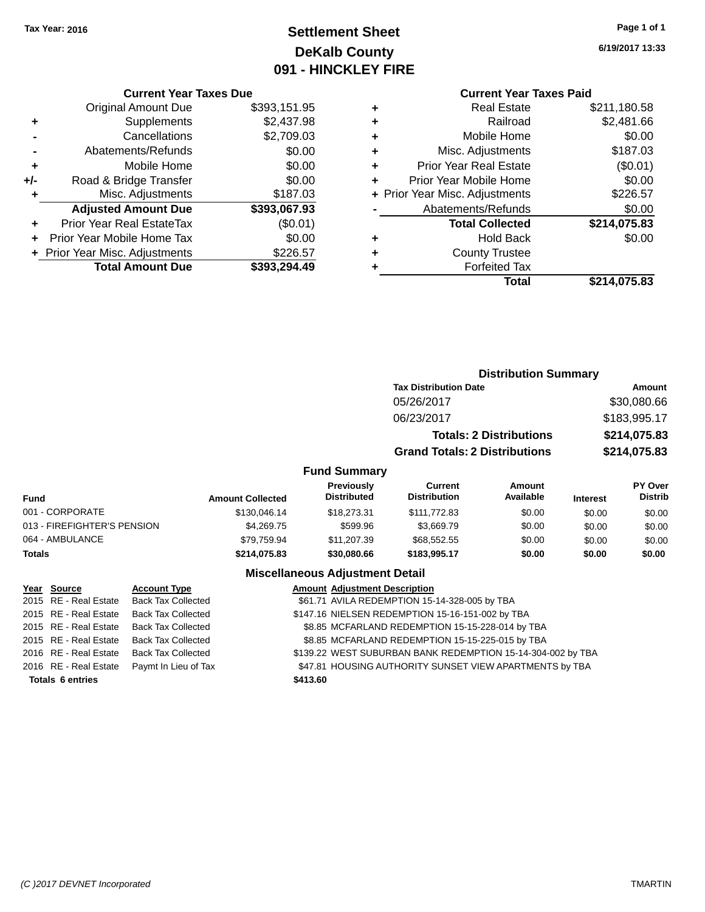**Tax Year: 2016**

# Settlement Sheet
## DeKalb County
## 091 - HINCKLEY FIRE

6/19/2017 13:33

### Current Year Taxes Due

| | | |
|---|---|---|
| | Original Amount Due | $393,151.95 |
| + | Supplements | $2,437.98 |
| - | Cancellations | $2,709.03 |
| - | Abatements/Refunds | $0.00 |
| + | Mobile Home | $0.00 |
| +/- | Road & Bridge Transfer | $0.00 |
| + | Misc. Adjustments | $187.03 |
| | **Adjusted Amount Due** | **$393,067.93** |
| + | Prior Year Real EstateTax | ($0.01) |
| + | Prior Year Mobile Home Tax | $0.00 |
| + | Prior Year Misc. Adjustments | $226.57 |
| | **Total Amount Due** | **$393,294.49** |

### Current Year Taxes Paid

| | | |
|---|---|---|
| + | Real Estate | $211,180.58 |
| + | Railroad | $2,481.66 |
| + | Mobile Home | $0.00 |
| + | Misc. Adjustments | $187.03 |
| + | Prior Year Real Estate | ($0.01) |
| + | Prior Year Mobile Home | $0.00 |
| + | Prior Year Misc. Adjustments | $226.57 |
| - | Abatements/Refunds | $0.00 |
| | **Total Collected** | **$214,075.83** |
| + | Hold Back | $0.00 |
| + | County Trustee | |
| + | Forfeited Tax | |
| | **Total** | **$214,075.83** |

### Distribution Summary

| Tax Distribution Date | Amount |
|---|---|
| 05/26/2017 | $30,080.66 |
| 06/23/2017 | $183,995.17 |
| **Totals: 2 Distributions** | **$214,075.83** |
| **Grand Totals: 2 Distributions** | **$214,075.83** |

### Fund Summary

| Fund | Amount Collected | Previously Distributed | Current Distribution | Amount Available | Interest | PY Over Distrib |
|---|---|---|---|---|---|---|
| 001 - CORPORATE | $130,046.14 | $18,273.31 | $111,772.83 | $0.00 | $0.00 | $0.00 |
| 013 - FIREFIGHTER'S PENSION | $4,269.75 | $599.96 | $3,669.79 | $0.00 | $0.00 | $0.00 |
| 064 - AMBULANCE | $79,759.94 | $11,207.39 | $68,552.55 | $0.00 | $0.00 | $0.00 |
| **Totals** | **$214,075.83** | **$30,080.66** | **$183,995.17** | **$0.00** | **$0.00** | **$0.00** |

### Miscellaneous Adjustment Detail

| Year | Source | Account Type | Amount | Adjustment Description |
|---|---|---|---|---|
| 2015 | RE - Real Estate | Back Tax Collected | $61.71 | AVILA REDEMPTION 15-14-328-005 by TBA |
| 2015 | RE - Real Estate | Back Tax Collected | $147.16 | NIELSEN REDEMPTION 15-16-151-002 by TBA |
| 2015 | RE - Real Estate | Back Tax Collected | $8.85 | MCFARLAND REDEMPTION 15-15-228-014 by TBA |
| 2015 | RE - Real Estate | Back Tax Collected | $8.85 | MCFARLAND REDEMPTION 15-15-225-015 by TBA |
| 2016 | RE - Real Estate | Back Tax Collected | $139.22 | WEST SUBURBAN BANK REDEMPTION 15-14-304-002 by TBA |
| 2016 | RE - Real Estate | Paymt In Lieu of Tax | $47.81 | HOUSING AUTHORITY SUNSET VIEW APARTMENTS by TBA |
| **Totals** | **6 entries** | | **$413.60** | |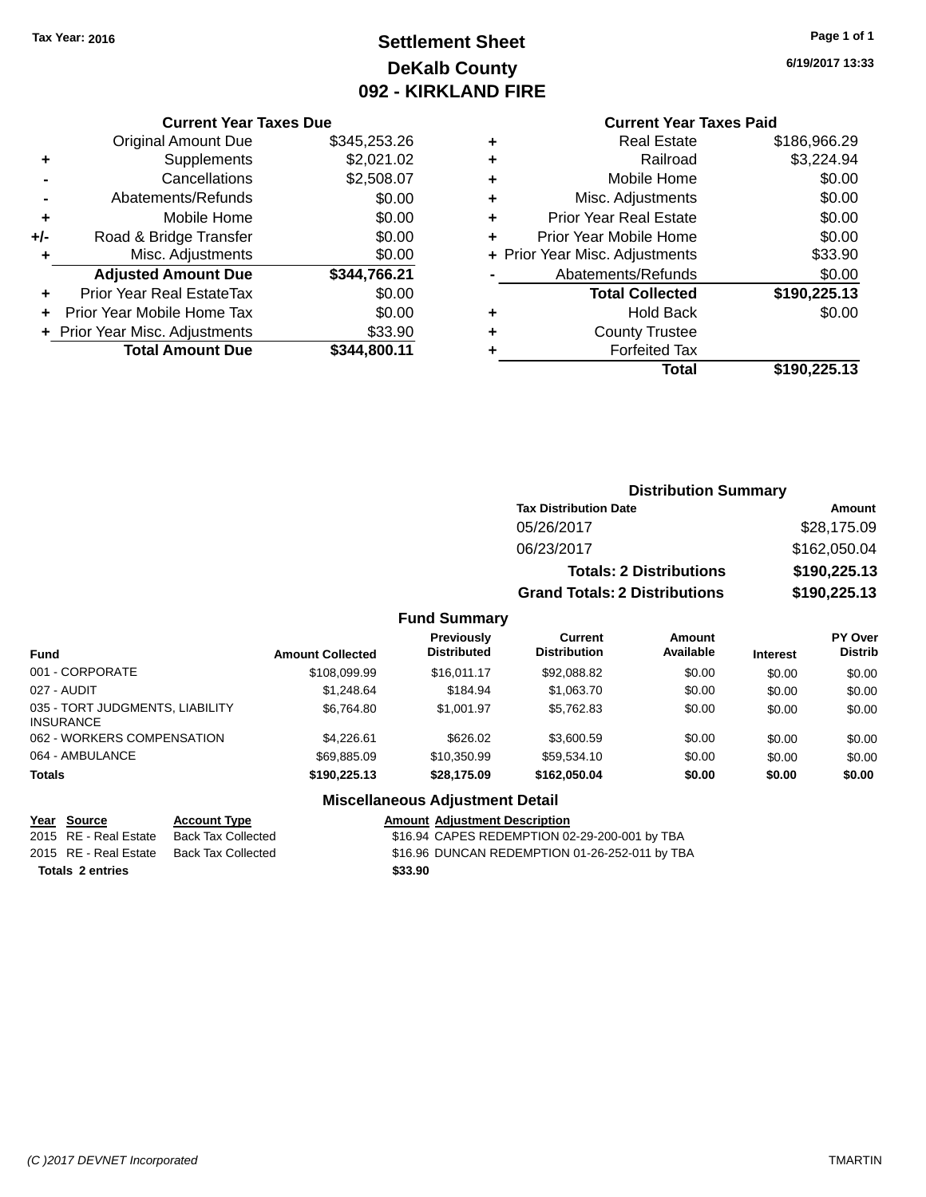Tax Year: 2016

# Settlement Sheet
## DeKalb County
## 092 - KIRKLAND FIRE

6/19/2017 13:33

### Current Year Taxes Due

| | | |
|---|---|---|
| | Original Amount Due | $345,253.26 |
| + | Supplements | $2,021.02 |
| - | Cancellations | $2,508.07 |
| - | Abatements/Refunds | $0.00 |
| + | Mobile Home | $0.00 |
| +/- | Road & Bridge Transfer | $0.00 |
| + | Misc. Adjustments | $0.00 |
| | **Adjusted Amount Due** | **$344,766.21** |
| + | Prior Year Real EstateTax | $0.00 |
| + | Prior Year Mobile Home Tax | $0.00 |
| + | Prior Year Misc. Adjustments | $33.90 |
| | **Total Amount Due** | **$344,800.11** |

### Current Year Taxes Paid

| | | |
|---|---|---|
| + | Real Estate | $186,966.29 |
| + | Railroad | $3,224.94 |
| + | Mobile Home | $0.00 |
| + | Misc. Adjustments | $0.00 |
| + | Prior Year Real Estate | $0.00 |
| + | Prior Year Mobile Home | $0.00 |
| + | Prior Year Misc. Adjustments | $33.90 |
| - | Abatements/Refunds | $0.00 |
| | **Total Collected** | **$190,225.13** |
| + | Hold Back | $0.00 |
| + | County Trustee | |
| + | Forfeited Tax | |
| | **Total** | **$190,225.13** |

### Distribution Summary

| Tax Distribution Date | Amount |
|---|---|
| 05/26/2017 | $28,175.09 |
| 06/23/2017 | $162,050.04 |
| **Totals: 2 Distributions** | **$190,225.13** |
| **Grand Totals: 2 Distributions** | **$190,225.13** |

### Fund Summary

| Fund | Amount Collected | Previously Distributed | Current Distribution | Amount Available | Interest | PY Over Distrib |
|---|---|---|---|---|---|---|
| 001 - CORPORATE | $108,099.99 | $16,011.17 | $92,088.82 | $0.00 | $0.00 | $0.00 |
| 027 - AUDIT | $1,248.64 | $184.94 | $1,063.70 | $0.00 | $0.00 | $0.00 |
| 035 - TORT JUDGMENTS, LIABILITY INSURANCE | $6,764.80 | $1,001.97 | $5,762.83 | $0.00 | $0.00 | $0.00 |
| 062 - WORKERS COMPENSATION | $4,226.61 | $626.02 | $3,600.59 | $0.00 | $0.00 | $0.00 |
| 064 - AMBULANCE | $69,885.09 | $10,350.99 | $59,534.10 | $0.00 | $0.00 | $0.00 |
| **Totals** | **$190,225.13** | **$28,175.09** | **$162,050.04** | **$0.00** | **$0.00** | **$0.00** |

### Miscellaneous Adjustment Detail

| Year | Source | Account Type | Amount | Adjustment Description |
|---|---|---|---|---|
| 2015 | RE - Real Estate | Back Tax Collected | $16.94 | CAPES REDEMPTION 02-29-200-001 by TBA |
| 2015 | RE - Real Estate | Back Tax Collected | $16.96 | DUNCAN REDEMPTION 01-26-252-011 by TBA |
| **Totals 2 entries** | | | **$33.90** | |

(C )2017 DEVNET Incorporated TMARTIN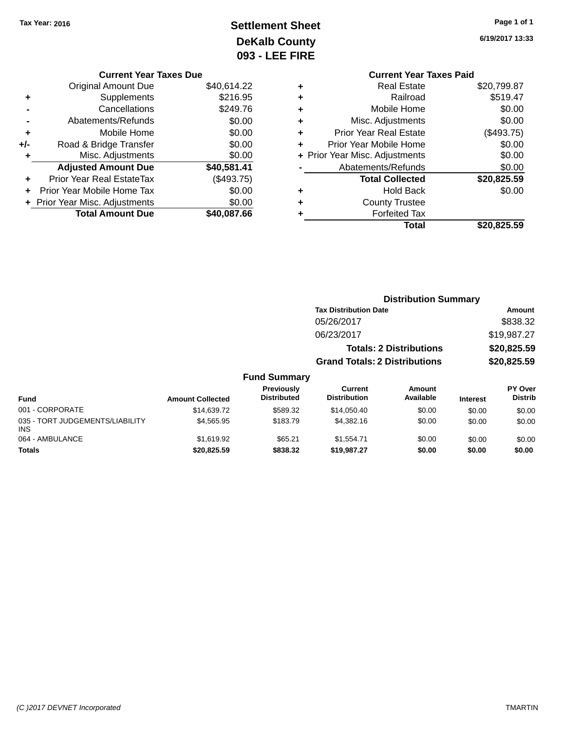Tax Year: 2016

# Settlement Sheet

## DeKalb County

## 093 - LEE FIRE

6/19/2017 13:33

### Current Year Taxes Due

| | | |
|---|---|---|
| | Original Amount Due | $40,614.22 |
| + | Supplements | $216.95 |
| - | Cancellations | $249.76 |
| - | Abatements/Refunds | $0.00 |
| + | Mobile Home | $0.00 |
| +/- | Road & Bridge Transfer | $0.00 |
| + | Misc. Adjustments | $0.00 |
| | **Adjusted Amount Due** | **$40,581.41** |
| + | Prior Year Real EstateTax | ($493.75) |
| + | Prior Year Mobile Home Tax | $0.00 |
| + | Prior Year Misc. Adjustments | $0.00 |
| | **Total Amount Due** | **$40,087.66** |

### Current Year Taxes Paid

| | | |
|---|---|---|
| + | Real Estate | $20,799.87 |
| + | Railroad | $519.47 |
| + | Mobile Home | $0.00 |
| + | Misc. Adjustments | $0.00 |
| + | Prior Year Real Estate | ($493.75) |
| + | Prior Year Mobile Home | $0.00 |
| + | Prior Year Misc. Adjustments | $0.00 |
| - | Abatements/Refunds | $0.00 |
| | **Total Collected** | **$20,825.59** |
| + | Hold Back | $0.00 |
| + | County Trustee | |
| + | Forfeited Tax | |
| | **Total** | **$20,825.59** |

### Distribution Summary

| Tax Distribution Date | Amount |
|---|---|
| 05/26/2017 | $838.32 |
| 06/23/2017 | $19,987.27 |
| **Totals: 2 Distributions** | **$20,825.59** |
| **Grand Totals: 2 Distributions** | **$20,825.59** |

### Fund Summary

| Fund | Amount Collected | Previously Distributed | Current Distribution | Amount Available | Interest | PY Over Distrib |
|---|---|---|---|---|---|---|
| 001 - CORPORATE | $14,639.72 | $589.32 | $14,050.40 | $0.00 | $0.00 | $0.00 |
| 035 - TORT JUDGEMENTS/LIABILITY INS | $4,565.95 | $183.79 | $4,382.16 | $0.00 | $0.00 | $0.00 |
| 064 - AMBULANCE | $1,619.92 | $65.21 | $1,554.71 | $0.00 | $0.00 | $0.00 |
| **Totals** | **$20,825.59** | **$838.32** | **$19,987.27** | **$0.00** | **$0.00** | **$0.00** |

(C )2017 DEVNET Incorporated TMARTIN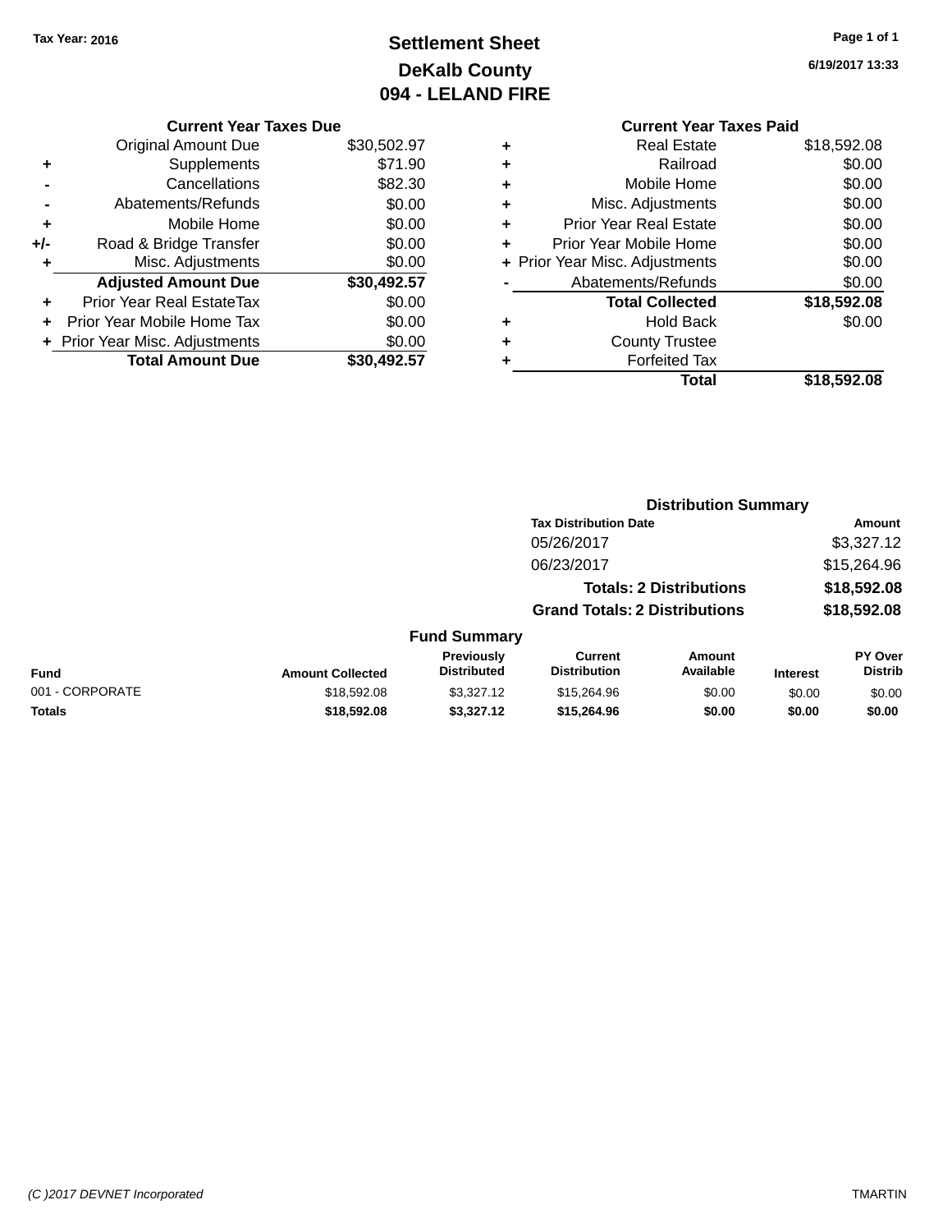Tax Year: 2016

# Settlement Sheet
## DeKalb County
## 094 - LELAND FIRE

6/19/2017 13:33

### Current Year Taxes Due

| | | |
|---|---|---|
| | Original Amount Due | $30,502.97 |
| + | Supplements | $71.90 |
| - | Cancellations | $82.30 |
| - | Abatements/Refunds | $0.00 |
| + | Mobile Home | $0.00 |
| +/- | Road & Bridge Transfer | $0.00 |
| + | Misc. Adjustments | $0.00 |
| | **Adjusted Amount Due** | **$30,492.57** |
| + | Prior Year Real EstateTax | $0.00 |
| + | Prior Year Mobile Home Tax | $0.00 |
| + | Prior Year Misc. Adjustments | $0.00 |
| | **Total Amount Due** | **$30,492.57** |

### Current Year Taxes Paid

| | | |
|---|---|---|
| + | Real Estate | $18,592.08 |
| + | Railroad | $0.00 |
| + | Mobile Home | $0.00 |
| + | Misc. Adjustments | $0.00 |
| + | Prior Year Real Estate | $0.00 |
| + | Prior Year Mobile Home | $0.00 |
| + | Prior Year Misc. Adjustments | $0.00 |
| - | Abatements/Refunds | $0.00 |
| | **Total Collected** | **$18,592.08** |
| + | Hold Back | $0.00 |
| + | County Trustee | |
| + | Forfeited Tax | |
| | **Total** | **$18,592.08** |

### Distribution Summary

| Tax Distribution Date | Amount |
|---|---|
| 05/26/2017 | $3,327.12 |
| 06/23/2017 | $15,264.96 |
| **Totals: 2 Distributions** | **$18,592.08** |
| **Grand Totals: 2 Distributions** | **$18,592.08** |

### Fund Summary

| Fund | Amount Collected | Previously Distributed | Current Distribution | Amount Available | Interest | PY Over Distrib |
|---|---|---|---|---|---|---|
| 001 - CORPORATE | $18,592.08 | $3,327.12 | $15,264.96 | $0.00 | $0.00 | $0.00 |
| **Totals** | **$18,592.08** | **$3,327.12** | **$15,264.96** | **$0.00** | **$0.00** | **$0.00** |

(C )2017 DEVNET Incorporated TMARTIN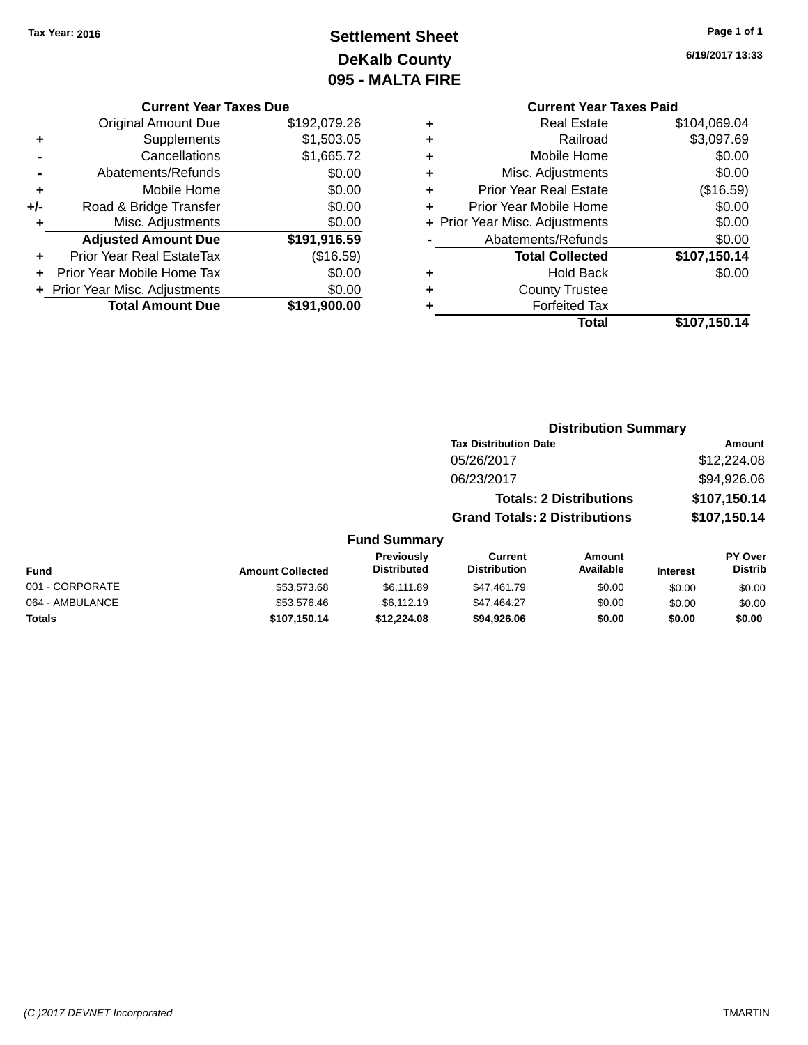Tax Year: 2016

# Settlement Sheet

## DeKalb County

## 095 - MALTA FIRE

6/19/2017 13:33

### Current Year Taxes Due

| | | |
|---|---|---|
| | Original Amount Due | $192,079.26 |
| + | Supplements | $1,503.05 |
| - | Cancellations | $1,665.72 |
| - | Abatements/Refunds | $0.00 |
| + | Mobile Home | $0.00 |
| +/- | Road & Bridge Transfer | $0.00 |
| + | Misc. Adjustments | $0.00 |
| | **Adjusted Amount Due** | **$191,916.59** |
| + | Prior Year Real EstateTax | ($16.59) |
| + | Prior Year Mobile Home Tax | $0.00 |
| + | Prior Year Misc. Adjustments | $0.00 |
| | **Total Amount Due** | **$191,900.00** |

### Current Year Taxes Paid

| | | |
|---|---|---|
| + | Real Estate | $104,069.04 |
| + | Railroad | $3,097.69 |
| + | Mobile Home | $0.00 |
| + | Misc. Adjustments | $0.00 |
| + | Prior Year Real Estate | ($16.59) |
| + | Prior Year Mobile Home | $0.00 |
| + | Prior Year Misc. Adjustments | $0.00 |
| - | Abatements/Refunds | $0.00 |
| | **Total Collected** | **$107,150.14** |
| + | Hold Back | $0.00 |
| + | County Trustee | |
| + | Forfeited Tax | |
| | **Total** | **$107,150.14** |

### Distribution Summary

| Tax Distribution Date | Amount |
|---|---|
| 05/26/2017 | $12,224.08 |
| 06/23/2017 | $94,926.06 |
| **Totals: 2 Distributions** | **$107,150.14** |
| **Grand Totals: 2 Distributions** | **$107,150.14** |

### Fund Summary

| Fund | Amount Collected | Previously Distributed | Current Distribution | Amount Available | Interest | PY Over Distrib |
|---|---|---|---|---|---|---|
| 001 - CORPORATE | $53,573.68 | $6,111.89 | $47,461.79 | $0.00 | $0.00 | $0.00 |
| 064 - AMBULANCE | $53,576.46 | $6,112.19 | $47,464.27 | $0.00 | $0.00 | $0.00 |
| **Totals** | **$107,150.14** | **$12,224.08** | **$94,926.06** | **$0.00** | **$0.00** | **$0.00** |

*(C )2017 DEVNET Incorporated* TMARTIN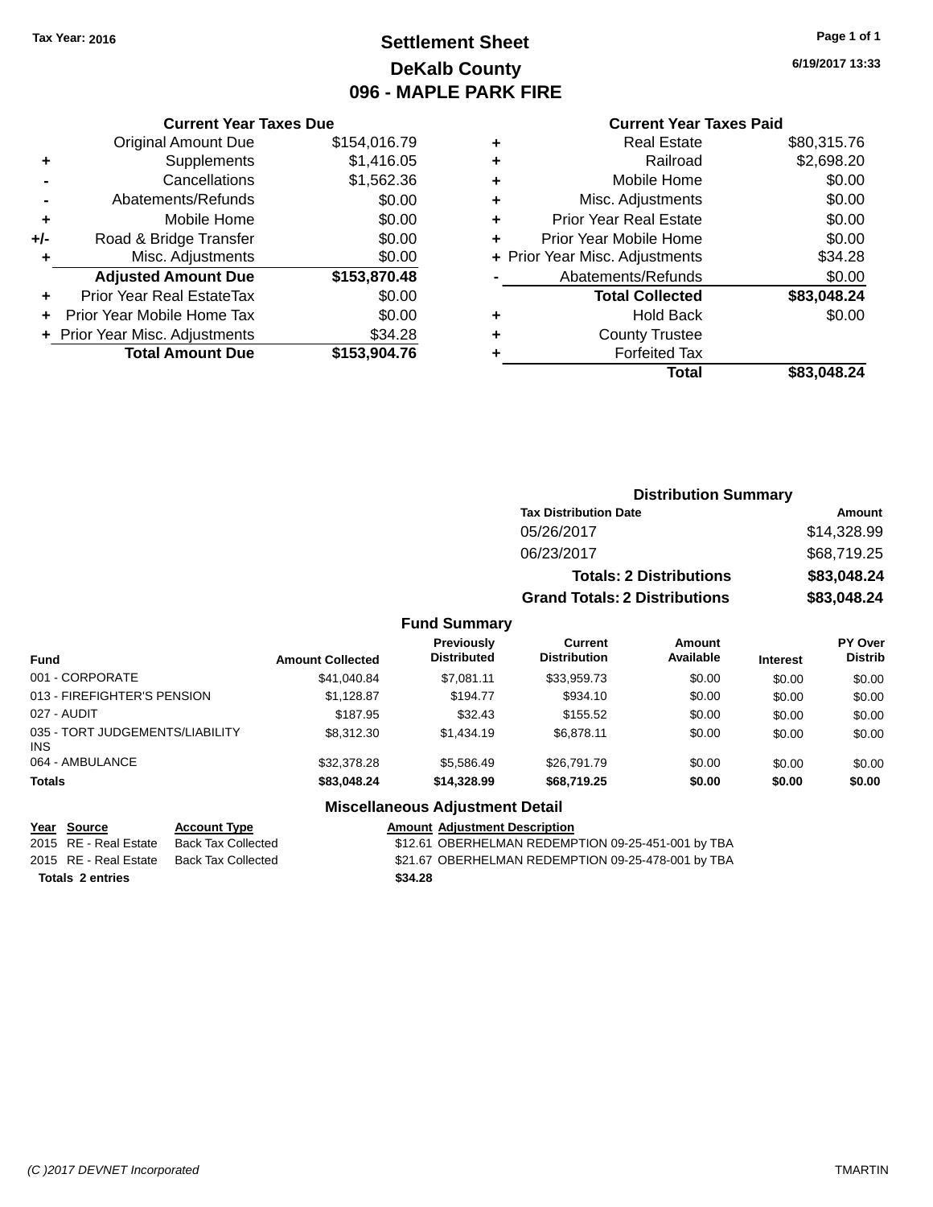Tax Year: 2016

# Settlement Sheet
## DeKalb County
## 096 - MAPLE PARK FIRE

6/19/2017 13:33

### Current Year Taxes Due

| | | |
|---|---|---|
| | Original Amount Due | $154,016.79 |
| + | Supplements | $1,416.05 |
| - | Cancellations | $1,562.36 |
| - | Abatements/Refunds | $0.00 |
| + | Mobile Home | $0.00 |
| +/- | Road & Bridge Transfer | $0.00 |
| + | Misc. Adjustments | $0.00 |
| | **Adjusted Amount Due** | **$153,870.48** |
| + | Prior Year Real EstateTax | $0.00 |
| + | Prior Year Mobile Home Tax | $0.00 |
| + | Prior Year Misc. Adjustments | $34.28 |
| | **Total Amount Due** | **$153,904.76** |

### Current Year Taxes Paid

| | | |
|---|---|---|
| + | Real Estate | $80,315.76 |
| + | Railroad | $2,698.20 |
| + | Mobile Home | $0.00 |
| + | Misc. Adjustments | $0.00 |
| + | Prior Year Real Estate | $0.00 |
| + | Prior Year Mobile Home | $0.00 |
| + | Prior Year Misc. Adjustments | $34.28 |
| - | Abatements/Refunds | $0.00 |
| | **Total Collected** | **$83,048.24** |
| + | Hold Back | $0.00 |
| + | County Trustee | |
| + | Forfeited Tax | |
| | **Total** | **$83,048.24** |

### Distribution Summary

| Tax Distribution Date | Amount |
|---|---|
| 05/26/2017 | $14,328.99 |
| 06/23/2017 | $68,719.25 |
| **Totals: 2 Distributions** | **$83,048.24** |
| **Grand Totals: 2 Distributions** | **$83,048.24** |

### Fund Summary

| Fund | Amount Collected | Previously Distributed | Current Distribution | Amount Available | Interest | PY Over Distrib |
|---|---|---|---|---|---|---|
| 001 - CORPORATE | $41,040.84 | $7,081.11 | $33,959.73 | $0.00 | $0.00 | $0.00 |
| 013 - FIREFIGHTER'S PENSION | $1,128.87 | $194.77 | $934.10 | $0.00 | $0.00 | $0.00 |
| 027 - AUDIT | $187.95 | $32.43 | $155.52 | $0.00 | $0.00 | $0.00 |
| 035 - TORT JUDGEMENTS/LIABILITY INS | $8,312.30 | $1,434.19 | $6,878.11 | $0.00 | $0.00 | $0.00 |
| 064 - AMBULANCE | $32,378.28 | $5,586.49 | $26,791.79 | $0.00 | $0.00 | $0.00 |
| **Totals** | **$83,048.24** | **$14,328.99** | **$68,719.25** | **$0.00** | **$0.00** | **$0.00** |

### Miscellaneous Adjustment Detail

| Year | Source | Account Type | Amount | Adjustment Description |
|---|---|---|---|---|
| 2015 | RE - Real Estate | Back Tax Collected | $12.61 | OBERHELMAN REDEMPTION 09-25-451-001 by TBA |
| 2015 | RE - Real Estate | Back Tax Collected | $21.67 | OBERHELMAN REDEMPTION 09-25-478-001 by TBA |
| **Totals 2 entries** | | | **$34.28** | |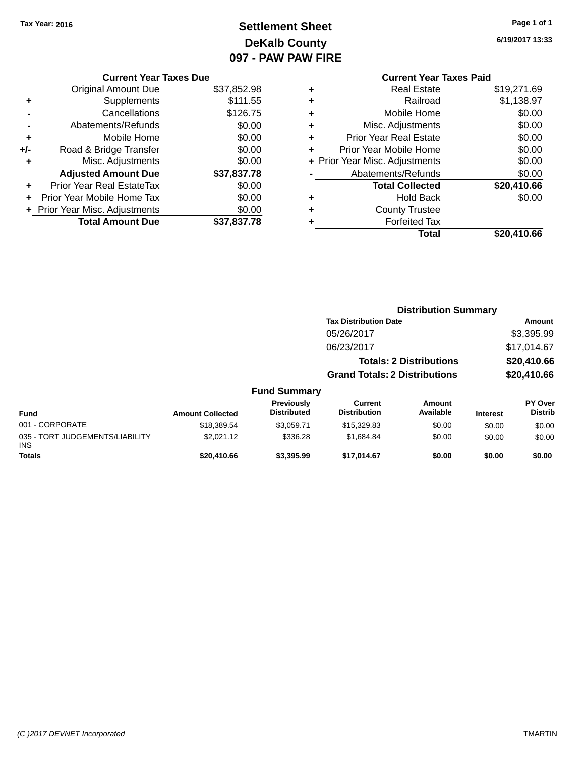Tax Year: 2016

# Settlement Sheet
## DeKalb County
## 097 - PAW PAW FIRE

6/19/2017 13:33

### Current Year Taxes Due

| | | |
|---|---|---|
| | Original Amount Due | $37,852.98 |
| + | Supplements | $111.55 |
| - | Cancellations | $126.75 |
| - | Abatements/Refunds | $0.00 |
| + | Mobile Home | $0.00 |
| +/- | Road & Bridge Transfer | $0.00 |
| + | Misc. Adjustments | $0.00 |
| | **Adjusted Amount Due** | **$37,837.78** |
| + | Prior Year Real EstateTax | $0.00 |
| + | Prior Year Mobile Home Tax | $0.00 |
| + | Prior Year Misc. Adjustments | $0.00 |
| | **Total Amount Due** | **$37,837.78** |

### Current Year Taxes Paid

| | | |
|---|---|---|
| + | Real Estate | $19,271.69 |
| + | Railroad | $1,138.97 |
| + | Mobile Home | $0.00 |
| + | Misc. Adjustments | $0.00 |
| + | Prior Year Real Estate | $0.00 |
| + | Prior Year Mobile Home | $0.00 |
| + | Prior Year Misc. Adjustments | $0.00 |
| - | Abatements/Refunds | $0.00 |
| | **Total Collected** | **$20,410.66** |
| + | Hold Back | $0.00 |
| + | County Trustee | |
| + | Forfeited Tax | |
| | **Total** | **$20,410.66** |

### Distribution Summary

| Tax Distribution Date | Amount |
|---|---|
| 05/26/2017 | $3,395.99 |
| 06/23/2017 | $17,014.67 |
| **Totals: 2 Distributions** | **$20,410.66** |
| **Grand Totals: 2 Distributions** | **$20,410.66** |

### Fund Summary

| Fund | Amount Collected | Previously Distributed | Current Distribution | Amount Available | Interest | PY Over Distrib |
|---|---|---|---|---|---|---|
| 001 - CORPORATE | $18,389.54 | $3,059.71 | $15,329.83 | $0.00 | $0.00 | $0.00 |
| 035 - TORT JUDGEMENTS/LIABILITY INS | $2,021.12 | $336.28 | $1,684.84 | $0.00 | $0.00 | $0.00 |
| **Totals** | **$20,410.66** | **$3,395.99** | **$17,014.67** | **$0.00** | **$0.00** | **$0.00** |

(C )2017 DEVNET Incorporated

TMARTIN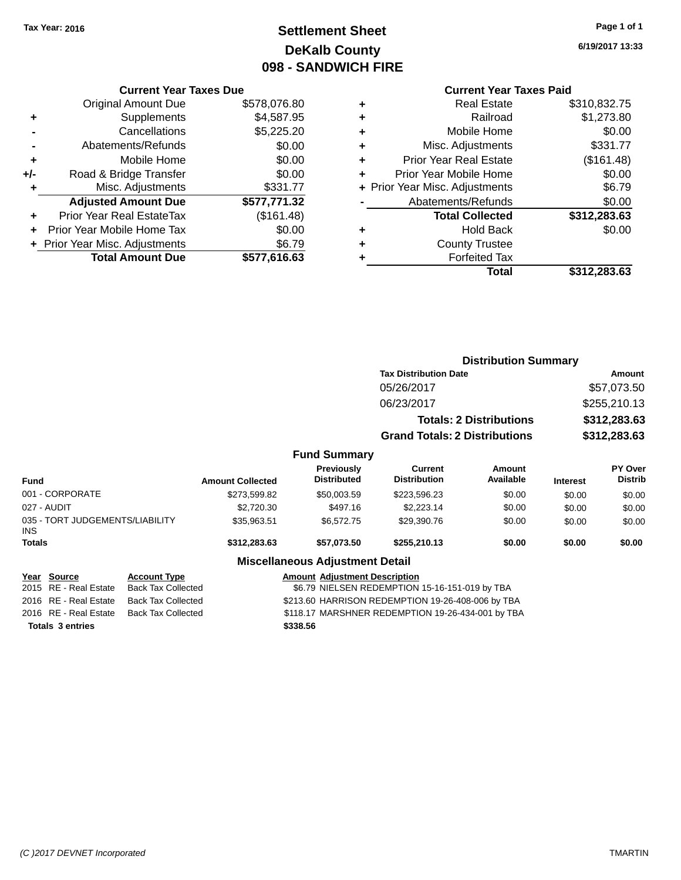Tax Year: 2016

# Settlement Sheet
## DeKalb County
## 098 - SANDWICH FIRE

6/19/2017 13:33

### Current Year Taxes Due

| | | |
|---|---|---|
| | Original Amount Due | $578,076.80 |
| + | Supplements | $4,587.95 |
| - | Cancellations | $5,225.20 |
| - | Abatements/Refunds | $0.00 |
| + | Mobile Home | $0.00 |
| +/- | Road & Bridge Transfer | $0.00 |
| + | Misc. Adjustments | $331.77 |
| | **Adjusted Amount Due** | **$577,771.32** |
| + | Prior Year Real EstateTax | ($161.48) |
| + | Prior Year Mobile Home Tax | $0.00 |
| + | Prior Year Misc. Adjustments | $6.79 |
| | **Total Amount Due** | **$577,616.63** |

### Current Year Taxes Paid

| | | |
|---|---|---|
| + | Real Estate | $310,832.75 |
| + | Railroad | $1,273.80 |
| + | Mobile Home | $0.00 |
| + | Misc. Adjustments | $331.77 |
| + | Prior Year Real Estate | ($161.48) |
| + | Prior Year Mobile Home | $0.00 |
| + | Prior Year Misc. Adjustments | $6.79 |
| - | Abatements/Refunds | $0.00 |
| | **Total Collected** | **$312,283.63** |
| + | Hold Back | $0.00 |
| + | County Trustee | |
| + | Forfeited Tax | |
| | **Total** | **$312,283.63** |

### Distribution Summary

| Tax Distribution Date | Amount |
|---|---|
| 05/26/2017 | $57,073.50 |
| 06/23/2017 | $255,210.13 |
| **Totals: 2 Distributions** | **$312,283.63** |
| **Grand Totals: 2 Distributions** | **$312,283.63** |

### Fund Summary

| Fund | Amount Collected | Previously Distributed | Current Distribution | Amount Available | Interest | PY Over Distrib |
|---|---|---|---|---|---|---|
| 001 - CORPORATE | $273,599.82 | $50,003.59 | $223,596.23 | $0.00 | $0.00 | $0.00 |
| 027 - AUDIT | $2,720.30 | $497.16 | $2,223.14 | $0.00 | $0.00 | $0.00 |
| 035 - TORT JUDGEMENTS/LIABILITY INS | $35,963.51 | $6,572.75 | $29,390.76 | $0.00 | $0.00 | $0.00 |
| **Totals** | **$312,283.63** | **$57,073.50** | **$255,210.13** | **$0.00** | **$0.00** | **$0.00** |

### Miscellaneous Adjustment Detail

| Year | Source | Account Type | Amount | Adjustment Description |
|---|---|---|---|---|
| 2015 | RE - Real Estate | Back Tax Collected | $6.79 | NIELSEN REDEMPTION 15-16-151-019 by TBA |
| 2016 | RE - Real Estate | Back Tax Collected | $213.60 | HARRISON REDEMPTION 19-26-408-006 by TBA |
| 2016 | RE - Real Estate | Back Tax Collected | $118.17 | MARSHNER REDEMPTION 19-26-434-001 by TBA |
| **Totals** | **3 entries** | | **$338.56** | |

(C )2017 DEVNET Incorporated TMARTIN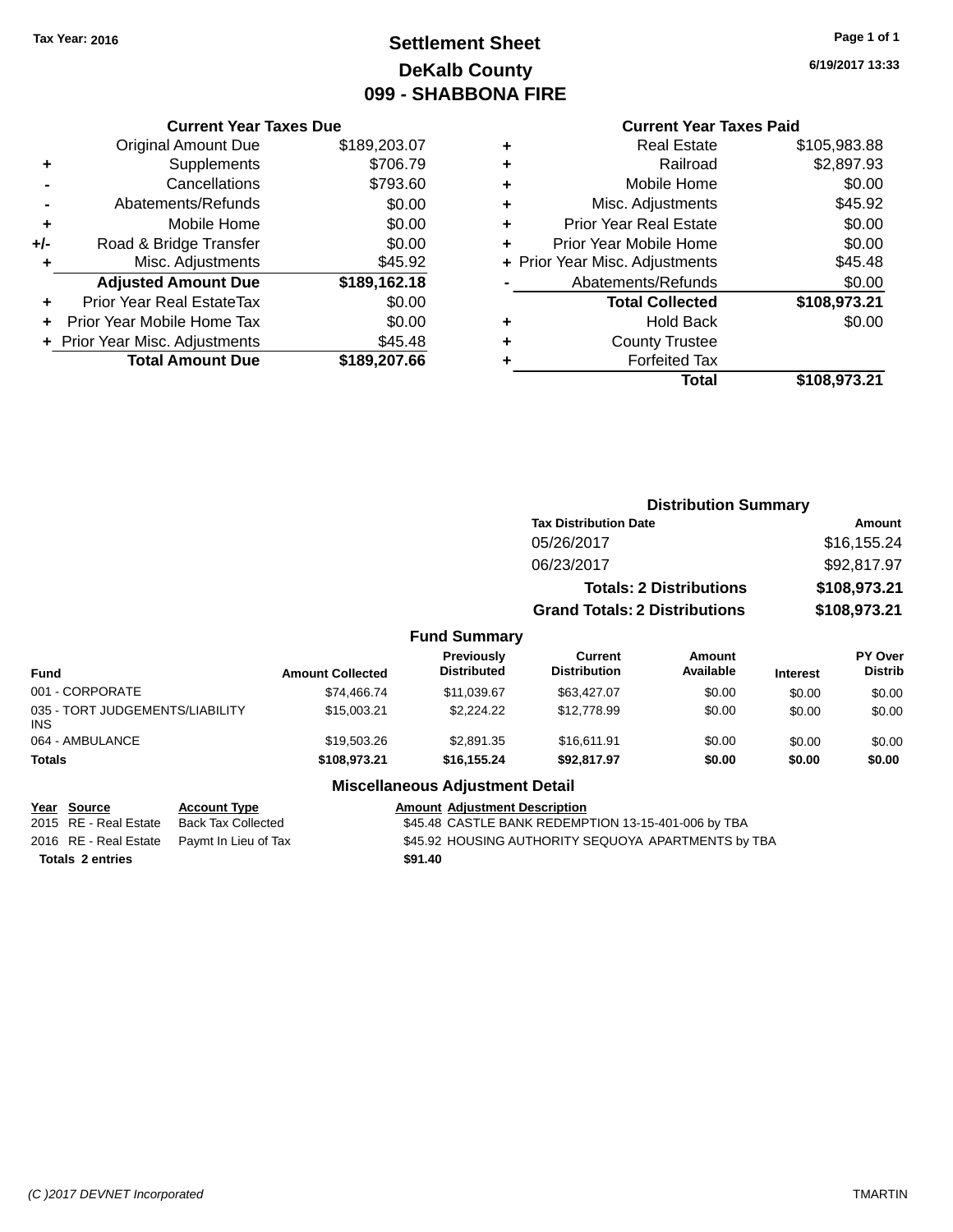Tax Year: 2016

# Settlement Sheet
## DeKalb County
## 099 - SHABBONA FIRE

6/19/2017 13:33

### Current Year Taxes Due

| | | |
|---|---|---|
| | Original Amount Due | $189,203.07 |
| + | Supplements | $706.79 |
| - | Cancellations | $793.60 |
| - | Abatements/Refunds | $0.00 |
| + | Mobile Home | $0.00 |
| +/- | Road & Bridge Transfer | $0.00 |
| + | Misc. Adjustments | $45.92 |
| | **Adjusted Amount Due** | **$189,162.18** |
| + | Prior Year Real EstateTax | $0.00 |
| + | Prior Year Mobile Home Tax | $0.00 |
| + | Prior Year Misc. Adjustments | $45.48 |
| | **Total Amount Due** | **$189,207.66** |

### Current Year Taxes Paid

| | | |
|---|---|---|
| + | Real Estate | $105,983.88 |
| + | Railroad | $2,897.93 |
| + | Mobile Home | $0.00 |
| + | Misc. Adjustments | $45.92 |
| + | Prior Year Real Estate | $0.00 |
| + | Prior Year Mobile Home | $0.00 |
| + | Prior Year Misc. Adjustments | $45.48 |
| - | Abatements/Refunds | $0.00 |
| | **Total Collected** | **$108,973.21** |
| + | Hold Back | $0.00 |
| + | County Trustee | |
| + | Forfeited Tax | |
| | **Total** | **$108,973.21** |

### Distribution Summary

| Tax Distribution Date | Amount |
|---|---|
| 05/26/2017 | $16,155.24 |
| 06/23/2017 | $92,817.97 |
| **Totals: 2 Distributions** | **$108,973.21** |
| **Grand Totals: 2 Distributions** | **$108,973.21** |

### Fund Summary

| Fund | Amount Collected | Previously Distributed | Current Distribution | Amount Available | Interest | PY Over Distrib |
|---|---|---|---|---|---|---|
| 001 - CORPORATE | $74,466.74 | $11,039.67 | $63,427.07 | $0.00 | $0.00 | $0.00 |
| 035 - TORT JUDGEMENTS/LIABILITY INS | $15,003.21 | $2,224.22 | $12,778.99 | $0.00 | $0.00 | $0.00 |
| 064 - AMBULANCE | $19,503.26 | $2,891.35 | $16,611.91 | $0.00 | $0.00 | $0.00 |
| **Totals** | **$108,973.21** | **$16,155.24** | **$92,817.97** | **$0.00** | **$0.00** | **$0.00** |

### Miscellaneous Adjustment Detail

| Year | Source | Account Type | Amount | Adjustment Description |
|---|---|---|---|---|
| 2015 | RE - Real Estate | Back Tax Collected | $45.48 | CASTLE BANK REDEMPTION 13-15-401-006 by TBA |
| 2016 | RE - Real Estate | Paymt In Lieu of Tax | $45.92 | HOUSING AUTHORITY SEQUOYA APARTMENTS by TBA |
| **Totals 2 entries** | | | **$91.40** | |

(C )2017 DEVNET Incorporated TMARTIN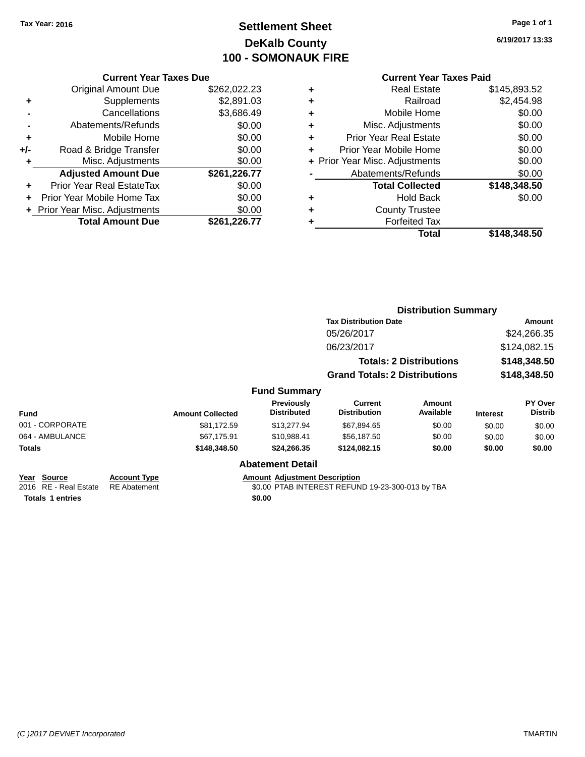Tax Year: 2016

# Settlement Sheet
## DeKalb County
## 100 - SOMONAUK FIRE

6/19/2017 13:33

### Current Year Taxes Due

| | | |
|---|---|---|
| | Original Amount Due | $262,022.23 |
| + | Supplements | $2,891.03 |
| - | Cancellations | $3,686.49 |
| - | Abatements/Refunds | $0.00 |
| + | Mobile Home | $0.00 |
| +/- | Road & Bridge Transfer | $0.00 |
| + | Misc. Adjustments | $0.00 |
| | **Adjusted Amount Due** | **$261,226.77** |
| + | Prior Year Real EstateTax | $0.00 |
| + | Prior Year Mobile Home Tax | $0.00 |
| + | Prior Year Misc. Adjustments | $0.00 |
| | **Total Amount Due** | **$261,226.77** |

### Current Year Taxes Paid

| | | |
|---|---|---|
| + | Real Estate | $145,893.52 |
| + | Railroad | $2,454.98 |
| + | Mobile Home | $0.00 |
| + | Misc. Adjustments | $0.00 |
| + | Prior Year Real Estate | $0.00 |
| + | Prior Year Mobile Home | $0.00 |
| + | Prior Year Misc. Adjustments | $0.00 |
| - | Abatements/Refunds | $0.00 |
| | **Total Collected** | **$148,348.50** |
| + | Hold Back | $0.00 |
| + | County Trustee | |
| + | Forfeited Tax | |
| | **Total** | **$148,348.50** |

### Distribution Summary

| Tax Distribution Date | Amount |
|---|---|
| 05/26/2017 | $24,266.35 |
| 06/23/2017 | $124,082.15 |
| **Totals: 2 Distributions** | **$148,348.50** |
| **Grand Totals: 2 Distributions** | **$148,348.50** |

### Fund Summary

| Fund | Amount Collected | Previously Distributed | Current Distribution | Amount Available | Interest | PY Over Distrib |
|---|---|---|---|---|---|---|
| 001 - CORPORATE | $81,172.59 | $13,277.94 | $67,894.65 | $0.00 | $0.00 | $0.00 |
| 064 - AMBULANCE | $67,175.91 | $10,988.41 | $56,187.50 | $0.00 | $0.00 | $0.00 |
| **Totals** | **$148,348.50** | **$24,266.35** | **$124,082.15** | **$0.00** | **$0.00** | **$0.00** |

### Abatement Detail

| Year | Source | Account Type | Amount | Adjustment Description |
|---|---|---|---|---|
| 2016 | RE - Real Estate | RE Abatement | $0.00 | PTAB INTEREST REFUND 19-23-300-013 by TBA |
| **Totals** | **1 entries** | | **$0.00** | |

(C )2017 DEVNET Incorporated — TMARTIN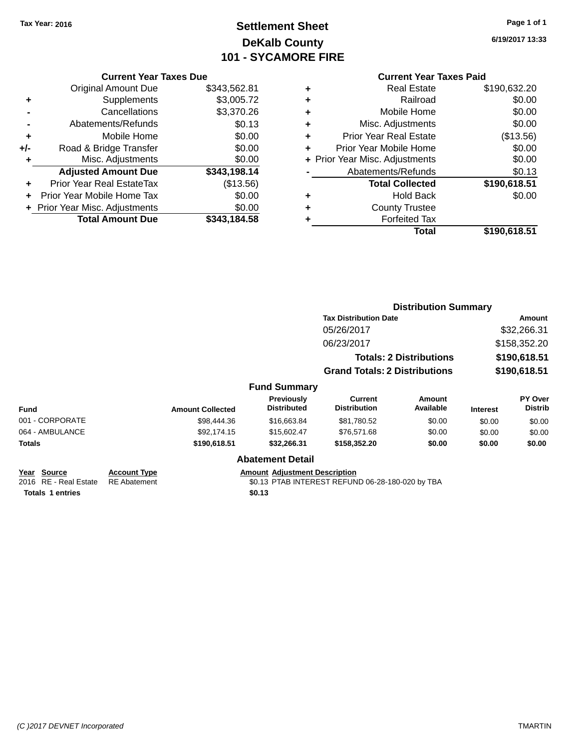Tax Year: 2016

# Settlement Sheet
## DeKalb County
## 101 - SYCAMORE FIRE

6/19/2017 13:33

### Current Year Taxes Due

| | | |
|---|---|---|
| | Original Amount Due | $343,562.81 |
| + | Supplements | $3,005.72 |
| - | Cancellations | $3,370.26 |
| - | Abatements/Refunds | $0.13 |
| + | Mobile Home | $0.00 |
| +/- | Road & Bridge Transfer | $0.00 |
| + | Misc. Adjustments | $0.00 |
| | **Adjusted Amount Due** | **$343,198.14** |
| + | Prior Year Real EstateTax | ($13.56) |
| + | Prior Year Mobile Home Tax | $0.00 |
| + | Prior Year Misc. Adjustments | $0.00 |
| | **Total Amount Due** | **$343,184.58** |

### Current Year Taxes Paid

| | | |
|---|---|---|
| + | Real Estate | $190,632.20 |
| + | Railroad | $0.00 |
| + | Mobile Home | $0.00 |
| + | Misc. Adjustments | $0.00 |
| + | Prior Year Real Estate | ($13.56) |
| + | Prior Year Mobile Home | $0.00 |
| + | Prior Year Misc. Adjustments | $0.00 |
| - | Abatements/Refunds | $0.13 |
| | **Total Collected** | **$190,618.51** |
| + | Hold Back | $0.00 |
| + | County Trustee | |
| + | Forfeited Tax | |
| | **Total** | **$190,618.51** |

### Distribution Summary

| Tax Distribution Date | Amount |
|---|---|
| 05/26/2017 | $32,266.31 |
| 06/23/2017 | $158,352.20 |
| **Totals: 2 Distributions** | **$190,618.51** |
| **Grand Totals: 2 Distributions** | **$190,618.51** |

### Fund Summary

| Fund | Amount Collected | Previously Distributed | Current Distribution | Amount Available | Interest | PY Over Distrib |
|---|---|---|---|---|---|---|
| 001 - CORPORATE | $98,444.36 | $16,663.84 | $81,780.52 | $0.00 | $0.00 | $0.00 |
| 064 - AMBULANCE | $92,174.15 | $15,602.47 | $76,571.68 | $0.00 | $0.00 | $0.00 |
| **Totals** | **$190,618.51** | **$32,266.31** | **$158,352.20** | **$0.00** | **$0.00** | **$0.00** |

### Abatement Detail

| Year | Source | Account Type | Amount | Adjustment Description |
|---|---|---|---|---|
| 2016 | RE - Real Estate | RE Abatement | $0.13 | PTAB INTEREST REFUND 06-28-180-020 by TBA |
| **Totals 1 entries** | | | **$0.13** | |

(C )2017 DEVNET Incorporated

TMARTIN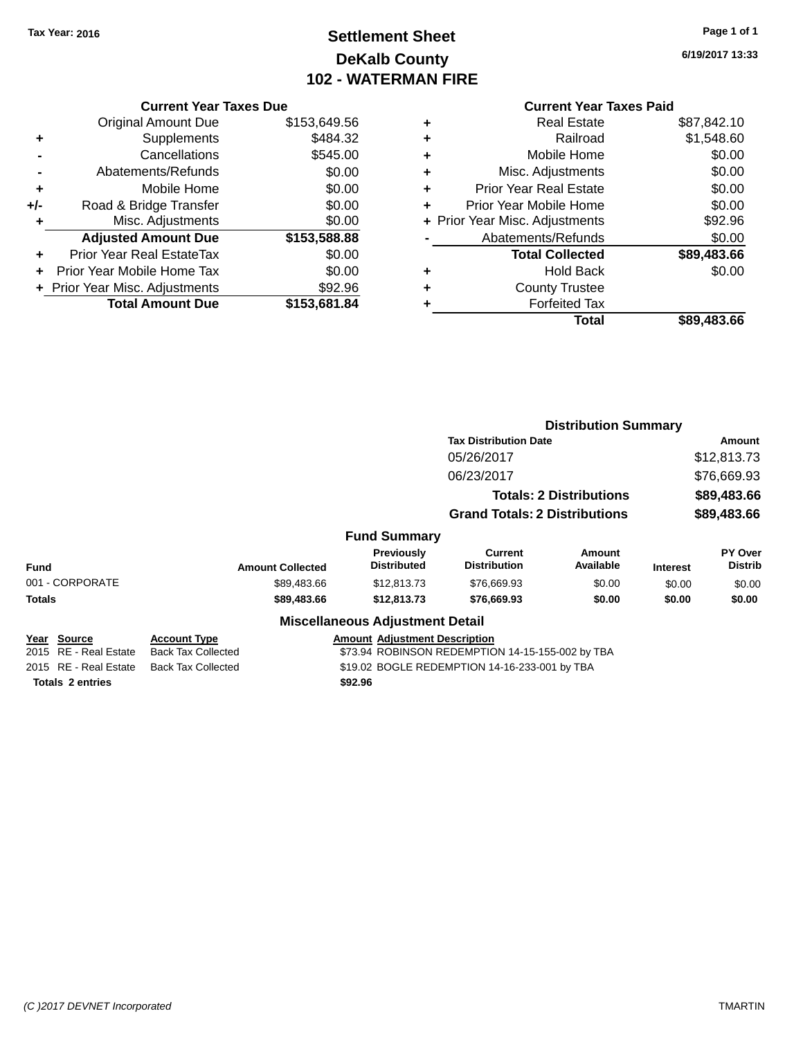Tax Year: 2016

# Settlement Sheet
## DeKalb County
## 102 - WATERMAN FIRE

6/19/2017 13:33

### Current Year Taxes Due

| | | |
|---|---|---|
| | Original Amount Due | $153,649.56 |
| + | Supplements | $484.32 |
| - | Cancellations | $545.00 |
| - | Abatements/Refunds | $0.00 |
| + | Mobile Home | $0.00 |
| +/- | Road & Bridge Transfer | $0.00 |
| + | Misc. Adjustments | $0.00 |
| | **Adjusted Amount Due** | **$153,588.88** |
| + | Prior Year Real EstateTax | $0.00 |
| + | Prior Year Mobile Home Tax | $0.00 |
| + | Prior Year Misc. Adjustments | $92.96 |
| | **Total Amount Due** | **$153,681.84** |

### Current Year Taxes Paid

| | | |
|---|---|---|
| + | Real Estate | $87,842.10 |
| + | Railroad | $1,548.60 |
| + | Mobile Home | $0.00 |
| + | Misc. Adjustments | $0.00 |
| + | Prior Year Real Estate | $0.00 |
| + | Prior Year Mobile Home | $0.00 |
| + | Prior Year Misc. Adjustments | $92.96 |
| - | Abatements/Refunds | $0.00 |
| | **Total Collected** | **$89,483.66** |
| + | Hold Back | $0.00 |
| + | County Trustee | |
| + | Forfeited Tax | |
| | **Total** | **$89,483.66** |

### Distribution Summary

| Tax Distribution Date | Amount |
|---|---|
| 05/26/2017 | $12,813.73 |
| 06/23/2017 | $76,669.93 |
| **Totals: 2 Distributions** | **$89,483.66** |
| **Grand Totals: 2 Distributions** | **$89,483.66** |

### Fund Summary

| Fund | Amount Collected | Previously Distributed | Current Distribution | Amount Available | Interest | PY Over Distrib |
|---|---|---|---|---|---|---|
| 001 - CORPORATE | $89,483.66 | $12,813.73 | $76,669.93 | $0.00 | $0.00 | $0.00 |
| **Totals** | **$89,483.66** | **$12,813.73** | **$76,669.93** | **$0.00** | **$0.00** | **$0.00** |

### Miscellaneous Adjustment Detail

| Year | Source | Account Type | Amount | Adjustment Description |
|---|---|---|---|---|
| 2015 | RE - Real Estate | Back Tax Collected | $73.94 | ROBINSON REDEMPTION 14-15-155-002 by TBA |
| 2015 | RE - Real Estate | Back Tax Collected | $19.02 | BOGLE REDEMPTION 14-16-233-001 by TBA |
| **Totals 2 entries** | | | **$92.96** | |

(C )2017 DEVNET Incorporated — TMARTIN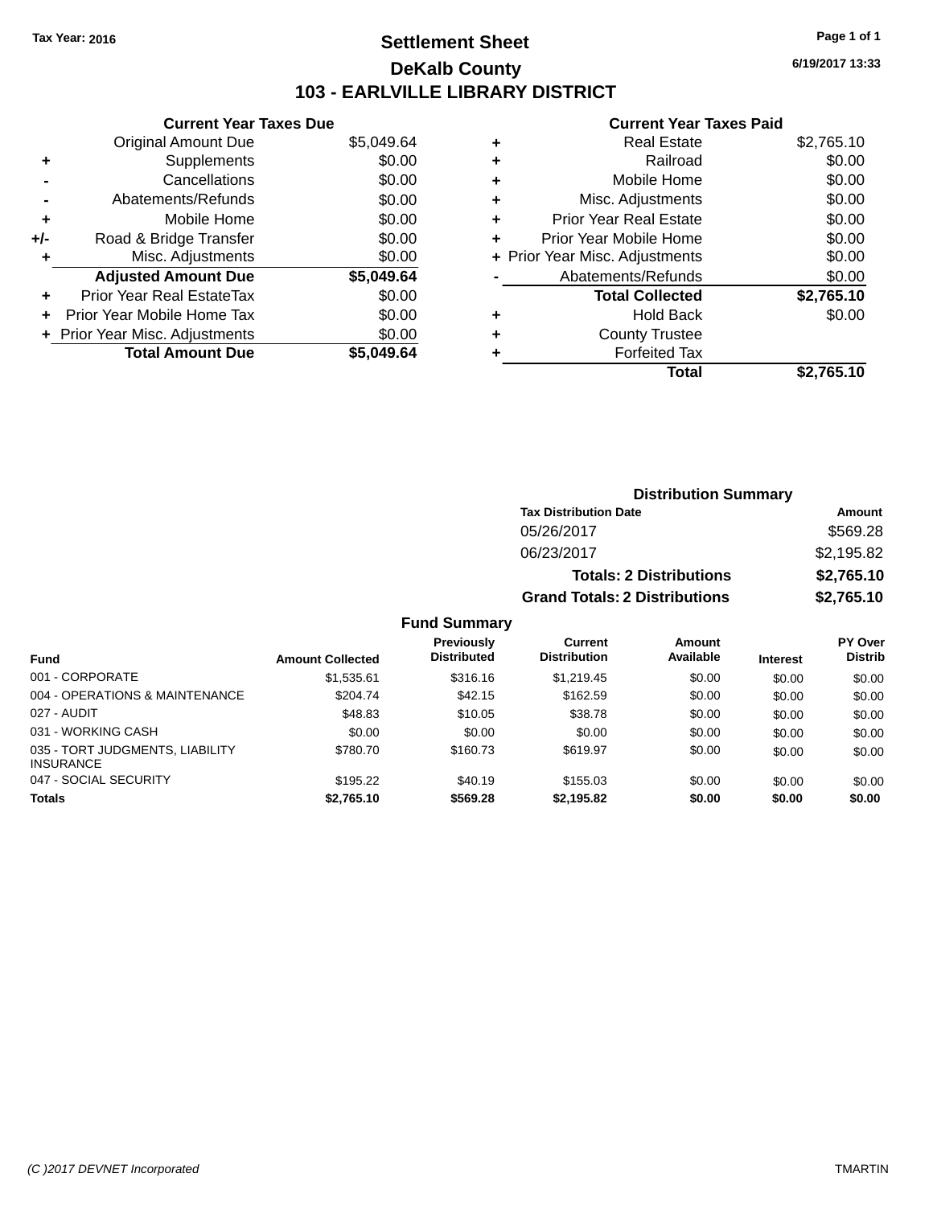Tax Year: 2016

# Settlement Sheet

## DeKalb County

## 103 - EARLVILLE LIBRARY DISTRICT

6/19/2017 13:33

### Current Year Taxes Due

| | | |
|---|---|---|
| | Original Amount Due | $5,049.64 |
| + | Supplements | $0.00 |
| - | Cancellations | $0.00 |
| - | Abatements/Refunds | $0.00 |
| + | Mobile Home | $0.00 |
| +/- | Road & Bridge Transfer | $0.00 |
| + | Misc. Adjustments | $0.00 |
| | **Adjusted Amount Due** | **$5,049.64** |
| + | Prior Year Real EstateTax | $0.00 |
| + | Prior Year Mobile Home Tax | $0.00 |
| + | Prior Year Misc. Adjustments | $0.00 |
| | **Total Amount Due** | **$5,049.64** |

### Current Year Taxes Paid

| | | |
|---|---|---|
| + | Real Estate | $2,765.10 |
| + | Railroad | $0.00 |
| + | Mobile Home | $0.00 |
| + | Misc. Adjustments | $0.00 |
| + | Prior Year Real Estate | $0.00 |
| + | Prior Year Mobile Home | $0.00 |
| + | Prior Year Misc. Adjustments | $0.00 |
| - | Abatements/Refunds | $0.00 |
| | **Total Collected** | **$2,765.10** |
| + | Hold Back | $0.00 |
| + | County Trustee | |
| + | Forfeited Tax | |
| | **Total** | **$2,765.10** |

### Distribution Summary

| Tax Distribution Date | Amount |
|---|---|
| 05/26/2017 | $569.28 |
| 06/23/2017 | $2,195.82 |
| **Totals: 2 Distributions** | **$2,765.10** |
| **Grand Totals: 2 Distributions** | **$2,765.10** |

### Fund Summary

| Fund | Amount Collected | Previously Distributed | Current Distribution | Amount Available | Interest | PY Over Distrib |
|---|---|---|---|---|---|---|
| 001 - CORPORATE | $1,535.61 | $316.16 | $1,219.45 | $0.00 | $0.00 | $0.00 |
| 004 - OPERATIONS & MAINTENANCE | $204.74 | $42.15 | $162.59 | $0.00 | $0.00 | $0.00 |
| 027 - AUDIT | $48.83 | $10.05 | $38.78 | $0.00 | $0.00 | $0.00 |
| 031 - WORKING CASH | $0.00 | $0.00 | $0.00 | $0.00 | $0.00 | $0.00 |
| 035 - TORT JUDGMENTS, LIABILITY INSURANCE | $780.70 | $160.73 | $619.97 | $0.00 | $0.00 | $0.00 |
| 047 - SOCIAL SECURITY | $195.22 | $40.19 | $155.03 | $0.00 | $0.00 | $0.00 |
| **Totals** | **$2,765.10** | **$569.28** | **$2,195.82** | **$0.00** | **$0.00** | **$0.00** |

(C )2017 DEVNET Incorporated TMARTIN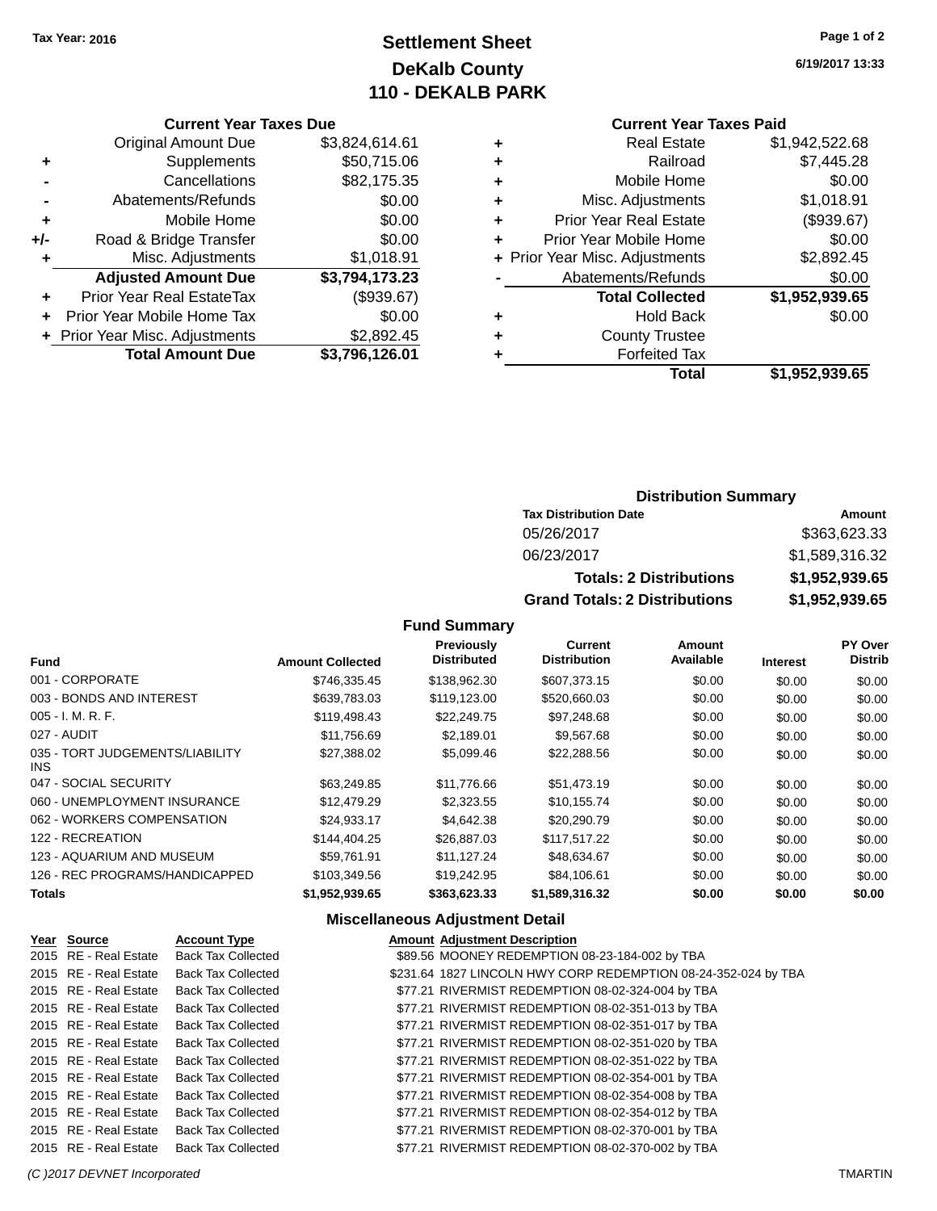**Tax Year: 2016**

# Settlement Sheet
## DeKalb County
## 110 - DEKALB PARK

6/19/2017 13:33

### Current Year Taxes Due

| | | |
|---|---|---|
| | Original Amount Due | $3,824,614.61 |
| + | Supplements | $50,715.06 |
| - | Cancellations | $82,175.35 |
| - | Abatements/Refunds | $0.00 |
| + | Mobile Home | $0.00 |
| +/- | Road & Bridge Transfer | $0.00 |
| + | Misc. Adjustments | $1,018.91 |
| | **Adjusted Amount Due** | **$3,794,173.23** |
| + | Prior Year Real EstateTax | ($939.67) |
| + | Prior Year Mobile Home Tax | $0.00 |
| + | Prior Year Misc. Adjustments | $2,892.45 |
| | **Total Amount Due** | **$3,796,126.01** |

### Current Year Taxes Paid

| | | |
|---|---|---|
| + | Real Estate | $1,942,522.68 |
| + | Railroad | $7,445.28 |
| + | Mobile Home | $0.00 |
| + | Misc. Adjustments | $1,018.91 |
| + | Prior Year Real Estate | ($939.67) |
| + | Prior Year Mobile Home | $0.00 |
| + | Prior Year Misc. Adjustments | $2,892.45 |
| - | Abatements/Refunds | $0.00 |
| | **Total Collected** | **$1,952,939.65** |
| + | Hold Back | $0.00 |
| + | County Trustee | |
| + | Forfeited Tax | |
| | **Total** | **$1,952,939.65** |

### Distribution Summary

| Tax Distribution Date | Amount |
|---|---|
| 05/26/2017 | $363,623.33 |
| 06/23/2017 | $1,589,316.32 |
| **Totals: 2 Distributions** | **$1,952,939.65** |
| **Grand Totals: 2 Distributions** | **$1,952,939.65** |

### Fund Summary

| Fund | Amount Collected | Previously Distributed | Current Distribution | Amount Available | Interest | PY Over Distrib |
|---|---|---|---|---|---|---|
| 001 - CORPORATE | $746,335.45 | $138,962.30 | $607,373.15 | $0.00 | $0.00 | $0.00 |
| 003 - BONDS AND INTEREST | $639,783.03 | $119,123.00 | $520,660.03 | $0.00 | $0.00 | $0.00 |
| 005 - I. M. R. F. | $119,498.43 | $22,249.75 | $97,248.68 | $0.00 | $0.00 | $0.00 |
| 027 - AUDIT | $11,756.69 | $2,189.01 | $9,567.68 | $0.00 | $0.00 | $0.00 |
| 035 - TORT JUDGEMENTS/LIABILITY INS | $27,388.02 | $5,099.46 | $22,288.56 | $0.00 | $0.00 | $0.00 |
| 047 - SOCIAL SECURITY | $63,249.85 | $11,776.66 | $51,473.19 | $0.00 | $0.00 | $0.00 |
| 060 - UNEMPLOYMENT INSURANCE | $12,479.29 | $2,323.55 | $10,155.74 | $0.00 | $0.00 | $0.00 |
| 062 - WORKERS COMPENSATION | $24,933.17 | $4,642.38 | $20,290.79 | $0.00 | $0.00 | $0.00 |
| 122 - RECREATION | $144,404.25 | $26,887.03 | $117,517.22 | $0.00 | $0.00 | $0.00 |
| 123 - AQUARIUM AND MUSEUM | $59,761.91 | $11,127.24 | $48,634.67 | $0.00 | $0.00 | $0.00 |
| 126 - REC PROGRAMS/HANDICAPPED | $103,349.56 | $19,242.95 | $84,106.61 | $0.00 | $0.00 | $0.00 |
| **Totals** | **$1,952,939.65** | **$363,623.33** | **$1,589,316.32** | **$0.00** | **$0.00** | **$0.00** |

### Miscellaneous Adjustment Detail

| Year | Source | Account Type | Amount | Adjustment Description |
|---|---|---|---|---|
| 2015 | RE - Real Estate | Back Tax Collected | $89.56 | MOONEY REDEMPTION 08-23-184-002 by TBA |
| 2015 | RE - Real Estate | Back Tax Collected | $231.64 | 1827 LINCOLN HWY CORP REDEMPTION 08-24-352-024 by TBA |
| 2015 | RE - Real Estate | Back Tax Collected | $77.21 | RIVERMIST REDEMPTION 08-02-324-004 by TBA |
| 2015 | RE - Real Estate | Back Tax Collected | $77.21 | RIVERMIST REDEMPTION 08-02-351-013 by TBA |
| 2015 | RE - Real Estate | Back Tax Collected | $77.21 | RIVERMIST REDEMPTION 08-02-351-017 by TBA |
| 2015 | RE - Real Estate | Back Tax Collected | $77.21 | RIVERMIST REDEMPTION 08-02-351-020 by TBA |
| 2015 | RE - Real Estate | Back Tax Collected | $77.21 | RIVERMIST REDEMPTION 08-02-351-022 by TBA |
| 2015 | RE - Real Estate | Back Tax Collected | $77.21 | RIVERMIST REDEMPTION 08-02-354-001 by TBA |
| 2015 | RE - Real Estate | Back Tax Collected | $77.21 | RIVERMIST REDEMPTION 08-02-354-008 by TBA |
| 2015 | RE - Real Estate | Back Tax Collected | $77.21 | RIVERMIST REDEMPTION 08-02-354-012 by TBA |
| 2015 | RE - Real Estate | Back Tax Collected | $77.21 | RIVERMIST REDEMPTION 08-02-370-001 by TBA |
| 2015 | RE - Real Estate | Back Tax Collected | $77.21 | RIVERMIST REDEMPTION 08-02-370-002 by TBA |

*(C )2017 DEVNET Incorporated* TMARTIN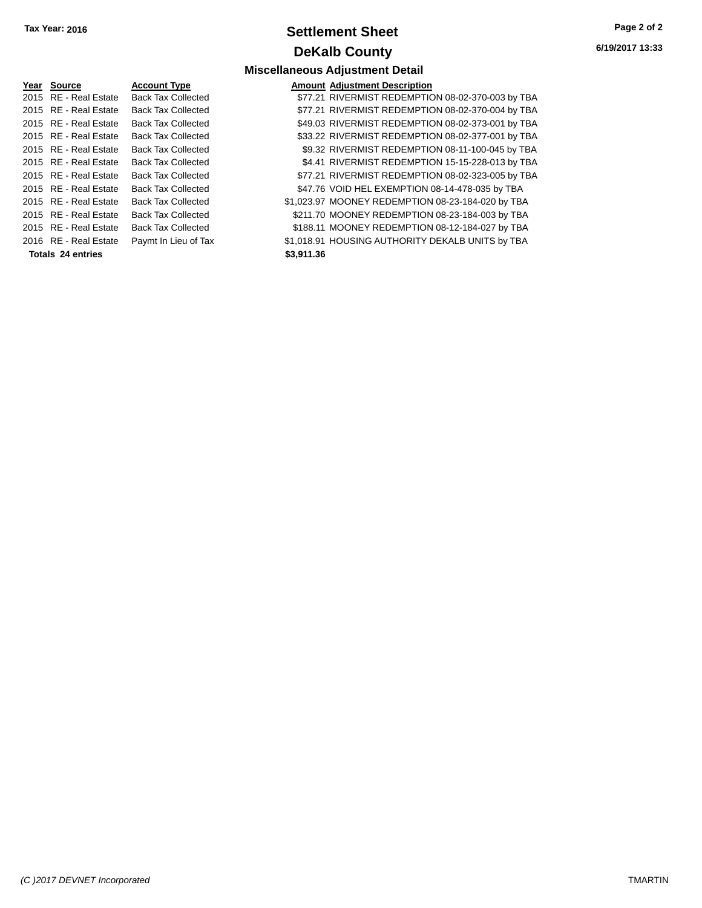Tax Year: 2016

# Settlement Sheet

## DeKalb County

### Miscellaneous Adjustment Detail

| Year | Source | Account Type | Amount | Adjustment Description |
|---|---|---|---|---|
| 2015 | RE - Real Estate | Back Tax Collected | $77.21 | RIVERMIST REDEMPTION 08-02-370-003 by TBA |
| 2015 | RE - Real Estate | Back Tax Collected | $77.21 | RIVERMIST REDEMPTION 08-02-370-004 by TBA |
| 2015 | RE - Real Estate | Back Tax Collected | $49.03 | RIVERMIST REDEMPTION 08-02-373-001 by TBA |
| 2015 | RE - Real Estate | Back Tax Collected | $33.22 | RIVERMIST REDEMPTION 08-02-377-001 by TBA |
| 2015 | RE - Real Estate | Back Tax Collected | $9.32 | RIVERMIST REDEMPTION 08-11-100-045 by TBA |
| 2015 | RE - Real Estate | Back Tax Collected | $4.41 | RIVERMIST REDEMPTION 15-15-228-013 by TBA |
| 2015 | RE - Real Estate | Back Tax Collected | $77.21 | RIVERMIST REDEMPTION 08-02-323-005 by TBA |
| 2015 | RE - Real Estate | Back Tax Collected | $47.76 | VOID HEL EXEMPTION 08-14-478-035 by TBA |
| 2015 | RE - Real Estate | Back Tax Collected | $1,023.97 | MOONEY REDEMPTION 08-23-184-020 by TBA |
| 2015 | RE - Real Estate | Back Tax Collected | $211.70 | MOONEY REDEMPTION 08-23-184-003 by TBA |
| 2015 | RE - Real Estate | Back Tax Collected | $188.11 | MOONEY REDEMPTION 08-12-184-027 by TBA |
| 2016 | RE - Real Estate | Paymt In Lieu of Tax | $1,018.91 | HOUSING AUTHORITY DEKALB UNITS by TBA |
| **Totals 24 entries** | | | **$3,911.36** | |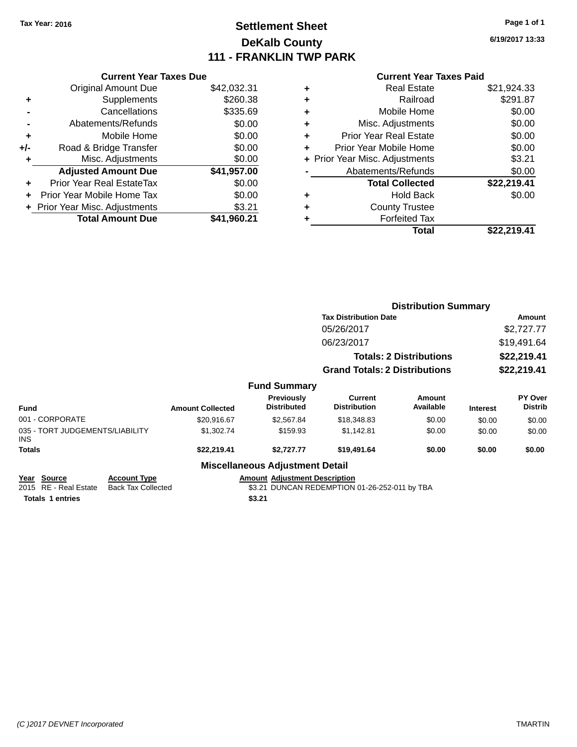Tax Year: 2016

# Settlement Sheet
## DeKalb County
## 111 - FRANKLIN TWP PARK

6/19/2017 13:33

### Current Year Taxes Due

| | | |
|---|---|---|
| | Original Amount Due | $42,032.31 |
| + | Supplements | $260.38 |
| - | Cancellations | $335.69 |
| - | Abatements/Refunds | $0.00 |
| + | Mobile Home | $0.00 |
| +/- | Road & Bridge Transfer | $0.00 |
| + | Misc. Adjustments | $0.00 |
| | **Adjusted Amount Due** | **$41,957.00** |
| + | Prior Year Real EstateTax | $0.00 |
| + | Prior Year Mobile Home Tax | $0.00 |
| + | Prior Year Misc. Adjustments | $3.21 |
| | **Total Amount Due** | **$41,960.21** |

### Current Year Taxes Paid

| | | |
|---|---|---|
| + | Real Estate | $21,924.33 |
| + | Railroad | $291.87 |
| + | Mobile Home | $0.00 |
| + | Misc. Adjustments | $0.00 |
| + | Prior Year Real Estate | $0.00 |
| + | Prior Year Mobile Home | $0.00 |
| + | Prior Year Misc. Adjustments | $3.21 |
| - | Abatements/Refunds | $0.00 |
| | **Total Collected** | **$22,219.41** |
| + | Hold Back | $0.00 |
| + | County Trustee | |
| + | Forfeited Tax | |
| | **Total** | **$22,219.41** |

### Distribution Summary

| Tax Distribution Date | Amount |
|---|---|
| 05/26/2017 | $2,727.77 |
| 06/23/2017 | $19,491.64 |
| **Totals: 2 Distributions** | **$22,219.41** |
| **Grand Totals: 2 Distributions** | **$22,219.41** |

### Fund Summary

| Fund | Amount Collected | Previously Distributed | Current Distribution | Amount Available | Interest | PY Over Distrib |
|---|---|---|---|---|---|---|
| 001 - CORPORATE | $20,916.67 | $2,567.84 | $18,348.83 | $0.00 | $0.00 | $0.00 |
| 035 - TORT JUDGEMENTS/LIABILITY INS | $1,302.74 | $159.93 | $1,142.81 | $0.00 | $0.00 | $0.00 |
| **Totals** | **$22,219.41** | **$2,727.77** | **$19,491.64** | **$0.00** | **$0.00** | **$0.00** |

### Miscellaneous Adjustment Detail

| Year | Source | Account Type | Amount | Adjustment Description |
|---|---|---|---|---|
| 2015 | RE - Real Estate | Back Tax Collected | $3.21 | DUNCAN REDEMPTION 01-26-252-011 by TBA |
| **Totals** | **1 entries** | | **$3.21** | |

(C )2017 DEVNET Incorporated TMARTIN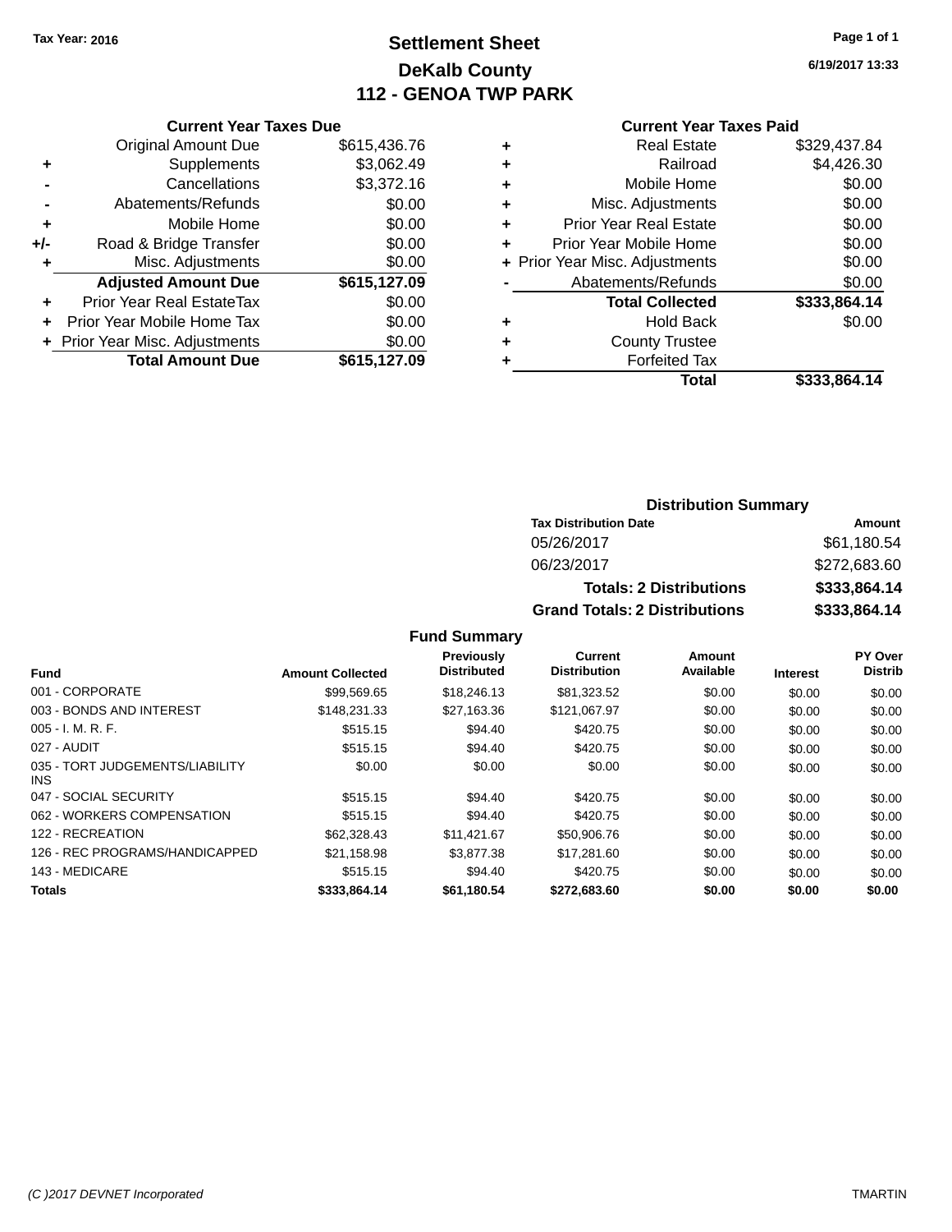Tax Year: 2016

# Settlement Sheet
## DeKalb County
## 112 - GENOA TWP PARK

6/19/2017 13:33

### Current Year Taxes Due

| | | |
|---|---|---|
| | Original Amount Due | $615,436.76 |
| + | Supplements | $3,062.49 |
| - | Cancellations | $3,372.16 |
| - | Abatements/Refunds | $0.00 |
| + | Mobile Home | $0.00 |
| +/- | Road & Bridge Transfer | $0.00 |
| + | Misc. Adjustments | $0.00 |
| | **Adjusted Amount Due** | **$615,127.09** |
| + | Prior Year Real EstateTax | $0.00 |
| + | Prior Year Mobile Home Tax | $0.00 |
| + | Prior Year Misc. Adjustments | $0.00 |
| | **Total Amount Due** | **$615,127.09** |

### Current Year Taxes Paid

| | | |
|---|---|---|
| + | Real Estate | $329,437.84 |
| + | Railroad | $4,426.30 |
| + | Mobile Home | $0.00 |
| + | Misc. Adjustments | $0.00 |
| + | Prior Year Real Estate | $0.00 |
| + | Prior Year Mobile Home | $0.00 |
| + | Prior Year Misc. Adjustments | $0.00 |
| - | Abatements/Refunds | $0.00 |
| | **Total Collected** | **$333,864.14** |
| + | Hold Back | $0.00 |
| + | County Trustee | |
| + | Forfeited Tax | |
| | **Total** | **$333,864.14** |

### Distribution Summary

| Tax Distribution Date | Amount |
|---|---|
| 05/26/2017 | $61,180.54 |
| 06/23/2017 | $272,683.60 |
| **Totals: 2 Distributions** | **$333,864.14** |
| **Grand Totals: 2 Distributions** | **$333,864.14** |

### Fund Summary

| Fund | Amount Collected | Previously Distributed | Current Distribution | Amount Available | Interest | PY Over Distrib |
|---|---|---|---|---|---|---|
| 001 - CORPORATE | $99,569.65 | $18,246.13 | $81,323.52 | $0.00 | $0.00 | $0.00 |
| 003 - BONDS AND INTEREST | $148,231.33 | $27,163.36 | $121,067.97 | $0.00 | $0.00 | $0.00 |
| 005 - I. M. R. F. | $515.15 | $94.40 | $420.75 | $0.00 | $0.00 | $0.00 |
| 027 - AUDIT | $515.15 | $94.40 | $420.75 | $0.00 | $0.00 | $0.00 |
| 035 - TORT JUDGEMENTS/LIABILITY INS | $0.00 | $0.00 | $0.00 | $0.00 | $0.00 | $0.00 |
| 047 - SOCIAL SECURITY | $515.15 | $94.40 | $420.75 | $0.00 | $0.00 | $0.00 |
| 062 - WORKERS COMPENSATION | $515.15 | $94.40 | $420.75 | $0.00 | $0.00 | $0.00 |
| 122 - RECREATION | $62,328.43 | $11,421.67 | $50,906.76 | $0.00 | $0.00 | $0.00 |
| 126 - REC PROGRAMS/HANDICAPPED | $21,158.98 | $3,877.38 | $17,281.60 | $0.00 | $0.00 | $0.00 |
| 143 - MEDICARE | $515.15 | $94.40 | $420.75 | $0.00 | $0.00 | $0.00 |
| **Totals** | **$333,864.14** | **$61,180.54** | **$272,683.60** | **$0.00** | **$0.00** | **$0.00** |

(C )2017 DEVNET Incorporated TMARTIN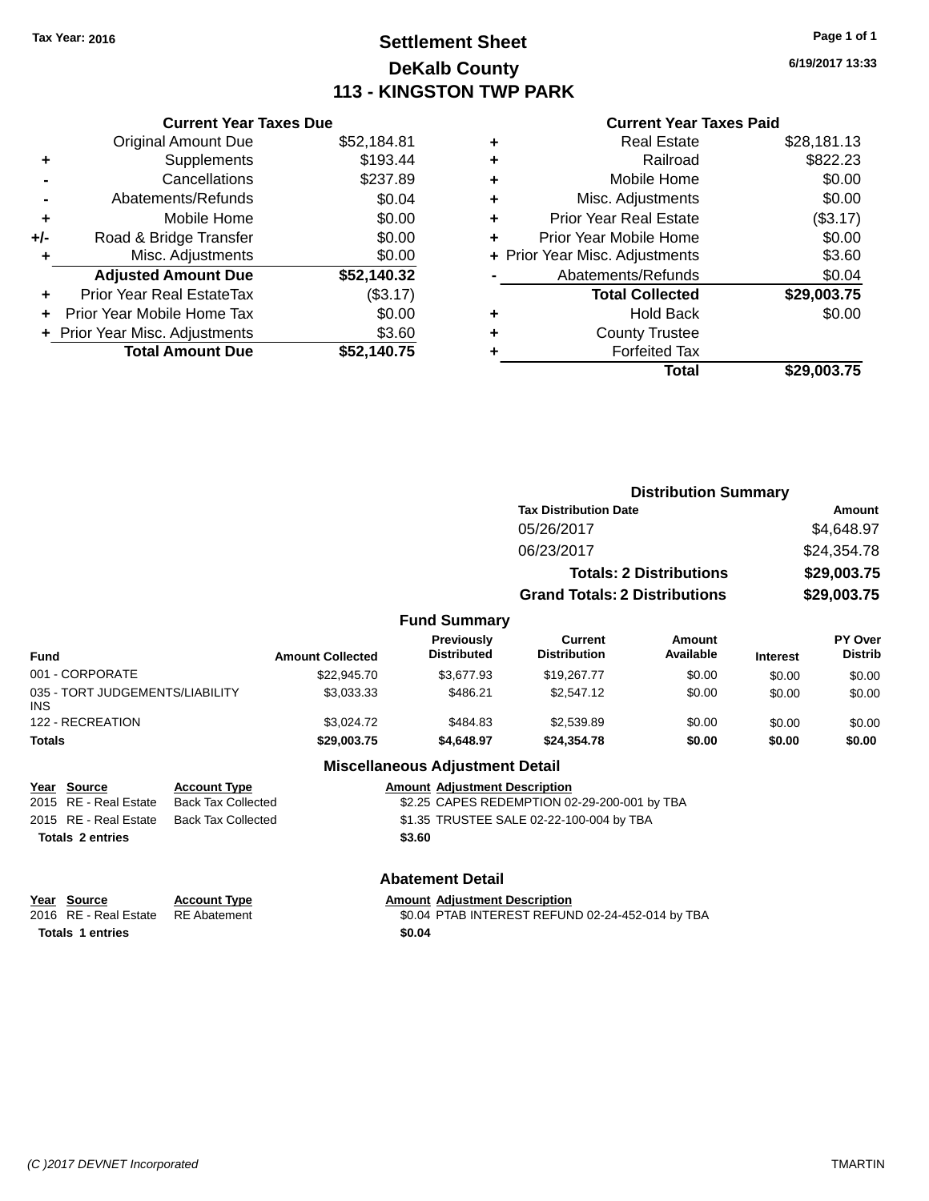Tax Year: 2016

# Settlement Sheet
## DeKalb County
## 113 - KINGSTON TWP PARK

6/19/2017 13:33

### Current Year Taxes Due

| | | |
|---|---|---|
| | Original Amount Due | $52,184.81 |
| + | Supplements | $193.44 |
| - | Cancellations | $237.89 |
| - | Abatements/Refunds | $0.04 |
| + | Mobile Home | $0.00 |
| +/- | Road & Bridge Transfer | $0.00 |
| + | Misc. Adjustments | $0.00 |
| | **Adjusted Amount Due** | **$52,140.32** |
| + | Prior Year Real EstateTax | ($3.17) |
| + | Prior Year Mobile Home Tax | $0.00 |
| + | Prior Year Misc. Adjustments | $3.60 |
| | **Total Amount Due** | **$52,140.75** |

### Current Year Taxes Paid

| | | |
|---|---|---|
| + | Real Estate | $28,181.13 |
| + | Railroad | $822.23 |
| + | Mobile Home | $0.00 |
| + | Misc. Adjustments | $0.00 |
| + | Prior Year Real Estate | ($3.17) |
| + | Prior Year Mobile Home | $0.00 |
| + | Prior Year Misc. Adjustments | $3.60 |
| - | Abatements/Refunds | $0.04 |
| | **Total Collected** | **$29,003.75** |
| + | Hold Back | $0.00 |
| + | County Trustee | |
| + | Forfeited Tax | |
| | **Total** | **$29,003.75** |

### Distribution Summary

| Tax Distribution Date | Amount |
|---|---|
| 05/26/2017 | $4,648.97 |
| 06/23/2017 | $24,354.78 |
| **Totals: 2 Distributions** | **$29,003.75** |
| **Grand Totals: 2 Distributions** | **$29,003.75** |

### Fund Summary

| Fund | Amount Collected | Previously Distributed | Current Distribution | Amount Available | Interest | PY Over Distrib |
|---|---|---|---|---|---|---|
| 001 - CORPORATE | $22,945.70 | $3,677.93 | $19,267.77 | $0.00 | $0.00 | $0.00 |
| 035 - TORT JUDGEMENTS/LIABILITY INS | $3,033.33 | $486.21 | $2,547.12 | $0.00 | $0.00 | $0.00 |
| 122 - RECREATION | $3,024.72 | $484.83 | $2,539.89 | $0.00 | $0.00 | $0.00 |
| **Totals** | **$29,003.75** | **$4,648.97** | **$24,354.78** | **$0.00** | **$0.00** | **$0.00** |

### Miscellaneous Adjustment Detail

| Year | Source | Account Type | Amount | Adjustment Description |
|---|---|---|---|---|
| 2015 | RE - Real Estate | Back Tax Collected | $2.25 | CAPES REDEMPTION 02-29-200-001 by TBA |
| 2015 | RE - Real Estate | Back Tax Collected | $1.35 | TRUSTEE SALE 02-22-100-004 by TBA |
| **Totals 2 entries** | | | **$3.60** | |

### Abatement Detail

| Year | Source | Account Type | Amount | Adjustment Description |
|---|---|---|---|---|
| 2016 | RE - Real Estate | RE Abatement | $0.04 | PTAB INTEREST REFUND 02-24-452-014 by TBA |
| **Totals 1 entries** | | | **$0.04** | |

(C )2017 DEVNET Incorporated TMARTIN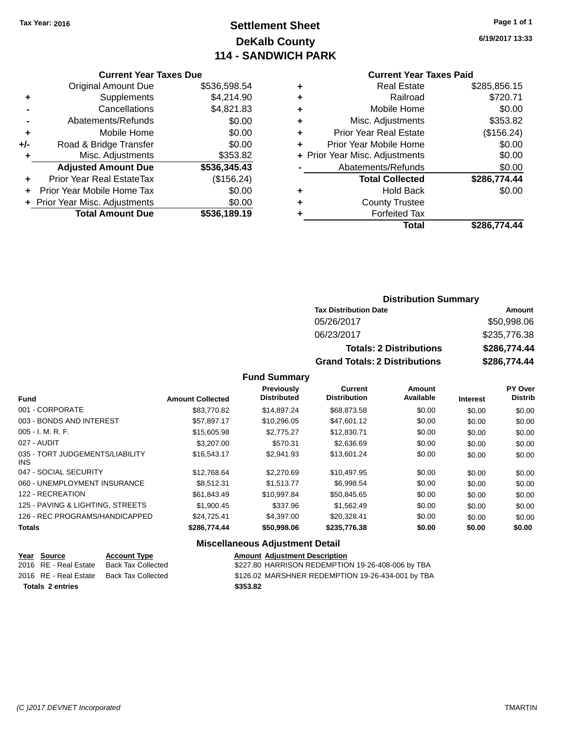Tax Year: 2016

# Settlement Sheet
## DeKalb County
## 114 - SANDWICH PARK

6/19/2017 13:33

### Current Year Taxes Due

| | | |
|---|---|---|
| | Original Amount Due | $536,598.54 |
| + | Supplements | $4,214.90 |
| - | Cancellations | $4,821.83 |
| - | Abatements/Refunds | $0.00 |
| + | Mobile Home | $0.00 |
| +/- | Road & Bridge Transfer | $0.00 |
| + | Misc. Adjustments | $353.82 |
| | **Adjusted Amount Due** | **$536,345.43** |
| + | Prior Year Real EstateTax | ($156.24) |
| + | Prior Year Mobile Home Tax | $0.00 |
| + | Prior Year Misc. Adjustments | $0.00 |
| | **Total Amount Due** | **$536,189.19** |

### Current Year Taxes Paid

| | | |
|---|---|---|
| + | Real Estate | $285,856.15 |
| + | Railroad | $720.71 |
| + | Mobile Home | $0.00 |
| + | Misc. Adjustments | $353.82 |
| + | Prior Year Real Estate | ($156.24) |
| + | Prior Year Mobile Home | $0.00 |
| + | Prior Year Misc. Adjustments | $0.00 |
| - | Abatements/Refunds | $0.00 |
| | **Total Collected** | **$286,774.44** |
| + | Hold Back | $0.00 |
| + | County Trustee | |
| + | Forfeited Tax | |
| | **Total** | **$286,774.44** |

### Distribution Summary

| Tax Distribution Date | Amount |
|---|---|
| 05/26/2017 | $50,998.06 |
| 06/23/2017 | $235,776.38 |
| **Totals: 2 Distributions** | **$286,774.44** |
| **Grand Totals: 2 Distributions** | **$286,774.44** |

### Fund Summary

| Fund | Amount Collected | Previously Distributed | Current Distribution | Amount Available | Interest | PY Over Distrib |
|---|---|---|---|---|---|---|
| 001 - CORPORATE | $83,770.82 | $14,897.24 | $68,873.58 | $0.00 | $0.00 | $0.00 |
| 003 - BONDS AND INTEREST | $57,897.17 | $10,296.05 | $47,601.12 | $0.00 | $0.00 | $0.00 |
| 005 - I. M. R. F. | $15,605.98 | $2,775.27 | $12,830.71 | $0.00 | $0.00 | $0.00 |
| 027 - AUDIT | $3,207.00 | $570.31 | $2,636.69 | $0.00 | $0.00 | $0.00 |
| 035 - TORT JUDGEMENTS/LIABILITY INS | $16,543.17 | $2,941.93 | $13,601.24 | $0.00 | $0.00 | $0.00 |
| 047 - SOCIAL SECURITY | $12,768.64 | $2,270.69 | $10,497.95 | $0.00 | $0.00 | $0.00 |
| 060 - UNEMPLOYMENT INSURANCE | $8,512.31 | $1,513.77 | $6,998.54 | $0.00 | $0.00 | $0.00 |
| 122 - RECREATION | $61,843.49 | $10,997.84 | $50,845.65 | $0.00 | $0.00 | $0.00 |
| 125 - PAVING & LIGHTING, STREETS | $1,900.45 | $337.96 | $1,562.49 | $0.00 | $0.00 | $0.00 |
| 126 - REC PROGRAMS/HANDICAPPED | $24,725.41 | $4,397.00 | $20,328.41 | $0.00 | $0.00 | $0.00 |
| **Totals** | **$286,774.44** | **$50,998.06** | **$235,776.38** | **$0.00** | **$0.00** | **$0.00** |

### Miscellaneous Adjustment Detail

| Year | Source | Account Type | Amount | Adjustment Description |
|---|---|---|---|---|
| 2016 | RE - Real Estate | Back Tax Collected | $227.80 | HARRISON REDEMPTION 19-26-408-006 by TBA |
| 2016 | RE - Real Estate | Back Tax Collected | $126.02 | MARSHNER REDEMPTION 19-26-434-001 by TBA |
| **Totals 2 entries** | | | **$353.82** | |

(C )2017 DEVNET Incorporated TMARTIN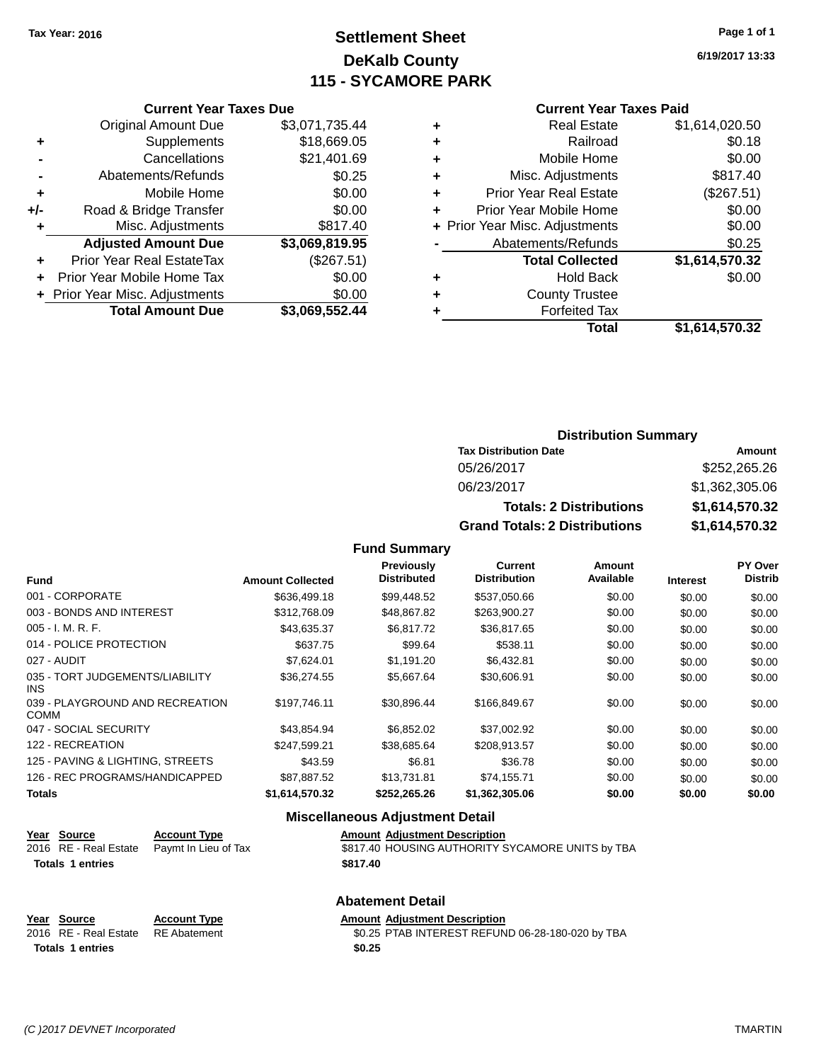Tax Year: 2016

# Settlement Sheet
## DeKalb County
## 115 - SYCAMORE PARK

6/19/2017 13:33

### Current Year Taxes Due

| | | |
|---|---|---|
| | Original Amount Due | $3,071,735.44 |
| + | Supplements | $18,669.05 |
| - | Cancellations | $21,401.69 |
| - | Abatements/Refunds | $0.25 |
| + | Mobile Home | $0.00 |
| +/- | Road & Bridge Transfer | $0.00 |
| + | Misc. Adjustments | $817.40 |
| | **Adjusted Amount Due** | **$3,069,819.95** |
| + | Prior Year Real EstateTax | ($267.51) |
| + | Prior Year Mobile Home Tax | $0.00 |
| + | Prior Year Misc. Adjustments | $0.00 |
| | **Total Amount Due** | **$3,069,552.44** |

### Current Year Taxes Paid

| | | |
|---|---|---|
| + | Real Estate | $1,614,020.50 |
| + | Railroad | $0.18 |
| + | Mobile Home | $0.00 |
| + | Misc. Adjustments | $817.40 |
| + | Prior Year Real Estate | ($267.51) |
| + | Prior Year Mobile Home | $0.00 |
| + | Prior Year Misc. Adjustments | $0.00 |
| - | Abatements/Refunds | $0.25 |
| | **Total Collected** | **$1,614,570.32** |
| + | Hold Back | $0.00 |
| + | County Trustee | |
| + | Forfeited Tax | |
| | **Total** | **$1,614,570.32** |

### Distribution Summary

| Tax Distribution Date | Amount |
|---|---|
| 05/26/2017 | $252,265.26 |
| 06/23/2017 | $1,362,305.06 |
| **Totals: 2 Distributions** | **$1,614,570.32** |
| **Grand Totals: 2 Distributions** | **$1,614,570.32** |

### Fund Summary

| Fund | Amount Collected | Previously Distributed | Current Distribution | Amount Available | Interest | PY Over Distrib |
|---|---|---|---|---|---|---|
| 001 - CORPORATE | $636,499.18 | $99,448.52 | $537,050.66 | $0.00 | $0.00 | $0.00 |
| 003 - BONDS AND INTEREST | $312,768.09 | $48,867.82 | $263,900.27 | $0.00 | $0.00 | $0.00 |
| 005 - I. M. R. F. | $43,635.37 | $6,817.72 | $36,817.65 | $0.00 | $0.00 | $0.00 |
| 014 - POLICE PROTECTION | $637.75 | $99.64 | $538.11 | $0.00 | $0.00 | $0.00 |
| 027 - AUDIT | $7,624.01 | $1,191.20 | $6,432.81 | $0.00 | $0.00 | $0.00 |
| 035 - TORT JUDGEMENTS/LIABILITY INS | $36,274.55 | $5,667.64 | $30,606.91 | $0.00 | $0.00 | $0.00 |
| 039 - PLAYGROUND AND RECREATION COMM | $197,746.11 | $30,896.44 | $166,849.67 | $0.00 | $0.00 | $0.00 |
| 047 - SOCIAL SECURITY | $43,854.94 | $6,852.02 | $37,002.92 | $0.00 | $0.00 | $0.00 |
| 122 - RECREATION | $247,599.21 | $38,685.64 | $208,913.57 | $0.00 | $0.00 | $0.00 |
| 125 - PAVING & LIGHTING, STREETS | $43.59 | $6.81 | $36.78 | $0.00 | $0.00 | $0.00 |
| 126 - REC PROGRAMS/HANDICAPPED | $87,887.52 | $13,731.81 | $74,155.71 | $0.00 | $0.00 | $0.00 |
| **Totals** | **$1,614,570.32** | **$252,265.26** | **$1,362,305.06** | **$0.00** | **$0.00** | **$0.00** |

### Miscellaneous Adjustment Detail

| Year | Source | Account Type | Amount | Adjustment Description |
|---|---|---|---|---|
| 2016 | RE - Real Estate | Paymt In Lieu of Tax | $817.40 | HOUSING AUTHORITY SYCAMORE UNITS by TBA |
| **Totals** | **1 entries** | | **$817.40** | |

### Abatement Detail

| Year | Source | Account Type | Amount | Adjustment Description |
|---|---|---|---|---|
| 2016 | RE - Real Estate | RE Abatement | $0.25 | PTAB INTEREST REFUND 06-28-180-020 by TBA |
| **Totals** | **1 entries** | | **$0.25** | |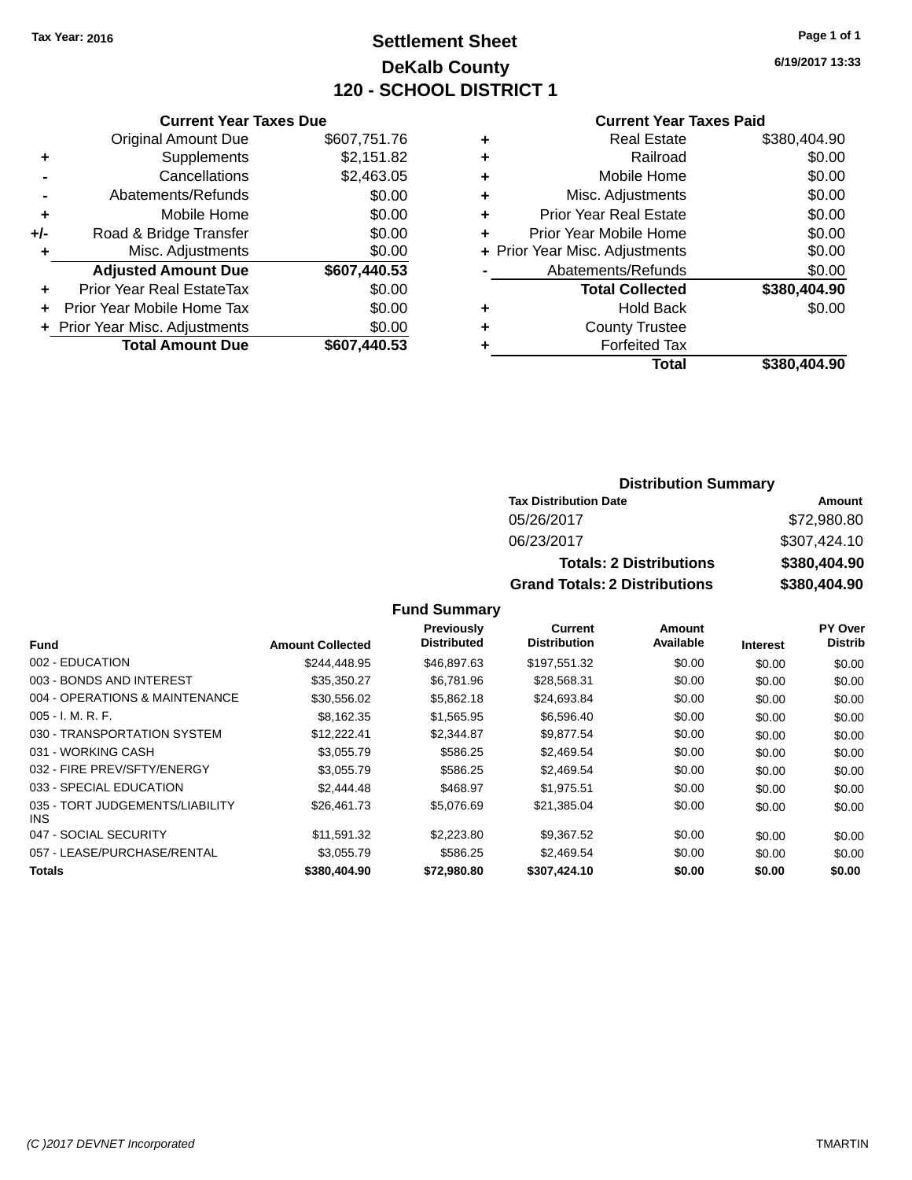Tax Year: 2016

# Settlement Sheet
## DeKalb County
## 120 - SCHOOL DISTRICT 1

6/19/2017 13:33

### Current Year Taxes Due

| | | |
|---|---|---|
| | Original Amount Due | $607,751.76 |
| + | Supplements | $2,151.82 |
| - | Cancellations | $2,463.05 |
| - | Abatements/Refunds | $0.00 |
| + | Mobile Home | $0.00 |
| +/- | Road & Bridge Transfer | $0.00 |
| + | Misc. Adjustments | $0.00 |
| | **Adjusted Amount Due** | **$607,440.53** |
| + | Prior Year Real EstateTax | $0.00 |
| + | Prior Year Mobile Home Tax | $0.00 |
| + | Prior Year Misc. Adjustments | $0.00 |
| | **Total Amount Due** | **$607,440.53** |

### Current Year Taxes Paid

| | | |
|---|---|---|
| + | Real Estate | $380,404.90 |
| + | Railroad | $0.00 |
| + | Mobile Home | $0.00 |
| + | Misc. Adjustments | $0.00 |
| + | Prior Year Real Estate | $0.00 |
| + | Prior Year Mobile Home | $0.00 |
| + | Prior Year Misc. Adjustments | $0.00 |
| - | Abatements/Refunds | $0.00 |
| | **Total Collected** | **$380,404.90** |
| + | Hold Back | $0.00 |
| + | County Trustee | |
| + | Forfeited Tax | |
| | **Total** | **$380,404.90** |

### Distribution Summary

| Tax Distribution Date | Amount |
|---|---|
| 05/26/2017 | $72,980.80 |
| 06/23/2017 | $307,424.10 |
| **Totals: 2 Distributions** | **$380,404.90** |
| **Grand Totals: 2 Distributions** | **$380,404.90** |

### Fund Summary

| Fund | Amount Collected | Previously Distributed | Current Distribution | Amount Available | Interest | PY Over Distrib |
|---|---|---|---|---|---|---|
| 002 - EDUCATION | $244,448.95 | $46,897.63 | $197,551.32 | $0.00 | $0.00 | $0.00 |
| 003 - BONDS AND INTEREST | $35,350.27 | $6,781.96 | $28,568.31 | $0.00 | $0.00 | $0.00 |
| 004 - OPERATIONS & MAINTENANCE | $30,556.02 | $5,862.18 | $24,693.84 | $0.00 | $0.00 | $0.00 |
| 005 - I. M. R. F. | $8,162.35 | $1,565.95 | $6,596.40 | $0.00 | $0.00 | $0.00 |
| 030 - TRANSPORTATION SYSTEM | $12,222.41 | $2,344.87 | $9,877.54 | $0.00 | $0.00 | $0.00 |
| 031 - WORKING CASH | $3,055.79 | $586.25 | $2,469.54 | $0.00 | $0.00 | $0.00 |
| 032 - FIRE PREV/SFTY/ENERGY | $3,055.79 | $586.25 | $2,469.54 | $0.00 | $0.00 | $0.00 |
| 033 - SPECIAL EDUCATION | $2,444.48 | $468.97 | $1,975.51 | $0.00 | $0.00 | $0.00 |
| 035 - TORT JUDGEMENTS/LIABILITY INS | $26,461.73 | $5,076.69 | $21,385.04 | $0.00 | $0.00 | $0.00 |
| 047 - SOCIAL SECURITY | $11,591.32 | $2,223.80 | $9,367.52 | $0.00 | $0.00 | $0.00 |
| 057 - LEASE/PURCHASE/RENTAL | $3,055.79 | $586.25 | $2,469.54 | $0.00 | $0.00 | $0.00 |
| **Totals** | **$380,404.90** | **$72,980.80** | **$307,424.10** | **$0.00** | **$0.00** | **$0.00** |

(C )2017 DEVNET Incorporated TMARTIN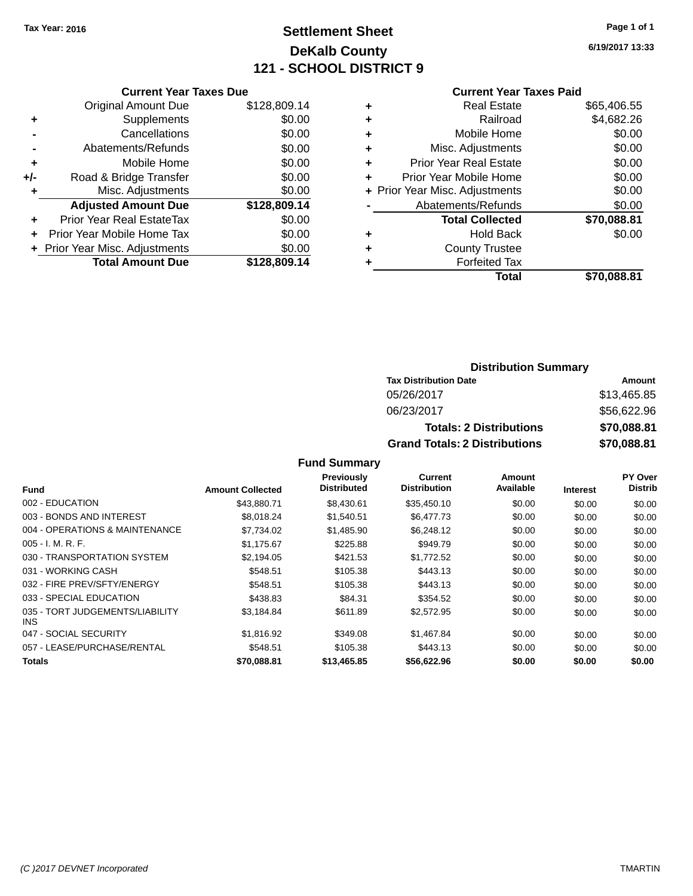Tax Year: 2016

# Settlement Sheet
## DeKalb County
## 121 - SCHOOL DISTRICT 9

6/19/2017 13:33

### Current Year Taxes Due

| | | |
|---|---|---|
| | Original Amount Due | $128,809.14 |
| + | Supplements | $0.00 |
| - | Cancellations | $0.00 |
| - | Abatements/Refunds | $0.00 |
| + | Mobile Home | $0.00 |
| +/- | Road & Bridge Transfer | $0.00 |
| + | Misc. Adjustments | $0.00 |
| | **Adjusted Amount Due** | **$128,809.14** |
| + | Prior Year Real EstateTax | $0.00 |
| + | Prior Year Mobile Home Tax | $0.00 |
| + | Prior Year Misc. Adjustments | $0.00 |
| | **Total Amount Due** | **$128,809.14** |

### Current Year Taxes Paid

| | | |
|---|---|---|
| + | Real Estate | $65,406.55 |
| + | Railroad | $4,682.26 |
| + | Mobile Home | $0.00 |
| + | Misc. Adjustments | $0.00 |
| + | Prior Year Real Estate | $0.00 |
| + | Prior Year Mobile Home | $0.00 |
| + | Prior Year Misc. Adjustments | $0.00 |
| - | Abatements/Refunds | $0.00 |
| | **Total Collected** | **$70,088.81** |
| + | Hold Back | $0.00 |
| + | County Trustee | |
| + | Forfeited Tax | |
| | **Total** | **$70,088.81** |

### Distribution Summary

| Tax Distribution Date | Amount |
|---|---|
| 05/26/2017 | $13,465.85 |
| 06/23/2017 | $56,622.96 |
| **Totals: 2 Distributions** | **$70,088.81** |
| **Grand Totals: 2 Distributions** | **$70,088.81** |

### Fund Summary

| Fund | Amount Collected | Previously Distributed | Current Distribution | Amount Available | Interest | PY Over Distrib |
|---|---|---|---|---|---|---|
| 002 - EDUCATION | $43,880.71 | $8,430.61 | $35,450.10 | $0.00 | $0.00 | $0.00 |
| 003 - BONDS AND INTEREST | $8,018.24 | $1,540.51 | $6,477.73 | $0.00 | $0.00 | $0.00 |
| 004 - OPERATIONS & MAINTENANCE | $7,734.02 | $1,485.90 | $6,248.12 | $0.00 | $0.00 | $0.00 |
| 005 - I. M. R. F. | $1,175.67 | $225.88 | $949.79 | $0.00 | $0.00 | $0.00 |
| 030 - TRANSPORTATION SYSTEM | $2,194.05 | $421.53 | $1,772.52 | $0.00 | $0.00 | $0.00 |
| 031 - WORKING CASH | $548.51 | $105.38 | $443.13 | $0.00 | $0.00 | $0.00 |
| 032 - FIRE PREV/SFTY/ENERGY | $548.51 | $105.38 | $443.13 | $0.00 | $0.00 | $0.00 |
| 033 - SPECIAL EDUCATION | $438.83 | $84.31 | $354.52 | $0.00 | $0.00 | $0.00 |
| 035 - TORT JUDGEMENTS/LIABILITY INS | $3,184.84 | $611.89 | $2,572.95 | $0.00 | $0.00 | $0.00 |
| 047 - SOCIAL SECURITY | $1,816.92 | $349.08 | $1,467.84 | $0.00 | $0.00 | $0.00 |
| 057 - LEASE/PURCHASE/RENTAL | $548.51 | $105.38 | $443.13 | $0.00 | $0.00 | $0.00 |
| **Totals** | **$70,088.81** | **$13,465.85** | **$56,622.96** | **$0.00** | **$0.00** | **$0.00** |

(C )2017 DEVNET Incorporated TMARTIN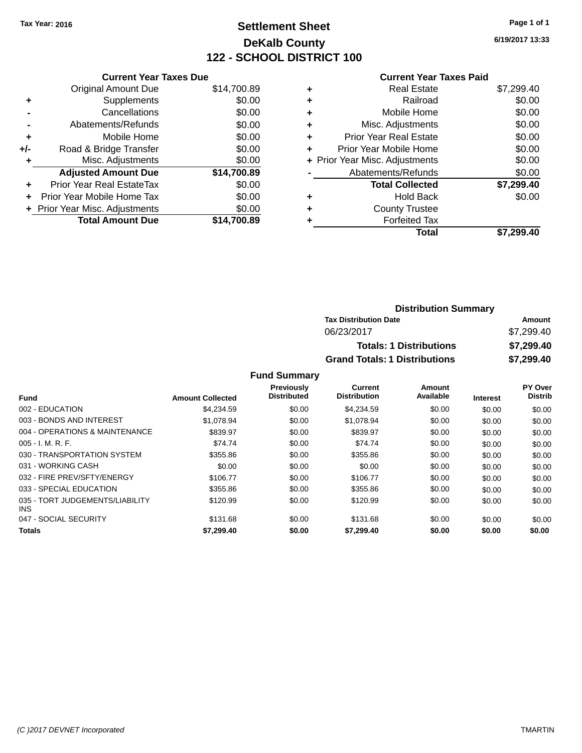Tax Year: 2016

# Settlement Sheet

## DeKalb County

## 122 - SCHOOL DISTRICT 100

6/19/2017 13:33

### Current Year Taxes Due

| | | |
|---|---|---|
| | Original Amount Due | $14,700.89 |
| + | Supplements | $0.00 |
| - | Cancellations | $0.00 |
| - | Abatements/Refunds | $0.00 |
| + | Mobile Home | $0.00 |
| +/- | Road & Bridge Transfer | $0.00 |
| + | Misc. Adjustments | $0.00 |
| | **Adjusted Amount Due** | **$14,700.89** |
| + | Prior Year Real EstateTax | $0.00 |
| + | Prior Year Mobile Home Tax | $0.00 |
| + | Prior Year Misc. Adjustments | $0.00 |
| | **Total Amount Due** | **$14,700.89** |

### Current Year Taxes Paid

| | | |
|---|---|---|
| + | Real Estate | $7,299.40 |
| + | Railroad | $0.00 |
| + | Mobile Home | $0.00 |
| + | Misc. Adjustments | $0.00 |
| + | Prior Year Real Estate | $0.00 |
| + | Prior Year Mobile Home | $0.00 |
| + | Prior Year Misc. Adjustments | $0.00 |
| - | Abatements/Refunds | $0.00 |
| | **Total Collected** | **$7,299.40** |
| + | Hold Back | $0.00 |
| + | County Trustee | |
| + | Forfeited Tax | |
| | **Total** | **$7,299.40** |

### Distribution Summary

| Tax Distribution Date | Amount |
|---|---|
| 06/23/2017 | $7,299.40 |
| **Totals: 1 Distributions** | **$7,299.40** |
| **Grand Totals: 1 Distributions** | **$7,299.40** |

### Fund Summary

| Fund | Amount Collected | Previously Distributed | Current Distribution | Amount Available | Interest | PY Over Distrib |
|---|---|---|---|---|---|---|
| 002 - EDUCATION | $4,234.59 | $0.00 | $4,234.59 | $0.00 | $0.00 | $0.00 |
| 003 - BONDS AND INTEREST | $1,078.94 | $0.00 | $1,078.94 | $0.00 | $0.00 | $0.00 |
| 004 - OPERATIONS & MAINTENANCE | $839.97 | $0.00 | $839.97 | $0.00 | $0.00 | $0.00 |
| 005 - I. M. R. F. | $74.74 | $0.00 | $74.74 | $0.00 | $0.00 | $0.00 |
| 030 - TRANSPORTATION SYSTEM | $355.86 | $0.00 | $355.86 | $0.00 | $0.00 | $0.00 |
| 031 - WORKING CASH | $0.00 | $0.00 | $0.00 | $0.00 | $0.00 | $0.00 |
| 032 - FIRE PREV/SFTY/ENERGY | $106.77 | $0.00 | $106.77 | $0.00 | $0.00 | $0.00 |
| 033 - SPECIAL EDUCATION | $355.86 | $0.00 | $355.86 | $0.00 | $0.00 | $0.00 |
| 035 - TORT JUDGEMENTS/LIABILITY INS | $120.99 | $0.00 | $120.99 | $0.00 | $0.00 | $0.00 |
| 047 - SOCIAL SECURITY | $131.68 | $0.00 | $131.68 | $0.00 | $0.00 | $0.00 |
| **Totals** | **$7,299.40** | **$0.00** | **$7,299.40** | **$0.00** | **$0.00** | **$0.00** |

(C )2017 DEVNET Incorporated TMARTIN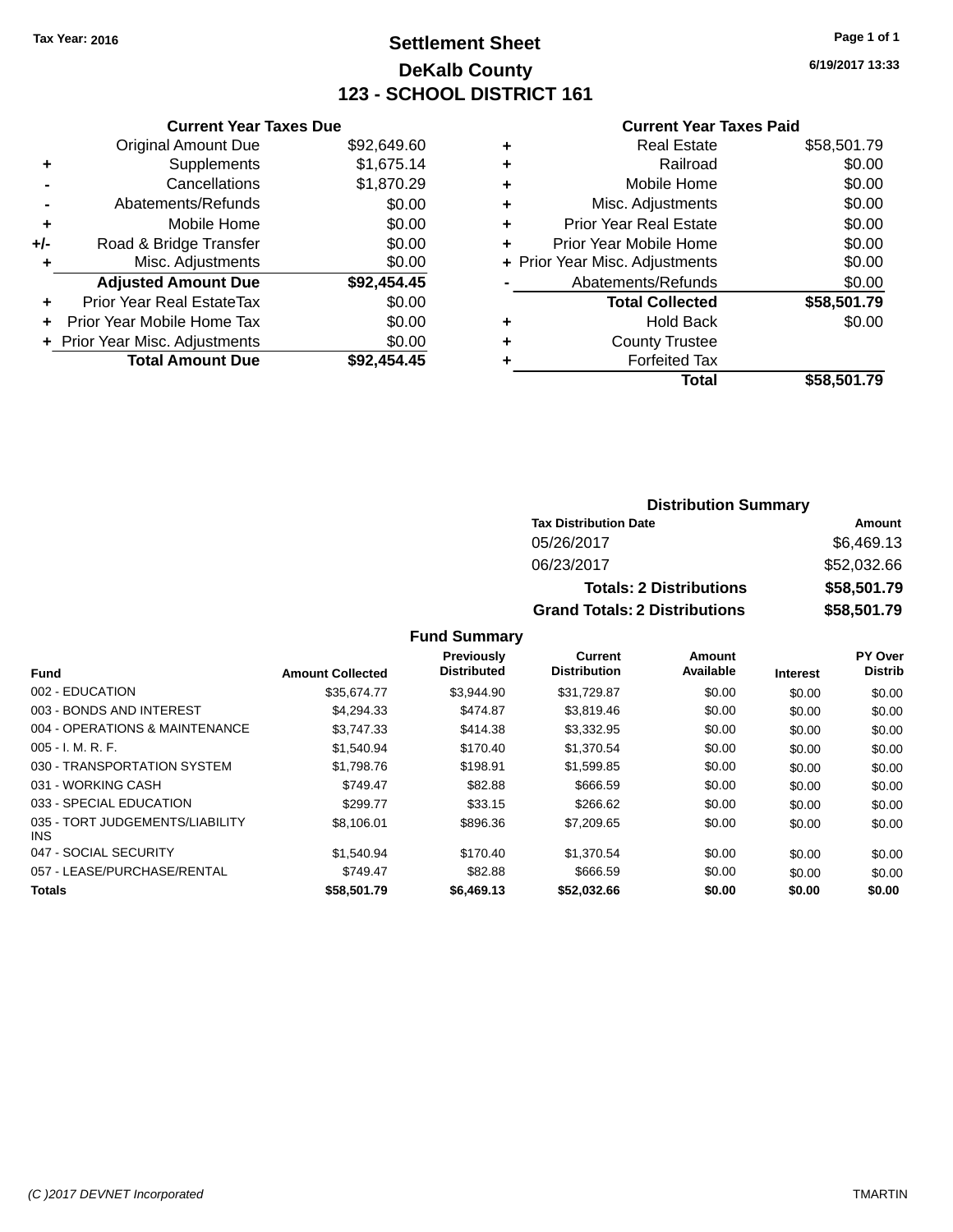Tax Year: 2016

# Settlement Sheet

## DeKalb County

## 123 - SCHOOL DISTRICT 161

6/19/2017 13:33

### Current Year Taxes Due

| | | |
|---|---|---|
| | Original Amount Due | $92,649.60 |
| + | Supplements | $1,675.14 |
| - | Cancellations | $1,870.29 |
| - | Abatements/Refunds | $0.00 |
| + | Mobile Home | $0.00 |
| +/- | Road & Bridge Transfer | $0.00 |
| + | Misc. Adjustments | $0.00 |
| | **Adjusted Amount Due** | **$92,454.45** |
| + | Prior Year Real EstateTax | $0.00 |
| + | Prior Year Mobile Home Tax | $0.00 |
| + | Prior Year Misc. Adjustments | $0.00 |
| | **Total Amount Due** | **$92,454.45** |

### Current Year Taxes Paid

| | | |
|---|---|---|
| + | Real Estate | $58,501.79 |
| + | Railroad | $0.00 |
| + | Mobile Home | $0.00 |
| + | Misc. Adjustments | $0.00 |
| + | Prior Year Real Estate | $0.00 |
| + | Prior Year Mobile Home | $0.00 |
| + | Prior Year Misc. Adjustments | $0.00 |
| - | Abatements/Refunds | $0.00 |
| | **Total Collected** | **$58,501.79** |
| + | Hold Back | $0.00 |
| + | County Trustee | |
| + | Forfeited Tax | |
| | **Total** | **$58,501.79** |

### Distribution Summary

| Tax Distribution Date | Amount |
|---|---|
| 05/26/2017 | $6,469.13 |
| 06/23/2017 | $52,032.66 |
| **Totals: 2 Distributions** | **$58,501.79** |
| **Grand Totals: 2 Distributions** | **$58,501.79** |

### Fund Summary

| Fund | Amount Collected | Previously Distributed | Current Distribution | Amount Available | Interest | PY Over Distrib |
|---|---|---|---|---|---|---|
| 002 - EDUCATION | $35,674.77 | $3,944.90 | $31,729.87 | $0.00 | $0.00 | $0.00 |
| 003 - BONDS AND INTEREST | $4,294.33 | $474.87 | $3,819.46 | $0.00 | $0.00 | $0.00 |
| 004 - OPERATIONS & MAINTENANCE | $3,747.33 | $414.38 | $3,332.95 | $0.00 | $0.00 | $0.00 |
| 005 - I. M. R. F. | $1,540.94 | $170.40 | $1,370.54 | $0.00 | $0.00 | $0.00 |
| 030 - TRANSPORTATION SYSTEM | $1,798.76 | $198.91 | $1,599.85 | $0.00 | $0.00 | $0.00 |
| 031 - WORKING CASH | $749.47 | $82.88 | $666.59 | $0.00 | $0.00 | $0.00 |
| 033 - SPECIAL EDUCATION | $299.77 | $33.15 | $266.62 | $0.00 | $0.00 | $0.00 |
| 035 - TORT JUDGEMENTS/LIABILITY INS | $8,106.01 | $896.36 | $7,209.65 | $0.00 | $0.00 | $0.00 |
| 047 - SOCIAL SECURITY | $1,540.94 | $170.40 | $1,370.54 | $0.00 | $0.00 | $0.00 |
| 057 - LEASE/PURCHASE/RENTAL | $749.47 | $82.88 | $666.59 | $0.00 | $0.00 | $0.00 |
| **Totals** | **$58,501.79** | **$6,469.13** | **$52,032.66** | **$0.00** | **$0.00** | **$0.00** |

(C )2017 DEVNET Incorporated TMARTIN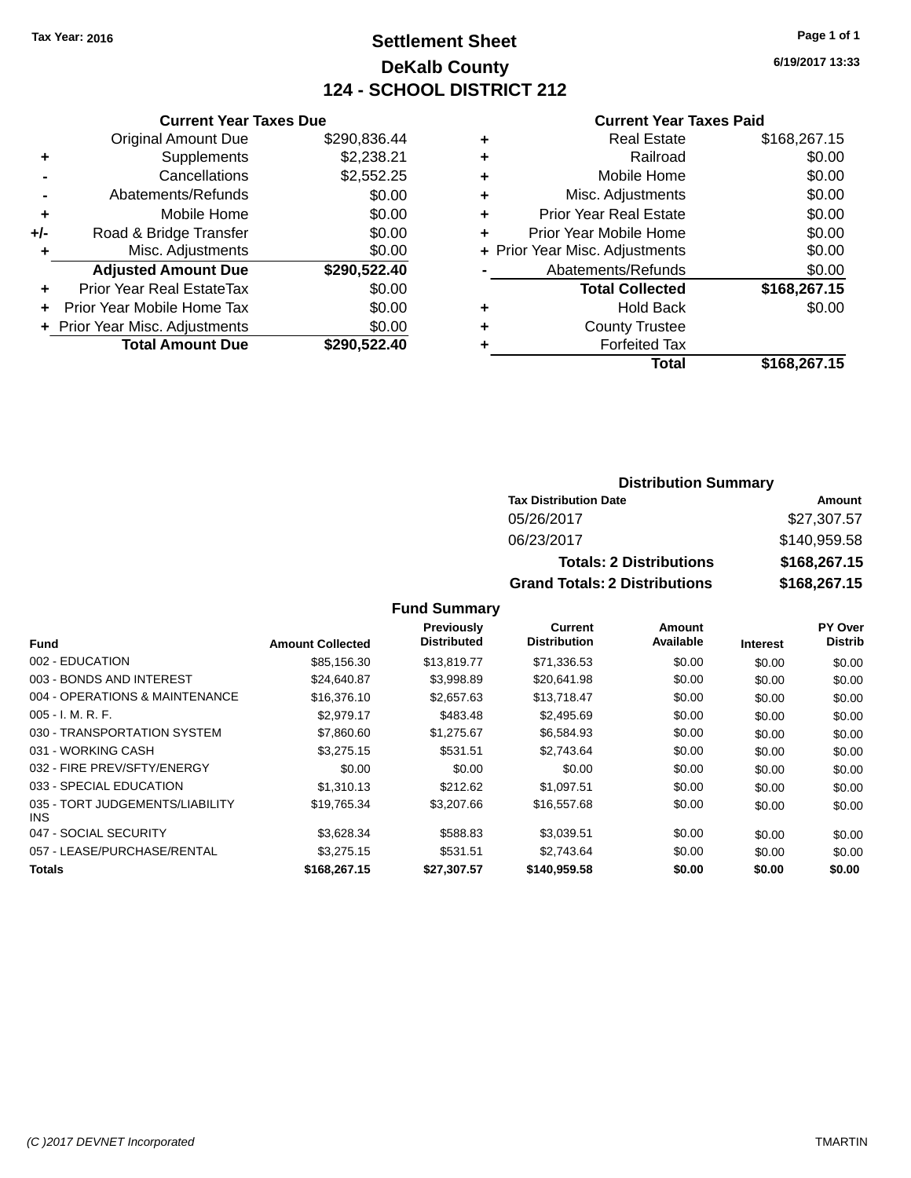Tax Year: 2016

# Settlement Sheet
## DeKalb County
## 124 - SCHOOL DISTRICT 212

6/19/2017 13:33

### Current Year Taxes Due

| | | |
|---|---|---|
| | Original Amount Due | $290,836.44 |
| + | Supplements | $2,238.21 |
| - | Cancellations | $2,552.25 |
| - | Abatements/Refunds | $0.00 |
| + | Mobile Home | $0.00 |
| +/- | Road & Bridge Transfer | $0.00 |
| + | Misc. Adjustments | $0.00 |
| | **Adjusted Amount Due** | **$290,522.40** |
| + | Prior Year Real EstateTax | $0.00 |
| + | Prior Year Mobile Home Tax | $0.00 |
| + | Prior Year Misc. Adjustments | $0.00 |
| | **Total Amount Due** | **$290,522.40** |

### Current Year Taxes Paid

| | | |
|---|---|---|
| + | Real Estate | $168,267.15 |
| + | Railroad | $0.00 |
| + | Mobile Home | $0.00 |
| + | Misc. Adjustments | $0.00 |
| + | Prior Year Real Estate | $0.00 |
| + | Prior Year Mobile Home | $0.00 |
| + | Prior Year Misc. Adjustments | $0.00 |
| - | Abatements/Refunds | $0.00 |
| | **Total Collected** | **$168,267.15** |
| + | Hold Back | $0.00 |
| + | County Trustee | |
| + | Forfeited Tax | |
| | **Total** | **$168,267.15** |

### Distribution Summary

| Tax Distribution Date | Amount |
|---|---|
| 05/26/2017 | $27,307.57 |
| 06/23/2017 | $140,959.58 |
| **Totals: 2 Distributions** | **$168,267.15** |
| **Grand Totals: 2 Distributions** | **$168,267.15** |

### Fund Summary

| Fund | Amount Collected | Previously Distributed | Current Distribution | Amount Available | Interest | PY Over Distrib |
|---|---|---|---|---|---|---|
| 002 - EDUCATION | $85,156.30 | $13,819.77 | $71,336.53 | $0.00 | $0.00 | $0.00 |
| 003 - BONDS AND INTEREST | $24,640.87 | $3,998.89 | $20,641.98 | $0.00 | $0.00 | $0.00 |
| 004 - OPERATIONS & MAINTENANCE | $16,376.10 | $2,657.63 | $13,718.47 | $0.00 | $0.00 | $0.00 |
| 005 - I. M. R. F. | $2,979.17 | $483.48 | $2,495.69 | $0.00 | $0.00 | $0.00 |
| 030 - TRANSPORTATION SYSTEM | $7,860.60 | $1,275.67 | $6,584.93 | $0.00 | $0.00 | $0.00 |
| 031 - WORKING CASH | $3,275.15 | $531.51 | $2,743.64 | $0.00 | $0.00 | $0.00 |
| 032 - FIRE PREV/SFTY/ENERGY | $0.00 | $0.00 | $0.00 | $0.00 | $0.00 | $0.00 |
| 033 - SPECIAL EDUCATION | $1,310.13 | $212.62 | $1,097.51 | $0.00 | $0.00 | $0.00 |
| 035 - TORT JUDGEMENTS/LIABILITY INS | $19,765.34 | $3,207.66 | $16,557.68 | $0.00 | $0.00 | $0.00 |
| 047 - SOCIAL SECURITY | $3,628.34 | $588.83 | $3,039.51 | $0.00 | $0.00 | $0.00 |
| 057 - LEASE/PURCHASE/RENTAL | $3,275.15 | $531.51 | $2,743.64 | $0.00 | $0.00 | $0.00 |
| **Totals** | **$168,267.15** | **$27,307.57** | **$140,959.58** | **$0.00** | **$0.00** | **$0.00** |

(C )2017 DEVNET Incorporated TMARTIN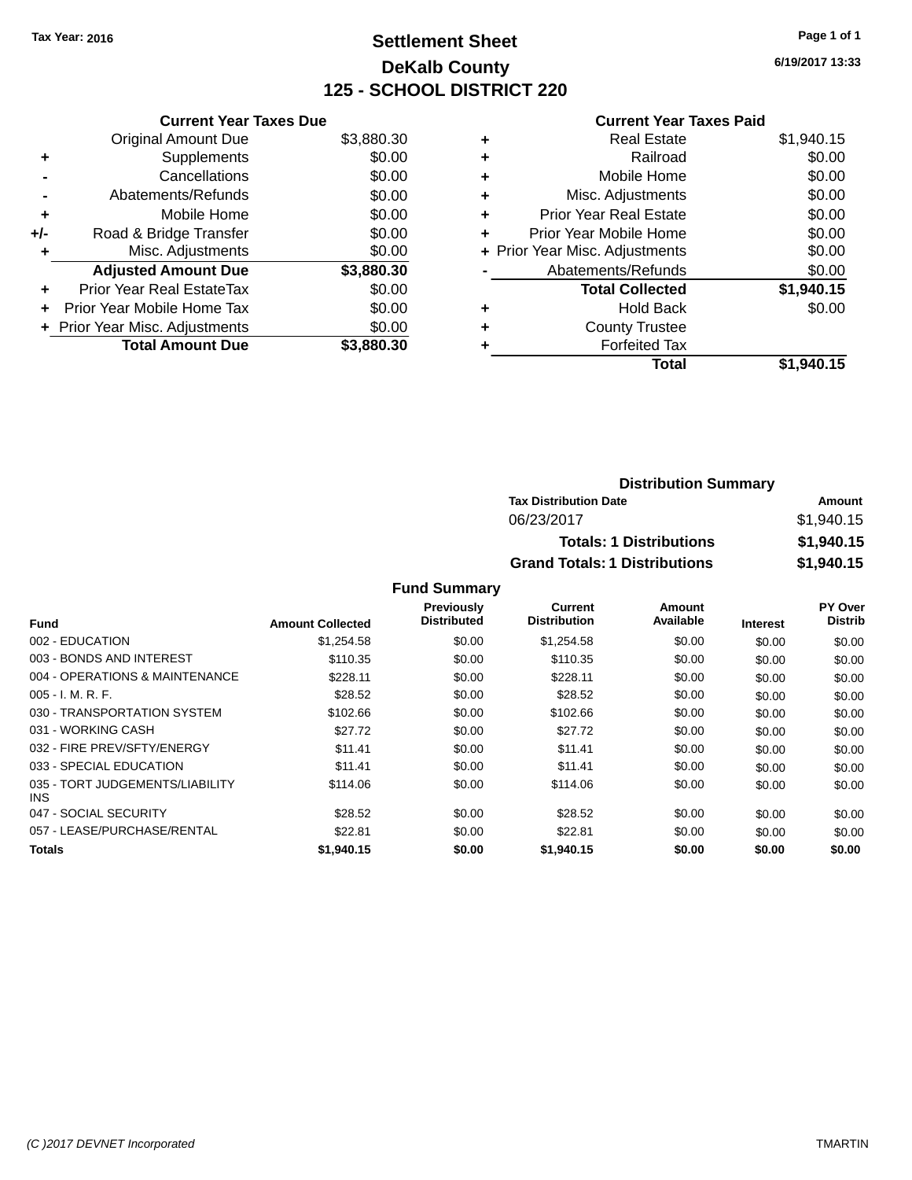Tax Year: 2016

# Settlement Sheet
## DeKalb County
## 125 - SCHOOL DISTRICT 220

6/19/2017 13:33

| | Current Year Taxes Due | |
|---|---|---|
| | Original Amount Due | $3,880.30 |
| + | Supplements | $0.00 |
| - | Cancellations | $0.00 |
| - | Abatements/Refunds | $0.00 |
| + | Mobile Home | $0.00 |
| +/- | Road & Bridge Transfer | $0.00 |
| + | Misc. Adjustments | $0.00 |
| | **Adjusted Amount Due** | **$3,880.30** |
| + | Prior Year Real EstateTax | $0.00 |
| + | Prior Year Mobile Home Tax | $0.00 |
| + | Prior Year Misc. Adjustments | $0.00 |
| | **Total Amount Due** | **$3,880.30** |

| | Current Year Taxes Paid | |
|---|---|---|
| + | Real Estate | $1,940.15 |
| + | Railroad | $0.00 |
| + | Mobile Home | $0.00 |
| + | Misc. Adjustments | $0.00 |
| + | Prior Year Real Estate | $0.00 |
| + | Prior Year Mobile Home | $0.00 |
| + | Prior Year Misc. Adjustments | $0.00 |
| - | Abatements/Refunds | $0.00 |
| | **Total Collected** | **$1,940.15** |
| + | Hold Back | $0.00 |
| + | County Trustee | |
| + | Forfeited Tax | |
| | **Total** | **$1,940.15** |

### Distribution Summary

| Tax Distribution Date | Amount |
|---|---|
| 06/23/2017 | $1,940.15 |
| **Totals: 1 Distributions** | **$1,940.15** |
| **Grand Totals: 1 Distributions** | **$1,940.15** |

### Fund Summary

| Fund | Amount Collected | Previously Distributed | Current Distribution | Amount Available | Interest | PY Over Distrib |
|---|---|---|---|---|---|---|
| 002 - EDUCATION | $1,254.58 | $0.00 | $1,254.58 | $0.00 | $0.00 | $0.00 |
| 003 - BONDS AND INTEREST | $110.35 | $0.00 | $110.35 | $0.00 | $0.00 | $0.00 |
| 004 - OPERATIONS & MAINTENANCE | $228.11 | $0.00 | $228.11 | $0.00 | $0.00 | $0.00 |
| 005 - I. M. R. F. | $28.52 | $0.00 | $28.52 | $0.00 | $0.00 | $0.00 |
| 030 - TRANSPORTATION SYSTEM | $102.66 | $0.00 | $102.66 | $0.00 | $0.00 | $0.00 |
| 031 - WORKING CASH | $27.72 | $0.00 | $27.72 | $0.00 | $0.00 | $0.00 |
| 032 - FIRE PREV/SFTY/ENERGY | $11.41 | $0.00 | $11.41 | $0.00 | $0.00 | $0.00 |
| 033 - SPECIAL EDUCATION | $11.41 | $0.00 | $11.41 | $0.00 | $0.00 | $0.00 |
| 035 - TORT JUDGEMENTS/LIABILITY INS | $114.06 | $0.00 | $114.06 | $0.00 | $0.00 | $0.00 |
| 047 - SOCIAL SECURITY | $28.52 | $0.00 | $28.52 | $0.00 | $0.00 | $0.00 |
| 057 - LEASE/PURCHASE/RENTAL | $22.81 | $0.00 | $22.81 | $0.00 | $0.00 | $0.00 |
| **Totals** | **$1,940.15** | **$0.00** | **$1,940.15** | **$0.00** | **$0.00** | **$0.00** |

(C )2017 DEVNET Incorporated — TMARTIN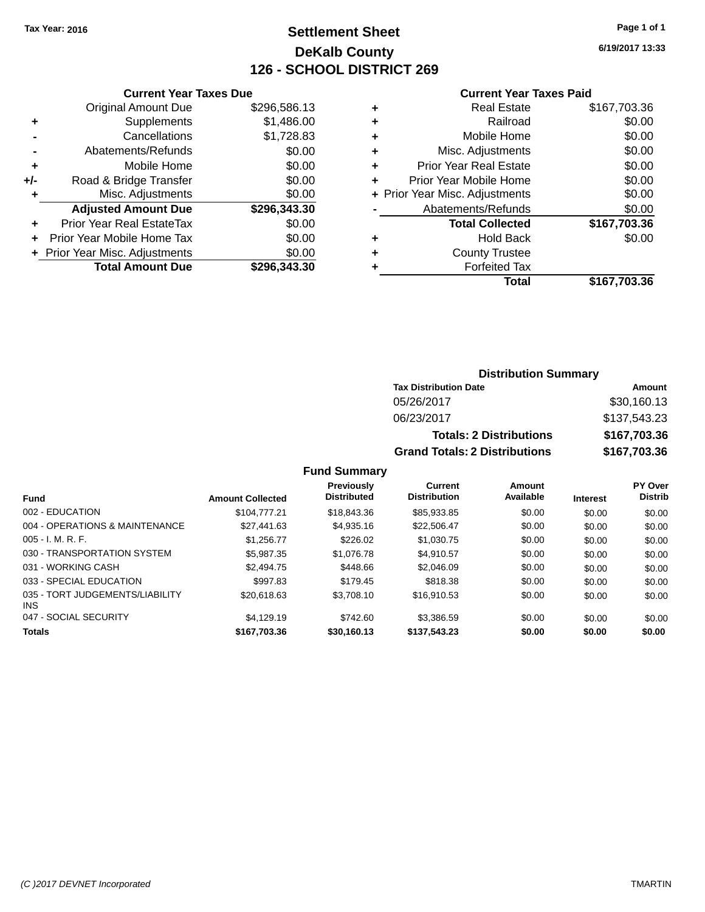Tax Year: 2016

# Settlement Sheet

## DeKalb County

## 126 - SCHOOL DISTRICT 269

6/19/2017 13:33

### Current Year Taxes Due

| | | |
|---|---|---|
| | Original Amount Due | $296,586.13 |
| + | Supplements | $1,486.00 |
| - | Cancellations | $1,728.83 |
| - | Abatements/Refunds | $0.00 |
| + | Mobile Home | $0.00 |
| +/- | Road & Bridge Transfer | $0.00 |
| + | Misc. Adjustments | $0.00 |
| | **Adjusted Amount Due** | **$296,343.30** |
| + | Prior Year Real EstateTax | $0.00 |
| + | Prior Year Mobile Home Tax | $0.00 |
| + | Prior Year Misc. Adjustments | $0.00 |
| | **Total Amount Due** | **$296,343.30** |

### Current Year Taxes Paid

| | | |
|---|---|---|
| + | Real Estate | $167,703.36 |
| + | Railroad | $0.00 |
| + | Mobile Home | $0.00 |
| + | Misc. Adjustments | $0.00 |
| + | Prior Year Real Estate | $0.00 |
| + | Prior Year Mobile Home | $0.00 |
| + | Prior Year Misc. Adjustments | $0.00 |
| - | Abatements/Refunds | $0.00 |
| | **Total Collected** | **$167,703.36** |
| + | Hold Back | $0.00 |
| + | County Trustee | |
| + | Forfeited Tax | |
| | **Total** | **$167,703.36** |

### Distribution Summary

| Tax Distribution Date | Amount |
|---|---|
| 05/26/2017 | $30,160.13 |
| 06/23/2017 | $137,543.23 |
| **Totals: 2 Distributions** | **$167,703.36** |
| **Grand Totals: 2 Distributions** | **$167,703.36** |

### Fund Summary

| Fund | Amount Collected | Previously Distributed | Current Distribution | Amount Available | Interest | PY Over Distrib |
|---|---|---|---|---|---|---|
| 002 - EDUCATION | $104,777.21 | $18,843.36 | $85,933.85 | $0.00 | $0.00 | $0.00 |
| 004 - OPERATIONS & MAINTENANCE | $27,441.63 | $4,935.16 | $22,506.47 | $0.00 | $0.00 | $0.00 |
| 005 - I. M. R. F. | $1,256.77 | $226.02 | $1,030.75 | $0.00 | $0.00 | $0.00 |
| 030 - TRANSPORTATION SYSTEM | $5,987.35 | $1,076.78 | $4,910.57 | $0.00 | $0.00 | $0.00 |
| 031 - WORKING CASH | $2,494.75 | $448.66 | $2,046.09 | $0.00 | $0.00 | $0.00 |
| 033 - SPECIAL EDUCATION | $997.83 | $179.45 | $818.38 | $0.00 | $0.00 | $0.00 |
| 035 - TORT JUDGEMENTS/LIABILITY INS | $20,618.63 | $3,708.10 | $16,910.53 | $0.00 | $0.00 | $0.00 |
| 047 - SOCIAL SECURITY | $4,129.19 | $742.60 | $3,386.59 | $0.00 | $0.00 | $0.00 |
| **Totals** | **$167,703.36** | **$30,160.13** | **$137,543.23** | **$0.00** | **$0.00** | **$0.00** |

(C )2017 DEVNET Incorporated — TMARTIN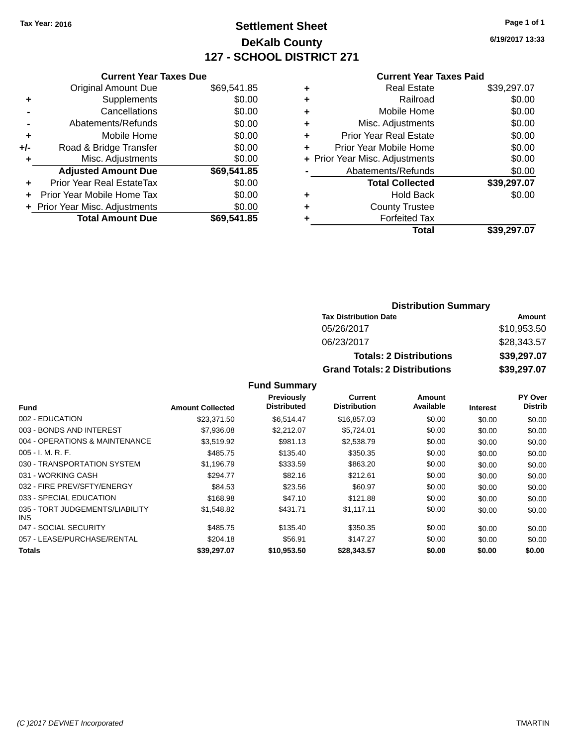Tax Year: 2016

# Settlement Sheet
## DeKalb County
## 127 - SCHOOL DISTRICT 271

6/19/2017 13:33

### Current Year Taxes Due

| | | |
|---|---|---|
| | Original Amount Due | $69,541.85 |
| + | Supplements | $0.00 |
| - | Cancellations | $0.00 |
| - | Abatements/Refunds | $0.00 |
| + | Mobile Home | $0.00 |
| +/- | Road & Bridge Transfer | $0.00 |
| + | Misc. Adjustments | $0.00 |
| | **Adjusted Amount Due** | **$69,541.85** |
| + | Prior Year Real EstateTax | $0.00 |
| + | Prior Year Mobile Home Tax | $0.00 |
| + | Prior Year Misc. Adjustments | $0.00 |
| | **Total Amount Due** | **$69,541.85** |

### Current Year Taxes Paid

| | | |
|---|---|---|
| + | Real Estate | $39,297.07 |
| + | Railroad | $0.00 |
| + | Mobile Home | $0.00 |
| + | Misc. Adjustments | $0.00 |
| + | Prior Year Real Estate | $0.00 |
| + | Prior Year Mobile Home | $0.00 |
| + | Prior Year Misc. Adjustments | $0.00 |
| - | Abatements/Refunds | $0.00 |
| | **Total Collected** | **$39,297.07** |
| + | Hold Back | $0.00 |
| + | County Trustee | |
| + | Forfeited Tax | |
| | **Total** | **$39,297.07** |

### Distribution Summary

| Tax Distribution Date | Amount |
|---|---|
| 05/26/2017 | $10,953.50 |
| 06/23/2017 | $28,343.57 |
| **Totals: 2 Distributions** | **$39,297.07** |
| **Grand Totals: 2 Distributions** | **$39,297.07** |

### Fund Summary

| Fund | Amount Collected | Previously Distributed | Current Distribution | Amount Available | Interest | PY Over Distrib |
|---|---|---|---|---|---|---|
| 002 - EDUCATION | $23,371.50 | $6,514.47 | $16,857.03 | $0.00 | $0.00 | $0.00 |
| 003 - BONDS AND INTEREST | $7,936.08 | $2,212.07 | $5,724.01 | $0.00 | $0.00 | $0.00 |
| 004 - OPERATIONS & MAINTENANCE | $3,519.92 | $981.13 | $2,538.79 | $0.00 | $0.00 | $0.00 |
| 005 - I. M. R. F. | $485.75 | $135.40 | $350.35 | $0.00 | $0.00 | $0.00 |
| 030 - TRANSPORTATION SYSTEM | $1,196.79 | $333.59 | $863.20 | $0.00 | $0.00 | $0.00 |
| 031 - WORKING CASH | $294.77 | $82.16 | $212.61 | $0.00 | $0.00 | $0.00 |
| 032 - FIRE PREV/SFTY/ENERGY | $84.53 | $23.56 | $60.97 | $0.00 | $0.00 | $0.00 |
| 033 - SPECIAL EDUCATION | $168.98 | $47.10 | $121.88 | $0.00 | $0.00 | $0.00 |
| 035 - TORT JUDGEMENTS/LIABILITY INS | $1,548.82 | $431.71 | $1,117.11 | $0.00 | $0.00 | $0.00 |
| 047 - SOCIAL SECURITY | $485.75 | $135.40 | $350.35 | $0.00 | $0.00 | $0.00 |
| 057 - LEASE/PURCHASE/RENTAL | $204.18 | $56.91 | $147.27 | $0.00 | $0.00 | $0.00 |
| **Totals** | **$39,297.07** | **$10,953.50** | **$28,343.57** | **$0.00** | **$0.00** | **$0.00** |

(C )2017 DEVNET Incorporated TMARTIN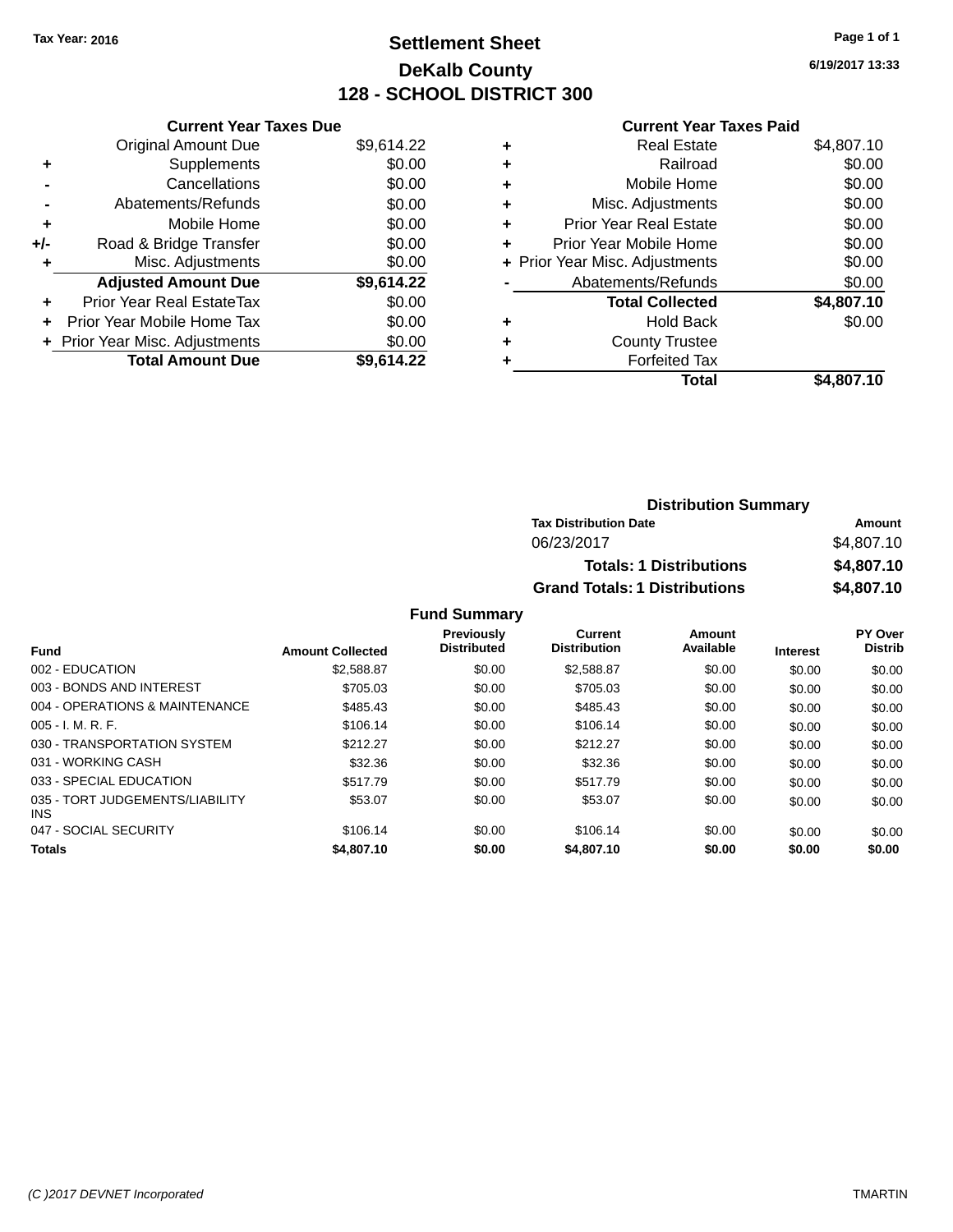Tax Year: 2016

# Settlement Sheet

## DeKalb County

## 128 - SCHOOL DISTRICT 300

6/19/2017 13:33

### Current Year Taxes Due

| | | |
|---|---|---|
| | Original Amount Due | $9,614.22 |
| + | Supplements | $0.00 |
| - | Cancellations | $0.00 |
| - | Abatements/Refunds | $0.00 |
| + | Mobile Home | $0.00 |
| +/- | Road & Bridge Transfer | $0.00 |
| + | Misc. Adjustments | $0.00 |
| | **Adjusted Amount Due** | **$9,614.22** |
| + | Prior Year Real EstateTax | $0.00 |
| + | Prior Year Mobile Home Tax | $0.00 |
| + | Prior Year Misc. Adjustments | $0.00 |
| | **Total Amount Due** | **$9,614.22** |

### Current Year Taxes Paid

| | | |
|---|---|---|
| + | Real Estate | $4,807.10 |
| + | Railroad | $0.00 |
| + | Mobile Home | $0.00 |
| + | Misc. Adjustments | $0.00 |
| + | Prior Year Real Estate | $0.00 |
| + | Prior Year Mobile Home | $0.00 |
| + | Prior Year Misc. Adjustments | $0.00 |
| - | Abatements/Refunds | $0.00 |
| | **Total Collected** | **$4,807.10** |
| + | Hold Back | $0.00 |
| + | County Trustee | |
| + | Forfeited Tax | |
| | **Total** | **$4,807.10** |

### Distribution Summary

| Tax Distribution Date | Amount |
|---|---|
| 06/23/2017 | $4,807.10 |
| **Totals: 1 Distributions** | **$4,807.10** |
| **Grand Totals: 1 Distributions** | **$4,807.10** |

### Fund Summary

| Fund | Amount Collected | Previously Distributed | Current Distribution | Amount Available | Interest | PY Over Distrib |
|---|---|---|---|---|---|---|
| 002 - EDUCATION | $2,588.87 | $0.00 | $2,588.87 | $0.00 | $0.00 | $0.00 |
| 003 - BONDS AND INTEREST | $705.03 | $0.00 | $705.03 | $0.00 | $0.00 | $0.00 |
| 004 - OPERATIONS & MAINTENANCE | $485.43 | $0.00 | $485.43 | $0.00 | $0.00 | $0.00 |
| 005 - I. M. R. F. | $106.14 | $0.00 | $106.14 | $0.00 | $0.00 | $0.00 |
| 030 - TRANSPORTATION SYSTEM | $212.27 | $0.00 | $212.27 | $0.00 | $0.00 | $0.00 |
| 031 - WORKING CASH | $32.36 | $0.00 | $32.36 | $0.00 | $0.00 | $0.00 |
| 033 - SPECIAL EDUCATION | $517.79 | $0.00 | $517.79 | $0.00 | $0.00 | $0.00 |
| 035 - TORT JUDGEMENTS/LIABILITY INS | $53.07 | $0.00 | $53.07 | $0.00 | $0.00 | $0.00 |
| 047 - SOCIAL SECURITY | $106.14 | $0.00 | $106.14 | $0.00 | $0.00 | $0.00 |
| **Totals** | **$4,807.10** | **$0.00** | **$4,807.10** | **$0.00** | **$0.00** | **$0.00** |

(C )2017 DEVNET Incorporated TMARTIN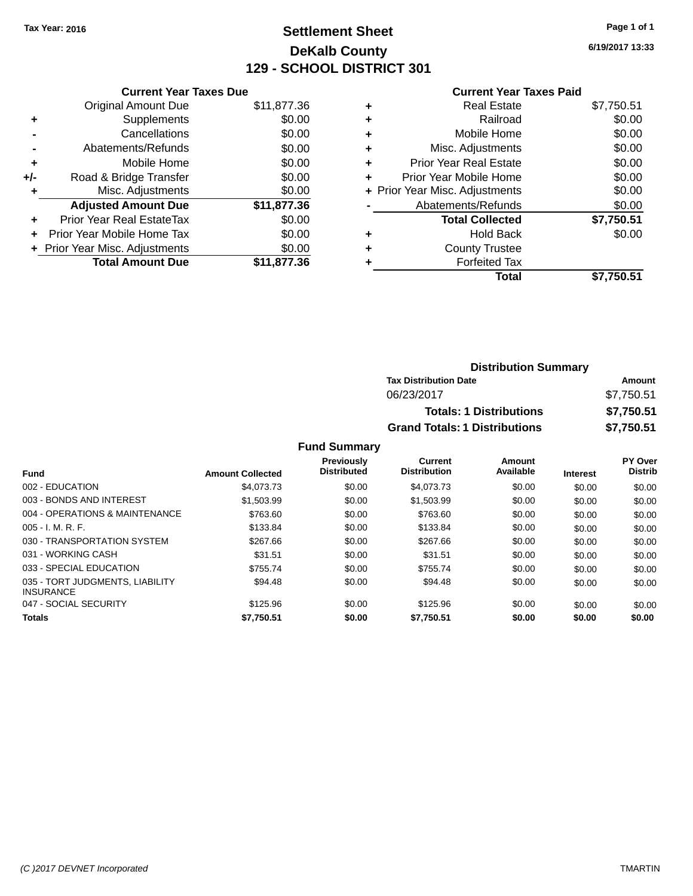Tax Year: 2016

# Settlement Sheet
## DeKalb County
## 129 - SCHOOL DISTRICT 301

6/19/2017 13:33

### Current Year Taxes Due

| | | |
|---|---|---|
| | Original Amount Due | $11,877.36 |
| + | Supplements | $0.00 |
| - | Cancellations | $0.00 |
| - | Abatements/Refunds | $0.00 |
| + | Mobile Home | $0.00 |
| +/- | Road & Bridge Transfer | $0.00 |
| + | Misc. Adjustments | $0.00 |
| | **Adjusted Amount Due** | **$11,877.36** |
| + | Prior Year Real EstateTax | $0.00 |
| + | Prior Year Mobile Home Tax | $0.00 |
| + | Prior Year Misc. Adjustments | $0.00 |
| | **Total Amount Due** | **$11,877.36** |

### Current Year Taxes Paid

| | | |
|---|---|---|
| + | Real Estate | $7,750.51 |
| + | Railroad | $0.00 |
| + | Mobile Home | $0.00 |
| + | Misc. Adjustments | $0.00 |
| + | Prior Year Real Estate | $0.00 |
| + | Prior Year Mobile Home | $0.00 |
| + | Prior Year Misc. Adjustments | $0.00 |
| - | Abatements/Refunds | $0.00 |
| | **Total Collected** | **$7,750.51** |
| + | Hold Back | $0.00 |
| + | County Trustee | |
| + | Forfeited Tax | |
| | **Total** | **$7,750.51** |

### Distribution Summary

| Tax Distribution Date | Amount |
|---|---|
| 06/23/2017 | $7,750.51 |
| **Totals: 1 Distributions** | **$7,750.51** |
| **Grand Totals: 1 Distributions** | **$7,750.51** |

### Fund Summary

| Fund | Amount Collected | Previously Distributed | Current Distribution | Amount Available | Interest | PY Over Distrib |
|---|---|---|---|---|---|---|
| 002 - EDUCATION | $4,073.73 | $0.00 | $4,073.73 | $0.00 | $0.00 | $0.00 |
| 003 - BONDS AND INTEREST | $1,503.99 | $0.00 | $1,503.99 | $0.00 | $0.00 | $0.00 |
| 004 - OPERATIONS & MAINTENANCE | $763.60 | $0.00 | $763.60 | $0.00 | $0.00 | $0.00 |
| 005 - I. M. R. F. | $133.84 | $0.00 | $133.84 | $0.00 | $0.00 | $0.00 |
| 030 - TRANSPORTATION SYSTEM | $267.66 | $0.00 | $267.66 | $0.00 | $0.00 | $0.00 |
| 031 - WORKING CASH | $31.51 | $0.00 | $31.51 | $0.00 | $0.00 | $0.00 |
| 033 - SPECIAL EDUCATION | $755.74 | $0.00 | $755.74 | $0.00 | $0.00 | $0.00 |
| 035 - TORT JUDGMENTS, LIABILITY INSURANCE | $94.48 | $0.00 | $94.48 | $0.00 | $0.00 | $0.00 |
| 047 - SOCIAL SECURITY | $125.96 | $0.00 | $125.96 | $0.00 | $0.00 | $0.00 |
| **Totals** | **$7,750.51** | **$0.00** | **$7,750.51** | **$0.00** | **$0.00** | **$0.00** |

(C )2017 DEVNET Incorporated TMARTIN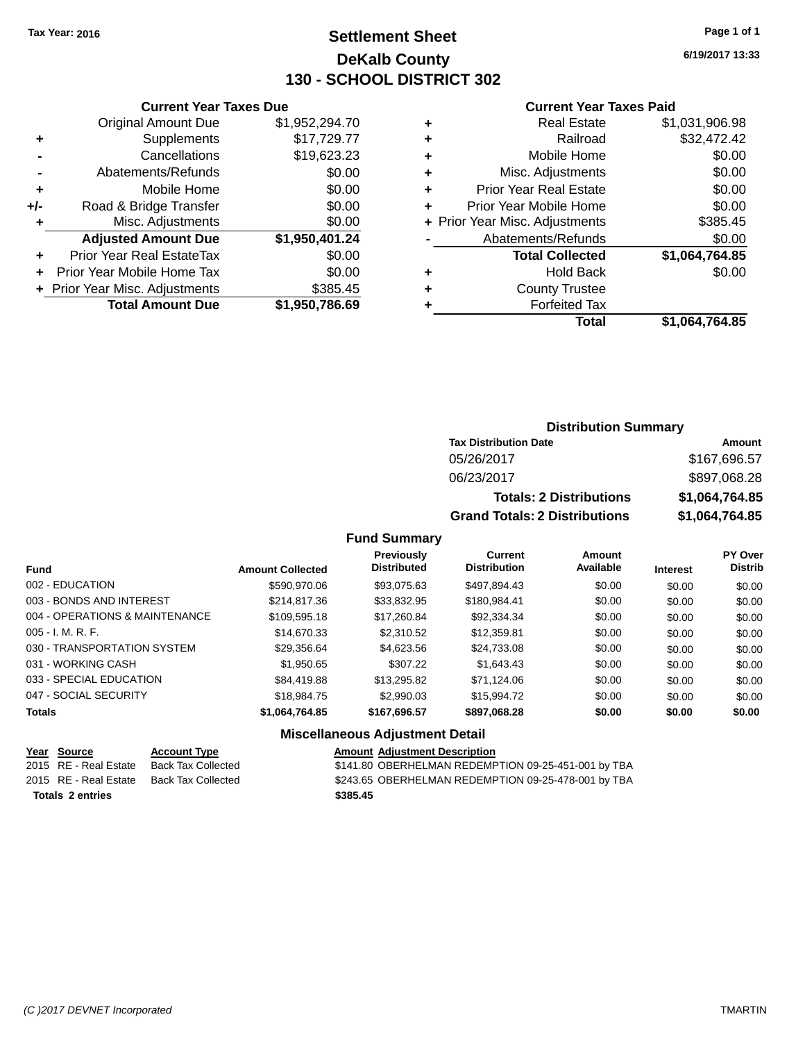**Tax Year: 2016**

# Settlement Sheet
## DeKalb County
## 130 - SCHOOL DISTRICT 302

6/19/2017 13:33

### Current Year Taxes Due

| | | |
|---|---|---|
| | Original Amount Due | $1,952,294.70 |
| + | Supplements | $17,729.77 |
| - | Cancellations | $19,623.23 |
| - | Abatements/Refunds | $0.00 |
| + | Mobile Home | $0.00 |
| +/- | Road & Bridge Transfer | $0.00 |
| + | Misc. Adjustments | $0.00 |
| | **Adjusted Amount Due** | **$1,950,401.24** |
| + | Prior Year Real EstateTax | $0.00 |
| + | Prior Year Mobile Home Tax | $0.00 |
| + | Prior Year Misc. Adjustments | $385.45 |
| | **Total Amount Due** | **$1,950,786.69** |

### Current Year Taxes Paid

| | | |
|---|---|---|
| + | Real Estate | $1,031,906.98 |
| + | Railroad | $32,472.42 |
| + | Mobile Home | $0.00 |
| + | Misc. Adjustments | $0.00 |
| + | Prior Year Real Estate | $0.00 |
| + | Prior Year Mobile Home | $0.00 |
| + | Prior Year Misc. Adjustments | $385.45 |
| - | Abatements/Refunds | $0.00 |
| | **Total Collected** | **$1,064,764.85** |
| + | Hold Back | $0.00 |
| + | County Trustee | |
| + | Forfeited Tax | |
| | **Total** | **$1,064,764.85** |

### Distribution Summary

| Tax Distribution Date | Amount |
|---|---|
| 05/26/2017 | $167,696.57 |
| 06/23/2017 | $897,068.28 |
| **Totals: 2 Distributions** | **$1,064,764.85** |
| **Grand Totals: 2 Distributions** | **$1,064,764.85** |

### Fund Summary

| Fund | Amount Collected | Previously Distributed | Current Distribution | Amount Available | Interest | PY Over Distrib |
|---|---|---|---|---|---|---|
| 002 - EDUCATION | $590,970.06 | $93,075.63 | $497,894.43 | $0.00 | $0.00 | $0.00 |
| 003 - BONDS AND INTEREST | $214,817.36 | $33,832.95 | $180,984.41 | $0.00 | $0.00 | $0.00 |
| 004 - OPERATIONS & MAINTENANCE | $109,595.18 | $17,260.84 | $92,334.34 | $0.00 | $0.00 | $0.00 |
| 005 - I. M. R. F. | $14,670.33 | $2,310.52 | $12,359.81 | $0.00 | $0.00 | $0.00 |
| 030 - TRANSPORTATION SYSTEM | $29,356.64 | $4,623.56 | $24,733.08 | $0.00 | $0.00 | $0.00 |
| 031 - WORKING CASH | $1,950.65 | $307.22 | $1,643.43 | $0.00 | $0.00 | $0.00 |
| 033 - SPECIAL EDUCATION | $84,419.88 | $13,295.82 | $71,124.06 | $0.00 | $0.00 | $0.00 |
| 047 - SOCIAL SECURITY | $18,984.75 | $2,990.03 | $15,994.72 | $0.00 | $0.00 | $0.00 |
| **Totals** | **$1,064,764.85** | **$167,696.57** | **$897,068.28** | **$0.00** | **$0.00** | **$0.00** |

### Miscellaneous Adjustment Detail

| Year | Source | Account Type | Amount | Adjustment Description |
|---|---|---|---|---|
| 2015 | RE - Real Estate | Back Tax Collected | $141.80 | OBERHELMAN REDEMPTION 09-25-451-001 by TBA |
| 2015 | RE - Real Estate | Back Tax Collected | $243.65 | OBERHELMAN REDEMPTION 09-25-478-001 by TBA |
| **Totals 2 entries** | | | **$385.45** | |

(C )2017 DEVNET Incorporated TMARTIN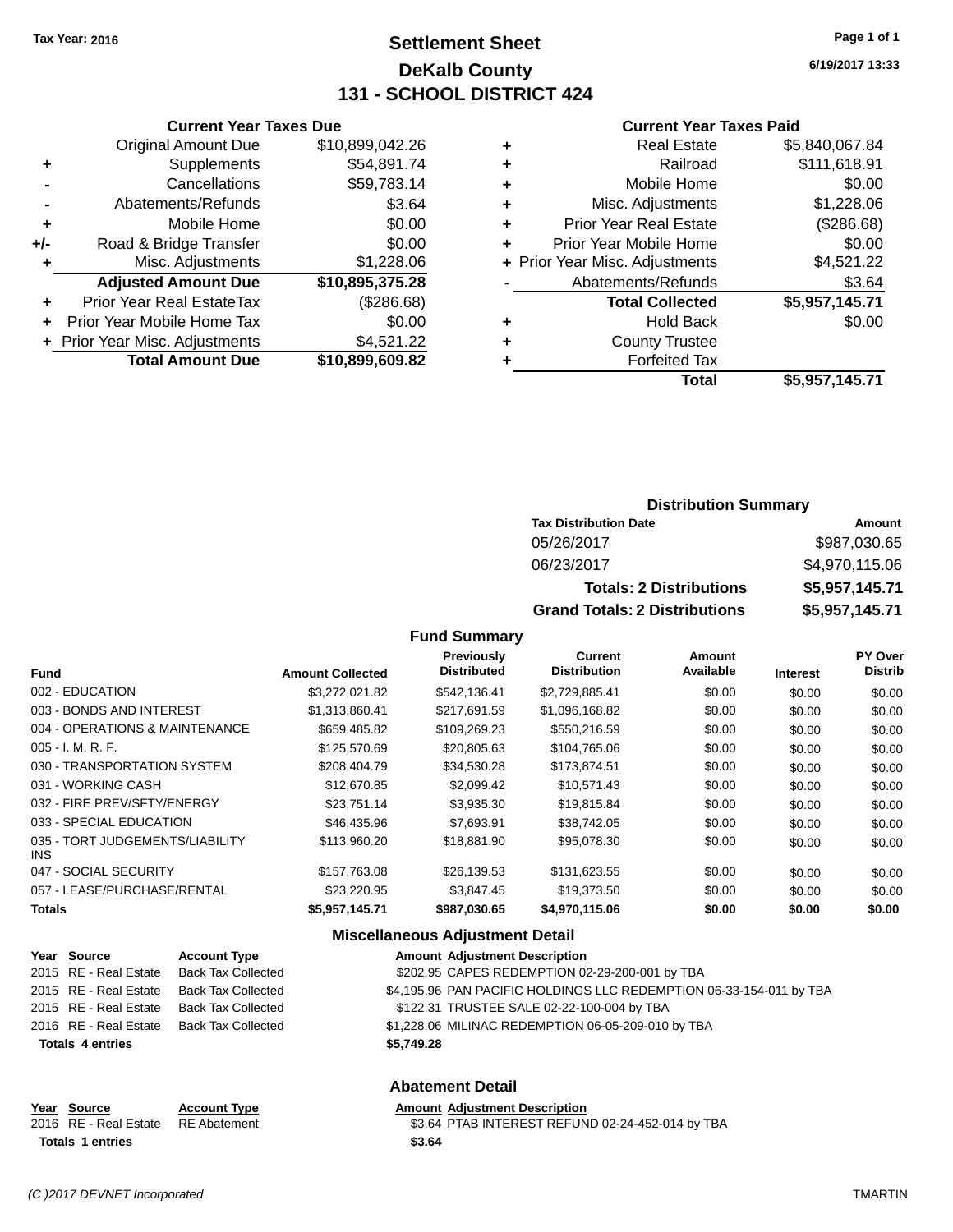Tax Year: 2016

# Settlement Sheet
## DeKalb County
## 131 - SCHOOL DISTRICT 424

6/19/2017 13:33

### Current Year Taxes Due

| | | |
|---|---|---|
| | Original Amount Due | $10,899,042.26 |
| + | Supplements | $54,891.74 |
| - | Cancellations | $59,783.14 |
| - | Abatements/Refunds | $3.64 |
| + | Mobile Home | $0.00 |
| +/- | Road & Bridge Transfer | $0.00 |
| + | Misc. Adjustments | $1,228.06 |
| | **Adjusted Amount Due** | **$10,895,375.28** |
| + | Prior Year Real EstateTax | ($286.68) |
| + | Prior Year Mobile Home Tax | $0.00 |
| + | Prior Year Misc. Adjustments | $4,521.22 |
| | **Total Amount Due** | **$10,899,609.82** |

### Current Year Taxes Paid

| | | |
|---|---|---|
| + | Real Estate | $5,840,067.84 |
| + | Railroad | $111,618.91 |
| + | Mobile Home | $0.00 |
| + | Misc. Adjustments | $1,228.06 |
| + | Prior Year Real Estate | ($286.68) |
| + | Prior Year Mobile Home | $0.00 |
| + | Prior Year Misc. Adjustments | $4,521.22 |
| - | Abatements/Refunds | $3.64 |
| | **Total Collected** | **$5,957,145.71** |
| + | Hold Back | $0.00 |
| + | County Trustee | |
| + | Forfeited Tax | |
| | **Total** | **$5,957,145.71** |

### Distribution Summary

| Tax Distribution Date | Amount |
|---|---|
| 05/26/2017 | $987,030.65 |
| 06/23/2017 | $4,970,115.06 |
| **Totals: 2 Distributions** | **$5,957,145.71** |
| **Grand Totals: 2 Distributions** | **$5,957,145.71** |

### Fund Summary

| Fund | Amount Collected | Previously Distributed | Current Distribution | Amount Available | Interest | PY Over Distrib |
|---|---|---|---|---|---|---|
| 002 - EDUCATION | $3,272,021.82 | $542,136.41 | $2,729,885.41 | $0.00 | $0.00 | $0.00 |
| 003 - BONDS AND INTEREST | $1,313,860.41 | $217,691.59 | $1,096,168.82 | $0.00 | $0.00 | $0.00 |
| 004 - OPERATIONS & MAINTENANCE | $659,485.82 | $109,269.23 | $550,216.59 | $0.00 | $0.00 | $0.00 |
| 005 - I. M. R. F. | $125,570.69 | $20,805.63 | $104,765.06 | $0.00 | $0.00 | $0.00 |
| 030 - TRANSPORTATION SYSTEM | $208,404.79 | $34,530.28 | $173,874.51 | $0.00 | $0.00 | $0.00 |
| 031 - WORKING CASH | $12,670.85 | $2,099.42 | $10,571.43 | $0.00 | $0.00 | $0.00 |
| 032 - FIRE PREV/SFTY/ENERGY | $23,751.14 | $3,935.30 | $19,815.84 | $0.00 | $0.00 | $0.00 |
| 033 - SPECIAL EDUCATION | $46,435.96 | $7,693.91 | $38,742.05 | $0.00 | $0.00 | $0.00 |
| 035 - TORT JUDGEMENTS/LIABILITY INS | $113,960.20 | $18,881.90 | $95,078.30 | $0.00 | $0.00 | $0.00 |
| 047 - SOCIAL SECURITY | $157,763.08 | $26,139.53 | $131,623.55 | $0.00 | $0.00 | $0.00 |
| 057 - LEASE/PURCHASE/RENTAL | $23,220.95 | $3,847.45 | $19,373.50 | $0.00 | $0.00 | $0.00 |
| **Totals** | **$5,957,145.71** | **$987,030.65** | **$4,970,115.06** | **$0.00** | **$0.00** | **$0.00** |

### Miscellaneous Adjustment Detail

| Year | Source | Account Type | Amount | Adjustment Description |
|---|---|---|---|---|
| 2015 | RE - Real Estate | Back Tax Collected | $202.95 | CAPES REDEMPTION 02-29-200-001 by TBA |
| 2015 | RE - Real Estate | Back Tax Collected | $4,195.96 | PAN PACIFIC HOLDINGS LLC REDEMPTION 06-33-154-011 by TBA |
| 2015 | RE - Real Estate | Back Tax Collected | $122.31 | TRUSTEE SALE 02-22-100-004 by TBA |
| 2016 | RE - Real Estate | Back Tax Collected | $1,228.06 | MILINAC REDEMPTION 06-05-209-010 by TBA |
| **Totals 4 entries** | | | **$5,749.28** | |

### Abatement Detail

| Year | Source | Account Type | Amount | Adjustment Description |
|---|---|---|---|---|
| 2016 | RE - Real Estate | RE Abatement | $3.64 | PTAB INTEREST REFUND 02-24-452-014 by TBA |
| **Totals 1 entries** | | | **$3.64** | |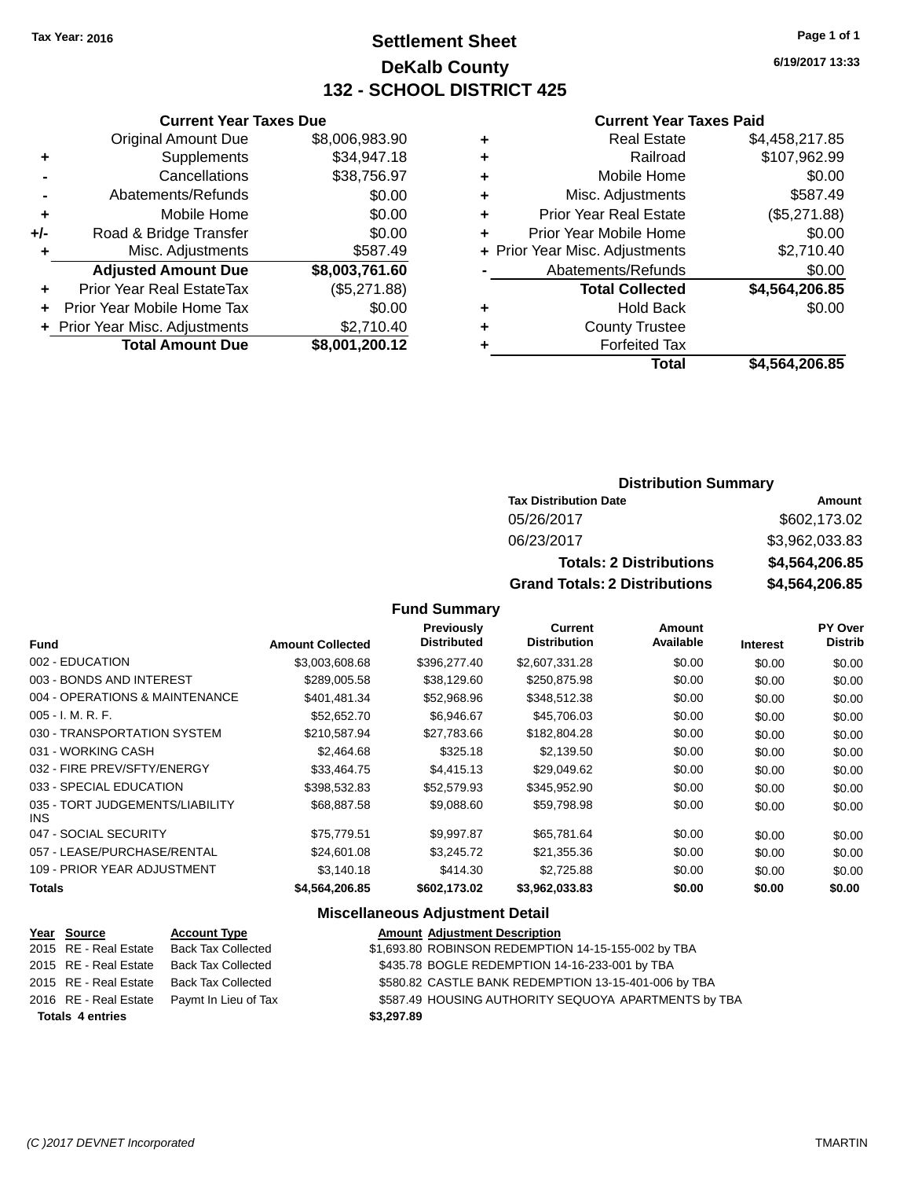Tax Year: 2016

# Settlement Sheet
## DeKalb County
## 132 - SCHOOL DISTRICT 425

6/19/2017 13:33

### Current Year Taxes Due

| | | |
|---|---|---|
| | Original Amount Due | $8,006,983.90 |
| + | Supplements | $34,947.18 |
| - | Cancellations | $38,756.97 |
| - | Abatements/Refunds | $0.00 |
| + | Mobile Home | $0.00 |
| +/- | Road & Bridge Transfer | $0.00 |
| + | Misc. Adjustments | $587.49 |
| | **Adjusted Amount Due** | **$8,003,761.60** |
| + | Prior Year Real EstateTax | ($5,271.88) |
| + | Prior Year Mobile Home Tax | $0.00 |
| + | Prior Year Misc. Adjustments | $2,710.40 |
| | **Total Amount Due** | **$8,001,200.12** |

### Current Year Taxes Paid

| | | |
|---|---|---|
| + | Real Estate | $4,458,217.85 |
| + | Railroad | $107,962.99 |
| + | Mobile Home | $0.00 |
| + | Misc. Adjustments | $587.49 |
| + | Prior Year Real Estate | ($5,271.88) |
| + | Prior Year Mobile Home | $0.00 |
| + | Prior Year Misc. Adjustments | $2,710.40 |
| - | Abatements/Refunds | $0.00 |
| | **Total Collected** | **$4,564,206.85** |
| + | Hold Back | $0.00 |
| + | County Trustee | |
| + | Forfeited Tax | |
| | **Total** | **$4,564,206.85** |

### Distribution Summary

| Tax Distribution Date | Amount |
|---|---|
| 05/26/2017 | $602,173.02 |
| 06/23/2017 | $3,962,033.83 |
| **Totals: 2 Distributions** | **$4,564,206.85** |
| **Grand Totals: 2 Distributions** | **$4,564,206.85** |

### Fund Summary

| Fund | Amount Collected | Previously Distributed | Current Distribution | Amount Available | Interest | PY Over Distrib |
|---|---|---|---|---|---|---|
| 002 - EDUCATION | $3,003,608.68 | $396,277.40 | $2,607,331.28 | $0.00 | $0.00 | $0.00 |
| 003 - BONDS AND INTEREST | $289,005.58 | $38,129.60 | $250,875.98 | $0.00 | $0.00 | $0.00 |
| 004 - OPERATIONS & MAINTENANCE | $401,481.34 | $52,968.96 | $348,512.38 | $0.00 | $0.00 | $0.00 |
| 005 - I. M. R. F. | $52,652.70 | $6,946.67 | $45,706.03 | $0.00 | $0.00 | $0.00 |
| 030 - TRANSPORTATION SYSTEM | $210,587.94 | $27,783.66 | $182,804.28 | $0.00 | $0.00 | $0.00 |
| 031 - WORKING CASH | $2,464.68 | $325.18 | $2,139.50 | $0.00 | $0.00 | $0.00 |
| 032 - FIRE PREV/SFTY/ENERGY | $33,464.75 | $4,415.13 | $29,049.62 | $0.00 | $0.00 | $0.00 |
| 033 - SPECIAL EDUCATION | $398,532.83 | $52,579.93 | $345,952.90 | $0.00 | $0.00 | $0.00 |
| 035 - TORT JUDGEMENTS/LIABILITY INS | $68,887.58 | $9,088.60 | $59,798.98 | $0.00 | $0.00 | $0.00 |
| 047 - SOCIAL SECURITY | $75,779.51 | $9,997.87 | $65,781.64 | $0.00 | $0.00 | $0.00 |
| 057 - LEASE/PURCHASE/RENTAL | $24,601.08 | $3,245.72 | $21,355.36 | $0.00 | $0.00 | $0.00 |
| 109 - PRIOR YEAR ADJUSTMENT | $3,140.18 | $414.30 | $2,725.88 | $0.00 | $0.00 | $0.00 |
| **Totals** | **$4,564,206.85** | **$602,173.02** | **$3,962,033.83** | **$0.00** | **$0.00** | **$0.00** |

### Miscellaneous Adjustment Detail

| Year | Source | Account Type | Amount | Adjustment Description |
|---|---|---|---|---|
| 2015 | RE - Real Estate | Back Tax Collected | $1,693.80 | ROBINSON REDEMPTION 14-15-155-002 by TBA |
| 2015 | RE - Real Estate | Back Tax Collected | $435.78 | BOGLE REDEMPTION 14-16-233-001 by TBA |
| 2015 | RE - Real Estate | Back Tax Collected | $580.82 | CASTLE BANK REDEMPTION 13-15-401-006 by TBA |
| 2016 | RE - Real Estate | Paymt In Lieu of Tax | $587.49 | HOUSING AUTHORITY SEQUOYA APARTMENTS by TBA |
| **Totals 4 entries** | | | **$3,297.89** | |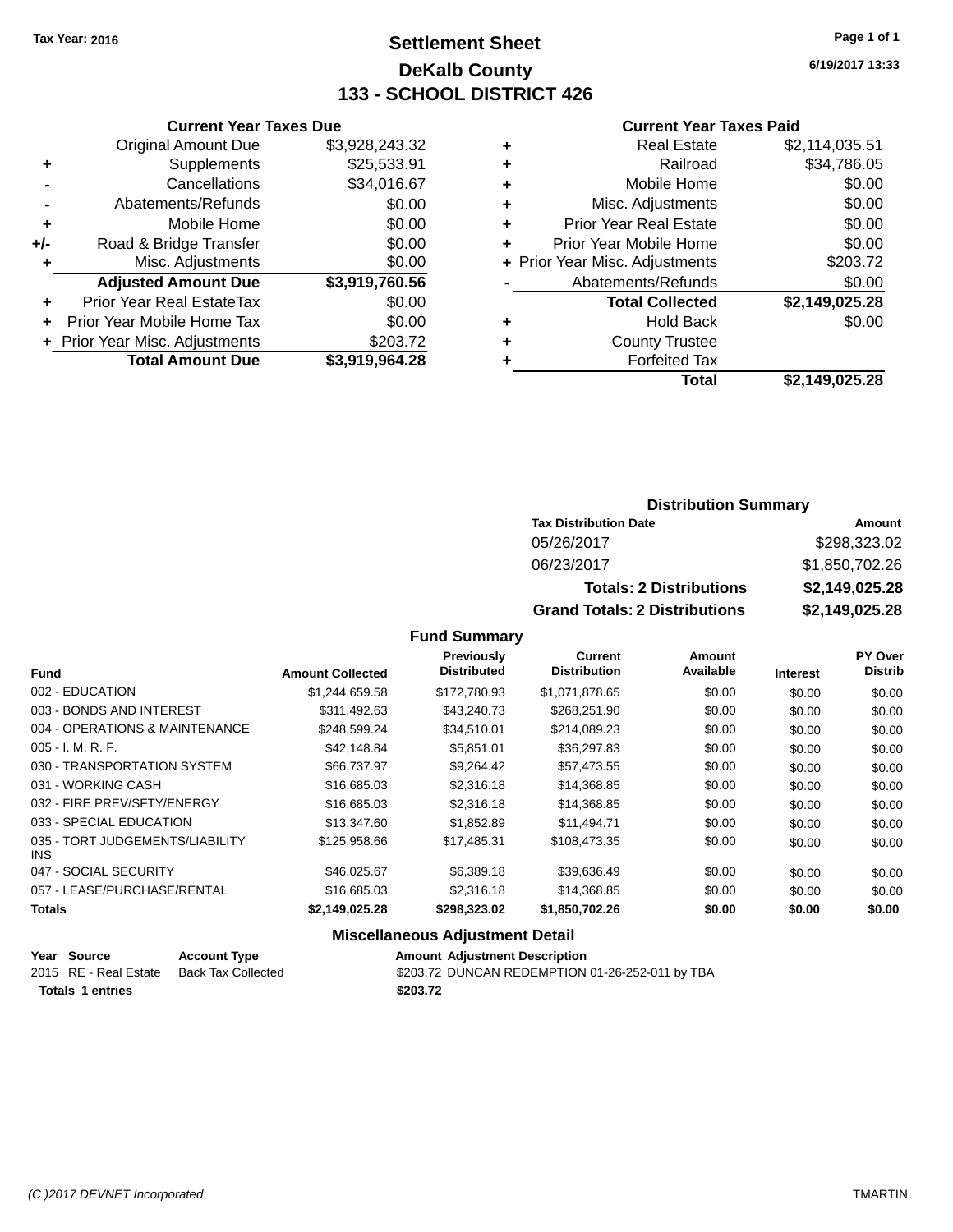Tax Year: 2016

# Settlement Sheet
## DeKalb County
## 133 - SCHOOL DISTRICT 426

6/19/2017 13:33

### Current Year Taxes Due

| | | |
|---|---|---|
| | Original Amount Due | $3,928,243.32 |
| + | Supplements | $25,533.91 |
| - | Cancellations | $34,016.67 |
| - | Abatements/Refunds | $0.00 |
| + | Mobile Home | $0.00 |
| +/- | Road & Bridge Transfer | $0.00 |
| + | Misc. Adjustments | $0.00 |
| | **Adjusted Amount Due** | **$3,919,760.56** |
| + | Prior Year Real EstateTax | $0.00 |
| + | Prior Year Mobile Home Tax | $0.00 |
| + | Prior Year Misc. Adjustments | $203.72 |
| | **Total Amount Due** | **$3,919,964.28** |

### Current Year Taxes Paid

| | | |
|---|---|---|
| + | Real Estate | $2,114,035.51 |
| + | Railroad | $34,786.05 |
| + | Mobile Home | $0.00 |
| + | Misc. Adjustments | $0.00 |
| + | Prior Year Real Estate | $0.00 |
| + | Prior Year Mobile Home | $0.00 |
| + | Prior Year Misc. Adjustments | $203.72 |
| - | Abatements/Refunds | $0.00 |
| | **Total Collected** | **$2,149,025.28** |
| + | Hold Back | $0.00 |
| + | County Trustee | |
| + | Forfeited Tax | |
| | **Total** | **$2,149,025.28** |

### Distribution Summary

| Tax Distribution Date | Amount |
|---|---|
| 05/26/2017 | $298,323.02 |
| 06/23/2017 | $1,850,702.26 |
| **Totals: 2 Distributions** | **$2,149,025.28** |
| **Grand Totals: 2 Distributions** | **$2,149,025.28** |

### Fund Summary

| Fund | Amount Collected | Previously Distributed | Current Distribution | Amount Available | Interest | PY Over Distrib |
|---|---|---|---|---|---|---|
| 002 - EDUCATION | $1,244,659.58 | $172,780.93 | $1,071,878.65 | $0.00 | $0.00 | $0.00 |
| 003 - BONDS AND INTEREST | $311,492.63 | $43,240.73 | $268,251.90 | $0.00 | $0.00 | $0.00 |
| 004 - OPERATIONS & MAINTENANCE | $248,599.24 | $34,510.01 | $214,089.23 | $0.00 | $0.00 | $0.00 |
| 005 - I. M. R. F. | $42,148.84 | $5,851.01 | $36,297.83 | $0.00 | $0.00 | $0.00 |
| 030 - TRANSPORTATION SYSTEM | $66,737.97 | $9,264.42 | $57,473.55 | $0.00 | $0.00 | $0.00 |
| 031 - WORKING CASH | $16,685.03 | $2,316.18 | $14,368.85 | $0.00 | $0.00 | $0.00 |
| 032 - FIRE PREV/SFTY/ENERGY | $16,685.03 | $2,316.18 | $14,368.85 | $0.00 | $0.00 | $0.00 |
| 033 - SPECIAL EDUCATION | $13,347.60 | $1,852.89 | $11,494.71 | $0.00 | $0.00 | $0.00 |
| 035 - TORT JUDGEMENTS/LIABILITY INS | $125,958.66 | $17,485.31 | $108,473.35 | $0.00 | $0.00 | $0.00 |
| 047 - SOCIAL SECURITY | $46,025.67 | $6,389.18 | $39,636.49 | $0.00 | $0.00 | $0.00 |
| 057 - LEASE/PURCHASE/RENTAL | $16,685.03 | $2,316.18 | $14,368.85 | $0.00 | $0.00 | $0.00 |
| **Totals** | **$2,149,025.28** | **$298,323.02** | **$1,850,702.26** | **$0.00** | **$0.00** | **$0.00** |

### Miscellaneous Adjustment Detail

| Year | Source | Account Type | Amount | Adjustment Description |
|---|---|---|---|---|
| 2015 | RE - Real Estate | Back Tax Collected | $203.72 | DUNCAN REDEMPTION 01-26-252-011 by TBA |
| **Totals 1 entries** | | | **$203.72** | |

(C )2017 DEVNET Incorporated TMARTIN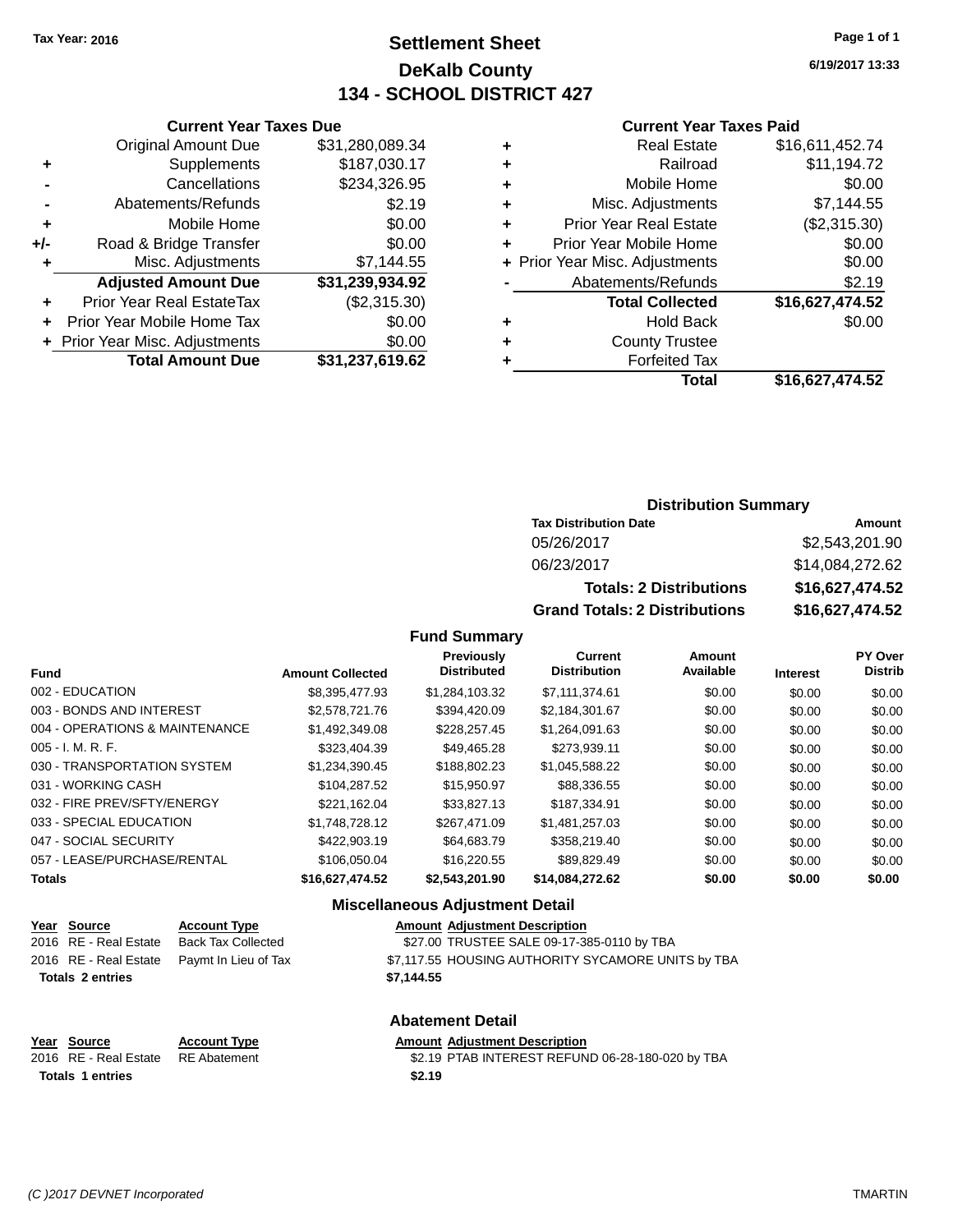Tax Year: 2016

# Settlement Sheet
## DeKalb County
## 134 - SCHOOL DISTRICT 427

6/19/2017 13:33

### Current Year Taxes Due

| | | |
|---|---|---|
| | Original Amount Due | $31,280,089.34 |
| + | Supplements | $187,030.17 |
| - | Cancellations | $234,326.95 |
| - | Abatements/Refunds | $2.19 |
| + | Mobile Home | $0.00 |
| +/- | Road & Bridge Transfer | $0.00 |
| + | Misc. Adjustments | $7,144.55 |
| | **Adjusted Amount Due** | **$31,239,934.92** |
| + | Prior Year Real EstateTax | ($2,315.30) |
| + | Prior Year Mobile Home Tax | $0.00 |
| + | Prior Year Misc. Adjustments | $0.00 |
| | **Total Amount Due** | **$31,237,619.62** |

### Current Year Taxes Paid

| | | |
|---|---|---|
| + | Real Estate | $16,611,452.74 |
| + | Railroad | $11,194.72 |
| + | Mobile Home | $0.00 |
| + | Misc. Adjustments | $7,144.55 |
| + | Prior Year Real Estate | ($2,315.30) |
| + | Prior Year Mobile Home | $0.00 |
| + | Prior Year Misc. Adjustments | $0.00 |
| - | Abatements/Refunds | $2.19 |
| | **Total Collected** | **$16,627,474.52** |
| + | Hold Back | $0.00 |
| + | County Trustee | |
| + | Forfeited Tax | |
| | **Total** | **$16,627,474.52** |

### Distribution Summary

| Tax Distribution Date | Amount |
|---|---|
| 05/26/2017 | $2,543,201.90 |
| 06/23/2017 | $14,084,272.62 |
| **Totals: 2 Distributions** | **$16,627,474.52** |
| **Grand Totals: 2 Distributions** | **$16,627,474.52** |

### Fund Summary

| Fund | Amount Collected | Previously Distributed | Current Distribution | Amount Available | Interest | PY Over Distrib |
|---|---|---|---|---|---|---|
| 002 - EDUCATION | $8,395,477.93 | $1,284,103.32 | $7,111,374.61 | $0.00 | $0.00 | $0.00 |
| 003 - BONDS AND INTEREST | $2,578,721.76 | $394,420.09 | $2,184,301.67 | $0.00 | $0.00 | $0.00 |
| 004 - OPERATIONS & MAINTENANCE | $1,492,349.08 | $228,257.45 | $1,264,091.63 | $0.00 | $0.00 | $0.00 |
| 005 - I. M. R. F. | $323,404.39 | $49,465.28 | $273,939.11 | $0.00 | $0.00 | $0.00 |
| 030 - TRANSPORTATION SYSTEM | $1,234,390.45 | $188,802.23 | $1,045,588.22 | $0.00 | $0.00 | $0.00 |
| 031 - WORKING CASH | $104,287.52 | $15,950.97 | $88,336.55 | $0.00 | $0.00 | $0.00 |
| 032 - FIRE PREV/SFTY/ENERGY | $221,162.04 | $33,827.13 | $187,334.91 | $0.00 | $0.00 | $0.00 |
| 033 - SPECIAL EDUCATION | $1,748,728.12 | $267,471.09 | $1,481,257.03 | $0.00 | $0.00 | $0.00 |
| 047 - SOCIAL SECURITY | $422,903.19 | $64,683.79 | $358,219.40 | $0.00 | $0.00 | $0.00 |
| 057 - LEASE/PURCHASE/RENTAL | $106,050.04 | $16,220.55 | $89,829.49 | $0.00 | $0.00 | $0.00 |
| **Totals** | **$16,627,474.52** | **$2,543,201.90** | **$14,084,272.62** | **$0.00** | **$0.00** | **$0.00** |

### Miscellaneous Adjustment Detail

| Year | Source | Account Type | Amount | Adjustment Description |
|---|---|---|---|---|
| 2016 | RE - Real Estate | Back Tax Collected | $27.00 | TRUSTEE SALE 09-17-385-0110 by TBA |
| 2016 | RE - Real Estate | Paymt In Lieu of Tax | $7,117.55 | HOUSING AUTHORITY SYCAMORE UNITS by TBA |
| **Totals 2 entries** | | | **$7,144.55** | |

### Abatement Detail

| Year | Source | Account Type | Amount | Adjustment Description |
|---|---|---|---|---|
| 2016 | RE - Real Estate | RE Abatement | $2.19 | PTAB INTEREST REFUND 06-28-180-020 by TBA |
| **Totals 1 entries** | | | **$2.19** | |

(C )2017 DEVNET Incorporated TMARTIN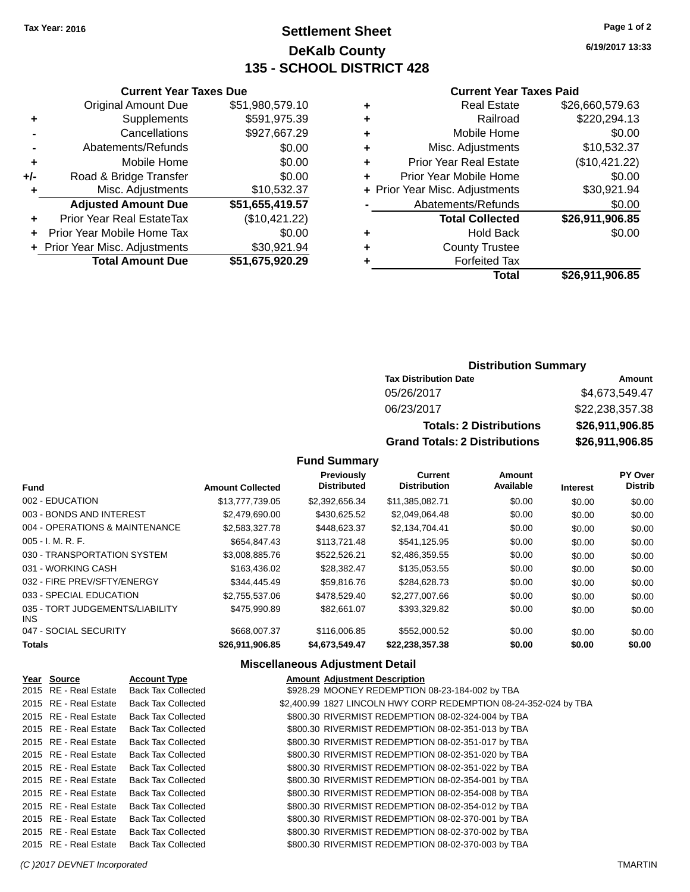Tax Year: 2016

# Settlement Sheet
## DeKalb County
## 135 - SCHOOL DISTRICT 428

6/19/2017 13:33

### Current Year Taxes Due

| | | |
|---|---|---|
| | Original Amount Due | $51,980,579.10 |
| + | Supplements | $591,975.39 |
| - | Cancellations | $927,667.29 |
| - | Abatements/Refunds | $0.00 |
| + | Mobile Home | $0.00 |
| +/- | Road & Bridge Transfer | $0.00 |
| + | Misc. Adjustments | $10,532.37 |
| | **Adjusted Amount Due** | **$51,655,419.57** |
| + | Prior Year Real EstateTax | ($10,421.22) |
| + | Prior Year Mobile Home Tax | $0.00 |
| + | Prior Year Misc. Adjustments | $30,921.94 |
| | **Total Amount Due** | **$51,675,920.29** |

### Current Year Taxes Paid

| | | |
|---|---|---|
| + | Real Estate | $26,660,579.63 |
| + | Railroad | $220,294.13 |
| + | Mobile Home | $0.00 |
| + | Misc. Adjustments | $10,532.37 |
| + | Prior Year Real Estate | ($10,421.22) |
| + | Prior Year Mobile Home | $0.00 |
| + | Prior Year Misc. Adjustments | $30,921.94 |
| - | Abatements/Refunds | $0.00 |
| | **Total Collected** | **$26,911,906.85** |
| + | Hold Back | $0.00 |
| + | County Trustee | |
| + | Forfeited Tax | |
| | **Total** | **$26,911,906.85** |

### Distribution Summary

| Tax Distribution Date | Amount |
|---|---|
| 05/26/2017 | $4,673,549.47 |
| 06/23/2017 | $22,238,357.38 |
| **Totals: 2 Distributions** | **$26,911,906.85** |
| **Grand Totals: 2 Distributions** | **$26,911,906.85** |

### Fund Summary

| Fund | Amount Collected | Previously Distributed | Current Distribution | Amount Available | Interest | PY Over Distrib |
|---|---|---|---|---|---|---|
| 002 - EDUCATION | $13,777,739.05 | $2,392,656.34 | $11,385,082.71 | $0.00 | $0.00 | $0.00 |
| 003 - BONDS AND INTEREST | $2,479,690.00 | $430,625.52 | $2,049,064.48 | $0.00 | $0.00 | $0.00 |
| 004 - OPERATIONS & MAINTENANCE | $2,583,327.78 | $448,623.37 | $2,134,704.41 | $0.00 | $0.00 | $0.00 |
| 005 - I. M. R. F. | $654,847.43 | $113,721.48 | $541,125.95 | $0.00 | $0.00 | $0.00 |
| 030 - TRANSPORTATION SYSTEM | $3,008,885.76 | $522,526.21 | $2,486,359.55 | $0.00 | $0.00 | $0.00 |
| 031 - WORKING CASH | $163,436.02 | $28,382.47 | $135,053.55 | $0.00 | $0.00 | $0.00 |
| 032 - FIRE PREV/SFTY/ENERGY | $344,445.49 | $59,816.76 | $284,628.73 | $0.00 | $0.00 | $0.00 |
| 033 - SPECIAL EDUCATION | $2,755,537.06 | $478,529.40 | $2,277,007.66 | $0.00 | $0.00 | $0.00 |
| 035 - TORT JUDGEMENTS/LIABILITY INS | $475,990.89 | $82,661.07 | $393,329.82 | $0.00 | $0.00 | $0.00 |
| 047 - SOCIAL SECURITY | $668,007.37 | $116,006.85 | $552,000.52 | $0.00 | $0.00 | $0.00 |
| **Totals** | **$26,911,906.85** | **$4,673,549.47** | **$22,238,357.38** | **$0.00** | **$0.00** | **$0.00** |

### Miscellaneous Adjustment Detail

| Year | Source | Account Type | Amount | Adjustment Description |
|---|---|---|---|---|
| 2015 | RE - Real Estate | Back Tax Collected | $928.29 | MOONEY REDEMPTION 08-23-184-002 by TBA |
| 2015 | RE - Real Estate | Back Tax Collected | $2,400.99 | 1827 LINCOLN HWY CORP REDEMPTION 08-24-352-024 by TBA |
| 2015 | RE - Real Estate | Back Tax Collected | $800.30 | RIVERMIST REDEMPTION 08-02-324-004 by TBA |
| 2015 | RE - Real Estate | Back Tax Collected | $800.30 | RIVERMIST REDEMPTION 08-02-351-013 by TBA |
| 2015 | RE - Real Estate | Back Tax Collected | $800.30 | RIVERMIST REDEMPTION 08-02-351-017 by TBA |
| 2015 | RE - Real Estate | Back Tax Collected | $800.30 | RIVERMIST REDEMPTION 08-02-351-020 by TBA |
| 2015 | RE - Real Estate | Back Tax Collected | $800.30 | RIVERMIST REDEMPTION 08-02-351-022 by TBA |
| 2015 | RE - Real Estate | Back Tax Collected | $800.30 | RIVERMIST REDEMPTION 08-02-354-001 by TBA |
| 2015 | RE - Real Estate | Back Tax Collected | $800.30 | RIVERMIST REDEMPTION 08-02-354-008 by TBA |
| 2015 | RE - Real Estate | Back Tax Collected | $800.30 | RIVERMIST REDEMPTION 08-02-354-012 by TBA |
| 2015 | RE - Real Estate | Back Tax Collected | $800.30 | RIVERMIST REDEMPTION 08-02-370-001 by TBA |
| 2015 | RE - Real Estate | Back Tax Collected | $800.30 | RIVERMIST REDEMPTION 08-02-370-002 by TBA |
| 2015 | RE - Real Estate | Back Tax Collected | $800.30 | RIVERMIST REDEMPTION 08-02-370-003 by TBA |

(C )2017 DEVNET Incorporated TMARTIN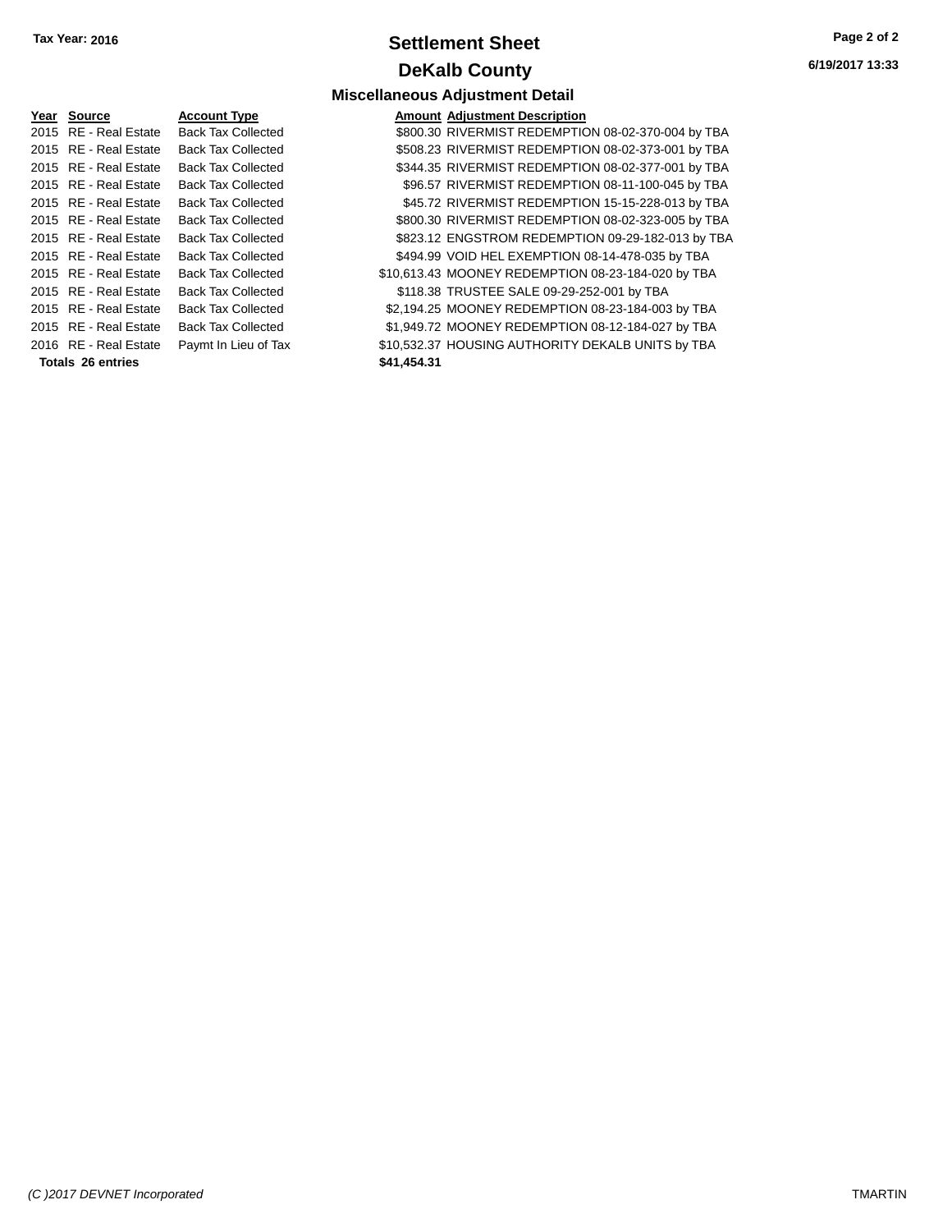**Tax Year: 2016**

# Settlement Sheet

## DeKalb County

### Miscellaneous Adjustment Detail

| Year | Source | Account Type | Amount | Adjustment Description |
|---|---|---|---|---|
| 2015 | RE - Real Estate | Back Tax Collected | $800.30 | RIVERMIST REDEMPTION 08-02-370-004 by TBA |
| 2015 | RE - Real Estate | Back Tax Collected | $508.23 | RIVERMIST REDEMPTION 08-02-373-001 by TBA |
| 2015 | RE - Real Estate | Back Tax Collected | $344.35 | RIVERMIST REDEMPTION 08-02-377-001 by TBA |
| 2015 | RE - Real Estate | Back Tax Collected | $96.57 | RIVERMIST REDEMPTION 08-11-100-045 by TBA |
| 2015 | RE - Real Estate | Back Tax Collected | $45.72 | RIVERMIST REDEMPTION 15-15-228-013 by TBA |
| 2015 | RE - Real Estate | Back Tax Collected | $800.30 | RIVERMIST REDEMPTION 08-02-323-005 by TBA |
| 2015 | RE - Real Estate | Back Tax Collected | $823.12 | ENGSTROM REDEMPTION 09-29-182-013 by TBA |
| 2015 | RE - Real Estate | Back Tax Collected | $494.99 | VOID HEL EXEMPTION 08-14-478-035 by TBA |
| 2015 | RE - Real Estate | Back Tax Collected | $10,613.43 | MOONEY REDEMPTION 08-23-184-020 by TBA |
| 2015 | RE - Real Estate | Back Tax Collected | $118.38 | TRUSTEE SALE 09-29-252-001 by TBA |
| 2015 | RE - Real Estate | Back Tax Collected | $2,194.25 | MOONEY REDEMPTION 08-23-184-003 by TBA |
| 2015 | RE - Real Estate | Back Tax Collected | $1,949.72 | MOONEY REDEMPTION 08-12-184-027 by TBA |
| 2016 | RE - Real Estate | Paymt In Lieu of Tax | $10,532.37 | HOUSING AUTHORITY DEKALB UNITS by TBA |
| **Totals 26 entries** | | | **$41,454.31** | |

6/19/2017 13:33

*(C )2017 DEVNET Incorporated* TMARTIN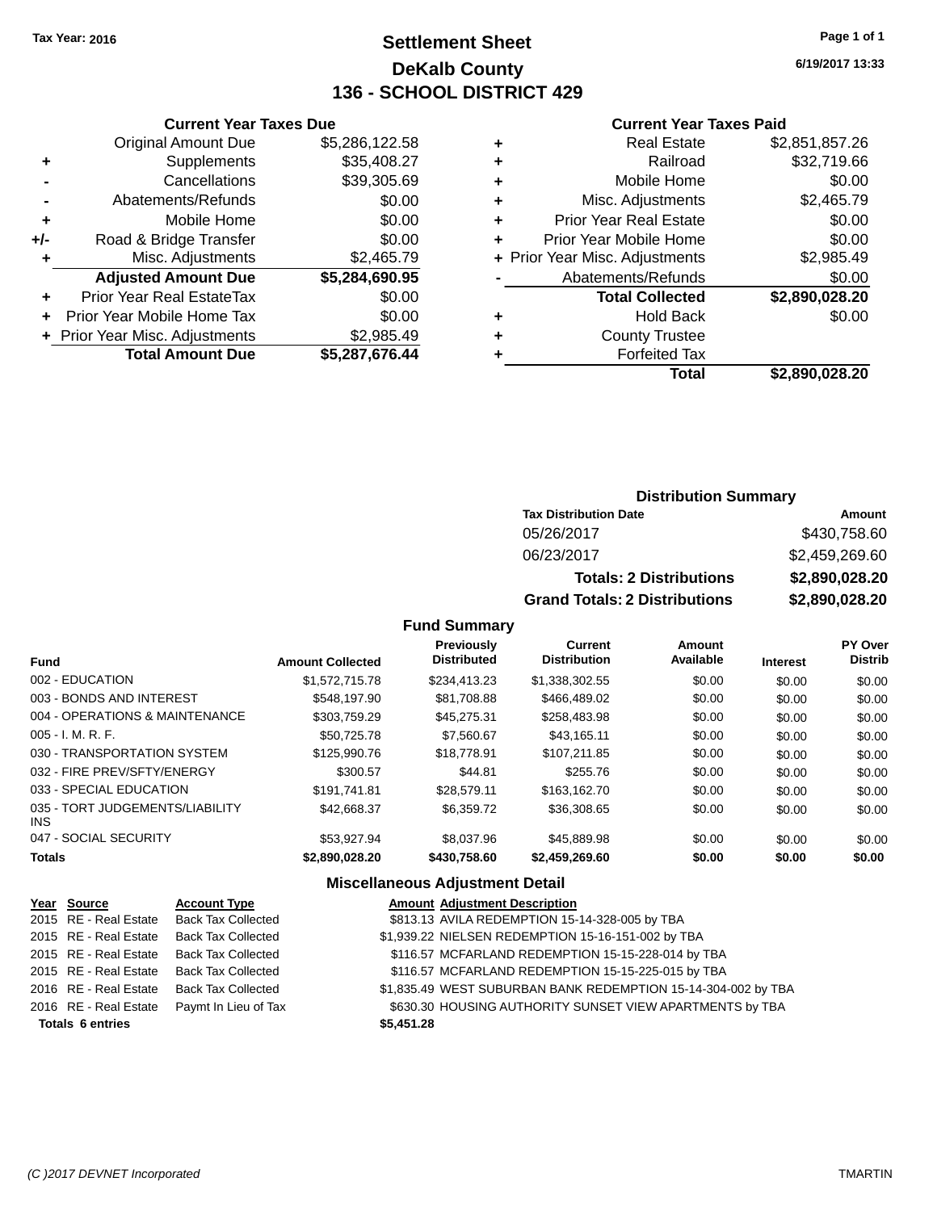Tax Year: 2016

# Settlement Sheet

## DeKalb County

## 136 - SCHOOL DISTRICT 429

6/19/2017 13:33

### Current Year Taxes Due

| | | |
|---|---|---|
| | Original Amount Due | $5,286,122.58 |
| + | Supplements | $35,408.27 |
| - | Cancellations | $39,305.69 |
| - | Abatements/Refunds | $0.00 |
| + | Mobile Home | $0.00 |
| +/- | Road & Bridge Transfer | $0.00 |
| + | Misc. Adjustments | $2,465.79 |
| | **Adjusted Amount Due** | **$5,284,690.95** |
| + | Prior Year Real EstateTax | $0.00 |
| + | Prior Year Mobile Home Tax | $0.00 |
| + | Prior Year Misc. Adjustments | $2,985.49 |
| | **Total Amount Due** | **$5,287,676.44** |

### Current Year Taxes Paid

| | | |
|---|---|---|
| + | Real Estate | $2,851,857.26 |
| + | Railroad | $32,719.66 |
| + | Mobile Home | $0.00 |
| + | Misc. Adjustments | $2,465.79 |
| + | Prior Year Real Estate | $0.00 |
| + | Prior Year Mobile Home | $0.00 |
| + | Prior Year Misc. Adjustments | $2,985.49 |
| - | Abatements/Refunds | $0.00 |
| | **Total Collected** | **$2,890,028.20** |
| + | Hold Back | $0.00 |
| + | County Trustee | |
| + | Forfeited Tax | |
| | **Total** | **$2,890,028.20** |

### Distribution Summary

| Tax Distribution Date | Amount |
|---|---|
| 05/26/2017 | $430,758.60 |
| 06/23/2017 | $2,459,269.60 |
| **Totals: 2 Distributions** | **$2,890,028.20** |
| **Grand Totals: 2 Distributions** | **$2,890,028.20** |

### Fund Summary

| Fund | Amount Collected | Previously Distributed | Current Distribution | Amount Available | Interest | PY Over Distrib |
|---|---|---|---|---|---|---|
| 002 - EDUCATION | $1,572,715.78 | $234,413.23 | $1,338,302.55 | $0.00 | $0.00 | $0.00 |
| 003 - BONDS AND INTEREST | $548,197.90 | $81,708.88 | $466,489.02 | $0.00 | $0.00 | $0.00 |
| 004 - OPERATIONS & MAINTENANCE | $303,759.29 | $45,275.31 | $258,483.98 | $0.00 | $0.00 | $0.00 |
| 005 - I. M. R. F. | $50,725.78 | $7,560.67 | $43,165.11 | $0.00 | $0.00 | $0.00 |
| 030 - TRANSPORTATION SYSTEM | $125,990.76 | $18,778.91 | $107,211.85 | $0.00 | $0.00 | $0.00 |
| 032 - FIRE PREV/SFTY/ENERGY | $300.57 | $44.81 | $255.76 | $0.00 | $0.00 | $0.00 |
| 033 - SPECIAL EDUCATION | $191,741.81 | $28,579.11 | $163,162.70 | $0.00 | $0.00 | $0.00 |
| 035 - TORT JUDGEMENTS/LIABILITY INS | $42,668.37 | $6,359.72 | $36,308.65 | $0.00 | $0.00 | $0.00 |
| 047 - SOCIAL SECURITY | $53,927.94 | $8,037.96 | $45,889.98 | $0.00 | $0.00 | $0.00 |
| **Totals** | **$2,890,028.20** | **$430,758.60** | **$2,459,269.60** | **$0.00** | **$0.00** | **$0.00** |

### Miscellaneous Adjustment Detail

| Year | Source | Account Type | Amount | Adjustment Description |
|---|---|---|---|---|
| 2015 | RE - Real Estate | Back Tax Collected | $813.13 | AVILA REDEMPTION 15-14-328-005 by TBA |
| 2015 | RE - Real Estate | Back Tax Collected | $1,939.22 | NIELSEN REDEMPTION 15-16-151-002 by TBA |
| 2015 | RE - Real Estate | Back Tax Collected | $116.57 | MCFARLAND REDEMPTION 15-15-228-014 by TBA |
| 2015 | RE - Real Estate | Back Tax Collected | $116.57 | MCFARLAND REDEMPTION 15-15-225-015 by TBA |
| 2016 | RE - Real Estate | Back Tax Collected | $1,835.49 | WEST SUBURBAN BANK REDEMPTION 15-14-304-002 by TBA |
| 2016 | RE - Real Estate | Paymt In Lieu of Tax | $630.30 | HOUSING AUTHORITY SUNSET VIEW APARTMENTS by TBA |
| **Totals** | **6 entries** | | **$5,451.28** | |

(C )2017 DEVNET Incorporated TMARTIN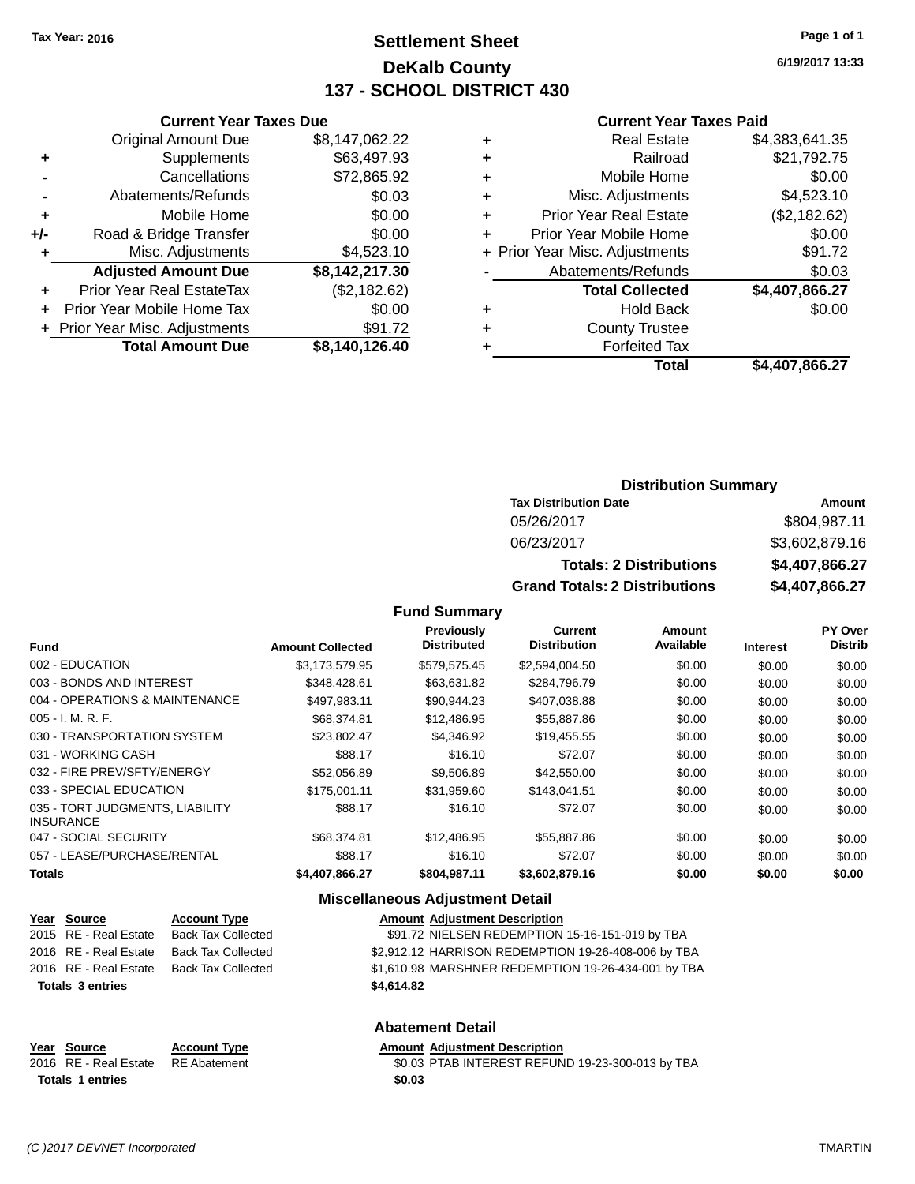Tax Year: 2016

# Settlement Sheet

## DeKalb County

## 137 - SCHOOL DISTRICT 430

6/19/2017 13:33

### Current Year Taxes Due

| | | |
|---|---|---|
| | Original Amount Due | $8,147,062.22 |
| + | Supplements | $63,497.93 |
| - | Cancellations | $72,865.92 |
| - | Abatements/Refunds | $0.03 |
| + | Mobile Home | $0.00 |
| +/- | Road & Bridge Transfer | $0.00 |
| + | Misc. Adjustments | $4,523.10 |
| | **Adjusted Amount Due** | **$8,142,217.30** |
| + | Prior Year Real EstateTax | ($2,182.62) |
| + | Prior Year Mobile Home Tax | $0.00 |
| + | Prior Year Misc. Adjustments | $91.72 |
| | **Total Amount Due** | **$8,140,126.40** |

### Current Year Taxes Paid

| | | |
|---|---|---|
| + | Real Estate | $4,383,641.35 |
| + | Railroad | $21,792.75 |
| + | Mobile Home | $0.00 |
| + | Misc. Adjustments | $4,523.10 |
| + | Prior Year Real Estate | ($2,182.62) |
| + | Prior Year Mobile Home | $0.00 |
| + | Prior Year Misc. Adjustments | $91.72 |
| - | Abatements/Refunds | $0.03 |
| | **Total Collected** | **$4,407,866.27** |
| + | Hold Back | $0.00 |
| + | County Trustee | |
| + | Forfeited Tax | |
| | **Total** | **$4,407,866.27** |

### Distribution Summary

| Tax Distribution Date | Amount |
|---|---|
| 05/26/2017 | $804,987.11 |
| 06/23/2017 | $3,602,879.16 |
| **Totals: 2 Distributions** | **$4,407,866.27** |
| **Grand Totals: 2 Distributions** | **$4,407,866.27** |

### Fund Summary

| Fund | Amount Collected | Previously Distributed | Current Distribution | Amount Available | Interest | PY Over Distrib |
|---|---|---|---|---|---|---|
| 002 - EDUCATION | $3,173,579.95 | $579,575.45 | $2,594,004.50 | $0.00 | $0.00 | $0.00 |
| 003 - BONDS AND INTEREST | $348,428.61 | $63,631.82 | $284,796.79 | $0.00 | $0.00 | $0.00 |
| 004 - OPERATIONS & MAINTENANCE | $497,983.11 | $90,944.23 | $407,038.88 | $0.00 | $0.00 | $0.00 |
| 005 - I. M. R. F. | $68,374.81 | $12,486.95 | $55,887.86 | $0.00 | $0.00 | $0.00 |
| 030 - TRANSPORTATION SYSTEM | $23,802.47 | $4,346.92 | $19,455.55 | $0.00 | $0.00 | $0.00 |
| 031 - WORKING CASH | $88.17 | $16.10 | $72.07 | $0.00 | $0.00 | $0.00 |
| 032 - FIRE PREV/SFTY/ENERGY | $52,056.89 | $9,506.89 | $42,550.00 | $0.00 | $0.00 | $0.00 |
| 033 - SPECIAL EDUCATION | $175,001.11 | $31,959.60 | $143,041.51 | $0.00 | $0.00 | $0.00 |
| 035 - TORT JUDGMENTS, LIABILITY INSURANCE | $88.17 | $16.10 | $72.07 | $0.00 | $0.00 | $0.00 |
| 047 - SOCIAL SECURITY | $68,374.81 | $12,486.95 | $55,887.86 | $0.00 | $0.00 | $0.00 |
| 057 - LEASE/PURCHASE/RENTAL | $88.17 | $16.10 | $72.07 | $0.00 | $0.00 | $0.00 |
| **Totals** | **$4,407,866.27** | **$804,987.11** | **$3,602,879.16** | **$0.00** | **$0.00** | **$0.00** |

### Miscellaneous Adjustment Detail

| Year | Source | Account Type | Amount | Adjustment Description |
|---|---|---|---|---|
| 2015 | RE - Real Estate | Back Tax Collected | $91.72 | NIELSEN REDEMPTION 15-16-151-019 by TBA |
| 2016 | RE - Real Estate | Back Tax Collected | $2,912.12 | HARRISON REDEMPTION 19-26-408-006 by TBA |
| 2016 | RE - Real Estate | Back Tax Collected | $1,610.98 | MARSHNER REDEMPTION 19-26-434-001 by TBA |
| **Totals 3 entries** | | | **$4,614.82** | |

### Abatement Detail

| Year | Source | Account Type | Amount | Adjustment Description |
|---|---|---|---|---|
| 2016 | RE - Real Estate | RE Abatement | $0.03 | PTAB INTEREST REFUND 19-23-300-013 by TBA |
| **Totals 1 entries** | | | **$0.03** | |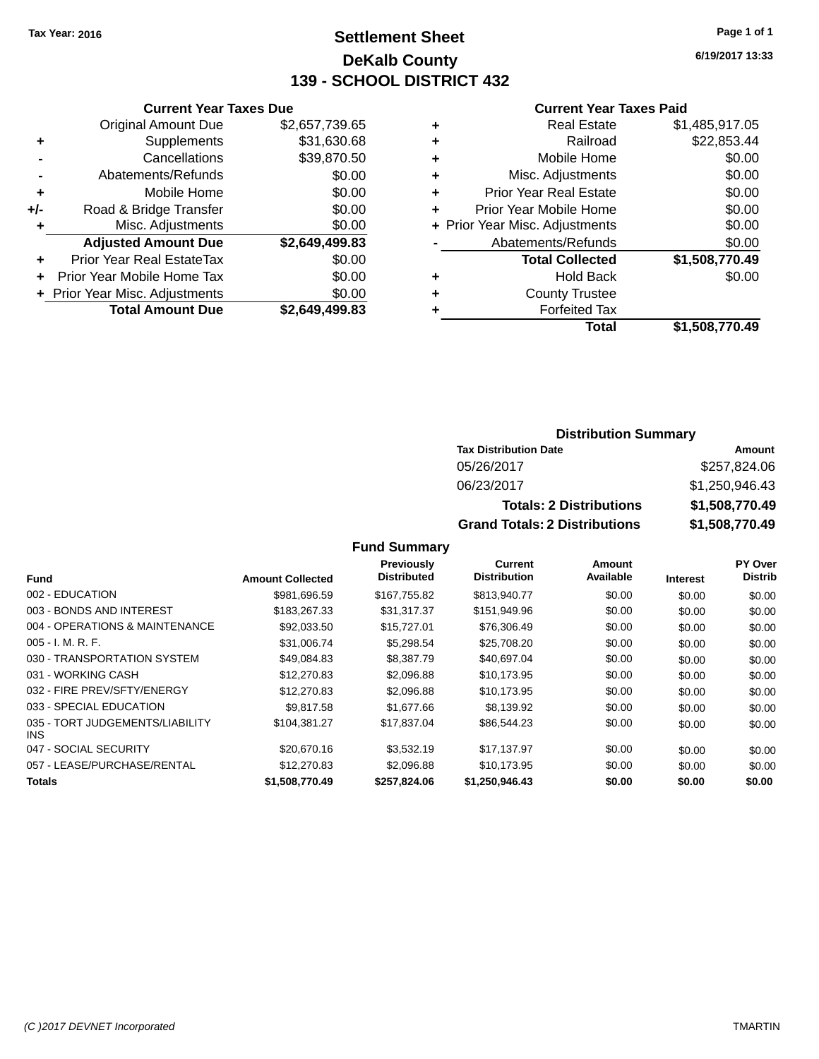Tax Year: 2016

# Settlement Sheet
## DeKalb County
## 139 - SCHOOL DISTRICT 432

6/19/2017 13:33

### Current Year Taxes Due

| | | |
|---|---|---|
| | Original Amount Due | $2,657,739.65 |
| + | Supplements | $31,630.68 |
| - | Cancellations | $39,870.50 |
| - | Abatements/Refunds | $0.00 |
| + | Mobile Home | $0.00 |
| +/- | Road & Bridge Transfer | $0.00 |
| + | Misc. Adjustments | $0.00 |
| | **Adjusted Amount Due** | **$2,649,499.83** |
| + | Prior Year Real EstateTax | $0.00 |
| + | Prior Year Mobile Home Tax | $0.00 |
| + | Prior Year Misc. Adjustments | $0.00 |
| | **Total Amount Due** | **$2,649,499.83** |

### Current Year Taxes Paid

| | | |
|---|---|---|
| + | Real Estate | $1,485,917.05 |
| + | Railroad | $22,853.44 |
| + | Mobile Home | $0.00 |
| + | Misc. Adjustments | $0.00 |
| + | Prior Year Real Estate | $0.00 |
| + | Prior Year Mobile Home | $0.00 |
| + | Prior Year Misc. Adjustments | $0.00 |
| - | Abatements/Refunds | $0.00 |
| | **Total Collected** | **$1,508,770.49** |
| + | Hold Back | $0.00 |
| + | County Trustee | |
| + | Forfeited Tax | |
| | **Total** | **$1,508,770.49** |

### Distribution Summary

| Tax Distribution Date | Amount |
|---|---|
| 05/26/2017 | $257,824.06 |
| 06/23/2017 | $1,250,946.43 |
| **Totals: 2 Distributions** | **$1,508,770.49** |
| **Grand Totals: 2 Distributions** | **$1,508,770.49** |

### Fund Summary

| Fund | Amount Collected | Previously Distributed | Current Distribution | Amount Available | Interest | PY Over Distrib |
|---|---|---|---|---|---|---|
| 002 - EDUCATION | $981,696.59 | $167,755.82 | $813,940.77 | $0.00 | $0.00 | $0.00 |
| 003 - BONDS AND INTEREST | $183,267.33 | $31,317.37 | $151,949.96 | $0.00 | $0.00 | $0.00 |
| 004 - OPERATIONS & MAINTENANCE | $92,033.50 | $15,727.01 | $76,306.49 | $0.00 | $0.00 | $0.00 |
| 005 - I. M. R. F. | $31,006.74 | $5,298.54 | $25,708.20 | $0.00 | $0.00 | $0.00 |
| 030 - TRANSPORTATION SYSTEM | $49,084.83 | $8,387.79 | $40,697.04 | $0.00 | $0.00 | $0.00 |
| 031 - WORKING CASH | $12,270.83 | $2,096.88 | $10,173.95 | $0.00 | $0.00 | $0.00 |
| 032 - FIRE PREV/SFTY/ENERGY | $12,270.83 | $2,096.88 | $10,173.95 | $0.00 | $0.00 | $0.00 |
| 033 - SPECIAL EDUCATION | $9,817.58 | $1,677.66 | $8,139.92 | $0.00 | $0.00 | $0.00 |
| 035 - TORT JUDGEMENTS/LIABILITY INS | $104,381.27 | $17,837.04 | $86,544.23 | $0.00 | $0.00 | $0.00 |
| 047 - SOCIAL SECURITY | $20,670.16 | $3,532.19 | $17,137.97 | $0.00 | $0.00 | $0.00 |
| 057 - LEASE/PURCHASE/RENTAL | $12,270.83 | $2,096.88 | $10,173.95 | $0.00 | $0.00 | $0.00 |
| **Totals** | **$1,508,770.49** | **$257,824.06** | **$1,250,946.43** | **$0.00** | **$0.00** | **$0.00** |

(C )2017 DEVNET Incorporated TMARTIN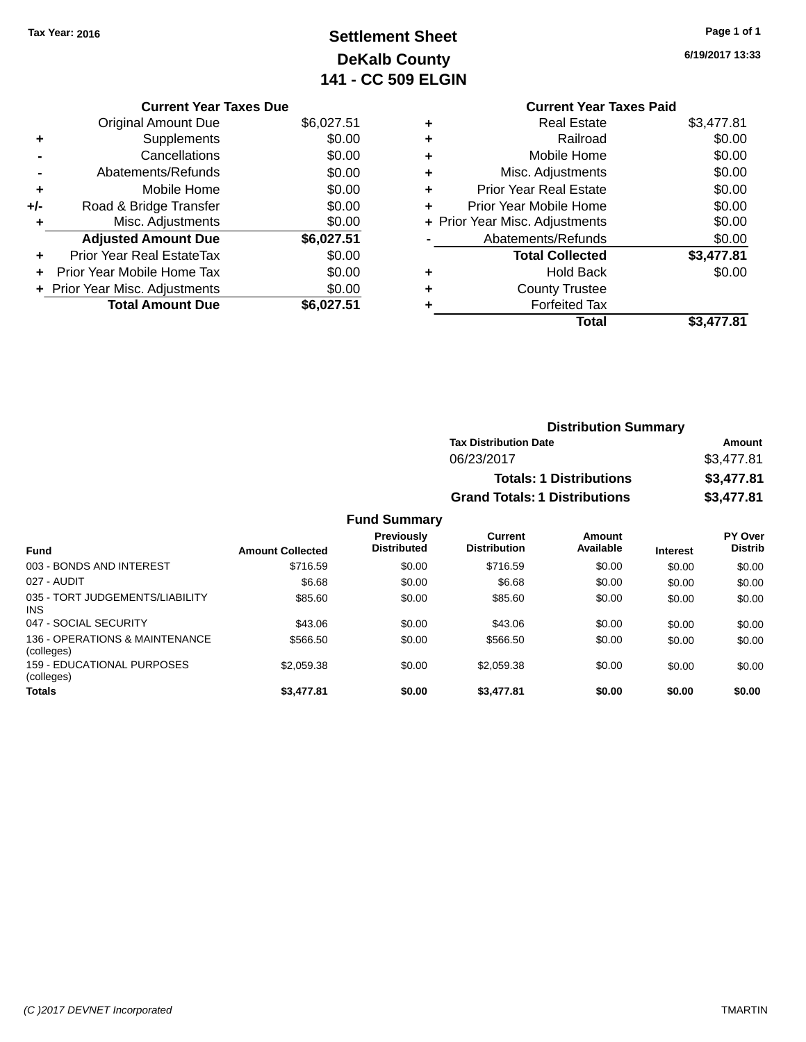Tax Year: 2016

# Settlement Sheet
## DeKalb County
## 141 - CC 509 ELGIN

6/19/2017 13:33

### Current Year Taxes Due

| | | |
|---|---|---|
| | Original Amount Due | $6,027.51 |
| + | Supplements | $0.00 |
| - | Cancellations | $0.00 |
| - | Abatements/Refunds | $0.00 |
| + | Mobile Home | $0.00 |
| +/- | Road & Bridge Transfer | $0.00 |
| + | Misc. Adjustments | $0.00 |
| | **Adjusted Amount Due** | **$6,027.51** |
| + | Prior Year Real EstateTax | $0.00 |
| + | Prior Year Mobile Home Tax | $0.00 |
| + | Prior Year Misc. Adjustments | $0.00 |
| | **Total Amount Due** | **$6,027.51** |

### Current Year Taxes Paid

| | | |
|---|---|---|
| + | Real Estate | $3,477.81 |
| + | Railroad | $0.00 |
| + | Mobile Home | $0.00 |
| + | Misc. Adjustments | $0.00 |
| + | Prior Year Real Estate | $0.00 |
| + | Prior Year Mobile Home | $0.00 |
| + | Prior Year Misc. Adjustments | $0.00 |
| - | Abatements/Refunds | $0.00 |
| | **Total Collected** | **$3,477.81** |
| + | Hold Back | $0.00 |
| + | County Trustee | |
| + | Forfeited Tax | |
| | **Total** | **$3,477.81** |

### Distribution Summary

| Tax Distribution Date | Amount |
|---|---|
| 06/23/2017 | $3,477.81 |
| **Totals: 1 Distributions** | **$3,477.81** |
| **Grand Totals: 1 Distributions** | **$3,477.81** |

### Fund Summary

| Fund | Amount Collected | Previously Distributed | Current Distribution | Amount Available | Interest | PY Over Distrib |
|---|---|---|---|---|---|---|
| 003 - BONDS AND INTEREST | $716.59 | $0.00 | $716.59 | $0.00 | $0.00 | $0.00 |
| 027 - AUDIT | $6.68 | $0.00 | $6.68 | $0.00 | $0.00 | $0.00 |
| 035 - TORT JUDGEMENTS/LIABILITY INS | $85.60 | $0.00 | $85.60 | $0.00 | $0.00 | $0.00 |
| 047 - SOCIAL SECURITY | $43.06 | $0.00 | $43.06 | $0.00 | $0.00 | $0.00 |
| 136 - OPERATIONS & MAINTENANCE (colleges) | $566.50 | $0.00 | $566.50 | $0.00 | $0.00 | $0.00 |
| 159 - EDUCATIONAL PURPOSES (colleges) | $2,059.38 | $0.00 | $2,059.38 | $0.00 | $0.00 | $0.00 |
| **Totals** | **$3,477.81** | **$0.00** | **$3,477.81** | **$0.00** | **$0.00** | **$0.00** |

(C )2017 DEVNET Incorporated TMARTIN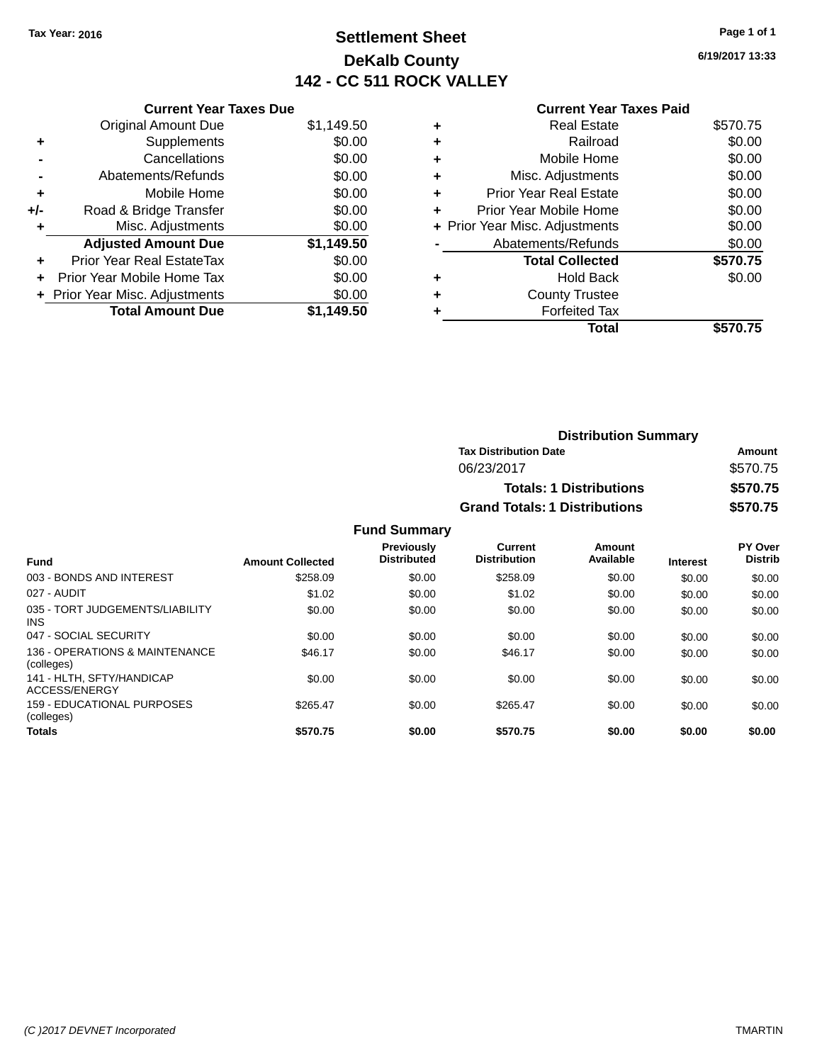Tax Year: 2016

# Settlement Sheet

## DeKalb County

## 142 - CC 511 ROCK VALLEY

6/19/2017 13:33

### Current Year Taxes Due

| | | |
|---|---|---|
| | Original Amount Due | $1,149.50 |
| + | Supplements | $0.00 |
| - | Cancellations | $0.00 |
| - | Abatements/Refunds | $0.00 |
| + | Mobile Home | $0.00 |
| +/- | Road & Bridge Transfer | $0.00 |
| + | Misc. Adjustments | $0.00 |
| | **Adjusted Amount Due** | **$1,149.50** |
| + | Prior Year Real EstateTax | $0.00 |
| + | Prior Year Mobile Home Tax | $0.00 |
| + | Prior Year Misc. Adjustments | $0.00 |
| | **Total Amount Due** | **$1,149.50** |

### Current Year Taxes Paid

| | | |
|---|---|---|
| + | Real Estate | $570.75 |
| + | Railroad | $0.00 |
| + | Mobile Home | $0.00 |
| + | Misc. Adjustments | $0.00 |
| + | Prior Year Real Estate | $0.00 |
| + | Prior Year Mobile Home | $0.00 |
| + | Prior Year Misc. Adjustments | $0.00 |
| - | Abatements/Refunds | $0.00 |
| | **Total Collected** | **$570.75** |
| + | Hold Back | $0.00 |
| + | County Trustee | |
| + | Forfeited Tax | |
| | **Total** | **$570.75** |

### Distribution Summary

| Tax Distribution Date | Amount |
|---|---|
| 06/23/2017 | $570.75 |
| **Totals: 1 Distributions** | **$570.75** |
| **Grand Totals: 1 Distributions** | **$570.75** |

### Fund Summary

| Fund | Amount Collected | Previously Distributed | Current Distribution | Amount Available | Interest | PY Over Distrib |
|---|---|---|---|---|---|---|
| 003 - BONDS AND INTEREST | $258.09 | $0.00 | $258.09 | $0.00 | $0.00 | $0.00 |
| 027 - AUDIT | $1.02 | $0.00 | $1.02 | $0.00 | $0.00 | $0.00 |
| 035 - TORT JUDGEMENTS/LIABILITY INS | $0.00 | $0.00 | $0.00 | $0.00 | $0.00 | $0.00 |
| 047 - SOCIAL SECURITY | $0.00 | $0.00 | $0.00 | $0.00 | $0.00 | $0.00 |
| 136 - OPERATIONS & MAINTENANCE (colleges) | $46.17 | $0.00 | $46.17 | $0.00 | $0.00 | $0.00 |
| 141 - HLTH, SFTY/HANDICAP ACCESS/ENERGY | $0.00 | $0.00 | $0.00 | $0.00 | $0.00 | $0.00 |
| 159 - EDUCATIONAL PURPOSES (colleges) | $265.47 | $0.00 | $265.47 | $0.00 | $0.00 | $0.00 |
| **Totals** | **$570.75** | **$0.00** | **$570.75** | **$0.00** | **$0.00** | **$0.00** |

(C )2017 DEVNET Incorporated TMARTIN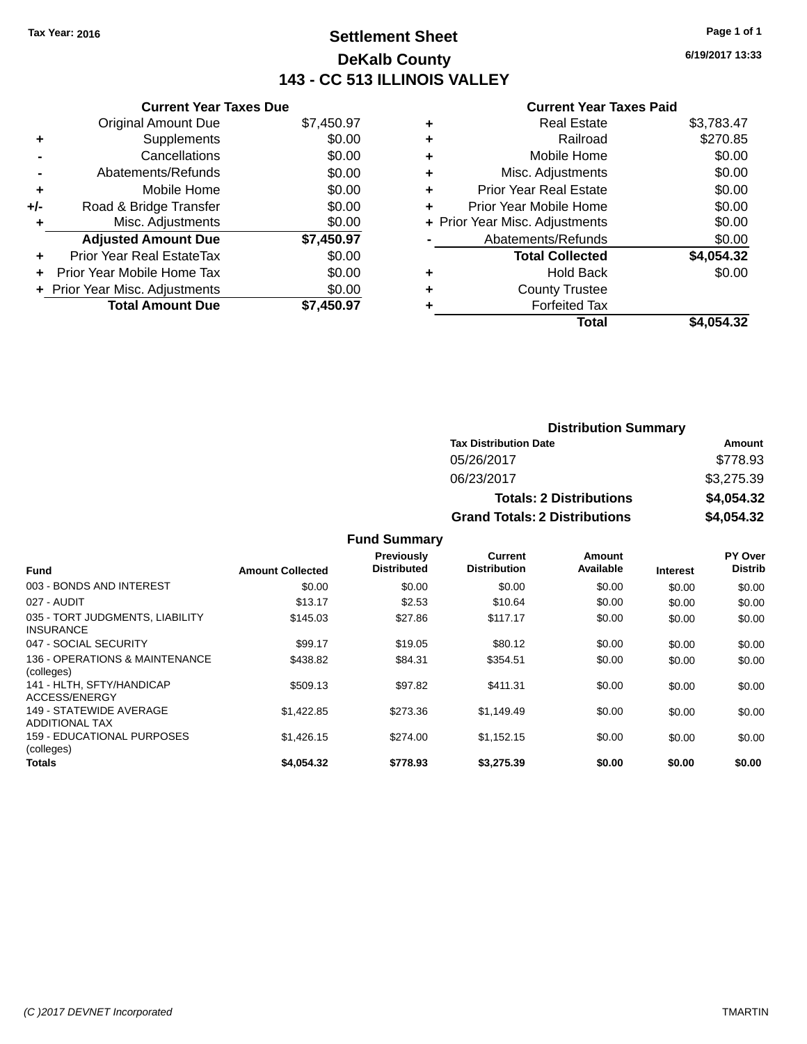Tax Year: 2016

# Settlement Sheet

## DeKalb County

## 143 - CC 513 ILLINOIS VALLEY

6/19/2017 13:33

### Current Year Taxes Due

| | | |
|---|---|---|
| | Original Amount Due | $7,450.97 |
| + | Supplements | $0.00 |
| - | Cancellations | $0.00 |
| - | Abatements/Refunds | $0.00 |
| + | Mobile Home | $0.00 |
| +/- | Road & Bridge Transfer | $0.00 |
| + | Misc. Adjustments | $0.00 |
| | **Adjusted Amount Due** | **$7,450.97** |
| + | Prior Year Real EstateTax | $0.00 |
| + | Prior Year Mobile Home Tax | $0.00 |
| + | Prior Year Misc. Adjustments | $0.00 |
| | **Total Amount Due** | **$7,450.97** |

### Current Year Taxes Paid

| | | |
|---|---|---|
| + | Real Estate | $3,783.47 |
| + | Railroad | $270.85 |
| + | Mobile Home | $0.00 |
| + | Misc. Adjustments | $0.00 |
| + | Prior Year Real Estate | $0.00 |
| + | Prior Year Mobile Home | $0.00 |
| + | Prior Year Misc. Adjustments | $0.00 |
| - | Abatements/Refunds | $0.00 |
| | **Total Collected** | **$4,054.32** |
| + | Hold Back | $0.00 |
| + | County Trustee | |
| + | Forfeited Tax | |
| | **Total** | **$4,054.32** |

### Distribution Summary

| Tax Distribution Date | Amount |
|---|---|
| 05/26/2017 | $778.93 |
| 06/23/2017 | $3,275.39 |
| **Totals: 2 Distributions** | **$4,054.32** |
| **Grand Totals: 2 Distributions** | **$4,054.32** |

### Fund Summary

| Fund | Amount Collected | Previously Distributed | Current Distribution | Amount Available | Interest | PY Over Distrib |
|---|---|---|---|---|---|---|
| 003 - BONDS AND INTEREST | $0.00 | $0.00 | $0.00 | $0.00 | $0.00 | $0.00 |
| 027 - AUDIT | $13.17 | $2.53 | $10.64 | $0.00 | $0.00 | $0.00 |
| 035 - TORT JUDGMENTS, LIABILITY INSURANCE | $145.03 | $27.86 | $117.17 | $0.00 | $0.00 | $0.00 |
| 047 - SOCIAL SECURITY | $99.17 | $19.05 | $80.12 | $0.00 | $0.00 | $0.00 |
| 136 - OPERATIONS & MAINTENANCE (colleges) | $438.82 | $84.31 | $354.51 | $0.00 | $0.00 | $0.00 |
| 141 - HLTH, SFTY/HANDICAP ACCESS/ENERGY | $509.13 | $97.82 | $411.31 | $0.00 | $0.00 | $0.00 |
| 149 - STATEWIDE AVERAGE ADDITIONAL TAX | $1,422.85 | $273.36 | $1,149.49 | $0.00 | $0.00 | $0.00 |
| 159 - EDUCATIONAL PURPOSES (colleges) | $1,426.15 | $274.00 | $1,152.15 | $0.00 | $0.00 | $0.00 |
| **Totals** | **$4,054.32** | **$778.93** | **$3,275.39** | **$0.00** | **$0.00** | **$0.00** |

(C )2017 DEVNET Incorporated TMARTIN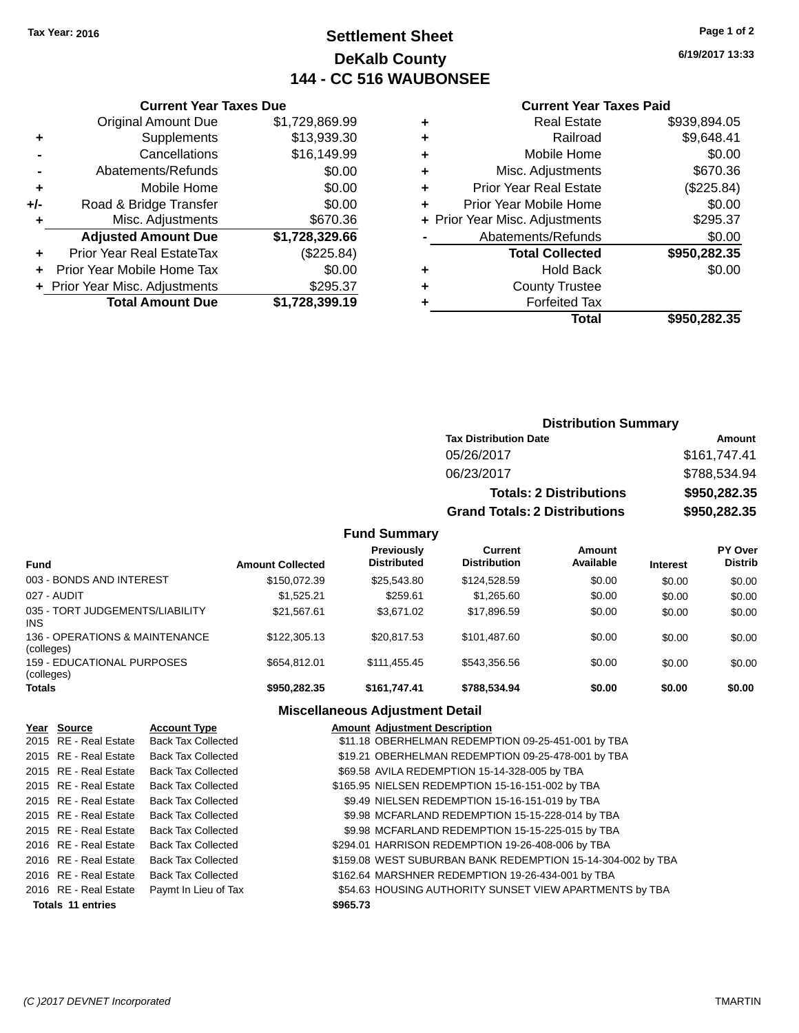Tax Year: 2016

# Settlement Sheet
## DeKalb County
## 144 - CC 516 WAUBONSEE

6/19/2017 13:33

### Current Year Taxes Due

| | | |
|---|---|---|
| | Original Amount Due | $1,729,869.99 |
| + | Supplements | $13,939.30 |
| - | Cancellations | $16,149.99 |
| - | Abatements/Refunds | $0.00 |
| + | Mobile Home | $0.00 |
| +/- | Road & Bridge Transfer | $0.00 |
| + | Misc. Adjustments | $670.36 |
| | **Adjusted Amount Due** | **$1,728,329.66** |
| + | Prior Year Real EstateTax | ($225.84) |
| + | Prior Year Mobile Home Tax | $0.00 |
| + | Prior Year Misc. Adjustments | $295.37 |
| | **Total Amount Due** | **$1,728,399.19** |

### Current Year Taxes Paid

| | | |
|---|---|---|
| + | Real Estate | $939,894.05 |
| + | Railroad | $9,648.41 |
| + | Mobile Home | $0.00 |
| + | Misc. Adjustments | $670.36 |
| + | Prior Year Real Estate | ($225.84) |
| + | Prior Year Mobile Home | $0.00 |
| + | Prior Year Misc. Adjustments | $295.37 |
| - | Abatements/Refunds | $0.00 |
| | **Total Collected** | **$950,282.35** |
| + | Hold Back | $0.00 |
| + | County Trustee | |
| + | Forfeited Tax | |
| | **Total** | **$950,282.35** |

### Distribution Summary

| Tax Distribution Date | Amount |
|---|---|
| 05/26/2017 | $161,747.41 |
| 06/23/2017 | $788,534.94 |
| **Totals: 2 Distributions** | **$950,282.35** |
| **Grand Totals: 2 Distributions** | **$950,282.35** |

### Fund Summary

| Fund | Amount Collected | Previously Distributed | Current Distribution | Amount Available | Interest | PY Over Distrib |
|---|---|---|---|---|---|---|
| 003 - BONDS AND INTEREST | $150,072.39 | $25,543.80 | $124,528.59 | $0.00 | $0.00 | $0.00 |
| 027 - AUDIT | $1,525.21 | $259.61 | $1,265.60 | $0.00 | $0.00 | $0.00 |
| 035 - TORT JUDGEMENTS/LIABILITY INS | $21,567.61 | $3,671.02 | $17,896.59 | $0.00 | $0.00 | $0.00 |
| 136 - OPERATIONS & MAINTENANCE (colleges) | $122,305.13 | $20,817.53 | $101,487.60 | $0.00 | $0.00 | $0.00 |
| 159 - EDUCATIONAL PURPOSES (colleges) | $654,812.01 | $111,455.45 | $543,356.56 | $0.00 | $0.00 | $0.00 |
| **Totals** | **$950,282.35** | **$161,747.41** | **$788,534.94** | **$0.00** | **$0.00** | **$0.00** |

### Miscellaneous Adjustment Detail

| Year | Source | Account Type | Amount | Adjustment Description |
|---|---|---|---|---|
| 2015 | RE - Real Estate | Back Tax Collected | $11.18 | OBERHELMAN REDEMPTION 09-25-451-001 by TBA |
| 2015 | RE - Real Estate | Back Tax Collected | $19.21 | OBERHELMAN REDEMPTION 09-25-478-001 by TBA |
| 2015 | RE - Real Estate | Back Tax Collected | $69.58 | AVILA REDEMPTION 15-14-328-005 by TBA |
| 2015 | RE - Real Estate | Back Tax Collected | $165.95 | NIELSEN REDEMPTION 15-16-151-002 by TBA |
| 2015 | RE - Real Estate | Back Tax Collected | $9.49 | NIELSEN REDEMPTION 15-16-151-019 by TBA |
| 2015 | RE - Real Estate | Back Tax Collected | $9.98 | MCFARLAND REDEMPTION 15-15-228-014 by TBA |
| 2015 | RE - Real Estate | Back Tax Collected | $9.98 | MCFARLAND REDEMPTION 15-15-225-015 by TBA |
| 2016 | RE - Real Estate | Back Tax Collected | $294.01 | HARRISON REDEMPTION 19-26-408-006 by TBA |
| 2016 | RE - Real Estate | Back Tax Collected | $159.08 | WEST SUBURBAN BANK REDEMPTION 15-14-304-002 by TBA |
| 2016 | RE - Real Estate | Back Tax Collected | $162.64 | MARSHNER REDEMPTION 19-26-434-001 by TBA |
| 2016 | RE - Real Estate | Paymt In Lieu of Tax | $54.63 | HOUSING AUTHORITY SUNSET VIEW APARTMENTS by TBA |
| **Totals 11 entries** | | | **$965.73** | |

(C )2017 DEVNET Incorporated — TMARTIN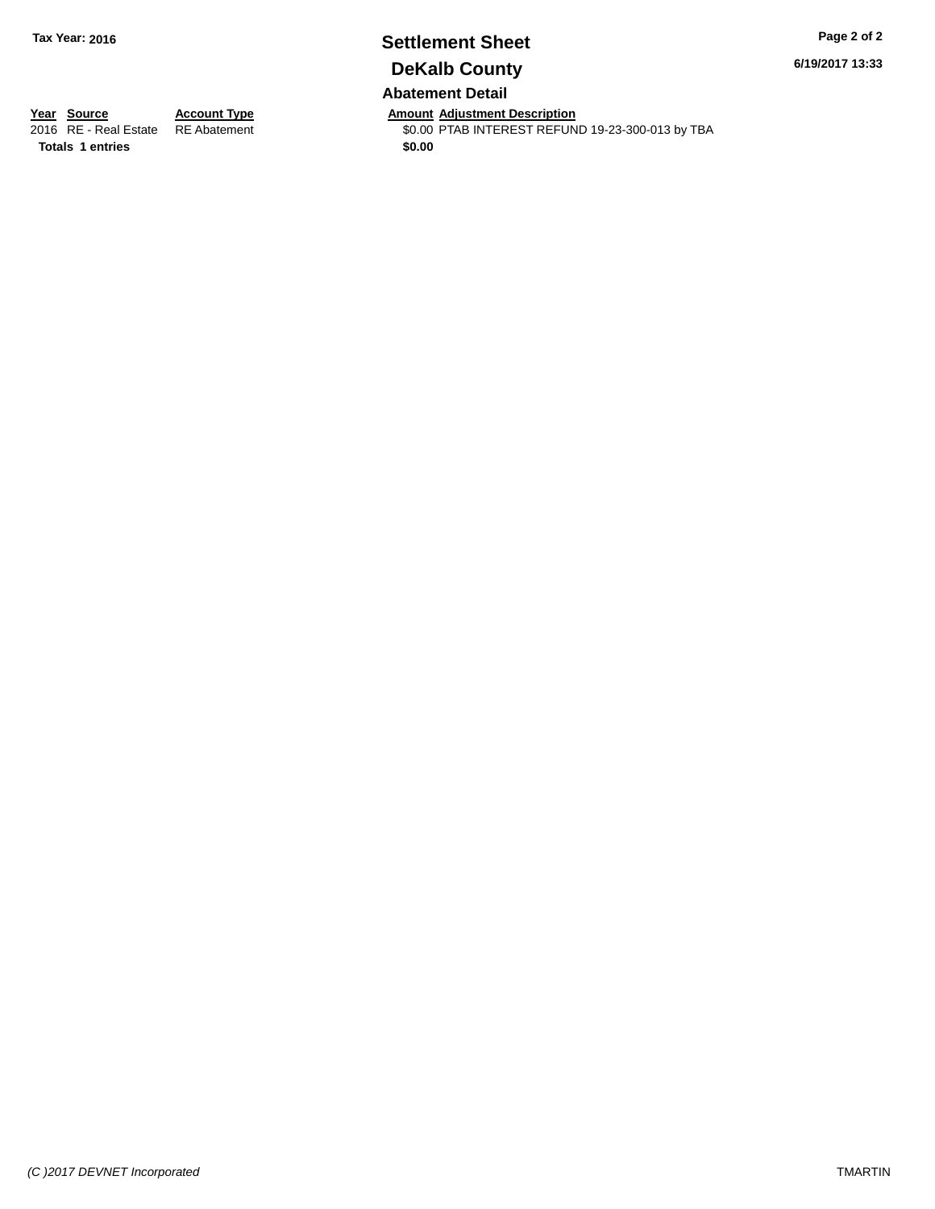**Tax Year: 2016**

# Settlement Sheet

## DeKalb County

6/19/2017 13:33

### Abatement Detail

| Year | Source | Account Type | Amount | Adjustment Description |
|---|---|---|---|---|
| 2016 | RE - Real Estate | RE Abatement | $0.00 | PTAB INTEREST REFUND 19-23-300-013 by TBA |
| **Totals** | **1 entries** | | **$0.00** | |

*(C )2017 DEVNET Incorporated*

TMARTIN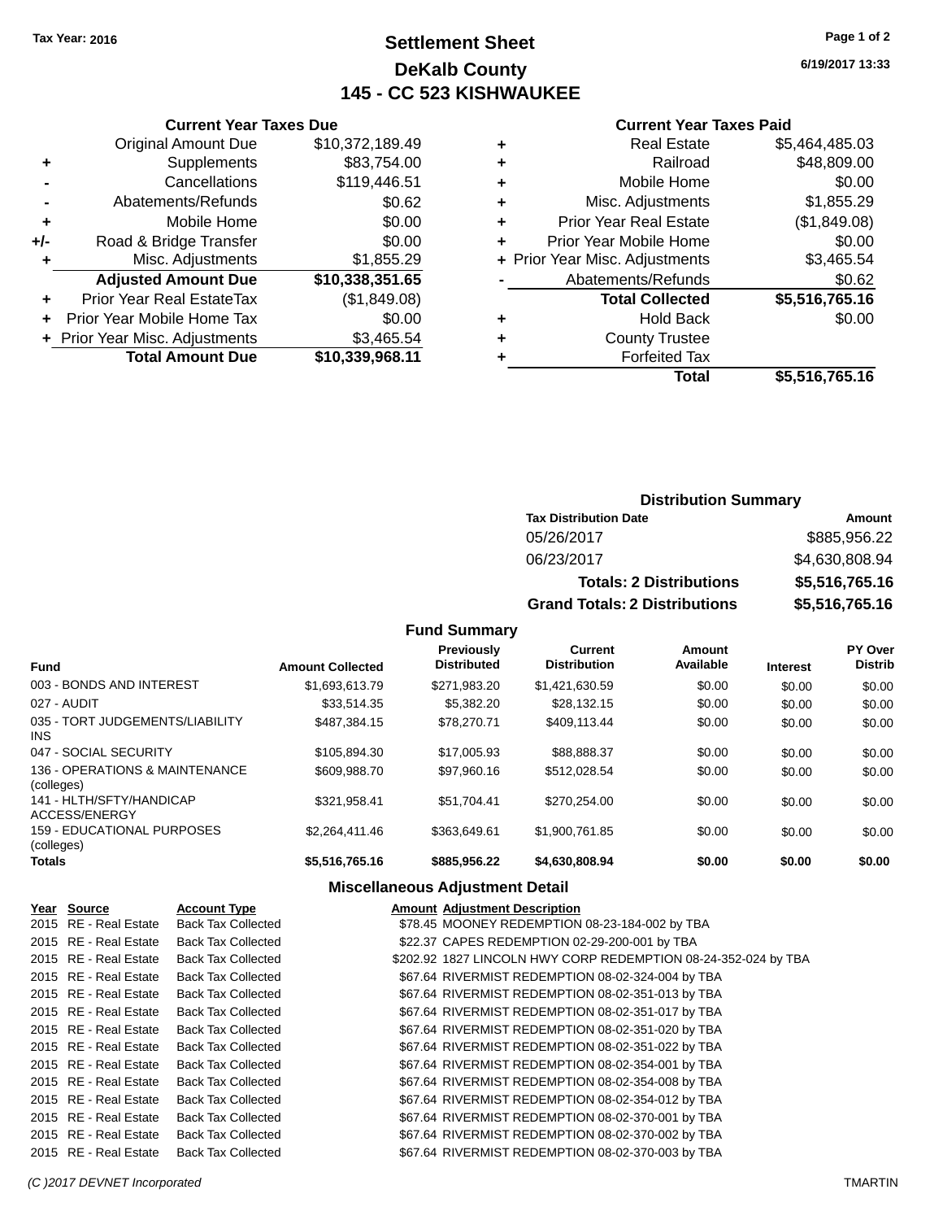**Tax Year: 2016**

# Settlement Sheet

## DeKalb County

## 145 - CC 523 KISHWAUKEE

6/19/2017 13:33

### Current Year Taxes Due

| | | |
|---|---|---|
| | Original Amount Due | $10,372,189.49 |
| + | Supplements | $83,754.00 |
| - | Cancellations | $119,446.51 |
| - | Abatements/Refunds | $0.62 |
| + | Mobile Home | $0.00 |
| +/- | Road & Bridge Transfer | $0.00 |
| + | Misc. Adjustments | $1,855.29 |
| | **Adjusted Amount Due** | **$10,338,351.65** |
| + | Prior Year Real EstateTax | ($1,849.08) |
| + | Prior Year Mobile Home Tax | $0.00 |
| + | Prior Year Misc. Adjustments | $3,465.54 |
| | **Total Amount Due** | **$10,339,968.11** |

### Current Year Taxes Paid

| | | |
|---|---|---|
| + | Real Estate | $5,464,485.03 |
| + | Railroad | $48,809.00 |
| + | Mobile Home | $0.00 |
| + | Misc. Adjustments | $1,855.29 |
| + | Prior Year Real Estate | ($1,849.08) |
| + | Prior Year Mobile Home | $0.00 |
| + | Prior Year Misc. Adjustments | $3,465.54 |
| - | Abatements/Refunds | $0.62 |
| | **Total Collected** | **$5,516,765.16** |
| + | Hold Back | $0.00 |
| + | County Trustee | |
| + | Forfeited Tax | |
| | **Total** | **$5,516,765.16** |

### Distribution Summary

| Tax Distribution Date | Amount |
|---|---|
| 05/26/2017 | $885,956.22 |
| 06/23/2017 | $4,630,808.94 |
| **Totals: 2 Distributions** | **$5,516,765.16** |
| **Grand Totals: 2 Distributions** | **$5,516,765.16** |

### Fund Summary

| Fund | Amount Collected | Previously Distributed | Current Distribution | Amount Available | Interest | PY Over Distrib |
|---|---|---|---|---|---|---|
| 003 - BONDS AND INTEREST | $1,693,613.79 | $271,983.20 | $1,421,630.59 | $0.00 | $0.00 | $0.00 |
| 027 - AUDIT | $33,514.35 | $5,382.20 | $28,132.15 | $0.00 | $0.00 | $0.00 |
| 035 - TORT JUDGEMENTS/LIABILITY INS | $487,384.15 | $78,270.71 | $409,113.44 | $0.00 | $0.00 | $0.00 |
| 047 - SOCIAL SECURITY | $105,894.30 | $17,005.93 | $88,888.37 | $0.00 | $0.00 | $0.00 |
| 136 - OPERATIONS & MAINTENANCE (colleges) | $609,988.70 | $97,960.16 | $512,028.54 | $0.00 | $0.00 | $0.00 |
| 141 - HLTH/SFTY/HANDICAP ACCESS/ENERGY | $321,958.41 | $51,704.41 | $270,254.00 | $0.00 | $0.00 | $0.00 |
| 159 - EDUCATIONAL PURPOSES (colleges) | $2,264,411.46 | $363,649.61 | $1,900,761.85 | $0.00 | $0.00 | $0.00 |
| **Totals** | **$5,516,765.16** | **$885,956.22** | **$4,630,808.94** | **$0.00** | **$0.00** | **$0.00** |

### Miscellaneous Adjustment Detail

| Year | Source | Account Type | Amount | Adjustment Description |
|---|---|---|---|---|
| 2015 | RE - Real Estate | Back Tax Collected | $78.45 | MOONEY REDEMPTION 08-23-184-002 by TBA |
| 2015 | RE - Real Estate | Back Tax Collected | $22.37 | CAPES REDEMPTION 02-29-200-001 by TBA |
| 2015 | RE - Real Estate | Back Tax Collected | $202.92 | 1827 LINCOLN HWY CORP REDEMPTION 08-24-352-024 by TBA |
| 2015 | RE - Real Estate | Back Tax Collected | $67.64 | RIVERMIST REDEMPTION 08-02-324-004 by TBA |
| 2015 | RE - Real Estate | Back Tax Collected | $67.64 | RIVERMIST REDEMPTION 08-02-351-013 by TBA |
| 2015 | RE - Real Estate | Back Tax Collected | $67.64 | RIVERMIST REDEMPTION 08-02-351-017 by TBA |
| 2015 | RE - Real Estate | Back Tax Collected | $67.64 | RIVERMIST REDEMPTION 08-02-351-020 by TBA |
| 2015 | RE - Real Estate | Back Tax Collected | $67.64 | RIVERMIST REDEMPTION 08-02-351-022 by TBA |
| 2015 | RE - Real Estate | Back Tax Collected | $67.64 | RIVERMIST REDEMPTION 08-02-354-001 by TBA |
| 2015 | RE - Real Estate | Back Tax Collected | $67.64 | RIVERMIST REDEMPTION 08-02-354-008 by TBA |
| 2015 | RE - Real Estate | Back Tax Collected | $67.64 | RIVERMIST REDEMPTION 08-02-354-012 by TBA |
| 2015 | RE - Real Estate | Back Tax Collected | $67.64 | RIVERMIST REDEMPTION 08-02-370-001 by TBA |
| 2015 | RE - Real Estate | Back Tax Collected | $67.64 | RIVERMIST REDEMPTION 08-02-370-002 by TBA |
| 2015 | RE - Real Estate | Back Tax Collected | $67.64 | RIVERMIST REDEMPTION 08-02-370-003 by TBA |

(C )2017 DEVNET Incorporated TMARTIN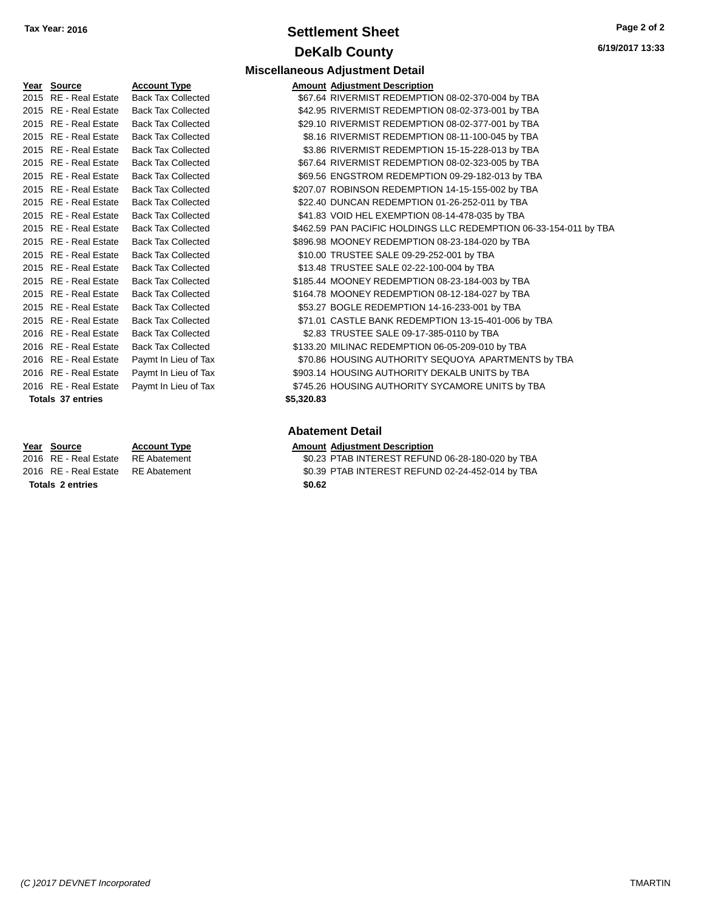**Tax Year: 2016**

# Settlement Sheet

## DeKalb County

6/19/2017 13:33

### Miscellaneous Adjustment Detail

| Year | Source | Account Type | Amount | Adjustment Description |
|---|---|---|---|---|
| 2015 | RE - Real Estate | Back Tax Collected | $67.64 | RIVERMIST REDEMPTION 08-02-370-004 by TBA |
| 2015 | RE - Real Estate | Back Tax Collected | $42.95 | RIVERMIST REDEMPTION 08-02-373-001 by TBA |
| 2015 | RE - Real Estate | Back Tax Collected | $29.10 | RIVERMIST REDEMPTION 08-02-377-001 by TBA |
| 2015 | RE - Real Estate | Back Tax Collected | $8.16 | RIVERMIST REDEMPTION 08-11-100-045 by TBA |
| 2015 | RE - Real Estate | Back Tax Collected | $3.86 | RIVERMIST REDEMPTION 15-15-228-013 by TBA |
| 2015 | RE - Real Estate | Back Tax Collected | $67.64 | RIVERMIST REDEMPTION 08-02-323-005 by TBA |
| 2015 | RE - Real Estate | Back Tax Collected | $69.56 | ENGSTROM REDEMPTION 09-29-182-013 by TBA |
| 2015 | RE - Real Estate | Back Tax Collected | $207.07 | ROBINSON REDEMPTION 14-15-155-002 by TBA |
| 2015 | RE - Real Estate | Back Tax Collected | $22.40 | DUNCAN REDEMPTION 01-26-252-011 by TBA |
| 2015 | RE - Real Estate | Back Tax Collected | $41.83 | VOID HEL EXEMPTION 08-14-478-035 by TBA |
| 2015 | RE - Real Estate | Back Tax Collected | $462.59 | PAN PACIFIC HOLDINGS LLC REDEMPTION 06-33-154-011 by TBA |
| 2015 | RE - Real Estate | Back Tax Collected | $896.98 | MOONEY REDEMPTION 08-23-184-020 by TBA |
| 2015 | RE - Real Estate | Back Tax Collected | $10.00 | TRUSTEE SALE 09-29-252-001 by TBA |
| 2015 | RE - Real Estate | Back Tax Collected | $13.48 | TRUSTEE SALE 02-22-100-004 by TBA |
| 2015 | RE - Real Estate | Back Tax Collected | $185.44 | MOONEY REDEMPTION 08-23-184-003 by TBA |
| 2015 | RE - Real Estate | Back Tax Collected | $164.78 | MOONEY REDEMPTION 08-12-184-027 by TBA |
| 2015 | RE - Real Estate | Back Tax Collected | $53.27 | BOGLE REDEMPTION 14-16-233-001 by TBA |
| 2015 | RE - Real Estate | Back Tax Collected | $71.01 | CASTLE BANK REDEMPTION 13-15-401-006 by TBA |
| 2016 | RE - Real Estate | Back Tax Collected | $2.83 | TRUSTEE SALE 09-17-385-0110 by TBA |
| 2016 | RE - Real Estate | Back Tax Collected | $133.20 | MILINAC REDEMPTION 06-05-209-010 by TBA |
| 2016 | RE - Real Estate | Paymt In Lieu of Tax | $70.86 | HOUSING AUTHORITY SEQUOYA APARTMENTS by TBA |
| 2016 | RE - Real Estate | Paymt In Lieu of Tax | $903.14 | HOUSING AUTHORITY DEKALB UNITS by TBA |
| 2016 | RE - Real Estate | Paymt In Lieu of Tax | $745.26 | HOUSING AUTHORITY SYCAMORE UNITS by TBA |
| **Totals 37 entries** | | | **$5,320.83** | |

### Abatement Detail

| Year | Source | Account Type | Amount | Adjustment Description |
|---|---|---|---|---|
| 2016 | RE - Real Estate | RE Abatement | $0.23 | PTAB INTEREST REFUND 06-28-180-020 by TBA |
| 2016 | RE - Real Estate | RE Abatement | $0.39 | PTAB INTEREST REFUND 02-24-452-014 by TBA |
| **Totals 2 entries** | | | **$0.62** | |

*(C )2017 DEVNET Incorporated* TMARTIN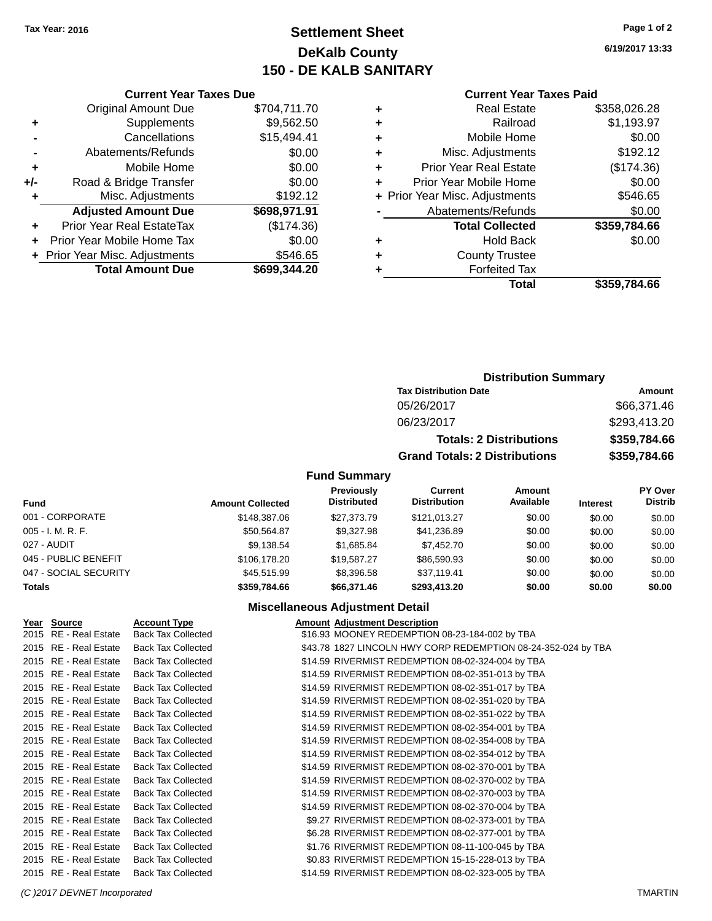Tax Year: 2016

# Settlement Sheet
## DeKalb County
## 150 - DE KALB SANITARY

6/19/2017 13:33

### Current Year Taxes Due

| | | |
|---|---|---|
| | Original Amount Due | $704,711.70 |
| + | Supplements | $9,562.50 |
| - | Cancellations | $15,494.41 |
| - | Abatements/Refunds | $0.00 |
| + | Mobile Home | $0.00 |
| +/- | Road & Bridge Transfer | $0.00 |
| + | Misc. Adjustments | $192.12 |
| | **Adjusted Amount Due** | **$698,971.91** |
| + | Prior Year Real EstateTax | ($174.36) |
| + | Prior Year Mobile Home Tax | $0.00 |
| + | Prior Year Misc. Adjustments | $546.65 |
| | **Total Amount Due** | **$699,344.20** |

### Current Year Taxes Paid

| | | |
|---|---|---|
| + | Real Estate | $358,026.28 |
| + | Railroad | $1,193.97 |
| + | Mobile Home | $0.00 |
| + | Misc. Adjustments | $192.12 |
| + | Prior Year Real Estate | ($174.36) |
| + | Prior Year Mobile Home | $0.00 |
| + | Prior Year Misc. Adjustments | $546.65 |
| - | Abatements/Refunds | $0.00 |
| | **Total Collected** | **$359,784.66** |
| + | Hold Back | $0.00 |
| + | County Trustee | |
| + | Forfeited Tax | |
| | **Total** | **$359,784.66** |

### Distribution Summary

| Tax Distribution Date | Amount |
|---|---|
| 05/26/2017 | $66,371.46 |
| 06/23/2017 | $293,413.20 |
| **Totals: 2 Distributions** | **$359,784.66** |
| **Grand Totals: 2 Distributions** | **$359,784.66** |

### Fund Summary

| Fund | Amount Collected | Previously Distributed | Current Distribution | Amount Available | Interest | PY Over Distrib |
|---|---|---|---|---|---|---|
| 001 - CORPORATE | $148,387.06 | $27,373.79 | $121,013.27 | $0.00 | $0.00 | $0.00 |
| 005 - I. M. R. F. | $50,564.87 | $9,327.98 | $41,236.89 | $0.00 | $0.00 | $0.00 |
| 027 - AUDIT | $9,138.54 | $1,685.84 | $7,452.70 | $0.00 | $0.00 | $0.00 |
| 045 - PUBLIC BENEFIT | $106,178.20 | $19,587.27 | $86,590.93 | $0.00 | $0.00 | $0.00 |
| 047 - SOCIAL SECURITY | $45,515.99 | $8,396.58 | $37,119.41 | $0.00 | $0.00 | $0.00 |
| **Totals** | **$359,784.66** | **$66,371.46** | **$293,413.20** | **$0.00** | **$0.00** | **$0.00** |

### Miscellaneous Adjustment Detail

| Year | Source | Account Type | Amount | Adjustment Description |
|---|---|---|---|---|
| 2015 | RE - Real Estate | Back Tax Collected | $16.93 | MOONEY REDEMPTION 08-23-184-002 by TBA |
| 2015 | RE - Real Estate | Back Tax Collected | $43.78 | 1827 LINCOLN HWY CORP REDEMPTION 08-24-352-024 by TBA |
| 2015 | RE - Real Estate | Back Tax Collected | $14.59 | RIVERMIST REDEMPTION 08-02-324-004 by TBA |
| 2015 | RE - Real Estate | Back Tax Collected | $14.59 | RIVERMIST REDEMPTION 08-02-351-013 by TBA |
| 2015 | RE - Real Estate | Back Tax Collected | $14.59 | RIVERMIST REDEMPTION 08-02-351-017 by TBA |
| 2015 | RE - Real Estate | Back Tax Collected | $14.59 | RIVERMIST REDEMPTION 08-02-351-020 by TBA |
| 2015 | RE - Real Estate | Back Tax Collected | $14.59 | RIVERMIST REDEMPTION 08-02-351-022 by TBA |
| 2015 | RE - Real Estate | Back Tax Collected | $14.59 | RIVERMIST REDEMPTION 08-02-354-001 by TBA |
| 2015 | RE - Real Estate | Back Tax Collected | $14.59 | RIVERMIST REDEMPTION 08-02-354-008 by TBA |
| 2015 | RE - Real Estate | Back Tax Collected | $14.59 | RIVERMIST REDEMPTION 08-02-354-012 by TBA |
| 2015 | RE - Real Estate | Back Tax Collected | $14.59 | RIVERMIST REDEMPTION 08-02-370-001 by TBA |
| 2015 | RE - Real Estate | Back Tax Collected | $14.59 | RIVERMIST REDEMPTION 08-02-370-002 by TBA |
| 2015 | RE - Real Estate | Back Tax Collected | $14.59 | RIVERMIST REDEMPTION 08-02-370-003 by TBA |
| 2015 | RE - Real Estate | Back Tax Collected | $14.59 | RIVERMIST REDEMPTION 08-02-370-004 by TBA |
| 2015 | RE - Real Estate | Back Tax Collected | $9.27 | RIVERMIST REDEMPTION 08-02-373-001 by TBA |
| 2015 | RE - Real Estate | Back Tax Collected | $6.28 | RIVERMIST REDEMPTION 08-02-377-001 by TBA |
| 2015 | RE - Real Estate | Back Tax Collected | $1.76 | RIVERMIST REDEMPTION 08-11-100-045 by TBA |
| 2015 | RE - Real Estate | Back Tax Collected | $0.83 | RIVERMIST REDEMPTION 15-15-228-013 by TBA |
| 2015 | RE - Real Estate | Back Tax Collected | $14.59 | RIVERMIST REDEMPTION 08-02-323-005 by TBA |

(C )2017 DEVNET Incorporated TMARTIN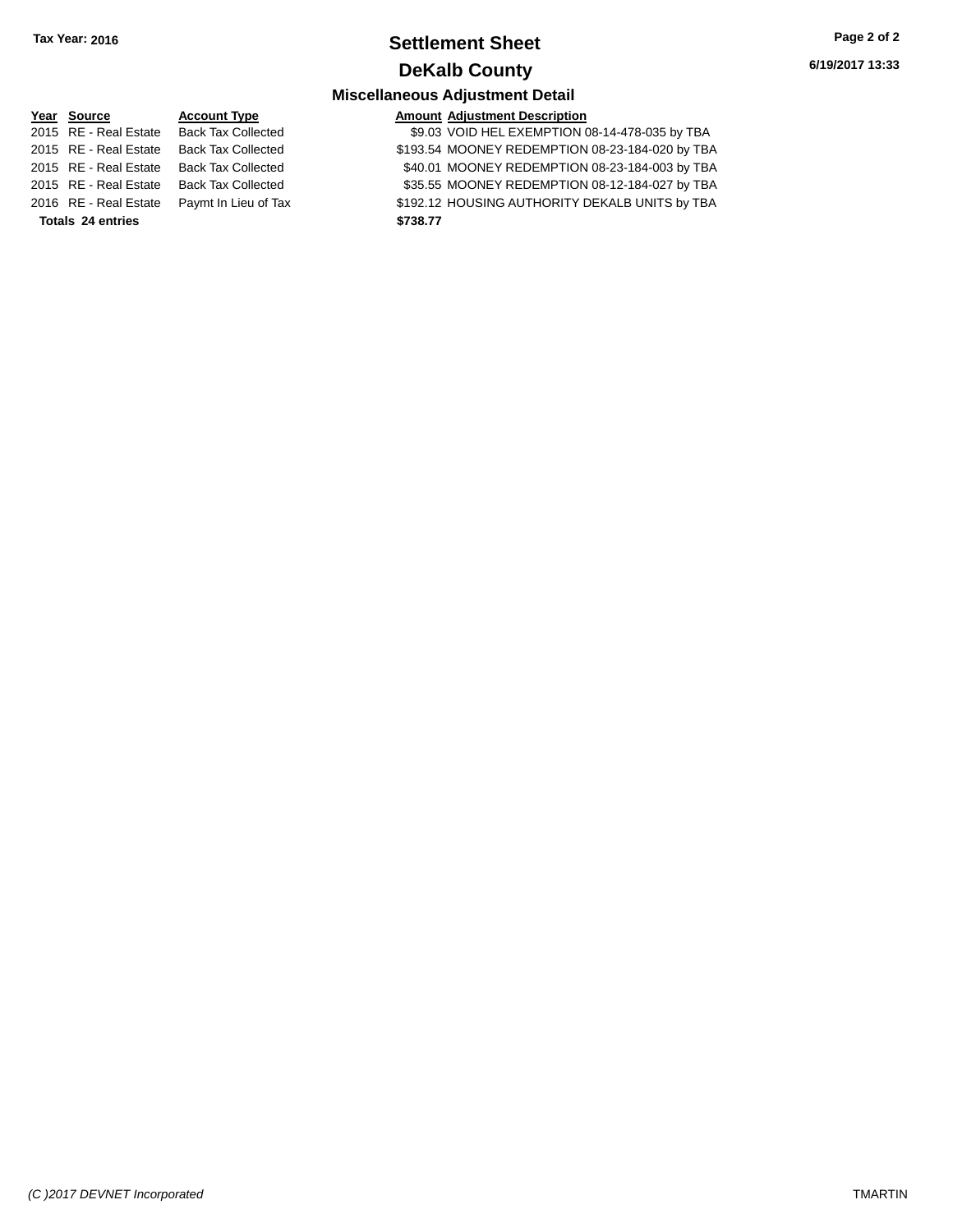**Tax Year: 2016**

# Settlement Sheet

## DeKalb County

### Miscellaneous Adjustment Detail

| Year | Source | Account Type | Amount | Adjustment Description |
|---|---|---|---|---|
| 2015 | RE - Real Estate | Back Tax Collected | $9.03 | VOID HEL EXEMPTION 08-14-478-035 by TBA |
| 2015 | RE - Real Estate | Back Tax Collected | $193.54 | MOONEY REDEMPTION 08-23-184-020 by TBA |
| 2015 | RE - Real Estate | Back Tax Collected | $40.01 | MOONEY REDEMPTION 08-23-184-003 by TBA |
| 2015 | RE - Real Estate | Back Tax Collected | $35.55 | MOONEY REDEMPTION 08-12-184-027 by TBA |
| 2016 | RE - Real Estate | Paymt In Lieu of Tax | $192.12 | HOUSING AUTHORITY DEKALB UNITS by TBA |
| **Totals** | **24 entries** | | **$738.77** | |

6/19/2017 13:33

*(C )2017 DEVNET Incorporated* TMARTIN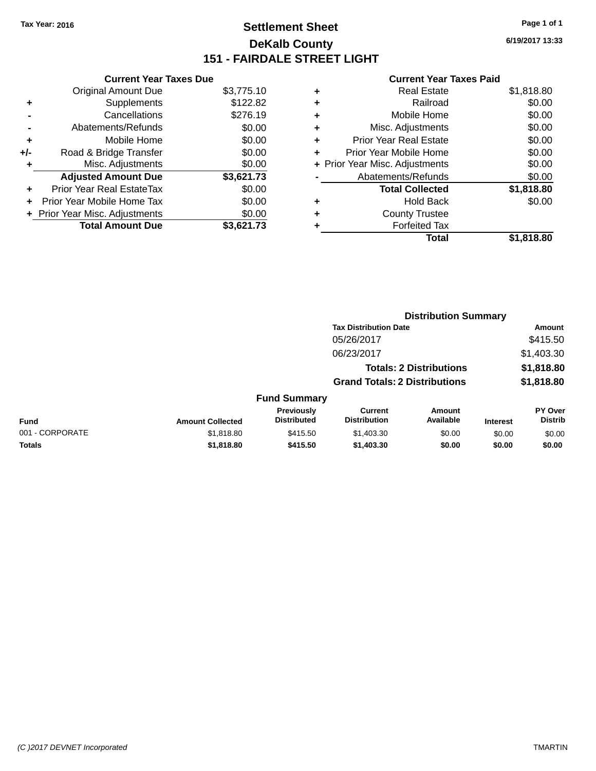**Tax Year: 2016**

# Settlement Sheet

## DeKalb County

## 151 - FAIRDALE STREET LIGHT

6/19/2017 13:33

### Current Year Taxes Due

| | | |
|---|---|---|
| | Original Amount Due | $3,775.10 |
| + | Supplements | $122.82 |
| - | Cancellations | $276.19 |
| - | Abatements/Refunds | $0.00 |
| + | Mobile Home | $0.00 |
| +/- | Road & Bridge Transfer | $0.00 |
| + | Misc. Adjustments | $0.00 |
| | **Adjusted Amount Due** | **$3,621.73** |
| + | Prior Year Real EstateTax | $0.00 |
| + | Prior Year Mobile Home Tax | $0.00 |
| + | Prior Year Misc. Adjustments | $0.00 |
| | **Total Amount Due** | **$3,621.73** |

### Current Year Taxes Paid

| | | |
|---|---|---|
| + | Real Estate | $1,818.80 |
| + | Railroad | $0.00 |
| + | Mobile Home | $0.00 |
| + | Misc. Adjustments | $0.00 |
| + | Prior Year Real Estate | $0.00 |
| + | Prior Year Mobile Home | $0.00 |
| + | Prior Year Misc. Adjustments | $0.00 |
| - | Abatements/Refunds | $0.00 |
| | **Total Collected** | **$1,818.80** |
| + | Hold Back | $0.00 |
| + | County Trustee | |
| + | Forfeited Tax | |
| | **Total** | **$1,818.80** |

### Distribution Summary

| Tax Distribution Date | Amount |
|---|---|
| 05/26/2017 | $415.50 |
| 06/23/2017 | $1,403.30 |
| **Totals: 2 Distributions** | **$1,818.80** |
| **Grand Totals: 2 Distributions** | **$1,818.80** |

### Fund Summary

| Fund | Amount Collected | Previously Distributed | Current Distribution | Amount Available | Interest | PY Over Distrib |
|---|---|---|---|---|---|---|
| 001 - CORPORATE | $1,818.80 | $415.50 | $1,403.30 | $0.00 | $0.00 | $0.00 |
| **Totals** | **$1,818.80** | **$415.50** | **$1,403.30** | **$0.00** | **$0.00** | **$0.00** |

(C )2017 DEVNET Incorporated TMARTIN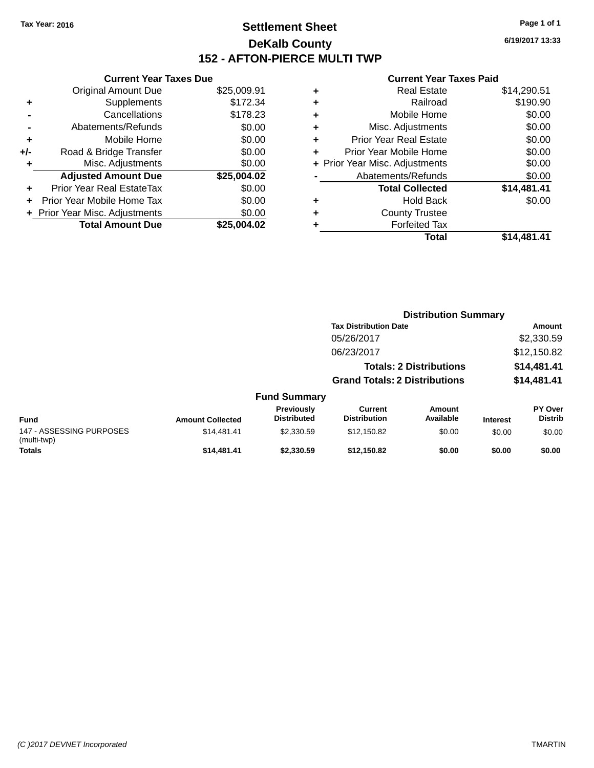Tax Year: 2016

# Settlement Sheet

## DeKalb County

## 152 - AFTON-PIERCE MULTI TWP

6/19/2017 13:33

### Current Year Taxes Due

| | | |
|---|---|---|
| | Original Amount Due | $25,009.91 |
| + | Supplements | $172.34 |
| - | Cancellations | $178.23 |
| - | Abatements/Refunds | $0.00 |
| + | Mobile Home | $0.00 |
| +/- | Road & Bridge Transfer | $0.00 |
| + | Misc. Adjustments | $0.00 |
| | **Adjusted Amount Due** | **$25,004.02** |
| + | Prior Year Real EstateTax | $0.00 |
| + | Prior Year Mobile Home Tax | $0.00 |
| + | Prior Year Misc. Adjustments | $0.00 |
| | **Total Amount Due** | **$25,004.02** |

### Current Year Taxes Paid

| | | |
|---|---|---|
| + | Real Estate | $14,290.51 |
| + | Railroad | $190.90 |
| + | Mobile Home | $0.00 |
| + | Misc. Adjustments | $0.00 |
| + | Prior Year Real Estate | $0.00 |
| + | Prior Year Mobile Home | $0.00 |
| + | Prior Year Misc. Adjustments | $0.00 |
| - | Abatements/Refunds | $0.00 |
| | **Total Collected** | **$14,481.41** |
| + | Hold Back | $0.00 |
| + | County Trustee | |
| + | Forfeited Tax | |
| | **Total** | **$14,481.41** |

### Distribution Summary

| Tax Distribution Date | Amount |
|---|---|
| 05/26/2017 | $2,330.59 |
| 06/23/2017 | $12,150.82 |
| **Totals: 2 Distributions** | **$14,481.41** |
| **Grand Totals: 2 Distributions** | **$14,481.41** |

### Fund Summary

| Fund | Amount Collected | Previously Distributed | Current Distribution | Amount Available | Interest | PY Over Distrib |
|---|---|---|---|---|---|---|
| 147 - ASSESSING PURPOSES (multi-twp) | $14,481.41 | $2,330.59 | $12,150.82 | $0.00 | $0.00 | $0.00 |
| **Totals** | **$14,481.41** | **$2,330.59** | **$12,150.82** | **$0.00** | **$0.00** | **$0.00** |

(C )2017 DEVNET Incorporated TMARTIN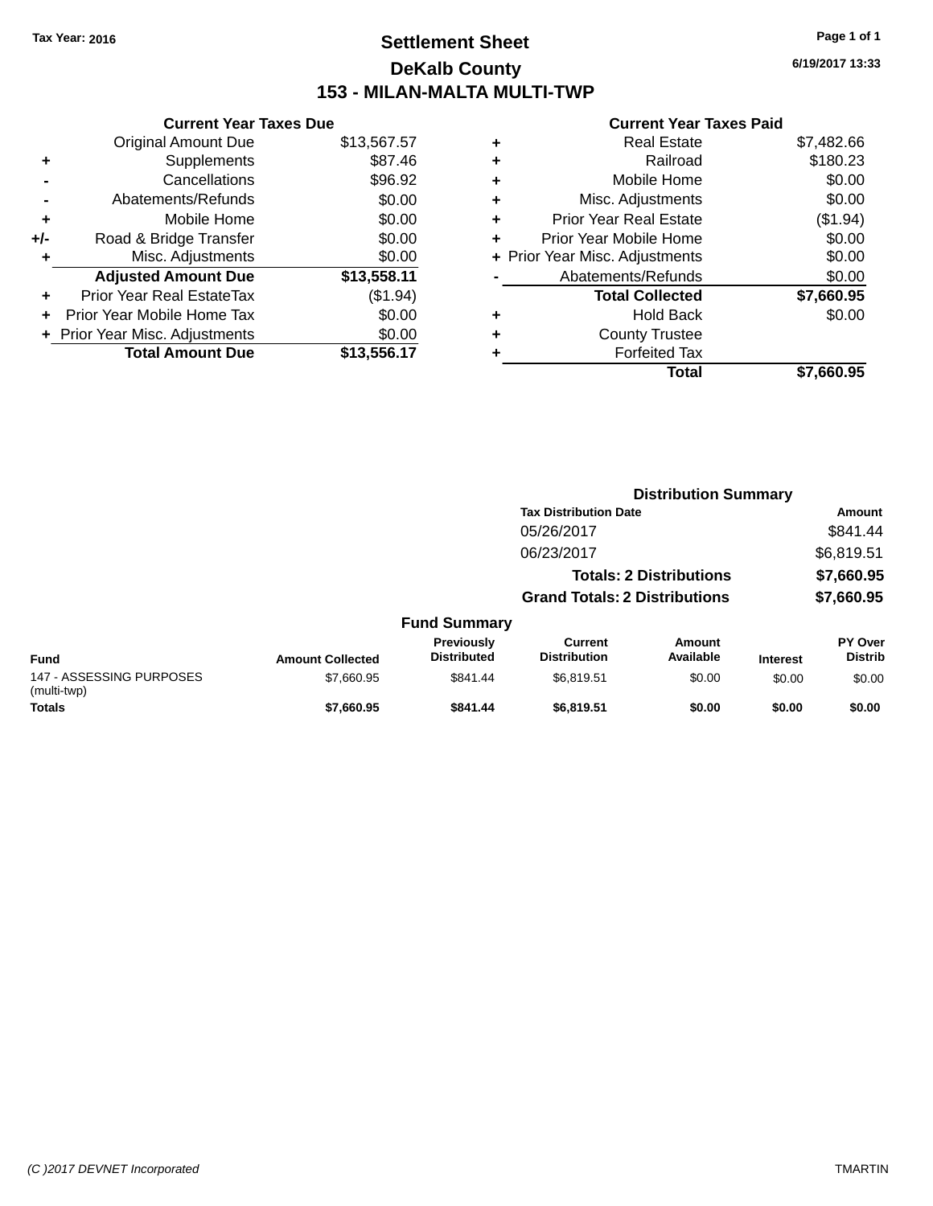Tax Year: 2016

# Settlement Sheet
## DeKalb County
## 153 - MILAN-MALTA MULTI-TWP

6/19/2017 13:33

### Current Year Taxes Due

| | | |
|---|---|---|
| | Original Amount Due | $13,567.57 |
| + | Supplements | $87.46 |
| - | Cancellations | $96.92 |
| - | Abatements/Refunds | $0.00 |
| + | Mobile Home | $0.00 |
| +/- | Road & Bridge Transfer | $0.00 |
| + | Misc. Adjustments | $0.00 |
| | **Adjusted Amount Due** | **$13,558.11** |
| + | Prior Year Real EstateTax | ($1.94) |
| + | Prior Year Mobile Home Tax | $0.00 |
| + | Prior Year Misc. Adjustments | $0.00 |
| | **Total Amount Due** | **$13,556.17** |

### Current Year Taxes Paid

| | | |
|---|---|---|
| + | Real Estate | $7,482.66 |
| + | Railroad | $180.23 |
| + | Mobile Home | $0.00 |
| + | Misc. Adjustments | $0.00 |
| + | Prior Year Real Estate | ($1.94) |
| + | Prior Year Mobile Home | $0.00 |
| + | Prior Year Misc. Adjustments | $0.00 |
| - | Abatements/Refunds | $0.00 |
| | **Total Collected** | **$7,660.95** |
| + | Hold Back | $0.00 |
| + | County Trustee | |
| + | Forfeited Tax | |
| | **Total** | **$7,660.95** |

### Distribution Summary

| Tax Distribution Date | Amount |
|---|---|
| 05/26/2017 | $841.44 |
| 06/23/2017 | $6,819.51 |
| **Totals: 2 Distributions** | **$7,660.95** |
| **Grand Totals: 2 Distributions** | **$7,660.95** |

### Fund Summary

| Fund | Amount Collected | Previously Distributed | Current Distribution | Amount Available | Interest | PY Over Distrib |
|---|---|---|---|---|---|---|
| 147 - ASSESSING PURPOSES (multi-twp) | $7,660.95 | $841.44 | $6,819.51 | $0.00 | $0.00 | $0.00 |
| **Totals** | **$7,660.95** | **$841.44** | **$6,819.51** | **$0.00** | **$0.00** | **$0.00** |

(C )2017 DEVNET Incorporated TMARTIN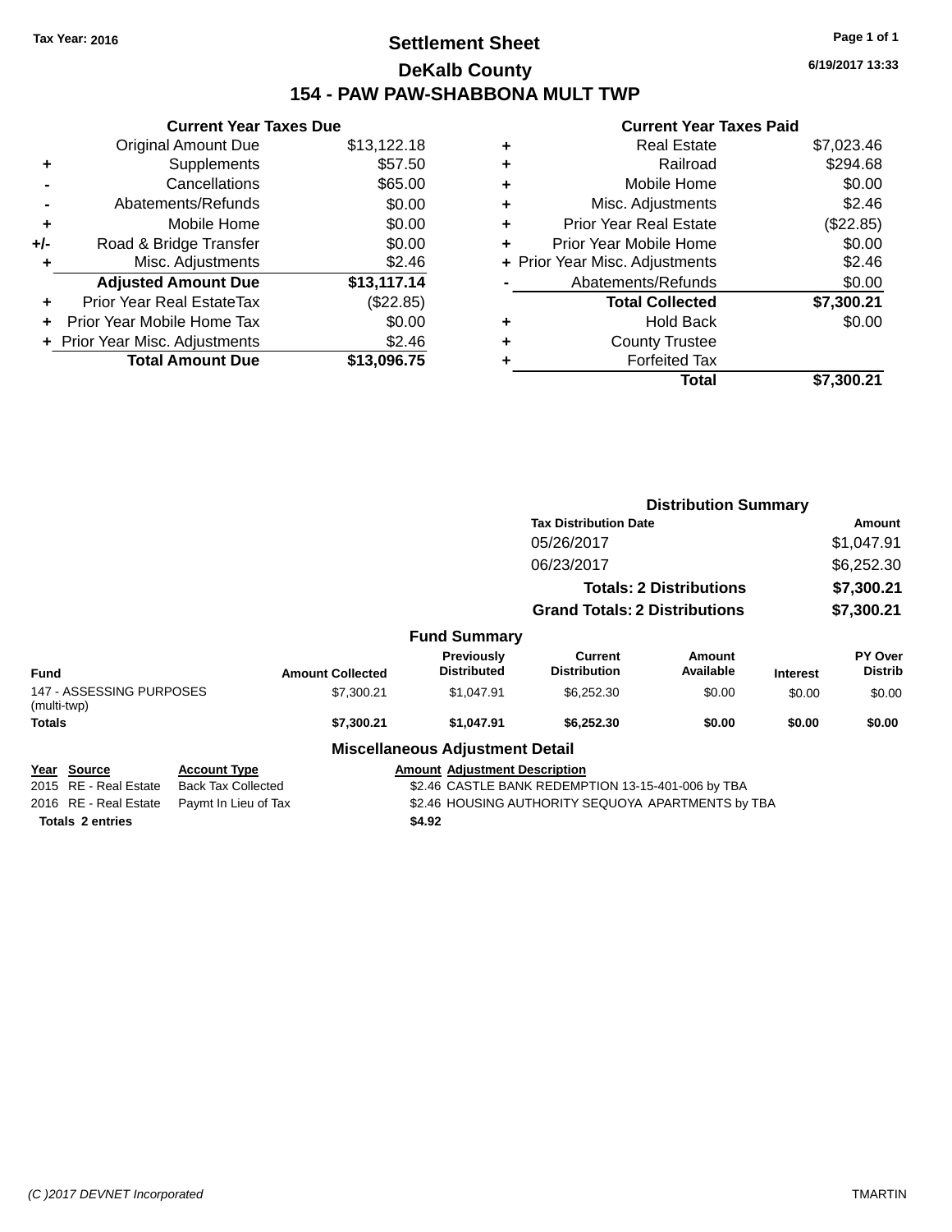Tax Year: 2016

# Settlement Sheet

## DeKalb County

## 154 - PAW PAW-SHABBONA MULT TWP

6/19/2017 13:33

### Current Year Taxes Due

| | | |
|---|---|---|
| | Original Amount Due | $13,122.18 |
| + | Supplements | $57.50 |
| - | Cancellations | $65.00 |
| - | Abatements/Refunds | $0.00 |
| + | Mobile Home | $0.00 |
| +/- | Road & Bridge Transfer | $0.00 |
| + | Misc. Adjustments | $2.46 |
| | **Adjusted Amount Due** | **$13,117.14** |
| + | Prior Year Real EstateTax | ($22.85) |
| + | Prior Year Mobile Home Tax | $0.00 |
| + | Prior Year Misc. Adjustments | $2.46 |
| | **Total Amount Due** | **$13,096.75** |

### Current Year Taxes Paid

| | | |
|---|---|---|
| + | Real Estate | $7,023.46 |
| + | Railroad | $294.68 |
| + | Mobile Home | $0.00 |
| + | Misc. Adjustments | $2.46 |
| + | Prior Year Real Estate | ($22.85) |
| + | Prior Year Mobile Home | $0.00 |
| + | Prior Year Misc. Adjustments | $2.46 |
| - | Abatements/Refunds | $0.00 |
| | **Total Collected** | **$7,300.21** |
| + | Hold Back | $0.00 |
| + | County Trustee | |
| + | Forfeited Tax | |
| | **Total** | **$7,300.21** |

### Distribution Summary

| Tax Distribution Date | Amount |
|---|---|
| 05/26/2017 | $1,047.91 |
| 06/23/2017 | $6,252.30 |
| **Totals: 2 Distributions** | **$7,300.21** |
| **Grand Totals: 2 Distributions** | **$7,300.21** |

### Fund Summary

| Fund | Amount Collected | Previously Distributed | Current Distribution | Amount Available | Interest | PY Over Distrib |
|---|---|---|---|---|---|---|
| 147 - ASSESSING PURPOSES (multi-twp) | $7,300.21 | $1,047.91 | $6,252.30 | $0.00 | $0.00 | $0.00 |
| **Totals** | **$7,300.21** | **$1,047.91** | **$6,252.30** | **$0.00** | **$0.00** | **$0.00** |

### Miscellaneous Adjustment Detail

| Year | Source | Account Type | Amount | Adjustment Description |
|---|---|---|---|---|
| 2015 | RE - Real Estate | Back Tax Collected | $2.46 | CASTLE BANK REDEMPTION 13-15-401-006 by TBA |
| 2016 | RE - Real Estate | Paymt In Lieu of Tax | $2.46 | HOUSING AUTHORITY SEQUOYA APARTMENTS by TBA |
| **Totals 2 entries** | | | **$4.92** | |

(C )2017 DEVNET Incorporated TMARTIN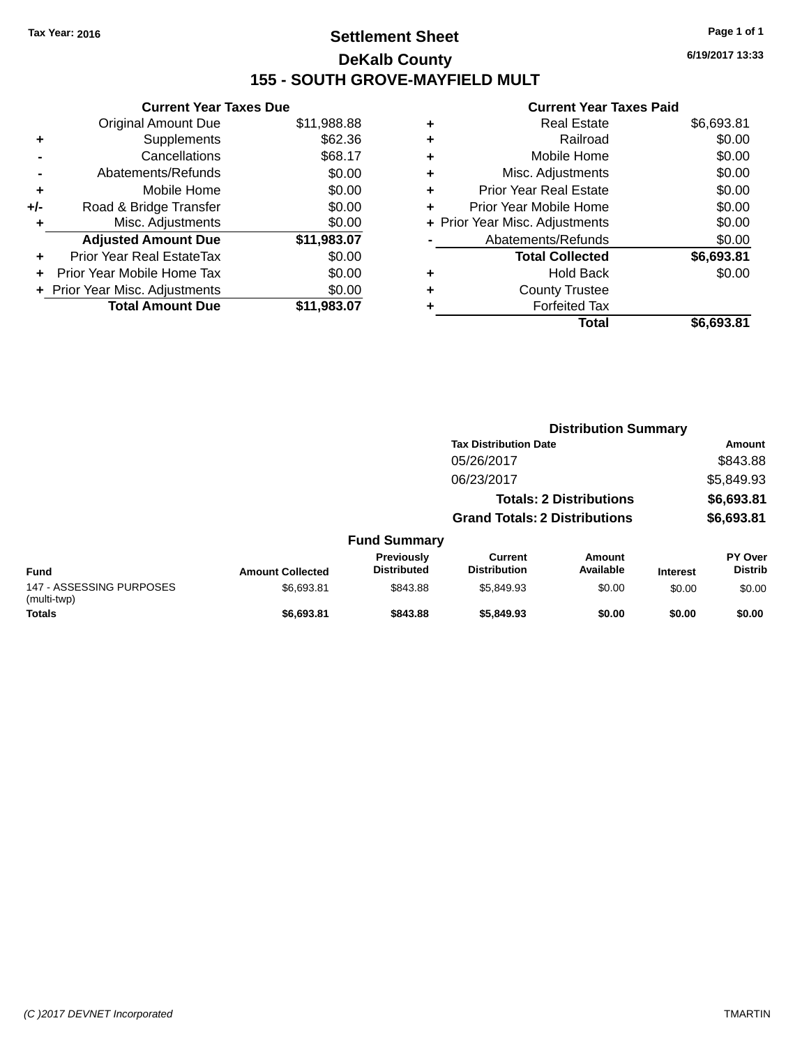Tax Year: 2016

# Settlement Sheet

## DeKalb County

## 155 - SOUTH GROVE-MAYFIELD MULT

6/19/2017 13:33

### Current Year Taxes Due

| | | |
|---|---|---|
| | Original Amount Due | $11,988.88 |
| + | Supplements | $62.36 |
| - | Cancellations | $68.17 |
| - | Abatements/Refunds | $0.00 |
| + | Mobile Home | $0.00 |
| +/- | Road & Bridge Transfer | $0.00 |
| + | Misc. Adjustments | $0.00 |
| | **Adjusted Amount Due** | **$11,983.07** |
| + | Prior Year Real EstateTax | $0.00 |
| + | Prior Year Mobile Home Tax | $0.00 |
| + | Prior Year Misc. Adjustments | $0.00 |
| | **Total Amount Due** | **$11,983.07** |

### Current Year Taxes Paid

| | | |
|---|---|---|
| + | Real Estate | $6,693.81 |
| + | Railroad | $0.00 |
| + | Mobile Home | $0.00 |
| + | Misc. Adjustments | $0.00 |
| + | Prior Year Real Estate | $0.00 |
| + | Prior Year Mobile Home | $0.00 |
| + | Prior Year Misc. Adjustments | $0.00 |
| - | Abatements/Refunds | $0.00 |
| | **Total Collected** | **$6,693.81** |
| + | Hold Back | $0.00 |
| + | County Trustee | |
| + | Forfeited Tax | |
| | **Total** | **$6,693.81** |

### Distribution Summary

| Tax Distribution Date | Amount |
|---|---|
| 05/26/2017 | $843.88 |
| 06/23/2017 | $5,849.93 |
| **Totals: 2 Distributions** | **$6,693.81** |
| **Grand Totals: 2 Distributions** | **$6,693.81** |

### Fund Summary

| Fund | Amount Collected | Previously Distributed | Current Distribution | Amount Available | Interest | PY Over Distrib |
|---|---|---|---|---|---|---|
| 147 - ASSESSING PURPOSES (multi-twp) | $6,693.81 | $843.88 | $5,849.93 | $0.00 | $0.00 | $0.00 |
| **Totals** | **$6,693.81** | **$843.88** | **$5,849.93** | **$0.00** | **$0.00** | **$0.00** |

(C )2017 DEVNET Incorporated

TMARTIN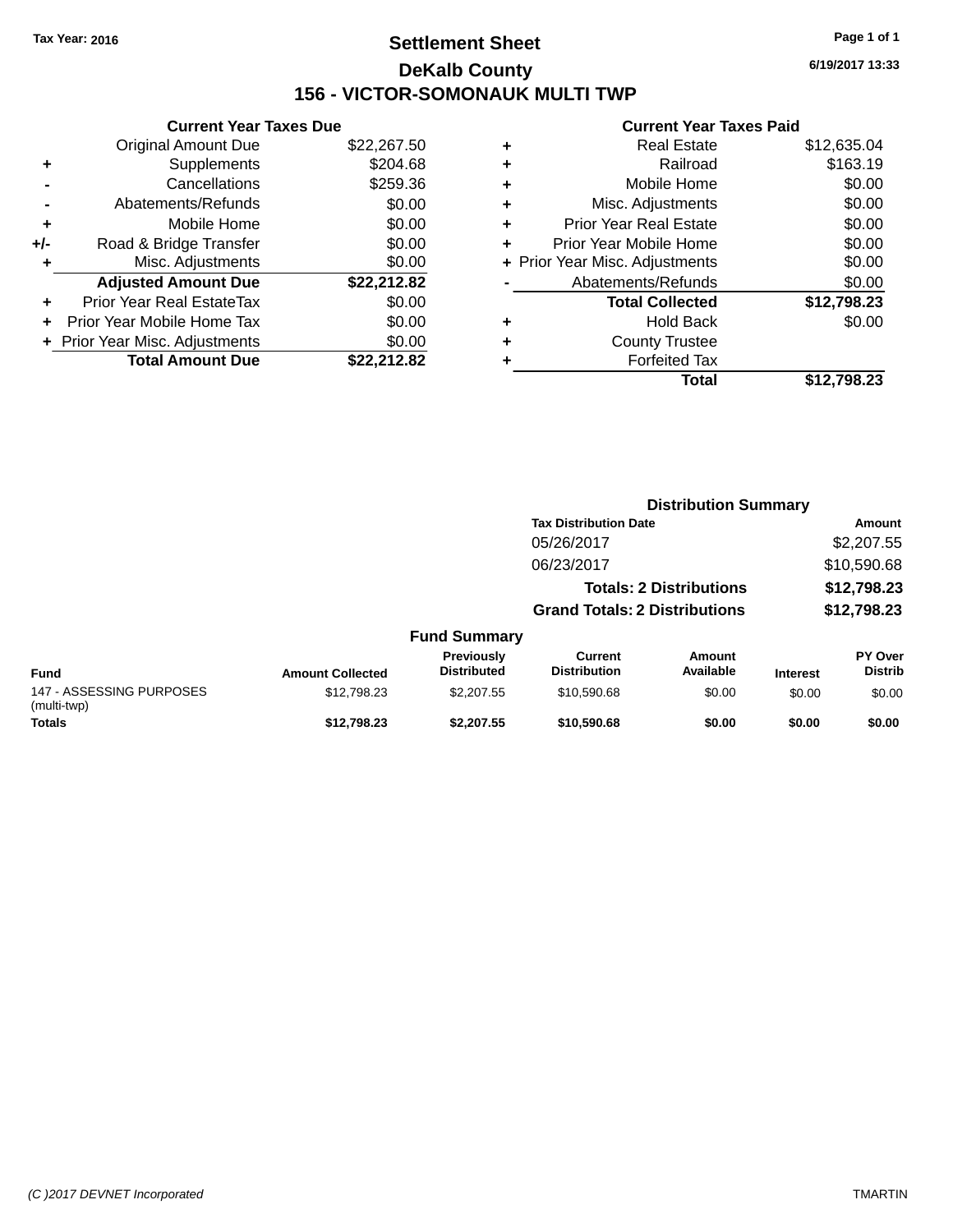Tax Year: 2016

# Settlement Sheet

## DeKalb County

## 156 - VICTOR-SOMONAUK MULTI TWP

6/19/2017 13:33

### Current Year Taxes Due

| | | |
|---|---|---|
| | Original Amount Due | $22,267.50 |
| + | Supplements | $204.68 |
| - | Cancellations | $259.36 |
| - | Abatements/Refunds | $0.00 |
| + | Mobile Home | $0.00 |
| +/- | Road & Bridge Transfer | $0.00 |
| + | Misc. Adjustments | $0.00 |
| | **Adjusted Amount Due** | **$22,212.82** |
| + | Prior Year Real EstateTax | $0.00 |
| + | Prior Year Mobile Home Tax | $0.00 |
| + | Prior Year Misc. Adjustments | $0.00 |
| | **Total Amount Due** | **$22,212.82** |

### Current Year Taxes Paid

| | | |
|---|---|---|
| + | Real Estate | $12,635.04 |
| + | Railroad | $163.19 |
| + | Mobile Home | $0.00 |
| + | Misc. Adjustments | $0.00 |
| + | Prior Year Real Estate | $0.00 |
| + | Prior Year Mobile Home | $0.00 |
| + | Prior Year Misc. Adjustments | $0.00 |
| - | Abatements/Refunds | $0.00 |
| | **Total Collected** | **$12,798.23** |
| + | Hold Back | $0.00 |
| + | County Trustee | |
| + | Forfeited Tax | |
| | **Total** | **$12,798.23** |

### Distribution Summary

| Tax Distribution Date | Amount |
|---|---|
| 05/26/2017 | $2,207.55 |
| 06/23/2017 | $10,590.68 |
| **Totals: 2 Distributions** | **$12,798.23** |
| **Grand Totals: 2 Distributions** | **$12,798.23** |

### Fund Summary

| Fund | Amount Collected | Previously Distributed | Current Distribution | Amount Available | Interest | PY Over Distrib |
|---|---|---|---|---|---|---|
| 147 - ASSESSING PURPOSES (multi-twp) | $12,798.23 | $2,207.55 | $10,590.68 | $0.00 | $0.00 | $0.00 |
| **Totals** | **$12,798.23** | **$2,207.55** | **$10,590.68** | **$0.00** | **$0.00** | **$0.00** |

(C )2017 DEVNET Incorporated TMARTIN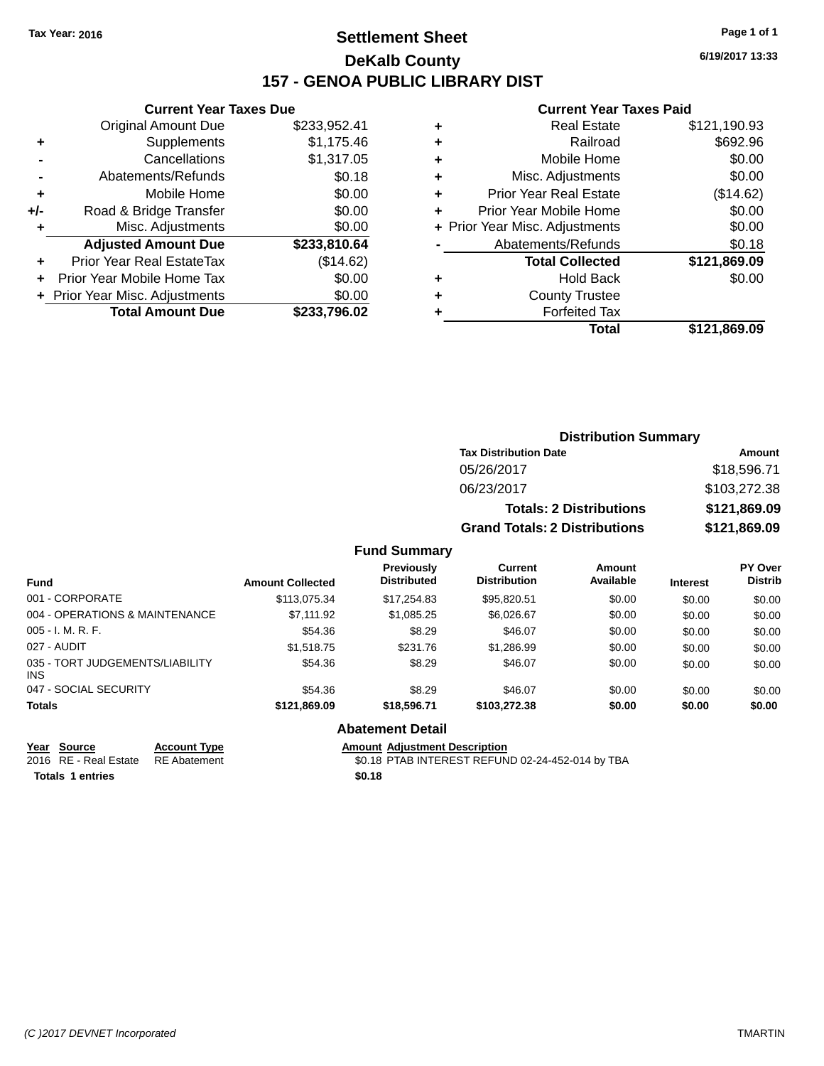Tax Year: 2016

# Settlement Sheet

## DeKalb County

## 157 - GENOA PUBLIC LIBRARY DIST

6/19/2017 13:33

### Current Year Taxes Due

| | | |
|---|---|---|
| | Original Amount Due | $233,952.41 |
| + | Supplements | $1,175.46 |
| - | Cancellations | $1,317.05 |
| - | Abatements/Refunds | $0.18 |
| + | Mobile Home | $0.00 |
| +/- | Road & Bridge Transfer | $0.00 |
| + | Misc. Adjustments | $0.00 |
| | **Adjusted Amount Due** | **$233,810.64** |
| + | Prior Year Real EstateTax | ($14.62) |
| + | Prior Year Mobile Home Tax | $0.00 |
| + | Prior Year Misc. Adjustments | $0.00 |
| | **Total Amount Due** | **$233,796.02** |

### Current Year Taxes Paid

| | | |
|---|---|---|
| + | Real Estate | $121,190.93 |
| + | Railroad | $692.96 |
| + | Mobile Home | $0.00 |
| + | Misc. Adjustments | $0.00 |
| + | Prior Year Real Estate | ($14.62) |
| + | Prior Year Mobile Home | $0.00 |
| + | Prior Year Misc. Adjustments | $0.00 |
| - | Abatements/Refunds | $0.18 |
| | **Total Collected** | **$121,869.09** |
| + | Hold Back | $0.00 |
| + | County Trustee | |
| + | Forfeited Tax | |
| | **Total** | **$121,869.09** |

### Distribution Summary

| Tax Distribution Date | Amount |
|---|---|
| 05/26/2017 | $18,596.71 |
| 06/23/2017 | $103,272.38 |
| **Totals: 2 Distributions** | **$121,869.09** |
| **Grand Totals: 2 Distributions** | **$121,869.09** |

### Fund Summary

| Fund | Amount Collected | Previously Distributed | Current Distribution | Amount Available | Interest | PY Over Distrib |
|---|---|---|---|---|---|---|
| 001 - CORPORATE | $113,075.34 | $17,254.83 | $95,820.51 | $0.00 | $0.00 | $0.00 |
| 004 - OPERATIONS & MAINTENANCE | $7,111.92 | $1,085.25 | $6,026.67 | $0.00 | $0.00 | $0.00 |
| 005 - I. M. R. F. | $54.36 | $8.29 | $46.07 | $0.00 | $0.00 | $0.00 |
| 027 - AUDIT | $1,518.75 | $231.76 | $1,286.99 | $0.00 | $0.00 | $0.00 |
| 035 - TORT JUDGEMENTS/LIABILITY INS | $54.36 | $8.29 | $46.07 | $0.00 | $0.00 | $0.00 |
| 047 - SOCIAL SECURITY | $54.36 | $8.29 | $46.07 | $0.00 | $0.00 | $0.00 |
| **Totals** | **$121,869.09** | **$18,596.71** | **$103,272.38** | **$0.00** | **$0.00** | **$0.00** |

### Abatement Detail

| Year | Source | Account Type | Amount | Adjustment Description |
|---|---|---|---|---|
| 2016 | RE - Real Estate | RE Abatement | $0.18 | PTAB INTEREST REFUND 02-24-452-014 by TBA |
| **Totals** | **1 entries** | | **$0.18** | |

(C )2017 DEVNET Incorporated — TMARTIN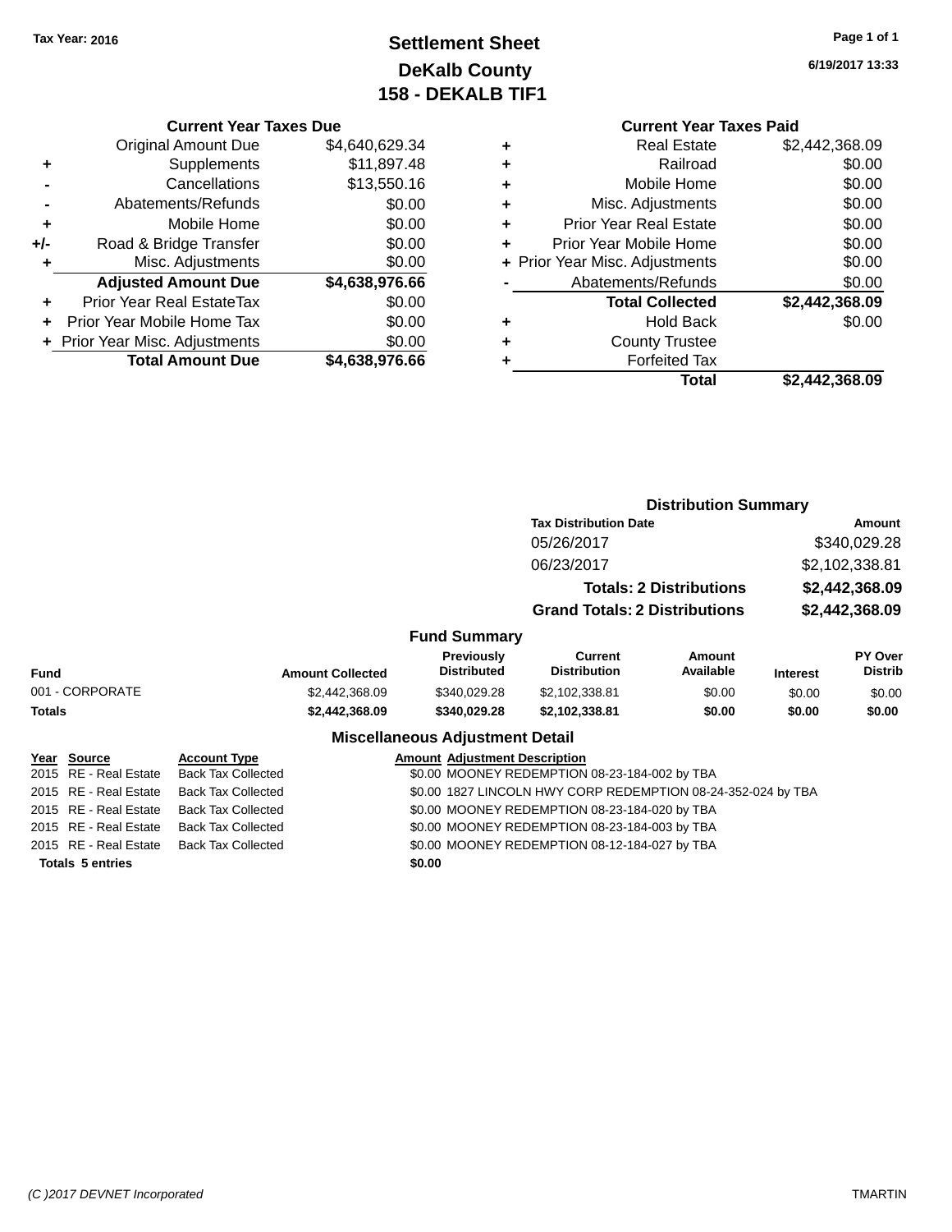Tax Year: 2016

# Settlement Sheet
## DeKalb County
## 158 - DEKALB TIF1

6/19/2017 13:33

### Current Year Taxes Due

| | | |
|---|---|---|
| | Original Amount Due | $4,640,629.34 |
| + | Supplements | $11,897.48 |
| - | Cancellations | $13,550.16 |
| - | Abatements/Refunds | $0.00 |
| + | Mobile Home | $0.00 |
| +/- | Road & Bridge Transfer | $0.00 |
| + | Misc. Adjustments | $0.00 |
| | **Adjusted Amount Due** | **$4,638,976.66** |
| + | Prior Year Real EstateTax | $0.00 |
| + | Prior Year Mobile Home Tax | $0.00 |
| + | Prior Year Misc. Adjustments | $0.00 |
| | **Total Amount Due** | **$4,638,976.66** |

### Current Year Taxes Paid

| | | |
|---|---|---|
| + | Real Estate | $2,442,368.09 |
| + | Railroad | $0.00 |
| + | Mobile Home | $0.00 |
| + | Misc. Adjustments | $0.00 |
| + | Prior Year Real Estate | $0.00 |
| + | Prior Year Mobile Home | $0.00 |
| + | Prior Year Misc. Adjustments | $0.00 |
| - | Abatements/Refunds | $0.00 |
| | **Total Collected** | **$2,442,368.09** |
| + | Hold Back | $0.00 |
| + | County Trustee | |
| + | Forfeited Tax | |
| | **Total** | **$2,442,368.09** |

### Distribution Summary

| Tax Distribution Date | Amount |
|---|---|
| 05/26/2017 | $340,029.28 |
| 06/23/2017 | $2,102,338.81 |
| **Totals: 2 Distributions** | **$2,442,368.09** |
| **Grand Totals: 2 Distributions** | **$2,442,368.09** |

### Fund Summary

| Fund | Amount Collected | Previously Distributed | Current Distribution | Amount Available | Interest | PY Over Distrib |
|---|---|---|---|---|---|---|
| 001 - CORPORATE | $2,442,368.09 | $340,029.28 | $2,102,338.81 | $0.00 | $0.00 | $0.00 |
| **Totals** | **$2,442,368.09** | **$340,029.28** | **$2,102,338.81** | **$0.00** | **$0.00** | **$0.00** |

### Miscellaneous Adjustment Detail

| Year | Source | Account Type | Amount | Adjustment Description |
|---|---|---|---|---|
| 2015 | RE - Real Estate | Back Tax Collected | $0.00 | MOONEY REDEMPTION 08-23-184-002 by TBA |
| 2015 | RE - Real Estate | Back Tax Collected | $0.00 | 1827 LINCOLN HWY CORP REDEMPTION 08-24-352-024 by TBA |
| 2015 | RE - Real Estate | Back Tax Collected | $0.00 | MOONEY REDEMPTION 08-23-184-020 by TBA |
| 2015 | RE - Real Estate | Back Tax Collected | $0.00 | MOONEY REDEMPTION 08-23-184-003 by TBA |
| 2015 | RE - Real Estate | Back Tax Collected | $0.00 | MOONEY REDEMPTION 08-12-184-027 by TBA |
| **Totals 5 entries** | | | **$0.00** | |

(C )2017 DEVNET Incorporated TMARTIN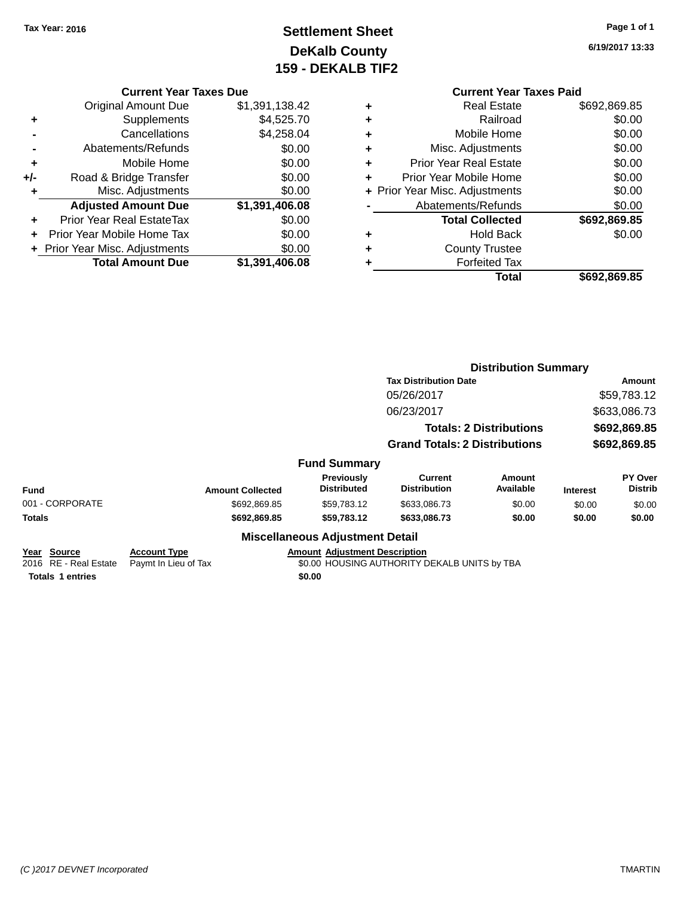Tax Year: 2016

# Settlement Sheet
## DeKalb County
## 159 - DEKALB TIF2

6/19/2017 13:33

### Current Year Taxes Due

| | | |
|---|---|---|
| | Original Amount Due | $1,391,138.42 |
| + | Supplements | $4,525.70 |
| - | Cancellations | $4,258.04 |
| - | Abatements/Refunds | $0.00 |
| + | Mobile Home | $0.00 |
| +/- | Road & Bridge Transfer | $0.00 |
| + | Misc. Adjustments | $0.00 |
| | **Adjusted Amount Due** | **$1,391,406.08** |
| + | Prior Year Real EstateTax | $0.00 |
| + | Prior Year Mobile Home Tax | $0.00 |
| + | Prior Year Misc. Adjustments | $0.00 |
| | **Total Amount Due** | **$1,391,406.08** |

### Current Year Taxes Paid

| | | |
|---|---|---|
| + | Real Estate | $692,869.85 |
| + | Railroad | $0.00 |
| + | Mobile Home | $0.00 |
| + | Misc. Adjustments | $0.00 |
| + | Prior Year Real Estate | $0.00 |
| + | Prior Year Mobile Home | $0.00 |
| + | Prior Year Misc. Adjustments | $0.00 |
| - | Abatements/Refunds | $0.00 |
| | **Total Collected** | **$692,869.85** |
| + | Hold Back | $0.00 |
| + | County Trustee | |
| + | Forfeited Tax | |
| | **Total** | **$692,869.85** |

### Distribution Summary

| Tax Distribution Date | Amount |
|---|---|
| 05/26/2017 | $59,783.12 |
| 06/23/2017 | $633,086.73 |
| **Totals: 2 Distributions** | **$692,869.85** |
| **Grand Totals: 2 Distributions** | **$692,869.85** |

### Fund Summary

| Fund | Amount Collected | Previously Distributed | Current Distribution | Amount Available | Interest | PY Over Distrib |
|---|---|---|---|---|---|---|
| 001 - CORPORATE | $692,869.85 | $59,783.12 | $633,086.73 | $0.00 | $0.00 | $0.00 |
| **Totals** | **$692,869.85** | **$59,783.12** | **$633,086.73** | **$0.00** | **$0.00** | **$0.00** |

### Miscellaneous Adjustment Detail

| Year | Source | Account Type | Amount | Adjustment Description |
|---|---|---|---|---|
| 2016 | RE - Real Estate | Paymt In Lieu of Tax | $0.00 | HOUSING AUTHORITY DEKALB UNITS by TBA |
| **Totals** | **1 entries** | | **$0.00** | |

(C )2017 DEVNET Incorporated — TMARTIN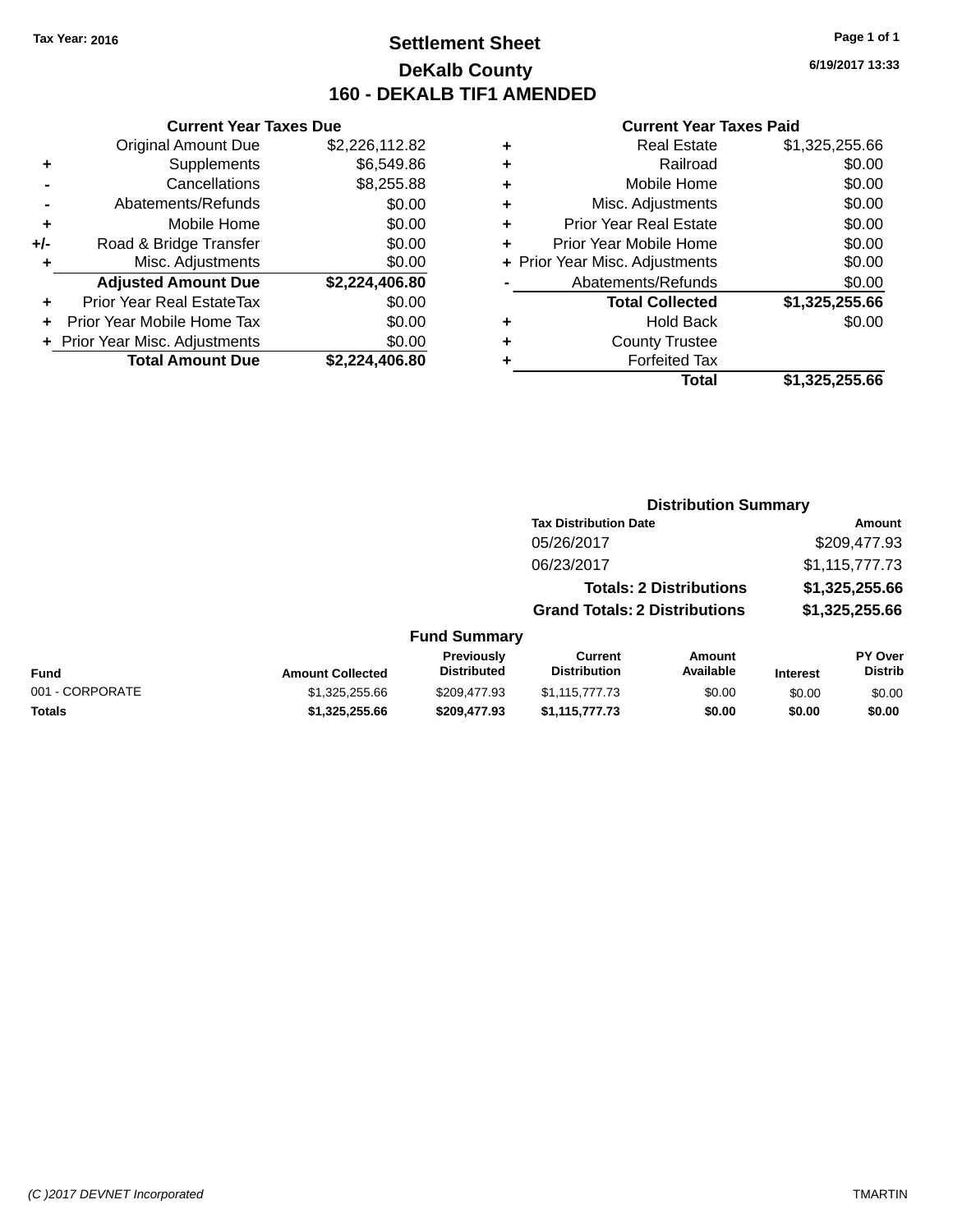Tax Year: 2016

# Settlement Sheet

## DeKalb County

## 160 - DEKALB TIF1 AMENDED

6/19/2017 13:33

### Current Year Taxes Due

| | | |
|---|---|---|
| | Original Amount Due | $2,226,112.82 |
| + | Supplements | $6,549.86 |
| - | Cancellations | $8,255.88 |
| - | Abatements/Refunds | $0.00 |
| + | Mobile Home | $0.00 |
| +/- | Road & Bridge Transfer | $0.00 |
| + | Misc. Adjustments | $0.00 |
| | **Adjusted Amount Due** | **$2,224,406.80** |
| + | Prior Year Real EstateTax | $0.00 |
| + | Prior Year Mobile Home Tax | $0.00 |
| + | Prior Year Misc. Adjustments | $0.00 |
| | **Total Amount Due** | **$2,224,406.80** |

### Current Year Taxes Paid

| | | |
|---|---|---|
| + | Real Estate | $1,325,255.66 |
| + | Railroad | $0.00 |
| + | Mobile Home | $0.00 |
| + | Misc. Adjustments | $0.00 |
| + | Prior Year Real Estate | $0.00 |
| + | Prior Year Mobile Home | $0.00 |
| + | Prior Year Misc. Adjustments | $0.00 |
| - | Abatements/Refunds | $0.00 |
| | **Total Collected** | **$1,325,255.66** |
| + | Hold Back | $0.00 |
| + | County Trustee | |
| + | Forfeited Tax | |
| | **Total** | **$1,325,255.66** |

### Distribution Summary

| Tax Distribution Date | Amount |
|---|---|
| 05/26/2017 | $209,477.93 |
| 06/23/2017 | $1,115,777.73 |
| **Totals: 2 Distributions** | **$1,325,255.66** |
| **Grand Totals: 2 Distributions** | **$1,325,255.66** |

### Fund Summary

| Fund | Amount Collected | Previously Distributed | Current Distribution | Amount Available | Interest | PY Over Distrib |
|---|---|---|---|---|---|---|
| 001 - CORPORATE | $1,325,255.66 | $209,477.93 | $1,115,777.73 | $0.00 | $0.00 | $0.00 |
| **Totals** | **$1,325,255.66** | **$209,477.93** | **$1,115,777.73** | **$0.00** | **$0.00** | **$0.00** |

(C )2017 DEVNET Incorporated TMARTIN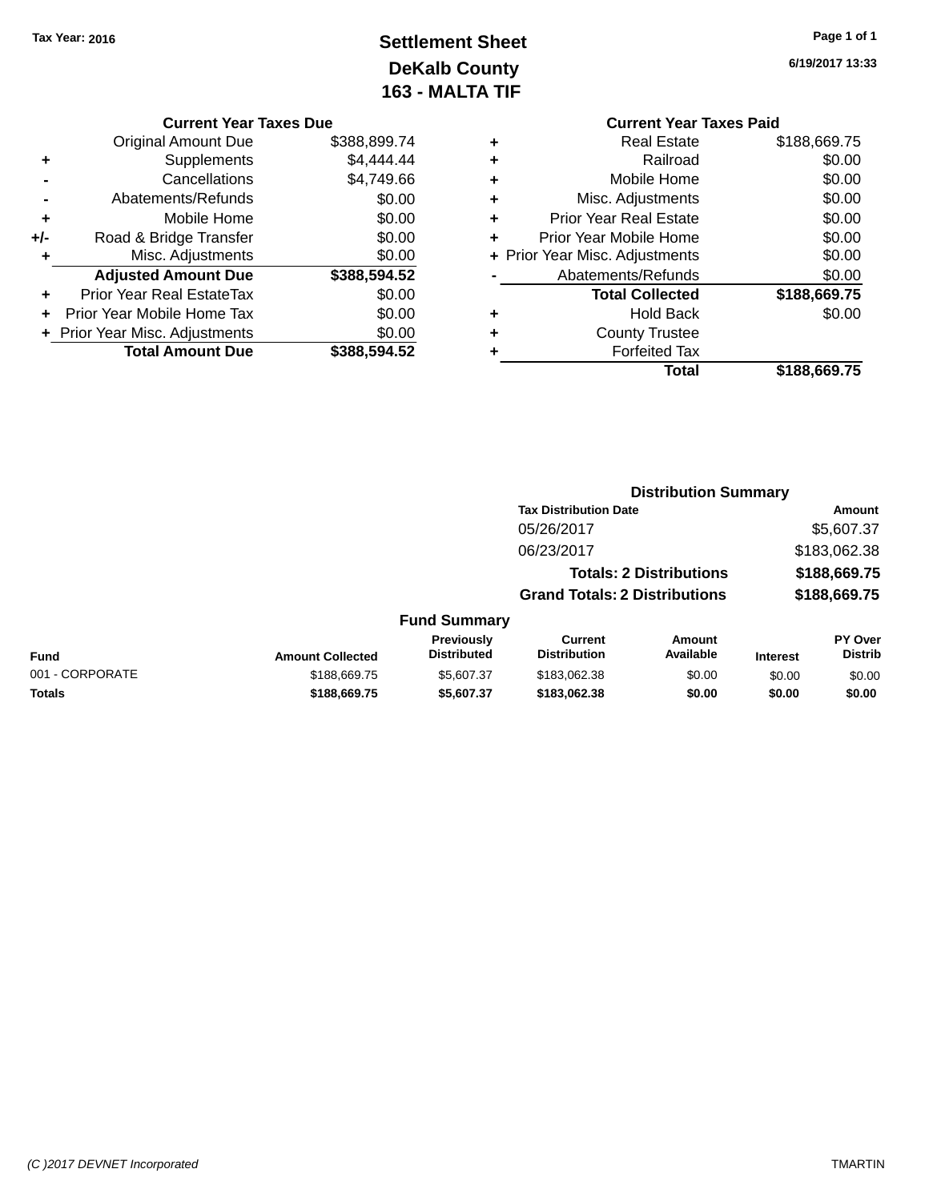Tax Year: 2016

# Settlement Sheet
## DeKalb County
## 163 - MALTA TIF

6/19/2017 13:33

### Current Year Taxes Due

| | | |
|---|---|---|
| | Original Amount Due | $388,899.74 |
| + | Supplements | $4,444.44 |
| - | Cancellations | $4,749.66 |
| - | Abatements/Refunds | $0.00 |
| + | Mobile Home | $0.00 |
| +/- | Road & Bridge Transfer | $0.00 |
| + | Misc. Adjustments | $0.00 |
| | **Adjusted Amount Due** | **$388,594.52** |
| + | Prior Year Real EstateTax | $0.00 |
| + | Prior Year Mobile Home Tax | $0.00 |
| + | Prior Year Misc. Adjustments | $0.00 |
| | **Total Amount Due** | **$388,594.52** |

### Current Year Taxes Paid

| | | |
|---|---|---|
| + | Real Estate | $188,669.75 |
| + | Railroad | $0.00 |
| + | Mobile Home | $0.00 |
| + | Misc. Adjustments | $0.00 |
| + | Prior Year Real Estate | $0.00 |
| + | Prior Year Mobile Home | $0.00 |
| + | Prior Year Misc. Adjustments | $0.00 |
| - | Abatements/Refunds | $0.00 |
| | **Total Collected** | **$188,669.75** |
| + | Hold Back | $0.00 |
| + | County Trustee | |
| + | Forfeited Tax | |
| | **Total** | **$188,669.75** |

### Distribution Summary

| Tax Distribution Date | Amount |
|---|---|
| 05/26/2017 | $5,607.37 |
| 06/23/2017 | $183,062.38 |
| **Totals: 2 Distributions** | **$188,669.75** |
| **Grand Totals: 2 Distributions** | **$188,669.75** |

### Fund Summary

| Fund | Amount Collected | Previously Distributed | Current Distribution | Amount Available | Interest | PY Over Distrib |
|---|---|---|---|---|---|---|
| 001 - CORPORATE | $188,669.75 | $5,607.37 | $183,062.38 | $0.00 | $0.00 | $0.00 |
| **Totals** | **$188,669.75** | **$5,607.37** | **$183,062.38** | **$0.00** | **$0.00** | **$0.00** |

(C )2017 DEVNET Incorporated — TMARTIN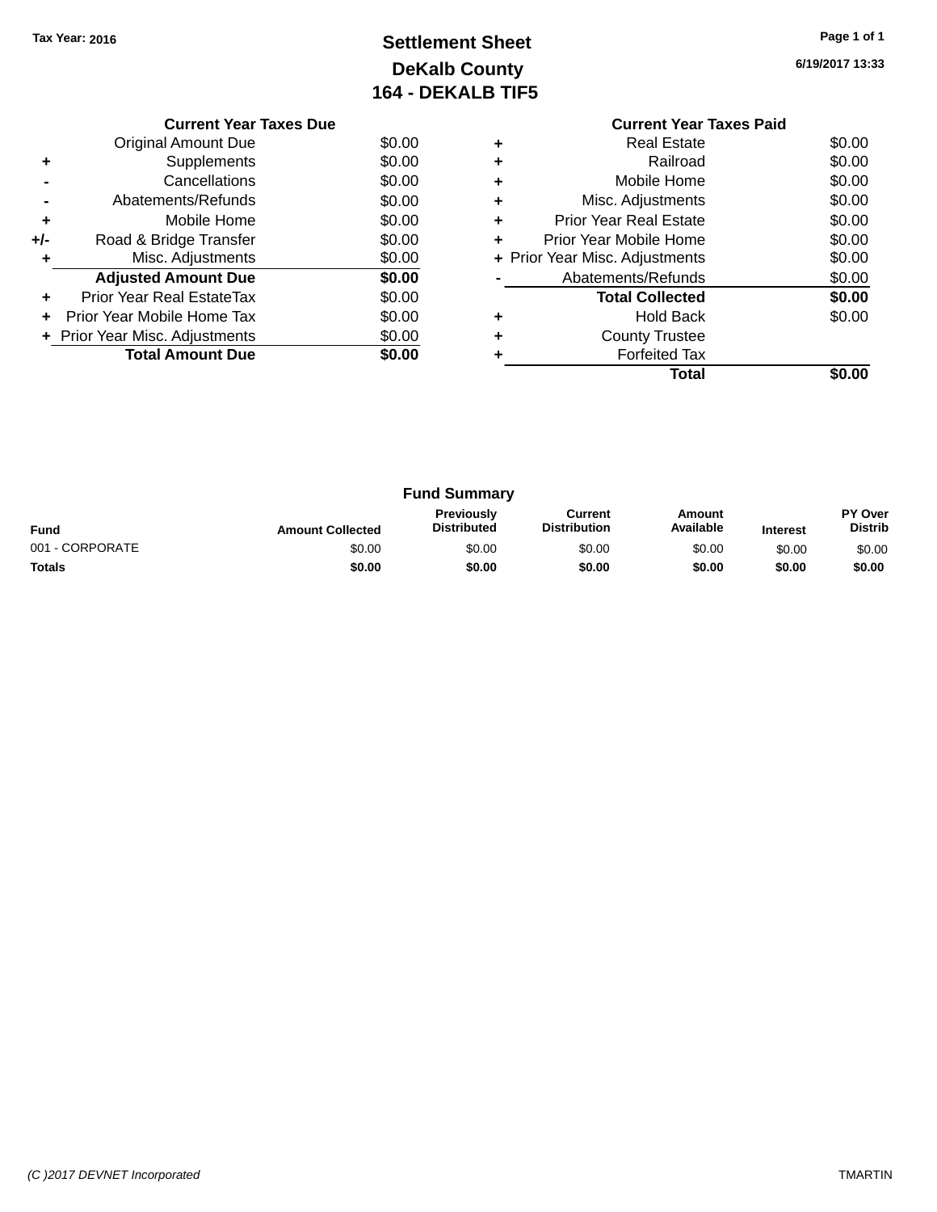Tax Year: 2016

# Settlement Sheet
## DeKalb County
## 164 - DEKALB TIF5

6/19/2017 13:33

### Current Year Taxes Due

| | | |
|---|---|---|
| | Original Amount Due | $0.00 |
| + | Supplements | $0.00 |
| - | Cancellations | $0.00 |
| - | Abatements/Refunds | $0.00 |
| + | Mobile Home | $0.00 |
| +/- | Road & Bridge Transfer | $0.00 |
| + | Misc. Adjustments | $0.00 |
| | **Adjusted Amount Due** | **$0.00** |
| + | Prior Year Real EstateTax | $0.00 |
| + | Prior Year Mobile Home Tax | $0.00 |
| + | Prior Year Misc. Adjustments | $0.00 |
| | **Total Amount Due** | **$0.00** |

### Current Year Taxes Paid

| | | |
|---|---|---|
| + | Real Estate | $0.00 |
| + | Railroad | $0.00 |
| + | Mobile Home | $0.00 |
| + | Misc. Adjustments | $0.00 |
| + | Prior Year Real Estate | $0.00 |
| + | Prior Year Mobile Home | $0.00 |
| + | Prior Year Misc. Adjustments | $0.00 |
| - | Abatements/Refunds | $0.00 |
| | **Total Collected** | **$0.00** |
| + | Hold Back | $0.00 |
| + | County Trustee | |
| + | Forfeited Tax | |
| | **Total** | **$0.00** |

### Fund Summary

| Fund | Amount Collected | Previously Distributed | Current Distribution | Amount Available | Interest | PY Over Distrib |
|---|---|---|---|---|---|---|
| 001 - CORPORATE | $0.00 | $0.00 | $0.00 | $0.00 | $0.00 | $0.00 |
| **Totals** | **$0.00** | **$0.00** | **$0.00** | **$0.00** | **$0.00** | **$0.00** |

(C )2017 DEVNET Incorporated

TMARTIN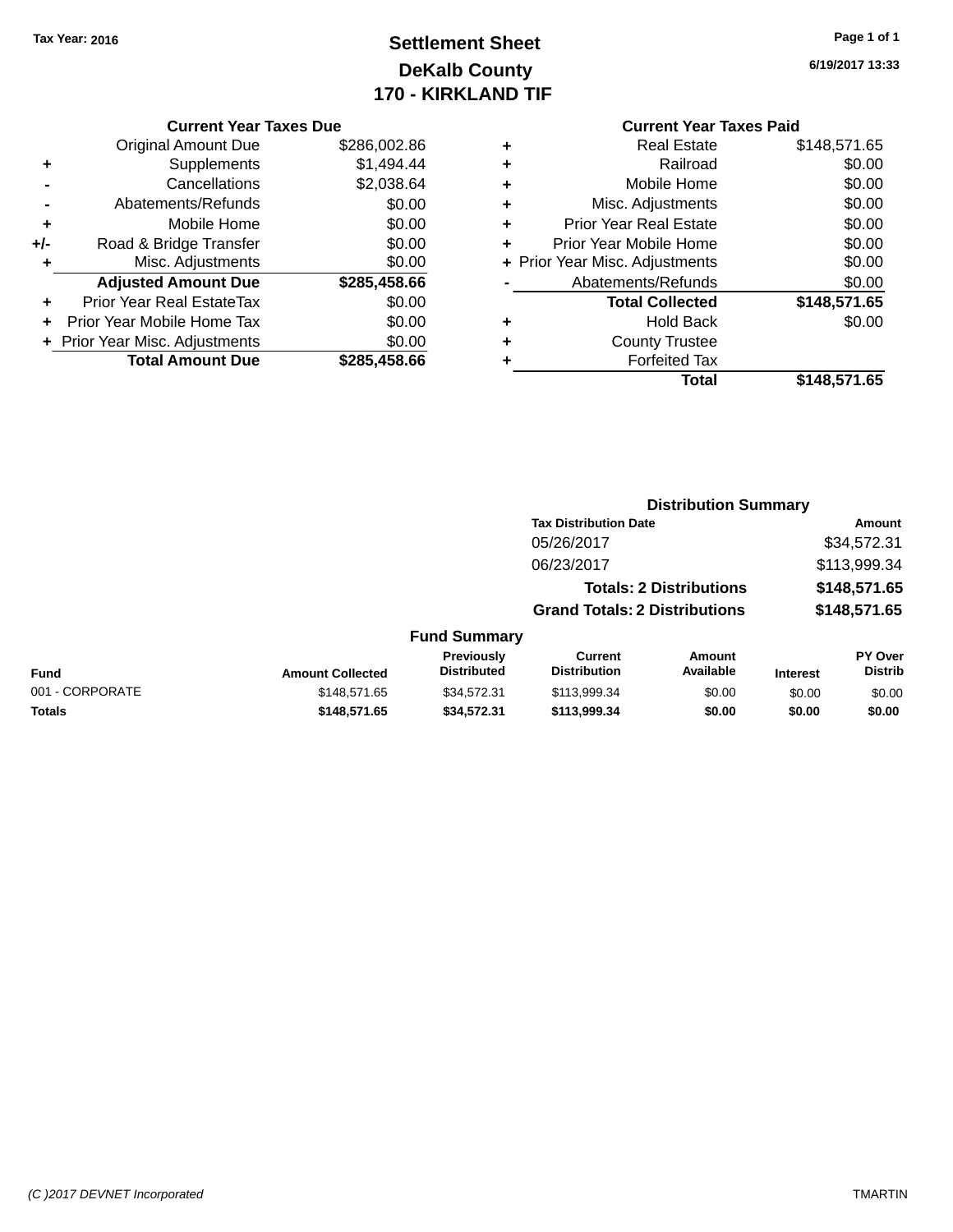Tax Year: 2016

# Settlement Sheet
## DeKalb County
## 170 - KIRKLAND TIF

6/19/2017 13:33

### Current Year Taxes Due

| | | |
|---|---|---|
| | Original Amount Due | $286,002.86 |
| + | Supplements | $1,494.44 |
| - | Cancellations | $2,038.64 |
| - | Abatements/Refunds | $0.00 |
| + | Mobile Home | $0.00 |
| +/- | Road & Bridge Transfer | $0.00 |
| + | Misc. Adjustments | $0.00 |
| | **Adjusted Amount Due** | **$285,458.66** |
| + | Prior Year Real EstateTax | $0.00 |
| + | Prior Year Mobile Home Tax | $0.00 |
| + | Prior Year Misc. Adjustments | $0.00 |
| | **Total Amount Due** | **$285,458.66** |

### Current Year Taxes Paid

| | | |
|---|---|---|
| + | Real Estate | $148,571.65 |
| + | Railroad | $0.00 |
| + | Mobile Home | $0.00 |
| + | Misc. Adjustments | $0.00 |
| + | Prior Year Real Estate | $0.00 |
| + | Prior Year Mobile Home | $0.00 |
| + | Prior Year Misc. Adjustments | $0.00 |
| - | Abatements/Refunds | $0.00 |
| | **Total Collected** | **$148,571.65** |
| + | Hold Back | $0.00 |
| + | County Trustee | |
| + | Forfeited Tax | |
| | **Total** | **$148,571.65** |

### Distribution Summary

| Tax Distribution Date | Amount |
|---|---|
| 05/26/2017 | $34,572.31 |
| 06/23/2017 | $113,999.34 |
| **Totals: 2 Distributions** | **$148,571.65** |
| **Grand Totals: 2 Distributions** | **$148,571.65** |

### Fund Summary

| Fund | Amount Collected | Previously Distributed | Current Distribution | Amount Available | Interest | PY Over Distrib |
|---|---|---|---|---|---|---|
| 001 - CORPORATE | $148,571.65 | $34,572.31 | $113,999.34 | $0.00 | $0.00 | $0.00 |
| **Totals** | **$148,571.65** | **$34,572.31** | **$113,999.34** | **$0.00** | **$0.00** | **$0.00** |

(C )2017 DEVNET Incorporated TMARTIN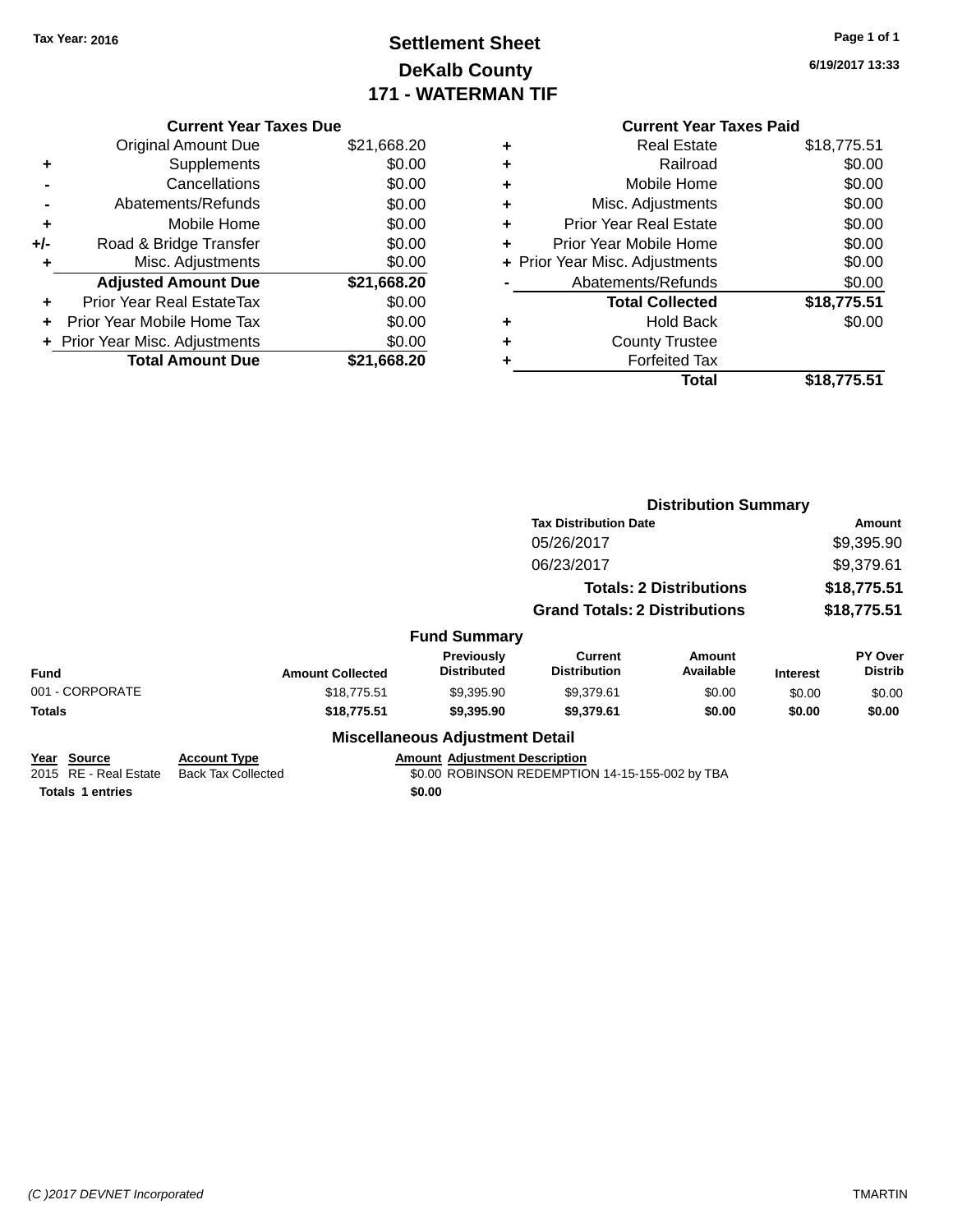Tax Year: 2016

# Settlement Sheet
## DeKalb County
## 171 - WATERMAN TIF

6/19/2017 13:33

### Current Year Taxes Due

| | | |
|---|---|---|
| | Original Amount Due | $21,668.20 |
| + | Supplements | $0.00 |
| - | Cancellations | $0.00 |
| - | Abatements/Refunds | $0.00 |
| + | Mobile Home | $0.00 |
| +/- | Road & Bridge Transfer | $0.00 |
| + | Misc. Adjustments | $0.00 |
| | **Adjusted Amount Due** | **$21,668.20** |
| + | Prior Year Real EstateTax | $0.00 |
| + | Prior Year Mobile Home Tax | $0.00 |
| + | Prior Year Misc. Adjustments | $0.00 |
| | **Total Amount Due** | **$21,668.20** |

### Current Year Taxes Paid

| | | |
|---|---|---|
| + | Real Estate | $18,775.51 |
| + | Railroad | $0.00 |
| + | Mobile Home | $0.00 |
| + | Misc. Adjustments | $0.00 |
| + | Prior Year Real Estate | $0.00 |
| + | Prior Year Mobile Home | $0.00 |
| + | Prior Year Misc. Adjustments | $0.00 |
| - | Abatements/Refunds | $0.00 |
| | **Total Collected** | **$18,775.51** |
| + | Hold Back | $0.00 |
| + | County Trustee | |
| + | Forfeited Tax | |
| | **Total** | **$18,775.51** |

### Distribution Summary

| Tax Distribution Date | Amount |
|---|---|
| 05/26/2017 | $9,395.90 |
| 06/23/2017 | $9,379.61 |
| **Totals: 2 Distributions** | **$18,775.51** |
| **Grand Totals: 2 Distributions** | **$18,775.51** |

### Fund Summary

| Fund | Amount Collected | Previously Distributed | Current Distribution | Amount Available | Interest | PY Over Distrib |
|---|---|---|---|---|---|---|
| 001 - CORPORATE | $18,775.51 | $9,395.90 | $9,379.61 | $0.00 | $0.00 | $0.00 |
| **Totals** | **$18,775.51** | **$9,395.90** | **$9,379.61** | **$0.00** | **$0.00** | **$0.00** |

### Miscellaneous Adjustment Detail

| Year | Source | Account Type | Amount | Adjustment Description |
|---|---|---|---|---|
| 2015 | RE - Real Estate | Back Tax Collected | $0.00 | ROBINSON REDEMPTION 14-15-155-002 by TBA |
| **Totals 1 entries** | | | **$0.00** | |

(C )2017 DEVNET Incorporated — TMARTIN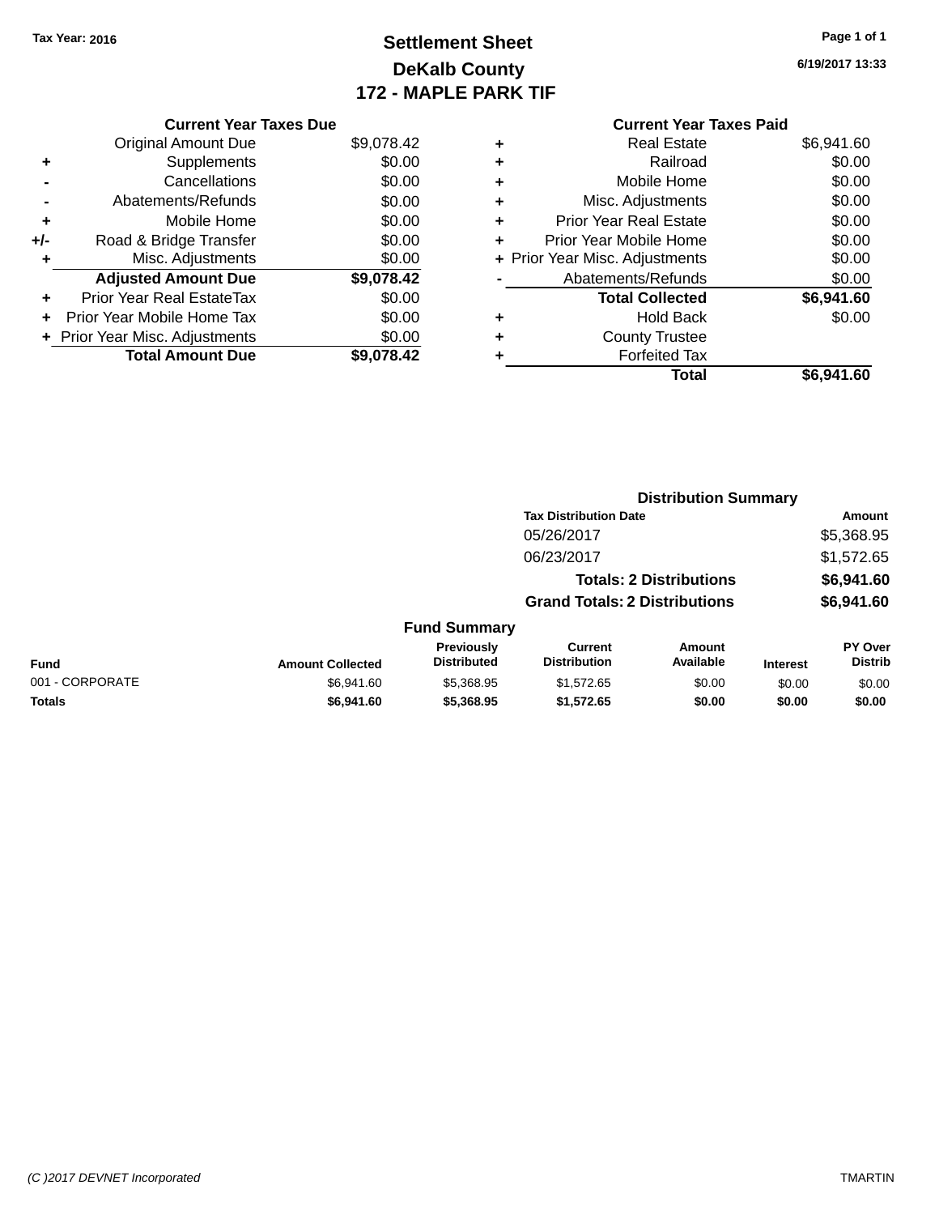Tax Year: 2016

# Settlement Sheet
## DeKalb County
## 172 - MAPLE PARK TIF

6/19/2017 13:33

**Current Year Taxes Due**

| | | |
|---|---|---|
| | Original Amount Due | $9,078.42 |
| + | Supplements | $0.00 |
| - | Cancellations | $0.00 |
| - | Abatements/Refunds | $0.00 |
| + | Mobile Home | $0.00 |
| +/- | Road & Bridge Transfer | $0.00 |
| + | Misc. Adjustments | $0.00 |
| | **Adjusted Amount Due** | **$9,078.42** |
| + | Prior Year Real EstateTax | $0.00 |
| + | Prior Year Mobile Home Tax | $0.00 |
| + | Prior Year Misc. Adjustments | $0.00 |
| | **Total Amount Due** | **$9,078.42** |

**Current Year Taxes Paid**

| | | |
|---|---|---|
| + | Real Estate | $6,941.60 |
| + | Railroad | $0.00 |
| + | Mobile Home | $0.00 |
| + | Misc. Adjustments | $0.00 |
| + | Prior Year Real Estate | $0.00 |
| + | Prior Year Mobile Home | $0.00 |
| + | Prior Year Misc. Adjustments | $0.00 |
| - | Abatements/Refunds | $0.00 |
| | **Total Collected** | **$6,941.60** |
| + | Hold Back | $0.00 |
| + | County Trustee | |
| + | Forfeited Tax | |
| | **Total** | **$6,941.60** |

**Distribution Summary**

| Tax Distribution Date | Amount |
|---|---|
| 05/26/2017 | $5,368.95 |
| 06/23/2017 | $1,572.65 |
| **Totals: 2 Distributions** | **$6,941.60** |
| **Grand Totals: 2 Distributions** | **$6,941.60** |

**Fund Summary**

| Fund | Amount Collected | Previously Distributed | Current Distribution | Amount Available | Interest | PY Over Distrib |
|---|---|---|---|---|---|---|
| 001 - CORPORATE | $6,941.60 | $5,368.95 | $1,572.65 | $0.00 | $0.00 | $0.00 |
| **Totals** | **$6,941.60** | **$5,368.95** | **$1,572.65** | **$0.00** | **$0.00** | **$0.00** |

(C )2017 DEVNET Incorporated — TMARTIN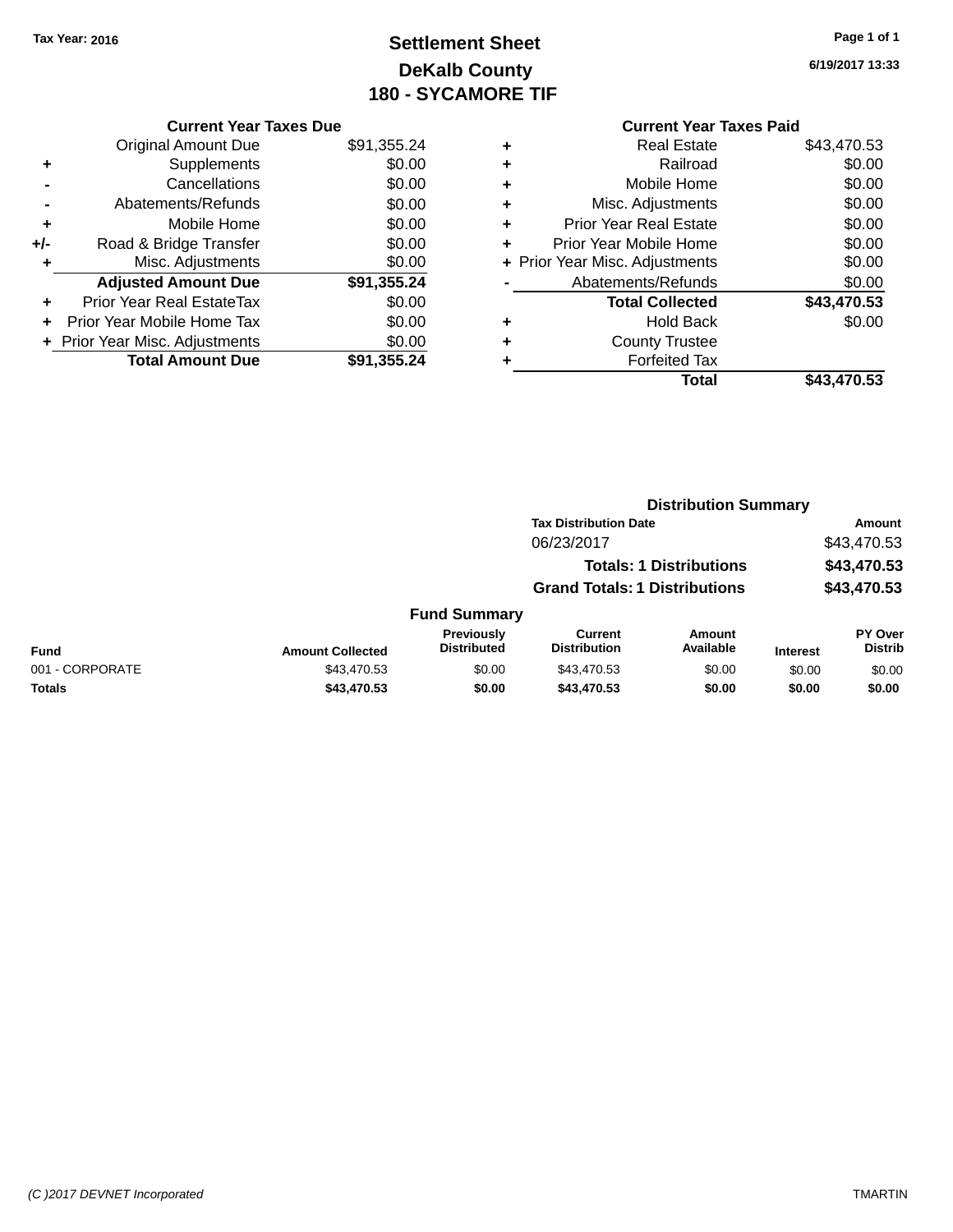Tax Year: 2016

# Settlement Sheet
## DeKalb County
## 180 - SYCAMORE TIF

6/19/2017 13:33

### Current Year Taxes Due

| | | |
|---|---|---|
| | Original Amount Due | $91,355.24 |
| + | Supplements | $0.00 |
| - | Cancellations | $0.00 |
| - | Abatements/Refunds | $0.00 |
| + | Mobile Home | $0.00 |
| +/- | Road & Bridge Transfer | $0.00 |
| + | Misc. Adjustments | $0.00 |
| | **Adjusted Amount Due** | **$91,355.24** |
| + | Prior Year Real EstateTax | $0.00 |
| + | Prior Year Mobile Home Tax | $0.00 |
| + | Prior Year Misc. Adjustments | $0.00 |
| | **Total Amount Due** | **$91,355.24** |

### Current Year Taxes Paid

| | | |
|---|---|---|
| + | Real Estate | $43,470.53 |
| + | Railroad | $0.00 |
| + | Mobile Home | $0.00 |
| + | Misc. Adjustments | $0.00 |
| + | Prior Year Real Estate | $0.00 |
| + | Prior Year Mobile Home | $0.00 |
| + | Prior Year Misc. Adjustments | $0.00 |
| - | Abatements/Refunds | $0.00 |
| | **Total Collected** | **$43,470.53** |
| + | Hold Back | $0.00 |
| + | County Trustee | |
| + | Forfeited Tax | |
| | **Total** | **$43,470.53** |

### Distribution Summary

| Tax Distribution Date | Amount |
|---|---|
| 06/23/2017 | $43,470.53 |
| **Totals: 1 Distributions** | **$43,470.53** |
| **Grand Totals: 1 Distributions** | **$43,470.53** |

### Fund Summary

| Fund | Amount Collected | Previously Distributed | Current Distribution | Amount Available | Interest | PY Over Distrib |
|---|---|---|---|---|---|---|
| 001 - CORPORATE | $43,470.53 | $0.00 | $43,470.53 | $0.00 | $0.00 | $0.00 |
| **Totals** | **$43,470.53** | **$0.00** | **$43,470.53** | **$0.00** | **$0.00** | **$0.00** |

(C )2017 DEVNET Incorporated TMARTIN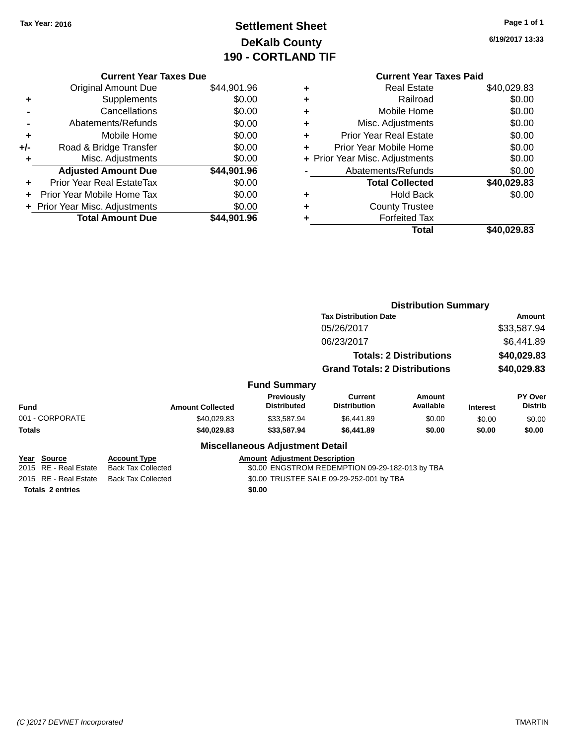Tax Year: 2016

# Settlement Sheet
## DeKalb County
## 190 - CORTLAND TIF

6/19/2017 13:33

### Current Year Taxes Due

| | | |
|---|---|---|
| | Original Amount Due | $44,901.96 |
| + | Supplements | $0.00 |
| - | Cancellations | $0.00 |
| - | Abatements/Refunds | $0.00 |
| + | Mobile Home | $0.00 |
| +/- | Road & Bridge Transfer | $0.00 |
| + | Misc. Adjustments | $0.00 |
| | **Adjusted Amount Due** | **$44,901.96** |
| + | Prior Year Real EstateTax | $0.00 |
| + | Prior Year Mobile Home Tax | $0.00 |
| + | Prior Year Misc. Adjustments | $0.00 |
| | **Total Amount Due** | **$44,901.96** |

### Current Year Taxes Paid

| | | |
|---|---|---|
| + | Real Estate | $40,029.83 |
| + | Railroad | $0.00 |
| + | Mobile Home | $0.00 |
| + | Misc. Adjustments | $0.00 |
| + | Prior Year Real Estate | $0.00 |
| + | Prior Year Mobile Home | $0.00 |
| + | Prior Year Misc. Adjustments | $0.00 |
| - | Abatements/Refunds | $0.00 |
| | **Total Collected** | **$40,029.83** |
| + | Hold Back | $0.00 |
| + | County Trustee | |
| + | Forfeited Tax | |
| | **Total** | **$40,029.83** |

### Distribution Summary

| Tax Distribution Date | Amount |
|---|---|
| 05/26/2017 | $33,587.94 |
| 06/23/2017 | $6,441.89 |
| **Totals: 2 Distributions** | **$40,029.83** |
| **Grand Totals: 2 Distributions** | **$40,029.83** |

### Fund Summary

| Fund | Amount Collected | Previously Distributed | Current Distribution | Amount Available | Interest | PY Over Distrib |
|---|---|---|---|---|---|---|
| 001 - CORPORATE | $40,029.83 | $33,587.94 | $6,441.89 | $0.00 | $0.00 | $0.00 |
| **Totals** | **$40,029.83** | **$33,587.94** | **$6,441.89** | **$0.00** | **$0.00** | **$0.00** |

### Miscellaneous Adjustment Detail

| Year | Source | Account Type | Amount | Adjustment Description |
|---|---|---|---|---|
| 2015 | RE - Real Estate | Back Tax Collected | $0.00 | ENGSTROM REDEMPTION 09-29-182-013 by TBA |
| 2015 | RE - Real Estate | Back Tax Collected | $0.00 | TRUSTEE SALE 09-29-252-001 by TBA |
| **Totals 2 entries** | | | **$0.00** | |

(C )2017 DEVNET Incorporated TMARTIN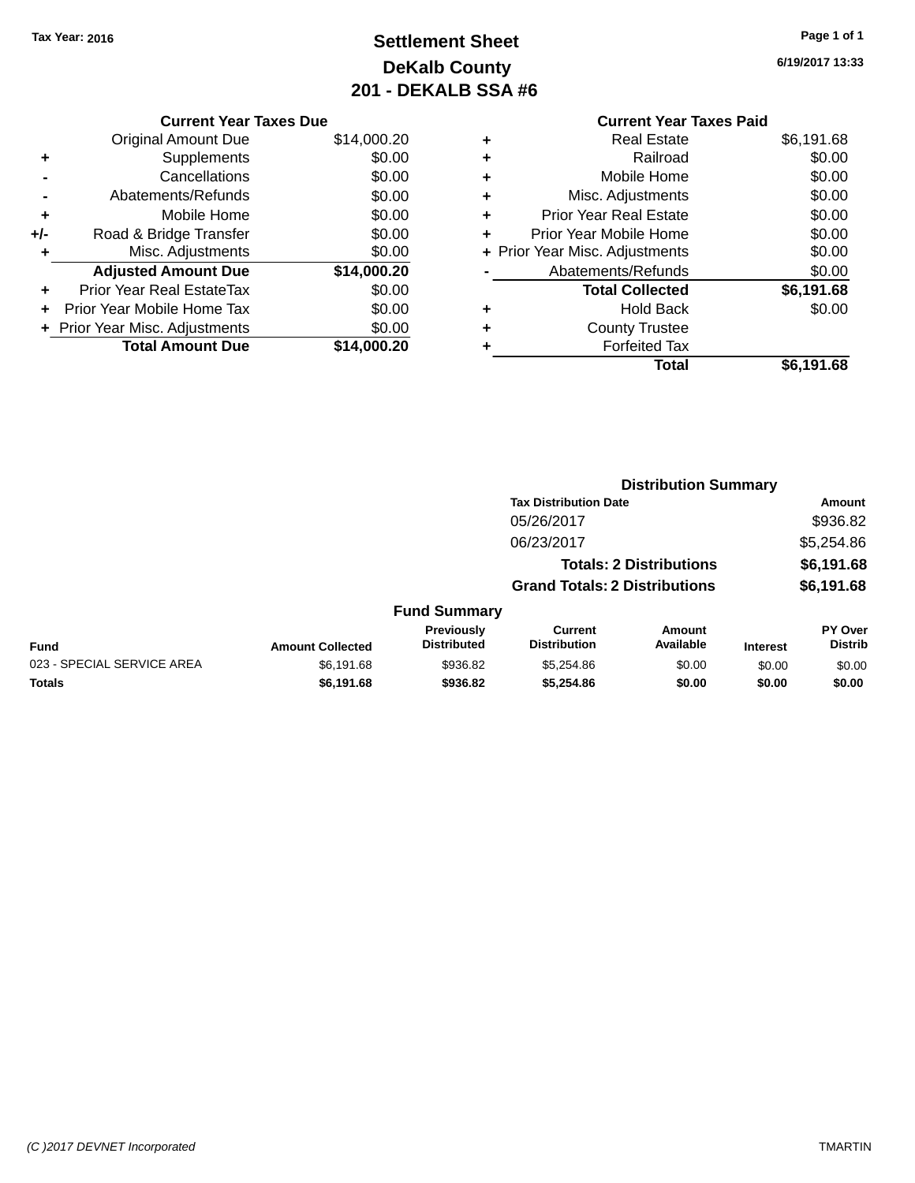Tax Year: 2016

# Settlement Sheet
## DeKalb County
## 201 - DEKALB SSA #6

6/19/2017 13:33

| | Current Year Taxes Due | |
|---|---|---|
| | Original Amount Due | $14,000.20 |
| + | Supplements | $0.00 |
| - | Cancellations | $0.00 |
| - | Abatements/Refunds | $0.00 |
| + | Mobile Home | $0.00 |
| +/- | Road & Bridge Transfer | $0.00 |
| + | Misc. Adjustments | $0.00 |
| | **Adjusted Amount Due** | **$14,000.20** |
| + | Prior Year Real EstateTax | $0.00 |
| + | Prior Year Mobile Home Tax | $0.00 |
| + | Prior Year Misc. Adjustments | $0.00 |
| | **Total Amount Due** | **$14,000.20** |

| | Current Year Taxes Paid | |
|---|---|---|
| + | Real Estate | $6,191.68 |
| + | Railroad | $0.00 |
| + | Mobile Home | $0.00 |
| + | Misc. Adjustments | $0.00 |
| + | Prior Year Real Estate | $0.00 |
| + | Prior Year Mobile Home | $0.00 |
| + | Prior Year Misc. Adjustments | $0.00 |
| - | Abatements/Refunds | $0.00 |
| | **Total Collected** | **$6,191.68** |
| + | Hold Back | $0.00 |
| + | County Trustee | |
| + | Forfeited Tax | |
| | **Total** | **$6,191.68** |

### Distribution Summary

| Tax Distribution Date | Amount |
|---|---|
| 05/26/2017 | $936.82 |
| 06/23/2017 | $5,254.86 |
| **Totals: 2 Distributions** | **$6,191.68** |
| **Grand Totals: 2 Distributions** | **$6,191.68** |

### Fund Summary

| Fund | Amount Collected | Previously Distributed | Current Distribution | Amount Available | Interest | PY Over Distrib |
|---|---|---|---|---|---|---|
| 023 - SPECIAL SERVICE AREA | $6,191.68 | $936.82 | $5,254.86 | $0.00 | $0.00 | $0.00 |
| **Totals** | **$6,191.68** | **$936.82** | **$5,254.86** | **$0.00** | **$0.00** | **$0.00** |

(C )2017 DEVNET Incorporated TMARTIN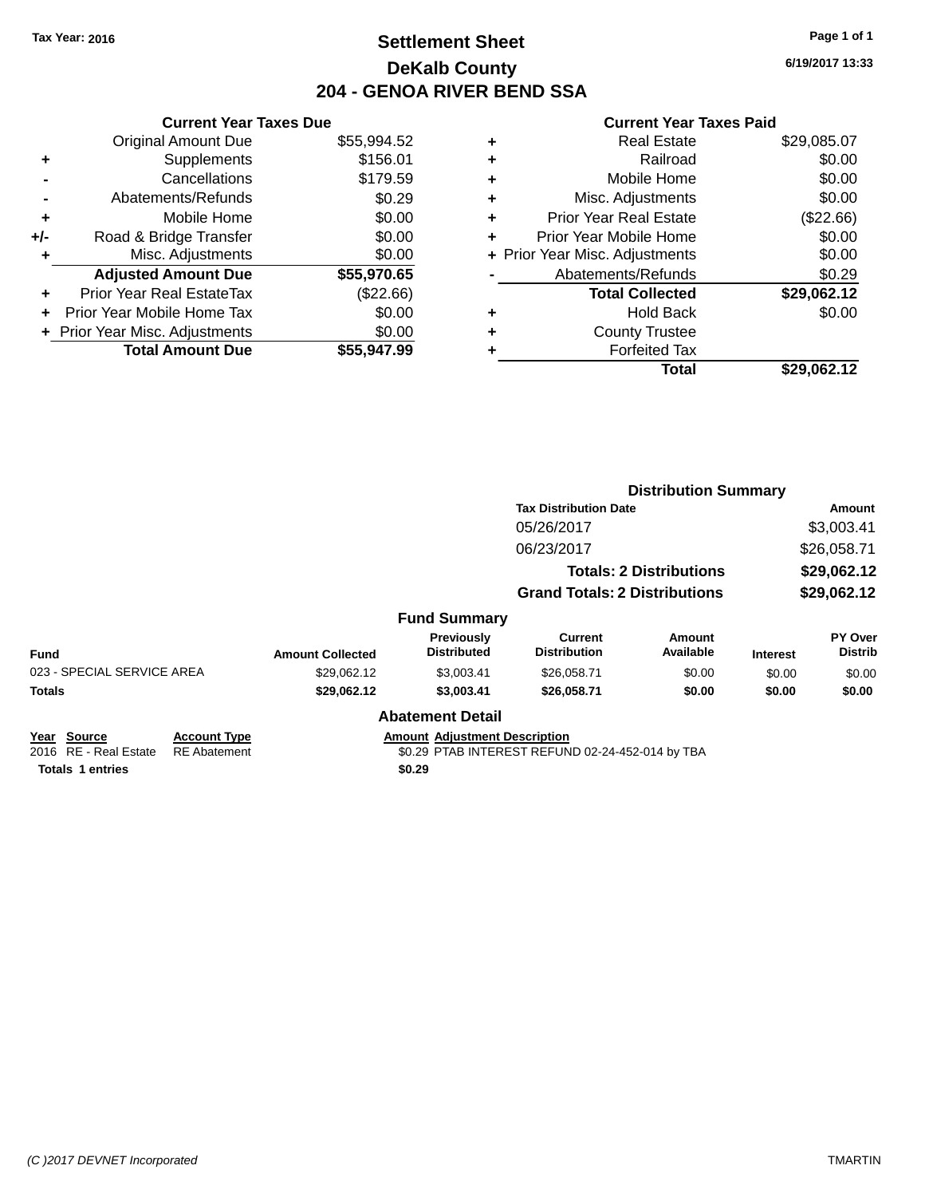Tax Year: 2016

# Settlement Sheet

## DeKalb County

## 204 - GENOA RIVER BEND SSA

6/19/2017 13:33

### Current Year Taxes Due

| | | |
|---|---|---|
| | Original Amount Due | $55,994.52 |
| + | Supplements | $156.01 |
| - | Cancellations | $179.59 |
| - | Abatements/Refunds | $0.29 |
| + | Mobile Home | $0.00 |
| +/- | Road & Bridge Transfer | $0.00 |
| + | Misc. Adjustments | $0.00 |
| | **Adjusted Amount Due** | **$55,970.65** |
| + | Prior Year Real EstateTax | ($22.66) |
| + | Prior Year Mobile Home Tax | $0.00 |
| + | Prior Year Misc. Adjustments | $0.00 |
| | **Total Amount Due** | **$55,947.99** |

### Current Year Taxes Paid

| | | |
|---|---|---|
| + | Real Estate | $29,085.07 |
| + | Railroad | $0.00 |
| + | Mobile Home | $0.00 |
| + | Misc. Adjustments | $0.00 |
| + | Prior Year Real Estate | ($22.66) |
| + | Prior Year Mobile Home | $0.00 |
| + | Prior Year Misc. Adjustments | $0.00 |
| - | Abatements/Refunds | $0.29 |
| | **Total Collected** | **$29,062.12** |
| + | Hold Back | $0.00 |
| + | County Trustee | |
| + | Forfeited Tax | |
| | **Total** | **$29,062.12** |

### Distribution Summary

| Tax Distribution Date | Amount |
|---|---|
| 05/26/2017 | $3,003.41 |
| 06/23/2017 | $26,058.71 |
| **Totals: 2 Distributions** | **$29,062.12** |
| **Grand Totals: 2 Distributions** | **$29,062.12** |

### Fund Summary

| Fund | Amount Collected | Previously Distributed | Current Distribution | Amount Available | Interest | PY Over Distrib |
|---|---|---|---|---|---|---|
| 023 - SPECIAL SERVICE AREA | $29,062.12 | $3,003.41 | $26,058.71 | $0.00 | $0.00 | $0.00 |
| **Totals** | **$29,062.12** | **$3,003.41** | **$26,058.71** | **$0.00** | **$0.00** | **$0.00** |

### Abatement Detail

| Year | Source | Account Type | Amount | Adjustment Description |
|---|---|---|---|---|
| 2016 | RE - Real Estate | RE Abatement | $0.29 | PTAB INTEREST REFUND 02-24-452-014 by TBA |
| **Totals** | **1 entries** | | **$0.29** | |

(C )2017 DEVNET Incorporated TMARTIN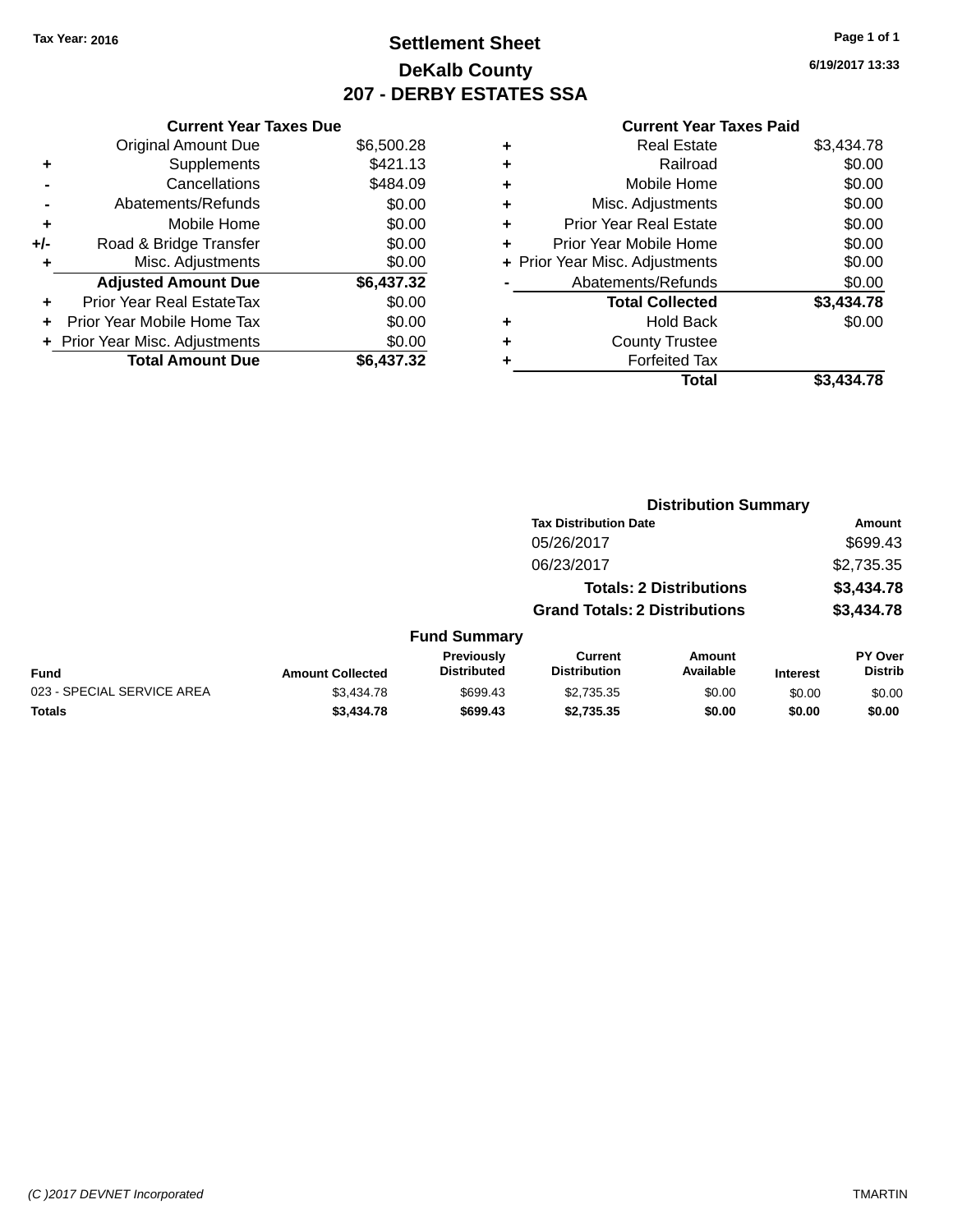**Tax Year: 2016**

# Settlement Sheet

## DeKalb County

## 207 - DERBY ESTATES SSA

6/19/2017 13:33

### Current Year Taxes Due

| | | |
|---|---|---|
| | Original Amount Due | $6,500.28 |
| + | Supplements | $421.13 |
| - | Cancellations | $484.09 |
| - | Abatements/Refunds | $0.00 |
| + | Mobile Home | $0.00 |
| +/- | Road & Bridge Transfer | $0.00 |
| + | Misc. Adjustments | $0.00 |
| | **Adjusted Amount Due** | **$6,437.32** |
| + | Prior Year Real EstateTax | $0.00 |
| + | Prior Year Mobile Home Tax | $0.00 |
| + | Prior Year Misc. Adjustments | $0.00 |
| | **Total Amount Due** | **$6,437.32** |

### Current Year Taxes Paid

| | | |
|---|---|---|
| + | Real Estate | $3,434.78 |
| + | Railroad | $0.00 |
| + | Mobile Home | $0.00 |
| + | Misc. Adjustments | $0.00 |
| + | Prior Year Real Estate | $0.00 |
| + | Prior Year Mobile Home | $0.00 |
| + | Prior Year Misc. Adjustments | $0.00 |
| - | Abatements/Refunds | $0.00 |
| | **Total Collected** | **$3,434.78** |
| + | Hold Back | $0.00 |
| + | County Trustee | |
| + | Forfeited Tax | |
| | **Total** | **$3,434.78** |

### Distribution Summary

| Tax Distribution Date | Amount |
|---|---|
| 05/26/2017 | $699.43 |
| 06/23/2017 | $2,735.35 |
| **Totals: 2 Distributions** | **$3,434.78** |
| **Grand Totals: 2 Distributions** | **$3,434.78** |

### Fund Summary

| Fund | Amount Collected | Previously Distributed | Current Distribution | Amount Available | Interest | PY Over Distrib |
|---|---|---|---|---|---|---|
| 023 - SPECIAL SERVICE AREA | $3,434.78 | $699.43 | $2,735.35 | $0.00 | $0.00 | $0.00 |
| **Totals** | **$3,434.78** | **$699.43** | **$2,735.35** | **$0.00** | **$0.00** | **$0.00** |

*(C )2017 DEVNET Incorporated* TMARTIN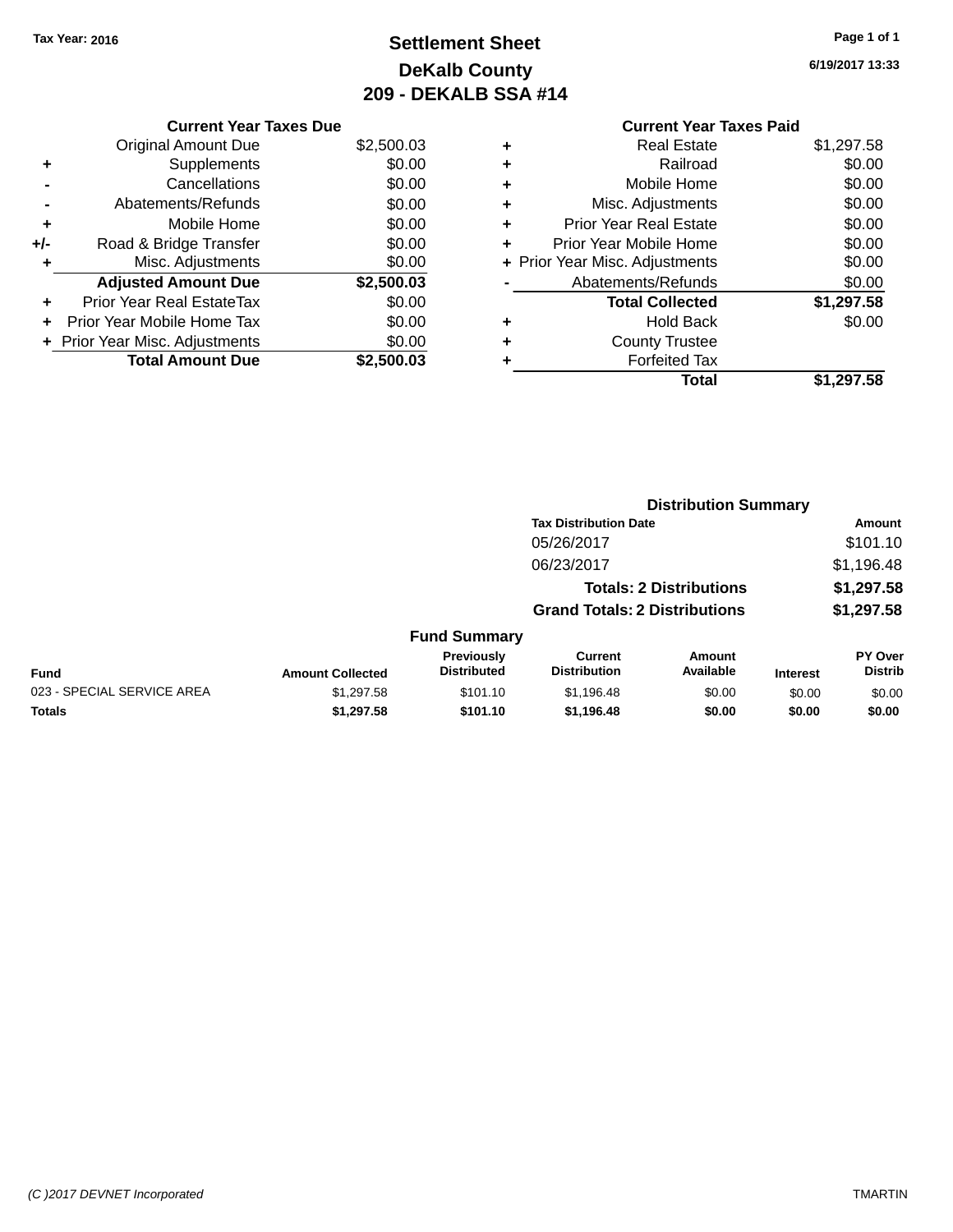Tax Year: 2016

# Settlement Sheet

## DeKalb County

## 209 - DEKALB SSA #14

6/19/2017 13:33

| | Current Year Taxes Due | |
|---|---|---|
| | Original Amount Due | $2,500.03 |
| + | Supplements | $0.00 |
| - | Cancellations | $0.00 |
| - | Abatements/Refunds | $0.00 |
| + | Mobile Home | $0.00 |
| +/- | Road & Bridge Transfer | $0.00 |
| + | Misc. Adjustments | $0.00 |
| | **Adjusted Amount Due** | **$2,500.03** |
| + | Prior Year Real EstateTax | $0.00 |
| + | Prior Year Mobile Home Tax | $0.00 |
| + | Prior Year Misc. Adjustments | $0.00 |
| | **Total Amount Due** | **$2,500.03** |

| | Current Year Taxes Paid | |
|---|---|---|
| + | Real Estate | $1,297.58 |
| + | Railroad | $0.00 |
| + | Mobile Home | $0.00 |
| + | Misc. Adjustments | $0.00 |
| + | Prior Year Real Estate | $0.00 |
| + | Prior Year Mobile Home | $0.00 |
| + | Prior Year Misc. Adjustments | $0.00 |
| - | Abatements/Refunds | $0.00 |
| | **Total Collected** | **$1,297.58** |
| + | Hold Back | $0.00 |
| + | County Trustee | |
| + | Forfeited Tax | |
| | **Total** | **$1,297.58** |

### Distribution Summary

| Tax Distribution Date | Amount |
|---|---|
| 05/26/2017 | $101.10 |
| 06/23/2017 | $1,196.48 |
| **Totals: 2 Distributions** | **$1,297.58** |
| **Grand Totals: 2 Distributions** | **$1,297.58** |

### Fund Summary

| Fund | Amount Collected | Previously Distributed | Current Distribution | Amount Available | Interest | PY Over Distrib |
|---|---|---|---|---|---|---|
| 023 - SPECIAL SERVICE AREA | $1,297.58 | $101.10 | $1,196.48 | $0.00 | $0.00 | $0.00 |
| **Totals** | **$1,297.58** | **$101.10** | **$1,196.48** | **$0.00** | **$0.00** | **$0.00** |

(C )2017 DEVNET Incorporated TMARTIN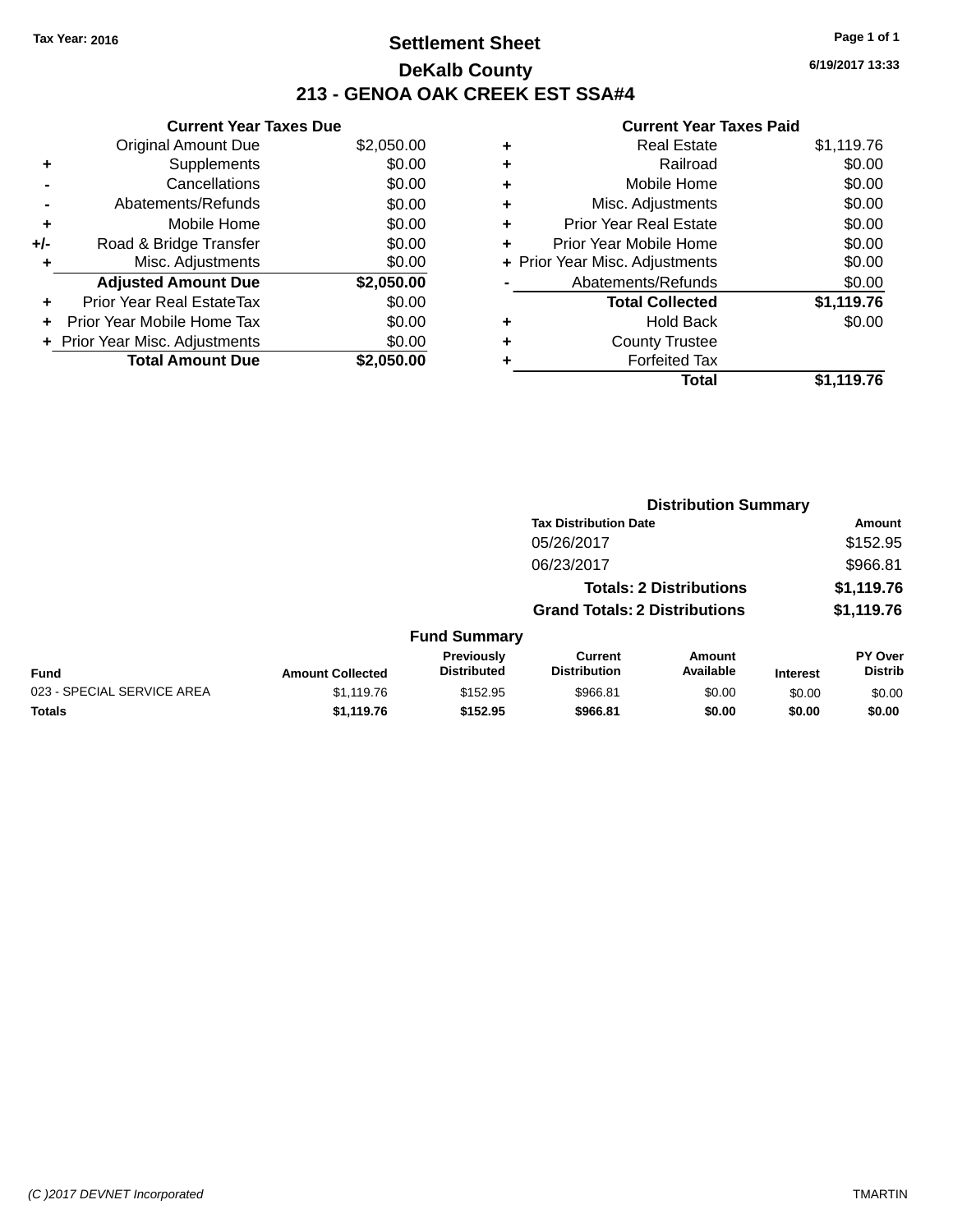Tax Year: 2016

# Settlement Sheet
## DeKalb County
## 213 - GENOA OAK CREEK EST SSA#4

6/19/2017 13:33

### Current Year Taxes Due

| | | |
|---|---|---|
| | Original Amount Due | $2,050.00 |
| + | Supplements | $0.00 |
| - | Cancellations | $0.00 |
| - | Abatements/Refunds | $0.00 |
| + | Mobile Home | $0.00 |
| +/- | Road & Bridge Transfer | $0.00 |
| + | Misc. Adjustments | $0.00 |
| | **Adjusted Amount Due** | **$2,050.00** |
| + | Prior Year Real EstateTax | $0.00 |
| + | Prior Year Mobile Home Tax | $0.00 |
| + | Prior Year Misc. Adjustments | $0.00 |
| | **Total Amount Due** | **$2,050.00** |

### Current Year Taxes Paid

| | | |
|---|---|---|
| + | Real Estate | $1,119.76 |
| + | Railroad | $0.00 |
| + | Mobile Home | $0.00 |
| + | Misc. Adjustments | $0.00 |
| + | Prior Year Real Estate | $0.00 |
| + | Prior Year Mobile Home | $0.00 |
| + | Prior Year Misc. Adjustments | $0.00 |
| - | Abatements/Refunds | $0.00 |
| | **Total Collected** | **$1,119.76** |
| + | Hold Back | $0.00 |
| + | County Trustee | |
| + | Forfeited Tax | |
| | **Total** | **$1,119.76** |

### Distribution Summary

| Tax Distribution Date | Amount |
|---|---|
| 05/26/2017 | $152.95 |
| 06/23/2017 | $966.81 |
| **Totals: 2 Distributions** | **$1,119.76** |
| **Grand Totals: 2 Distributions** | **$1,119.76** |

### Fund Summary

| Fund | Amount Collected | Previously Distributed | Current Distribution | Amount Available | Interest | PY Over Distrib |
|---|---|---|---|---|---|---|
| 023 - SPECIAL SERVICE AREA | $1,119.76 | $152.95 | $966.81 | $0.00 | $0.00 | $0.00 |
| **Totals** | **$1,119.76** | **$152.95** | **$966.81** | **$0.00** | **$0.00** | **$0.00** |

(C )2017 DEVNET Incorporated TMARTIN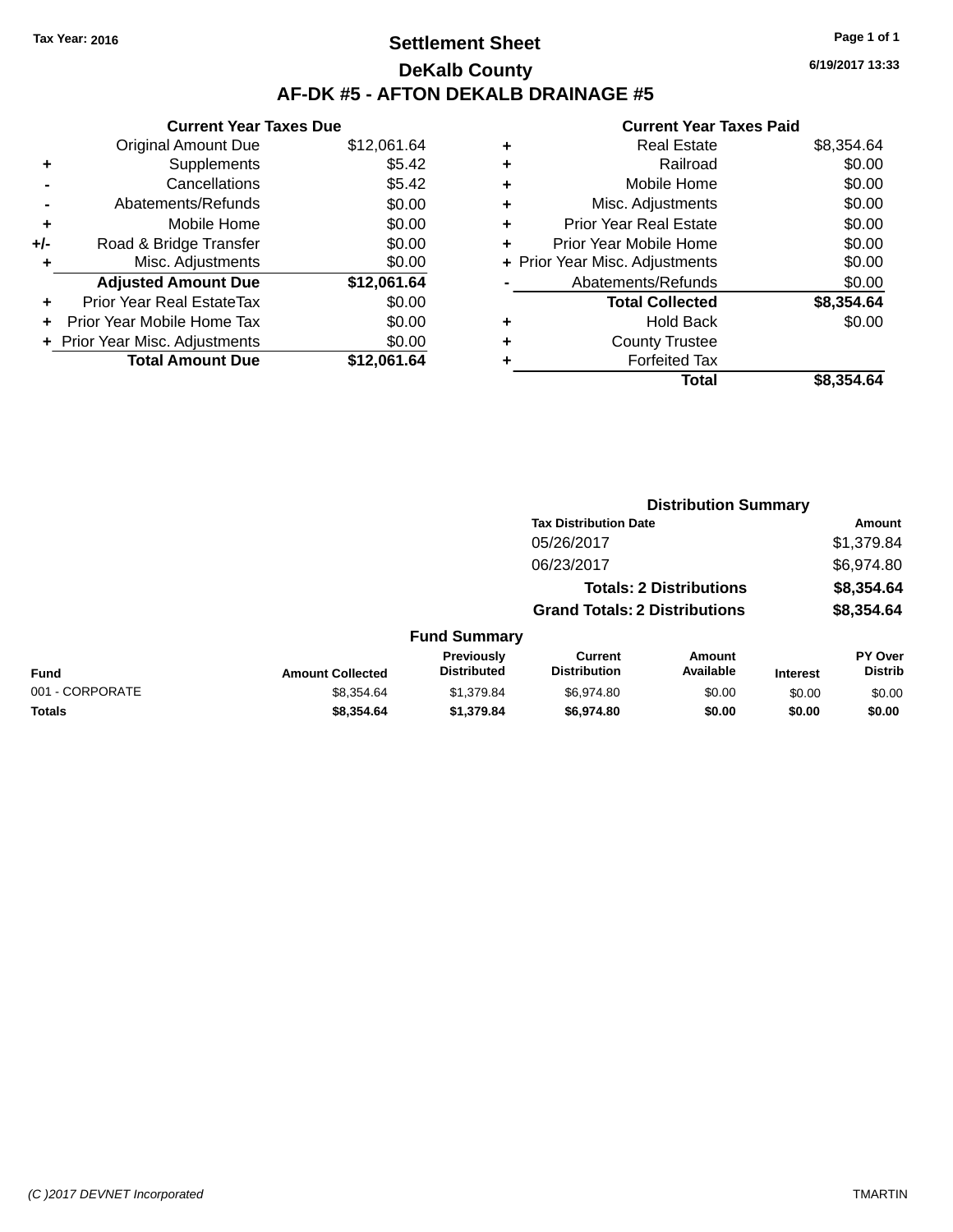Tax Year: 2016

# Settlement Sheet

## DeKalb County

## AF-DK #5 - AFTON DEKALB DRAINAGE #5

6/19/2017 13:33

### Current Year Taxes Due

| | | |
|---|---|---|
| | Original Amount Due | $12,061.64 |
| + | Supplements | $5.42 |
| - | Cancellations | $5.42 |
| - | Abatements/Refunds | $0.00 |
| + | Mobile Home | $0.00 |
| +/- | Road & Bridge Transfer | $0.00 |
| + | Misc. Adjustments | $0.00 |
| | **Adjusted Amount Due** | **$12,061.64** |
| + | Prior Year Real EstateTax | $0.00 |
| + | Prior Year Mobile Home Tax | $0.00 |
| + | Prior Year Misc. Adjustments | $0.00 |
| | **Total Amount Due** | **$12,061.64** |

### Current Year Taxes Paid

| | | |
|---|---|---|
| + | Real Estate | $8,354.64 |
| + | Railroad | $0.00 |
| + | Mobile Home | $0.00 |
| + | Misc. Adjustments | $0.00 |
| + | Prior Year Real Estate | $0.00 |
| + | Prior Year Mobile Home | $0.00 |
| + | Prior Year Misc. Adjustments | $0.00 |
| - | Abatements/Refunds | $0.00 |
| | **Total Collected** | **$8,354.64** |
| + | Hold Back | $0.00 |
| + | County Trustee | |
| + | Forfeited Tax | |
| | **Total** | **$8,354.64** |

### Distribution Summary

| Tax Distribution Date | Amount |
|---|---|
| 05/26/2017 | $1,379.84 |
| 06/23/2017 | $6,974.80 |
| **Totals: 2 Distributions** | **$8,354.64** |
| **Grand Totals: 2 Distributions** | **$8,354.64** |

### Fund Summary

| Fund | Amount Collected | Previously Distributed | Current Distribution | Amount Available | Interest | PY Over Distrib |
|---|---|---|---|---|---|---|
| 001 - CORPORATE | $8,354.64 | $1,379.84 | $6,974.80 | $0.00 | $0.00 | $0.00 |
| **Totals** | **$8,354.64** | **$1,379.84** | **$6,974.80** | **$0.00** | **$0.00** | **$0.00** |

(C )2017 DEVNET Incorporated TMARTIN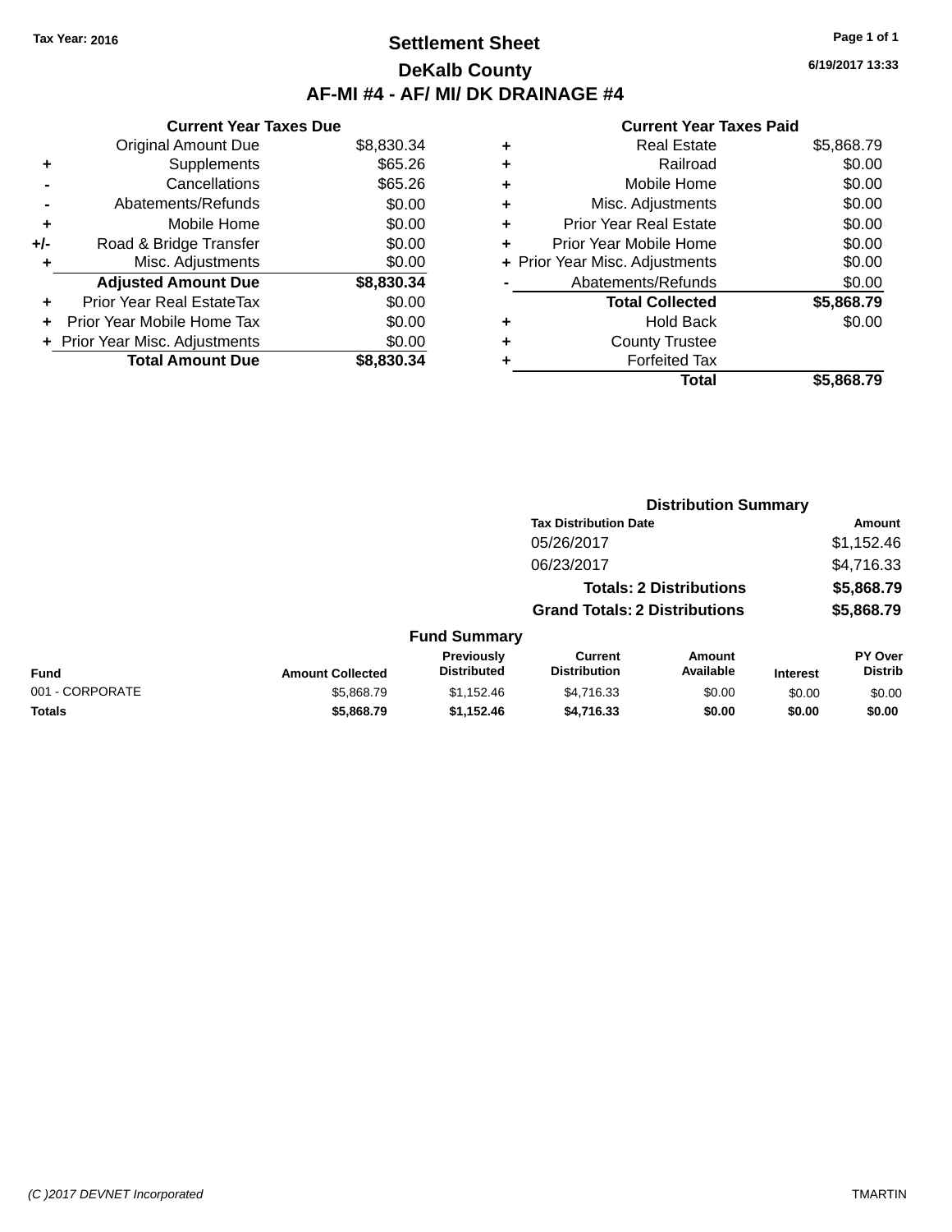Tax Year: 2016

# Settlement Sheet

## DeKalb County

## AF-MI #4 - AF/ MI/ DK DRAINAGE #4

6/19/2017 13:33

### Current Year Taxes Due

| | | |
|---|---|---|
| | Original Amount Due | $8,830.34 |
| + | Supplements | $65.26 |
| - | Cancellations | $65.26 |
| - | Abatements/Refunds | $0.00 |
| + | Mobile Home | $0.00 |
| +/- | Road & Bridge Transfer | $0.00 |
| + | Misc. Adjustments | $0.00 |
| | **Adjusted Amount Due** | **$8,830.34** |
| + | Prior Year Real EstateTax | $0.00 |
| + | Prior Year Mobile Home Tax | $0.00 |
| + | Prior Year Misc. Adjustments | $0.00 |
| | **Total Amount Due** | **$8,830.34** |

### Current Year Taxes Paid

| | | |
|---|---|---|
| + | Real Estate | $5,868.79 |
| + | Railroad | $0.00 |
| + | Mobile Home | $0.00 |
| + | Misc. Adjustments | $0.00 |
| + | Prior Year Real Estate | $0.00 |
| + | Prior Year Mobile Home | $0.00 |
| + | Prior Year Misc. Adjustments | $0.00 |
| - | Abatements/Refunds | $0.00 |
| | **Total Collected** | **$5,868.79** |
| + | Hold Back | $0.00 |
| + | County Trustee | |
| + | Forfeited Tax | |
| | **Total** | **$5,868.79** |

### Distribution Summary

| Tax Distribution Date | Amount |
|---|---|
| 05/26/2017 | $1,152.46 |
| 06/23/2017 | $4,716.33 |
| **Totals: 2 Distributions** | **$5,868.79** |
| **Grand Totals: 2 Distributions** | **$5,868.79** |

### Fund Summary

| Fund | Amount Collected | Previously Distributed | Current Distribution | Amount Available | Interest | PY Over Distrib |
|---|---|---|---|---|---|---|
| 001 - CORPORATE | $5,868.79 | $1,152.46 | $4,716.33 | $0.00 | $0.00 | $0.00 |
| **Totals** | **$5,868.79** | **$1,152.46** | **$4,716.33** | **$0.00** | **$0.00** | **$0.00** |

(C )2017 DEVNET Incorporated TMARTIN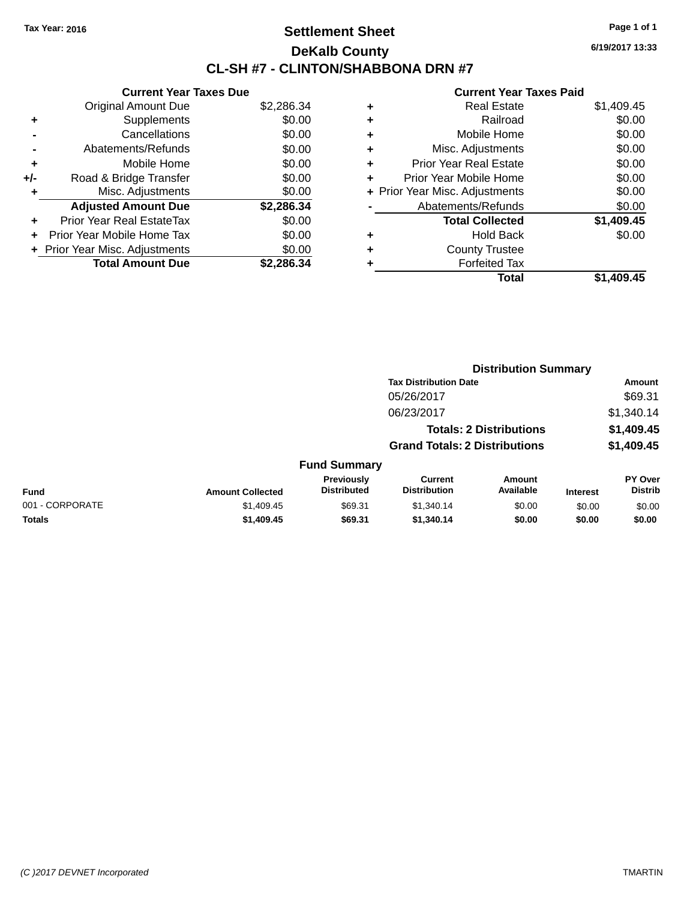Tax Year: 2016

# Settlement Sheet

## DeKalb County

## CL-SH #7 - CLINTON/SHABBONA DRN #7

6/19/2017 13:33

### Current Year Taxes Due

| | | |
|---|---|---|
| | Original Amount Due | $2,286.34 |
| + | Supplements | $0.00 |
| - | Cancellations | $0.00 |
| - | Abatements/Refunds | $0.00 |
| + | Mobile Home | $0.00 |
| +/- | Road & Bridge Transfer | $0.00 |
| + | Misc. Adjustments | $0.00 |
| | **Adjusted Amount Due** | **$2,286.34** |
| + | Prior Year Real EstateTax | $0.00 |
| + | Prior Year Mobile Home Tax | $0.00 |
| + | Prior Year Misc. Adjustments | $0.00 |
| | **Total Amount Due** | **$2,286.34** |

### Current Year Taxes Paid

| | | |
|---|---|---|
| + | Real Estate | $1,409.45 |
| + | Railroad | $0.00 |
| + | Mobile Home | $0.00 |
| + | Misc. Adjustments | $0.00 |
| + | Prior Year Real Estate | $0.00 |
| + | Prior Year Mobile Home | $0.00 |
| + | Prior Year Misc. Adjustments | $0.00 |
| - | Abatements/Refunds | $0.00 |
| | **Total Collected** | **$1,409.45** |
| + | Hold Back | $0.00 |
| + | County Trustee | |
| + | Forfeited Tax | |
| | **Total** | **$1,409.45** |

### Distribution Summary

| Tax Distribution Date | Amount |
|---|---|
| 05/26/2017 | $69.31 |
| 06/23/2017 | $1,340.14 |
| **Totals: 2 Distributions** | **$1,409.45** |
| **Grand Totals: 2 Distributions** | **$1,409.45** |

### Fund Summary

| Fund | Amount Collected | Previously Distributed | Current Distribution | Amount Available | Interest | PY Over Distrib |
|---|---|---|---|---|---|---|
| 001 - CORPORATE | $1,409.45 | $69.31 | $1,340.14 | $0.00 | $0.00 | $0.00 |
| **Totals** | **$1,409.45** | **$69.31** | **$1,340.14** | **$0.00** | **$0.00** | **$0.00** |

(C )2017 DEVNET Incorporated TMARTIN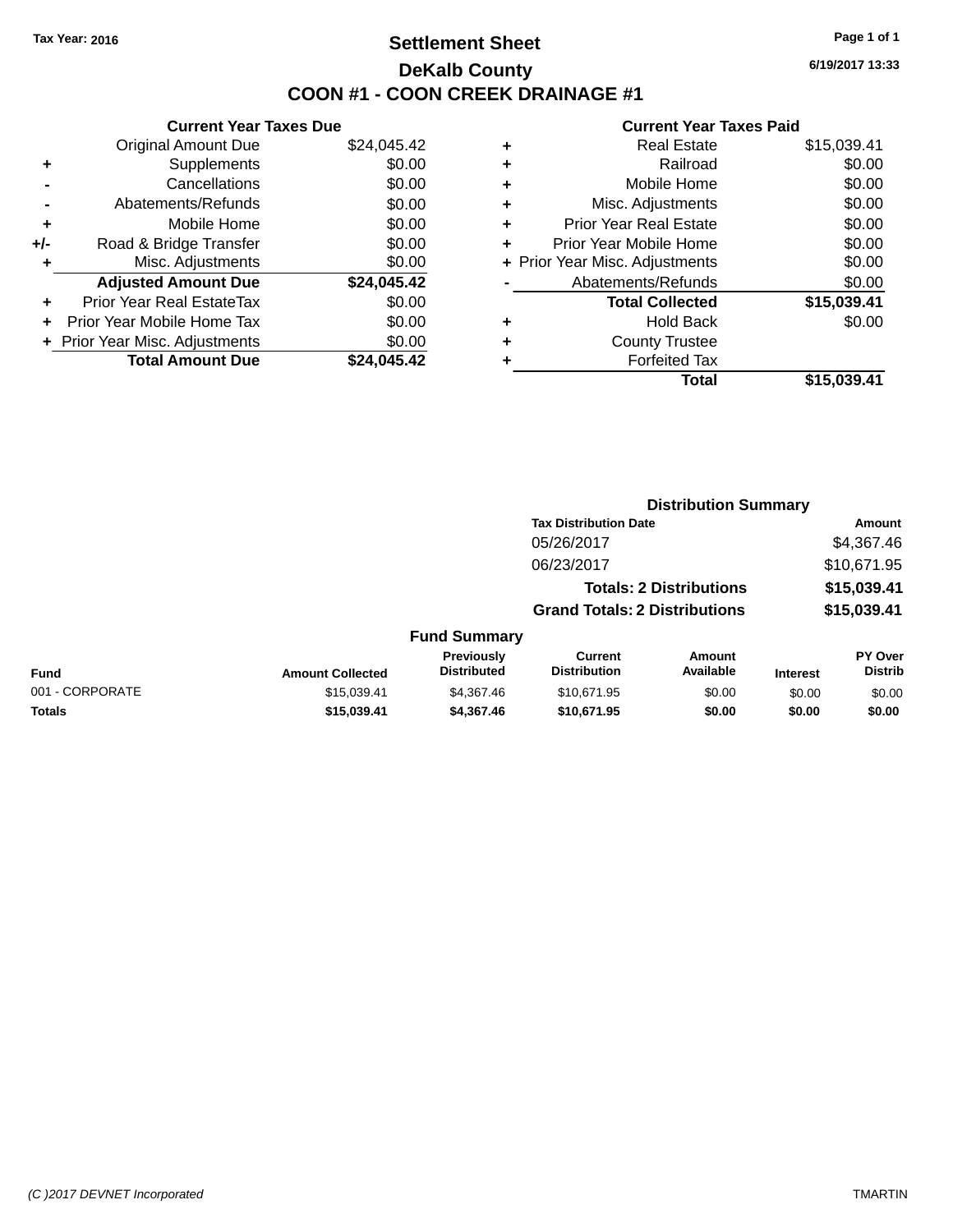Tax Year: 2016

# Settlement Sheet

## DeKalb County

## COON #1 - COON CREEK DRAINAGE #1

6/19/2017 13:33

### Current Year Taxes Due

| | | |
|---|---|---|
| | Original Amount Due | $24,045.42 |
| + | Supplements | $0.00 |
| - | Cancellations | $0.00 |
| - | Abatements/Refunds | $0.00 |
| + | Mobile Home | $0.00 |
| +/- | Road & Bridge Transfer | $0.00 |
| + | Misc. Adjustments | $0.00 |
| | **Adjusted Amount Due** | **$24,045.42** |
| + | Prior Year Real EstateTax | $0.00 |
| + | Prior Year Mobile Home Tax | $0.00 |
| + | Prior Year Misc. Adjustments | $0.00 |
| | **Total Amount Due** | **$24,045.42** |

### Current Year Taxes Paid

| | | |
|---|---|---|
| + | Real Estate | $15,039.41 |
| + | Railroad | $0.00 |
| + | Mobile Home | $0.00 |
| + | Misc. Adjustments | $0.00 |
| + | Prior Year Real Estate | $0.00 |
| + | Prior Year Mobile Home | $0.00 |
| + | Prior Year Misc. Adjustments | $0.00 |
| - | Abatements/Refunds | $0.00 |
| | **Total Collected** | **$15,039.41** |
| + | Hold Back | $0.00 |
| + | County Trustee | |
| + | Forfeited Tax | |
| | **Total** | **$15,039.41** |

### Distribution Summary

| Tax Distribution Date | Amount |
|---|---|
| 05/26/2017 | $4,367.46 |
| 06/23/2017 | $10,671.95 |
| **Totals: 2 Distributions** | **$15,039.41** |
| **Grand Totals: 2 Distributions** | **$15,039.41** |

### Fund Summary

| Fund | Amount Collected | Previously Distributed | Current Distribution | Amount Available | Interest | PY Over Distrib |
|---|---|---|---|---|---|---|
| 001 - CORPORATE | $15,039.41 | $4,367.46 | $10,671.95 | $0.00 | $0.00 | $0.00 |
| **Totals** | **$15,039.41** | **$4,367.46** | **$10,671.95** | **$0.00** | **$0.00** | **$0.00** |

(C )2017 DEVNET Incorporated TMARTIN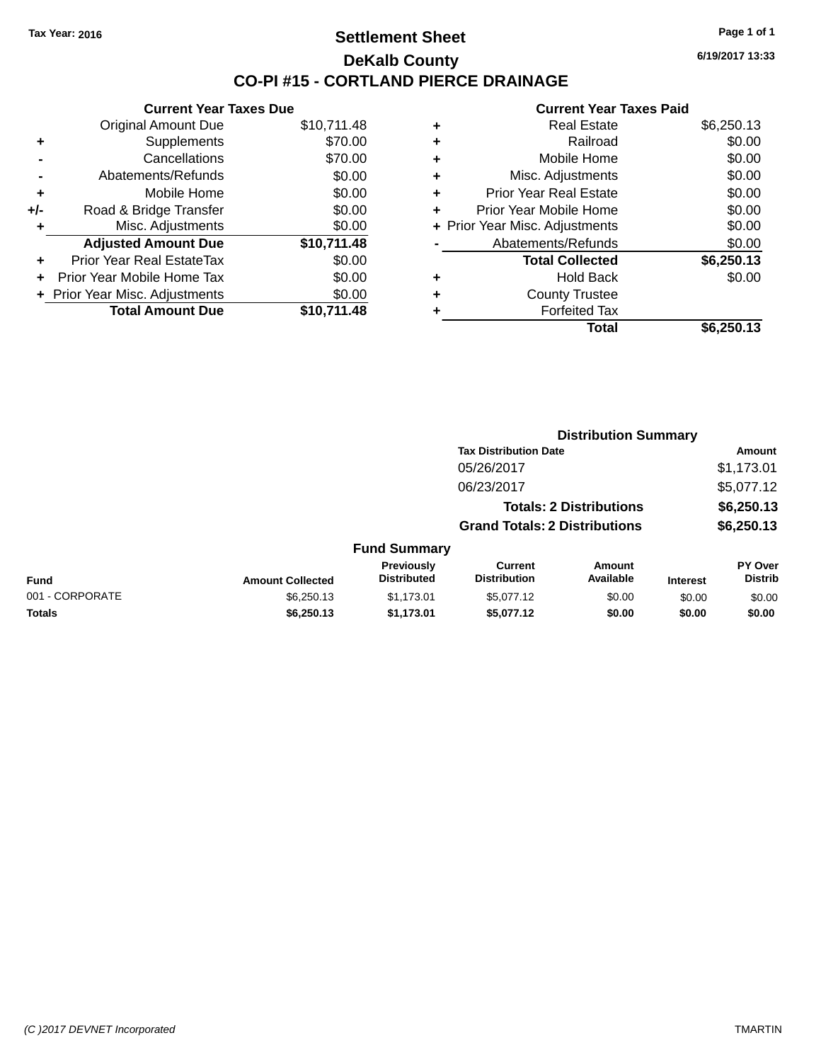Tax Year: 2016

# Settlement Sheet

## DeKalb County

## CO-PI #15 - CORTLAND PIERCE DRAINAGE

6/19/2017 13:33

| | Current Year Taxes Due | |
|---|---|---|
| | Original Amount Due | $10,711.48 |
| + | Supplements | $70.00 |
| - | Cancellations | $70.00 |
| - | Abatements/Refunds | $0.00 |
| + | Mobile Home | $0.00 |
| +/- | Road & Bridge Transfer | $0.00 |
| + | Misc. Adjustments | $0.00 |
| | **Adjusted Amount Due** | **$10,711.48** |
| + | Prior Year Real EstateTax | $0.00 |
| + | Prior Year Mobile Home Tax | $0.00 |
| + | Prior Year Misc. Adjustments | $0.00 |
| | **Total Amount Due** | **$10,711.48** |

| | Current Year Taxes Paid | |
|---|---|---|
| + | Real Estate | $6,250.13 |
| + | Railroad | $0.00 |
| + | Mobile Home | $0.00 |
| + | Misc. Adjustments | $0.00 |
| + | Prior Year Real Estate | $0.00 |
| + | Prior Year Mobile Home | $0.00 |
| + | Prior Year Misc. Adjustments | $0.00 |
| - | Abatements/Refunds | $0.00 |
| | **Total Collected** | **$6,250.13** |
| + | Hold Back | $0.00 |
| + | County Trustee | |
| + | Forfeited Tax | |
| | **Total** | **$6,250.13** |

### Distribution Summary

| Tax Distribution Date | Amount |
|---|---|
| 05/26/2017 | $1,173.01 |
| 06/23/2017 | $5,077.12 |
| **Totals: 2 Distributions** | **$6,250.13** |
| **Grand Totals: 2 Distributions** | **$6,250.13** |

### Fund Summary

| Fund | Amount Collected | Previously Distributed | Current Distribution | Amount Available | Interest | PY Over Distrib |
|---|---|---|---|---|---|---|
| 001 - CORPORATE | $6,250.13 | $1,173.01 | $5,077.12 | $0.00 | $0.00 | $0.00 |
| **Totals** | **$6,250.13** | **$1,173.01** | **$5,077.12** | **$0.00** | **$0.00** | **$0.00** |

(C )2017 DEVNET Incorporated TMARTIN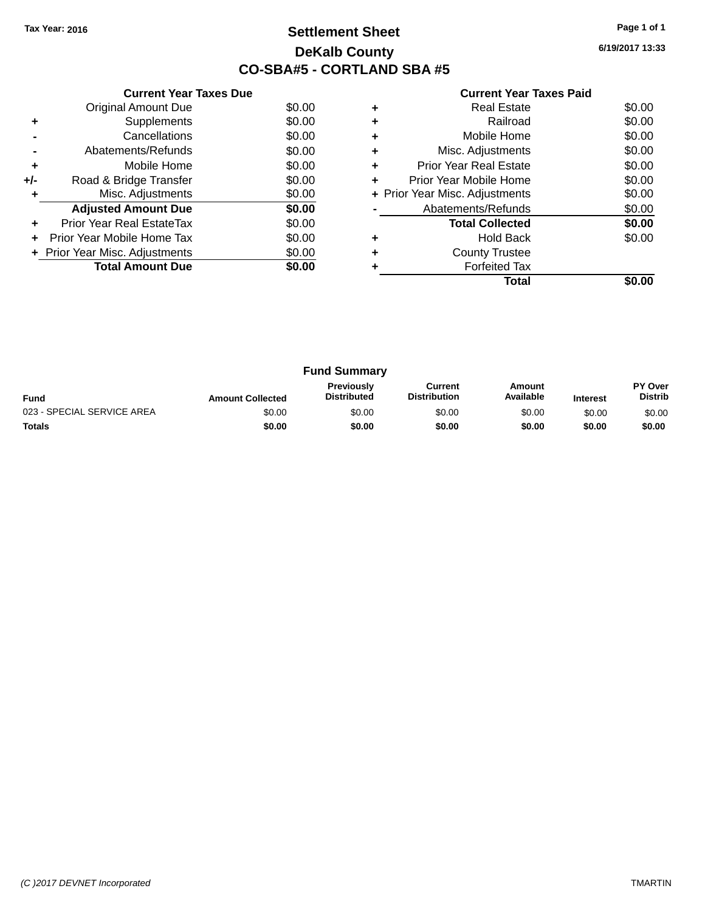Tax Year: 2016

# Settlement Sheet

## DeKalb County

## CO-SBA#5 - CORTLAND SBA #5

6/19/2017 13:33

### Current Year Taxes Due

| | | |
|---|---|---|
| | Original Amount Due | $0.00 |
| + | Supplements | $0.00 |
| - | Cancellations | $0.00 |
| - | Abatements/Refunds | $0.00 |
| + | Mobile Home | $0.00 |
| +/- | Road & Bridge Transfer | $0.00 |
| + | Misc. Adjustments | $0.00 |
| | **Adjusted Amount Due** | **$0.00** |
| + | Prior Year Real EstateTax | $0.00 |
| + | Prior Year Mobile Home Tax | $0.00 |
| + | Prior Year Misc. Adjustments | $0.00 |
| | **Total Amount Due** | **$0.00** |

### Current Year Taxes Paid

| | | |
|---|---|---|
| + | Real Estate | $0.00 |
| + | Railroad | $0.00 |
| + | Mobile Home | $0.00 |
| + | Misc. Adjustments | $0.00 |
| + | Prior Year Real Estate | $0.00 |
| + | Prior Year Mobile Home | $0.00 |
| + | Prior Year Misc. Adjustments | $0.00 |
| - | Abatements/Refunds | $0.00 |
| | **Total Collected** | **$0.00** |
| + | Hold Back | $0.00 |
| + | County Trustee | |
| + | Forfeited Tax | |
| | **Total** | **$0.00** |

### Fund Summary

| Fund | Amount Collected | Previously Distributed | Current Distribution | Amount Available | Interest | PY Over Distrib |
|---|---|---|---|---|---|---|
| 023 - SPECIAL SERVICE AREA | $0.00 | $0.00 | $0.00 | $0.00 | $0.00 | $0.00 |
| **Totals** | **$0.00** | **$0.00** | **$0.00** | **$0.00** | **$0.00** | **$0.00** |

(C )2017 DEVNET Incorporated

TMARTIN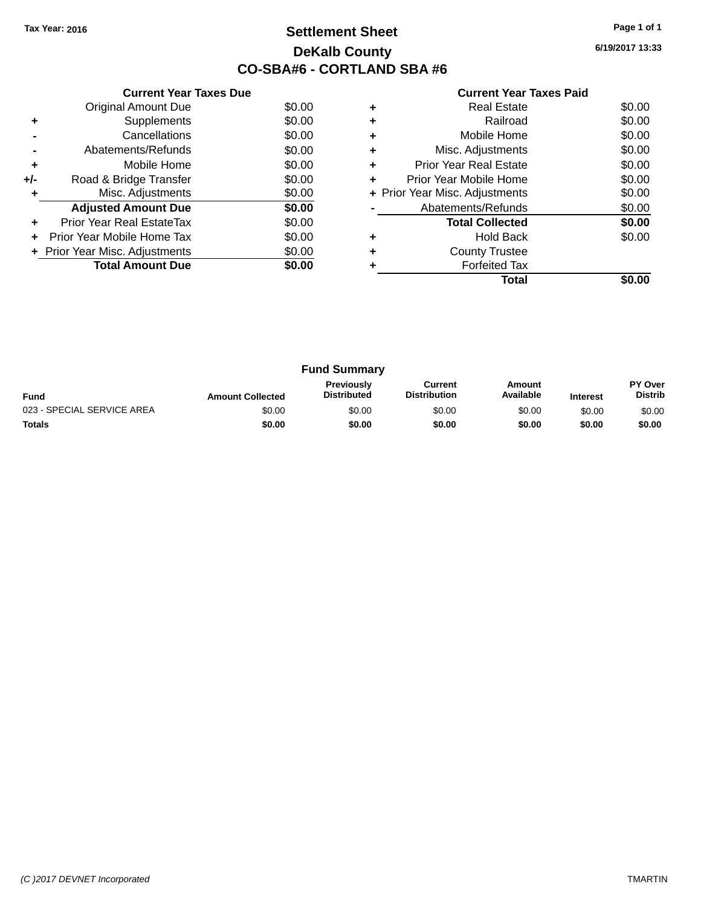Tax Year: 2016

# Settlement Sheet

## DeKalb County

## CO-SBA#6 - CORTLAND SBA #6

6/19/2017 13:33

### Current Year Taxes Due

| | | |
|---|---|---|
| | Original Amount Due | $0.00 |
| + | Supplements | $0.00 |
| - | Cancellations | $0.00 |
| - | Abatements/Refunds | $0.00 |
| + | Mobile Home | $0.00 |
| +/- | Road & Bridge Transfer | $0.00 |
| + | Misc. Adjustments | $0.00 |
| | **Adjusted Amount Due** | **$0.00** |
| + | Prior Year Real EstateTax | $0.00 |
| + | Prior Year Mobile Home Tax | $0.00 |
| + | Prior Year Misc. Adjustments | $0.00 |
| | **Total Amount Due** | **$0.00** |

### Current Year Taxes Paid

| | | |
|---|---|---|
| + | Real Estate | $0.00 |
| + | Railroad | $0.00 |
| + | Mobile Home | $0.00 |
| + | Misc. Adjustments | $0.00 |
| + | Prior Year Real Estate | $0.00 |
| + | Prior Year Mobile Home | $0.00 |
| + | Prior Year Misc. Adjustments | $0.00 |
| - | Abatements/Refunds | $0.00 |
| | **Total Collected** | **$0.00** |
| + | Hold Back | $0.00 |
| + | County Trustee | |
| + | Forfeited Tax | |
| | **Total** | **$0.00** |

### Fund Summary

| Fund | Amount Collected | Previously Distributed | Current Distribution | Amount Available | Interest | PY Over Distrib |
|---|---|---|---|---|---|---|
| 023 - SPECIAL SERVICE AREA | $0.00 | $0.00 | $0.00 | $0.00 | $0.00 | $0.00 |
| **Totals** | **$0.00** | **$0.00** | **$0.00** | **$0.00** | **$0.00** | **$0.00** |

(C )2017 DEVNET Incorporated TMARTIN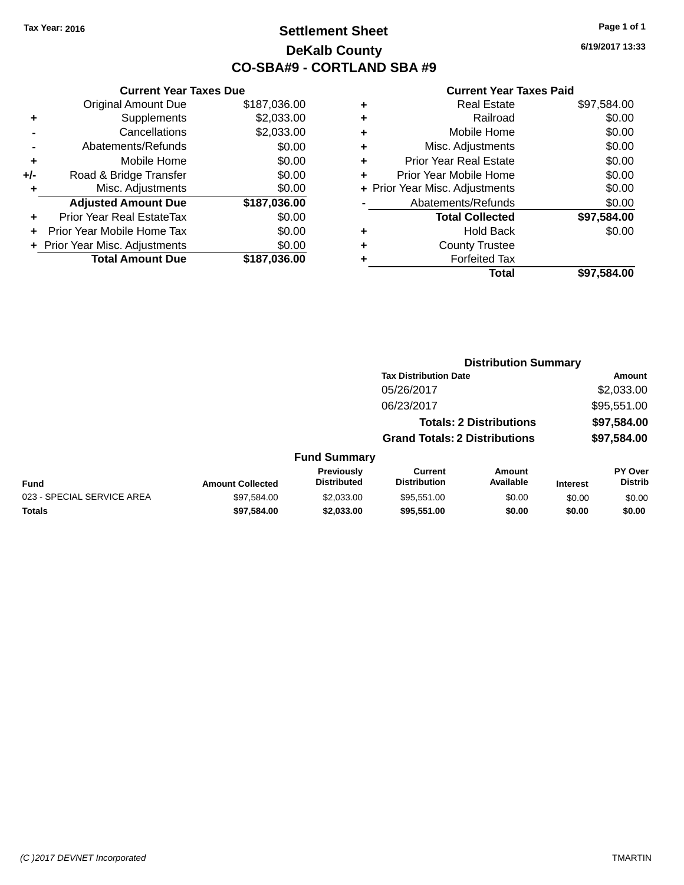Tax Year: 2016

# Settlement Sheet

## DeKalb County

## CO-SBA#9 - CORTLAND SBA #9

6/19/2017 13:33

### Current Year Taxes Due

| | | |
|---|---|---|
| | Original Amount Due | $187,036.00 |
| + | Supplements | $2,033.00 |
| - | Cancellations | $2,033.00 |
| - | Abatements/Refunds | $0.00 |
| + | Mobile Home | $0.00 |
| +/- | Road & Bridge Transfer | $0.00 |
| + | Misc. Adjustments | $0.00 |
| | **Adjusted Amount Due** | **$187,036.00** |
| + | Prior Year Real EstateTax | $0.00 |
| + | Prior Year Mobile Home Tax | $0.00 |
| + | Prior Year Misc. Adjustments | $0.00 |
| | **Total Amount Due** | **$187,036.00** |

### Current Year Taxes Paid

| | | |
|---|---|---|
| + | Real Estate | $97,584.00 |
| + | Railroad | $0.00 |
| + | Mobile Home | $0.00 |
| + | Misc. Adjustments | $0.00 |
| + | Prior Year Real Estate | $0.00 |
| + | Prior Year Mobile Home | $0.00 |
| + | Prior Year Misc. Adjustments | $0.00 |
| - | Abatements/Refunds | $0.00 |
| | **Total Collected** | **$97,584.00** |
| + | Hold Back | $0.00 |
| + | County Trustee | |
| + | Forfeited Tax | |
| | **Total** | **$97,584.00** |

### Distribution Summary

| Tax Distribution Date | Amount |
|---|---|
| 05/26/2017 | $2,033.00 |
| 06/23/2017 | $95,551.00 |
| **Totals: 2 Distributions** | **$97,584.00** |
| **Grand Totals: 2 Distributions** | **$97,584.00** |

### Fund Summary

| Fund | Amount Collected | Previously Distributed | Current Distribution | Amount Available | Interest | PY Over Distrib |
|---|---|---|---|---|---|---|
| 023 - SPECIAL SERVICE AREA | $97,584.00 | $2,033.00 | $95,551.00 | $0.00 | $0.00 | $0.00 |
| **Totals** | **$97,584.00** | **$2,033.00** | **$95,551.00** | **$0.00** | **$0.00** | **$0.00** |

(C )2017 DEVNET Incorporated TMARTIN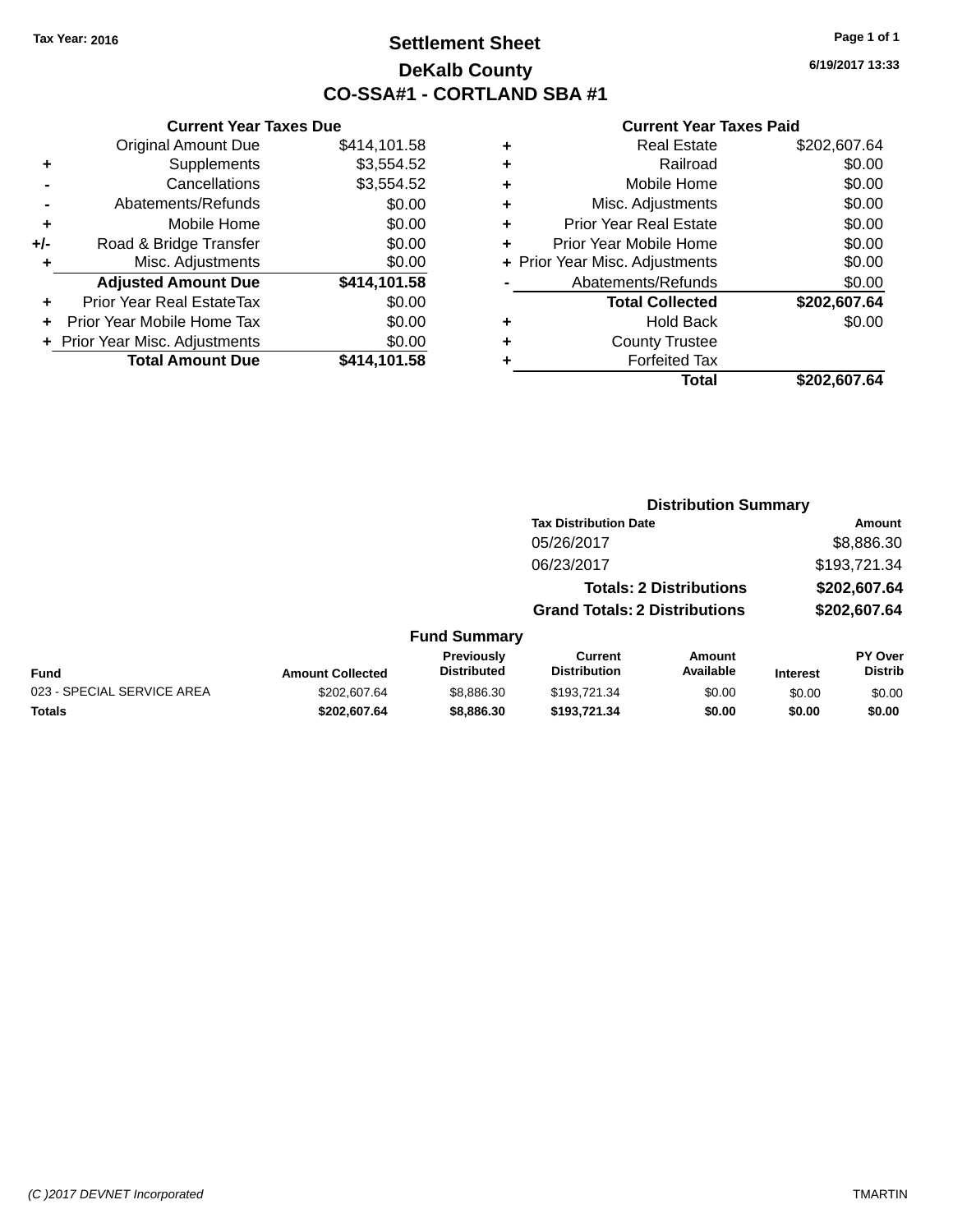Tax Year: 2016

# Settlement Sheet
## DeKalb County
## CO-SSA#1 - CORTLAND SBA #1

6/19/2017 13:33

### Current Year Taxes Due

| | | |
|---|---|---|
| | Original Amount Due | $414,101.58 |
| + | Supplements | $3,554.52 |
| - | Cancellations | $3,554.52 |
| - | Abatements/Refunds | $0.00 |
| + | Mobile Home | $0.00 |
| +/- | Road & Bridge Transfer | $0.00 |
| + | Misc. Adjustments | $0.00 |
| | **Adjusted Amount Due** | **$414,101.58** |
| + | Prior Year Real EstateTax | $0.00 |
| + | Prior Year Mobile Home Tax | $0.00 |
| + | Prior Year Misc. Adjustments | $0.00 |
| | **Total Amount Due** | **$414,101.58** |

### Current Year Taxes Paid

| | | |
|---|---|---|
| + | Real Estate | $202,607.64 |
| + | Railroad | $0.00 |
| + | Mobile Home | $0.00 |
| + | Misc. Adjustments | $0.00 |
| + | Prior Year Real Estate | $0.00 |
| + | Prior Year Mobile Home | $0.00 |
| + | Prior Year Misc. Adjustments | $0.00 |
| - | Abatements/Refunds | $0.00 |
| | **Total Collected** | **$202,607.64** |
| + | Hold Back | $0.00 |
| + | County Trustee | |
| + | Forfeited Tax | |
| | **Total** | **$202,607.64** |

### Distribution Summary

| Tax Distribution Date | Amount |
|---|---|
| 05/26/2017 | $8,886.30 |
| 06/23/2017 | $193,721.34 |
| **Totals: 2 Distributions** | **$202,607.64** |
| **Grand Totals: 2 Distributions** | **$202,607.64** |

### Fund Summary

| Fund | Amount Collected | Previously Distributed | Current Distribution | Amount Available | Interest | PY Over Distrib |
|---|---|---|---|---|---|---|
| 023 - SPECIAL SERVICE AREA | $202,607.64 | $8,886.30 | $193,721.34 | $0.00 | $0.00 | $0.00 |
| **Totals** | **$202,607.64** | **$8,886.30** | **$193,721.34** | **$0.00** | **$0.00** | **$0.00** |

(C )2017 DEVNET Incorporated TMARTIN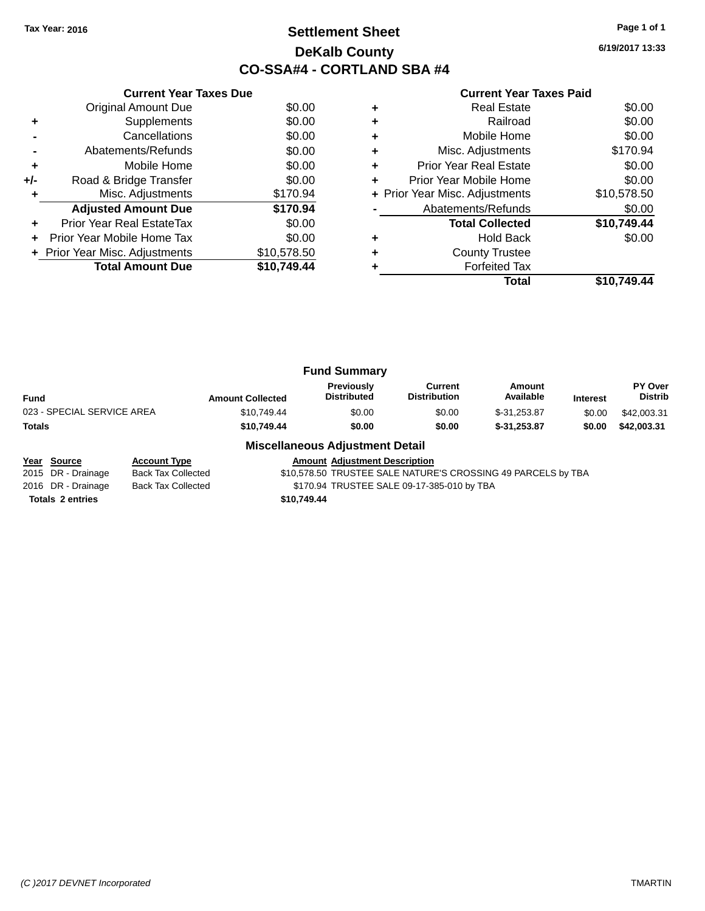Tax Year: 2016

# Settlement Sheet

## DeKalb County

## CO-SSA#4 - CORTLAND SBA #4

6/19/2017 13:33

| | Current Year Taxes Due | |
|---|---|---|
| | Original Amount Due | $0.00 |
| + | Supplements | $0.00 |
| - | Cancellations | $0.00 |
| - | Abatements/Refunds | $0.00 |
| + | Mobile Home | $0.00 |
| +/- | Road & Bridge Transfer | $0.00 |
| + | Misc. Adjustments | $170.94 |
| | **Adjusted Amount Due** | **$170.94** |
| + | Prior Year Real EstateTax | $0.00 |
| + | Prior Year Mobile Home Tax | $0.00 |
| + | Prior Year Misc. Adjustments | $10,578.50 |
| | **Total Amount Due** | **$10,749.44** |

| | Current Year Taxes Paid | |
|---|---|---|
| + | Real Estate | $0.00 |
| + | Railroad | $0.00 |
| + | Mobile Home | $0.00 |
| + | Misc. Adjustments | $170.94 |
| + | Prior Year Real Estate | $0.00 |
| + | Prior Year Mobile Home | $0.00 |
| + | Prior Year Misc. Adjustments | $10,578.50 |
| - | Abatements/Refunds | $0.00 |
| | **Total Collected** | **$10,749.44** |
| + | Hold Back | $0.00 |
| + | County Trustee | |
| + | Forfeited Tax | |
| | **Total** | **$10,749.44** |

### Fund Summary

| Fund | Amount Collected | Previously Distributed | Current Distribution | Amount Available | Interest | PY Over Distrib |
|---|---|---|---|---|---|---|
| 023 - SPECIAL SERVICE AREA | $10,749.44 | $0.00 | $0.00 | $-31,253.87 | $0.00 | $42,003.31 |
| **Totals** | **$10,749.44** | **$0.00** | **$0.00** | **$-31,253.87** | **$0.00** | **$42,003.31** |

### Miscellaneous Adjustment Detail

| Year | Source | Account Type | Amount | Adjustment Description |
|---|---|---|---|---|
| 2015 | DR - Drainage | Back Tax Collected | $10,578.50 | TRUSTEE SALE NATURE'S CROSSING 49 PARCELS by TBA |
| 2016 | DR - Drainage | Back Tax Collected | $170.94 | TRUSTEE SALE 09-17-385-010 by TBA |
| **Totals 2 entries** | | | **$10,749.44** | |

(C )2017 DEVNET Incorporated — TMARTIN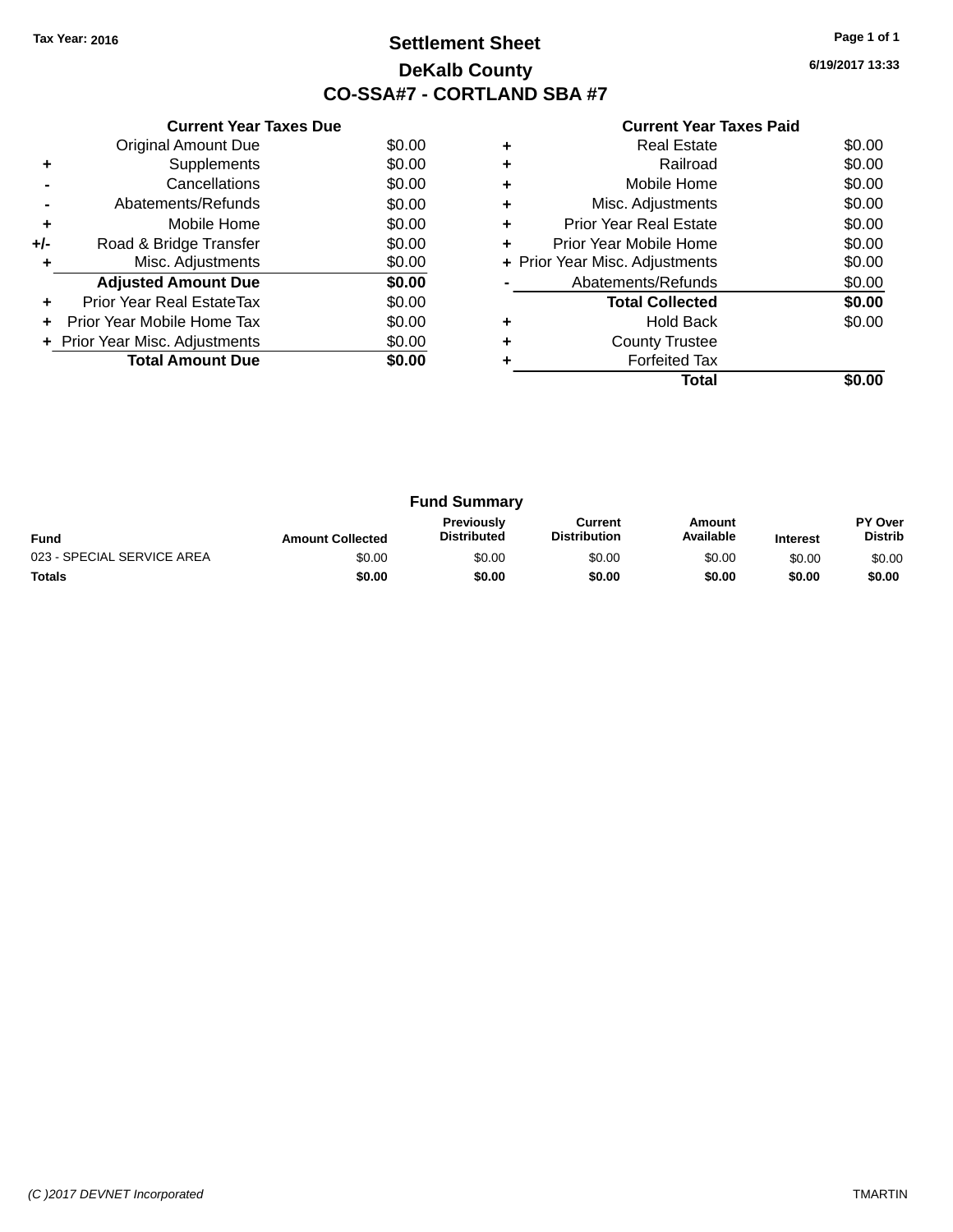Tax Year: 2016

# Settlement Sheet

## DeKalb County

## CO-SSA#7 - CORTLAND SBA #7

6/19/2017 13:33

### Current Year Taxes Due

| | | |
|---|---|---|
| | Original Amount Due | $0.00 |
| + | Supplements | $0.00 |
| - | Cancellations | $0.00 |
| - | Abatements/Refunds | $0.00 |
| + | Mobile Home | $0.00 |
| +/- | Road & Bridge Transfer | $0.00 |
| + | Misc. Adjustments | $0.00 |
| | **Adjusted Amount Due** | **$0.00** |
| + | Prior Year Real EstateTax | $0.00 |
| + | Prior Year Mobile Home Tax | $0.00 |
| + | Prior Year Misc. Adjustments | $0.00 |
| | **Total Amount Due** | **$0.00** |

### Current Year Taxes Paid

| | | |
|---|---|---|
| + | Real Estate | $0.00 |
| + | Railroad | $0.00 |
| + | Mobile Home | $0.00 |
| + | Misc. Adjustments | $0.00 |
| + | Prior Year Real Estate | $0.00 |
| + | Prior Year Mobile Home | $0.00 |
| + | Prior Year Misc. Adjustments | $0.00 |
| - | Abatements/Refunds | $0.00 |
| | **Total Collected** | **$0.00** |
| + | Hold Back | $0.00 |
| + | County Trustee | |
| + | Forfeited Tax | |
| | **Total** | **$0.00** |

### Fund Summary

| Fund | Amount Collected | Previously Distributed | Current Distribution | Amount Available | Interest | PY Over Distrib |
|---|---|---|---|---|---|---|
| 023 - SPECIAL SERVICE AREA | $0.00 | $0.00 | $0.00 | $0.00 | $0.00 | $0.00 |
| **Totals** | **$0.00** | **$0.00** | **$0.00** | **$0.00** | **$0.00** | **$0.00** |

(C )2017 DEVNET Incorporated — TMARTIN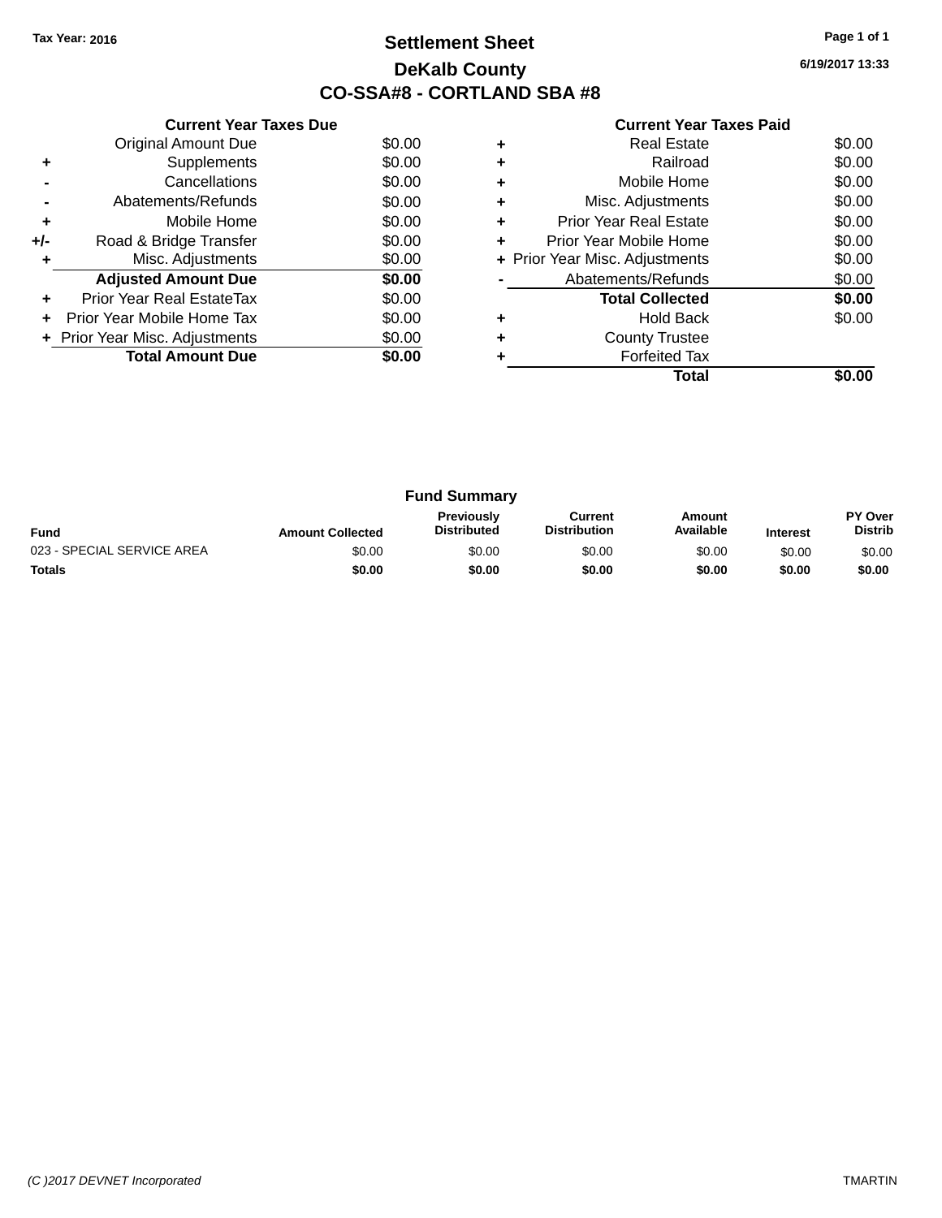Tax Year: 2016

# Settlement Sheet

## DeKalb County

## CO-SSA#8 - CORTLAND SBA #8

6/19/2017 13:33

### Current Year Taxes Due

| | | |
|---|---|---|
| | Original Amount Due | $0.00 |
| + | Supplements | $0.00 |
| - | Cancellations | $0.00 |
| - | Abatements/Refunds | $0.00 |
| + | Mobile Home | $0.00 |
| +/- | Road & Bridge Transfer | $0.00 |
| + | Misc. Adjustments | $0.00 |
| | **Adjusted Amount Due** | **$0.00** |
| + | Prior Year Real EstateTax | $0.00 |
| + | Prior Year Mobile Home Tax | $0.00 |
| + | Prior Year Misc. Adjustments | $0.00 |
| | **Total Amount Due** | **$0.00** |

### Current Year Taxes Paid

| | | |
|---|---|---|
| + | Real Estate | $0.00 |
| + | Railroad | $0.00 |
| + | Mobile Home | $0.00 |
| + | Misc. Adjustments | $0.00 |
| + | Prior Year Real Estate | $0.00 |
| + | Prior Year Mobile Home | $0.00 |
| + | Prior Year Misc. Adjustments | $0.00 |
| - | Abatements/Refunds | $0.00 |
| | **Total Collected** | **$0.00** |
| + | Hold Back | $0.00 |
| + | County Trustee | |
| + | Forfeited Tax | |
| | **Total** | **$0.00** |

### Fund Summary

| Fund | Amount Collected | Previously Distributed | Current Distribution | Amount Available | Interest | PY Over Distrib |
|---|---|---|---|---|---|---|
| 023 - SPECIAL SERVICE AREA | $0.00 | $0.00 | $0.00 | $0.00 | $0.00 | $0.00 |
| **Totals** | **$0.00** | **$0.00** | **$0.00** | **$0.00** | **$0.00** | **$0.00** |

(C )2017 DEVNET Incorporated — TMARTIN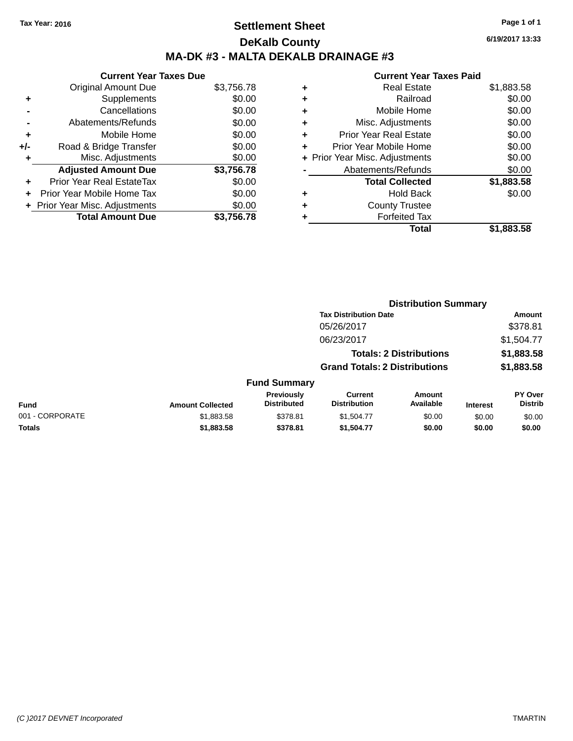Tax Year: 2016

# Settlement Sheet

## DeKalb County

## MA-DK #3 - MALTA DEKALB DRAINAGE #3

6/19/2017 13:33

### Current Year Taxes Due

| | | |
|---|---|---|
| | Original Amount Due | $3,756.78 |
| + | Supplements | $0.00 |
| - | Cancellations | $0.00 |
| - | Abatements/Refunds | $0.00 |
| + | Mobile Home | $0.00 |
| +/- | Road & Bridge Transfer | $0.00 |
| + | Misc. Adjustments | $0.00 |
| | **Adjusted Amount Due** | **$3,756.78** |
| + | Prior Year Real EstateTax | $0.00 |
| + | Prior Year Mobile Home Tax | $0.00 |
| + | Prior Year Misc. Adjustments | $0.00 |
| | **Total Amount Due** | **$3,756.78** |

### Current Year Taxes Paid

| | | |
|---|---|---|
| + | Real Estate | $1,883.58 |
| + | Railroad | $0.00 |
| + | Mobile Home | $0.00 |
| + | Misc. Adjustments | $0.00 |
| + | Prior Year Real Estate | $0.00 |
| + | Prior Year Mobile Home | $0.00 |
| + | Prior Year Misc. Adjustments | $0.00 |
| - | Abatements/Refunds | $0.00 |
| | **Total Collected** | **$1,883.58** |
| + | Hold Back | $0.00 |
| + | County Trustee | |
| + | Forfeited Tax | |
| | **Total** | **$1,883.58** |

### Distribution Summary

| Tax Distribution Date | Amount |
|---|---|
| 05/26/2017 | $378.81 |
| 06/23/2017 | $1,504.77 |
| **Totals: 2 Distributions** | **$1,883.58** |
| **Grand Totals: 2 Distributions** | **$1,883.58** |

### Fund Summary

| Fund | Amount Collected | Previously Distributed | Current Distribution | Amount Available | Interest | PY Over Distrib |
|---|---|---|---|---|---|---|
| 001 - CORPORATE | $1,883.58 | $378.81 | $1,504.77 | $0.00 | $0.00 | $0.00 |
| **Totals** | **$1,883.58** | **$378.81** | **$1,504.77** | **$0.00** | **$0.00** | **$0.00** |

(C )2017 DEVNET Incorporated TMARTIN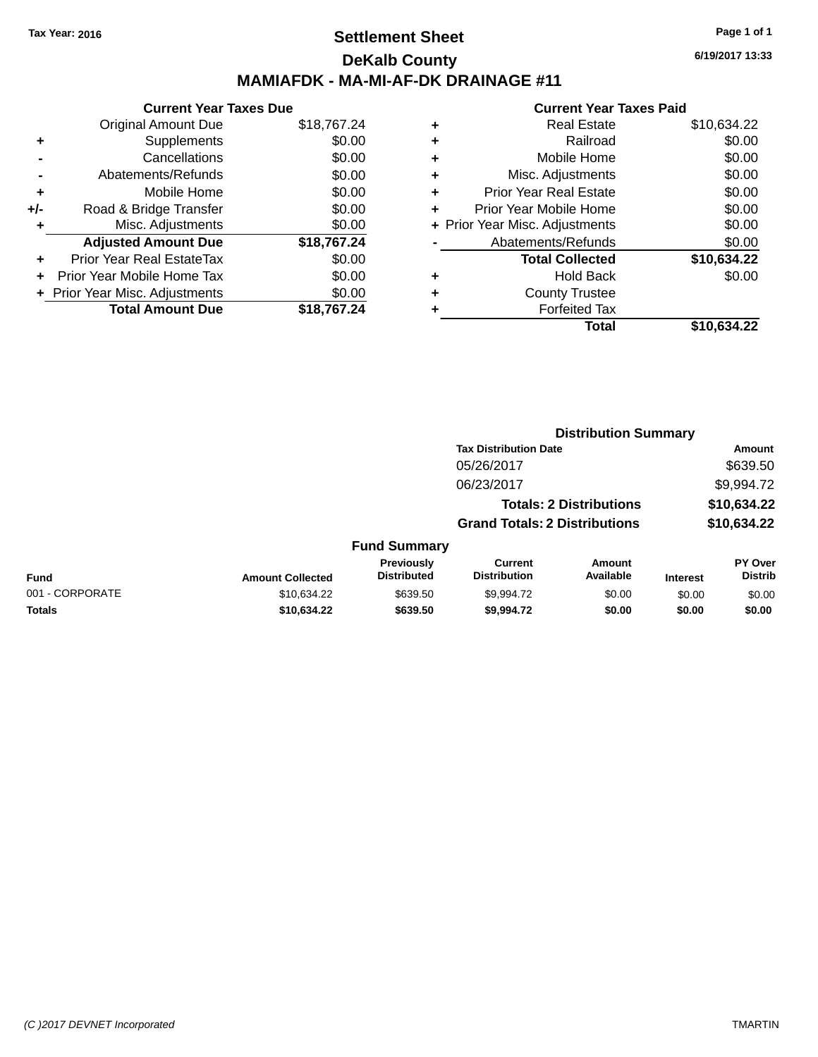Tax Year: 2016

# Settlement Sheet

## DeKalb County

## MAMIAFDK - MA-MI-AF-DK DRAINAGE #11

6/19/2017 13:33

### Current Year Taxes Due

| | | |
|---|---|---|
| | Original Amount Due | $18,767.24 |
| + | Supplements | $0.00 |
| - | Cancellations | $0.00 |
| - | Abatements/Refunds | $0.00 |
| + | Mobile Home | $0.00 |
| +/- | Road & Bridge Transfer | $0.00 |
| + | Misc. Adjustments | $0.00 |
| | **Adjusted Amount Due** | **$18,767.24** |
| + | Prior Year Real EstateTax | $0.00 |
| + | Prior Year Mobile Home Tax | $0.00 |
| + | Prior Year Misc. Adjustments | $0.00 |
| | **Total Amount Due** | **$18,767.24** |

### Current Year Taxes Paid

| | | |
|---|---|---|
| + | Real Estate | $10,634.22 |
| + | Railroad | $0.00 |
| + | Mobile Home | $0.00 |
| + | Misc. Adjustments | $0.00 |
| + | Prior Year Real Estate | $0.00 |
| + | Prior Year Mobile Home | $0.00 |
| + | Prior Year Misc. Adjustments | $0.00 |
| - | Abatements/Refunds | $0.00 |
| | **Total Collected** | **$10,634.22** |
| + | Hold Back | $0.00 |
| + | County Trustee | |
| + | Forfeited Tax | |
| | **Total** | **$10,634.22** |

### Distribution Summary

| Tax Distribution Date | Amount |
|---|---|
| 05/26/2017 | $639.50 |
| 06/23/2017 | $9,994.72 |
| **Totals: 2 Distributions** | **$10,634.22** |
| **Grand Totals: 2 Distributions** | **$10,634.22** |

### Fund Summary

| Fund | Amount Collected | Previously Distributed | Current Distribution | Amount Available | Interest | PY Over Distrib |
|---|---|---|---|---|---|---|
| 001 - CORPORATE | $10,634.22 | $639.50 | $9,994.72 | $0.00 | $0.00 | $0.00 |
| **Totals** | **$10,634.22** | **$639.50** | **$9,994.72** | **$0.00** | **$0.00** | **$0.00** |

(C )2017 DEVNET Incorporated TMARTIN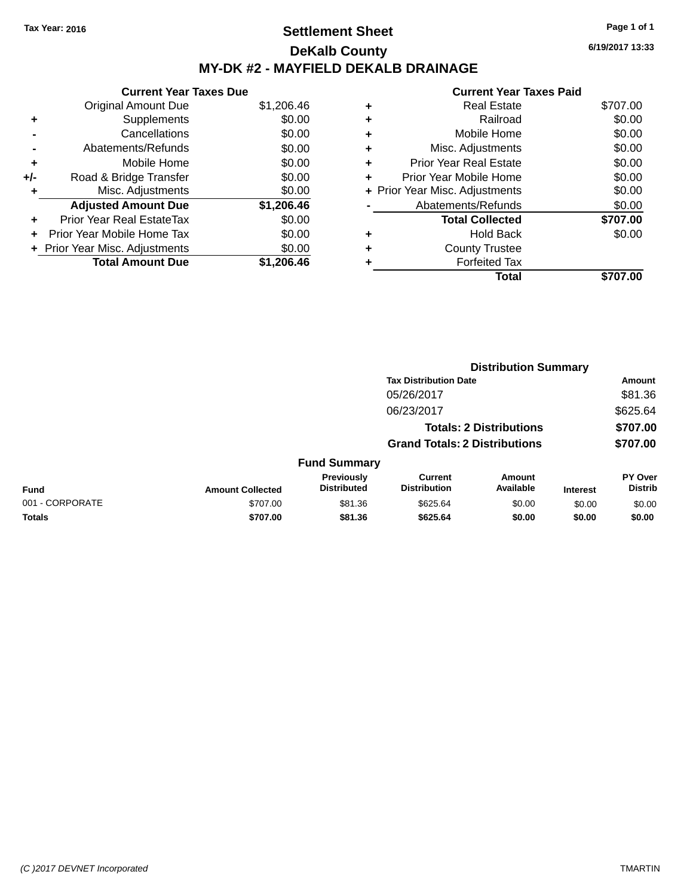Tax Year: 2016

# Settlement Sheet

## DeKalb County

## MY-DK #2 - MAYFIELD DEKALB DRAINAGE

6/19/2017 13:33

### Current Year Taxes Due

| | | |
|---|---|---|
| | Original Amount Due | $1,206.46 |
| + | Supplements | $0.00 |
| - | Cancellations | $0.00 |
| - | Abatements/Refunds | $0.00 |
| + | Mobile Home | $0.00 |
| +/- | Road & Bridge Transfer | $0.00 |
| + | Misc. Adjustments | $0.00 |
| | **Adjusted Amount Due** | **$1,206.46** |
| + | Prior Year Real EstateTax | $0.00 |
| + | Prior Year Mobile Home Tax | $0.00 |
| + | Prior Year Misc. Adjustments | $0.00 |
| | **Total Amount Due** | **$1,206.46** |

### Current Year Taxes Paid

| | | |
|---|---|---|
| + | Real Estate | $707.00 |
| + | Railroad | $0.00 |
| + | Mobile Home | $0.00 |
| + | Misc. Adjustments | $0.00 |
| + | Prior Year Real Estate | $0.00 |
| + | Prior Year Mobile Home | $0.00 |
| + | Prior Year Misc. Adjustments | $0.00 |
| - | Abatements/Refunds | $0.00 |
| | **Total Collected** | **$707.00** |
| + | Hold Back | $0.00 |
| + | County Trustee | |
| + | Forfeited Tax | |
| | **Total** | **$707.00** |

### Distribution Summary

| Tax Distribution Date | Amount |
|---|---|
| 05/26/2017 | $81.36 |
| 06/23/2017 | $625.64 |
| **Totals: 2 Distributions** | **$707.00** |
| **Grand Totals: 2 Distributions** | **$707.00** |

### Fund Summary

| Fund | Amount Collected | Previously Distributed | Current Distribution | Amount Available | Interest | PY Over Distrib |
|---|---|---|---|---|---|---|
| 001 - CORPORATE | $707.00 | $81.36 | $625.64 | $0.00 | $0.00 | $0.00 |
| **Totals** | **$707.00** | **$81.36** | **$625.64** | **$0.00** | **$0.00** | **$0.00** |

(C )2017 DEVNET Incorporated — TMARTIN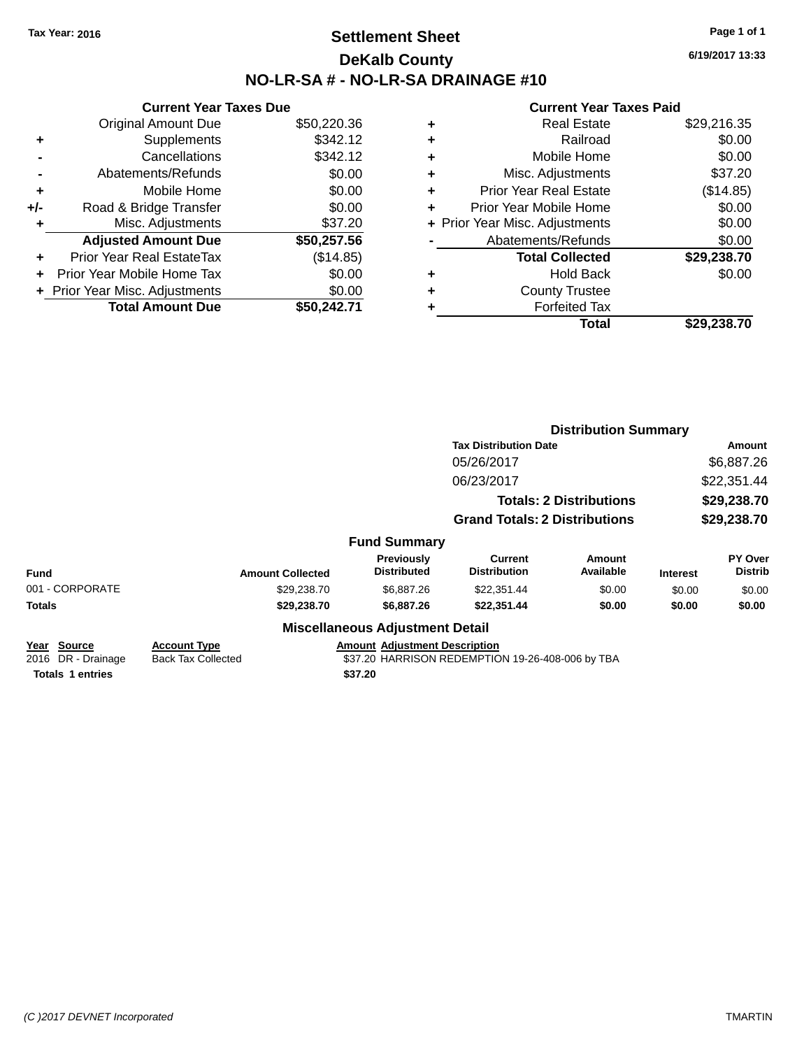Tax Year: 2016

# Settlement Sheet

## DeKalb County

## NO-LR-SA # - NO-LR-SA DRAINAGE #10

6/19/2017 13:33

### Current Year Taxes Due

| | | |
|---|---|---|
| | Original Amount Due | $50,220.36 |
| + | Supplements | $342.12 |
| - | Cancellations | $342.12 |
| - | Abatements/Refunds | $0.00 |
| + | Mobile Home | $0.00 |
| +/- | Road & Bridge Transfer | $0.00 |
| + | Misc. Adjustments | $37.20 |
| | **Adjusted Amount Due** | **$50,257.56** |
| + | Prior Year Real EstateTax | ($14.85) |
| + | Prior Year Mobile Home Tax | $0.00 |
| + | Prior Year Misc. Adjustments | $0.00 |
| | **Total Amount Due** | **$50,242.71** |

### Current Year Taxes Paid

| | | |
|---|---|---|
| + | Real Estate | $29,216.35 |
| + | Railroad | $0.00 |
| + | Mobile Home | $0.00 |
| + | Misc. Adjustments | $37.20 |
| + | Prior Year Real Estate | ($14.85) |
| + | Prior Year Mobile Home | $0.00 |
| + | Prior Year Misc. Adjustments | $0.00 |
| - | Abatements/Refunds | $0.00 |
| | **Total Collected** | **$29,238.70** |
| + | Hold Back | $0.00 |
| + | County Trustee | |
| + | Forfeited Tax | |
| | **Total** | **$29,238.70** |

### Distribution Summary

| Tax Distribution Date | Amount |
|---|---|
| 05/26/2017 | $6,887.26 |
| 06/23/2017 | $22,351.44 |
| **Totals: 2 Distributions** | **$29,238.70** |
| **Grand Totals: 2 Distributions** | **$29,238.70** |

### Fund Summary

| Fund | Amount Collected | Previously Distributed | Current Distribution | Amount Available | Interest | PY Over Distrib |
|---|---|---|---|---|---|---|
| 001 - CORPORATE | $29,238.70 | $6,887.26 | $22,351.44 | $0.00 | $0.00 | $0.00 |
| **Totals** | **$29,238.70** | **$6,887.26** | **$22,351.44** | **$0.00** | **$0.00** | **$0.00** |

### Miscellaneous Adjustment Detail

| Year | Source | Account Type | Amount | Adjustment Description |
|---|---|---|---|---|
| 2016 | DR - Drainage | Back Tax Collected | $37.20 | HARRISON REDEMPTION 19-26-408-006 by TBA |
| **Totals** | **1 entries** | | **$37.20** | |

(C )2017 DEVNET Incorporated TMARTIN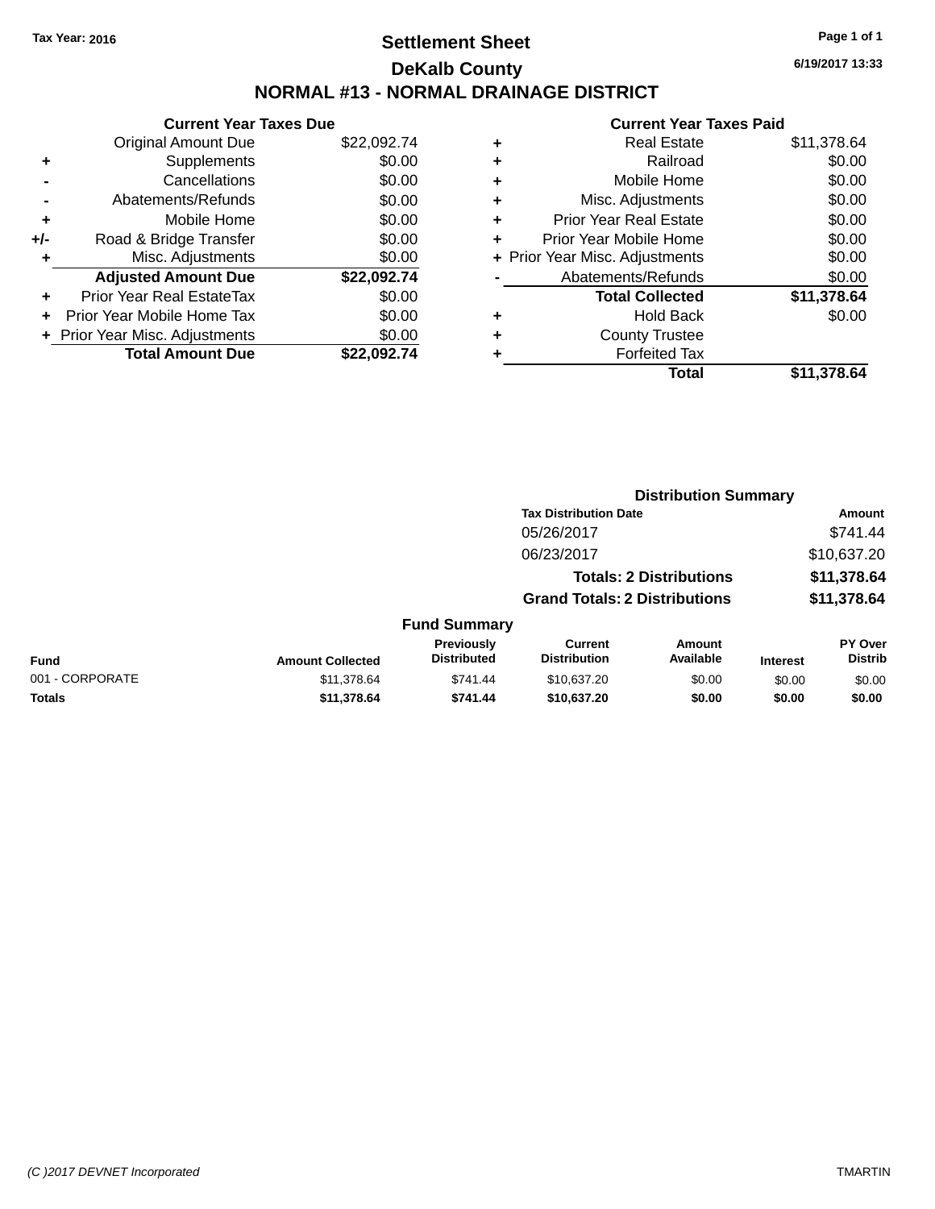Tax Year: 2016

# Settlement Sheet

## DeKalb County

## NORMAL #13 - NORMAL DRAINAGE DISTRICT

6/19/2017 13:33

### Current Year Taxes Due

| | | |
|---|---|---|
| | Original Amount Due | $22,092.74 |
| + | Supplements | $0.00 |
| - | Cancellations | $0.00 |
| - | Abatements/Refunds | $0.00 |
| + | Mobile Home | $0.00 |
| +/- | Road & Bridge Transfer | $0.00 |
| + | Misc. Adjustments | $0.00 |
| | **Adjusted Amount Due** | **$22,092.74** |
| + | Prior Year Real EstateTax | $0.00 |
| + | Prior Year Mobile Home Tax | $0.00 |
| + | Prior Year Misc. Adjustments | $0.00 |
| | **Total Amount Due** | **$22,092.74** |

### Current Year Taxes Paid

| | | |
|---|---|---|
| + | Real Estate | $11,378.64 |
| + | Railroad | $0.00 |
| + | Mobile Home | $0.00 |
| + | Misc. Adjustments | $0.00 |
| + | Prior Year Real Estate | $0.00 |
| + | Prior Year Mobile Home | $0.00 |
| + | Prior Year Misc. Adjustments | $0.00 |
| - | Abatements/Refunds | $0.00 |
| | **Total Collected** | **$11,378.64** |
| + | Hold Back | $0.00 |
| + | County Trustee | |
| + | Forfeited Tax | |
| | **Total** | **$11,378.64** |

### Distribution Summary

| Tax Distribution Date | Amount |
|---|---|
| 05/26/2017 | $741.44 |
| 06/23/2017 | $10,637.20 |
| **Totals: 2 Distributions** | **$11,378.64** |
| **Grand Totals: 2 Distributions** | **$11,378.64** |

### Fund Summary

| Fund | Amount Collected | Previously Distributed | Current Distribution | Amount Available | Interest | PY Over Distrib |
|---|---|---|---|---|---|---|
| 001 - CORPORATE | $11,378.64 | $741.44 | $10,637.20 | $0.00 | $0.00 | $0.00 |
| **Totals** | **$11,378.64** | **$741.44** | **$10,637.20** | **$0.00** | **$0.00** | **$0.00** |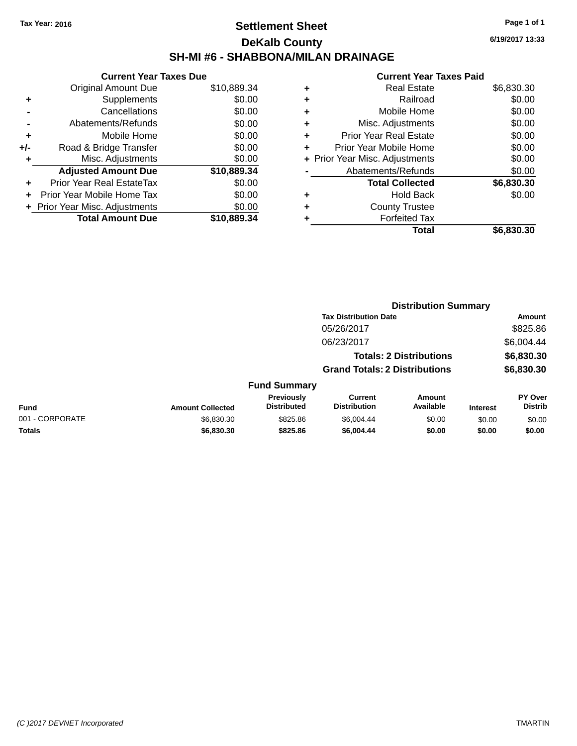Tax Year: 2016

# Settlement Sheet

## DeKalb County

## SH-MI #6 - SHABBONA/MILAN DRAINAGE

6/19/2017 13:33

### Current Year Taxes Due

| | | |
|---|---|---|
| | Original Amount Due | $10,889.34 |
| + | Supplements | $0.00 |
| - | Cancellations | $0.00 |
| - | Abatements/Refunds | $0.00 |
| + | Mobile Home | $0.00 |
| +/- | Road & Bridge Transfer | $0.00 |
| + | Misc. Adjustments | $0.00 |
| | **Adjusted Amount Due** | **$10,889.34** |
| + | Prior Year Real EstateTax | $0.00 |
| + | Prior Year Mobile Home Tax | $0.00 |
| + | Prior Year Misc. Adjustments | $0.00 |
| | **Total Amount Due** | **$10,889.34** |

### Current Year Taxes Paid

| | | |
|---|---|---|
| + | Real Estate | $6,830.30 |
| + | Railroad | $0.00 |
| + | Mobile Home | $0.00 |
| + | Misc. Adjustments | $0.00 |
| + | Prior Year Real Estate | $0.00 |
| + | Prior Year Mobile Home | $0.00 |
| + | Prior Year Misc. Adjustments | $0.00 |
| - | Abatements/Refunds | $0.00 |
| | **Total Collected** | **$6,830.30** |
| + | Hold Back | $0.00 |
| + | County Trustee | |
| + | Forfeited Tax | |
| | **Total** | **$6,830.30** |

### Distribution Summary

| Tax Distribution Date | Amount |
|---|---|
| 05/26/2017 | $825.86 |
| 06/23/2017 | $6,004.44 |
| **Totals: 2 Distributions** | **$6,830.30** |
| **Grand Totals: 2 Distributions** | **$6,830.30** |

### Fund Summary

| Fund | Amount Collected | Previously Distributed | Current Distribution | Amount Available | Interest | PY Over Distrib |
|---|---|---|---|---|---|---|
| 001 - CORPORATE | $6,830.30 | $825.86 | $6,004.44 | $0.00 | $0.00 | $0.00 |
| **Totals** | **$6,830.30** | **$825.86** | **$6,004.44** | **$0.00** | **$0.00** | **$0.00** |

(C )2017 DEVNET Incorporated TMARTIN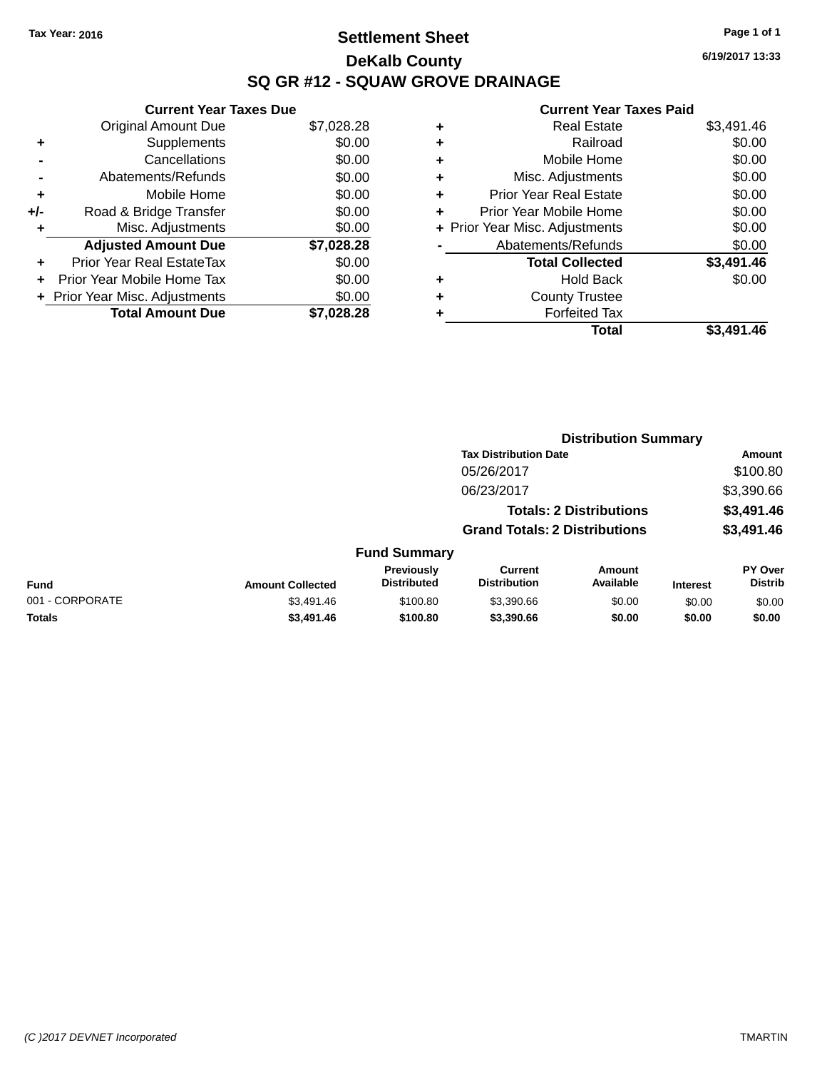Tax Year: 2016

# Settlement Sheet

## DeKalb County

## SQ GR #12 - SQUAW GROVE DRAINAGE

6/19/2017 13:33

### Current Year Taxes Due

| | | |
|---|---|---|
| | Original Amount Due | $7,028.28 |
| + | Supplements | $0.00 |
| - | Cancellations | $0.00 |
| - | Abatements/Refunds | $0.00 |
| + | Mobile Home | $0.00 |
| +/- | Road & Bridge Transfer | $0.00 |
| + | Misc. Adjustments | $0.00 |
| | **Adjusted Amount Due** | **$7,028.28** |
| + | Prior Year Real EstateTax | $0.00 |
| + | Prior Year Mobile Home Tax | $0.00 |
| + | Prior Year Misc. Adjustments | $0.00 |
| | **Total Amount Due** | **$7,028.28** |

### Current Year Taxes Paid

| | | |
|---|---|---|
| + | Real Estate | $3,491.46 |
| + | Railroad | $0.00 |
| + | Mobile Home | $0.00 |
| + | Misc. Adjustments | $0.00 |
| + | Prior Year Real Estate | $0.00 |
| + | Prior Year Mobile Home | $0.00 |
| + | Prior Year Misc. Adjustments | $0.00 |
| - | Abatements/Refunds | $0.00 |
| | **Total Collected** | **$3,491.46** |
| + | Hold Back | $0.00 |
| + | County Trustee | |
| + | Forfeited Tax | |
| | **Total** | **$3,491.46** |

### Distribution Summary

| Tax Distribution Date | Amount |
|---|---|
| 05/26/2017 | $100.80 |
| 06/23/2017 | $3,390.66 |
| **Totals: 2 Distributions** | **$3,491.46** |
| **Grand Totals: 2 Distributions** | **$3,491.46** |

### Fund Summary

| Fund | Amount Collected | Previously Distributed | Current Distribution | Amount Available | Interest | PY Over Distrib |
|---|---|---|---|---|---|---|
| 001 - CORPORATE | $3,491.46 | $100.80 | $3,390.66 | $0.00 | $0.00 | $0.00 |
| **Totals** | **$3,491.46** | **$100.80** | **$3,390.66** | **$0.00** | **$0.00** | **$0.00** |

(C )2017 DEVNET Incorporated TMARTIN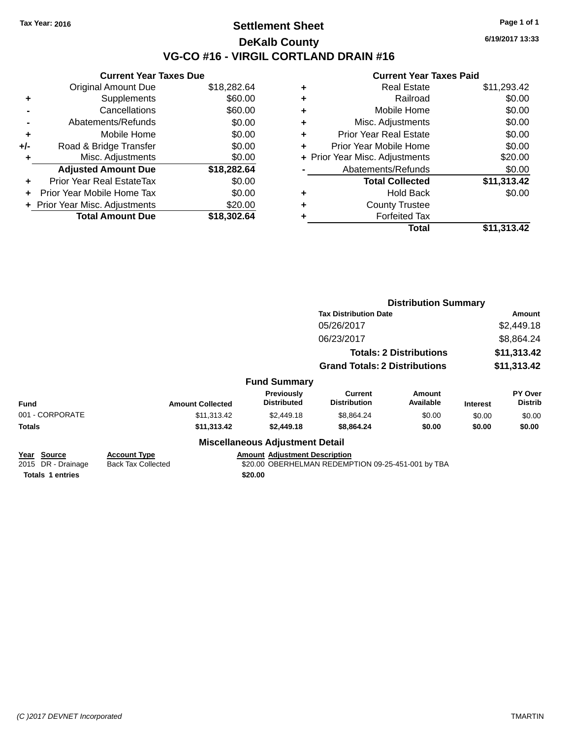Tax Year: 2016

# Settlement Sheet

## DeKalb County

## VG-CO #16 - VIRGIL CORTLAND DRAIN #16

6/19/2017 13:33

### Current Year Taxes Due

| | | |
|---|---|---|
| | Original Amount Due | $18,282.64 |
| + | Supplements | $60.00 |
| - | Cancellations | $60.00 |
| - | Abatements/Refunds | $0.00 |
| + | Mobile Home | $0.00 |
| +/- | Road & Bridge Transfer | $0.00 |
| + | Misc. Adjustments | $0.00 |
| | **Adjusted Amount Due** | **$18,282.64** |
| + | Prior Year Real EstateTax | $0.00 |
| + | Prior Year Mobile Home Tax | $0.00 |
| + | Prior Year Misc. Adjustments | $20.00 |
| | **Total Amount Due** | **$18,302.64** |

### Current Year Taxes Paid

| | | |
|---|---|---|
| + | Real Estate | $11,293.42 |
| + | Railroad | $0.00 |
| + | Mobile Home | $0.00 |
| + | Misc. Adjustments | $0.00 |
| + | Prior Year Real Estate | $0.00 |
| + | Prior Year Mobile Home | $0.00 |
| + | Prior Year Misc. Adjustments | $20.00 |
| - | Abatements/Refunds | $0.00 |
| | **Total Collected** | **$11,313.42** |
| + | Hold Back | $0.00 |
| + | County Trustee | |
| + | Forfeited Tax | |
| | **Total** | **$11,313.42** |

### Distribution Summary

| Tax Distribution Date | Amount |
|---|---|
| 05/26/2017 | $2,449.18 |
| 06/23/2017 | $8,864.24 |
| **Totals: 2 Distributions** | **$11,313.42** |
| **Grand Totals: 2 Distributions** | **$11,313.42** |

### Fund Summary

| Fund | Amount Collected | Previously Distributed | Current Distribution | Amount Available | Interest | PY Over Distrib |
|---|---|---|---|---|---|---|
| 001 - CORPORATE | $11,313.42 | $2,449.18 | $8,864.24 | $0.00 | $0.00 | $0.00 |
| **Totals** | **$11,313.42** | **$2,449.18** | **$8,864.24** | **$0.00** | **$0.00** | **$0.00** |

### Miscellaneous Adjustment Detail

| Year | Source | Account Type | Amount | Adjustment Description |
|---|---|---|---|---|
| 2015 | DR - Drainage | Back Tax Collected | $20.00 | OBERHELMAN REDEMPTION 09-25-451-001 by TBA |
| **Totals 1 entries** | | | **$20.00** | |

(C )2017 DEVNET Incorporated

TMARTIN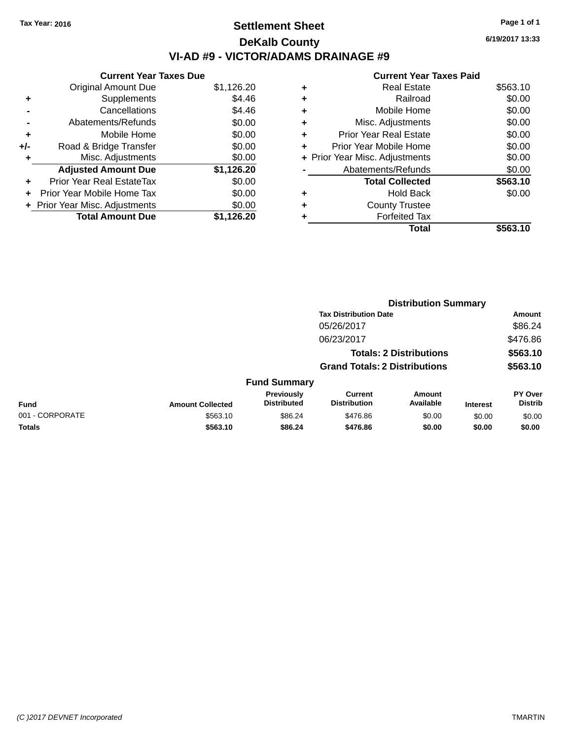Tax Year: 2016

# Settlement Sheet

## DeKalb County

## VI-AD #9 - VICTOR/ADAMS DRAINAGE #9

6/19/2017 13:33

### Current Year Taxes Due

| | | |
|---|---|---|
| | Original Amount Due | $1,126.20 |
| + | Supplements | $4.46 |
| - | Cancellations | $4.46 |
| - | Abatements/Refunds | $0.00 |
| + | Mobile Home | $0.00 |
| +/- | Road & Bridge Transfer | $0.00 |
| + | Misc. Adjustments | $0.00 |
| | **Adjusted Amount Due** | **$1,126.20** |
| + | Prior Year Real EstateTax | $0.00 |
| + | Prior Year Mobile Home Tax | $0.00 |
| + | Prior Year Misc. Adjustments | $0.00 |
| | **Total Amount Due** | **$1,126.20** |

### Current Year Taxes Paid

| | | |
|---|---|---|
| + | Real Estate | $563.10 |
| + | Railroad | $0.00 |
| + | Mobile Home | $0.00 |
| + | Misc. Adjustments | $0.00 |
| + | Prior Year Real Estate | $0.00 |
| + | Prior Year Mobile Home | $0.00 |
| + | Prior Year Misc. Adjustments | $0.00 |
| - | Abatements/Refunds | $0.00 |
| | **Total Collected** | **$563.10** |
| + | Hold Back | $0.00 |
| + | County Trustee | |
| + | Forfeited Tax | |
| | **Total** | **$563.10** |

### Distribution Summary

| Tax Distribution Date | Amount |
|---|---|
| 05/26/2017 | $86.24 |
| 06/23/2017 | $476.86 |
| **Totals: 2 Distributions** | **$563.10** |
| **Grand Totals: 2 Distributions** | **$563.10** |

### Fund Summary

| Fund | Amount Collected | Previously Distributed | Current Distribution | Amount Available | Interest | PY Over Distrib |
|---|---|---|---|---|---|---|
| 001 - CORPORATE | $563.10 | $86.24 | $476.86 | $0.00 | $0.00 | $0.00 |
| **Totals** | **$563.10** | **$86.24** | **$476.86** | **$0.00** | **$0.00** | **$0.00** |

(C )2017 DEVNET Incorporated TMARTIN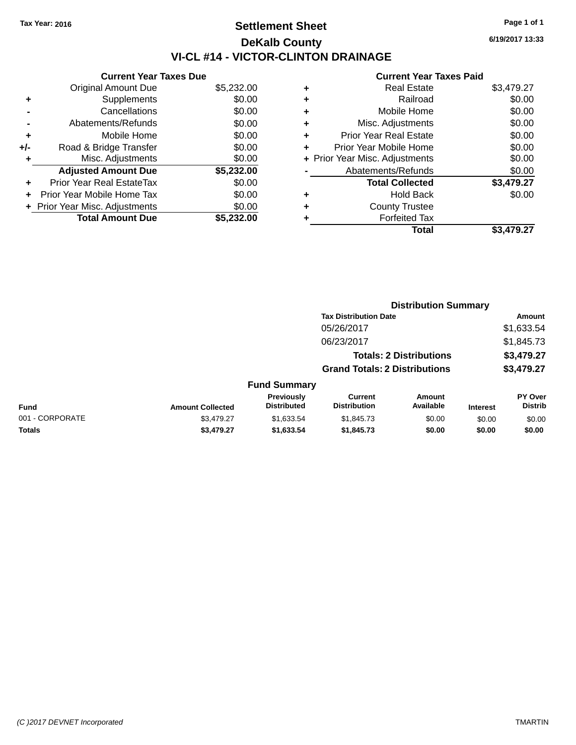Tax Year: 2016

# Settlement Sheet

## DeKalb County

## VI-CL #14 - VICTOR-CLINTON DRAINAGE

6/19/2017 13:33

### Current Year Taxes Due

| | | |
|---|---|---|
| | Original Amount Due | $5,232.00 |
| + | Supplements | $0.00 |
| - | Cancellations | $0.00 |
| - | Abatements/Refunds | $0.00 |
| + | Mobile Home | $0.00 |
| +/- | Road & Bridge Transfer | $0.00 |
| + | Misc. Adjustments | $0.00 |
| | **Adjusted Amount Due** | **$5,232.00** |
| + | Prior Year Real EstateTax | $0.00 |
| + | Prior Year Mobile Home Tax | $0.00 |
| + | Prior Year Misc. Adjustments | $0.00 |
| | **Total Amount Due** | **$5,232.00** |

### Current Year Taxes Paid

| | | |
|---|---|---|
| + | Real Estate | $3,479.27 |
| + | Railroad | $0.00 |
| + | Mobile Home | $0.00 |
| + | Misc. Adjustments | $0.00 |
| + | Prior Year Real Estate | $0.00 |
| + | Prior Year Mobile Home | $0.00 |
| + | Prior Year Misc. Adjustments | $0.00 |
| - | Abatements/Refunds | $0.00 |
| | **Total Collected** | **$3,479.27** |
| + | Hold Back | $0.00 |
| + | County Trustee | |
| + | Forfeited Tax | |
| | **Total** | **$3,479.27** |

### Distribution Summary

| Tax Distribution Date | Amount |
|---|---|
| 05/26/2017 | $1,633.54 |
| 06/23/2017 | $1,845.73 |
| **Totals: 2 Distributions** | **$3,479.27** |
| **Grand Totals: 2 Distributions** | **$3,479.27** |

### Fund Summary

| Fund | Amount Collected | Previously Distributed | Current Distribution | Amount Available | Interest | PY Over Distrib |
|---|---|---|---|---|---|---|
| 001 - CORPORATE | $3,479.27 | $1,633.54 | $1,845.73 | $0.00 | $0.00 | $0.00 |
| **Totals** | **$3,479.27** | **$1,633.54** | **$1,845.73** | **$0.00** | **$0.00** | **$0.00** |

(C )2017 DEVNET Incorporated TMARTIN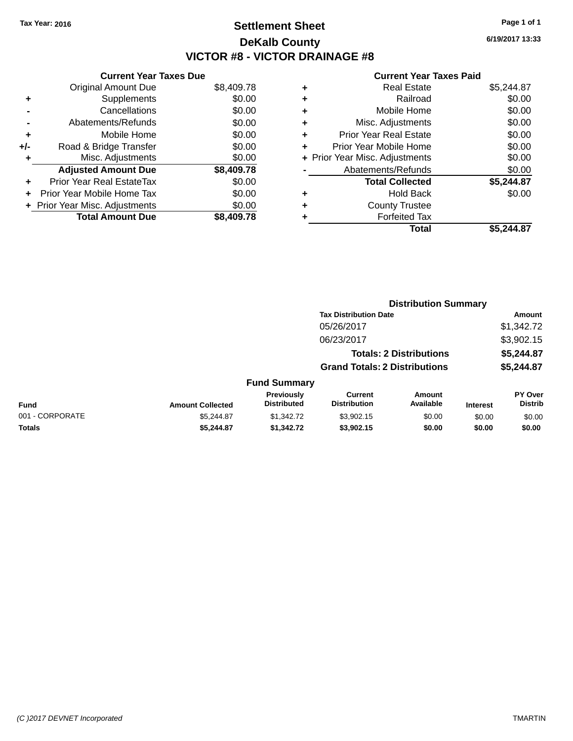Tax Year: 2016

# Settlement Sheet

## DeKalb County

## VICTOR #8 - VICTOR DRAINAGE #8

6/19/2017 13:33

| | Current Year Taxes Due | |
|---|---|---|
| | Original Amount Due | $8,409.78 |
| + | Supplements | $0.00 |
| - | Cancellations | $0.00 |
| - | Abatements/Refunds | $0.00 |
| + | Mobile Home | $0.00 |
| +/- | Road & Bridge Transfer | $0.00 |
| + | Misc. Adjustments | $0.00 |
| | **Adjusted Amount Due** | **$8,409.78** |
| + | Prior Year Real EstateTax | $0.00 |
| + | Prior Year Mobile Home Tax | $0.00 |
| + | Prior Year Misc. Adjustments | $0.00 |
| | **Total Amount Due** | **$8,409.78** |

| | Current Year Taxes Paid | |
|---|---|---|
| + | Real Estate | $5,244.87 |
| + | Railroad | $0.00 |
| + | Mobile Home | $0.00 |
| + | Misc. Adjustments | $0.00 |
| + | Prior Year Real Estate | $0.00 |
| + | Prior Year Mobile Home | $0.00 |
| + | Prior Year Misc. Adjustments | $0.00 |
| - | Abatements/Refunds | $0.00 |
| | **Total Collected** | **$5,244.87** |
| + | Hold Back | $0.00 |
| + | County Trustee | |
| + | Forfeited Tax | |
| | **Total** | **$5,244.87** |

### Distribution Summary

| Tax Distribution Date | Amount |
|---|---|
| 05/26/2017 | $1,342.72 |
| 06/23/2017 | $3,902.15 |
| **Totals: 2 Distributions** | **$5,244.87** |
| **Grand Totals: 2 Distributions** | **$5,244.87** |

### Fund Summary

| Fund | Amount Collected | Previously Distributed | Current Distribution | Amount Available | Interest | PY Over Distrib |
|---|---|---|---|---|---|---|
| 001 - CORPORATE | $5,244.87 | $1,342.72 | $3,902.15 | $0.00 | $0.00 | $0.00 |
| **Totals** | **$5,244.87** | **$1,342.72** | **$3,902.15** | **$0.00** | **$0.00** | **$0.00** |

(C )2017 DEVNET Incorporated

TMARTIN